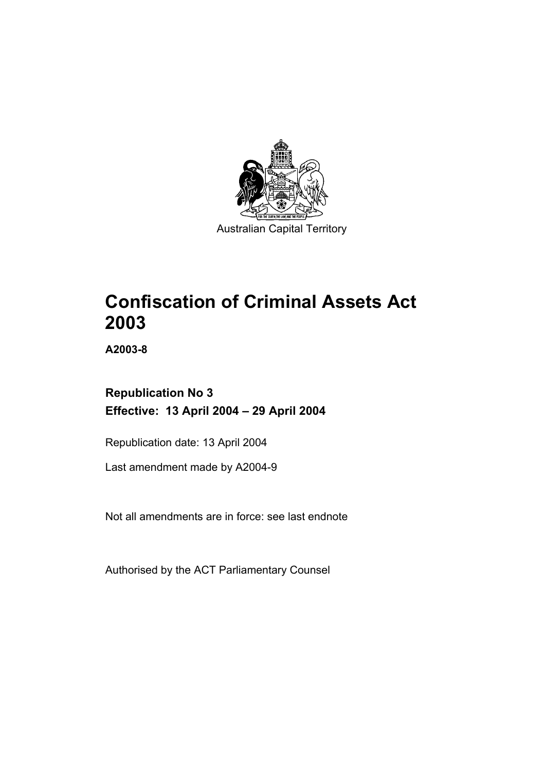Australian Capital Territory

# Confiscation of Criminal Assets Act 2003

**A2003-8**

## Republication No 3

**Effective: 13 April 2004 – 29 April 2004**

Republication date: 13 April 2004

Last amendment made by A2004-9

Not all amendments are in force: see last endnote

Authorised by the ACT Parliamentary Counsel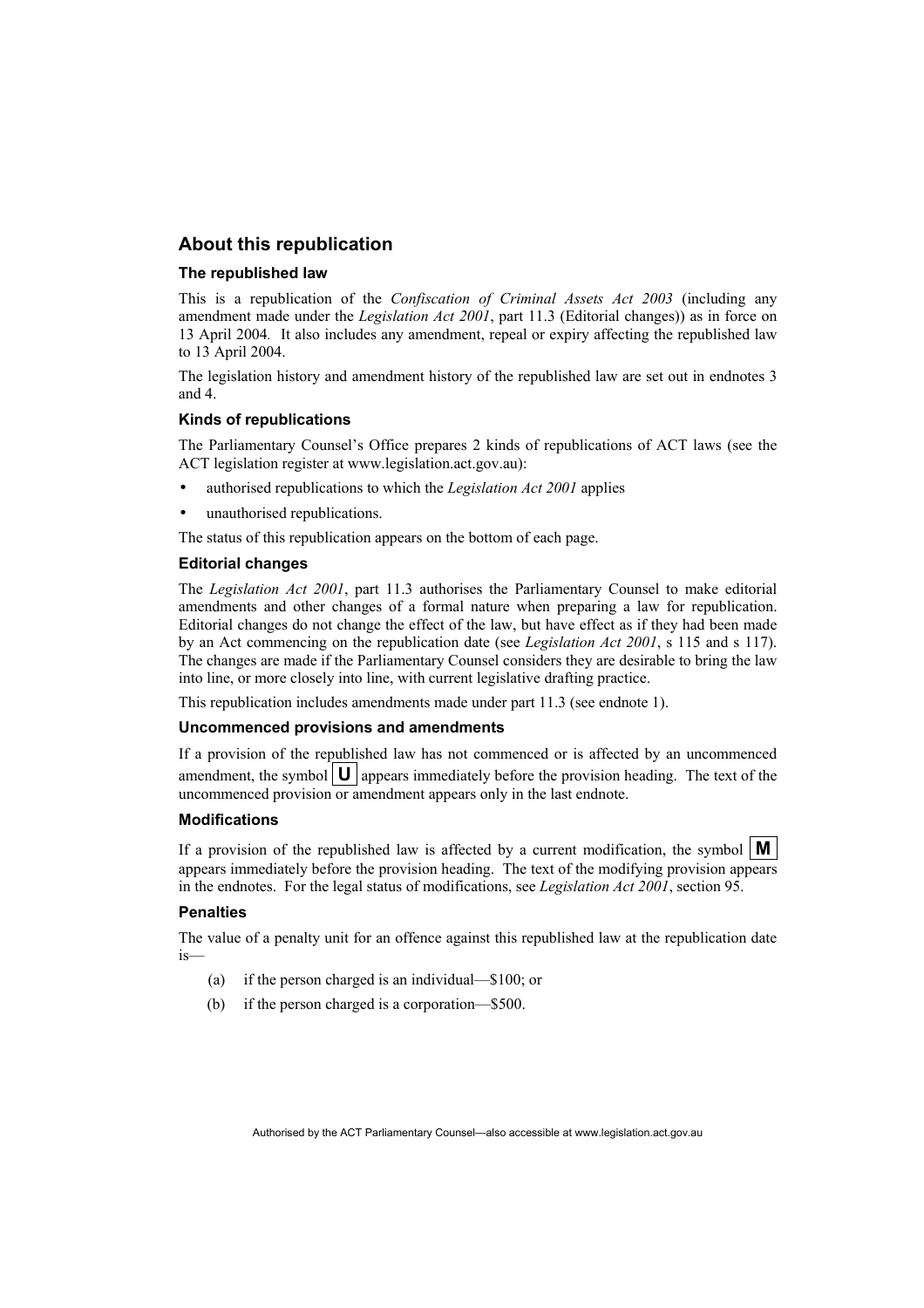## About this republication

### The republished law

This is a republication of the *Confiscation of Criminal Assets Act 2003* (including any amendment made under the *Legislation Act 2001*, part 11.3 (Editorial changes)) as in force on 13 April 2004. It also includes any amendment, repeal or expiry affecting the republished law to 13 April 2004.

The legislation history and amendment history of the republished law are set out in endnotes 3 and 4.

### Kinds of republications

The Parliamentary Counsel's Office prepares 2 kinds of republications of ACT laws (see the ACT legislation register at www.legislation.act.gov.au):

- authorised republications to which the *Legislation Act 2001* applies
- unauthorised republications.

The status of this republication appears on the bottom of each page.

### Editorial changes

The *Legislation Act 2001*, part 11.3 authorises the Parliamentary Counsel to make editorial amendments and other changes of a formal nature when preparing a law for republication. Editorial changes do not change the effect of the law, but have effect as if they had been made by an Act commencing on the republication date (see *Legislation Act 2001*, s 115 and s 117). The changes are made if the Parliamentary Counsel considers they are desirable to bring the law into line, or more closely into line, with current legislative drafting practice.

This republication includes amendments made under part 11.3 (see endnote 1).

### Uncommenced provisions and amendments

If a provision of the republished law has not commenced or is affected by an uncommenced amendment, the symbol **U** appears immediately before the provision heading. The text of the uncommenced provision or amendment appears only in the last endnote.

### Modifications

If a provision of the republished law is affected by a current modification, the symbol **M** appears immediately before the provision heading. The text of the modifying provision appears in the endnotes. For the legal status of modifications, see *Legislation Act 2001*, section 95.

### Penalties

The value of a penalty unit for an offence against this republished law at the republication date is—

(a) if the person charged is an individual—$100; or

(b) if the person charged is a corporation—$500.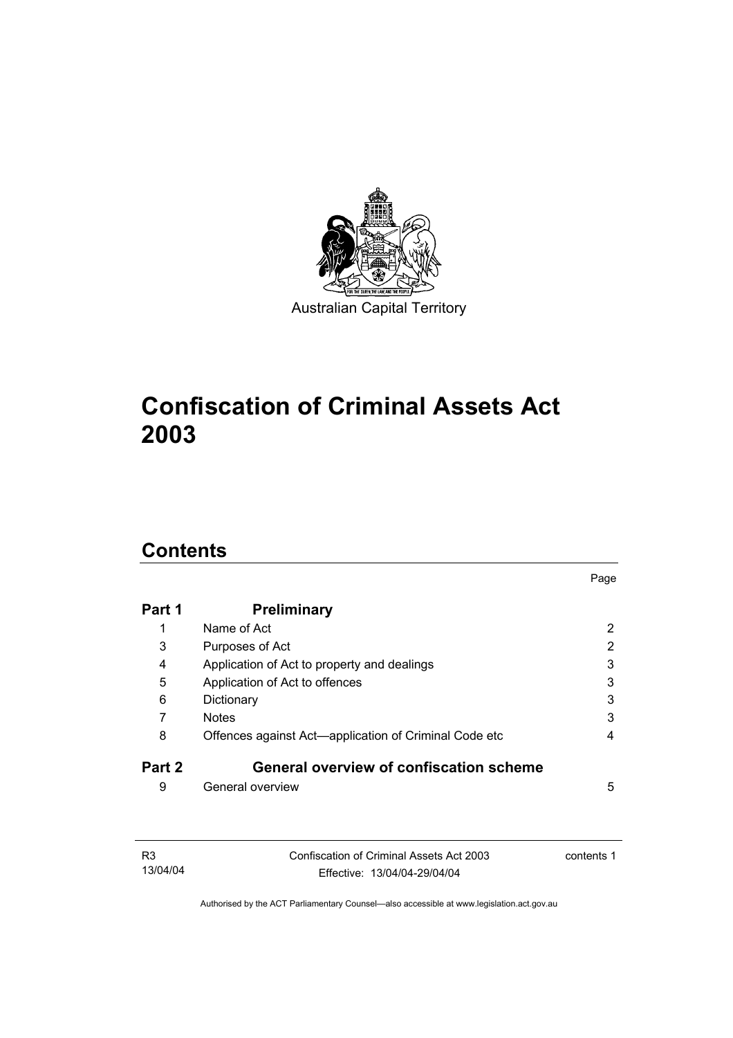Australian Capital Territory

# Confiscation of Criminal Assets Act 2003

## Contents

| | | Page |
|---|---|---|
| **Part 1** | **Preliminary** | |
| 1 | Name of Act | 2 |
| 3 | Purposes of Act | 2 |
| 4 | Application of Act to property and dealings | 3 |
| 5 | Application of Act to offences | 3 |
| 6 | Dictionary | 3 |
| 7 | Notes | 3 |
| 8 | Offences against Act—application of Criminal Code etc | 4 |
| **Part 2** | **General overview of confiscation scheme** | |
| 9 | General overview | 5 |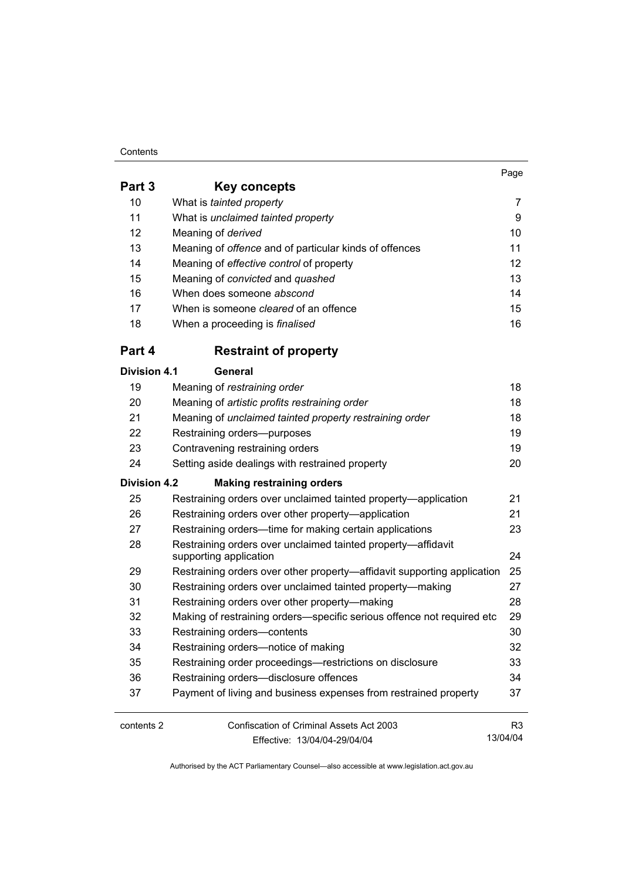| | | Page |
|---|---|---|
| **Part 3** | **Key concepts** | |
| 10 | What is *tainted property* | 7 |
| 11 | What is *unclaimed tainted property* | 9 |
| 12 | Meaning of *derived* | 10 |
| 13 | Meaning of *offence* and of particular kinds of offences | 11 |
| 14 | Meaning of *effective control* of property | 12 |
| 15 | Meaning of *convicted* and *quashed* | 13 |
| 16 | When does someone *abscond* | 14 |
| 17 | When is someone *cleared* of an offence | 15 |
| 18 | When a proceeding is *finalised* | 16 |
| **Part 4** | **Restraint of property** | |
| **Division 4.1** | **General** | |
| 19 | Meaning of *restraining order* | 18 |
| 20 | Meaning of *artistic profits restraining order* | 18 |
| 21 | Meaning of *unclaimed tainted property restraining order* | 18 |
| 22 | Restraining orders—purposes | 19 |
| 23 | Contravening restraining orders | 19 |
| 24 | Setting aside dealings with restrained property | 20 |
| **Division 4.2** | **Making restraining orders** | |
| 25 | Restraining orders over unclaimed tainted property—application | 21 |
| 26 | Restraining orders over other property—application | 21 |
| 27 | Restraining orders—time for making certain applications | 23 |
| 28 | Restraining orders over unclaimed tainted property—affidavit supporting application | 24 |
| 29 | Restraining orders over other property—affidavit supporting application | 25 |
| 30 | Restraining orders over unclaimed tainted property—making | 27 |
| 31 | Restraining orders over other property—making | 28 |
| 32 | Making of restraining orders—specific serious offence not required etc | 29 |
| 33 | Restraining orders—contents | 30 |
| 34 | Restraining orders—notice of making | 32 |
| 35 | Restraining order proceedings—restrictions on disclosure | 33 |
| 36 | Restraining orders—disclosure offences | 34 |
| 37 | Payment of living and business expenses from restrained property | 37 |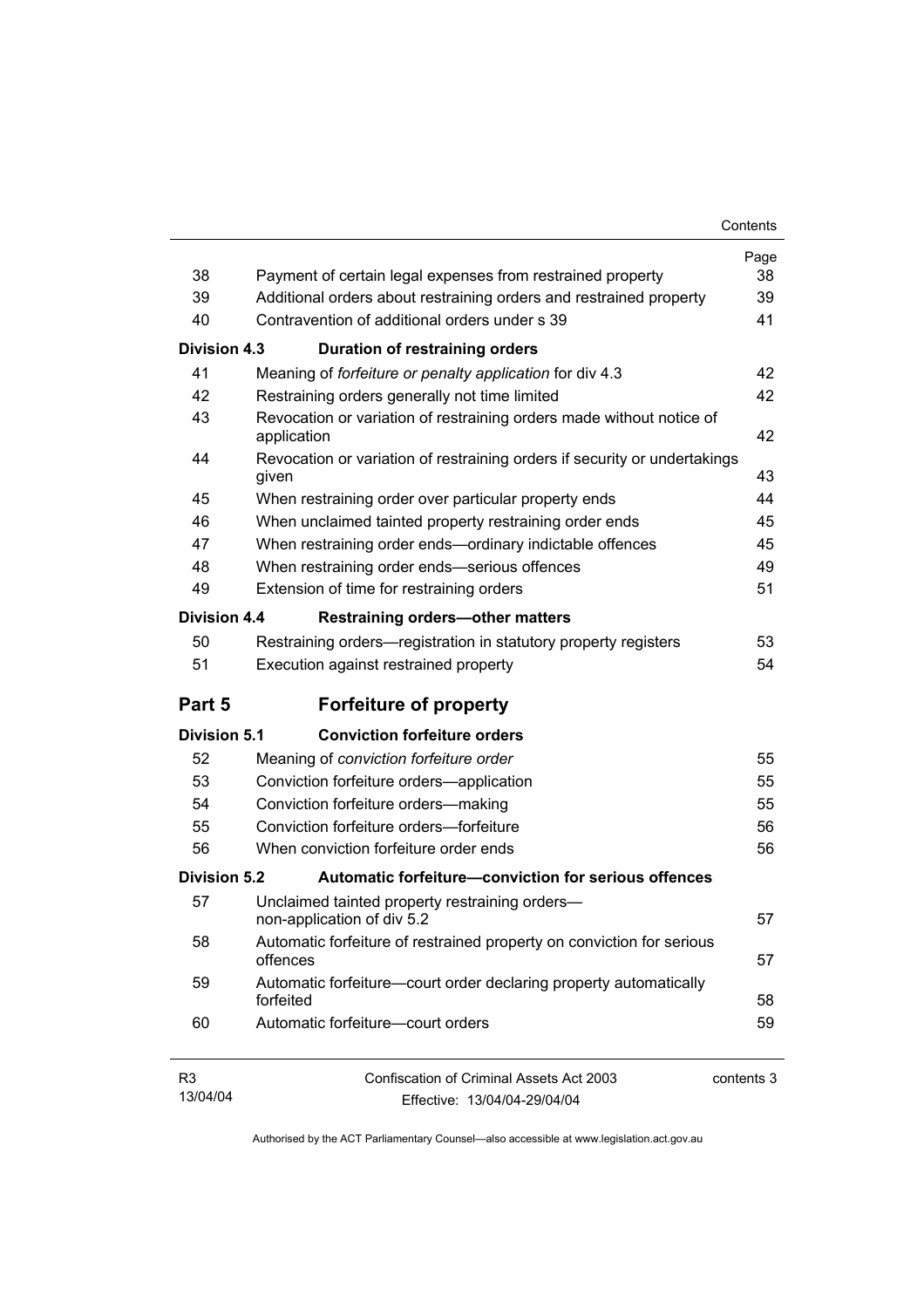| | | Page |
|---|---|---|
| 38 | Payment of certain legal expenses from restrained property | 38 |
| 39 | Additional orders about restraining orders and restrained property | 39 |
| 40 | Contravention of additional orders under s 39 | 41 |
| **Division 4.3** | **Duration of restraining orders** | |
| 41 | Meaning of *forfeiture or penalty application* for div 4.3 | 42 |
| 42 | Restraining orders generally not time limited | 42 |
| 43 | Revocation or variation of restraining orders made without notice of application | 42 |
| 44 | Revocation or variation of restraining orders if security or undertakings given | 43 |
| 45 | When restraining order over particular property ends | 44 |
| 46 | When unclaimed tainted property restraining order ends | 45 |
| 47 | When restraining order ends—ordinary indictable offences | 45 |
| 48 | When restraining order ends—serious offences | 49 |
| 49 | Extension of time for restraining orders | 51 |
| **Division 4.4** | **Restraining orders—other matters** | |
| 50 | Restraining orders—registration in statutory property registers | 53 |
| 51 | Execution against restrained property | 54 |
| **Part 5** | **Forfeiture of property** | |
| **Division 5.1** | **Conviction forfeiture orders** | |
| 52 | Meaning of *conviction forfeiture order* | 55 |
| 53 | Conviction forfeiture orders—application | 55 |
| 54 | Conviction forfeiture orders—making | 55 |
| 55 | Conviction forfeiture orders—forfeiture | 56 |
| 56 | When conviction forfeiture order ends | 56 |
| **Division 5.2** | **Automatic forfeiture—conviction for serious offences** | |
| 57 | Unclaimed tainted property restraining orders—non-application of div 5.2 | 57 |
| 58 | Automatic forfeiture of restrained property on conviction for serious offences | 57 |
| 59 | Automatic forfeiture—court order declaring property automatically forfeited | 58 |
| 60 | Automatic forfeiture—court orders | 59 |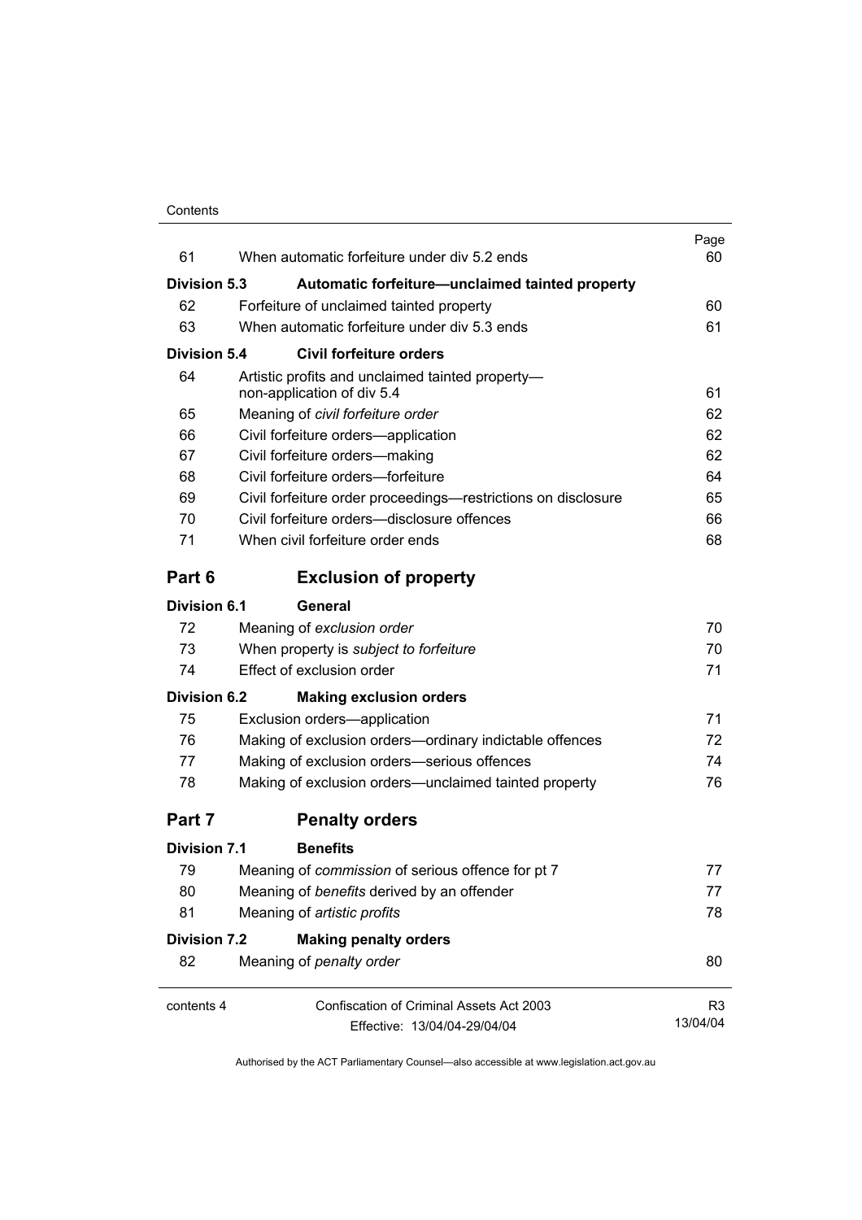| | | Page |
|---|---|---|
| 61 | When automatic forfeiture under div 5.2 ends | 60 |
| **Division 5.3** | **Automatic forfeiture—unclaimed tainted property** | |
| 62 | Forfeiture of unclaimed tainted property | 60 |
| 63 | When automatic forfeiture under div 5.3 ends | 61 |
| **Division 5.4** | **Civil forfeiture orders** | |
| 64 | Artistic profits and unclaimed tainted property—non-application of div 5.4 | 61 |
| 65 | Meaning of *civil forfeiture order* | 62 |
| 66 | Civil forfeiture orders—application | 62 |
| 67 | Civil forfeiture orders—making | 62 |
| 68 | Civil forfeiture orders—forfeiture | 64 |
| 69 | Civil forfeiture order proceedings—restrictions on disclosure | 65 |
| 70 | Civil forfeiture orders—disclosure offences | 66 |
| 71 | When civil forfeiture order ends | 68 |
| **Part 6** | **Exclusion of property** | |
| **Division 6.1** | **General** | |
| 72 | Meaning of *exclusion order* | 70 |
| 73 | When property is *subject to forfeiture* | 70 |
| 74 | Effect of exclusion order | 71 |
| **Division 6.2** | **Making exclusion orders** | |
| 75 | Exclusion orders—application | 71 |
| 76 | Making of exclusion orders—ordinary indictable offences | 72 |
| 77 | Making of exclusion orders—serious offences | 74 |
| 78 | Making of exclusion orders—unclaimed tainted property | 76 |
| **Part 7** | **Penalty orders** | |
| **Division 7.1** | **Benefits** | |
| 79 | Meaning of *commission* of serious offence for pt 7 | 77 |
| 80 | Meaning of *benefits* derived by an offender | 77 |
| 81 | Meaning of *artistic profits* | 78 |
| **Division 7.2** | **Making penalty orders** | |
| 82 | Meaning of *penalty order* | 80 |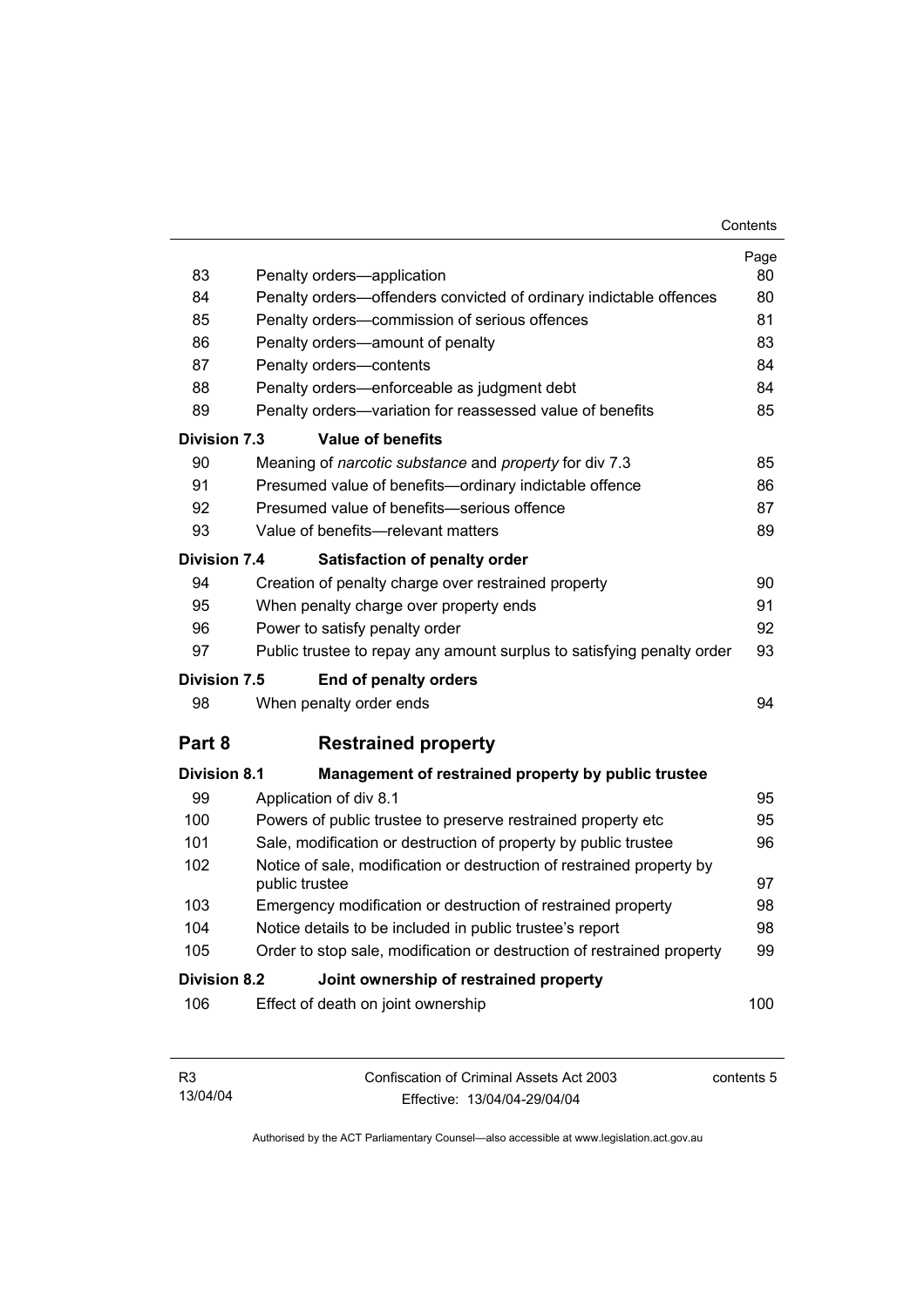| | | Page |
|---|---|---|
| 83 | Penalty orders—application | 80 |
| 84 | Penalty orders—offenders convicted of ordinary indictable offences | 80 |
| 85 | Penalty orders—commission of serious offences | 81 |
| 86 | Penalty orders—amount of penalty | 83 |
| 87 | Penalty orders—contents | 84 |
| 88 | Penalty orders—enforceable as judgment debt | 84 |
| 89 | Penalty orders—variation for reassessed value of benefits | 85 |
| **Division 7.3** | **Value of benefits** | |
| 90 | Meaning of *narcotic substance* and *property* for div 7.3 | 85 |
| 91 | Presumed value of benefits—ordinary indictable offence | 86 |
| 92 | Presumed value of benefits—serious offence | 87 |
| 93 | Value of benefits—relevant matters | 89 |
| **Division 7.4** | **Satisfaction of penalty order** | |
| 94 | Creation of penalty charge over restrained property | 90 |
| 95 | When penalty charge over property ends | 91 |
| 96 | Power to satisfy penalty order | 92 |
| 97 | Public trustee to repay any amount surplus to satisfying penalty order | 93 |
| **Division 7.5** | **End of penalty orders** | |
| 98 | When penalty order ends | 94 |
| **Part 8** | **Restrained property** | |
| **Division 8.1** | **Management of restrained property by public trustee** | |
| 99 | Application of div 8.1 | 95 |
| 100 | Powers of public trustee to preserve restrained property etc | 95 |
| 101 | Sale, modification or destruction of property by public trustee | 96 |
| 102 | Notice of sale, modification or destruction of restrained property by public trustee | 97 |
| 103 | Emergency modification or destruction of restrained property | 98 |
| 104 | Notice details to be included in public trustee's report | 98 |
| 105 | Order to stop sale, modification or destruction of restrained property | 99 |
| **Division 8.2** | **Joint ownership of restrained property** | |
| 106 | Effect of death on joint ownership | 100 |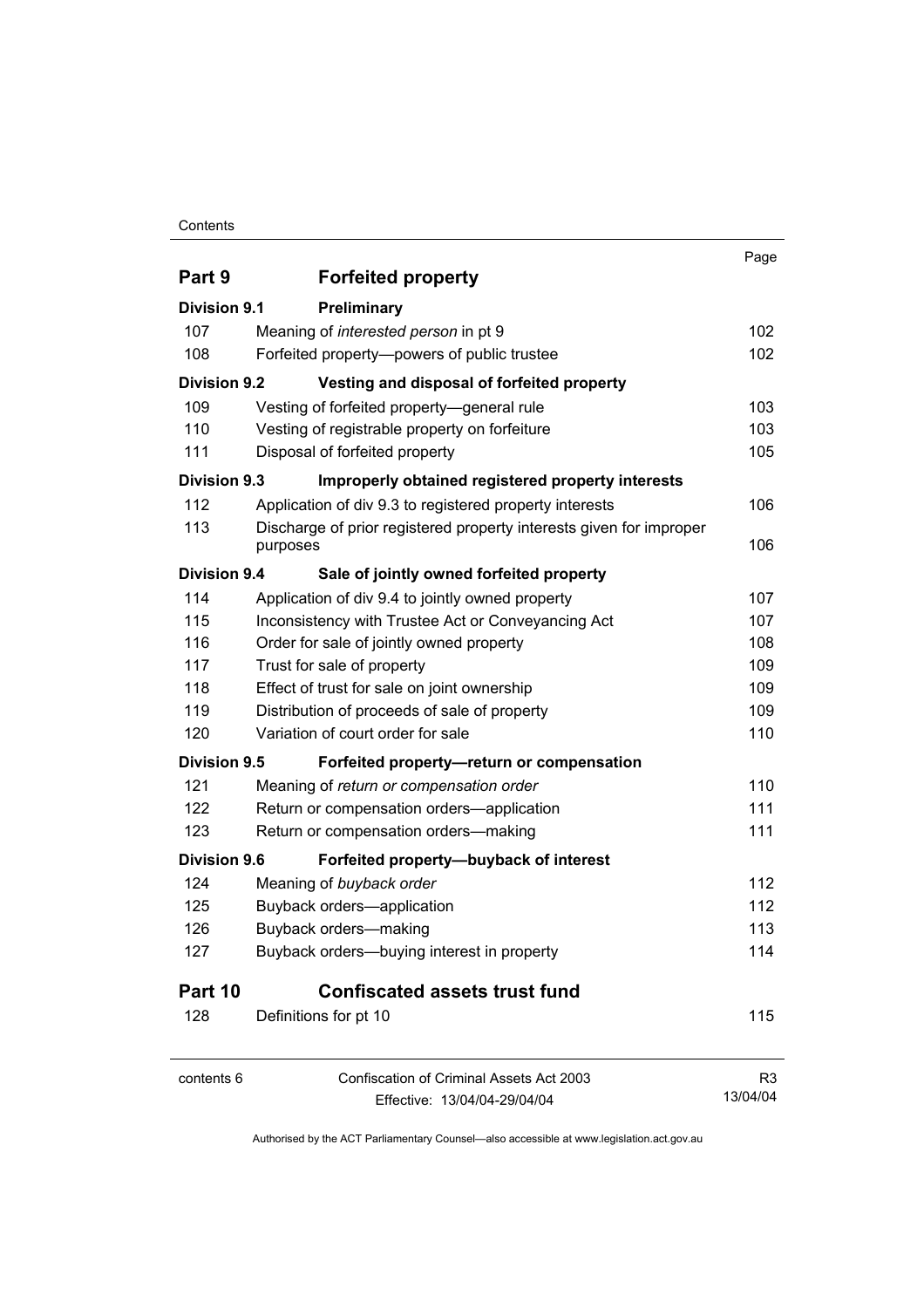| | | Page |
|---|---|---|
| **Part 9** | **Forfeited property** | |
| **Division 9.1** | **Preliminary** | |
| 107 | Meaning of *interested person* in pt 9 | 102 |
| 108 | Forfeited property—powers of public trustee | 102 |
| **Division 9.2** | **Vesting and disposal of forfeited property** | |
| 109 | Vesting of forfeited property—general rule | 103 |
| 110 | Vesting of registrable property on forfeiture | 103 |
| 111 | Disposal of forfeited property | 105 |
| **Division 9.3** | **Improperly obtained registered property interests** | |
| 112 | Application of div 9.3 to registered property interests | 106 |
| 113 | Discharge of prior registered property interests given for improper purposes | 106 |
| **Division 9.4** | **Sale of jointly owned forfeited property** | |
| 114 | Application of div 9.4 to jointly owned property | 107 |
| 115 | Inconsistency with Trustee Act or Conveyancing Act | 107 |
| 116 | Order for sale of jointly owned property | 108 |
| 117 | Trust for sale of property | 109 |
| 118 | Effect of trust for sale on joint ownership | 109 |
| 119 | Distribution of proceeds of sale of property | 109 |
| 120 | Variation of court order for sale | 110 |
| **Division 9.5** | **Forfeited property—return or compensation** | |
| 121 | Meaning of *return or compensation order* | 110 |
| 122 | Return or compensation orders—application | 111 |
| 123 | Return or compensation orders—making | 111 |
| **Division 9.6** | **Forfeited property—buyback of interest** | |
| 124 | Meaning of *buyback order* | 112 |
| 125 | Buyback orders—application | 112 |
| 126 | Buyback orders—making | 113 |
| 127 | Buyback orders—buying interest in property | 114 |
| **Part 10** | **Confiscated assets trust fund** | |
| 128 | Definitions for pt 10 | 115 |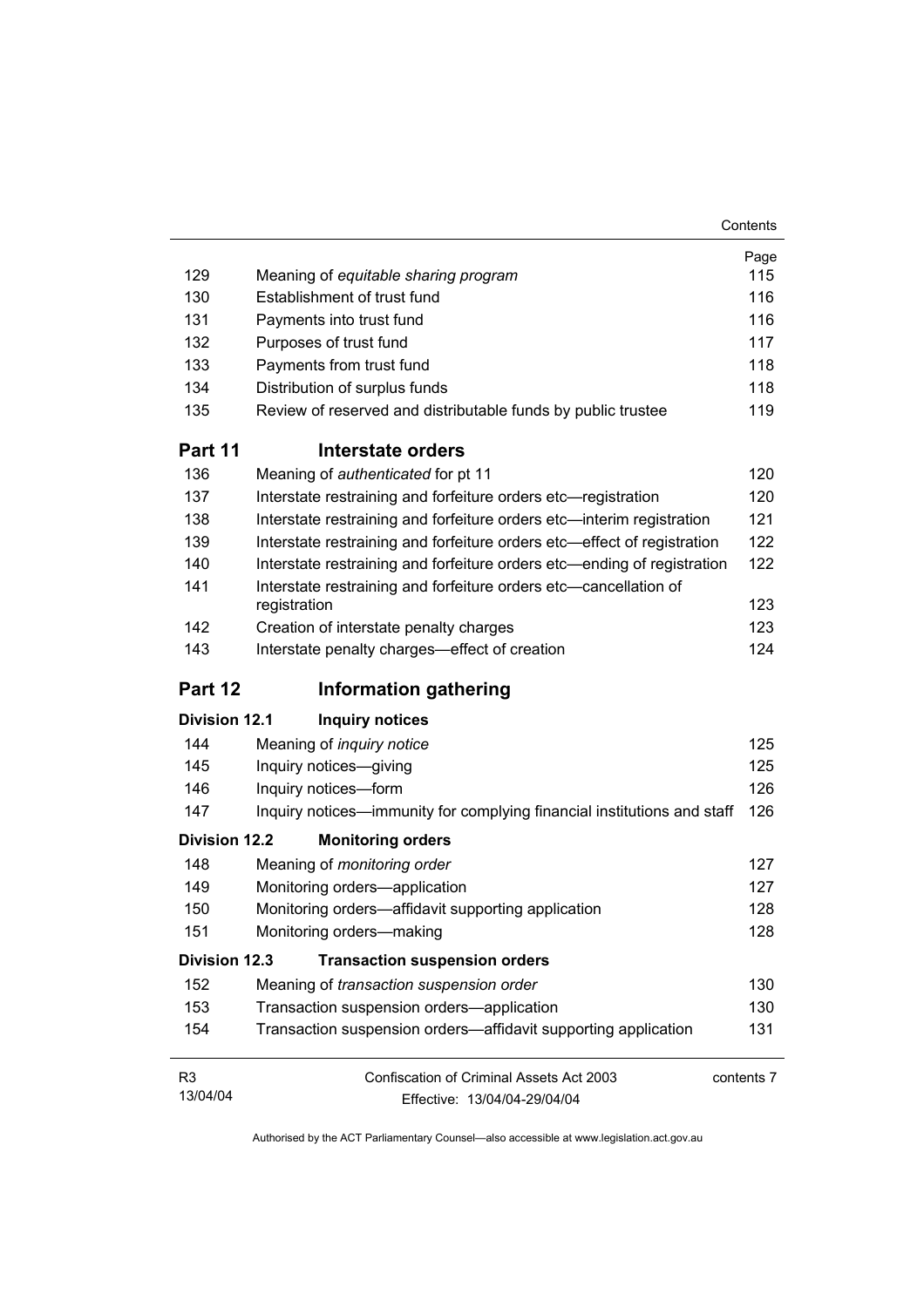| | | Page |
|---|---|---|
| 129 | Meaning of *equitable sharing program* | 115 |
| 130 | Establishment of trust fund | 116 |
| 131 | Payments into trust fund | 116 |
| 132 | Purposes of trust fund | 117 |
| 133 | Payments from trust fund | 118 |
| 134 | Distribution of surplus funds | 118 |
| 135 | Review of reserved and distributable funds by public trustee | 119 |
| **Part 11** | **Interstate orders** | |
| 136 | Meaning of *authenticated* for pt 11 | 120 |
| 137 | Interstate restraining and forfeiture orders etc—registration | 120 |
| 138 | Interstate restraining and forfeiture orders etc—interim registration | 121 |
| 139 | Interstate restraining and forfeiture orders etc—effect of registration | 122 |
| 140 | Interstate restraining and forfeiture orders etc—ending of registration | 122 |
| 141 | Interstate restraining and forfeiture orders etc—cancellation of registration | 123 |
| 142 | Creation of interstate penalty charges | 123 |
| 143 | Interstate penalty charges—effect of creation | 124 |
| **Part 12** | **Information gathering** | |
| **Division 12.1** | **Inquiry notices** | |
| 144 | Meaning of *inquiry notice* | 125 |
| 145 | Inquiry notices—giving | 125 |
| 146 | Inquiry notices—form | 126 |
| 147 | Inquiry notices—immunity for complying financial institutions and staff | 126 |
| **Division 12.2** | **Monitoring orders** | |
| 148 | Meaning of *monitoring order* | 127 |
| 149 | Monitoring orders—application | 127 |
| 150 | Monitoring orders—affidavit supporting application | 128 |
| 151 | Monitoring orders—making | 128 |
| **Division 12.3** | **Transaction suspension orders** | |
| 152 | Meaning of *transaction suspension order* | 130 |
| 153 | Transaction suspension orders—application | 130 |
| 154 | Transaction suspension orders—affidavit supporting application | 131 |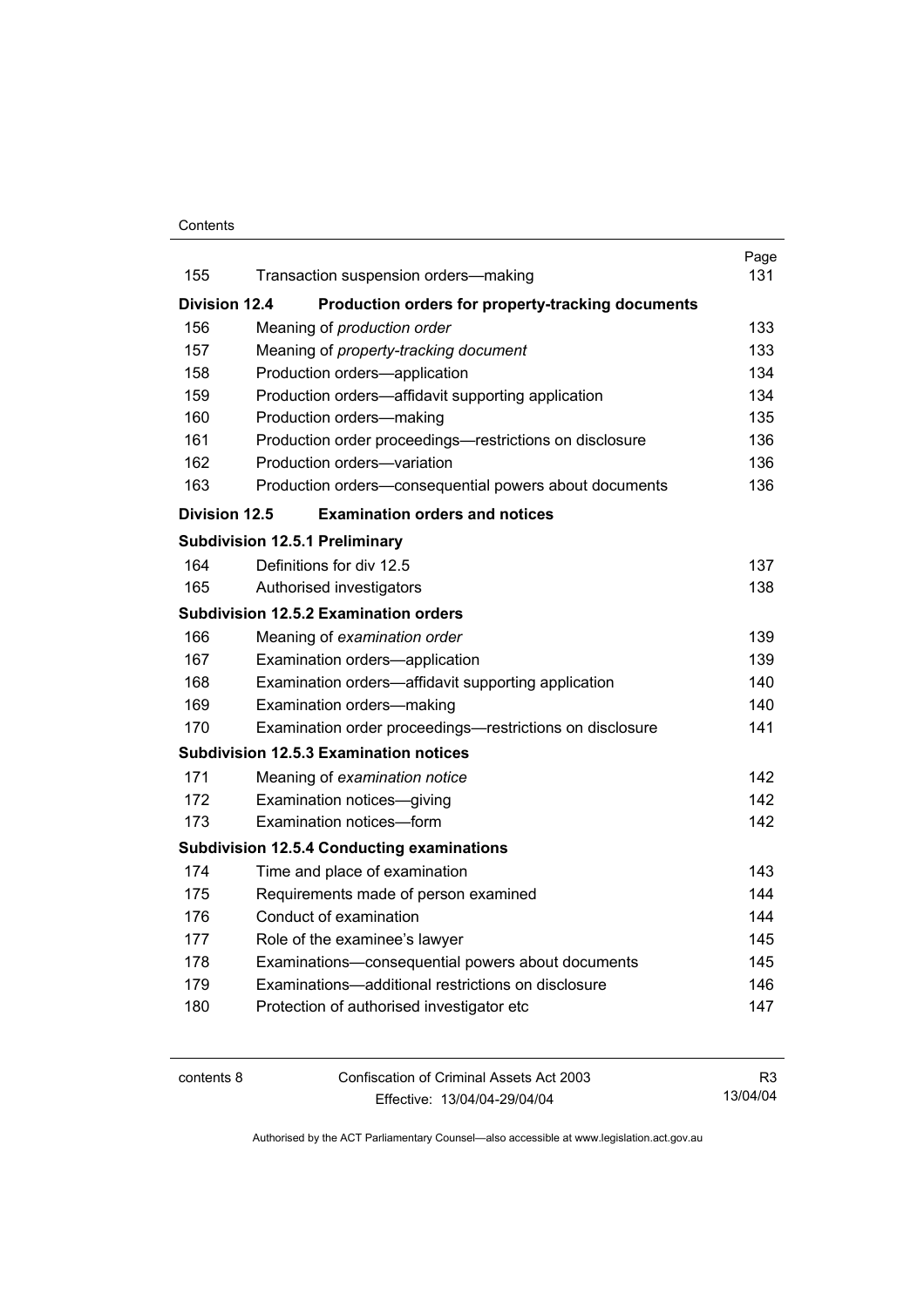| | | Page |
|---|---|---|
| 155 | Transaction suspension orders—making | 131 |
| **Division 12.4** | **Production orders for property-tracking documents** | |
| 156 | Meaning of *production order* | 133 |
| 157 | Meaning of *property-tracking document* | 133 |
| 158 | Production orders—application | 134 |
| 159 | Production orders—affidavit supporting application | 134 |
| 160 | Production orders—making | 135 |
| 161 | Production order proceedings—restrictions on disclosure | 136 |
| 162 | Production orders—variation | 136 |
| 163 | Production orders—consequential powers about documents | 136 |
| **Division 12.5** | **Examination orders and notices** | |
| **Subdivision 12.5.1 Preliminary** | | |
| 164 | Definitions for div 12.5 | 137 |
| 165 | Authorised investigators | 138 |
| **Subdivision 12.5.2 Examination orders** | | |
| 166 | Meaning of *examination order* | 139 |
| 167 | Examination orders—application | 139 |
| 168 | Examination orders—affidavit supporting application | 140 |
| 169 | Examination orders—making | 140 |
| 170 | Examination order proceedings—restrictions on disclosure | 141 |
| **Subdivision 12.5.3 Examination notices** | | |
| 171 | Meaning of *examination notice* | 142 |
| 172 | Examination notices—giving | 142 |
| 173 | Examination notices—form | 142 |
| **Subdivision 12.5.4 Conducting examinations** | | |
| 174 | Time and place of examination | 143 |
| 175 | Requirements made of person examined | 144 |
| 176 | Conduct of examination | 144 |
| 177 | Role of the examinee's lawyer | 145 |
| 178 | Examinations—consequential powers about documents | 145 |
| 179 | Examinations—additional restrictions on disclosure | 146 |
| 180 | Protection of authorised investigator etc | 147 |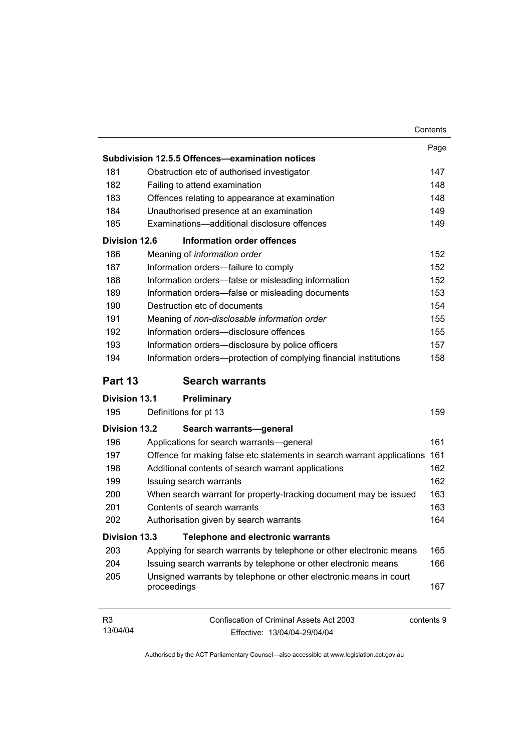| | | Page |
|---|---|---|
| **Subdivision 12.5.5 Offences—examination notices** | | |
| 181 | Obstruction etc of authorised investigator | 147 |
| 182 | Failing to attend examination | 148 |
| 183 | Offences relating to appearance at examination | 148 |
| 184 | Unauthorised presence at an examination | 149 |
| 185 | Examinations—additional disclosure offences | 149 |
| **Division 12.6** | **Information order offences** | |
| 186 | Meaning of *information order* | 152 |
| 187 | Information orders—failure to comply | 152 |
| 188 | Information orders—false or misleading information | 152 |
| 189 | Information orders—false or misleading documents | 153 |
| 190 | Destruction etc of documents | 154 |
| 191 | Meaning of *non-disclosable information order* | 155 |
| 192 | Information orders—disclosure offences | 155 |
| 193 | Information orders—disclosure by police officers | 157 |
| 194 | Information orders—protection of complying financial institutions | 158 |

## Part 13 Search warrants

| | | |
|---|---|---|
| **Division 13.1** | **Preliminary** | |
| 195 | Definitions for pt 13 | 159 |
| **Division 13.2** | **Search warrants—general** | |
| 196 | Applications for search warrants—general | 161 |
| 197 | Offence for making false etc statements in search warrant applications | 161 |
| 198 | Additional contents of search warrant applications | 162 |
| 199 | Issuing search warrants | 162 |
| 200 | When search warrant for property-tracking document may be issued | 163 |
| 201 | Contents of search warrants | 163 |
| 202 | Authorisation given by search warrants | 164 |
| **Division 13.3** | **Telephone and electronic warrants** | |
| 203 | Applying for search warrants by telephone or other electronic means | 165 |
| 204 | Issuing search warrants by telephone or other electronic means | 166 |
| 205 | Unsigned warrants by telephone or other electronic means in court proceedings | 167 |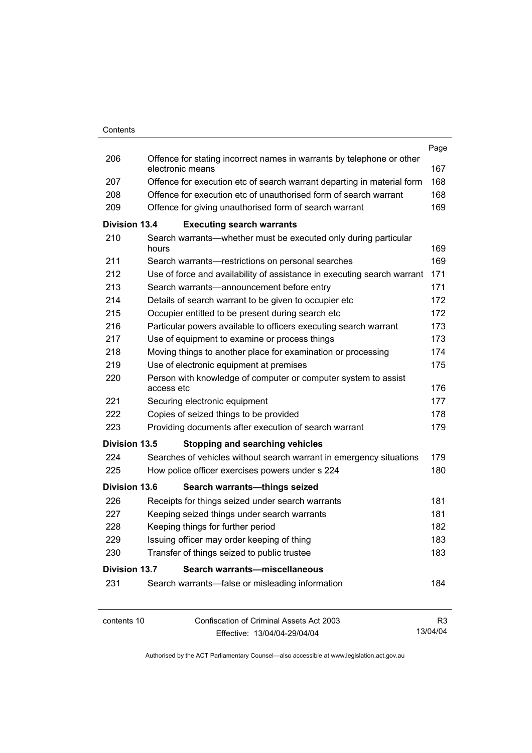| | | Page |
|---|---|---|
| 206 | Offence for stating incorrect names in warrants by telephone or other electronic means | 167 |
| 207 | Offence for execution etc of search warrant departing in material form | 168 |
| 208 | Offence for execution etc of unauthorised form of search warrant | 168 |
| 209 | Offence for giving unauthorised form of search warrant | 169 |
| **Division 13.4** | **Executing search warrants** | |
| 210 | Search warrants—whether must be executed only during particular hours | 169 |
| 211 | Search warrants—restrictions on personal searches | 169 |
| 212 | Use of force and availability of assistance in executing search warrant | 171 |
| 213 | Search warrants—announcement before entry | 171 |
| 214 | Details of search warrant to be given to occupier etc | 172 |
| 215 | Occupier entitled to be present during search etc | 172 |
| 216 | Particular powers available to officers executing search warrant | 173 |
| 217 | Use of equipment to examine or process things | 173 |
| 218 | Moving things to another place for examination or processing | 174 |
| 219 | Use of electronic equipment at premises | 175 |
| 220 | Person with knowledge of computer or computer system to assist access etc | 176 |
| 221 | Securing electronic equipment | 177 |
| 222 | Copies of seized things to be provided | 178 |
| 223 | Providing documents after execution of search warrant | 179 |
| **Division 13.5** | **Stopping and searching vehicles** | |
| 224 | Searches of vehicles without search warrant in emergency situations | 179 |
| 225 | How police officer exercises powers under s 224 | 180 |
| **Division 13.6** | **Search warrants—things seized** | |
| 226 | Receipts for things seized under search warrants | 181 |
| 227 | Keeping seized things under search warrants | 181 |
| 228 | Keeping things for further period | 182 |
| 229 | Issuing officer may order keeping of thing | 183 |
| 230 | Transfer of things seized to public trustee | 183 |
| **Division 13.7** | **Search warrants—miscellaneous** | |
| 231 | Search warrants—false or misleading information | 184 |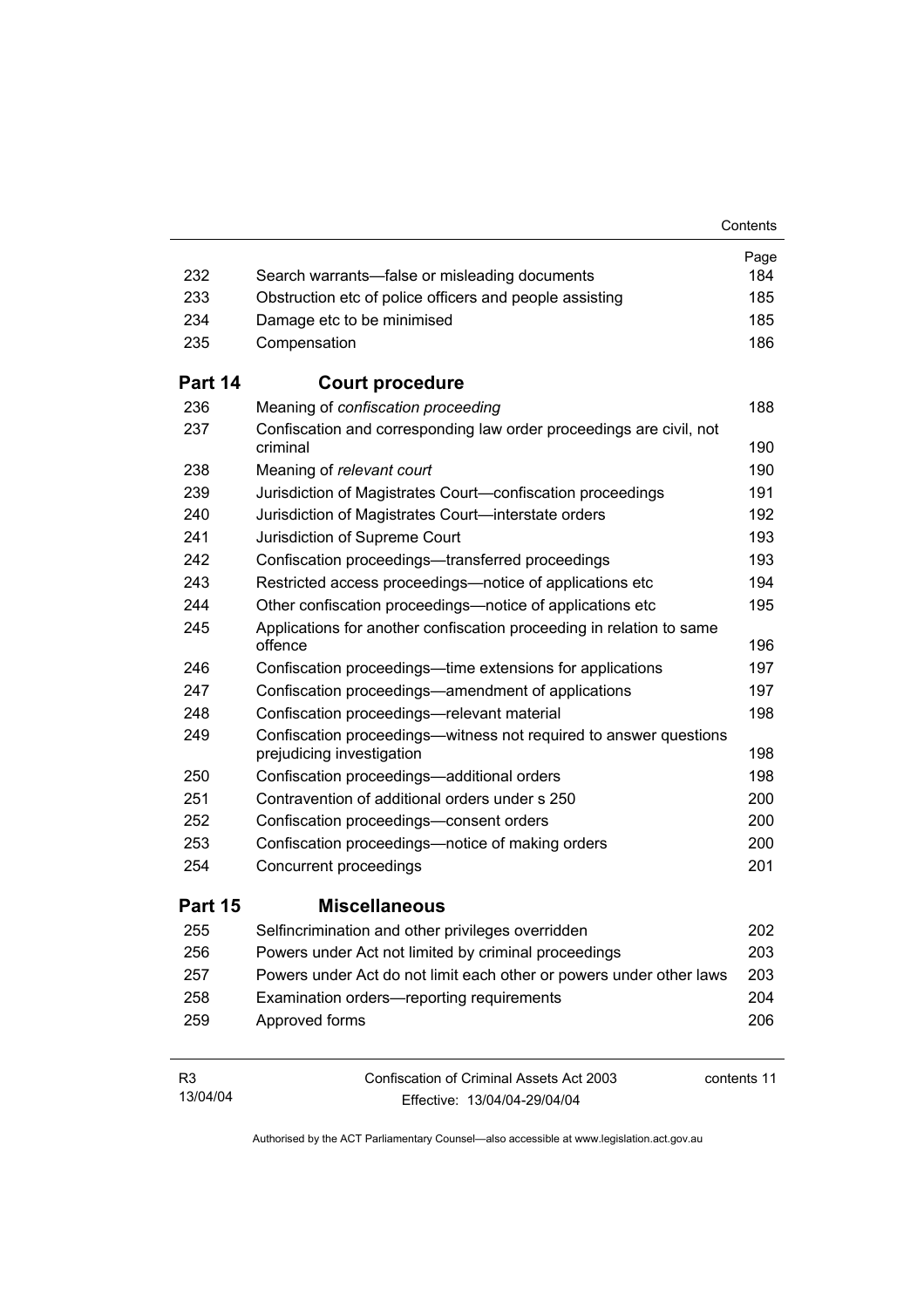| | | Page |
|---|---|---|
| 232 | Search warrants—false or misleading documents | 184 |
| 233 | Obstruction etc of police officers and people assisting | 185 |
| 234 | Damage etc to be minimised | 185 |
| 235 | Compensation | 186 |
| **Part 14** | **Court procedure** | |
| 236 | Meaning of *confiscation proceeding* | 188 |
| 237 | Confiscation and corresponding law order proceedings are civil, not criminal | 190 |
| 238 | Meaning of *relevant court* | 190 |
| 239 | Jurisdiction of Magistrates Court—confiscation proceedings | 191 |
| 240 | Jurisdiction of Magistrates Court—interstate orders | 192 |
| 241 | Jurisdiction of Supreme Court | 193 |
| 242 | Confiscation proceedings—transferred proceedings | 193 |
| 243 | Restricted access proceedings—notice of applications etc | 194 |
| 244 | Other confiscation proceedings—notice of applications etc | 195 |
| 245 | Applications for another confiscation proceeding in relation to same offence | 196 |
| 246 | Confiscation proceedings—time extensions for applications | 197 |
| 247 | Confiscation proceedings—amendment of applications | 197 |
| 248 | Confiscation proceedings—relevant material | 198 |
| 249 | Confiscation proceedings—witness not required to answer questions prejudicing investigation | 198 |
| 250 | Confiscation proceedings—additional orders | 198 |
| 251 | Contravention of additional orders under s 250 | 200 |
| 252 | Confiscation proceedings—consent orders | 200 |
| 253 | Confiscation proceedings—notice of making orders | 200 |
| 254 | Concurrent proceedings | 201 |
| **Part 15** | **Miscellaneous** | |
| 255 | Selfincrimination and other privileges overridden | 202 |
| 256 | Powers under Act not limited by criminal proceedings | 203 |
| 257 | Powers under Act do not limit each other or powers under other laws | 203 |
| 258 | Examination orders—reporting requirements | 204 |
| 259 | Approved forms | 206 |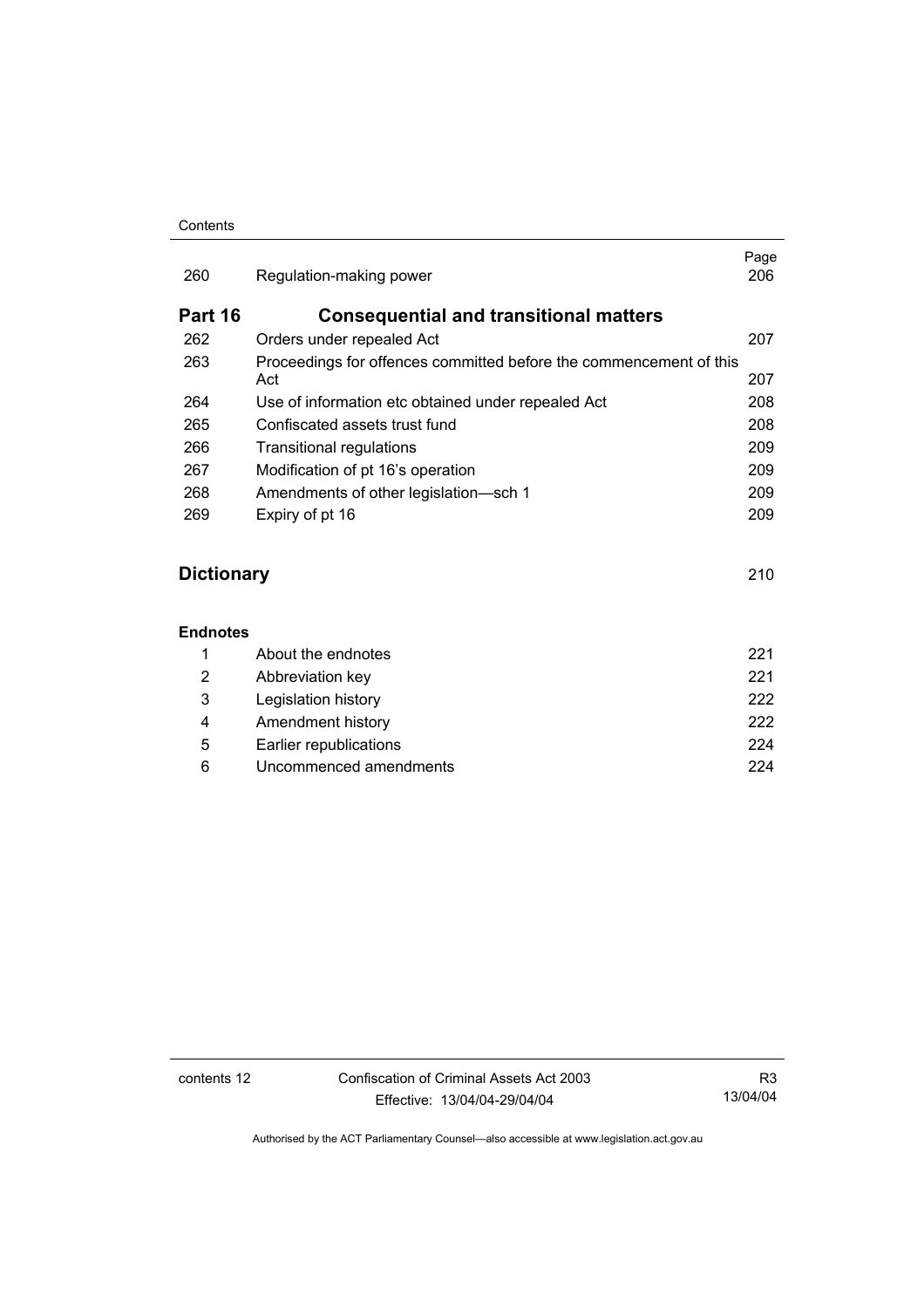| | | Page |
|---|---|---|
| 260 | Regulation-making power | 206 |

## Part 16 Consequential and transitional matters

| | | |
|---|---|---|
| 262 | Orders under repealed Act | 207 |
| 263 | Proceedings for offences committed before the commencement of this Act | 207 |
| 264 | Use of information etc obtained under repealed Act | 208 |
| 265 | Confiscated assets trust fund | 208 |
| 266 | Transitional regulations | 209 |
| 267 | Modification of pt 16's operation | 209 |
| 268 | Amendments of other legislation—sch 1 | 209 |
| 269 | Expiry of pt 16 | 209 |

## Dictionary 210

### Endnotes

| | | |
|---|---|---|
| 1 | About the endnotes | 221 |
| 2 | Abbreviation key | 221 |
| 3 | Legislation history | 222 |
| 4 | Amendment history | 222 |
| 5 | Earlier republications | 224 |
| 6 | Uncommenced amendments | 224 |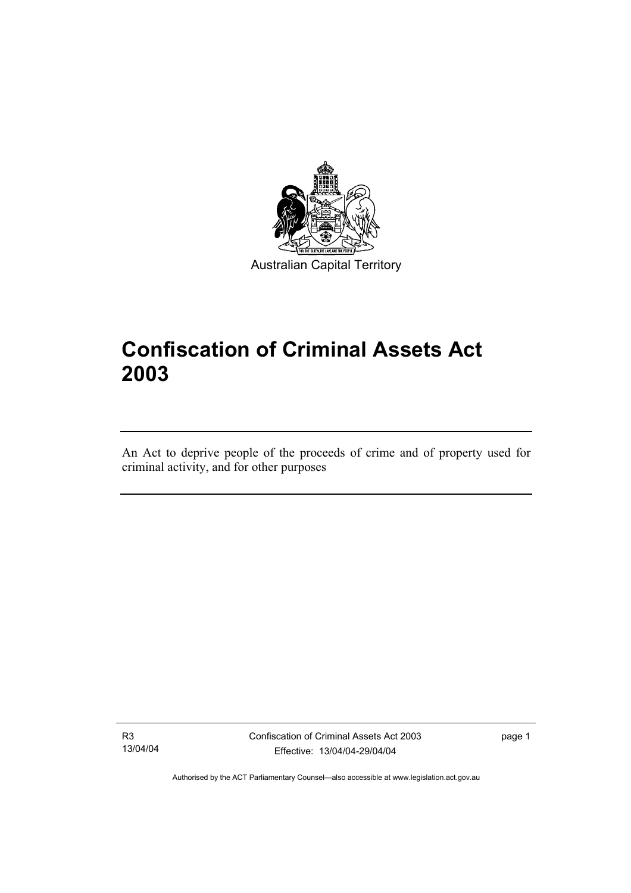Australian Capital Territory

# Confiscation of Criminal Assets Act 2003

An Act to deprive people of the proceeds of crime and of property used for criminal activity, and for other purposes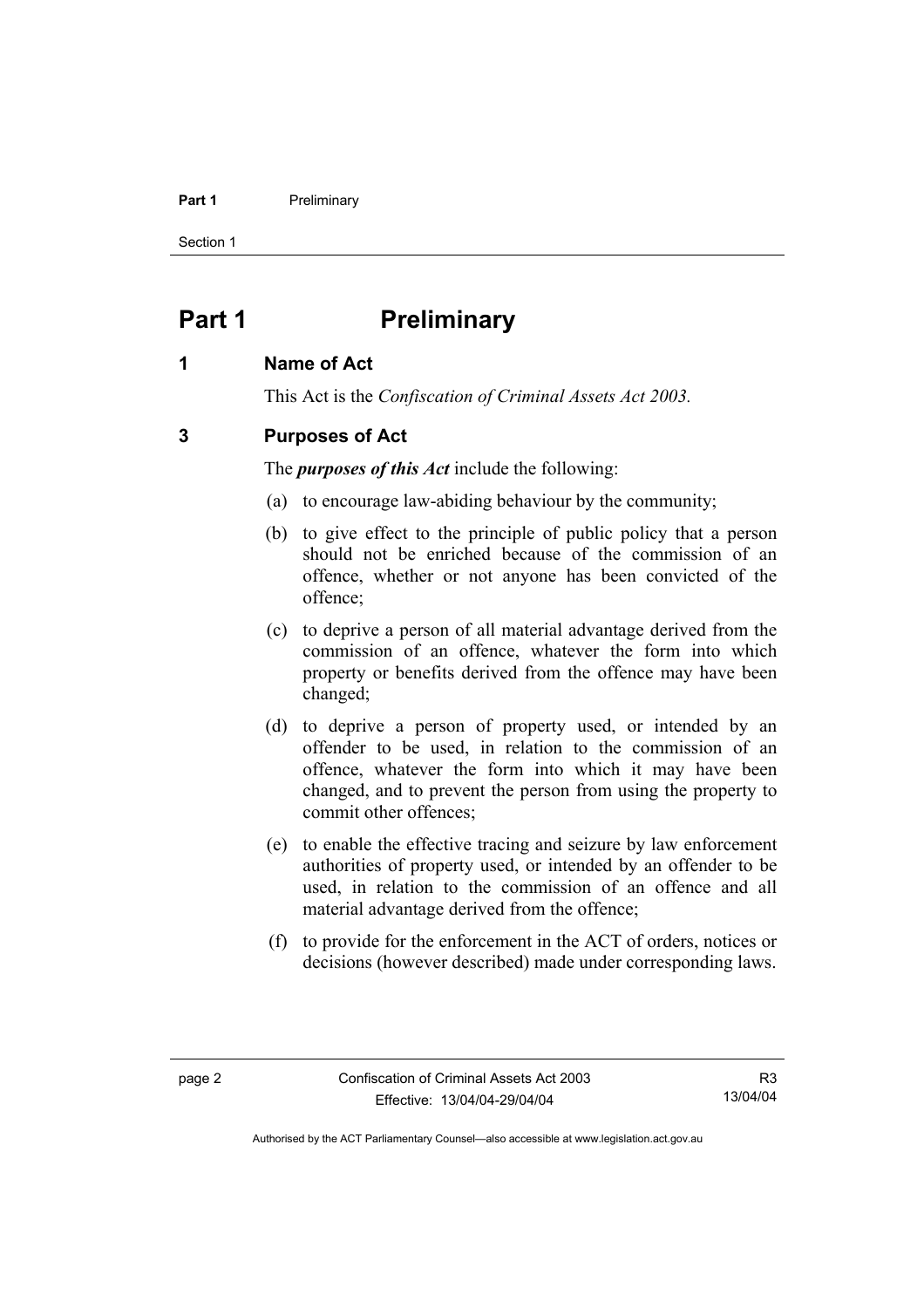# Part 1 Preliminary

## 1 Name of Act

This Act is the *Confiscation of Criminal Assets Act 2003.*

## 3 Purposes of Act

The ***purposes of this Act*** include the following:

(a) to encourage law-abiding behaviour by the community;

(b) to give effect to the principle of public policy that a person should not be enriched because of the commission of an offence, whether or not anyone has been convicted of the offence;

(c) to deprive a person of all material advantage derived from the commission of an offence, whatever the form into which property or benefits derived from the offence may have been changed;

(d) to deprive a person of property used, or intended by an offender to be used, in relation to the commission of an offence, whatever the form into which it may have been changed, and to prevent the person from using the property to commit other offences;

(e) to enable the effective tracing and seizure by law enforcement authorities of property used, or intended by an offender to be used, in relation to the commission of an offence and all material advantage derived from the offence;

(f) to provide for the enforcement in the ACT of orders, notices or decisions (however described) made under corresponding laws.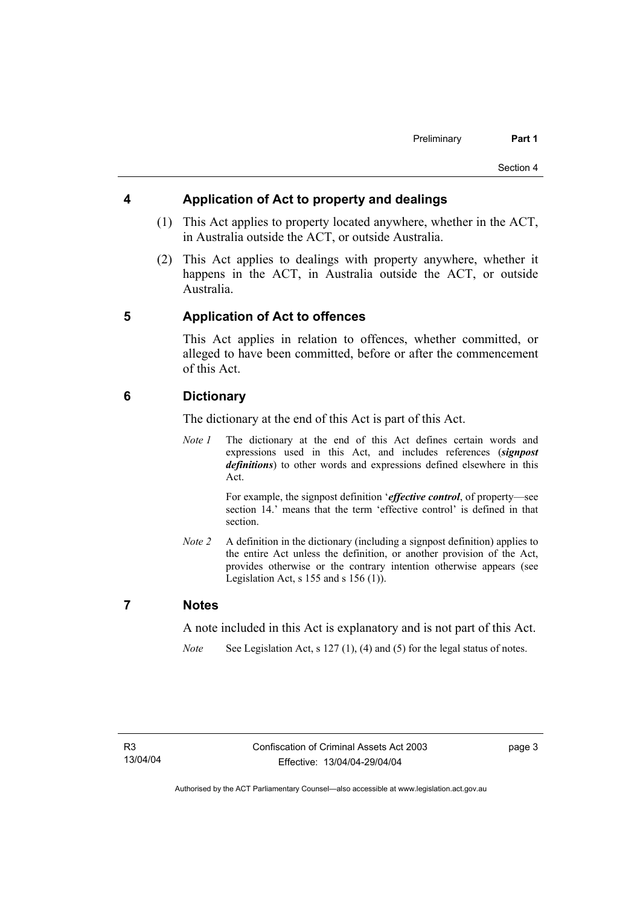## 4 Application of Act to property and dealings

(1) This Act applies to property located anywhere, whether in the ACT, in Australia outside the ACT, or outside Australia.

(2) This Act applies to dealings with property anywhere, whether it happens in the ACT, in Australia outside the ACT, or outside Australia.

## 5 Application of Act to offences

This Act applies in relation to offences, whether committed, or alleged to have been committed, before or after the commencement of this Act.

## 6 Dictionary

The dictionary at the end of this Act is part of this Act.

*Note 1* The dictionary at the end of this Act defines certain words and expressions used in this Act, and includes references (***signpost definitions***) to other words and expressions defined elsewhere in this Act.

For example, the signpost definition '***effective control***, of property—see section 14.' means that the term 'effective control' is defined in that section.

*Note 2* A definition in the dictionary (including a signpost definition) applies to the entire Act unless the definition, or another provision of the Act, provides otherwise or the contrary intention otherwise appears (see Legislation Act, s 155 and s 156 (1)).

## 7 Notes

A note included in this Act is explanatory and is not part of this Act.

*Note* See Legislation Act, s 127 (1), (4) and (5) for the legal status of notes.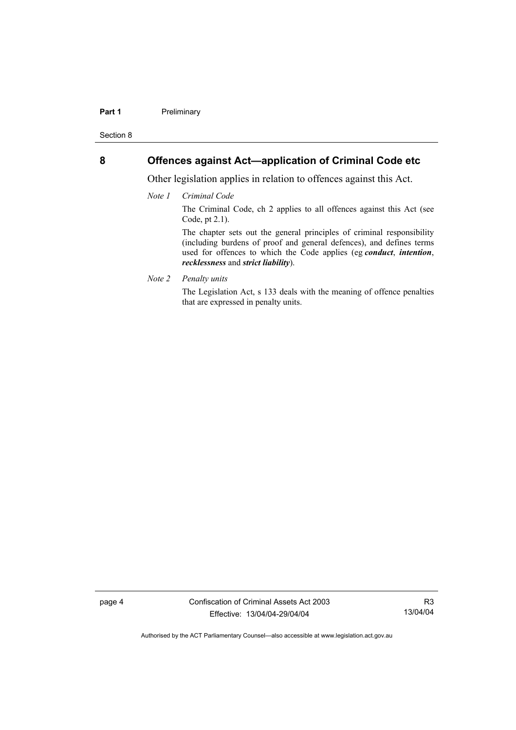## 8 Offences against Act—application of Criminal Code etc

Other legislation applies in relation to offences against this Act.

*Note 1* *Criminal Code*

The Criminal Code, ch 2 applies to all offences against this Act (see Code, pt 2.1).

The chapter sets out the general principles of criminal responsibility (including burdens of proof and general defences), and defines terms used for offences to which the Code applies (eg ***conduct***, ***intention***, ***recklessness*** and ***strict liability***).

*Note 2* *Penalty units*

The Legislation Act, s 133 deals with the meaning of offence penalties that are expressed in penalty units.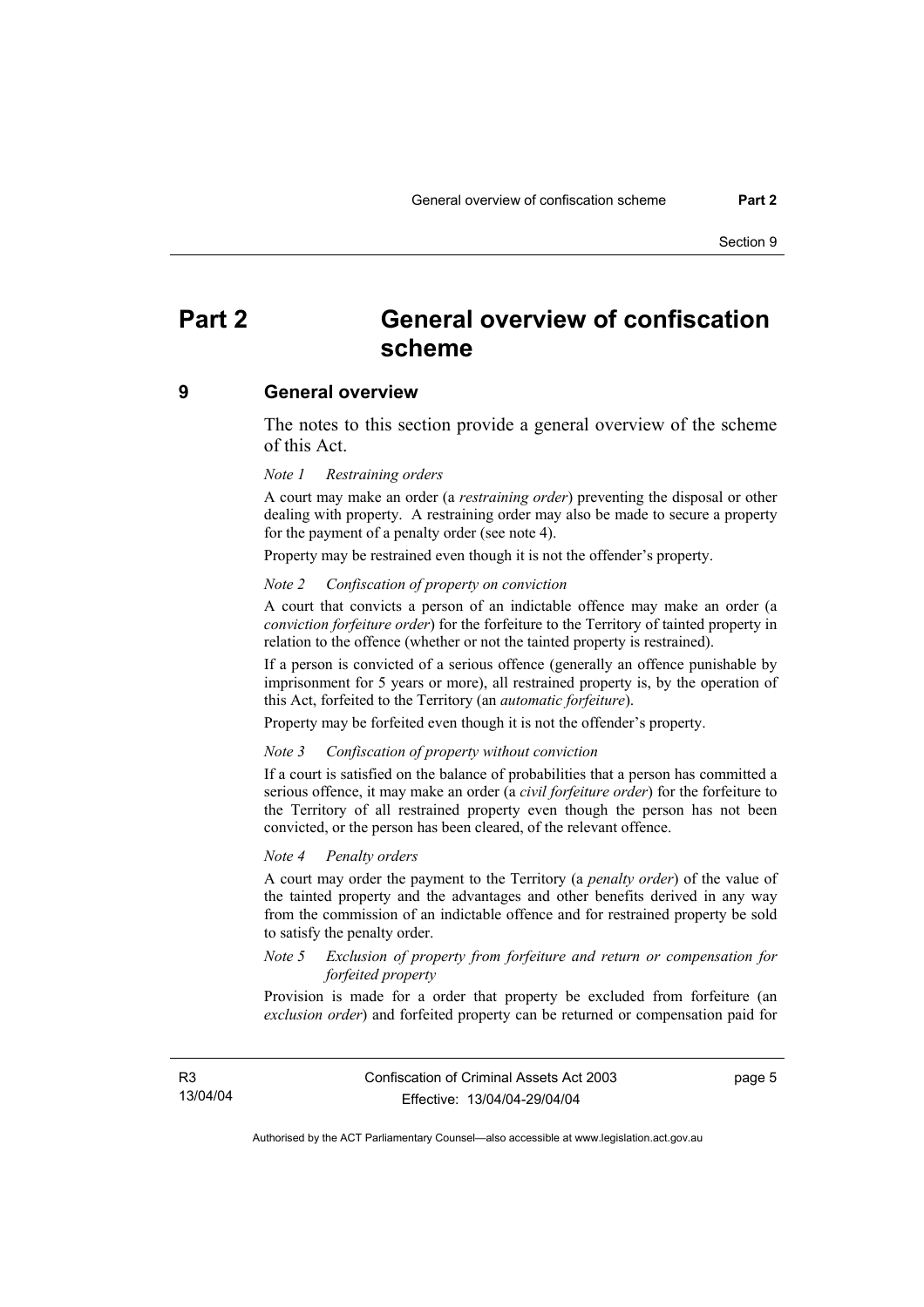# Part 2 General overview of confiscation scheme

## 9 General overview

The notes to this section provide a general overview of the scheme of this Act.

*Note 1 Restraining orders*

A court may make an order (a ***restraining order***) preventing the disposal or other dealing with property. A restraining order may also be made to secure a property for the payment of a penalty order (see note 4).

Property may be restrained even though it is not the offender's property.

*Note 2 Confiscation of property on conviction*

A court that convicts a person of an indictable offence may make an order (a ***conviction forfeiture order***) for the forfeiture to the Territory of tainted property in relation to the offence (whether or not the tainted property is restrained).

If a person is convicted of a serious offence (generally an offence punishable by imprisonment for 5 years or more), all restrained property is, by the operation of this Act, forfeited to the Territory (an ***automatic forfeiture***).

Property may be forfeited even though it is not the offender's property.

*Note 3 Confiscation of property without conviction*

If a court is satisfied on the balance of probabilities that a person has committed a serious offence, it may make an order (a ***civil forfeiture order***) for the forfeiture to the Territory of all restrained property even though the person has not been convicted, or the person has been cleared, of the relevant offence.

*Note 4 Penalty orders*

A court may order the payment to the Territory (a ***penalty order***) of the value of the tainted property and the advantages and other benefits derived in any way from the commission of an indictable offence and for restrained property be sold to satisfy the penalty order.

*Note 5 Exclusion of property from forfeiture and return or compensation for forfeited property*

Provision is made for a order that property be excluded from forfeiture (an ***exclusion order***) and forfeited property can be returned or compensation paid for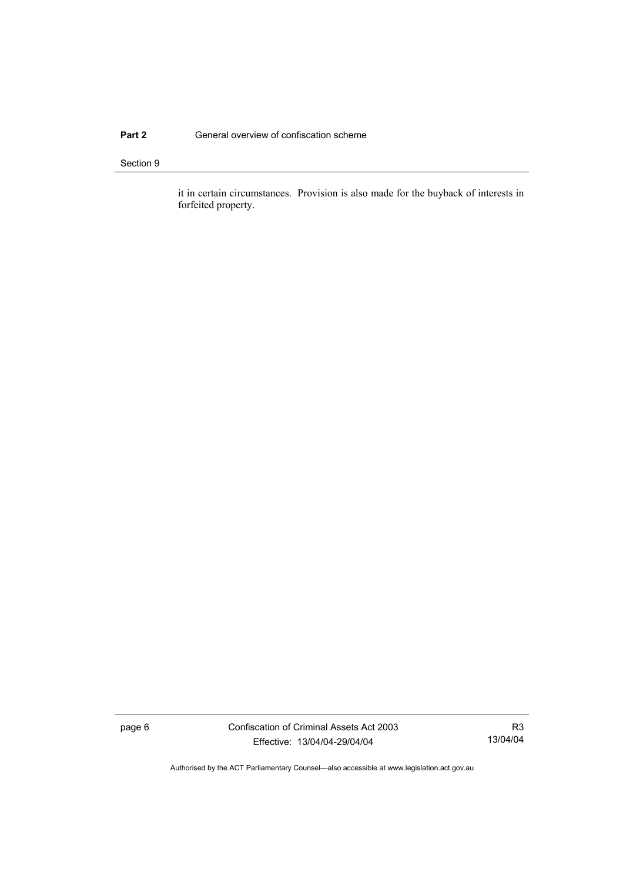it in certain circumstances. Provision is also made for the buyback of interests in forfeited property.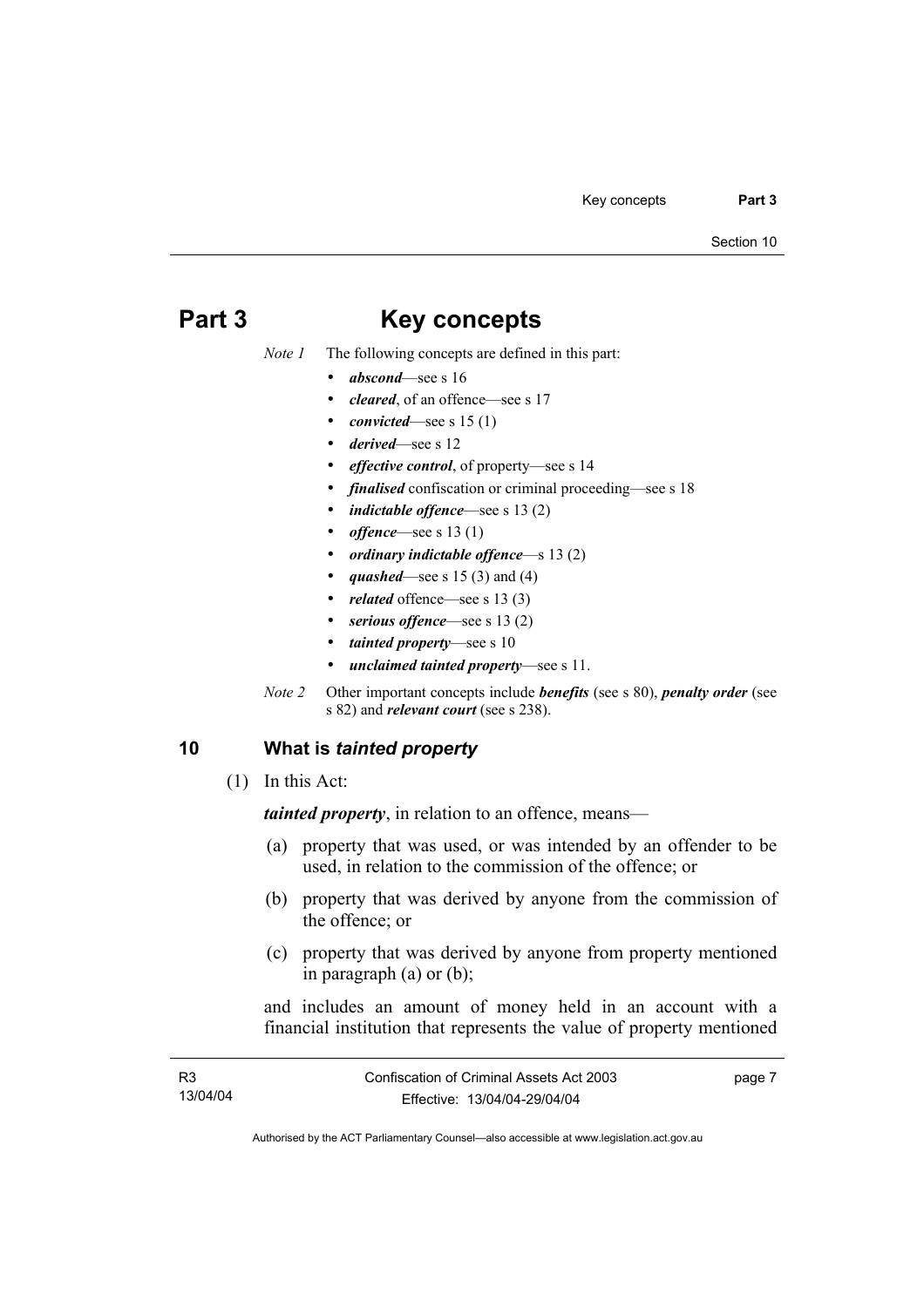# Part 3 Key concepts

*Note 1* The following concepts are defined in this part:

- ***abscond***—see s 16
- ***cleared***, of an offence—see s 17
- ***convicted***—see s 15 (1)
- ***derived***—see s 12
- ***effective control***, of property—see s 14
- ***finalised*** confiscation or criminal proceeding—see s 18
- ***indictable offence***—see s 13 (2)
- ***offence***—see s 13 (1)
- ***ordinary indictable offence***—s 13 (2)
- ***quashed***—see s 15 (3) and (4)
- ***related*** offence—see s 13 (3)
- ***serious offence***—see s 13 (2)
- ***tainted property***—see s 10
- ***unclaimed tainted property***—see s 11.

*Note 2* Other important concepts include ***benefits*** (see s 80), ***penalty order*** (see s 82) and ***relevant court*** (see s 238).

## 10 What is *tainted property*

(1) In this Act:

***tainted property***, in relation to an offence, means—

(a) property that was used, or was intended by an offender to be used, in relation to the commission of the offence; or

(b) property that was derived by anyone from the commission of the offence; or

(c) property that was derived by anyone from property mentioned in paragraph (a) or (b);

and includes an amount of money held in an account with a financial institution that represents the value of property mentioned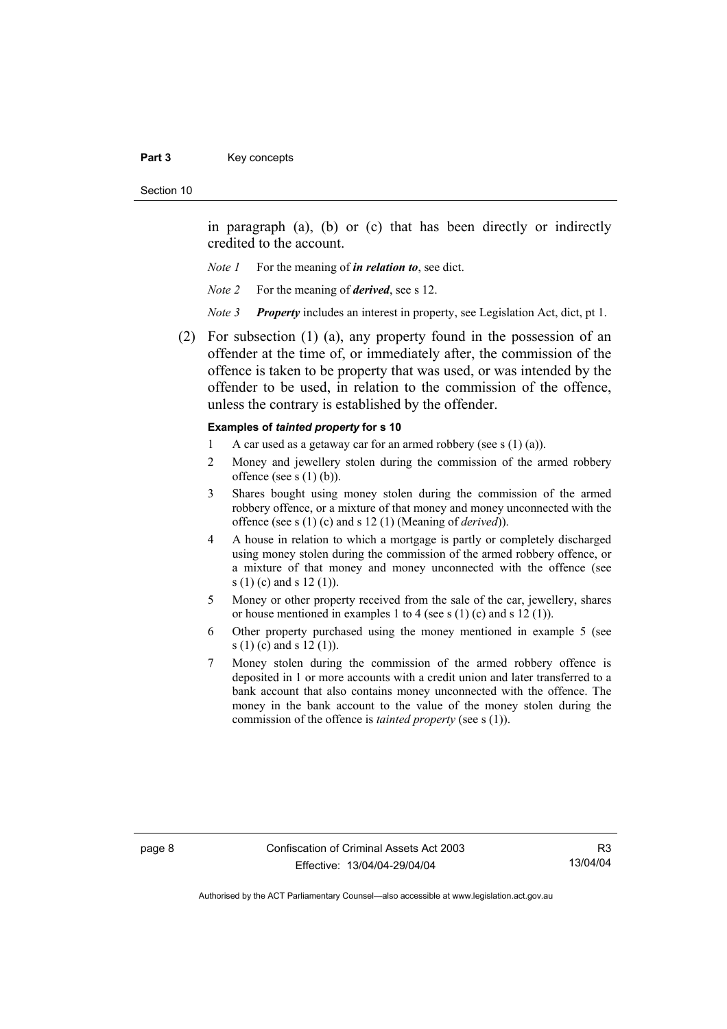in paragraph (a), (b) or (c) that has been directly or indirectly credited to the account.

*Note 1* For the meaning of ***in relation to***, see dict.

*Note 2* For the meaning of ***derived***, see s 12.

*Note 3* ***Property*** includes an interest in property, see Legislation Act, dict, pt 1.

(2) For subsection (1) (a), any property found in the possession of an offender at the time of, or immediately after, the commission of the offence is taken to be property that was used, or was intended by the offender to be used, in relation to the commission of the offence, unless the contrary is established by the offender.

**Examples of *tainted property* for s 10**

1 A car used as a getaway car for an armed robbery (see s (1) (a)).

2 Money and jewellery stolen during the commission of the armed robbery offence (see s (1) (b)).

3 Shares bought using money stolen during the commission of the armed robbery offence, or a mixture of that money and money unconnected with the offence (see s (1) (c) and s 12 (1) (Meaning of *derived*)).

4 A house in relation to which a mortgage is partly or completely discharged using money stolen during the commission of the armed robbery offence, or a mixture of that money and money unconnected with the offence (see s (1) (c) and s 12 (1)).

5 Money or other property received from the sale of the car, jewellery, shares or house mentioned in examples 1 to 4 (see s (1) (c) and s 12 (1)).

6 Other property purchased using the money mentioned in example 5 (see s (1) (c) and s 12 (1)).

7 Money stolen during the commission of the armed robbery offence is deposited in 1 or more accounts with a credit union and later transferred to a bank account that also contains money unconnected with the offence. The money in the bank account to the value of the money stolen during the commission of the offence is *tainted property* (see s (1)).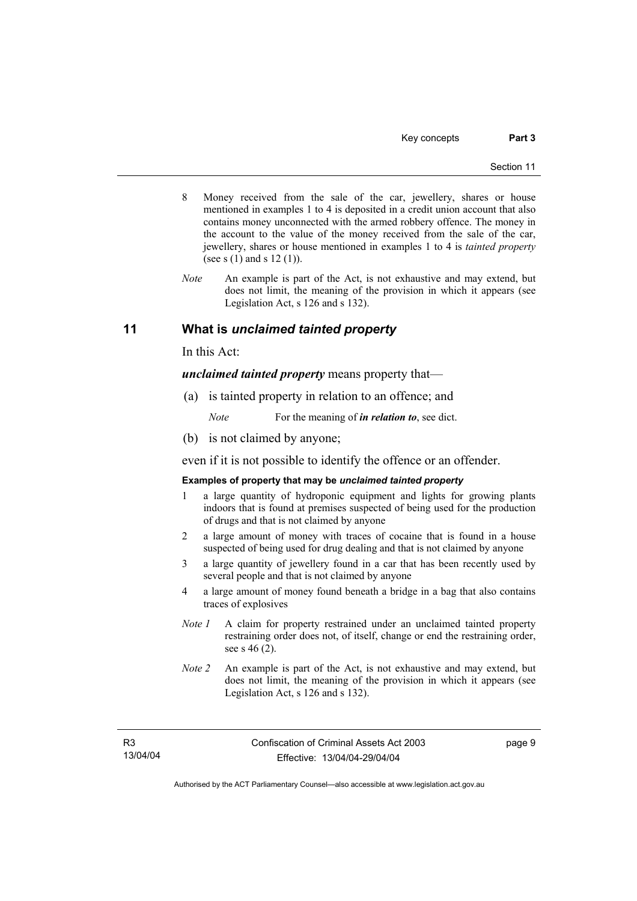8 Money received from the sale of the car, jewellery, shares or house mentioned in examples 1 to 4 is deposited in a credit union account that also contains money unconnected with the armed robbery offence. The money in the account to the value of the money received from the sale of the car, jewellery, shares or house mentioned in examples 1 to 4 is *tainted property* (see s (1) and s 12 (1)).

*Note* An example is part of the Act, is not exhaustive and may extend, but does not limit, the meaning of the provision in which it appears (see Legislation Act, s 126 and s 132).

## 11 What is *unclaimed tainted property*

In this Act:

***unclaimed tainted property*** means property that—

(a) is tainted property in relation to an offence; and

*Note* For the meaning of ***in relation to***, see dict.

(b) is not claimed by anyone;

even if it is not possible to identify the offence or an offender.

**Examples of property that may be *unclaimed tainted property***

1 a large quantity of hydroponic equipment and lights for growing plants indoors that is found at premises suspected of being used for the production of drugs and that is not claimed by anyone

2 a large amount of money with traces of cocaine that is found in a house suspected of being used for drug dealing and that is not claimed by anyone

3 a large quantity of jewellery found in a car that has been recently used by several people and that is not claimed by anyone

4 a large amount of money found beneath a bridge in a bag that also contains traces of explosives

*Note 1* A claim for property restrained under an unclaimed tainted property restraining order does not, of itself, change or end the restraining order, see s 46 (2).

*Note 2* An example is part of the Act, is not exhaustive and may extend, but does not limit, the meaning of the provision in which it appears (see Legislation Act, s 126 and s 132).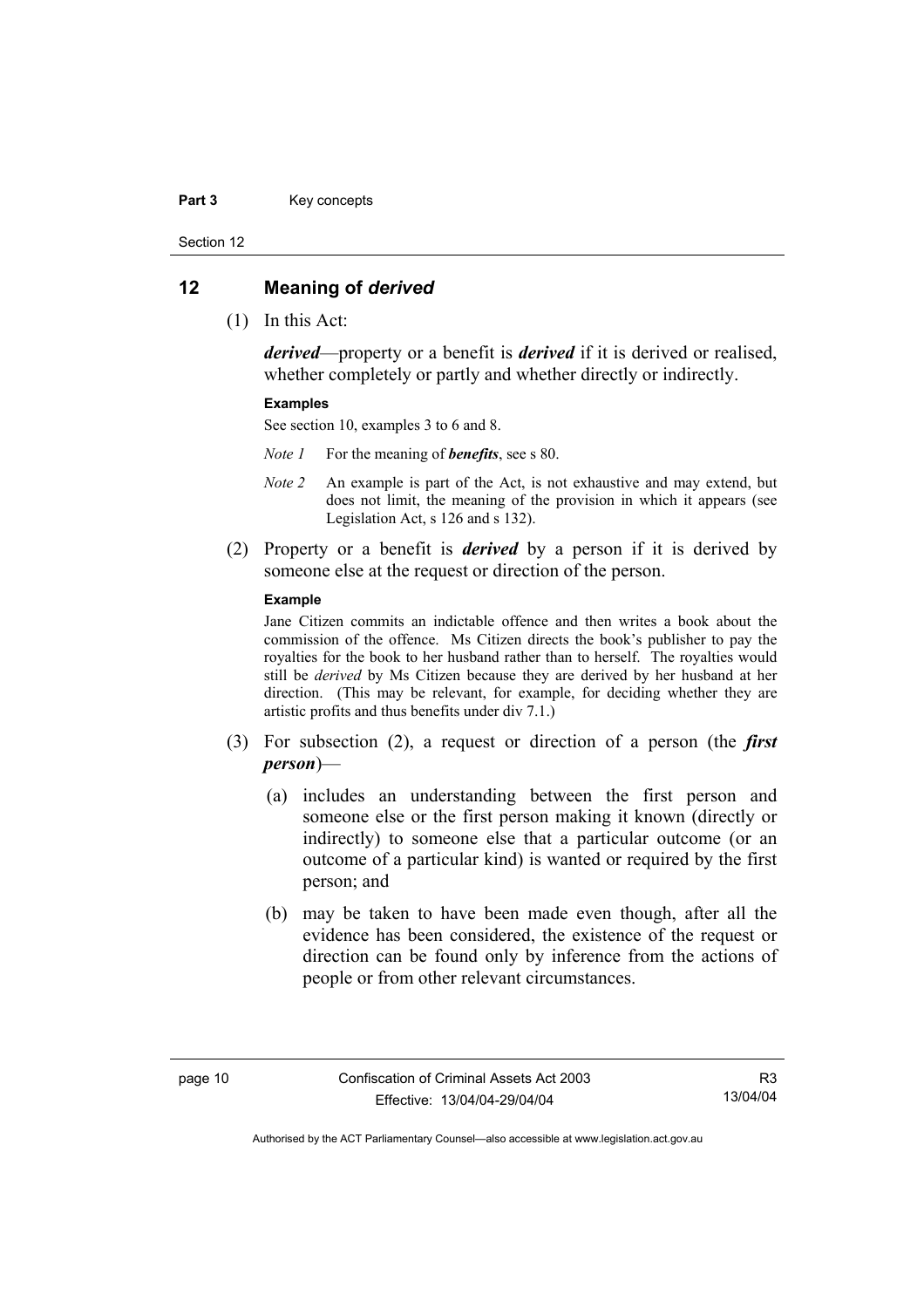## 12 Meaning of *derived*

(1) In this Act:

***derived***—property or a benefit is ***derived*** if it is derived or realised, whether completely or partly and whether directly or indirectly.

**Examples**

See section 10, examples 3 to 6 and 8.

*Note 1* For the meaning of ***benefits***, see s 80.

*Note 2* An example is part of the Act, is not exhaustive and may extend, but does not limit, the meaning of the provision in which it appears (see Legislation Act, s 126 and s 132).

(2) Property or a benefit is ***derived*** by a person if it is derived by someone else at the request or direction of the person.

**Example**

Jane Citizen commits an indictable offence and then writes a book about the commission of the offence. Ms Citizen directs the book's publisher to pay the royalties for the book to her husband rather than to herself. The royalties would still be *derived* by Ms Citizen because they are derived by her husband at her direction. (This may be relevant, for example, for deciding whether they are artistic profits and thus benefits under div 7.1.)

(3) For subsection (2), a request or direction of a person (the ***first person***)—

(a) includes an understanding between the first person and someone else or the first person making it known (directly or indirectly) to someone else that a particular outcome (or an outcome of a particular kind) is wanted or required by the first person; and

(b) may be taken to have been made even though, after all the evidence has been considered, the existence of the request or direction can be found only by inference from the actions of people or from other relevant circumstances.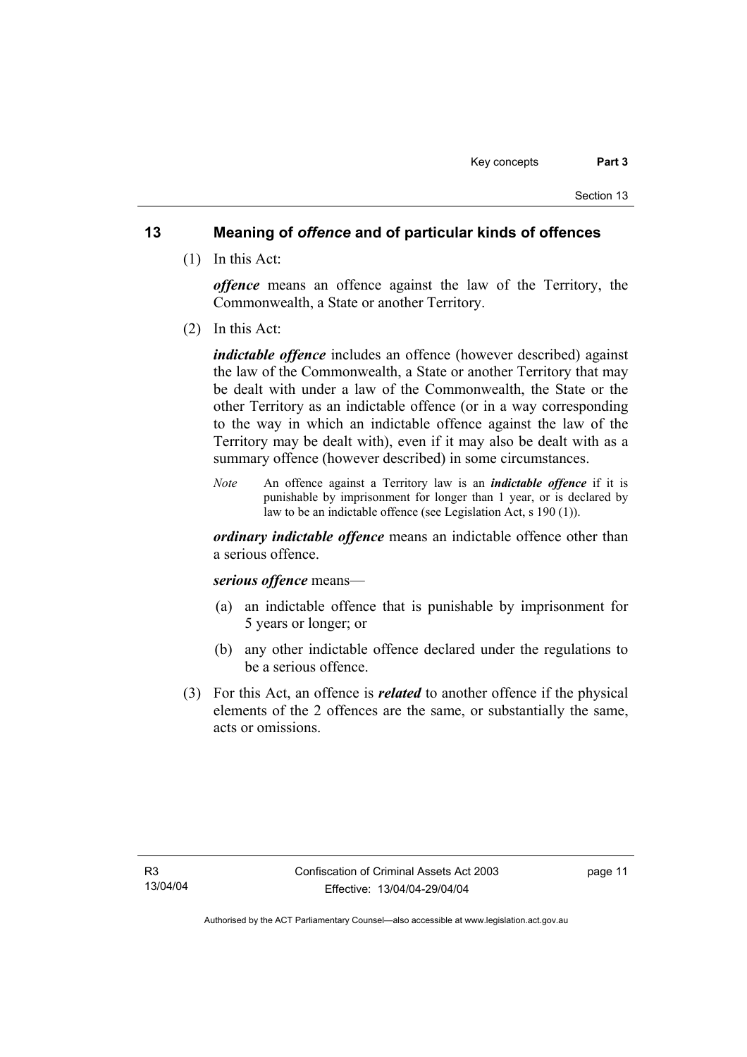## 13 Meaning of *offence* and of particular kinds of offences

(1) In this Act:

***offence*** means an offence against the law of the Territory, the Commonwealth, a State or another Territory.

(2) In this Act:

***indictable offence*** includes an offence (however described) against the law of the Commonwealth, a State or another Territory that may be dealt with under a law of the Commonwealth, the State or the other Territory as an indictable offence (or in a way corresponding to the way in which an indictable offence against the law of the Territory may be dealt with), even if it may also be dealt with as a summary offence (however described) in some circumstances.

*Note* An offence against a Territory law is an ***indictable offence*** if it is punishable by imprisonment for longer than 1 year, or is declared by law to be an indictable offence (see Legislation Act, s 190 (1)).

***ordinary indictable offence*** means an indictable offence other than a serious offence.

***serious offence*** means—

(a) an indictable offence that is punishable by imprisonment for 5 years or longer; or

(b) any other indictable offence declared under the regulations to be a serious offence.

(3) For this Act, an offence is ***related*** to another offence if the physical elements of the 2 offences are the same, or substantially the same, acts or omissions.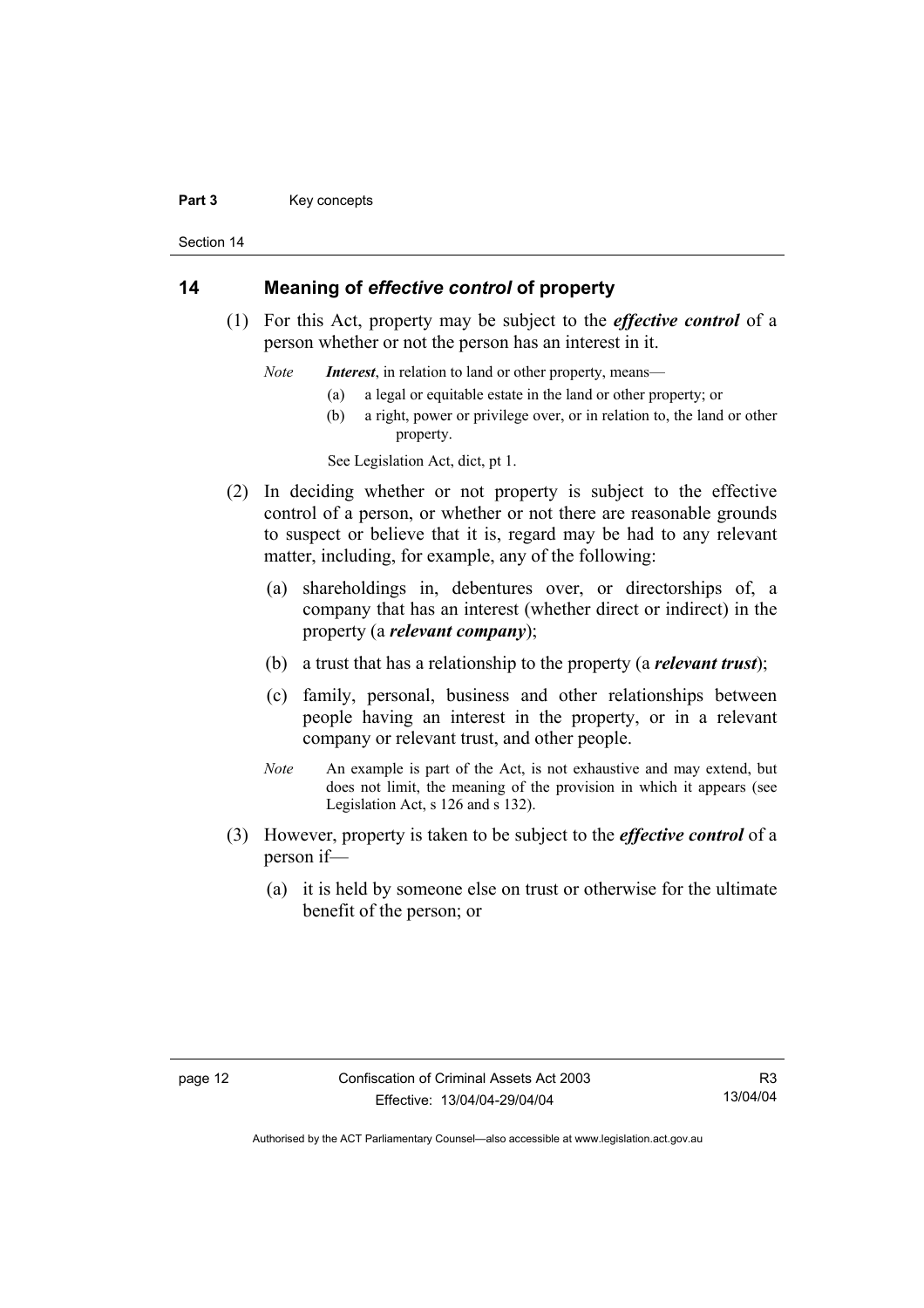## 14 Meaning of *effective control* of property

(1) For this Act, property may be subject to the ***effective control*** of a person whether or not the person has an interest in it.

*Note* ***Interest***, in relation to land or other property, means—

(a) a legal or equitable estate in the land or other property; or

(b) a right, power or privilege over, or in relation to, the land or other property.

See Legislation Act, dict, pt 1.

(2) In deciding whether or not property is subject to the effective control of a person, or whether or not there are reasonable grounds to suspect or believe that it is, regard may be had to any relevant matter, including, for example, any of the following:

(a) shareholdings in, debentures over, or directorships of, a company that has an interest (whether direct or indirect) in the property (a ***relevant company***);

(b) a trust that has a relationship to the property (a ***relevant trust***);

(c) family, personal, business and other relationships between people having an interest in the property, or in a relevant company or relevant trust, and other people.

*Note* An example is part of the Act, is not exhaustive and may extend, but does not limit, the meaning of the provision in which it appears (see Legislation Act, s 126 and s 132).

(3) However, property is taken to be subject to the ***effective control*** of a person if—

(a) it is held by someone else on trust or otherwise for the ultimate benefit of the person; or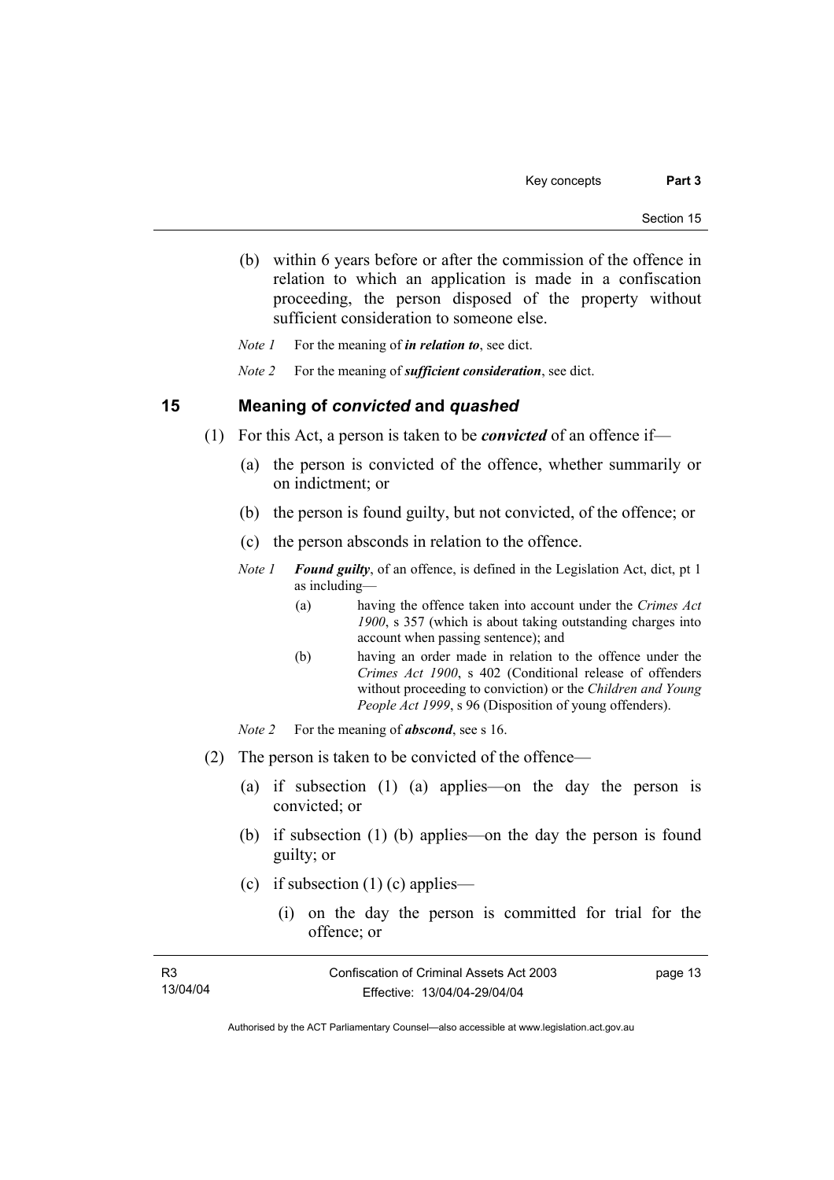(b) within 6 years before or after the commission of the offence in relation to which an application is made in a confiscation proceeding, the person disposed of the property without sufficient consideration to someone else.

*Note 1* For the meaning of ***in relation to***, see dict.

*Note 2* For the meaning of ***sufficient consideration***, see dict.

## 15 Meaning of *convicted* and *quashed*

(1) For this Act, a person is taken to be ***convicted*** of an offence if—

(a) the person is convicted of the offence, whether summarily or on indictment; or

(b) the person is found guilty, but not convicted, of the offence; or

(c) the person absconds in relation to the offence.

*Note 1* ***Found guilty***, of an offence, is defined in the Legislation Act, dict, pt 1 as including—

(a) having the offence taken into account under the *Crimes Act 1900*, s 357 (which is about taking outstanding charges into account when passing sentence); and

(b) having an order made in relation to the offence under the *Crimes Act 1900*, s 402 (Conditional release of offenders without proceeding to conviction) or the *Children and Young People Act 1999*, s 96 (Disposition of young offenders).

*Note 2* For the meaning of ***abscond***, see s 16.

(2) The person is taken to be convicted of the offence—

(a) if subsection (1) (a) applies—on the day the person is convicted; or

(b) if subsection (1) (b) applies—on the day the person is found guilty; or

(c) if subsection (1) (c) applies—

(i) on the day the person is committed for trial for the offence; or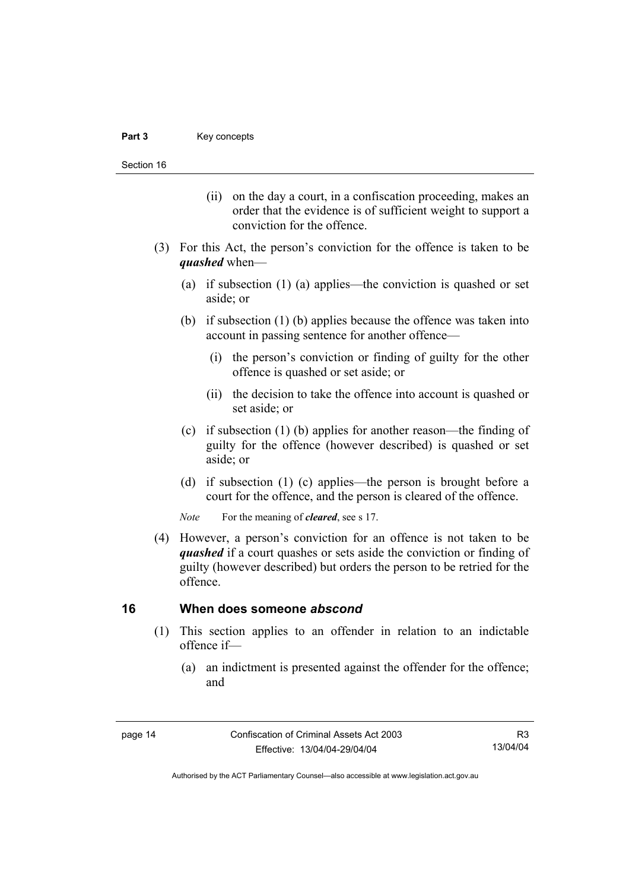(ii) on the day a court, in a confiscation proceeding, makes an order that the evidence is of sufficient weight to support a conviction for the offence.

(3) For this Act, the person's conviction for the offence is taken to be ***quashed*** when—

(a) if subsection (1) (a) applies—the conviction is quashed or set aside; or

(b) if subsection (1) (b) applies because the offence was taken into account in passing sentence for another offence—

(i) the person's conviction or finding of guilty for the other offence is quashed or set aside; or

(ii) the decision to take the offence into account is quashed or set aside; or

(c) if subsection (1) (b) applies for another reason—the finding of guilty for the offence (however described) is quashed or set aside; or

(d) if subsection (1) (c) applies—the person is brought before a court for the offence, and the person is cleared of the offence.

*Note* For the meaning of ***cleared***, see s 17.

(4) However, a person's conviction for an offence is not taken to be ***quashed*** if a court quashes or sets aside the conviction or finding of guilty (however described) but orders the person to be retried for the offence.

## 16 When does someone *abscond*

(1) This section applies to an offender in relation to an indictable offence if—

(a) an indictment is presented against the offender for the offence; and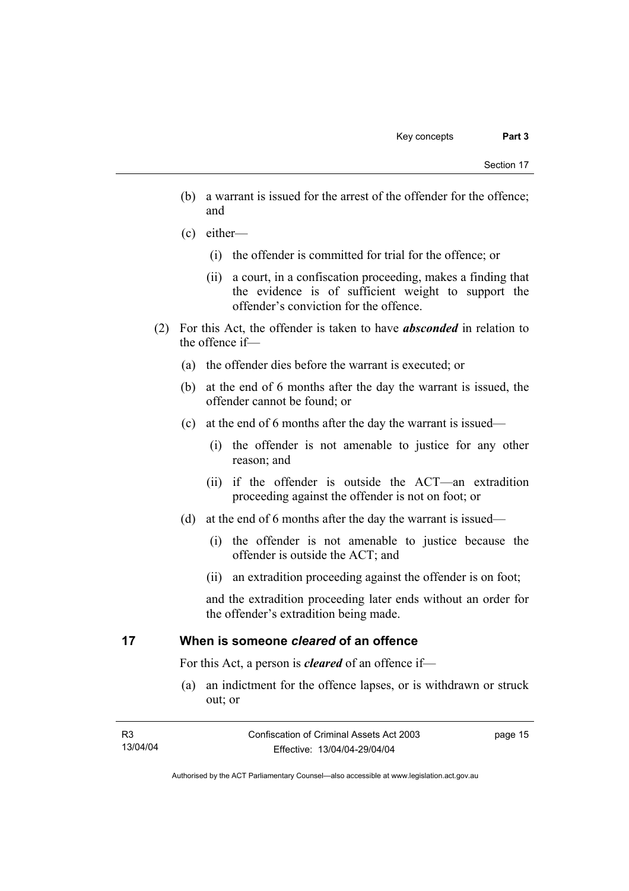(b) a warrant is issued for the arrest of the offender for the offence; and

(c) either—

   (i) the offender is committed for trial for the offence; or

   (ii) a court, in a confiscation proceeding, makes a finding that the evidence is of sufficient weight to support the offender's conviction for the offence.

(2) For this Act, the offender is taken to have ***absconded*** in relation to the offence if—

   (a) the offender dies before the warrant is executed; or

   (b) at the end of 6 months after the day the warrant is issued, the offender cannot be found; or

   (c) at the end of 6 months after the day the warrant is issued—

      (i) the offender is not amenable to justice for any other reason; and

      (ii) if the offender is outside the ACT—an extradition proceeding against the offender is not on foot; or

   (d) at the end of 6 months after the day the warrant is issued—

      (i) the offender is not amenable to justice because the offender is outside the ACT; and

      (ii) an extradition proceeding against the offender is on foot;

   and the extradition proceeding later ends without an order for the offender's extradition being made.

## 17 When is someone *cleared* of an offence

For this Act, a person is ***cleared*** of an offence if—

(a) an indictment for the offence lapses, or is withdrawn or struck out; or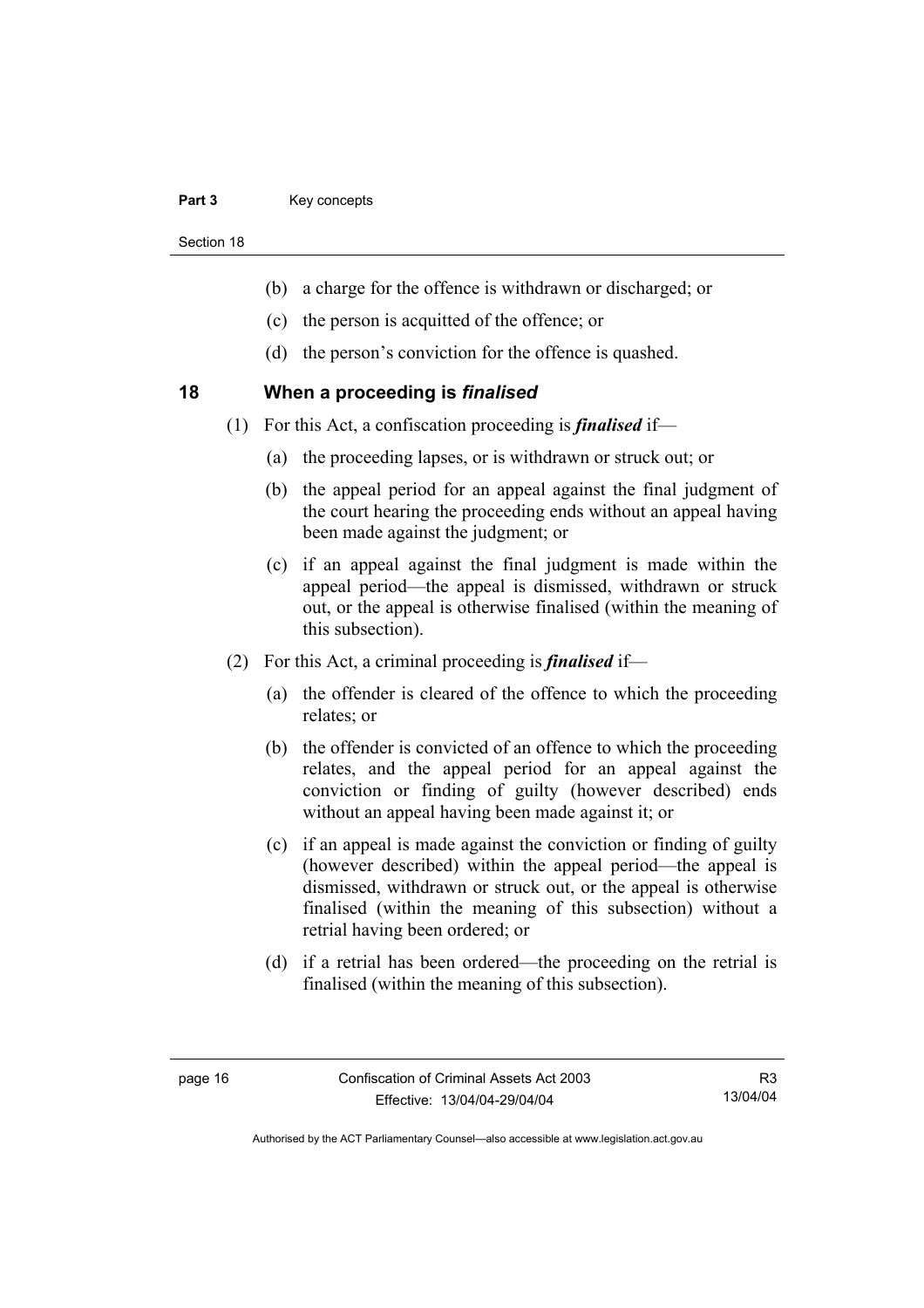(b) a charge for the offence is withdrawn or discharged; or

(c) the person is acquitted of the offence; or

(d) the person's conviction for the offence is quashed.

## 18 When a proceeding is *finalised*

(1) For this Act, a confiscation proceeding is ***finalised*** if—

(a) the proceeding lapses, or is withdrawn or struck out; or

(b) the appeal period for an appeal against the final judgment of the court hearing the proceeding ends without an appeal having been made against the judgment; or

(c) if an appeal against the final judgment is made within the appeal period—the appeal is dismissed, withdrawn or struck out, or the appeal is otherwise finalised (within the meaning of this subsection).

(2) For this Act, a criminal proceeding is ***finalised*** if—

(a) the offender is cleared of the offence to which the proceeding relates; or

(b) the offender is convicted of an offence to which the proceeding relates, and the appeal period for an appeal against the conviction or finding of guilty (however described) ends without an appeal having been made against it; or

(c) if an appeal is made against the conviction or finding of guilty (however described) within the appeal period—the appeal is dismissed, withdrawn or struck out, or the appeal is otherwise finalised (within the meaning of this subsection) without a retrial having been ordered; or

(d) if a retrial has been ordered—the proceeding on the retrial is finalised (within the meaning of this subsection).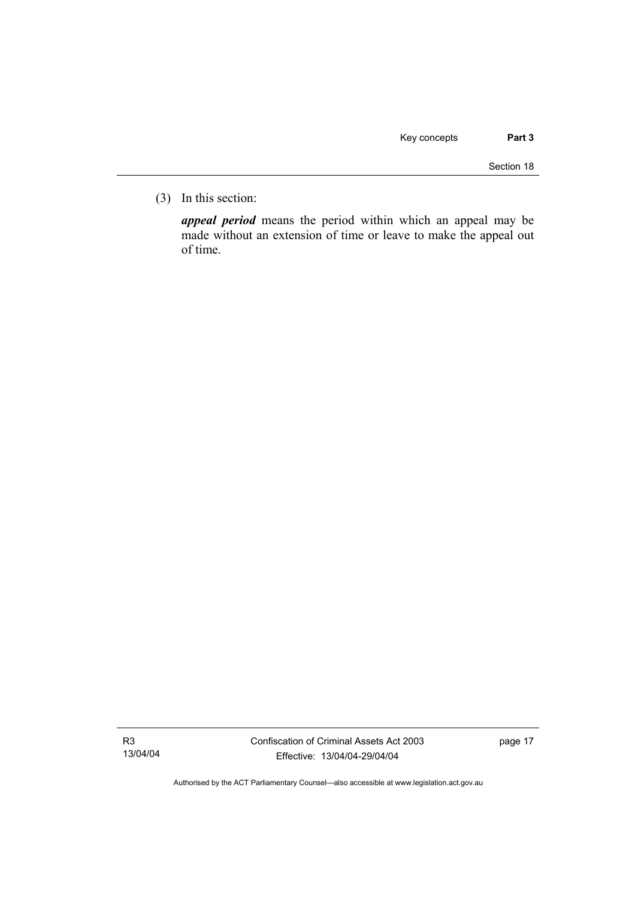(3) In this section:

***appeal period*** means the period within which an appeal may be made without an extension of time or leave to make the appeal out of time.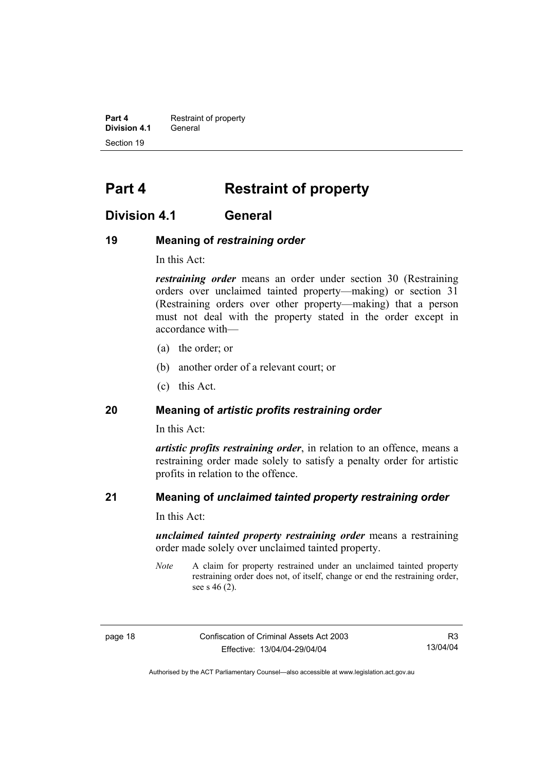# Part 4 Restraint of property

## Division 4.1 General

### 19 Meaning of *restraining order*

In this Act:

***restraining order*** means an order under section 30 (Restraining orders over unclaimed tainted property—making) or section 31 (Restraining orders over other property—making) that a person must not deal with the property stated in the order except in accordance with—

(a) the order; or

(b) another order of a relevant court; or

(c) this Act.

### 20 Meaning of *artistic profits restraining order*

In this Act:

***artistic profits restraining order***, in relation to an offence, means a restraining order made solely to satisfy a penalty order for artistic profits in relation to the offence.

### 21 Meaning of *unclaimed tainted property restraining order*

In this Act:

***unclaimed tainted property restraining order*** means a restraining order made solely over unclaimed tainted property.

*Note* A claim for property restrained under an unclaimed tainted property restraining order does not, of itself, change or end the restraining order, see s 46 (2).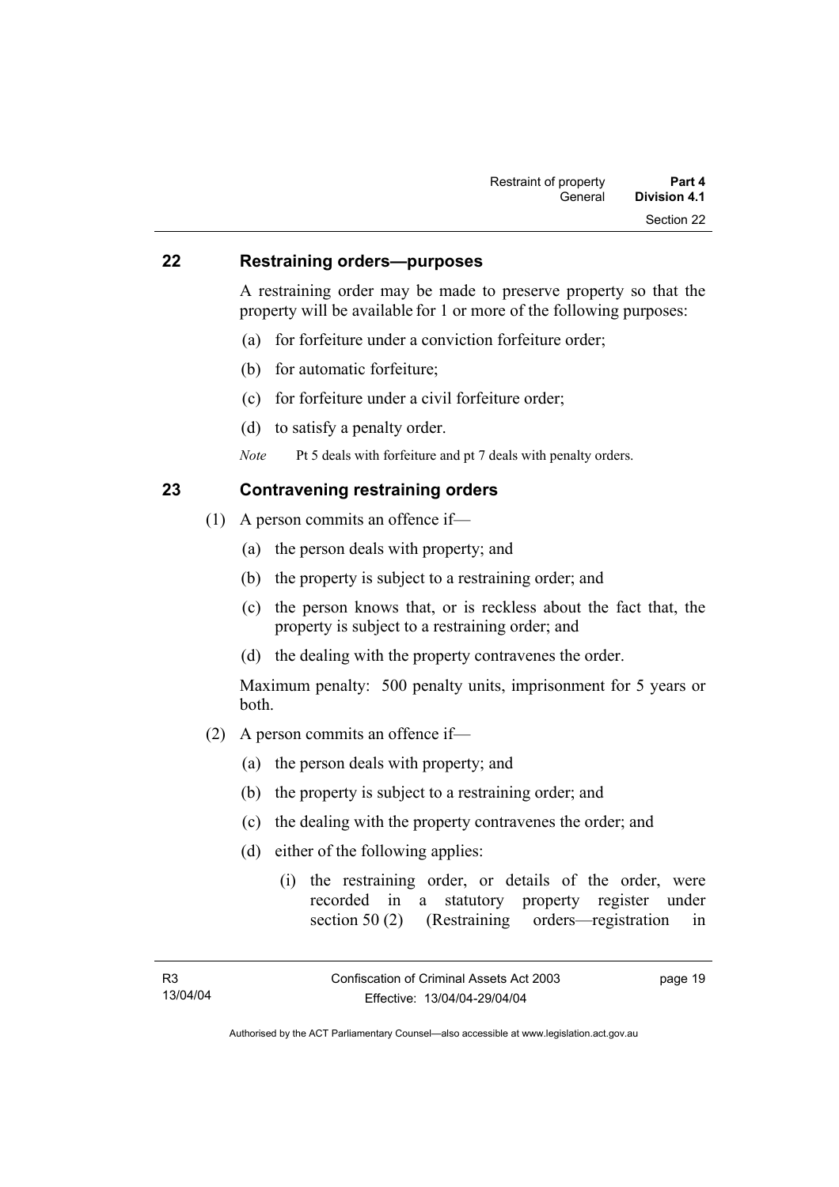## 22 Restraining orders—purposes

A restraining order may be made to preserve property so that the property will be available for 1 or more of the following purposes:

(a) for forfeiture under a conviction forfeiture order;

(b) for automatic forfeiture;

(c) for forfeiture under a civil forfeiture order;

(d) to satisfy a penalty order.

*Note* Pt 5 deals with forfeiture and pt 7 deals with penalty orders.

## 23 Contravening restraining orders

(1) A person commits an offence if—

(a) the person deals with property; and

(b) the property is subject to a restraining order; and

(c) the person knows that, or is reckless about the fact that, the property is subject to a restraining order; and

(d) the dealing with the property contravenes the order.

Maximum penalty: 500 penalty units, imprisonment for 5 years or both.

(2) A person commits an offence if—

(a) the person deals with property; and

(b) the property is subject to a restraining order; and

(c) the dealing with the property contravenes the order; and

(d) either of the following applies:

(i) the restraining order, or details of the order, were recorded in a statutory property register under section 50 (2) (Restraining orders—registration in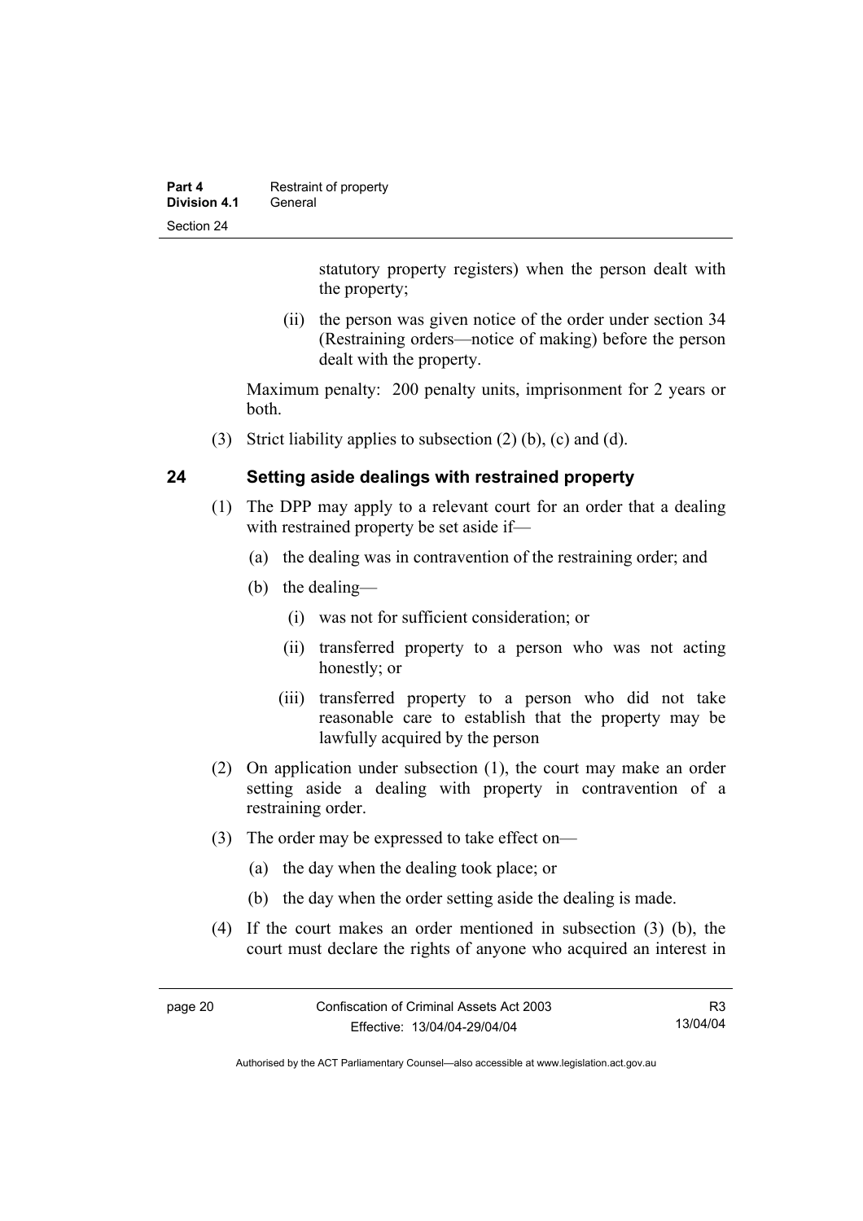statutory property registers) when the person dealt with the property;

(ii) the person was given notice of the order under section 34 (Restraining orders—notice of making) before the person dealt with the property.

Maximum penalty: 200 penalty units, imprisonment for 2 years or both.

(3) Strict liability applies to subsection (2) (b), (c) and (d).

## 24 Setting aside dealings with restrained property

(1) The DPP may apply to a relevant court for an order that a dealing with restrained property be set aside if—

(a) the dealing was in contravention of the restraining order; and

(b) the dealing—

(i) was not for sufficient consideration; or

(ii) transferred property to a person who was not acting honestly; or

(iii) transferred property to a person who did not take reasonable care to establish that the property may be lawfully acquired by the person

(2) On application under subsection (1), the court may make an order setting aside a dealing with property in contravention of a restraining order.

(3) The order may be expressed to take effect on—

(a) the day when the dealing took place; or

(b) the day when the order setting aside the dealing is made.

(4) If the court makes an order mentioned in subsection (3) (b), the court must declare the rights of anyone who acquired an interest in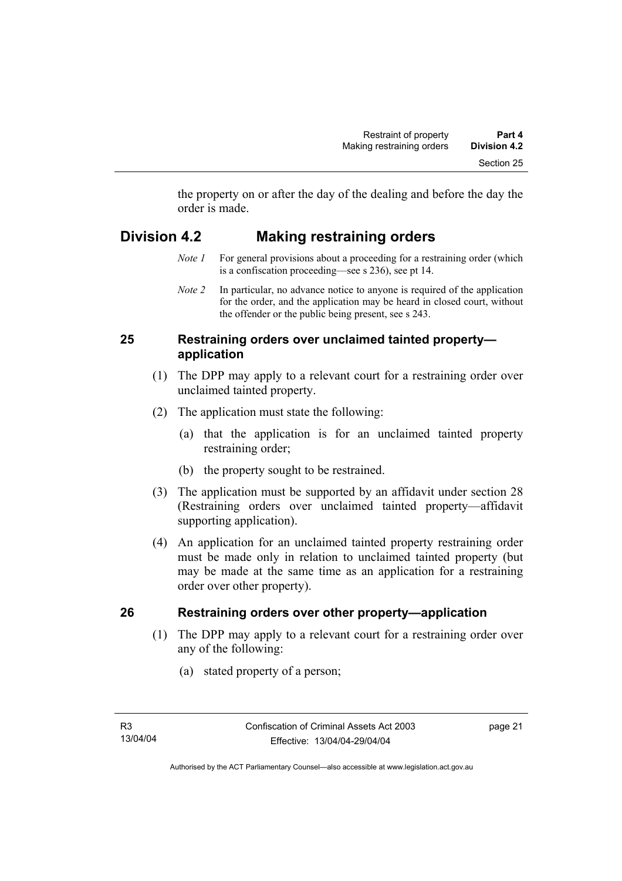the property on or after the day of the dealing and before the day the order is made.

## Division 4.2 Making restraining orders

*Note 1* For general provisions about a proceeding for a restraining order (which is a confiscation proceeding—see s 236), see pt 14.

*Note 2* In particular, no advance notice to anyone is required of the application for the order, and the application may be heard in closed court, without the offender or the public being present, see s 243.

### 25 Restraining orders over unclaimed tainted property—application

(1) The DPP may apply to a relevant court for a restraining order over unclaimed tainted property.

(2) The application must state the following:

(a) that the application is for an unclaimed tainted property restraining order;

(b) the property sought to be restrained.

(3) The application must be supported by an affidavit under section 28 (Restraining orders over unclaimed tainted property—affidavit supporting application).

(4) An application for an unclaimed tainted property restraining order must be made only in relation to unclaimed tainted property (but may be made at the same time as an application for a restraining order over other property).

### 26 Restraining orders over other property—application

(1) The DPP may apply to a relevant court for a restraining order over any of the following:

(a) stated property of a person;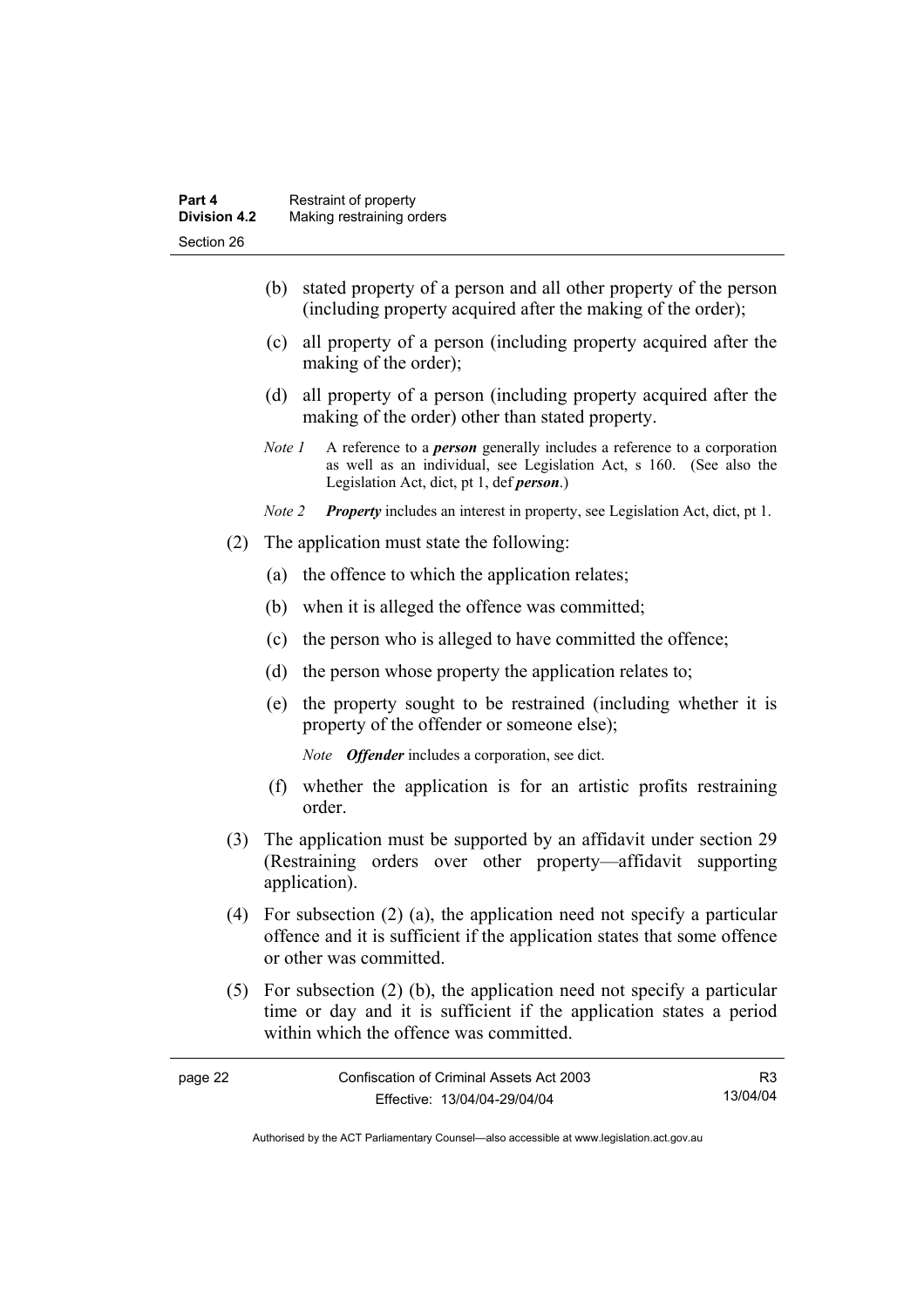(b) stated property of a person and all other property of the person (including property acquired after the making of the order);

(c) all property of a person (including property acquired after the making of the order);

(d) all property of a person (including property acquired after the making of the order) other than stated property.

*Note 1* A reference to a ***person*** generally includes a reference to a corporation as well as an individual, see Legislation Act, s 160. (See also the Legislation Act, dict, pt 1, def ***person***.)

*Note 2* ***Property*** includes an interest in property, see Legislation Act, dict, pt 1.

(2) The application must state the following:

(a) the offence to which the application relates;

(b) when it is alleged the offence was committed;

(c) the person who is alleged to have committed the offence;

(d) the person whose property the application relates to;

(e) the property sought to be restrained (including whether it is property of the offender or someone else);

*Note* ***Offender*** includes a corporation, see dict.

(f) whether the application is for an artistic profits restraining order.

(3) The application must be supported by an affidavit under section 29 (Restraining orders over other property—affidavit supporting application).

(4) For subsection (2) (a), the application need not specify a particular offence and it is sufficient if the application states that some offence or other was committed.

(5) For subsection (2) (b), the application need not specify a particular time or day and it is sufficient if the application states a period within which the offence was committed.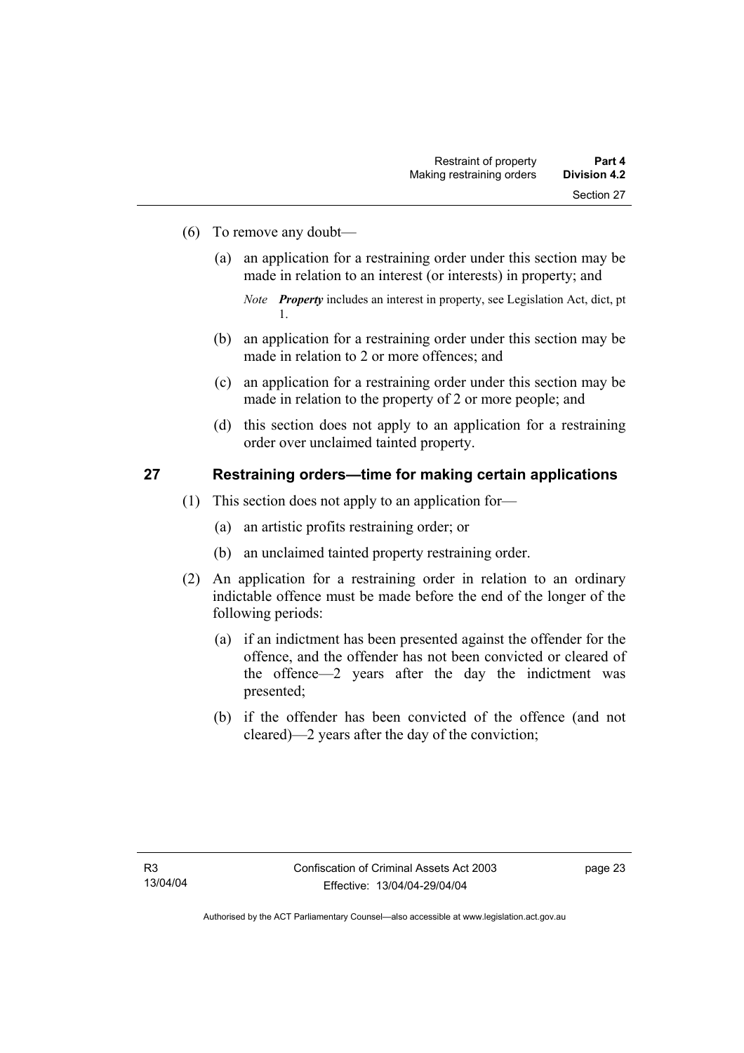(6) To remove any doubt—

(a) an application for a restraining order under this section may be made in relation to an interest (or interests) in property; and

*Note* ***Property*** includes an interest in property, see Legislation Act, dict, pt 1.

(b) an application for a restraining order under this section may be made in relation to 2 or more offences; and

(c) an application for a restraining order under this section may be made in relation to the property of 2 or more people; and

(d) this section does not apply to an application for a restraining order over unclaimed tainted property.

## 27 Restraining orders—time for making certain applications

(1) This section does not apply to an application for—

(a) an artistic profits restraining order; or

(b) an unclaimed tainted property restraining order.

(2) An application for a restraining order in relation to an ordinary indictable offence must be made before the end of the longer of the following periods:

(a) if an indictment has been presented against the offender for the offence, and the offender has not been convicted or cleared of the offence—2 years after the day the indictment was presented;

(b) if the offender has been convicted of the offence (and not cleared)—2 years after the day of the conviction;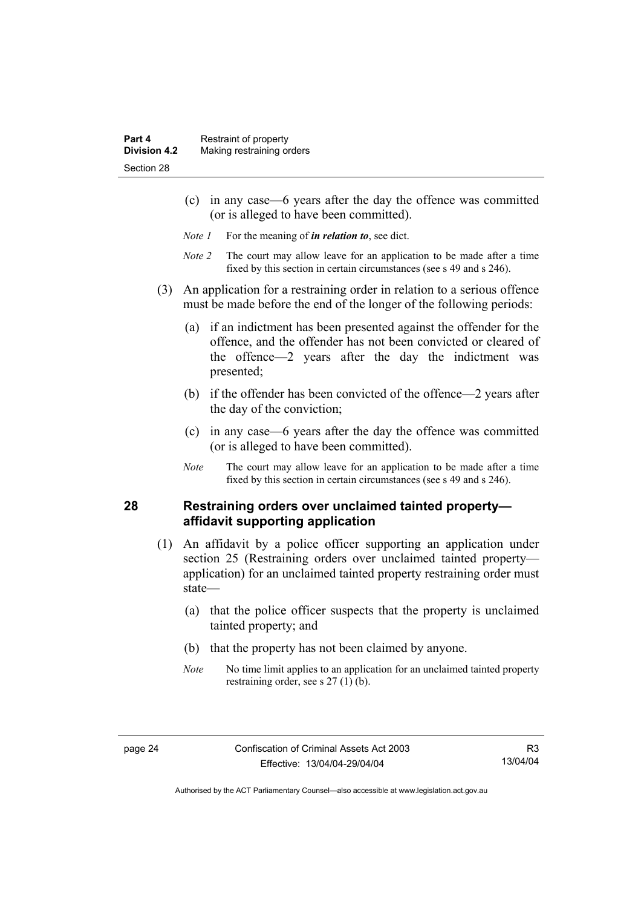(c) in any case—6 years after the day the offence was committed (or is alleged to have been committed).

*Note 1* For the meaning of ***in relation to***, see dict.

*Note 2* The court may allow leave for an application to be made after a time fixed by this section in certain circumstances (see s 49 and s 246).

(3) An application for a restraining order in relation to a serious offence must be made before the end of the longer of the following periods:

(a) if an indictment has been presented against the offender for the offence, and the offender has not been convicted or cleared of the offence—2 years after the day the indictment was presented;

(b) if the offender has been convicted of the offence—2 years after the day of the conviction;

(c) in any case—6 years after the day the offence was committed (or is alleged to have been committed).

*Note* The court may allow leave for an application to be made after a time fixed by this section in certain circumstances (see s 49 and s 246).

## 28 Restraining orders over unclaimed tainted property—affidavit supporting application

(1) An affidavit by a police officer supporting an application under section 25 (Restraining orders over unclaimed tainted property—application) for an unclaimed tainted property restraining order must state—

(a) that the police officer suspects that the property is unclaimed tainted property; and

(b) that the property has not been claimed by anyone.

*Note* No time limit applies to an application for an unclaimed tainted property restraining order, see s 27 (1) (b).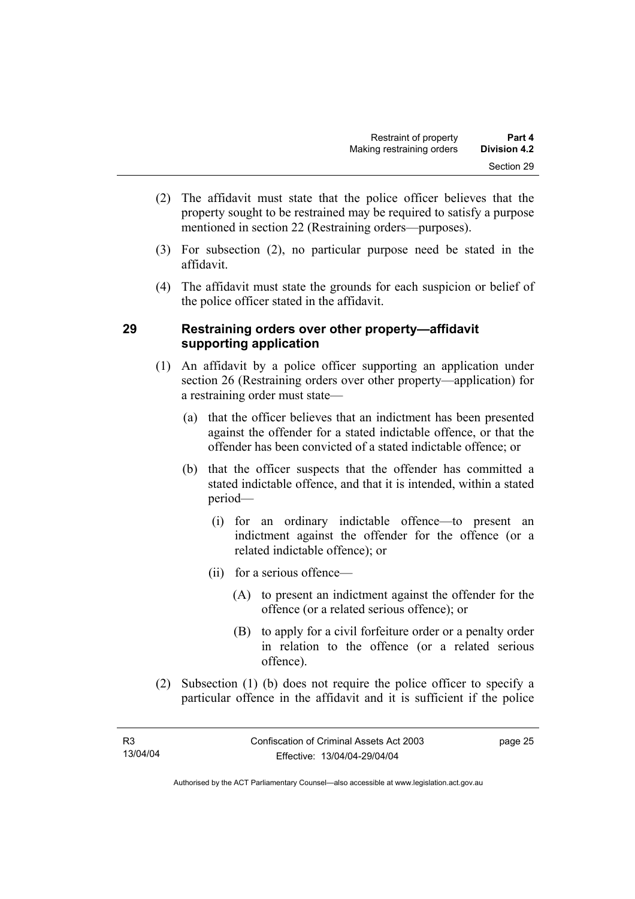(2) The affidavit must state that the police officer believes that the property sought to be restrained may be required to satisfy a purpose mentioned in section 22 (Restraining orders—purposes).

(3) For subsection (2), no particular purpose need be stated in the affidavit.

(4) The affidavit must state the grounds for each suspicion or belief of the police officer stated in the affidavit.

## 29 Restraining orders over other property—affidavit supporting application

(1) An affidavit by a police officer supporting an application under section 26 (Restraining orders over other property—application) for a restraining order must state—

(a) that the officer believes that an indictment has been presented against the offender for a stated indictable offence, or that the offender has been convicted of a stated indictable offence; or

(b) that the officer suspects that the offender has committed a stated indictable offence, and that it is intended, within a stated period—

(i) for an ordinary indictable offence—to present an indictment against the offender for the offence (or a related indictable offence); or

(ii) for a serious offence—

(A) to present an indictment against the offender for the offence (or a related serious offence); or

(B) to apply for a civil forfeiture order or a penalty order in relation to the offence (or a related serious offence).

(2) Subsection (1) (b) does not require the police officer to specify a particular offence in the affidavit and it is sufficient if the police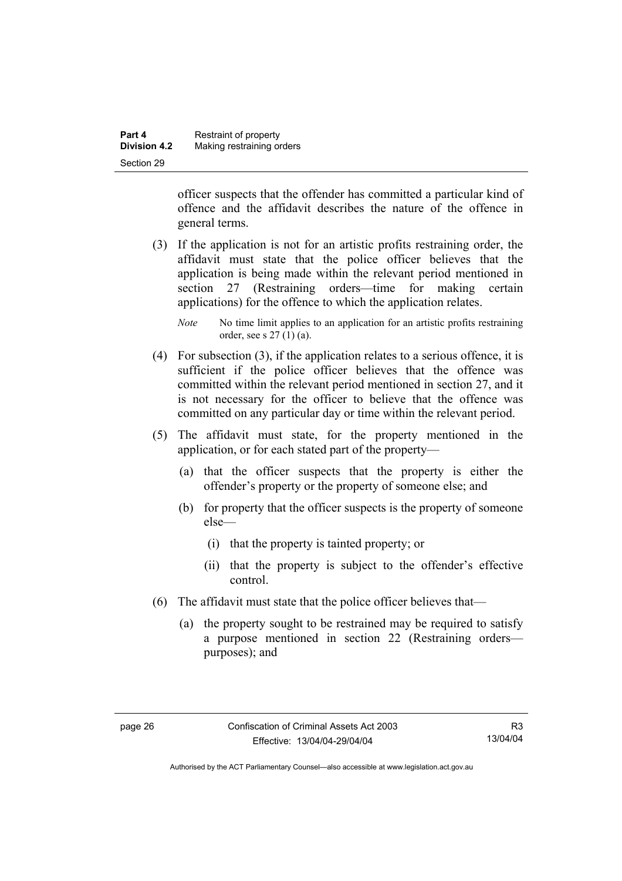officer suspects that the offender has committed a particular kind of offence and the affidavit describes the nature of the offence in general terms.

(3) If the application is not for an artistic profits restraining order, the affidavit must state that the police officer believes that the application is being made within the relevant period mentioned in section 27 (Restraining orders—time for making certain applications) for the offence to which the application relates.

*Note* No time limit applies to an application for an artistic profits restraining order, see s 27 (1) (a).

(4) For subsection (3), if the application relates to a serious offence, it is sufficient if the police officer believes that the offence was committed within the relevant period mentioned in section 27, and it is not necessary for the officer to believe that the offence was committed on any particular day or time within the relevant period.

(5) The affidavit must state, for the property mentioned in the application, or for each stated part of the property—

(a) that the officer suspects that the property is either the offender's property or the property of someone else; and

(b) for property that the officer suspects is the property of someone else—

(i) that the property is tainted property; or

(ii) that the property is subject to the offender's effective control.

(6) The affidavit must state that the police officer believes that—

(a) the property sought to be restrained may be required to satisfy a purpose mentioned in section 22 (Restraining orders—purposes); and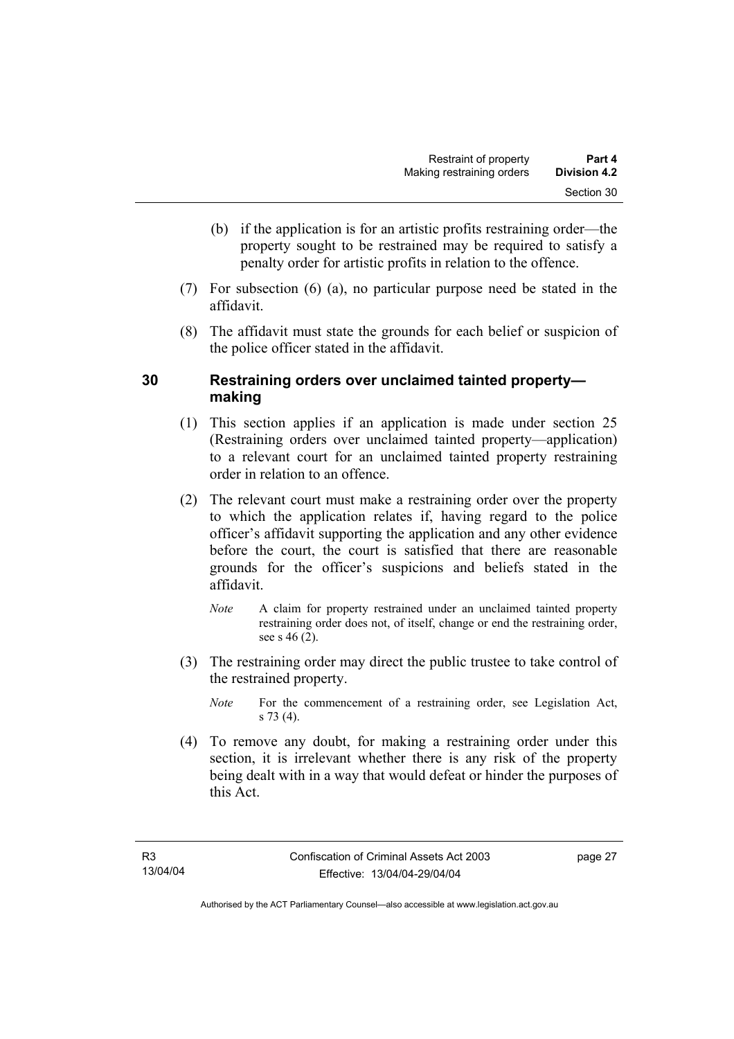(b) if the application is for an artistic profits restraining order—the property sought to be restrained may be required to satisfy a penalty order for artistic profits in relation to the offence.

(7) For subsection (6) (a), no particular purpose need be stated in the affidavit.

(8) The affidavit must state the grounds for each belief or suspicion of the police officer stated in the affidavit.

## 30 Restraining orders over unclaimed tainted property—making

(1) This section applies if an application is made under section 25 (Restraining orders over unclaimed tainted property—application) to a relevant court for an unclaimed tainted property restraining order in relation to an offence.

(2) The relevant court must make a restraining order over the property to which the application relates if, having regard to the police officer's affidavit supporting the application and any other evidence before the court, the court is satisfied that there are reasonable grounds for the officer's suspicions and beliefs stated in the affidavit.

*Note* A claim for property restrained under an unclaimed tainted property restraining order does not, of itself, change or end the restraining order, see s 46 (2).

(3) The restraining order may direct the public trustee to take control of the restrained property.

*Note* For the commencement of a restraining order, see Legislation Act, s 73 (4).

(4) To remove any doubt, for making a restraining order under this section, it is irrelevant whether there is any risk of the property being dealt with in a way that would defeat or hinder the purposes of this Act.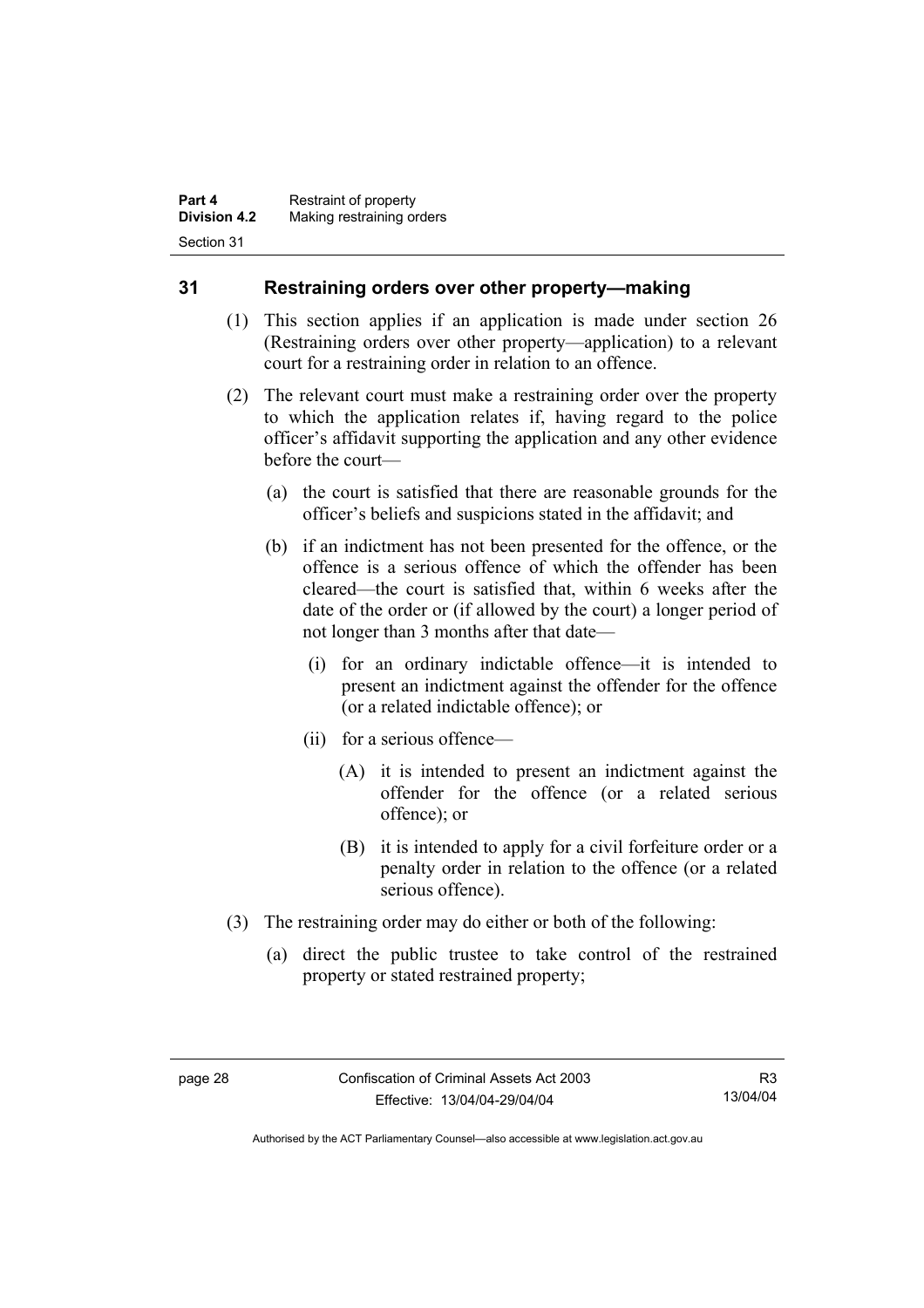## 31 Restraining orders over other property—making

(1) This section applies if an application is made under section 26 (Restraining orders over other property—application) to a relevant court for a restraining order in relation to an offence.

(2) The relevant court must make a restraining order over the property to which the application relates if, having regard to the police officer's affidavit supporting the application and any other evidence before the court—

(a) the court is satisfied that there are reasonable grounds for the officer's beliefs and suspicions stated in the affidavit; and

(b) if an indictment has not been presented for the offence, or the offence is a serious offence of which the offender has been cleared—the court is satisfied that, within 6 weeks after the date of the order or (if allowed by the court) a longer period of not longer than 3 months after that date—

(i) for an ordinary indictable offence—it is intended to present an indictment against the offender for the offence (or a related indictable offence); or

(ii) for a serious offence—

(A) it is intended to present an indictment against the offender for the offence (or a related serious offence); or

(B) it is intended to apply for a civil forfeiture order or a penalty order in relation to the offence (or a related serious offence).

(3) The restraining order may do either or both of the following:

(a) direct the public trustee to take control of the restrained property or stated restrained property;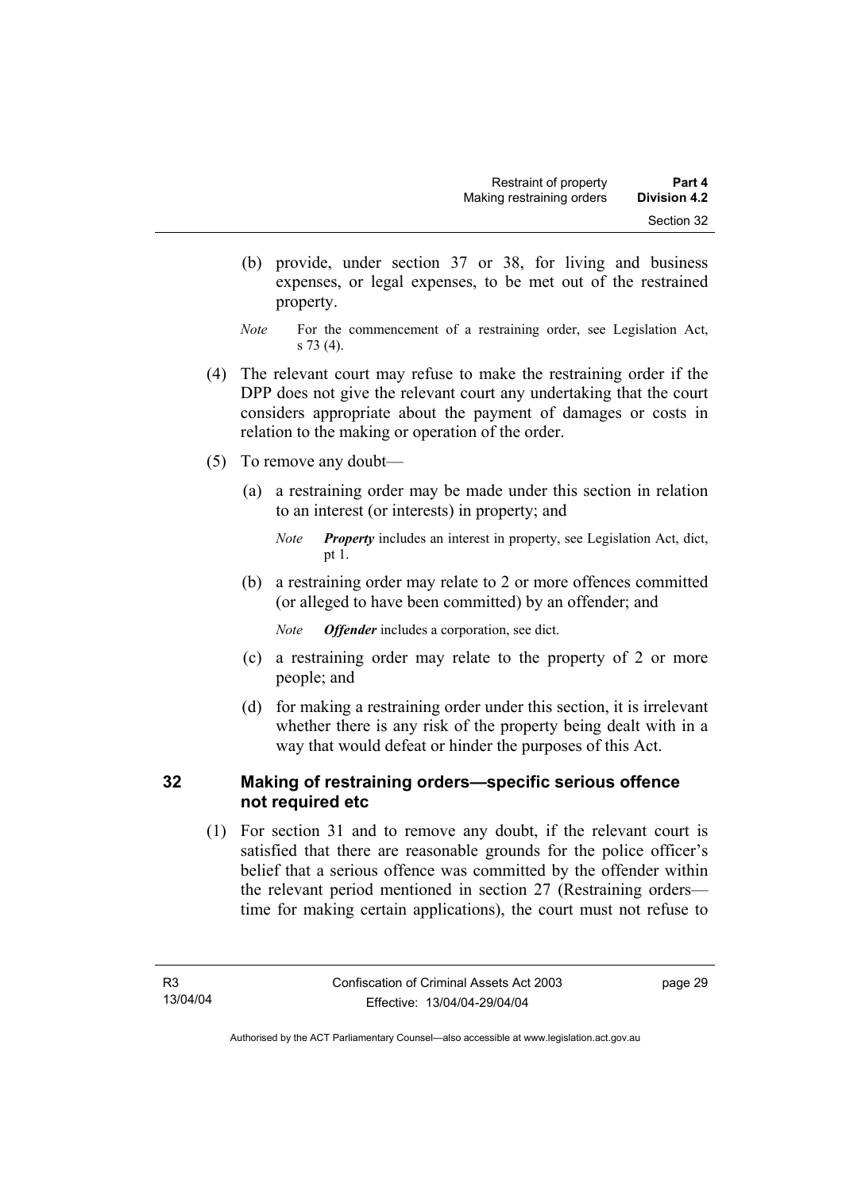(b) provide, under section 37 or 38, for living and business expenses, or legal expenses, to be met out of the restrained property.

*Note* For the commencement of a restraining order, see Legislation Act, s 73 (4).

(4) The relevant court may refuse to make the restraining order if the DPP does not give the relevant court any undertaking that the court considers appropriate about the payment of damages or costs in relation to the making or operation of the order.

(5) To remove any doubt—

(a) a restraining order may be made under this section in relation to an interest (or interests) in property; and

*Note* ***Property*** includes an interest in property, see Legislation Act, dict, pt 1.

(b) a restraining order may relate to 2 or more offences committed (or alleged to have been committed) by an offender; and

*Note* ***Offender*** includes a corporation, see dict.

(c) a restraining order may relate to the property of 2 or more people; and

(d) for making a restraining order under this section, it is irrelevant whether there is any risk of the property being dealt with in a way that would defeat or hinder the purposes of this Act.

## 32 Making of restraining orders—specific serious offence not required etc

(1) For section 31 and to remove any doubt, if the relevant court is satisfied that there are reasonable grounds for the police officer's belief that a serious offence was committed by the offender within the relevant period mentioned in section 27 (Restraining orders—time for making certain applications), the court must not refuse to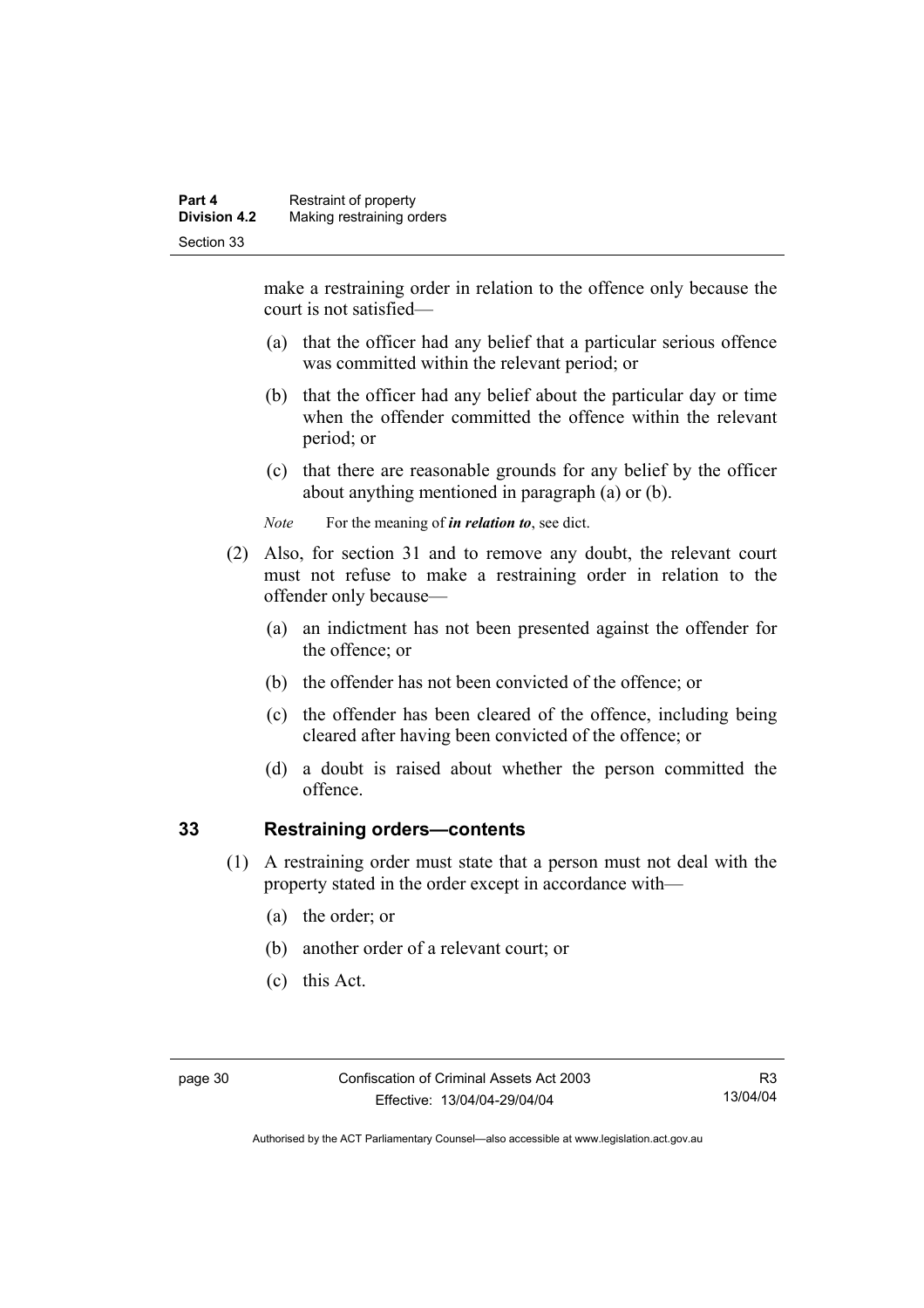make a restraining order in relation to the offence only because the court is not satisfied—

(a) that the officer had any belief that a particular serious offence was committed within the relevant period; or

(b) that the officer had any belief about the particular day or time when the offender committed the offence within the relevant period; or

(c) that there are reasonable grounds for any belief by the officer about anything mentioned in paragraph (a) or (b).

*Note* For the meaning of ***in relation to***, see dict.

(2) Also, for section 31 and to remove any doubt, the relevant court must not refuse to make a restraining order in relation to the offender only because—

(a) an indictment has not been presented against the offender for the offence; or

(b) the offender has not been convicted of the offence; or

(c) the offender has been cleared of the offence, including being cleared after having been convicted of the offence; or

(d) a doubt is raised about whether the person committed the offence.

## 33 Restraining orders—contents

(1) A restraining order must state that a person must not deal with the property stated in the order except in accordance with—

(a) the order; or

(b) another order of a relevant court; or

(c) this Act.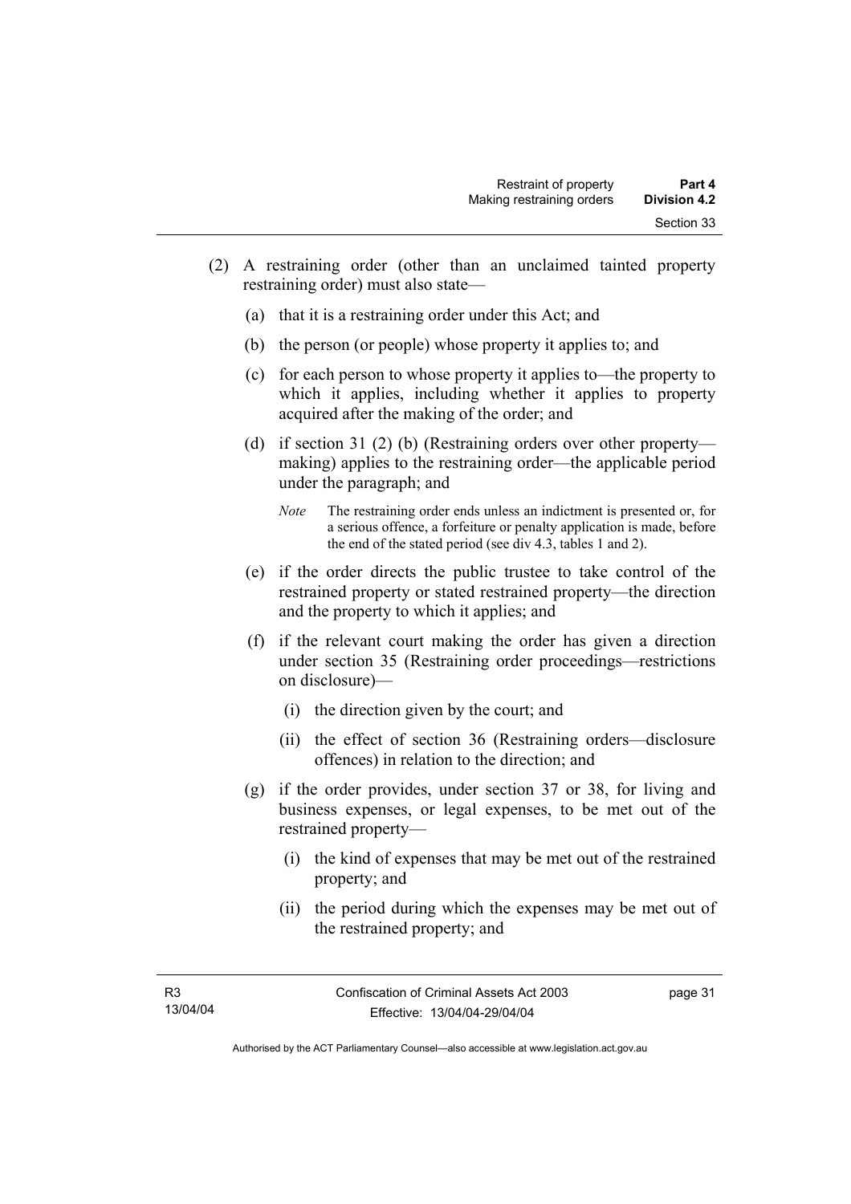(2) A restraining order (other than an unclaimed tainted property restraining order) must also state—

(a) that it is a restraining order under this Act; and

(b) the person (or people) whose property it applies to; and

(c) for each person to whose property it applies to—the property to which it applies, including whether it applies to property acquired after the making of the order; and

(d) if section 31 (2) (b) (Restraining orders over other property—making) applies to the restraining order—the applicable period under the paragraph; and

*Note* The restraining order ends unless an indictment is presented or, for a serious offence, a forfeiture or penalty application is made, before the end of the stated period (see div 4.3, tables 1 and 2).

(e) if the order directs the public trustee to take control of the restrained property or stated restrained property—the direction and the property to which it applies; and

(f) if the relevant court making the order has given a direction under section 35 (Restraining order proceedings—restrictions on disclosure)—

(i) the direction given by the court; and

(ii) the effect of section 36 (Restraining orders—disclosure offences) in relation to the direction; and

(g) if the order provides, under section 37 or 38, for living and business expenses, or legal expenses, to be met out of the restrained property—

(i) the kind of expenses that may be met out of the restrained property; and

(ii) the period during which the expenses may be met out of the restrained property; and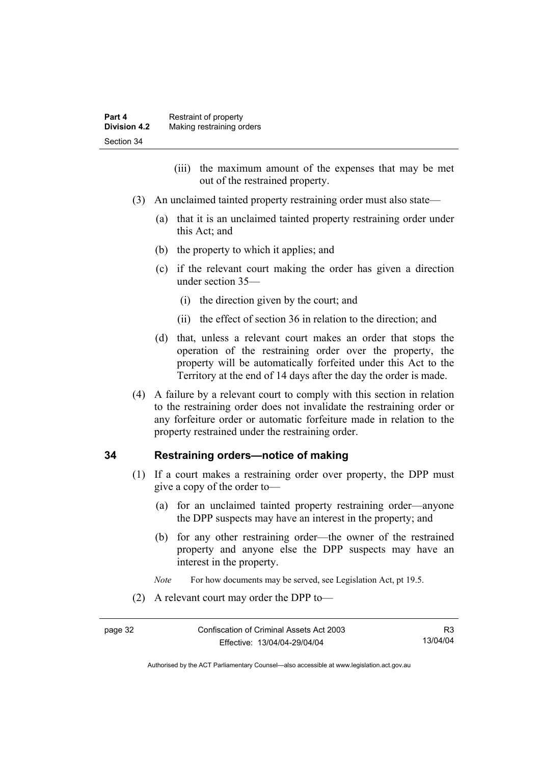(iii) the maximum amount of the expenses that may be met out of the restrained property.

(3) An unclaimed tainted property restraining order must also state—

(a) that it is an unclaimed tainted property restraining order under this Act; and

(b) the property to which it applies; and

(c) if the relevant court making the order has given a direction under section 35—

(i) the direction given by the court; and

(ii) the effect of section 36 in relation to the direction; and

(d) that, unless a relevant court makes an order that stops the operation of the restraining order over the property, the property will be automatically forfeited under this Act to the Territory at the end of 14 days after the day the order is made.

(4) A failure by a relevant court to comply with this section in relation to the restraining order does not invalidate the restraining order or any forfeiture order or automatic forfeiture made in relation to the property restrained under the restraining order.

## 34 Restraining orders—notice of making

(1) If a court makes a restraining order over property, the DPP must give a copy of the order to—

(a) for an unclaimed tainted property restraining order—anyone the DPP suspects may have an interest in the property; and

(b) for any other restraining order—the owner of the restrained property and anyone else the DPP suspects may have an interest in the property.

*Note* For how documents may be served, see Legislation Act, pt 19.5.

(2) A relevant court may order the DPP to—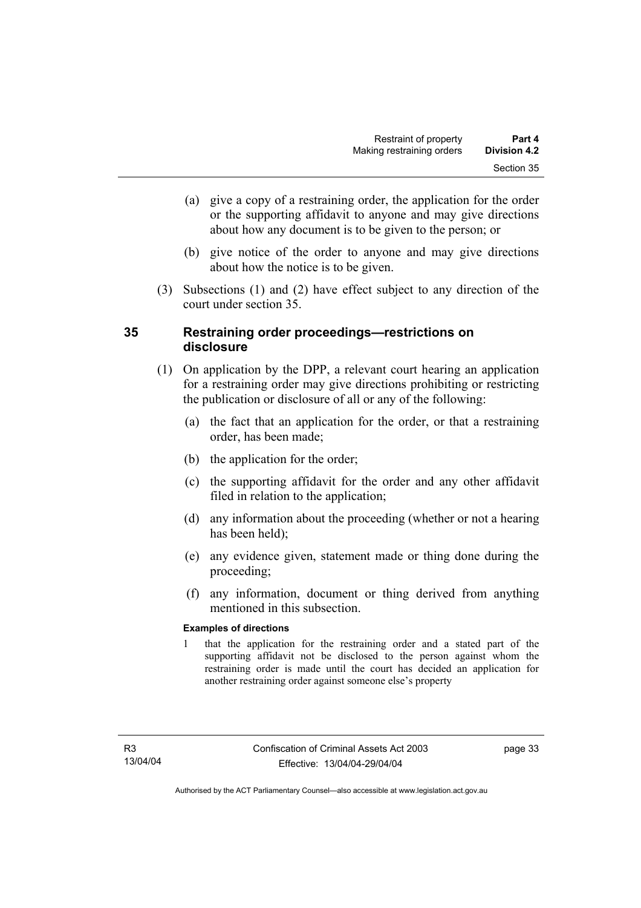(a) give a copy of a restraining order, the application for the order or the supporting affidavit to anyone and may give directions about how any document is to be given to the person; or

(b) give notice of the order to anyone and may give directions about how the notice is to be given.

(3) Subsections (1) and (2) have effect subject to any direction of the court under section 35.

## 35 Restraining order proceedings—restrictions on disclosure

(1) On application by the DPP, a relevant court hearing an application for a restraining order may give directions prohibiting or restricting the publication or disclosure of all or any of the following:

(a) the fact that an application for the order, or that a restraining order, has been made;

(b) the application for the order;

(c) the supporting affidavit for the order and any other affidavit filed in relation to the application;

(d) any information about the proceeding (whether or not a hearing has been held);

(e) any evidence given, statement made or thing done during the proceeding;

(f) any information, document or thing derived from anything mentioned in this subsection.

**Examples of directions**

1 that the application for the restraining order and a stated part of the supporting affidavit not be disclosed to the person against whom the restraining order is made until the court has decided an application for another restraining order against someone else's property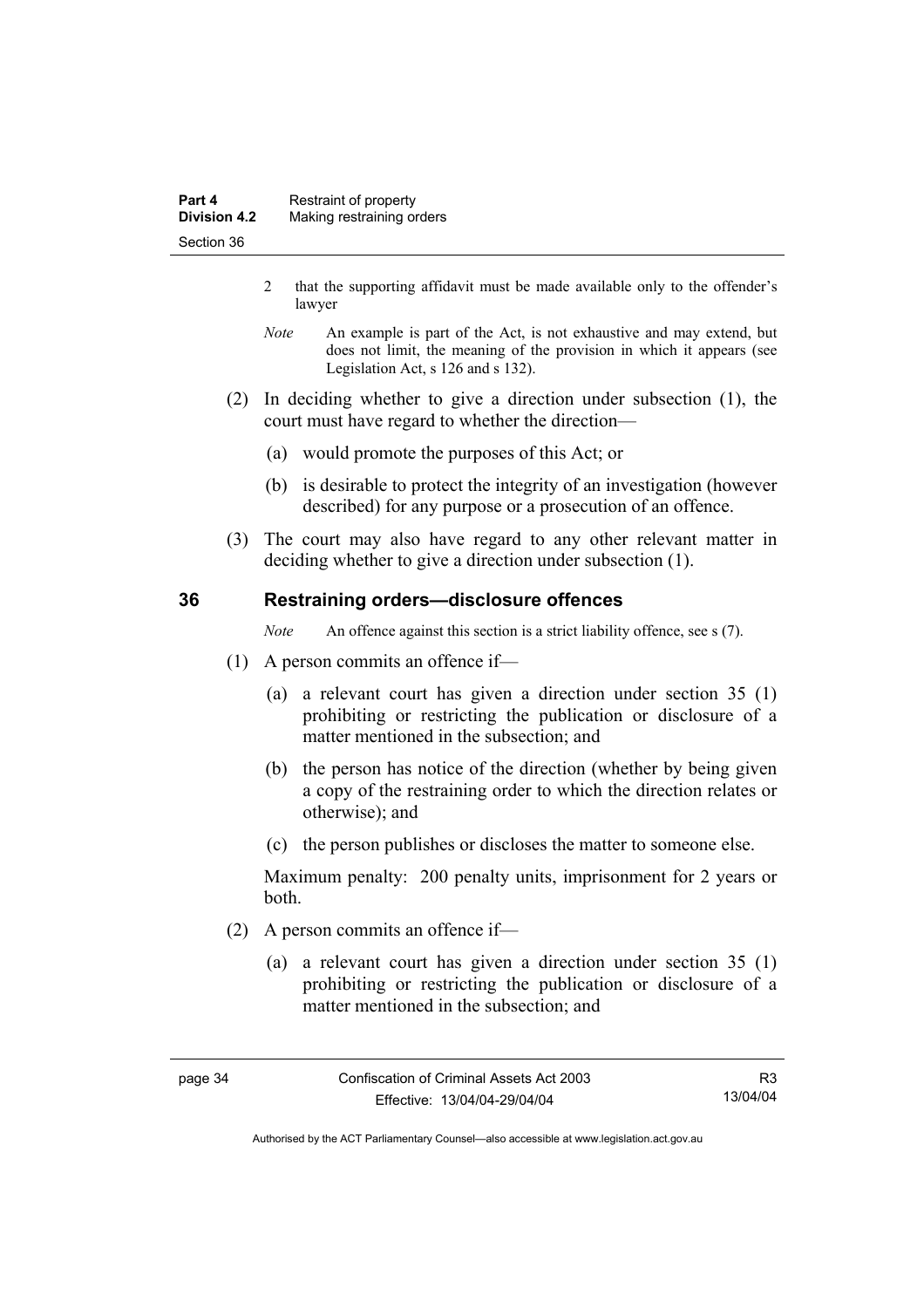2 that the supporting affidavit must be made available only to the offender's lawyer

*Note* An example is part of the Act, is not exhaustive and may extend, but does not limit, the meaning of the provision in which it appears (see Legislation Act, s 126 and s 132).

(2) In deciding whether to give a direction under subsection (1), the court must have regard to whether the direction—

(a) would promote the purposes of this Act; or

(b) is desirable to protect the integrity of an investigation (however described) for any purpose or a prosecution of an offence.

(3) The court may also have regard to any other relevant matter in deciding whether to give a direction under subsection (1).

## 36 Restraining orders—disclosure offences

*Note* An offence against this section is a strict liability offence, see s (7).

(1) A person commits an offence if—

(a) a relevant court has given a direction under section 35 (1) prohibiting or restricting the publication or disclosure of a matter mentioned in the subsection; and

(b) the person has notice of the direction (whether by being given a copy of the restraining order to which the direction relates or otherwise); and

(c) the person publishes or discloses the matter to someone else.

Maximum penalty: 200 penalty units, imprisonment for 2 years or both.

(2) A person commits an offence if—

(a) a relevant court has given a direction under section 35 (1) prohibiting or restricting the publication or disclosure of a matter mentioned in the subsection; and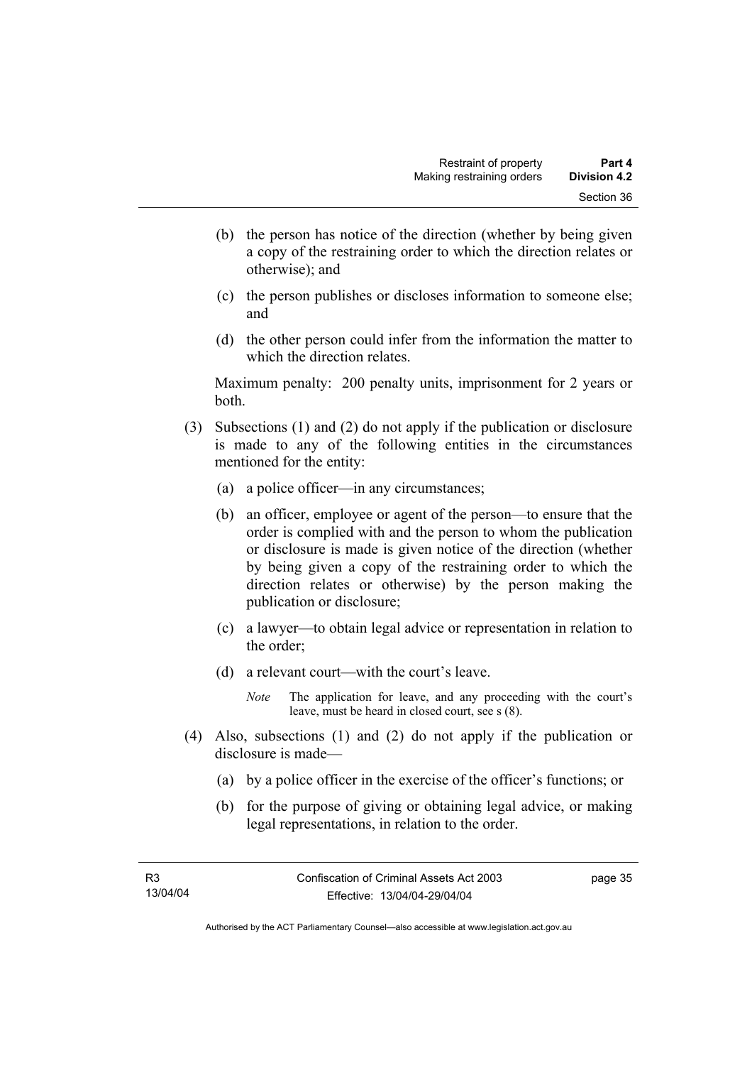(b) the person has notice of the direction (whether by being given a copy of the restraining order to which the direction relates or otherwise); and

(c) the person publishes or discloses information to someone else; and

(d) the other person could infer from the information the matter to which the direction relates.

Maximum penalty: 200 penalty units, imprisonment for 2 years or both.

(3) Subsections (1) and (2) do not apply if the publication or disclosure is made to any of the following entities in the circumstances mentioned for the entity:

(a) a police officer—in any circumstances;

(b) an officer, employee or agent of the person—to ensure that the order is complied with and the person to whom the publication or disclosure is made is given notice of the direction (whether by being given a copy of the restraining order to which the direction relates or otherwise) by the person making the publication or disclosure;

(c) a lawyer—to obtain legal advice or representation in relation to the order;

(d) a relevant court—with the court's leave.

*Note* The application for leave, and any proceeding with the court's leave, must be heard in closed court, see s (8).

(4) Also, subsections (1) and (2) do not apply if the publication or disclosure is made—

(a) by a police officer in the exercise of the officer's functions; or

(b) for the purpose of giving or obtaining legal advice, or making legal representations, in relation to the order.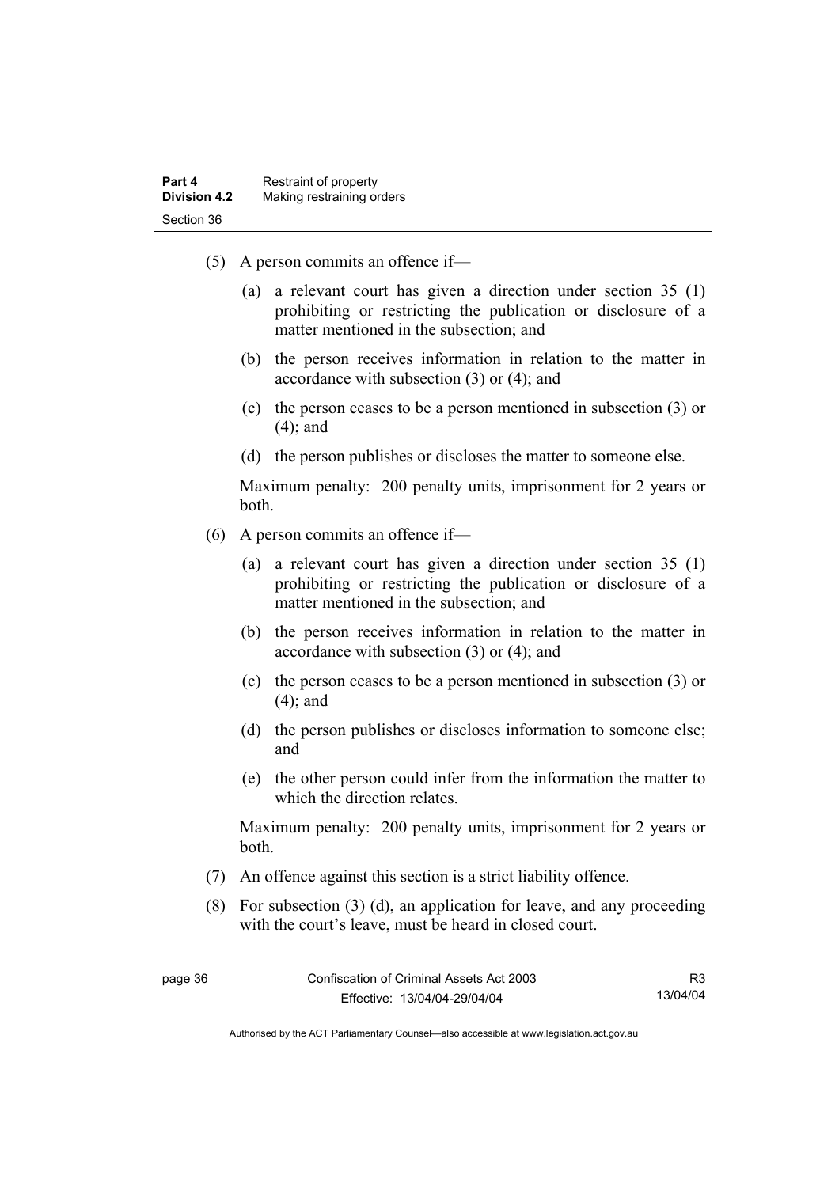(5) A person commits an offence if—

(a) a relevant court has given a direction under section 35 (1) prohibiting or restricting the publication or disclosure of a matter mentioned in the subsection; and

(b) the person receives information in relation to the matter in accordance with subsection (3) or (4); and

(c) the person ceases to be a person mentioned in subsection (3) or (4); and

(d) the person publishes or discloses the matter to someone else.

Maximum penalty: 200 penalty units, imprisonment for 2 years or both.

(6) A person commits an offence if—

(a) a relevant court has given a direction under section 35 (1) prohibiting or restricting the publication or disclosure of a matter mentioned in the subsection; and

(b) the person receives information in relation to the matter in accordance with subsection (3) or (4); and

(c) the person ceases to be a person mentioned in subsection (3) or (4); and

(d) the person publishes or discloses information to someone else; and

(e) the other person could infer from the information the matter to which the direction relates.

Maximum penalty: 200 penalty units, imprisonment for 2 years or both.

(7) An offence against this section is a strict liability offence.

(8) For subsection (3) (d), an application for leave, and any proceeding with the court's leave, must be heard in closed court.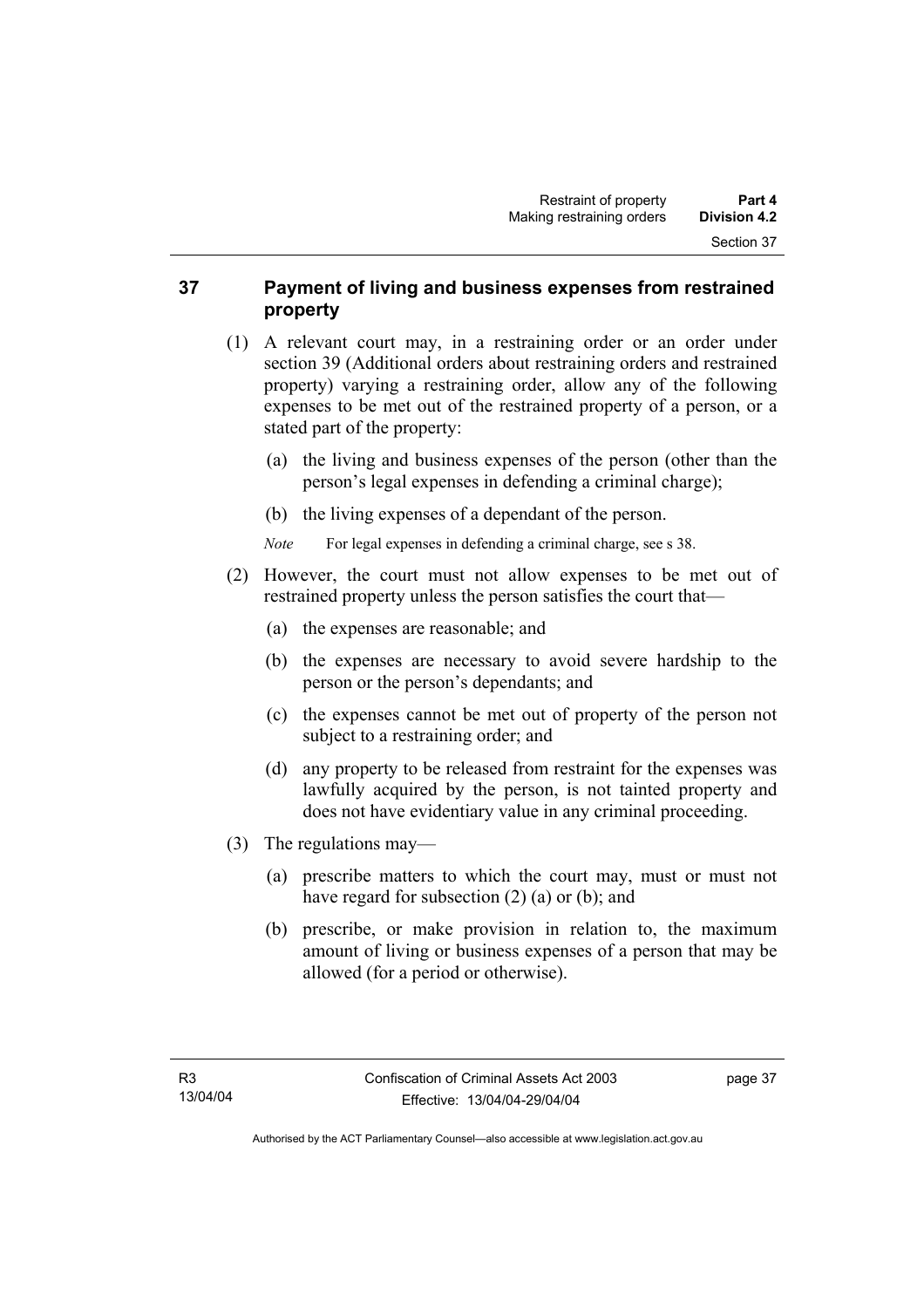## 37 Payment of living and business expenses from restrained property

(1) A relevant court may, in a restraining order or an order under section 39 (Additional orders about restraining orders and restrained property) varying a restraining order, allow any of the following expenses to be met out of the restrained property of a person, or a stated part of the property:

(a) the living and business expenses of the person (other than the person's legal expenses in defending a criminal charge);

(b) the living expenses of a dependant of the person.

*Note* For legal expenses in defending a criminal charge, see s 38.

(2) However, the court must not allow expenses to be met out of restrained property unless the person satisfies the court that—

(a) the expenses are reasonable; and

(b) the expenses are necessary to avoid severe hardship to the person or the person's dependants; and

(c) the expenses cannot be met out of property of the person not subject to a restraining order; and

(d) any property to be released from restraint for the expenses was lawfully acquired by the person, is not tainted property and does not have evidentiary value in any criminal proceeding.

(3) The regulations may—

(a) prescribe matters to which the court may, must or must not have regard for subsection (2) (a) or (b); and

(b) prescribe, or make provision in relation to, the maximum amount of living or business expenses of a person that may be allowed (for a period or otherwise).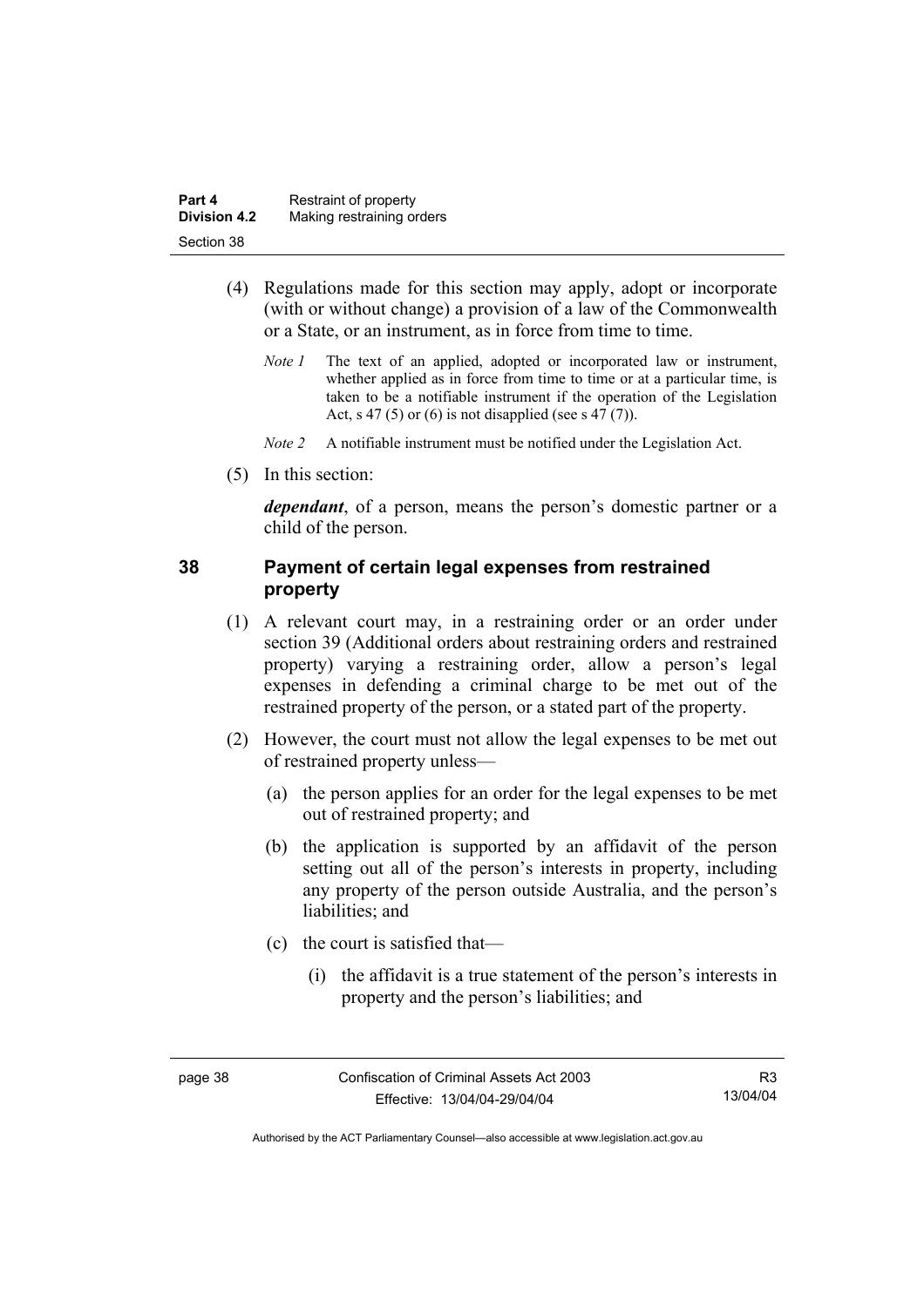(4) Regulations made for this section may apply, adopt or incorporate (with or without change) a provision of a law of the Commonwealth or a State, or an instrument, as in force from time to time.

*Note 1* The text of an applied, adopted or incorporated law or instrument, whether applied as in force from time to time or at a particular time, is taken to be a notifiable instrument if the operation of the Legislation Act, s 47 (5) or (6) is not disapplied (see s 47 (7)).

*Note 2* A notifiable instrument must be notified under the Legislation Act.

(5) In this section:

***dependant***, of a person, means the person's domestic partner or a child of the person.

## 38 Payment of certain legal expenses from restrained property

(1) A relevant court may, in a restraining order or an order under section 39 (Additional orders about restraining orders and restrained property) varying a restraining order, allow a person's legal expenses in defending a criminal charge to be met out of the restrained property of the person, or a stated part of the property.

(2) However, the court must not allow the legal expenses to be met out of restrained property unless—

(a) the person applies for an order for the legal expenses to be met out of restrained property; and

(b) the application is supported by an affidavit of the person setting out all of the person's interests in property, including any property of the person outside Australia, and the person's liabilities; and

(c) the court is satisfied that—

(i) the affidavit is a true statement of the person's interests in property and the person's liabilities; and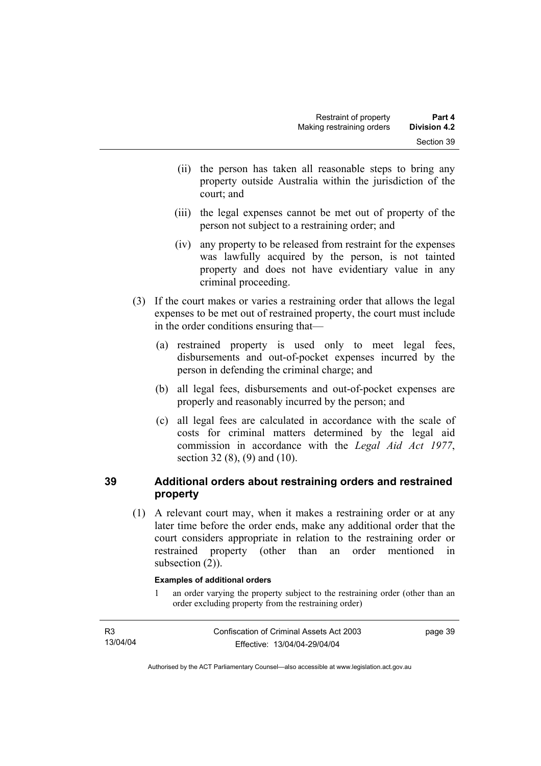(ii) the person has taken all reasonable steps to bring any property outside Australia within the jurisdiction of the court; and

(iii) the legal expenses cannot be met out of property of the person not subject to a restraining order; and

(iv) any property to be released from restraint for the expenses was lawfully acquired by the person, is not tainted property and does not have evidentiary value in any criminal proceeding.

(3) If the court makes or varies a restraining order that allows the legal expenses to be met out of restrained property, the court must include in the order conditions ensuring that—

(a) restrained property is used only to meet legal fees, disbursements and out-of-pocket expenses incurred by the person in defending the criminal charge; and

(b) all legal fees, disbursements and out-of-pocket expenses are properly and reasonably incurred by the person; and

(c) all legal fees are calculated in accordance with the scale of costs for criminal matters determined by the legal aid commission in accordance with the *Legal Aid Act 1977*, section 32 (8), (9) and (10).

## 39 Additional orders about restraining orders and restrained property

(1) A relevant court may, when it makes a restraining order or at any later time before the order ends, make any additional order that the court considers appropriate in relation to the restraining order or restrained property (other than an order mentioned in subsection (2)).

**Examples of additional orders**

1 an order varying the property subject to the restraining order (other than an order excluding property from the restraining order)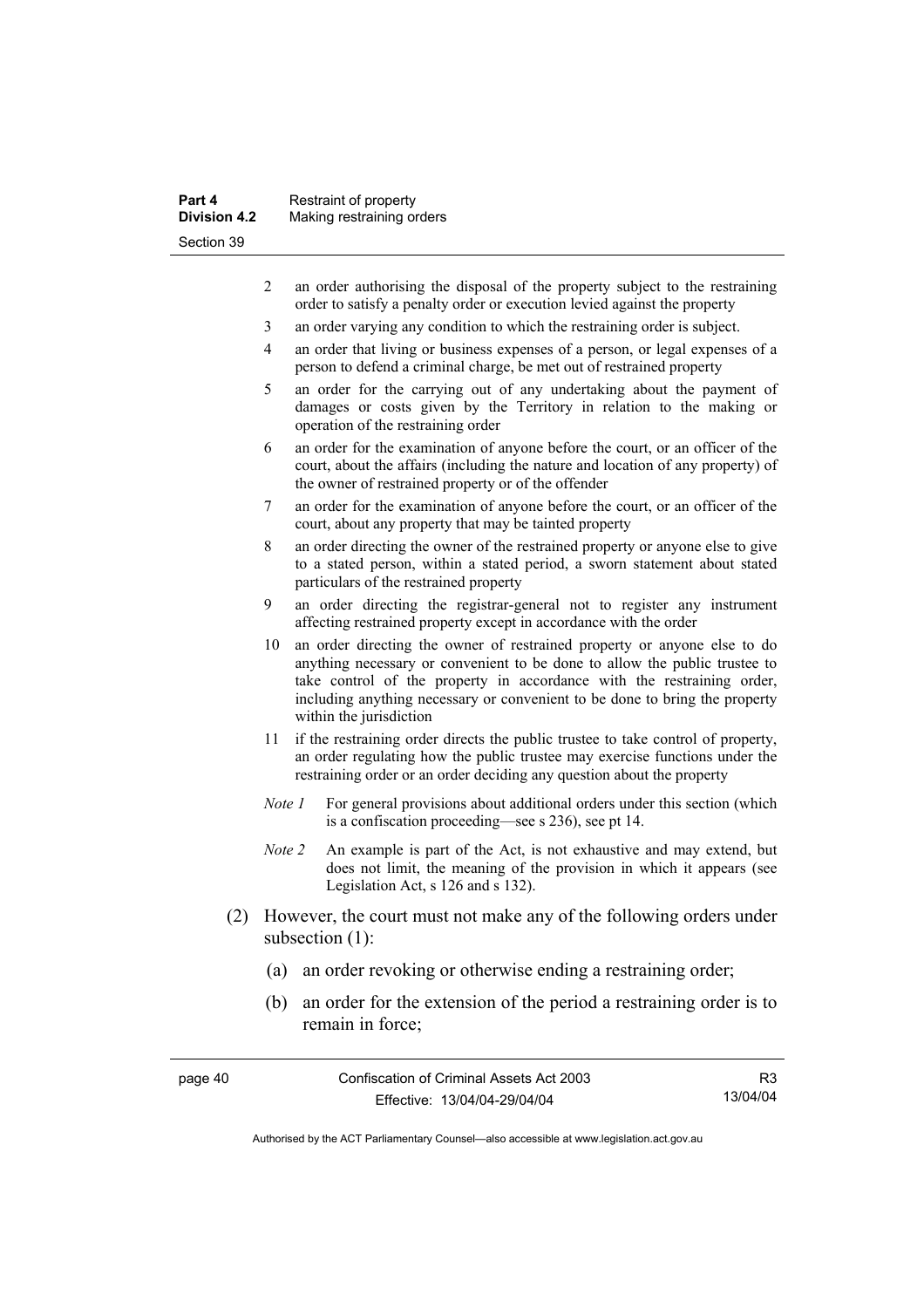2 an order authorising the disposal of the property subject to the restraining order to satisfy a penalty order or execution levied against the property

3 an order varying any condition to which the restraining order is subject.

4 an order that living or business expenses of a person, or legal expenses of a person to defend a criminal charge, be met out of restrained property

5 an order for the carrying out of any undertaking about the payment of damages or costs given by the Territory in relation to the making or operation of the restraining order

6 an order for the examination of anyone before the court, or an officer of the court, about the affairs (including the nature and location of any property) of the owner of restrained property or of the offender

7 an order for the examination of anyone before the court, or an officer of the court, about any property that may be tainted property

8 an order directing the owner of the restrained property or anyone else to give to a stated person, within a stated period, a sworn statement about stated particulars of the restrained property

9 an order directing the registrar-general not to register any instrument affecting restrained property except in accordance with the order

10 an order directing the owner of restrained property or anyone else to do anything necessary or convenient to be done to allow the public trustee to take control of the property in accordance with the restraining order, including anything necessary or convenient to be done to bring the property within the jurisdiction

11 if the restraining order directs the public trustee to take control of property, an order regulating how the public trustee may exercise functions under the restraining order or an order deciding any question about the property

*Note 1* For general provisions about additional orders under this section (which is a confiscation proceeding—see s 236), see pt 14.

*Note 2* An example is part of the Act, is not exhaustive and may extend, but does not limit, the meaning of the provision in which it appears (see Legislation Act, s 126 and s 132).

(2) However, the court must not make any of the following orders under subsection (1):

(a) an order revoking or otherwise ending a restraining order;

(b) an order for the extension of the period a restraining order is to remain in force;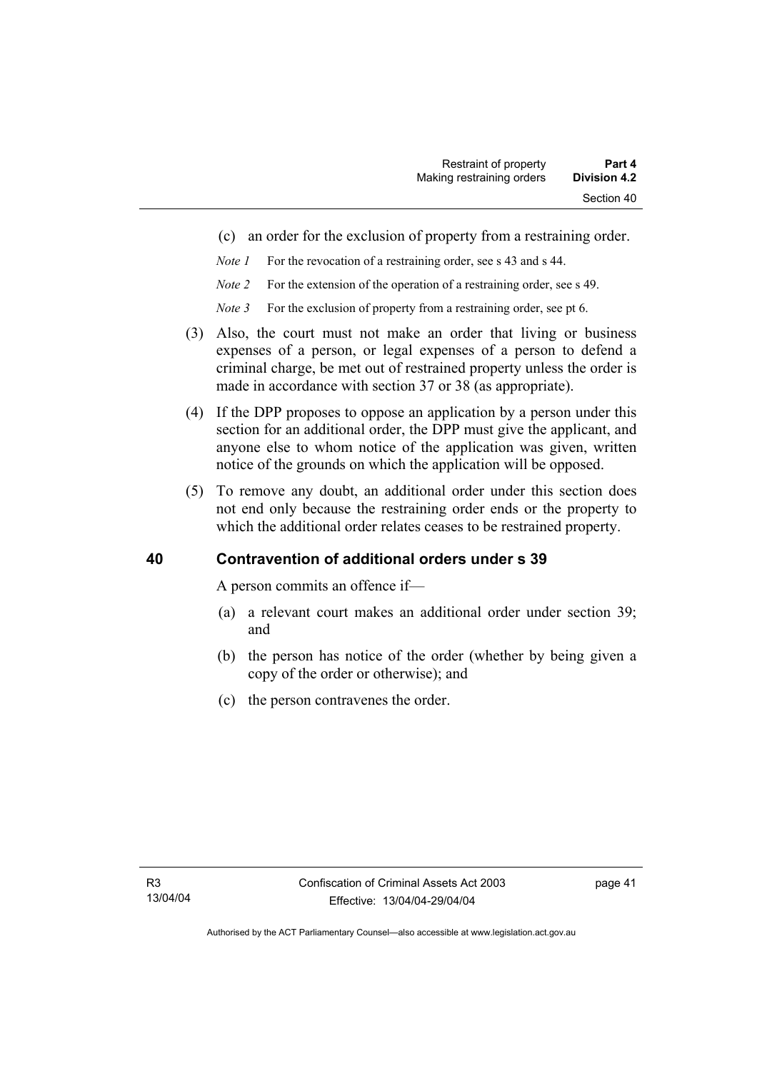(c) an order for the exclusion of property from a restraining order.

*Note 1* For the revocation of a restraining order, see s 43 and s 44.

*Note 2* For the extension of the operation of a restraining order, see s 49.

*Note 3* For the exclusion of property from a restraining order, see pt 6.

(3) Also, the court must not make an order that living or business expenses of a person, or legal expenses of a person to defend a criminal charge, be met out of restrained property unless the order is made in accordance with section 37 or 38 (as appropriate).

(4) If the DPP proposes to oppose an application by a person under this section for an additional order, the DPP must give the applicant, and anyone else to whom notice of the application was given, written notice of the grounds on which the application will be opposed.

(5) To remove any doubt, an additional order under this section does not end only because the restraining order ends or the property to which the additional order relates ceases to be restrained property.

## 40 Contravention of additional orders under s 39

A person commits an offence if—

(a) a relevant court makes an additional order under section 39; and

(b) the person has notice of the order (whether by being given a copy of the order or otherwise); and

(c) the person contravenes the order.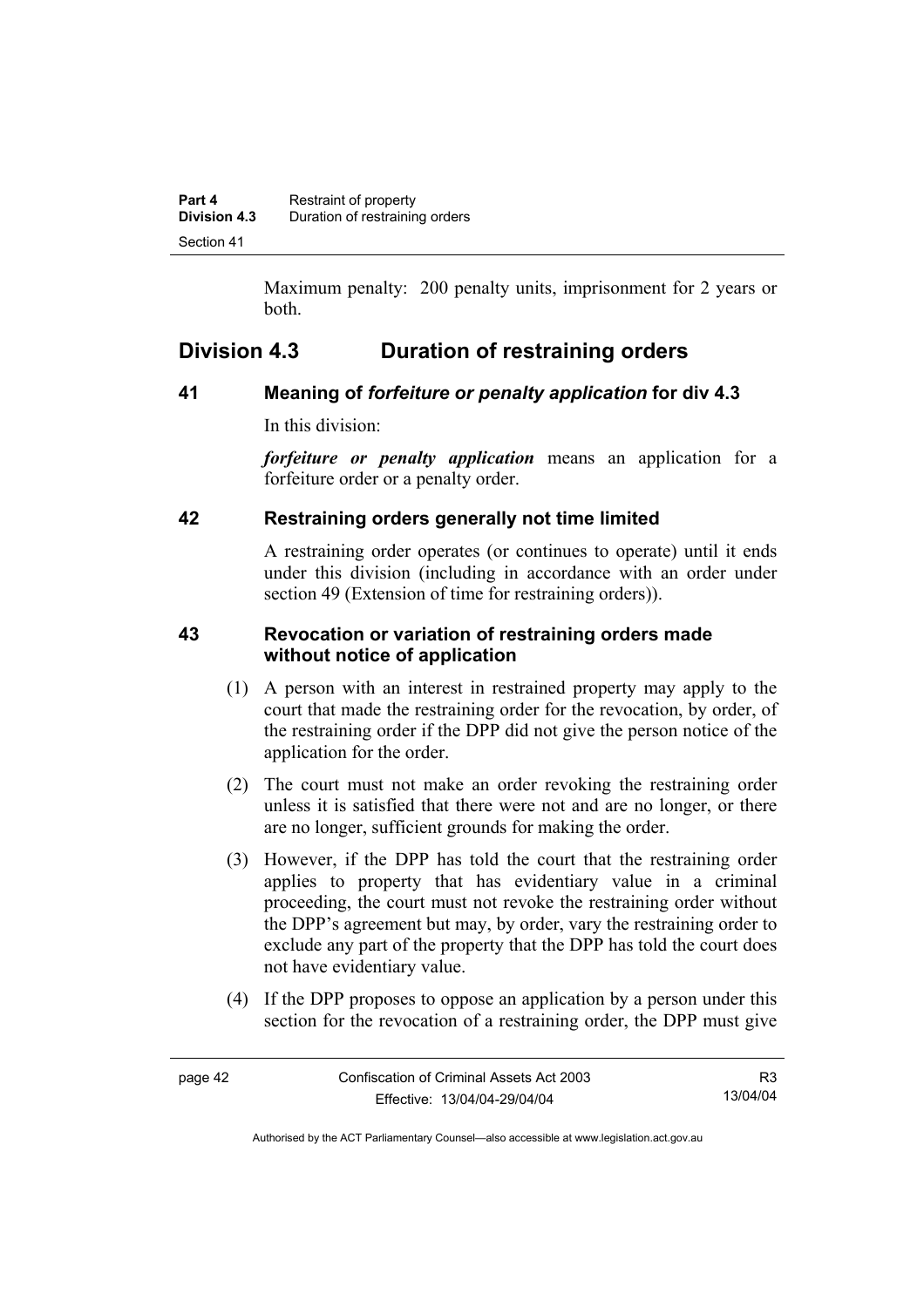Maximum penalty: 200 penalty units, imprisonment for 2 years or both.

## Division 4.3 Duration of restraining orders

### 41 Meaning of *forfeiture or penalty application* for div 4.3

In this division:

***forfeiture or penalty application*** means an application for a forfeiture order or a penalty order.

### 42 Restraining orders generally not time limited

A restraining order operates (or continues to operate) until it ends under this division (including in accordance with an order under section 49 (Extension of time for restraining orders)).

### 43 Revocation or variation of restraining orders made without notice of application

(1) A person with an interest in restrained property may apply to the court that made the restraining order for the revocation, by order, of the restraining order if the DPP did not give the person notice of the application for the order.

(2) The court must not make an order revoking the restraining order unless it is satisfied that there were not and are no longer, or there are no longer, sufficient grounds for making the order.

(3) However, if the DPP has told the court that the restraining order applies to property that has evidentiary value in a criminal proceeding, the court must not revoke the restraining order without the DPP's agreement but may, by order, vary the restraining order to exclude any part of the property that the DPP has told the court does not have evidentiary value.

(4) If the DPP proposes to oppose an application by a person under this section for the revocation of a restraining order, the DPP must give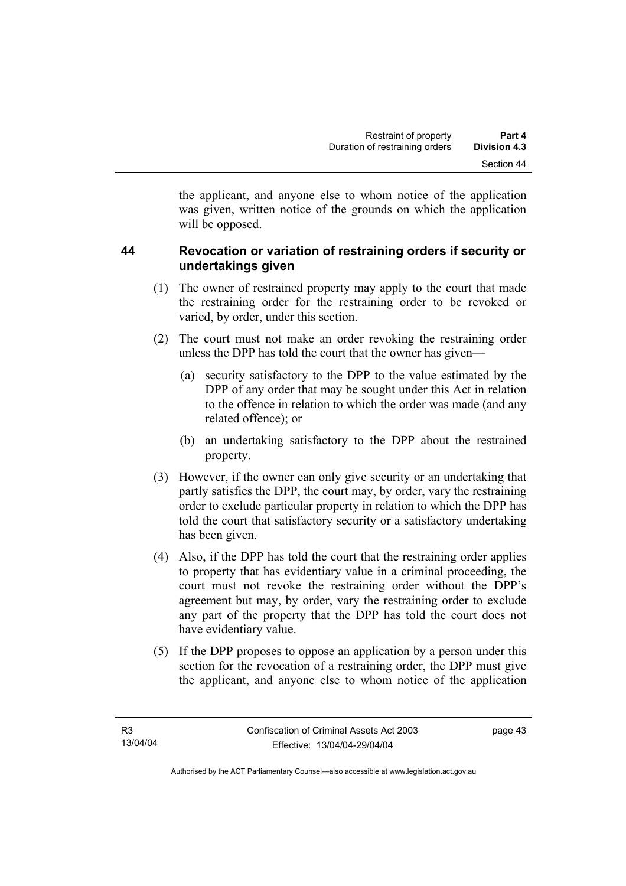the applicant, and anyone else to whom notice of the application was given, written notice of the grounds on which the application will be opposed.

## 44 Revocation or variation of restraining orders if security or undertakings given

(1) The owner of restrained property may apply to the court that made the restraining order for the restraining order to be revoked or varied, by order, under this section.

(2) The court must not make an order revoking the restraining order unless the DPP has told the court that the owner has given—

(a) security satisfactory to the DPP to the value estimated by the DPP of any order that may be sought under this Act in relation to the offence in relation to which the order was made (and any related offence); or

(b) an undertaking satisfactory to the DPP about the restrained property.

(3) However, if the owner can only give security or an undertaking that partly satisfies the DPP, the court may, by order, vary the restraining order to exclude particular property in relation to which the DPP has told the court that satisfactory security or a satisfactory undertaking has been given.

(4) Also, if the DPP has told the court that the restraining order applies to property that has evidentiary value in a criminal proceeding, the court must not revoke the restraining order without the DPP's agreement but may, by order, vary the restraining order to exclude any part of the property that the DPP has told the court does not have evidentiary value.

(5) If the DPP proposes to oppose an application by a person under this section for the revocation of a restraining order, the DPP must give the applicant, and anyone else to whom notice of the application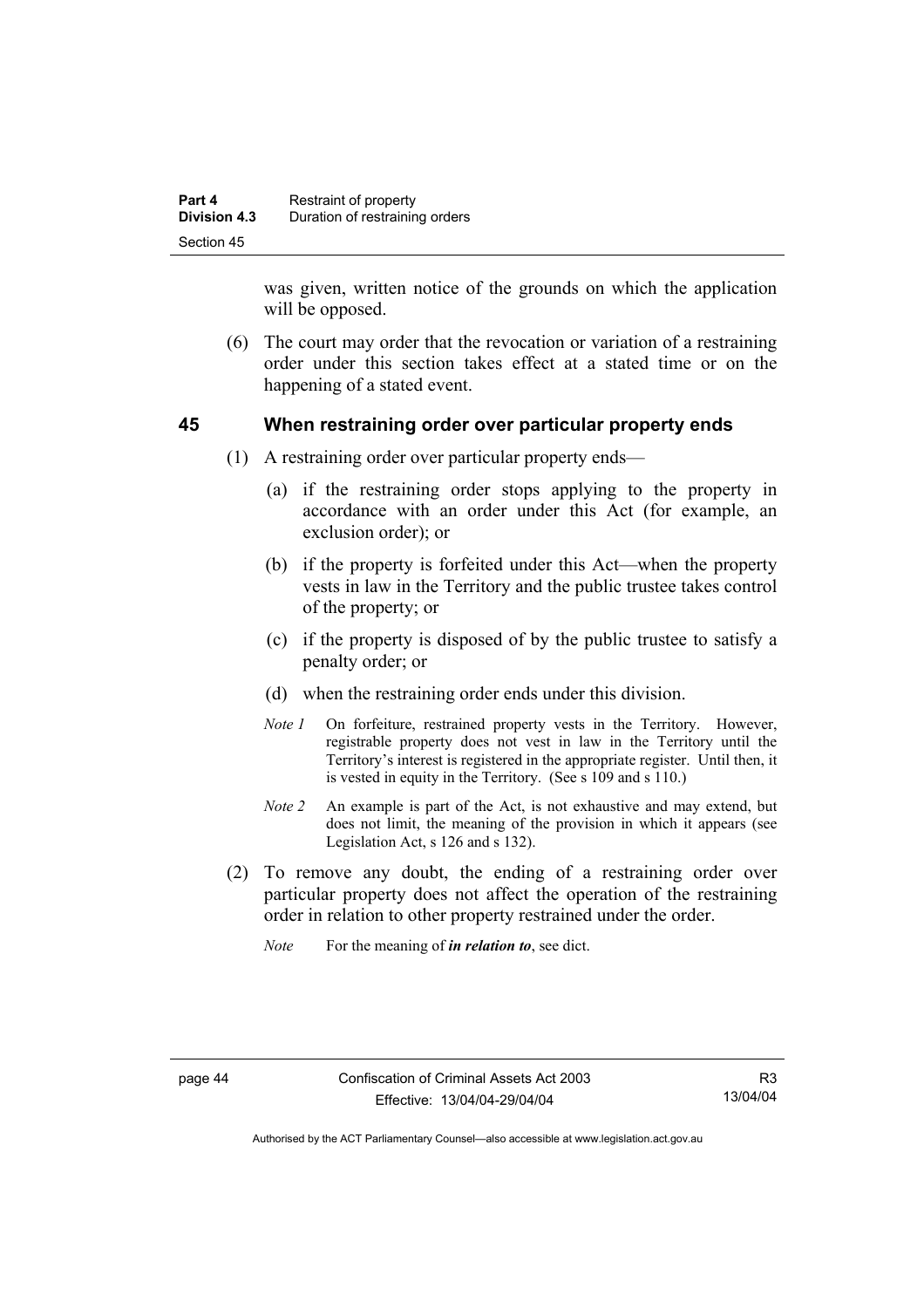was given, written notice of the grounds on which the application will be opposed.

(6) The court may order that the revocation or variation of a restraining order under this section takes effect at a stated time or on the happening of a stated event.

## 45 When restraining order over particular property ends

(1) A restraining order over particular property ends—

(a) if the restraining order stops applying to the property in accordance with an order under this Act (for example, an exclusion order); or

(b) if the property is forfeited under this Act—when the property vests in law in the Territory and the public trustee takes control of the property; or

(c) if the property is disposed of by the public trustee to satisfy a penalty order; or

(d) when the restraining order ends under this division.

*Note 1* On forfeiture, restrained property vests in the Territory. However, registrable property does not vest in law in the Territory until the Territory's interest is registered in the appropriate register. Until then, it is vested in equity in the Territory. (See s 109 and s 110.)

*Note 2* An example is part of the Act, is not exhaustive and may extend, but does not limit, the meaning of the provision in which it appears (see Legislation Act, s 126 and s 132).

(2) To remove any doubt, the ending of a restraining order over particular property does not affect the operation of the restraining order in relation to other property restrained under the order.

*Note* For the meaning of ***in relation to***, see dict.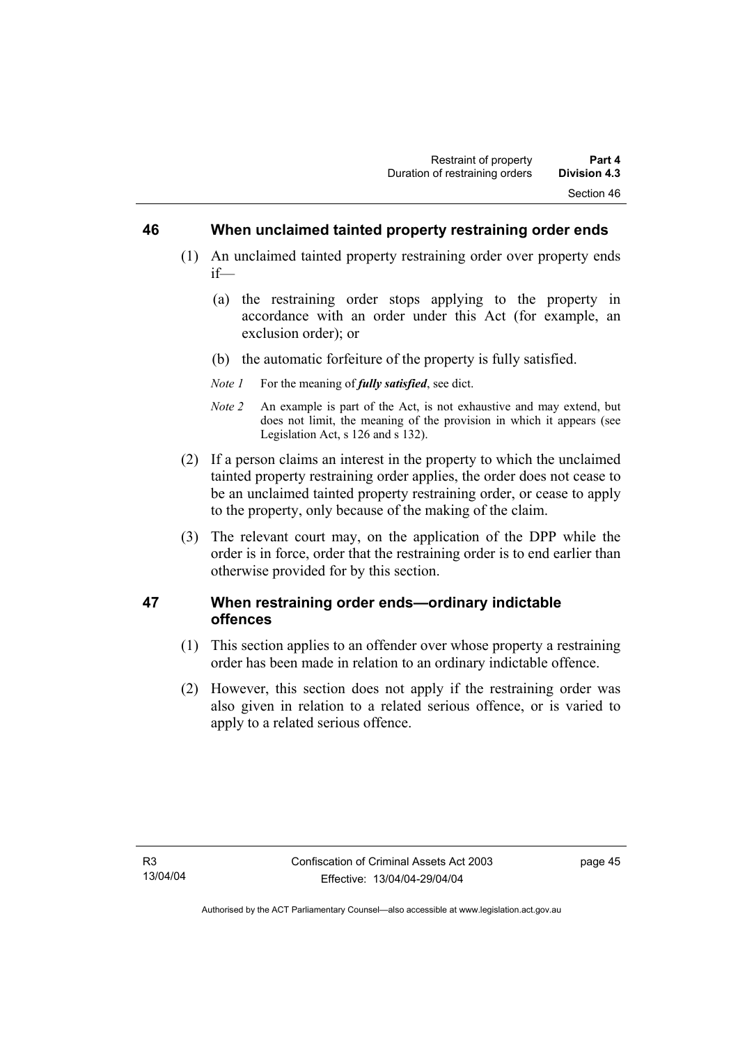## 46 When unclaimed tainted property restraining order ends

(1) An unclaimed tainted property restraining order over property ends if—

(a) the restraining order stops applying to the property in accordance with an order under this Act (for example, an exclusion order); or

(b) the automatic forfeiture of the property is fully satisfied.

*Note 1* For the meaning of ***fully satisfied***, see dict.

*Note 2* An example is part of the Act, is not exhaustive and may extend, but does not limit, the meaning of the provision in which it appears (see Legislation Act, s 126 and s 132).

(2) If a person claims an interest in the property to which the unclaimed tainted property restraining order applies, the order does not cease to be an unclaimed tainted property restraining order, or cease to apply to the property, only because of the making of the claim.

(3) The relevant court may, on the application of the DPP while the order is in force, order that the restraining order is to end earlier than otherwise provided for by this section.

## 47 When restraining order ends—ordinary indictable offences

(1) This section applies to an offender over whose property a restraining order has been made in relation to an ordinary indictable offence.

(2) However, this section does not apply if the restraining order was also given in relation to a related serious offence, or is varied to apply to a related serious offence.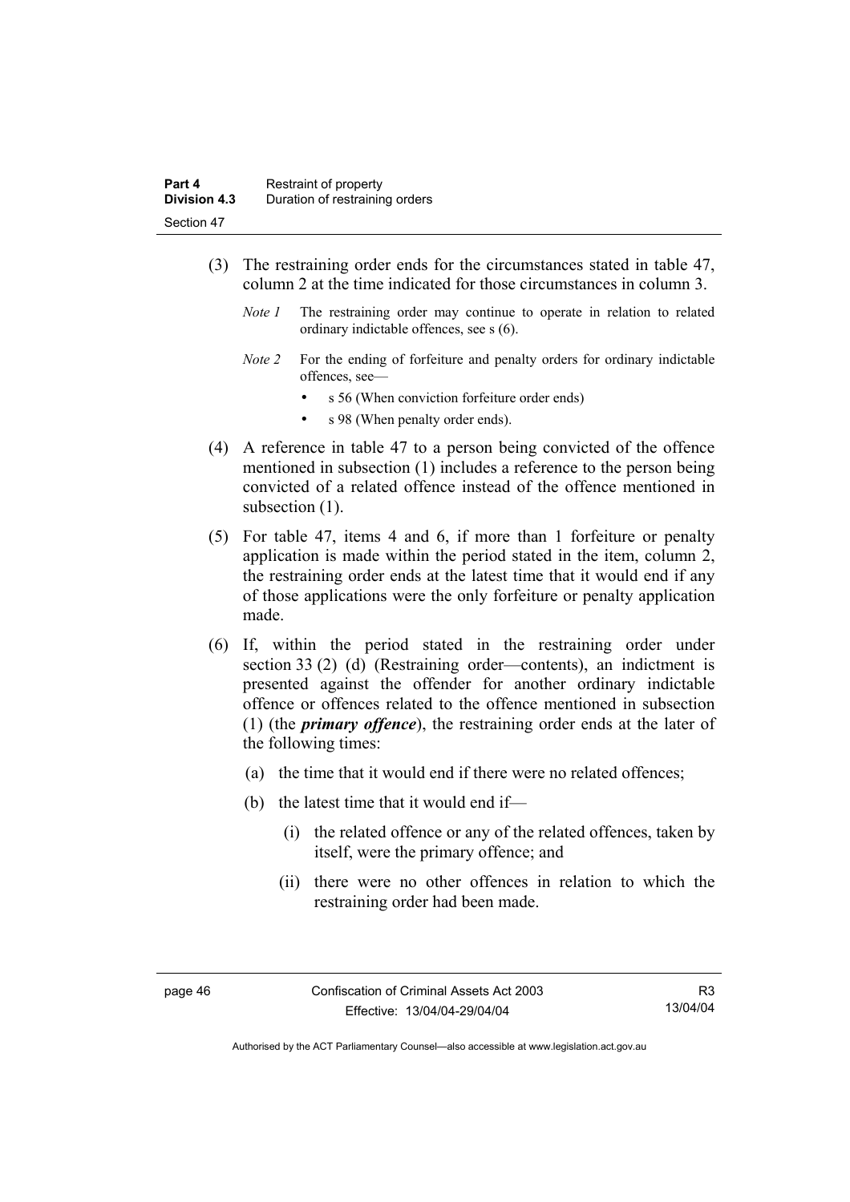(3) The restraining order ends for the circumstances stated in table 47, column 2 at the time indicated for those circumstances in column 3.

*Note 1* The restraining order may continue to operate in relation to related ordinary indictable offences, see s (6).

*Note 2* For the ending of forfeiture and penalty orders for ordinary indictable offences, see—

- s 56 (When conviction forfeiture order ends)
- s 98 (When penalty order ends).

(4) A reference in table 47 to a person being convicted of the offence mentioned in subsection (1) includes a reference to the person being convicted of a related offence instead of the offence mentioned in subsection (1).

(5) For table 47, items 4 and 6, if more than 1 forfeiture or penalty application is made within the period stated in the item, column 2, the restraining order ends at the latest time that it would end if any of those applications were the only forfeiture or penalty application made.

(6) If, within the period stated in the restraining order under section 33 (2) (d) (Restraining order—contents), an indictment is presented against the offender for another ordinary indictable offence or offences related to the offence mentioned in subsection (1) (the ***primary offence***), the restraining order ends at the later of the following times:

(a) the time that it would end if there were no related offences;

(b) the latest time that it would end if—

(i) the related offence or any of the related offences, taken by itself, were the primary offence; and

(ii) there were no other offences in relation to which the restraining order had been made.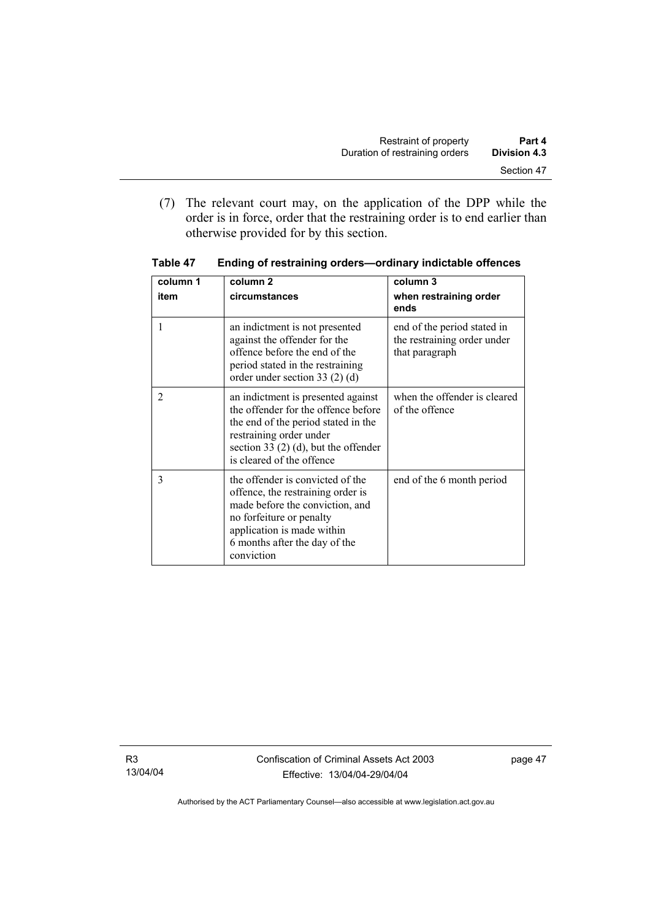(7) The relevant court may, on the application of the DPP while the order is in force, order that the restraining order is to end earlier than otherwise provided for by this section.

**Table 47 Ending of restraining orders—ordinary indictable offences**

| column 1<br>item | column 2<br>circumstances | column 3<br>when restraining order ends |
|---|---|---|
| 1 | an indictment is not presented against the offender for the offence before the end of the period stated in the restraining order under section 33 (2) (d) | end of the period stated in the restraining order under that paragraph |
| 2 | an indictment is presented against the offender for the offence before the end of the period stated in the restraining order under section 33 (2) (d), but the offender is cleared of the offence | when the offender is cleared of the offence |
| 3 | the offender is convicted of the offence, the restraining order is made before the conviction, and no forfeiture or penalty application is made within 6 months after the day of the conviction | end of the 6 month period |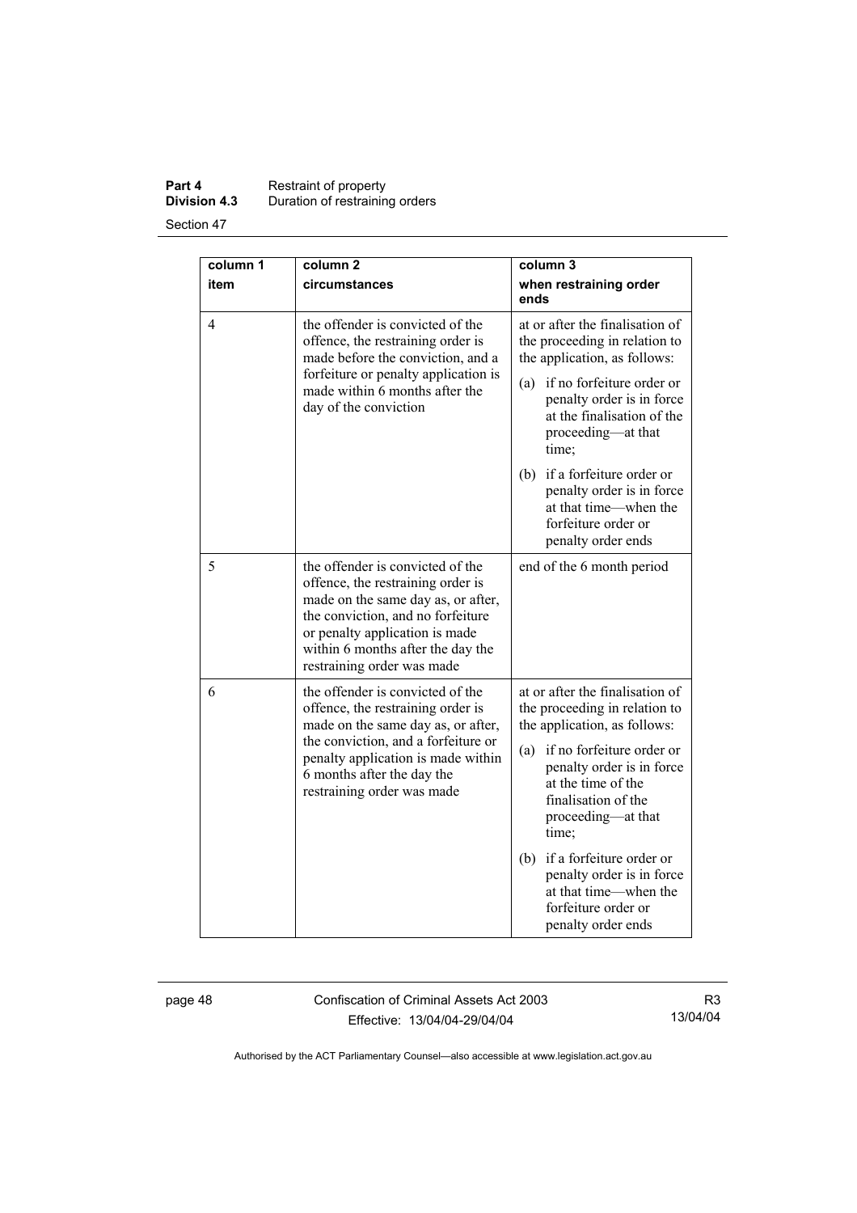| column 1 item | column 2 circumstances | column 3 when restraining order ends |
|---|---|---|
| 4 | the offender is convicted of the offence, the restraining order is made before the conviction, and a forfeiture or penalty application is made within 6 months after the day of the conviction | at or after the finalisation of the proceeding in relation to the application, as follows: (a) if no forfeiture order or penalty order is in force at the finalisation of the proceeding—at that time; (b) if a forfeiture order or penalty order is in force at that time—when the forfeiture order or penalty order ends |
| 5 | the offender is convicted of the offence, the restraining order is made on the same day as, or after, the conviction, and no forfeiture or penalty application is made within 6 months after the day the restraining order was made | end of the 6 month period |
| 6 | the offender is convicted of the offence, the restraining order is made on the same day as, or after, the conviction, and a forfeiture or penalty application is made within 6 months after the day the restraining order was made | at or after the finalisation of the proceeding in relation to the application, as follows: (a) if no forfeiture order or penalty order is in force at the time of the finalisation of the proceeding—at that time; (b) if a forfeiture order or penalty order is in force at that time—when the forfeiture order or penalty order ends |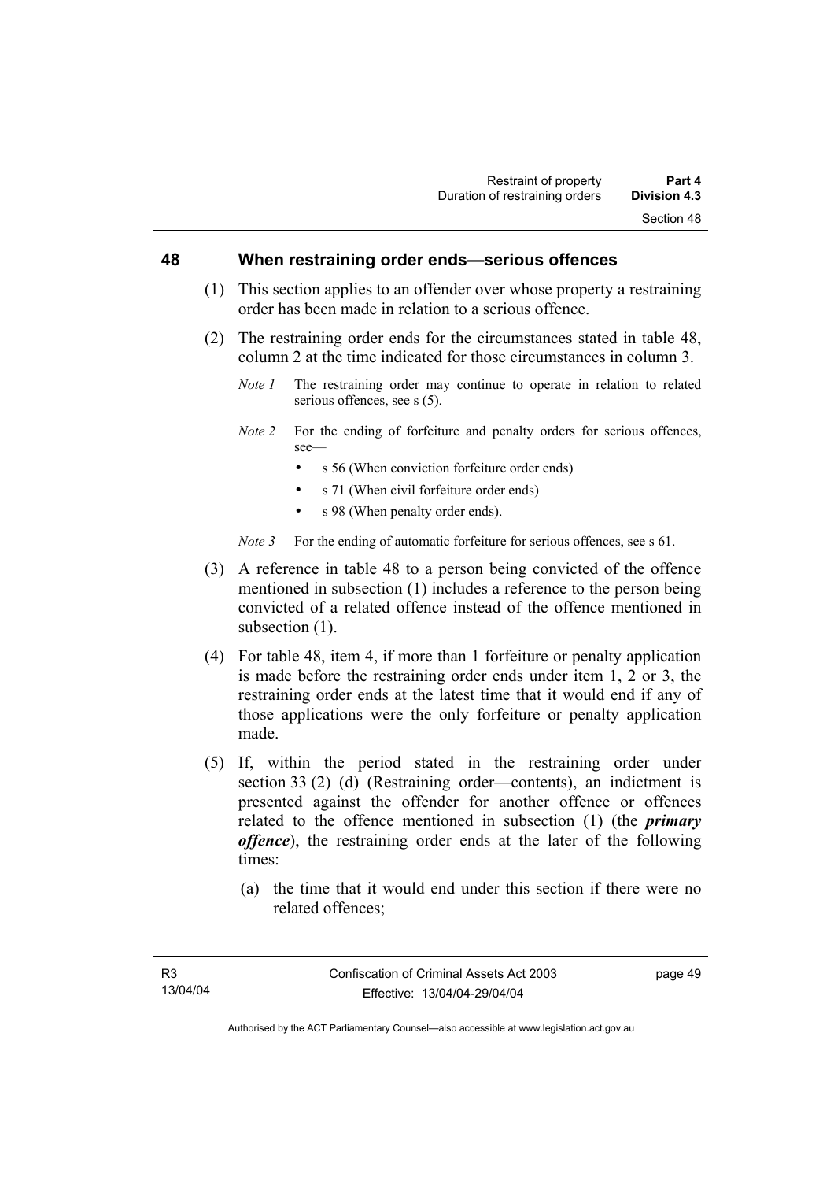## 48 When restraining order ends—serious offences

(1) This section applies to an offender over whose property a restraining order has been made in relation to a serious offence.

(2) The restraining order ends for the circumstances stated in table 48, column 2 at the time indicated for those circumstances in column 3.

*Note 1* The restraining order may continue to operate in relation to related serious offences, see s (5).

*Note 2* For the ending of forfeiture and penalty orders for serious offences, see—

- s 56 (When conviction forfeiture order ends)
- s 71 (When civil forfeiture order ends)
- s 98 (When penalty order ends).

*Note 3* For the ending of automatic forfeiture for serious offences, see s 61.

(3) A reference in table 48 to a person being convicted of the offence mentioned in subsection (1) includes a reference to the person being convicted of a related offence instead of the offence mentioned in subsection (1).

(4) For table 48, item 4, if more than 1 forfeiture or penalty application is made before the restraining order ends under item 1, 2 or 3, the restraining order ends at the latest time that it would end if any of those applications were the only forfeiture or penalty application made.

(5) If, within the period stated in the restraining order under section 33 (2) (d) (Restraining order—contents), an indictment is presented against the offender for another offence or offences related to the offence mentioned in subsection (1) (the ***primary offence***), the restraining order ends at the later of the following times:

(a) the time that it would end under this section if there were no related offences;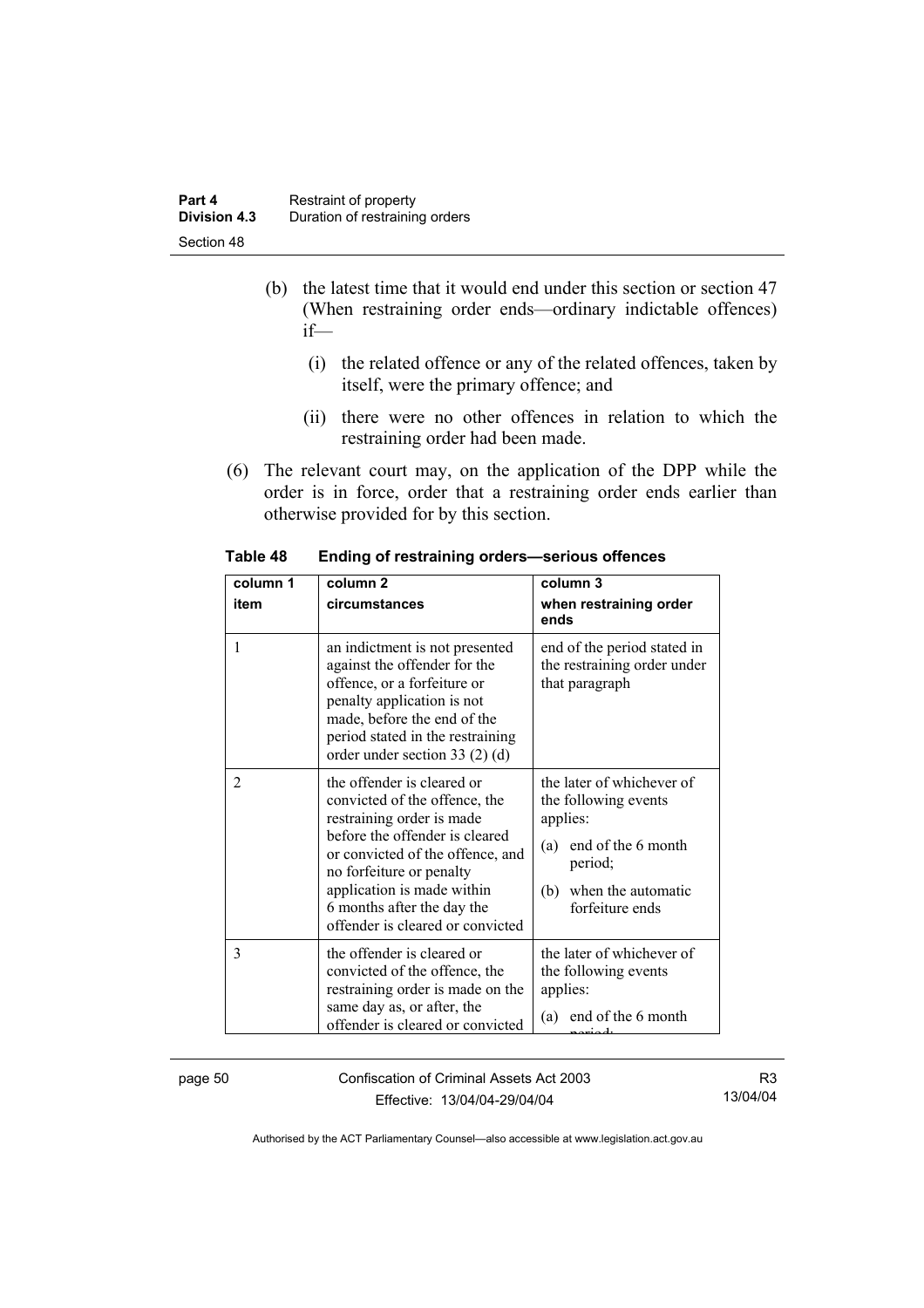(b) the latest time that it would end under this section or section 47 (When restraining order ends—ordinary indictable offences) if—

(i) the related offence or any of the related offences, taken by itself, were the primary offence; and

(ii) there were no other offences in relation to which the restraining order had been made.

(6) The relevant court may, on the application of the DPP while the order is in force, order that a restraining order ends earlier than otherwise provided for by this section.

**Table 48 Ending of restraining orders—serious offences**

| column 1<br>item | column 2<br>circumstances | column 3<br>when restraining order ends |
|---|---|---|
| 1 | an indictment is not presented against the offender for the offence, or a forfeiture or penalty application is not made, before the end of the period stated in the restraining order under section 33 (2) (d) | end of the period stated in the restraining order under that paragraph |
| 2 | the offender is cleared or convicted of the offence, the restraining order is made before the offender is cleared or convicted of the offence, and no forfeiture or penalty application is made within 6 months after the day the offender is cleared or convicted | the later of whichever of the following events applies:<br>(a) end of the 6 month period;<br>(b) when the automatic forfeiture ends |
| 3 | the offender is cleared or convicted of the offence, the restraining order is made on the same day as, or after, the offender is cleared or convicted | the later of whichever of the following events applies:<br>(a) end of the 6 month period; |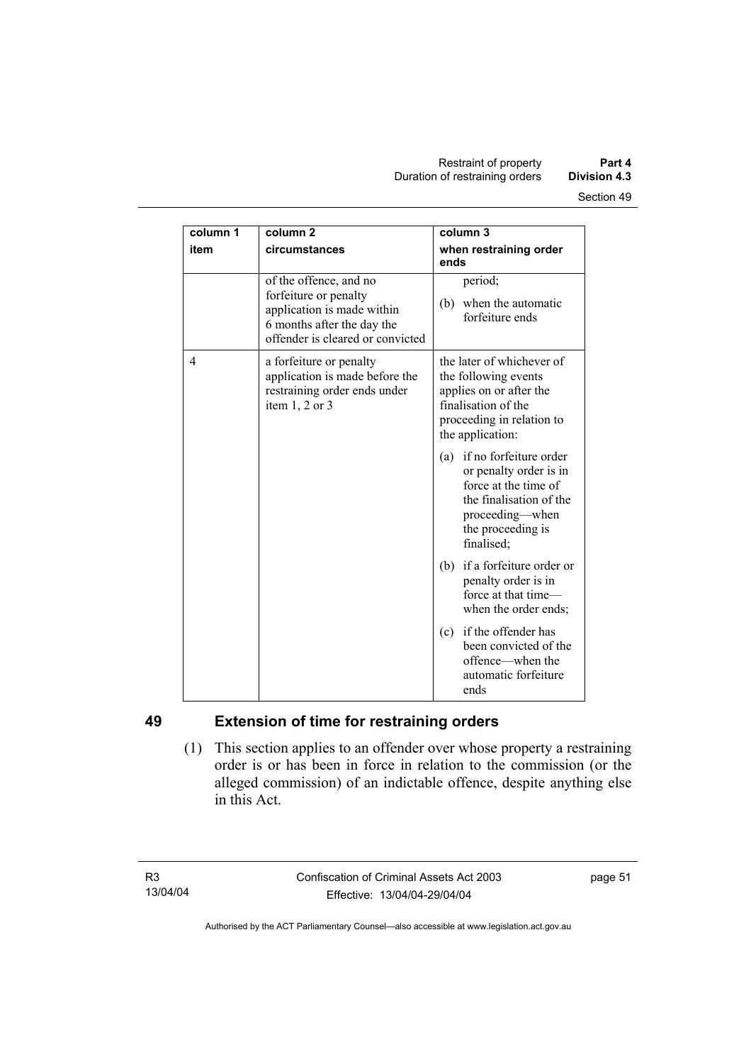| column 1<br>item | column 2<br>circumstances | column 3<br>when restraining order ends |
|---|---|---|
| | of the offence, and no forfeiture or penalty application is made within 6 months after the day the offender is cleared or convicted | period;<br>(b) when the automatic forfeiture ends |
| 4 | a forfeiture or penalty application is made before the restraining order ends under item 1, 2 or 3 | the later of whichever of the following events applies on or after the finalisation of the proceeding in relation to the application:<br>(a) if no forfeiture order or penalty order is in force at the time of the finalisation of the proceeding—when the proceeding is finalised;<br>(b) if a forfeiture order or penalty order is in force at that time—when the order ends;<br>(c) if the offender has been convicted of the offence—when the automatic forfeiture ends |

## 49 Extension of time for restraining orders

(1) This section applies to an offender over whose property a restraining order is or has been in force in relation to the commission (or the alleged commission) of an indictable offence, despite anything else in this Act.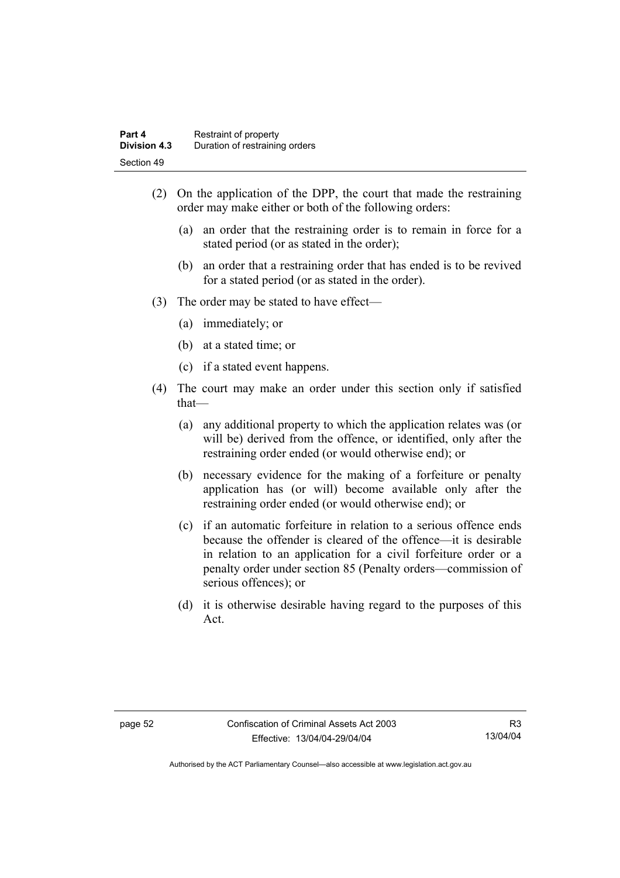(2) On the application of the DPP, the court that made the restraining order may make either or both of the following orders:

(a) an order that the restraining order is to remain in force for a stated period (or as stated in the order);

(b) an order that a restraining order that has ended is to be revived for a stated period (or as stated in the order).

(3) The order may be stated to have effect—

(a) immediately; or

(b) at a stated time; or

(c) if a stated event happens.

(4) The court may make an order under this section only if satisfied that—

(a) any additional property to which the application relates was (or will be) derived from the offence, or identified, only after the restraining order ended (or would otherwise end); or

(b) necessary evidence for the making of a forfeiture or penalty application has (or will) become available only after the restraining order ended (or would otherwise end); or

(c) if an automatic forfeiture in relation to a serious offence ends because the offender is cleared of the offence—it is desirable in relation to an application for a civil forfeiture order or a penalty order under section 85 (Penalty orders—commission of serious offences); or

(d) it is otherwise desirable having regard to the purposes of this Act.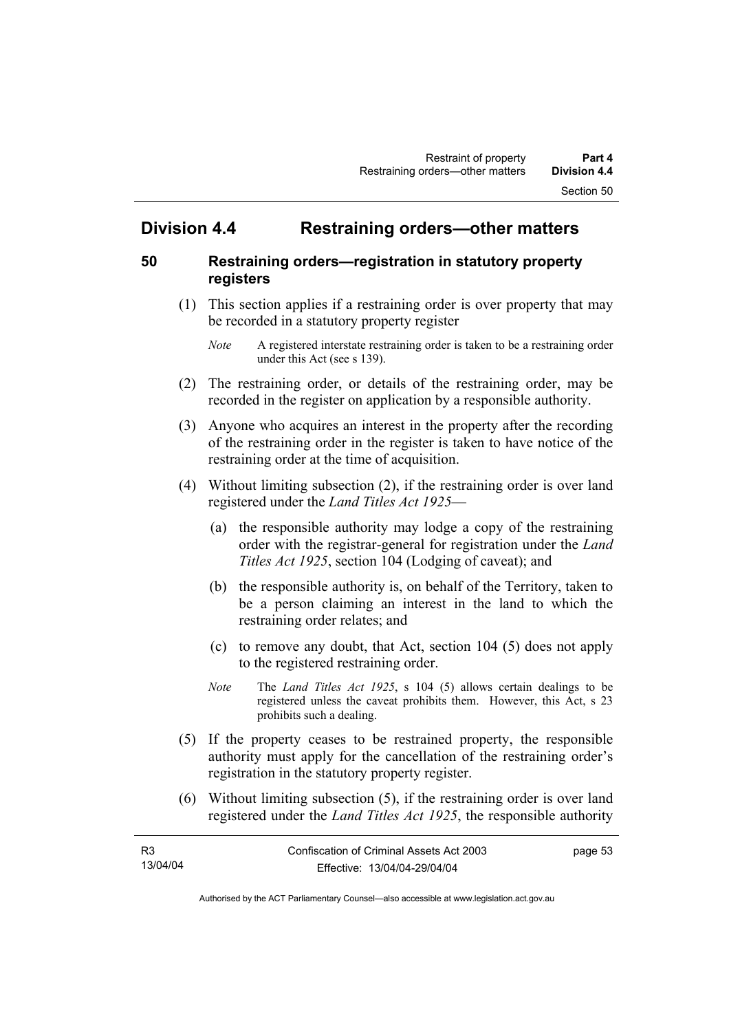## Division 4.4 Restraining orders—other matters

### 50 Restraining orders—registration in statutory property registers

(1) This section applies if a restraining order is over property that may be recorded in a statutory property register

*Note* A registered interstate restraining order is taken to be a restraining order under this Act (see s 139).

(2) The restraining order, or details of the restraining order, may be recorded in the register on application by a responsible authority.

(3) Anyone who acquires an interest in the property after the recording of the restraining order in the register is taken to have notice of the restraining order at the time of acquisition.

(4) Without limiting subsection (2), if the restraining order is over land registered under the *Land Titles Act 1925*—

(a) the responsible authority may lodge a copy of the restraining order with the registrar-general for registration under the *Land Titles Act 1925*, section 104 (Lodging of caveat); and

(b) the responsible authority is, on behalf of the Territory, taken to be a person claiming an interest in the land to which the restraining order relates; and

(c) to remove any doubt, that Act, section 104 (5) does not apply to the registered restraining order.

*Note* The *Land Titles Act 1925*, s 104 (5) allows certain dealings to be registered unless the caveat prohibits them. However, this Act, s 23 prohibits such a dealing.

(5) If the property ceases to be restrained property, the responsible authority must apply for the cancellation of the restraining order's registration in the statutory property register.

(6) Without limiting subsection (5), if the restraining order is over land registered under the *Land Titles Act 1925*, the responsible authority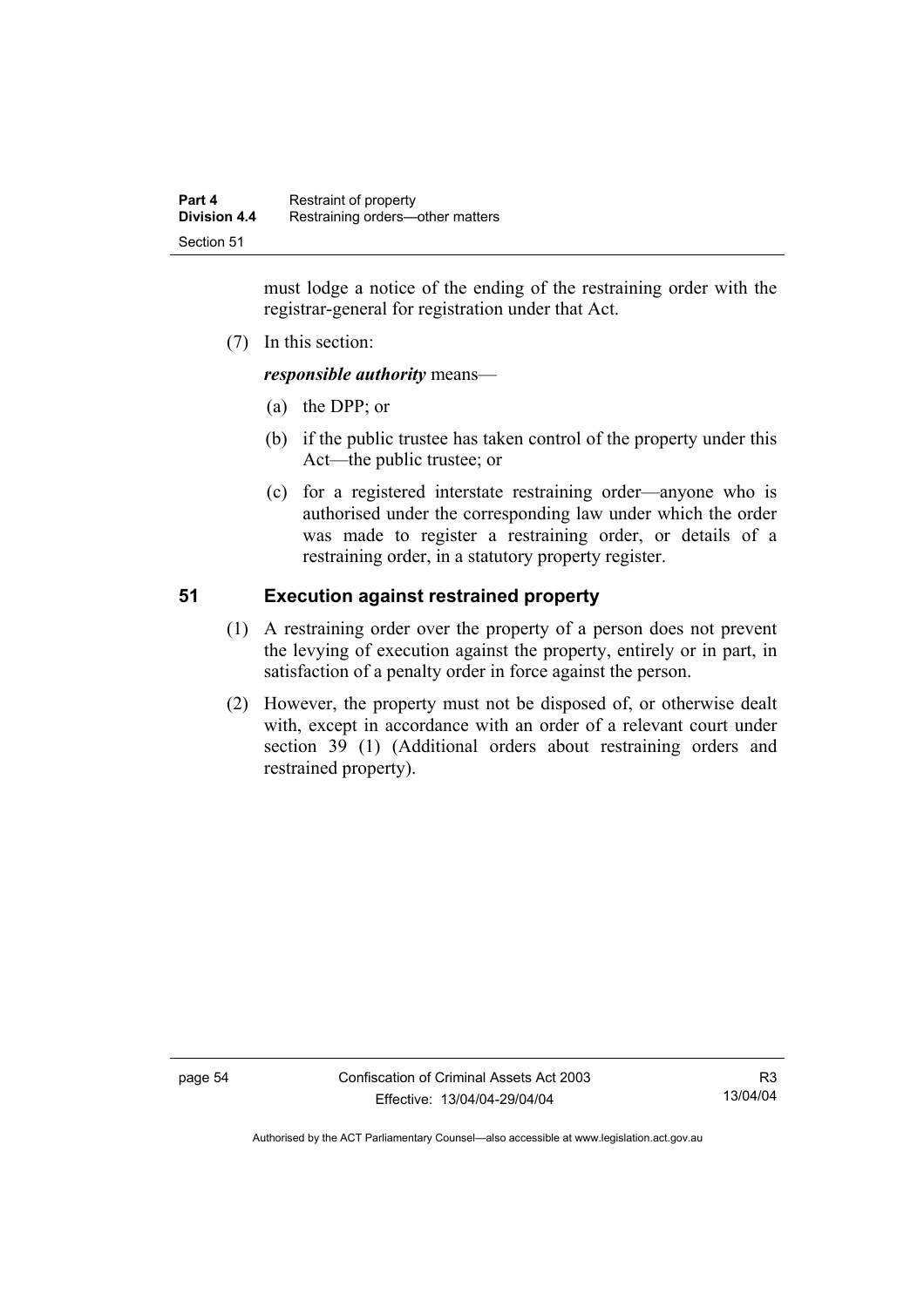must lodge a notice of the ending of the restraining order with the registrar-general for registration under that Act.

(7) In this section:

***responsible authority*** means—

(a) the DPP; or

(b) if the public trustee has taken control of the property under this Act—the public trustee; or

(c) for a registered interstate restraining order—anyone who is authorised under the corresponding law under which the order was made to register a restraining order, or details of a restraining order, in a statutory property register.

## 51 Execution against restrained property

(1) A restraining order over the property of a person does not prevent the levying of execution against the property, entirely or in part, in satisfaction of a penalty order in force against the person.

(2) However, the property must not be disposed of, or otherwise dealt with, except in accordance with an order of a relevant court under section 39 (1) (Additional orders about restraining orders and restrained property).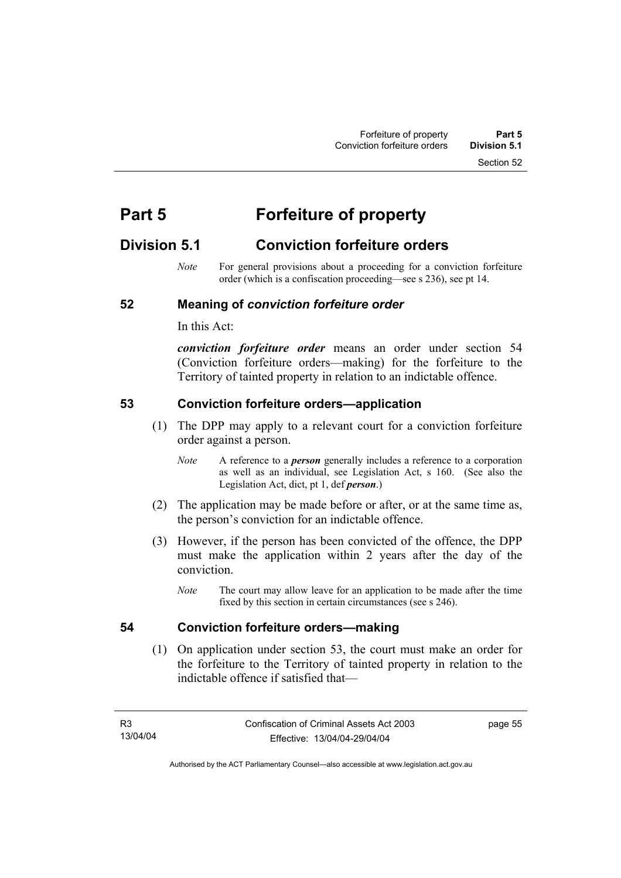# Part 5 Forfeiture of property

## Division 5.1 Conviction forfeiture orders

*Note* For general provisions about a proceeding for a conviction forfeiture order (which is a confiscation proceeding—see s 236), see pt 14.

### 52 Meaning of *conviction forfeiture order*

In this Act:

***conviction forfeiture order*** means an order under section 54 (Conviction forfeiture orders—making) for the forfeiture to the Territory of tainted property in relation to an indictable offence.

### 53 Conviction forfeiture orders—application

(1) The DPP may apply to a relevant court for a conviction forfeiture order against a person.

*Note* A reference to a ***person*** generally includes a reference to a corporation as well as an individual, see Legislation Act, s 160. (See also the Legislation Act, dict, pt 1, def ***person***.)

(2) The application may be made before or after, or at the same time as, the person's conviction for an indictable offence.

(3) However, if the person has been convicted of the offence, the DPP must make the application within 2 years after the day of the conviction.

*Note* The court may allow leave for an application to be made after the time fixed by this section in certain circumstances (see s 246).

### 54 Conviction forfeiture orders—making

(1) On application under section 53, the court must make an order for the forfeiture to the Territory of tainted property in relation to the indictable offence if satisfied that—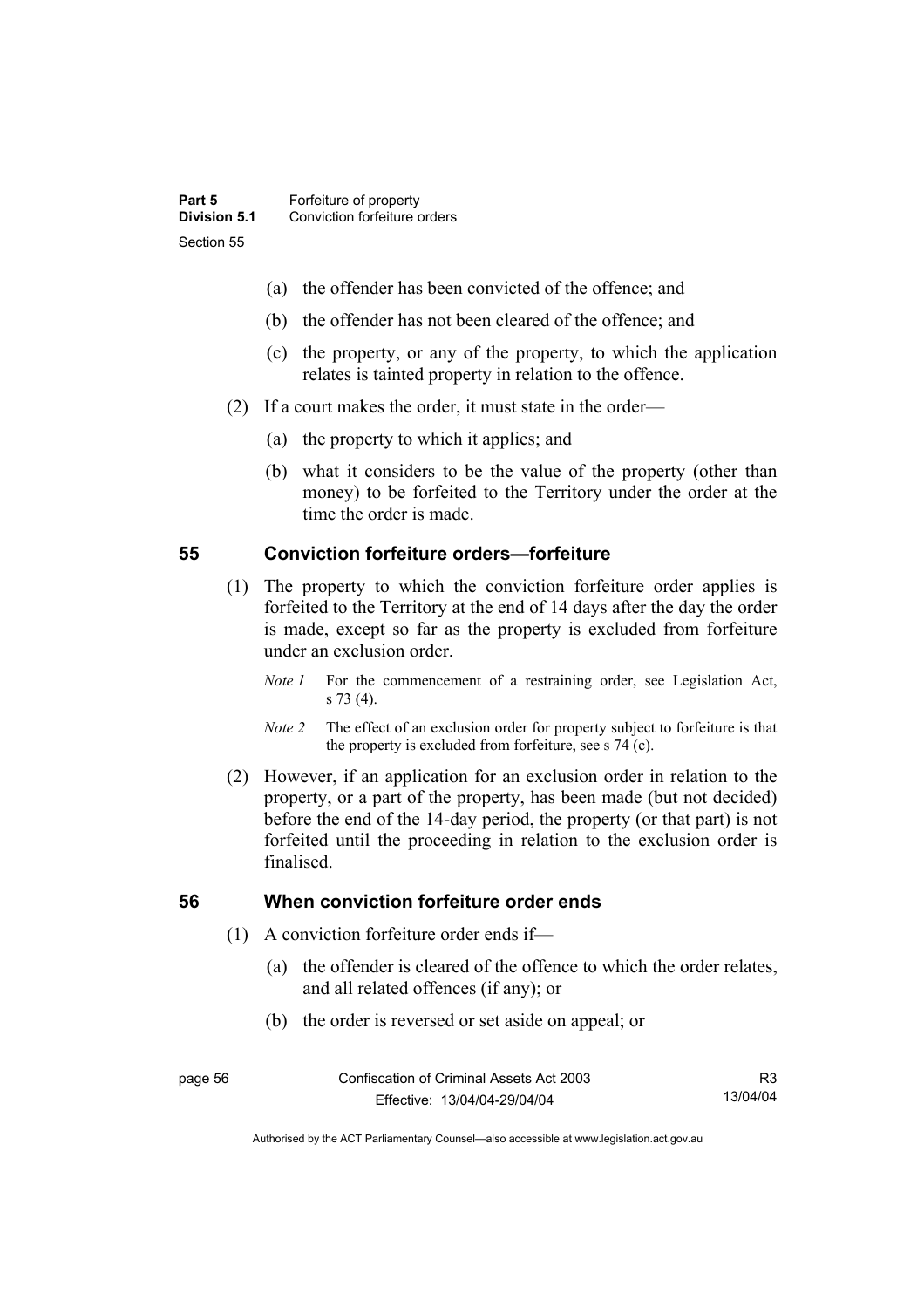(a) the offender has been convicted of the offence; and

(b) the offender has not been cleared of the offence; and

(c) the property, or any of the property, to which the application relates is tainted property in relation to the offence.

(2) If a court makes the order, it must state in the order—

(a) the property to which it applies; and

(b) what it considers to be the value of the property (other than money) to be forfeited to the Territory under the order at the time the order is made.

## 55 Conviction forfeiture orders—forfeiture

(1) The property to which the conviction forfeiture order applies is forfeited to the Territory at the end of 14 days after the day the order is made, except so far as the property is excluded from forfeiture under an exclusion order.

*Note 1* For the commencement of a restraining order, see Legislation Act, s 73 (4).

*Note 2* The effect of an exclusion order for property subject to forfeiture is that the property is excluded from forfeiture, see s 74 (c).

(2) However, if an application for an exclusion order in relation to the property, or a part of the property, has been made (but not decided) before the end of the 14-day period, the property (or that part) is not forfeited until the proceeding in relation to the exclusion order is finalised.

## 56 When conviction forfeiture order ends

(1) A conviction forfeiture order ends if—

(a) the offender is cleared of the offence to which the order relates, and all related offences (if any); or

(b) the order is reversed or set aside on appeal; or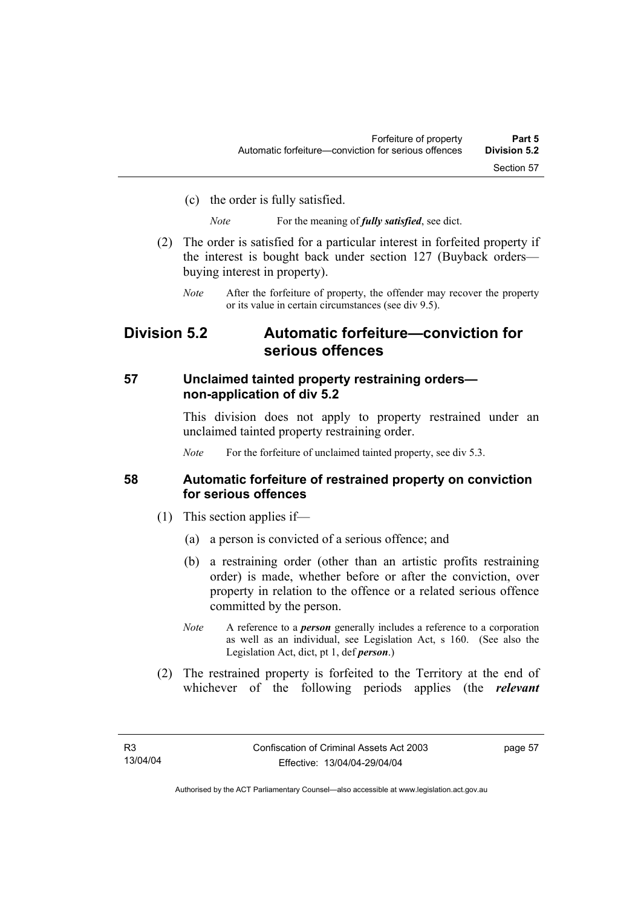(c) the order is fully satisfied.

*Note* For the meaning of ***fully satisfied***, see dict.

(2) The order is satisfied for a particular interest in forfeited property if the interest is bought back under section 127 (Buyback orders—buying interest in property).

*Note* After the forfeiture of property, the offender may recover the property or its value in certain circumstances (see div 9.5).

## Division 5.2 Automatic forfeiture—conviction for serious offences

### 57 Unclaimed tainted property restraining orders—non-application of div 5.2

This division does not apply to property restrained under an unclaimed tainted property restraining order.

*Note* For the forfeiture of unclaimed tainted property, see div 5.3.

### 58 Automatic forfeiture of restrained property on conviction for serious offences

(1) This section applies if—

(a) a person is convicted of a serious offence; and

(b) a restraining order (other than an artistic profits restraining order) is made, whether before or after the conviction, over property in relation to the offence or a related serious offence committed by the person.

*Note* A reference to a ***person*** generally includes a reference to a corporation as well as an individual, see Legislation Act, s 160. (See also the Legislation Act, dict, pt 1, def ***person***.)

(2) The restrained property is forfeited to the Territory at the end of whichever of the following periods applies (the ***relevant***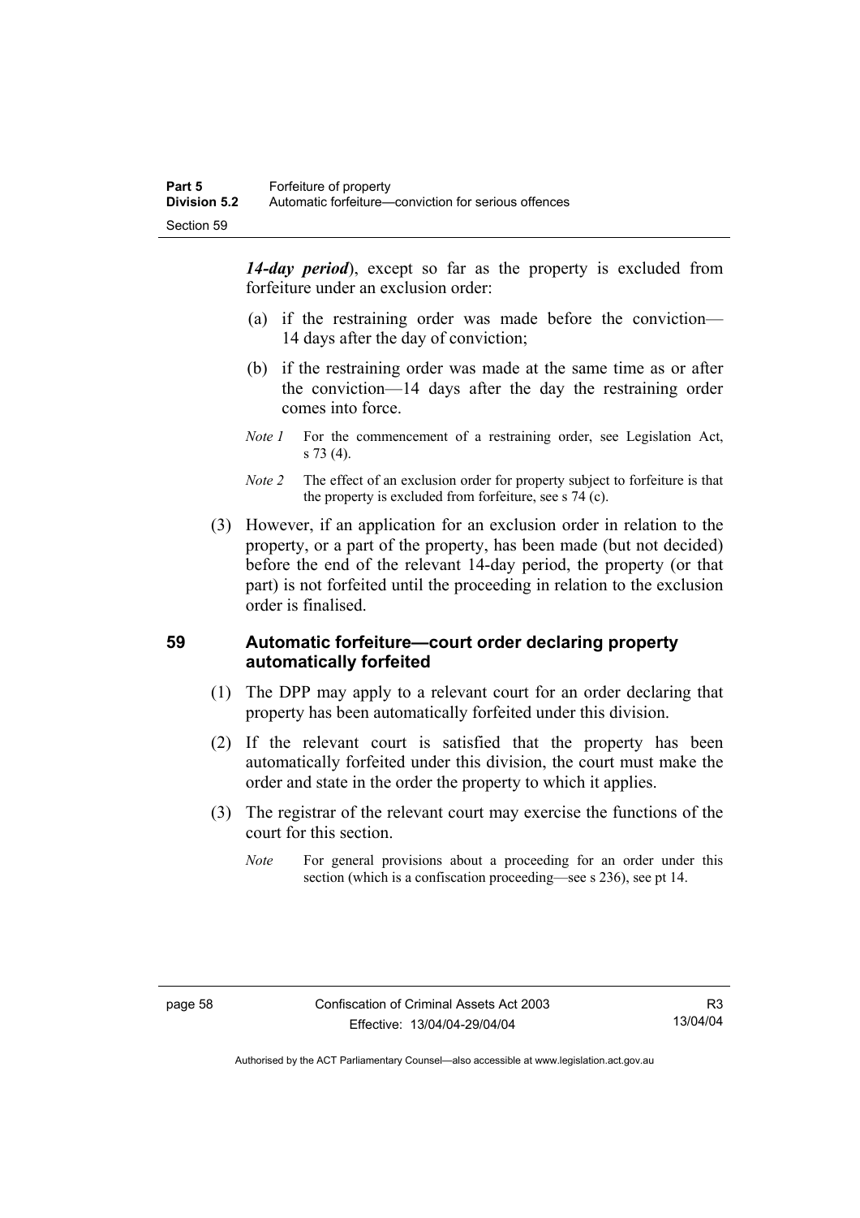***14-day period***), except so far as the property is excluded from forfeiture under an exclusion order:

(a) if the restraining order was made before the conviction—14 days after the day of conviction;

(b) if the restraining order was made at the same time as or after the conviction—14 days after the day the restraining order comes into force.

*Note 1* For the commencement of a restraining order, see Legislation Act, s 73 (4).

*Note 2* The effect of an exclusion order for property subject to forfeiture is that the property is excluded from forfeiture, see s 74 (c).

(3) However, if an application for an exclusion order in relation to the property, or a part of the property, has been made (but not decided) before the end of the relevant 14-day period, the property (or that part) is not forfeited until the proceeding in relation to the exclusion order is finalised.

## 59 Automatic forfeiture—court order declaring property automatically forfeited

(1) The DPP may apply to a relevant court for an order declaring that property has been automatically forfeited under this division.

(2) If the relevant court is satisfied that the property has been automatically forfeited under this division, the court must make the order and state in the order the property to which it applies.

(3) The registrar of the relevant court may exercise the functions of the court for this section.

*Note* For general provisions about a proceeding for an order under this section (which is a confiscation proceeding—see s 236), see pt 14.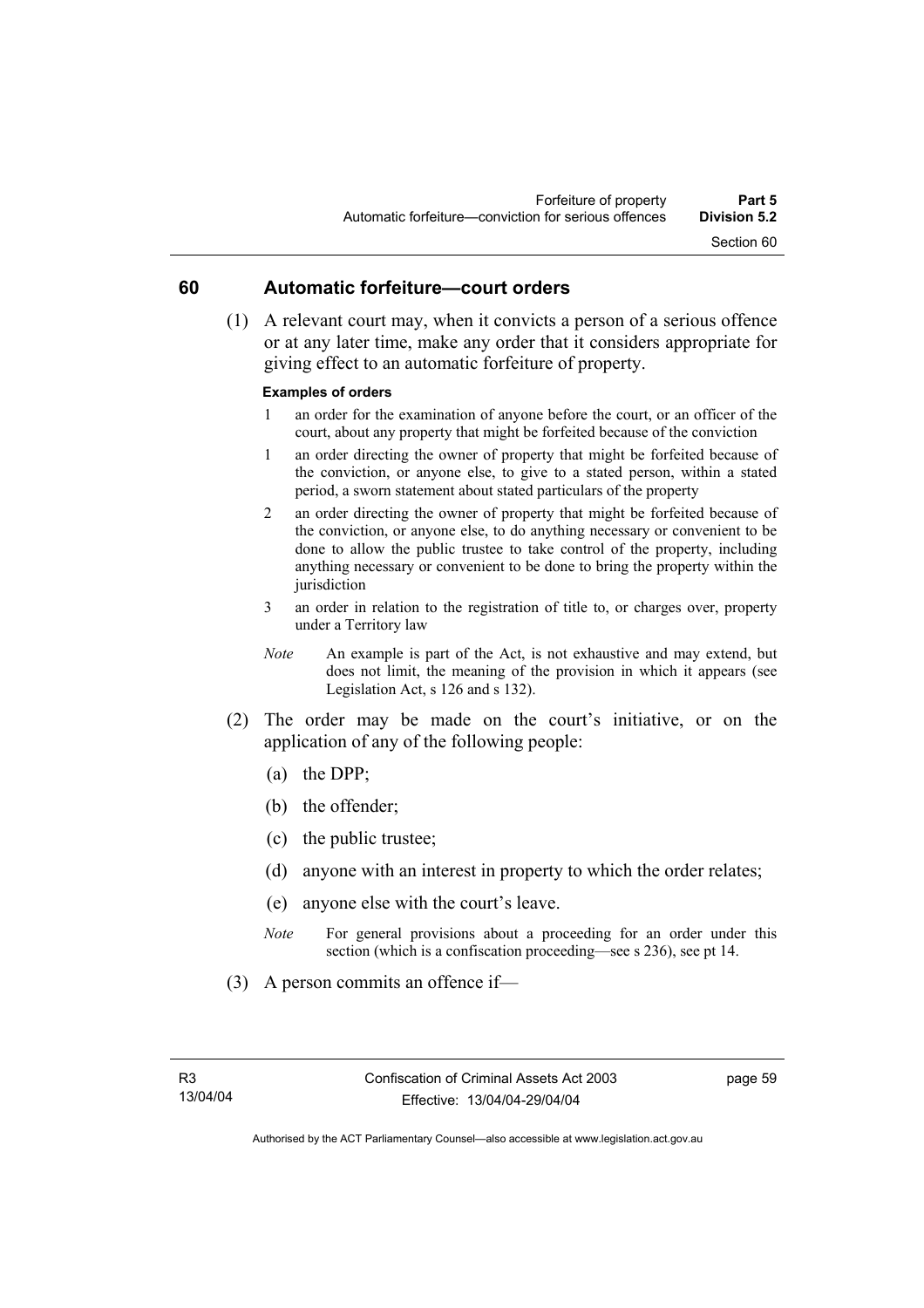## 60 Automatic forfeiture—court orders

(1) A relevant court may, when it convicts a person of a serious offence or at any later time, make any order that it considers appropriate for giving effect to an automatic forfeiture of property.

**Examples of orders**

1 an order for the examination of anyone before the court, or an officer of the court, about any property that might be forfeited because of the conviction

1 an order directing the owner of property that might be forfeited because of the conviction, or anyone else, to give to a stated person, within a stated period, a sworn statement about stated particulars of the property

2 an order directing the owner of property that might be forfeited because of the conviction, or anyone else, to do anything necessary or convenient to be done to allow the public trustee to take control of the property, including anything necessary or convenient to be done to bring the property within the jurisdiction

3 an order in relation to the registration of title to, or charges over, property under a Territory law

*Note* An example is part of the Act, is not exhaustive and may extend, but does not limit, the meaning of the provision in which it appears (see Legislation Act, s 126 and s 132).

(2) The order may be made on the court's initiative, or on the application of any of the following people:

(a) the DPP;

(b) the offender;

(c) the public trustee;

(d) anyone with an interest in property to which the order relates;

(e) anyone else with the court's leave.

*Note* For general provisions about a proceeding for an order under this section (which is a confiscation proceeding—see s 236), see pt 14.

(3) A person commits an offence if—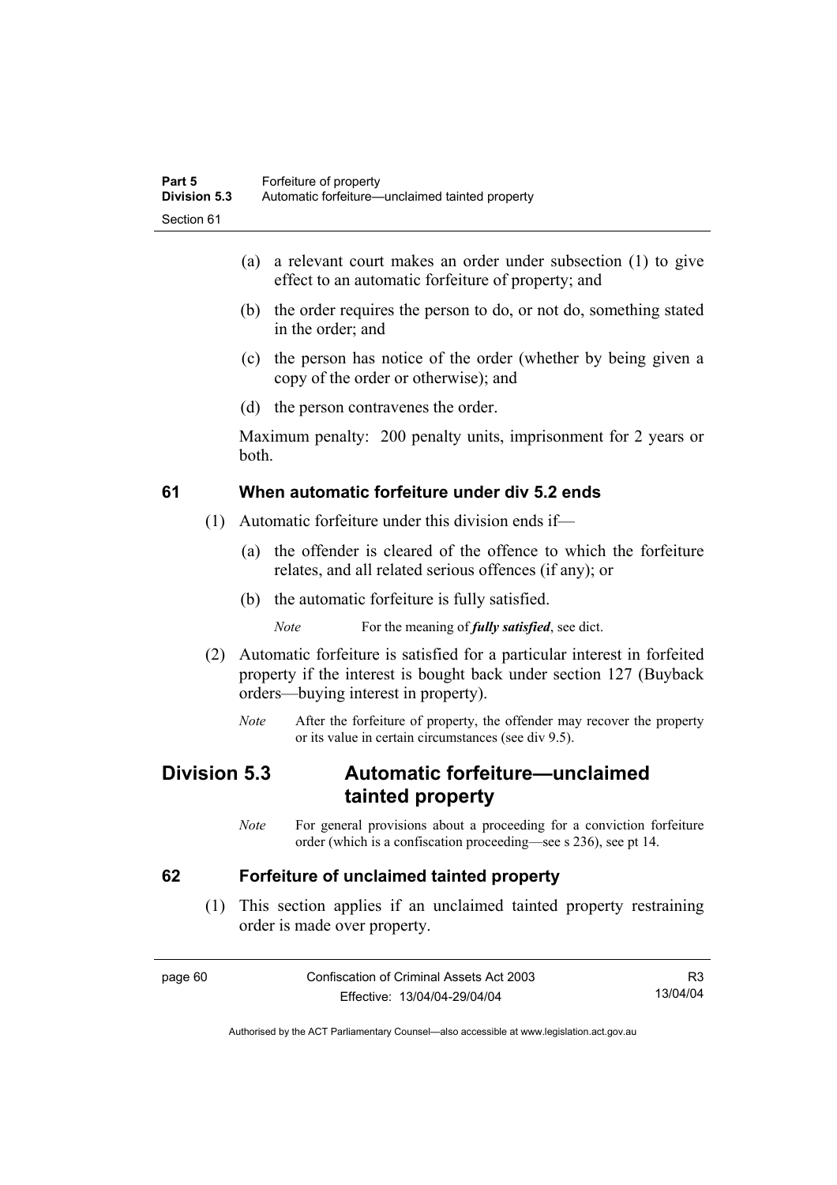(a) a relevant court makes an order under subsection (1) to give effect to an automatic forfeiture of property; and

(b) the order requires the person to do, or not do, something stated in the order; and

(c) the person has notice of the order (whether by being given a copy of the order or otherwise); and

(d) the person contravenes the order.

Maximum penalty: 200 penalty units, imprisonment for 2 years or both.

## 61 When automatic forfeiture under div 5.2 ends

(1) Automatic forfeiture under this division ends if—

(a) the offender is cleared of the offence to which the forfeiture relates, and all related serious offences (if any); or

(b) the automatic forfeiture is fully satisfied.

*Note* For the meaning of ***fully satisfied***, see dict.

(2) Automatic forfeiture is satisfied for a particular interest in forfeited property if the interest is bought back under section 127 (Buyback orders—buying interest in property).

*Note* After the forfeiture of property, the offender may recover the property or its value in certain circumstances (see div 9.5).

# Division 5.3 Automatic forfeiture—unclaimed tainted property

*Note* For general provisions about a proceeding for a conviction forfeiture order (which is a confiscation proceeding—see s 236), see pt 14.

## 62 Forfeiture of unclaimed tainted property

(1) This section applies if an unclaimed tainted property restraining order is made over property.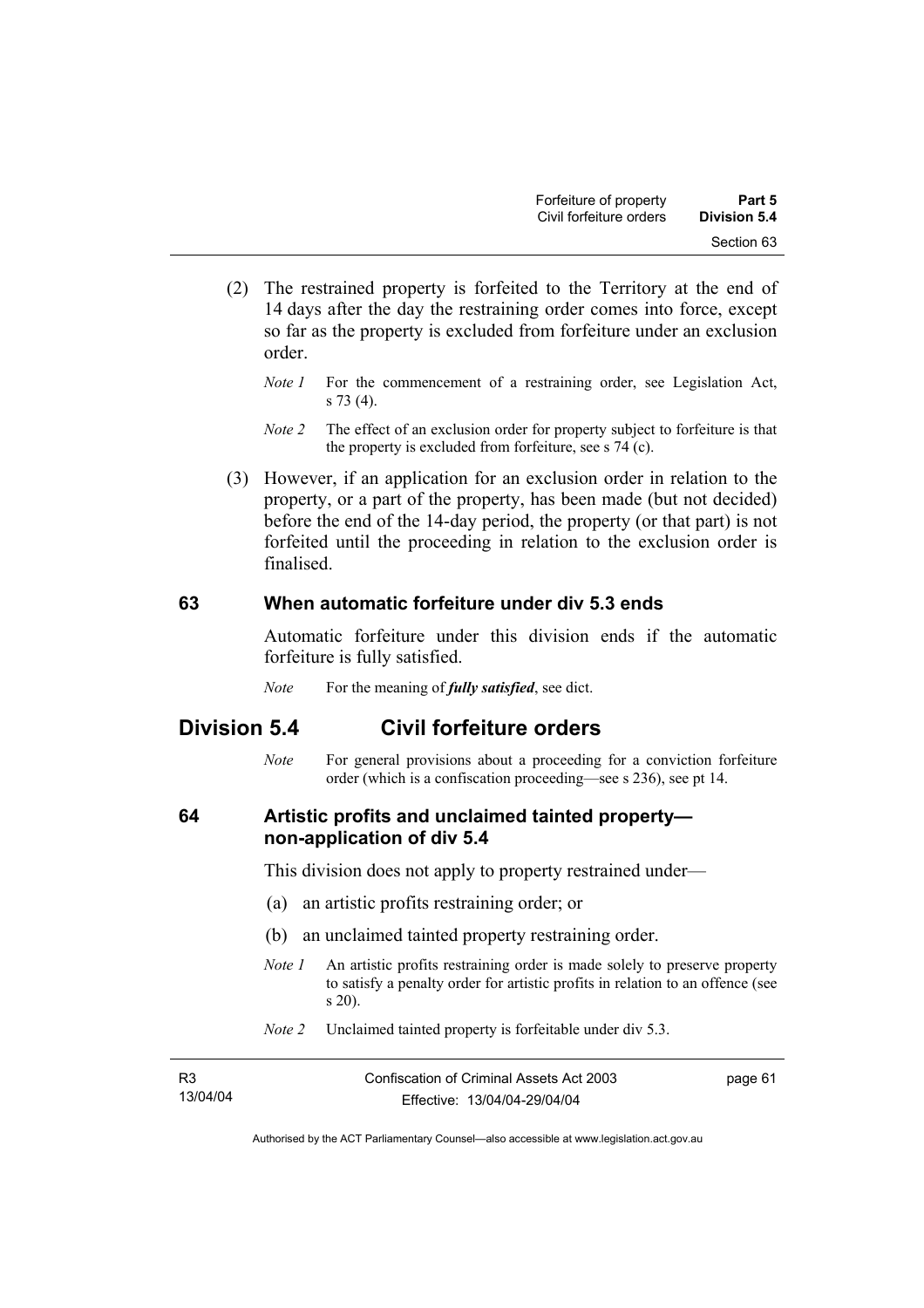(2) The restrained property is forfeited to the Territory at the end of 14 days after the day the restraining order comes into force, except so far as the property is excluded from forfeiture under an exclusion order.

*Note 1* For the commencement of a restraining order, see Legislation Act, s 73 (4).

*Note 2* The effect of an exclusion order for property subject to forfeiture is that the property is excluded from forfeiture, see s 74 (c).

(3) However, if an application for an exclusion order in relation to the property, or a part of the property, has been made (but not decided) before the end of the 14-day period, the property (or that part) is not forfeited until the proceeding in relation to the exclusion order is finalised.

### 63 When automatic forfeiture under div 5.3 ends

Automatic forfeiture under this division ends if the automatic forfeiture is fully satisfied.

*Note* For the meaning of ***fully satisfied***, see dict.

## Division 5.4 Civil forfeiture orders

*Note* For general provisions about a proceeding for a conviction forfeiture order (which is a confiscation proceeding—see s 236), see pt 14.

### 64 Artistic profits and unclaimed tainted property—non-application of div 5.4

This division does not apply to property restrained under—

(a) an artistic profits restraining order; or

(b) an unclaimed tainted property restraining order.

*Note 1* An artistic profits restraining order is made solely to preserve property to satisfy a penalty order for artistic profits in relation to an offence (see s 20).

*Note 2* Unclaimed tainted property is forfeitable under div 5.3.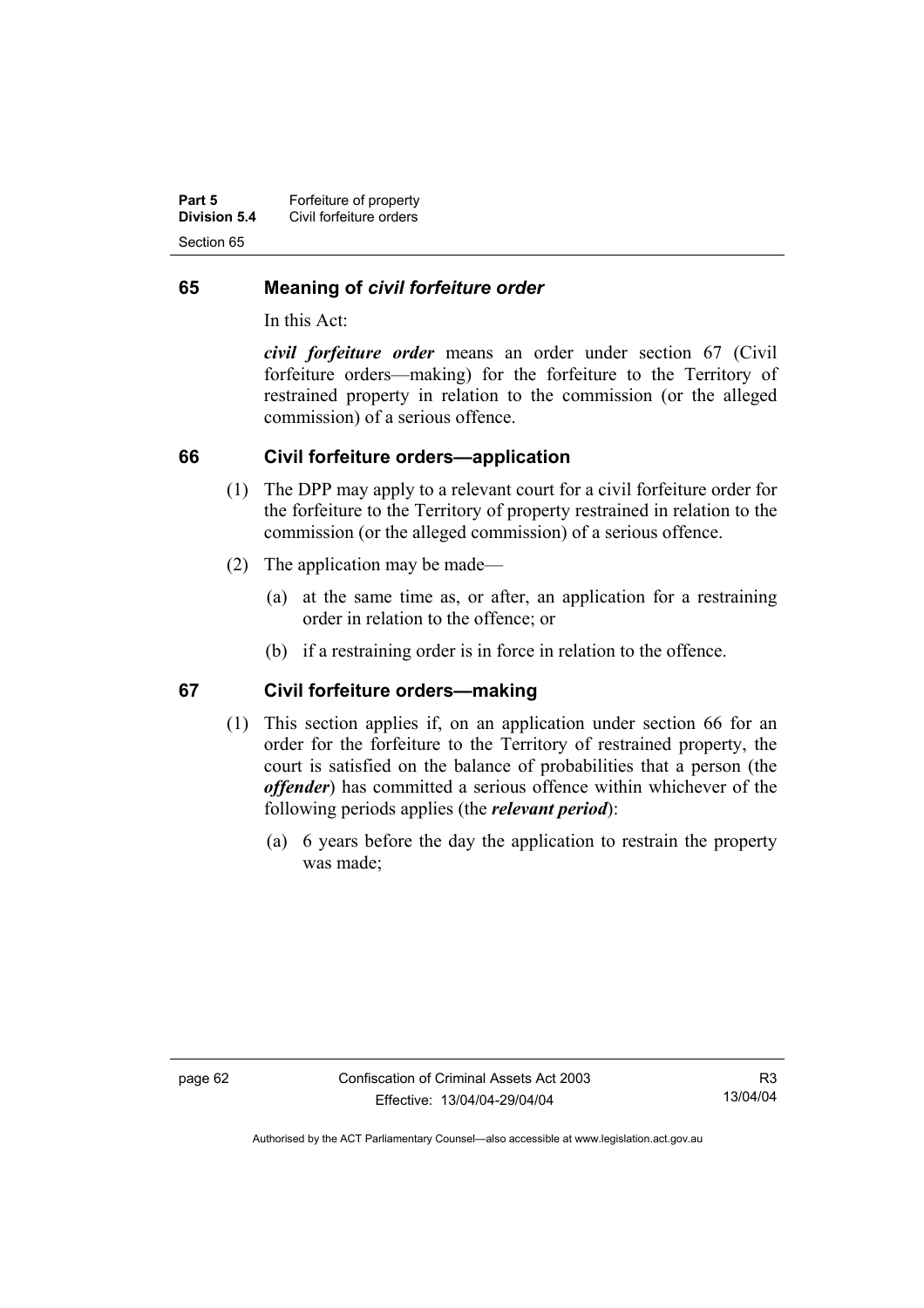## 65 Meaning of *civil forfeiture order*

In this Act:

***civil forfeiture order*** means an order under section 67 (Civil forfeiture orders—making) for the forfeiture to the Territory of restrained property in relation to the commission (or the alleged commission) of a serious offence.

## 66 Civil forfeiture orders—application

(1) The DPP may apply to a relevant court for a civil forfeiture order for the forfeiture to the Territory of property restrained in relation to the commission (or the alleged commission) of a serious offence.

(2) The application may be made—

(a) at the same time as, or after, an application for a restraining order in relation to the offence; or

(b) if a restraining order is in force in relation to the offence.

## 67 Civil forfeiture orders—making

(1) This section applies if, on an application under section 66 for an order for the forfeiture to the Territory of restrained property, the court is satisfied on the balance of probabilities that a person (the ***offender***) has committed a serious offence within whichever of the following periods applies (the ***relevant period***):

(a) 6 years before the day the application to restrain the property was made;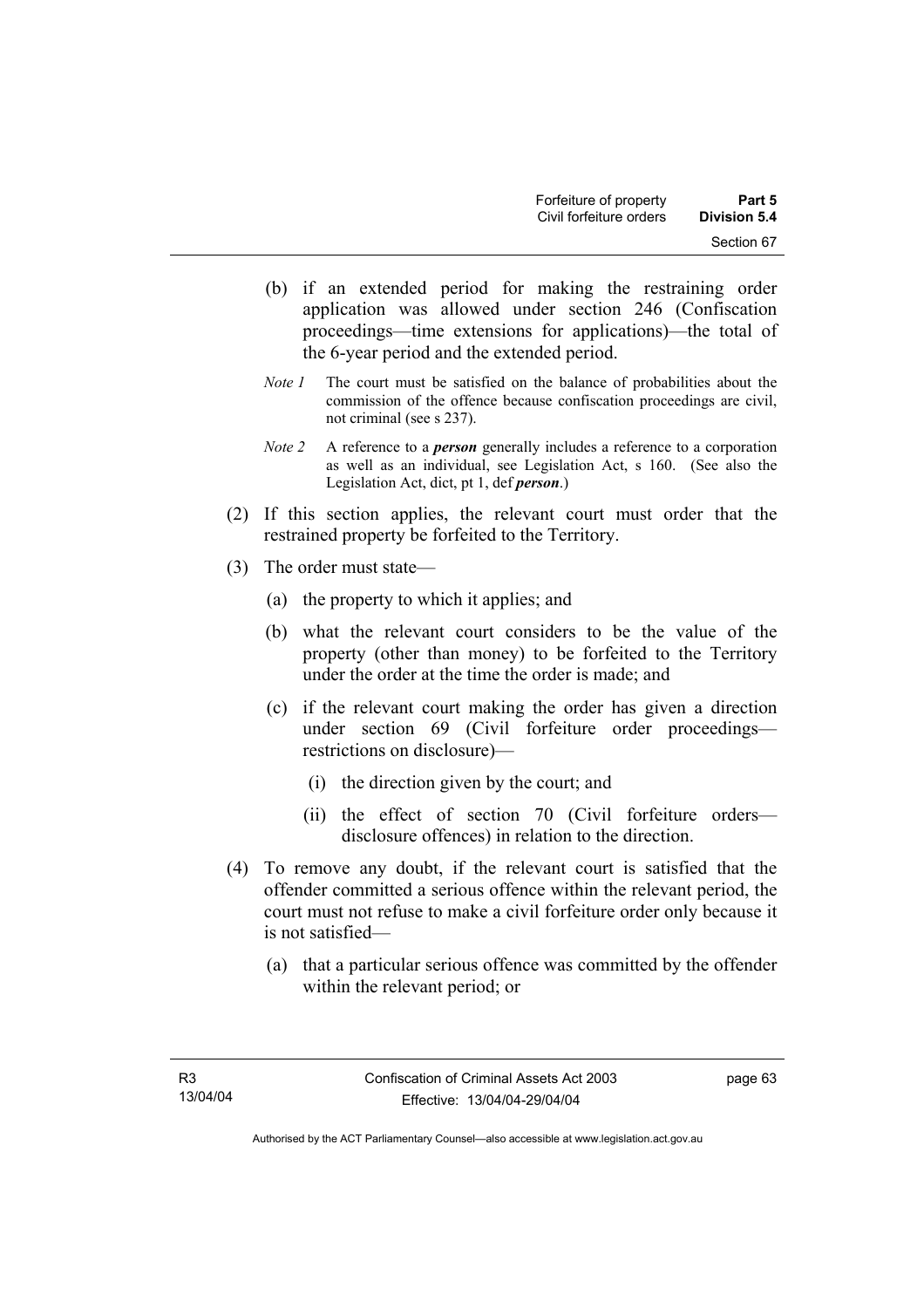(b) if an extended period for making the restraining order application was allowed under section 246 (Confiscation proceedings—time extensions for applications)—the total of the 6-year period and the extended period.

*Note 1* The court must be satisfied on the balance of probabilities about the commission of the offence because confiscation proceedings are civil, not criminal (see s 237).

*Note 2* A reference to a ***person*** generally includes a reference to a corporation as well as an individual, see Legislation Act, s 160. (See also the Legislation Act, dict, pt 1, def ***person***.)

(2) If this section applies, the relevant court must order that the restrained property be forfeited to the Territory.

(3) The order must state—

(a) the property to which it applies; and

(b) what the relevant court considers to be the value of the property (other than money) to be forfeited to the Territory under the order at the time the order is made; and

(c) if the relevant court making the order has given a direction under section 69 (Civil forfeiture order proceedings—restrictions on disclosure)—

(i) the direction given by the court; and

(ii) the effect of section 70 (Civil forfeiture orders—disclosure offences) in relation to the direction.

(4) To remove any doubt, if the relevant court is satisfied that the offender committed a serious offence within the relevant period, the court must not refuse to make a civil forfeiture order only because it is not satisfied—

(a) that a particular serious offence was committed by the offender within the relevant period; or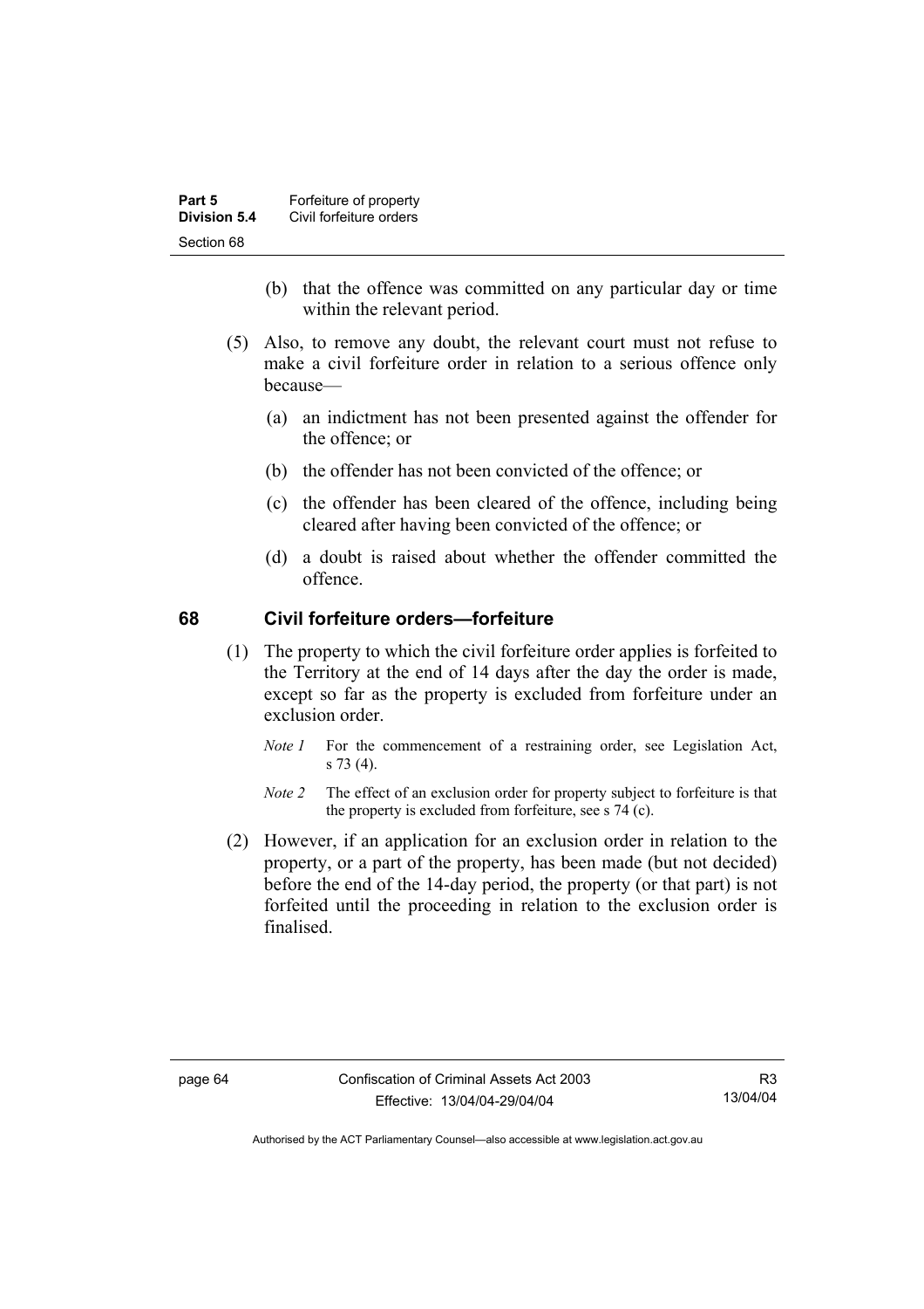(b) that the offence was committed on any particular day or time within the relevant period.

(5) Also, to remove any doubt, the relevant court must not refuse to make a civil forfeiture order in relation to a serious offence only because—

(a) an indictment has not been presented against the offender for the offence; or

(b) the offender has not been convicted of the offence; or

(c) the offender has been cleared of the offence, including being cleared after having been convicted of the offence; or

(d) a doubt is raised about whether the offender committed the offence.

## 68 Civil forfeiture orders—forfeiture

(1) The property to which the civil forfeiture order applies is forfeited to the Territory at the end of 14 days after the day the order is made, except so far as the property is excluded from forfeiture under an exclusion order.

*Note 1* For the commencement of a restraining order, see Legislation Act, s 73 (4).

*Note 2* The effect of an exclusion order for property subject to forfeiture is that the property is excluded from forfeiture, see s 74 (c).

(2) However, if an application for an exclusion order in relation to the property, or a part of the property, has been made (but not decided) before the end of the 14-day period, the property (or that part) is not forfeited until the proceeding in relation to the exclusion order is finalised.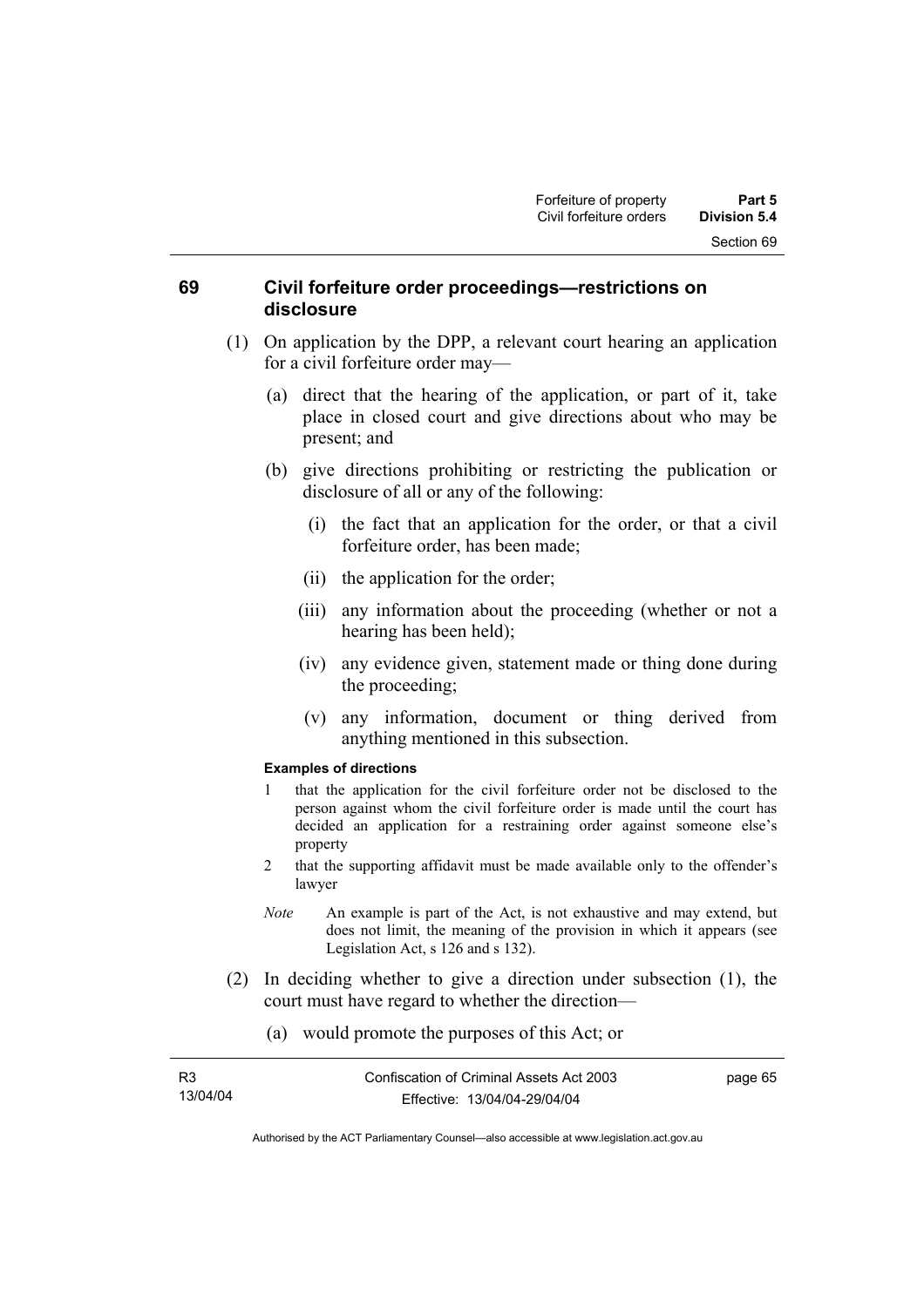## 69 Civil forfeiture order proceedings—restrictions on disclosure

(1) On application by the DPP, a relevant court hearing an application for a civil forfeiture order may—

(a) direct that the hearing of the application, or part of it, take place in closed court and give directions about who may be present; and

(b) give directions prohibiting or restricting the publication or disclosure of all or any of the following:

(i) the fact that an application for the order, or that a civil forfeiture order, has been made;

(ii) the application for the order;

(iii) any information about the proceeding (whether or not a hearing has been held);

(iv) any evidence given, statement made or thing done during the proceeding;

(v) any information, document or thing derived from anything mentioned in this subsection.

**Examples of directions**

1 that the application for the civil forfeiture order not be disclosed to the person against whom the civil forfeiture order is made until the court has decided an application for a restraining order against someone else's property

2 that the supporting affidavit must be made available only to the offender's lawyer

*Note* An example is part of the Act, is not exhaustive and may extend, but does not limit, the meaning of the provision in which it appears (see Legislation Act, s 126 and s 132).

(2) In deciding whether to give a direction under subsection (1), the court must have regard to whether the direction—

(a) would promote the purposes of this Act; or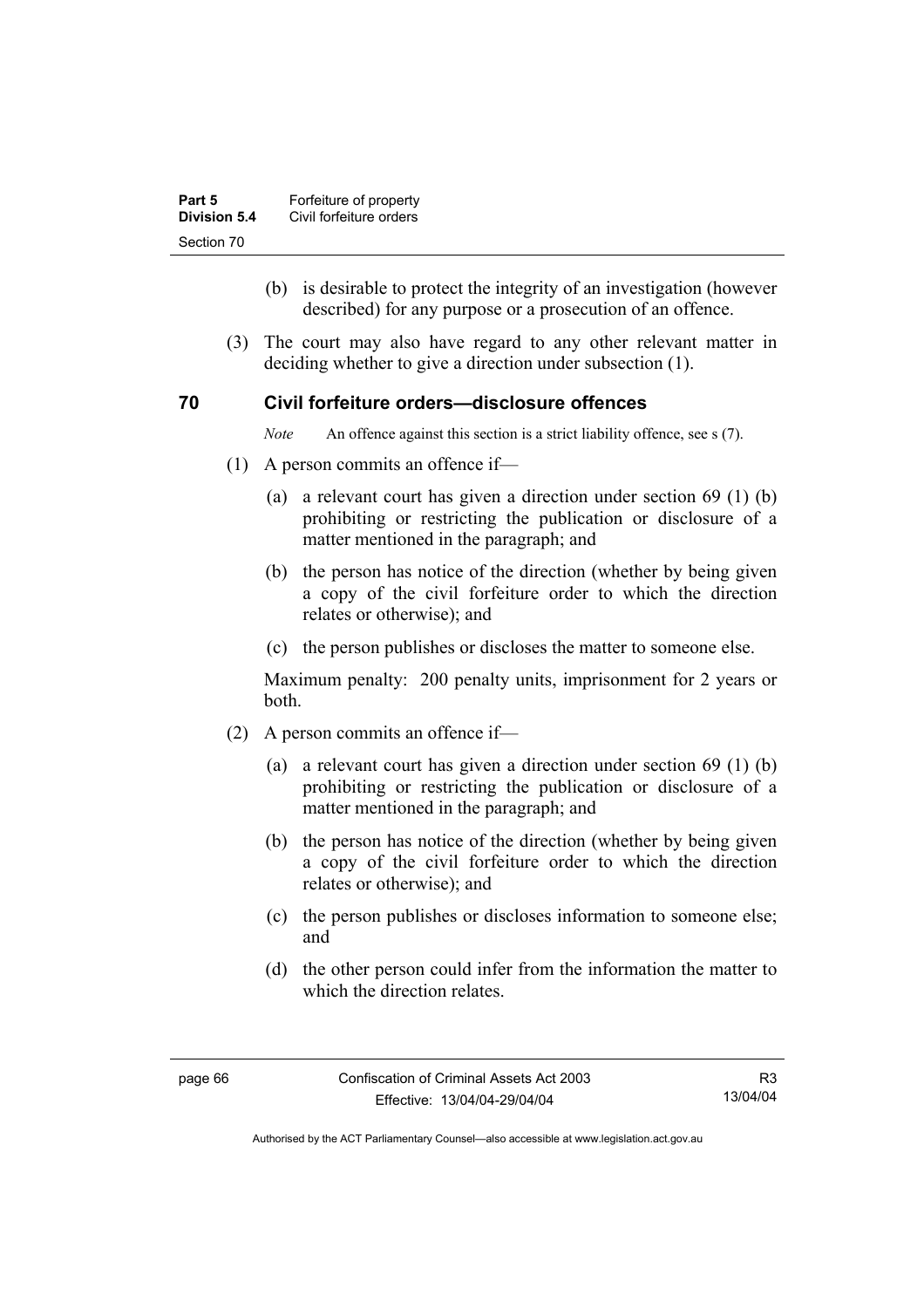(b) is desirable to protect the integrity of an investigation (however described) for any purpose or a prosecution of an offence.

(3) The court may also have regard to any other relevant matter in deciding whether to give a direction under subsection (1).

## 70 Civil forfeiture orders—disclosure offences

*Note* An offence against this section is a strict liability offence, see s (7).

(1) A person commits an offence if—

(a) a relevant court has given a direction under section 69 (1) (b) prohibiting or restricting the publication or disclosure of a matter mentioned in the paragraph; and

(b) the person has notice of the direction (whether by being given a copy of the civil forfeiture order to which the direction relates or otherwise); and

(c) the person publishes or discloses the matter to someone else.

Maximum penalty: 200 penalty units, imprisonment for 2 years or both.

(2) A person commits an offence if—

(a) a relevant court has given a direction under section 69 (1) (b) prohibiting or restricting the publication or disclosure of a matter mentioned in the paragraph; and

(b) the person has notice of the direction (whether by being given a copy of the civil forfeiture order to which the direction relates or otherwise); and

(c) the person publishes or discloses information to someone else; and

(d) the other person could infer from the information the matter to which the direction relates.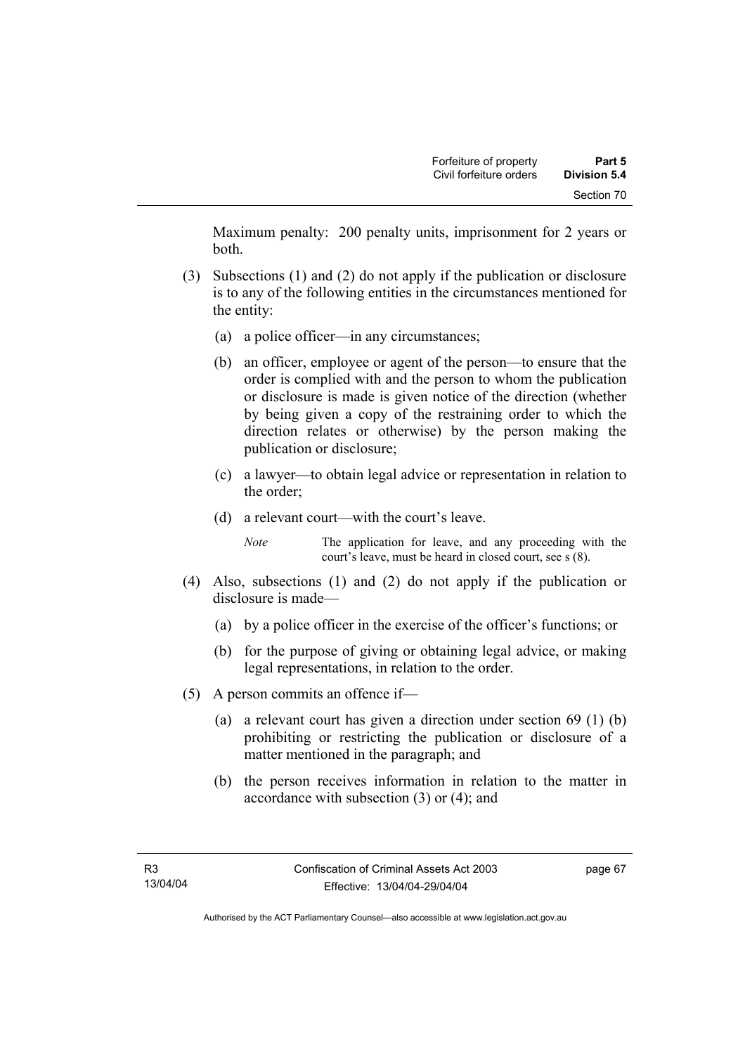Maximum penalty: 200 penalty units, imprisonment for 2 years or both.

(3) Subsections (1) and (2) do not apply if the publication or disclosure is to any of the following entities in the circumstances mentioned for the entity:

(a) a police officer—in any circumstances;

(b) an officer, employee or agent of the person—to ensure that the order is complied with and the person to whom the publication or disclosure is made is given notice of the direction (whether by being given a copy of the restraining order to which the direction relates or otherwise) by the person making the publication or disclosure;

(c) a lawyer—to obtain legal advice or representation in relation to the order;

(d) a relevant court—with the court's leave.

*Note* The application for leave, and any proceeding with the court's leave, must be heard in closed court, see s (8).

(4) Also, subsections (1) and (2) do not apply if the publication or disclosure is made—

(a) by a police officer in the exercise of the officer's functions; or

(b) for the purpose of giving or obtaining legal advice, or making legal representations, in relation to the order.

(5) A person commits an offence if—

(a) a relevant court has given a direction under section 69 (1) (b) prohibiting or restricting the publication or disclosure of a matter mentioned in the paragraph; and

(b) the person receives information in relation to the matter in accordance with subsection (3) or (4); and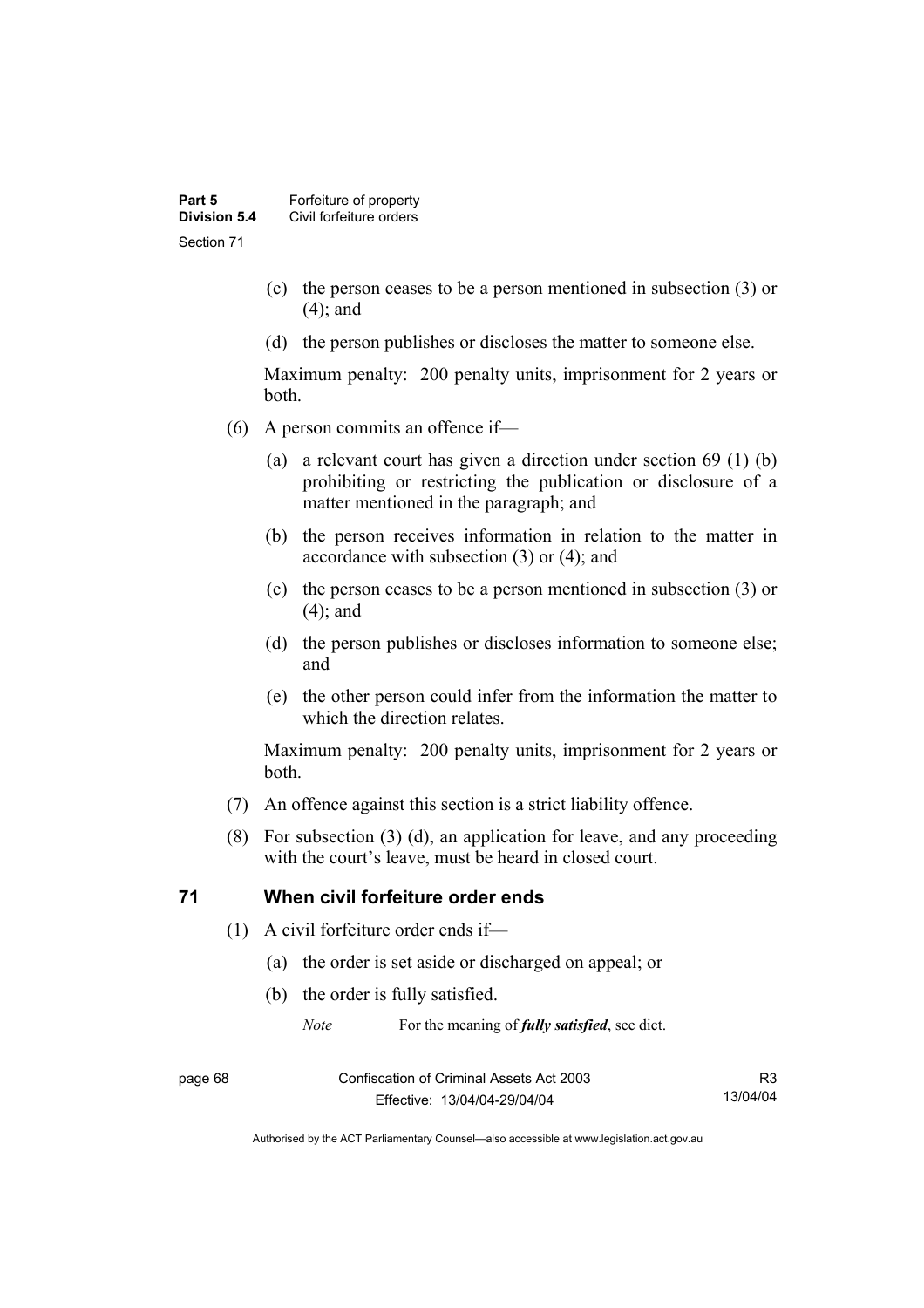(c) the person ceases to be a person mentioned in subsection (3) or (4); and

(d) the person publishes or discloses the matter to someone else.

Maximum penalty: 200 penalty units, imprisonment for 2 years or both.

(6) A person commits an offence if—

(a) a relevant court has given a direction under section 69 (1) (b) prohibiting or restricting the publication or disclosure of a matter mentioned in the paragraph; and

(b) the person receives information in relation to the matter in accordance with subsection (3) or (4); and

(c) the person ceases to be a person mentioned in subsection (3) or (4); and

(d) the person publishes or discloses information to someone else; and

(e) the other person could infer from the information the matter to which the direction relates.

Maximum penalty: 200 penalty units, imprisonment for 2 years or both.

(7) An offence against this section is a strict liability offence.

(8) For subsection (3) (d), an application for leave, and any proceeding with the court's leave, must be heard in closed court.

## 71 When civil forfeiture order ends

(1) A civil forfeiture order ends if—

(a) the order is set aside or discharged on appeal; or

(b) the order is fully satisfied.

*Note* For the meaning of ***fully satisfied***, see dict.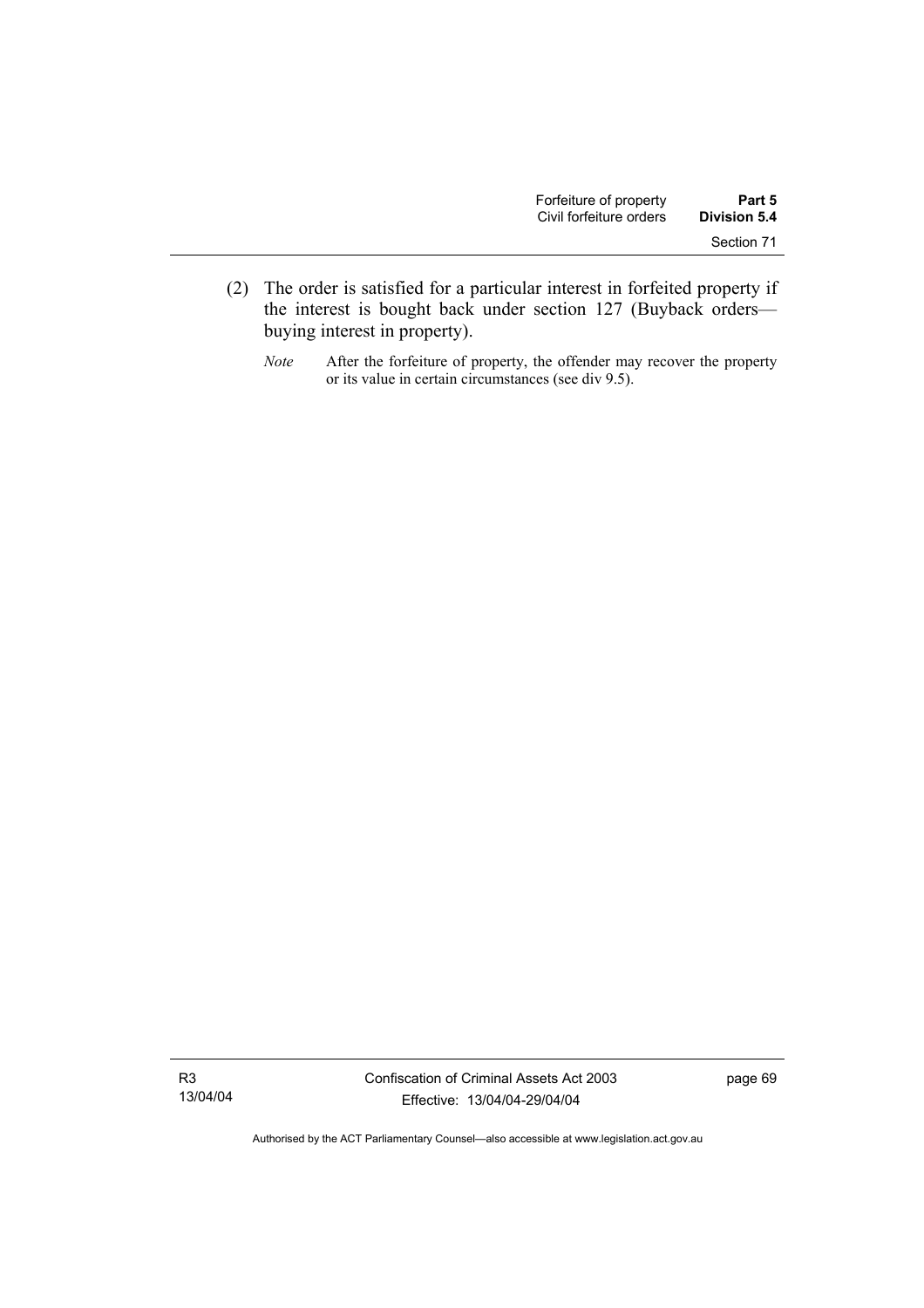(2) The order is satisfied for a particular interest in forfeited property if the interest is bought back under section 127 (Buyback orders—buying interest in property).

*Note* After the forfeiture of property, the offender may recover the property or its value in certain circumstances (see div 9.5).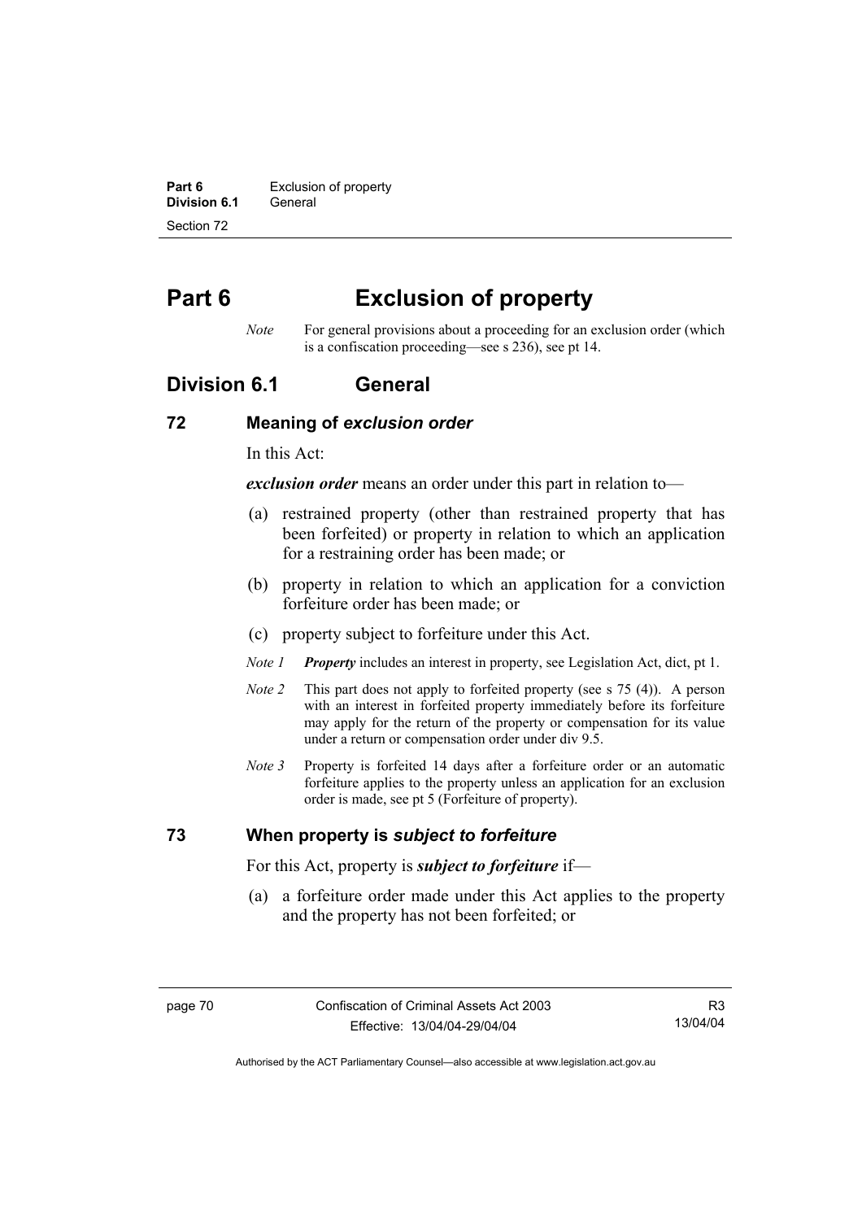# Part 6 Exclusion of property

*Note* For general provisions about a proceeding for an exclusion order (which is a confiscation proceeding—see s 236), see pt 14.

## Division 6.1 General

### 72 Meaning of *exclusion order*

In this Act:

***exclusion order*** means an order under this part in relation to—

(a) restrained property (other than restrained property that has been forfeited) or property in relation to which an application for a restraining order has been made; or

(b) property in relation to which an application for a conviction forfeiture order has been made; or

(c) property subject to forfeiture under this Act.

*Note 1* ***Property*** includes an interest in property, see Legislation Act, dict, pt 1.

*Note 2* This part does not apply to forfeited property (see s 75 (4)). A person with an interest in forfeited property immediately before its forfeiture may apply for the return of the property or compensation for its value under a return or compensation order under div 9.5.

*Note 3* Property is forfeited 14 days after a forfeiture order or an automatic forfeiture applies to the property unless an application for an exclusion order is made, see pt 5 (Forfeiture of property).

### 73 When property is *subject to forfeiture*

For this Act, property is ***subject to forfeiture*** if—

(a) a forfeiture order made under this Act applies to the property and the property has not been forfeited; or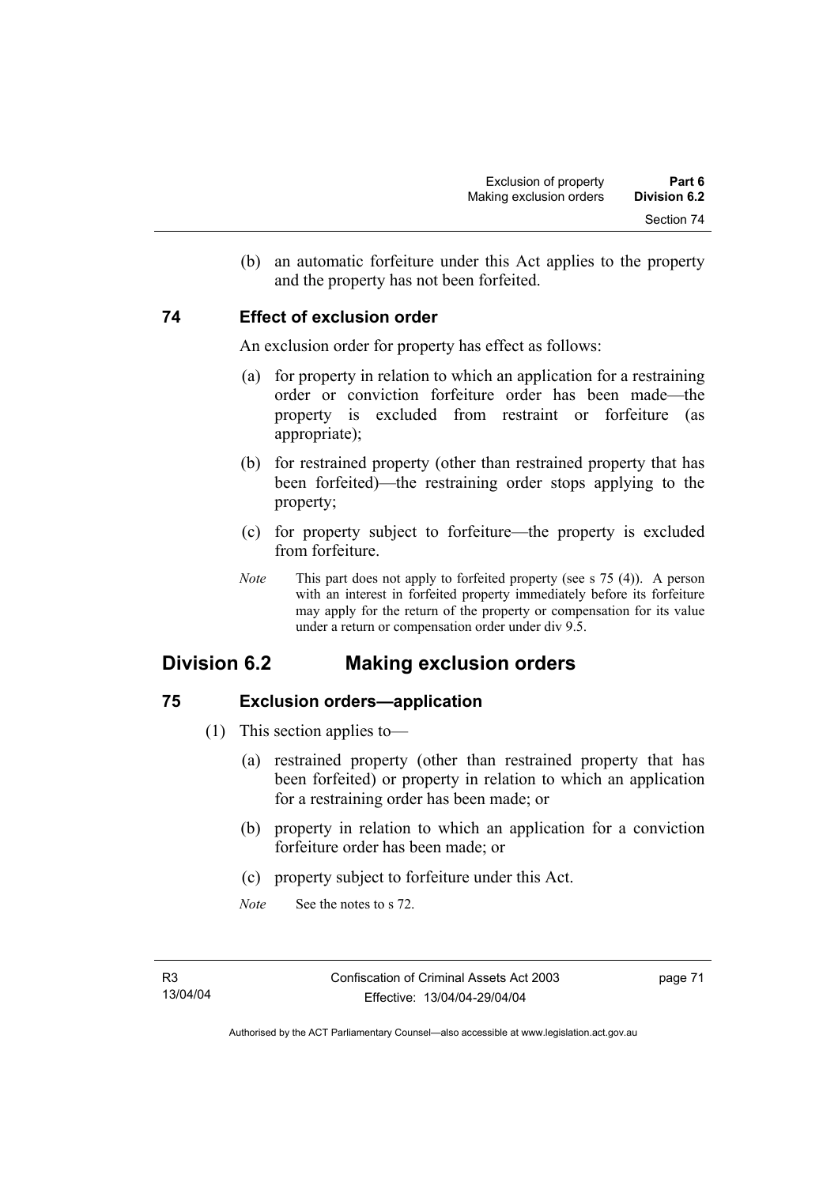(b) an automatic forfeiture under this Act applies to the property and the property has not been forfeited.

### 74 Effect of exclusion order

An exclusion order for property has effect as follows:

(a) for property in relation to which an application for a restraining order or conviction forfeiture order has been made—the property is excluded from restraint or forfeiture (as appropriate);

(b) for restrained property (other than restrained property that has been forfeited)—the restraining order stops applying to the property;

(c) for property subject to forfeiture—the property is excluded from forfeiture.

*Note* This part does not apply to forfeited property (see s 75 (4)). A person with an interest in forfeited property immediately before its forfeiture may apply for the return of the property or compensation for its value under a return or compensation order under div 9.5.

## Division 6.2 Making exclusion orders

### 75 Exclusion orders—application

(1) This section applies to—

(a) restrained property (other than restrained property that has been forfeited) or property in relation to which an application for a restraining order has been made; or

(b) property in relation to which an application for a conviction forfeiture order has been made; or

(c) property subject to forfeiture under this Act.

*Note* See the notes to s 72.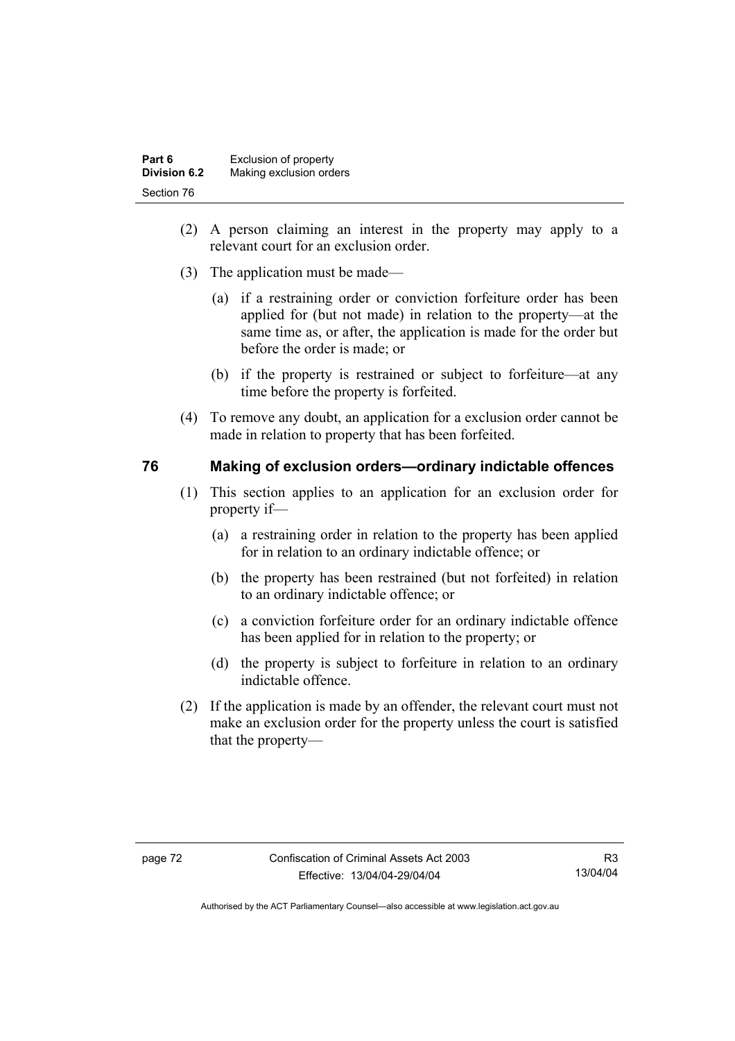(2) A person claiming an interest in the property may apply to a relevant court for an exclusion order.

(3) The application must be made—

(a) if a restraining order or conviction forfeiture order has been applied for (but not made) in relation to the property—at the same time as, or after, the application is made for the order but before the order is made; or

(b) if the property is restrained or subject to forfeiture—at any time before the property is forfeited.

(4) To remove any doubt, an application for a exclusion order cannot be made in relation to property that has been forfeited.

## 76 Making of exclusion orders—ordinary indictable offences

(1) This section applies to an application for an exclusion order for property if—

(a) a restraining order in relation to the property has been applied for in relation to an ordinary indictable offence; or

(b) the property has been restrained (but not forfeited) in relation to an ordinary indictable offence; or

(c) a conviction forfeiture order for an ordinary indictable offence has been applied for in relation to the property; or

(d) the property is subject to forfeiture in relation to an ordinary indictable offence.

(2) If the application is made by an offender, the relevant court must not make an exclusion order for the property unless the court is satisfied that the property—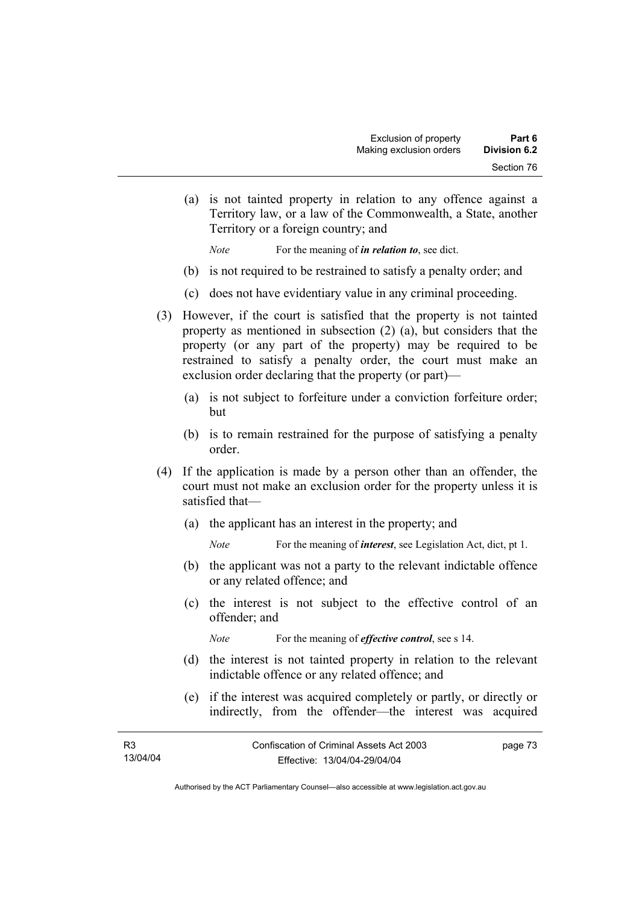(a) is not tainted property in relation to any offence against a Territory law, or a law of the Commonwealth, a State, another Territory or a foreign country; and

*Note* For the meaning of ***in relation to***, see dict.

(b) is not required to be restrained to satisfy a penalty order; and

(c) does not have evidentiary value in any criminal proceeding.

(3) However, if the court is satisfied that the property is not tainted property as mentioned in subsection (2) (a), but considers that the property (or any part of the property) may be required to be restrained to satisfy a penalty order, the court must make an exclusion order declaring that the property (or part)—

(a) is not subject to forfeiture under a conviction forfeiture order; but

(b) is to remain restrained for the purpose of satisfying a penalty order.

(4) If the application is made by a person other than an offender, the court must not make an exclusion order for the property unless it is satisfied that—

(a) the applicant has an interest in the property; and

*Note* For the meaning of ***interest***, see Legislation Act, dict, pt 1.

(b) the applicant was not a party to the relevant indictable offence or any related offence; and

(c) the interest is not subject to the effective control of an offender; and

*Note* For the meaning of ***effective control***, see s 14.

(d) the interest is not tainted property in relation to the relevant indictable offence or any related offence; and

(e) if the interest was acquired completely or partly, or directly or indirectly, from the offender—the interest was acquired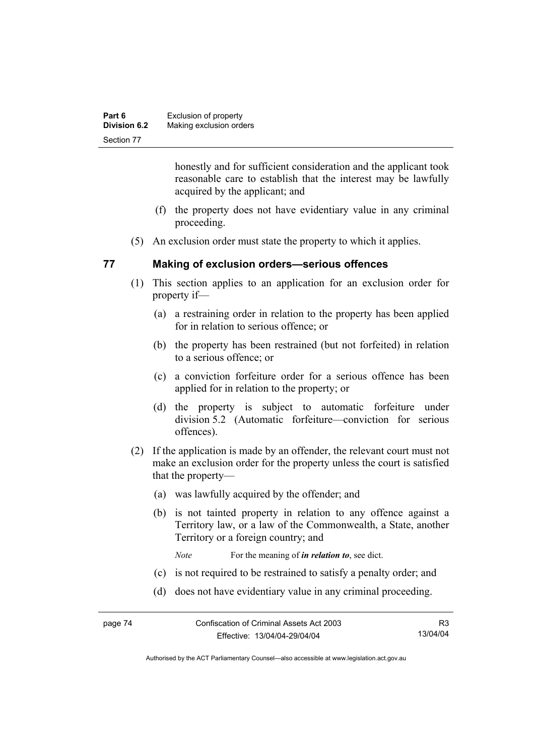honestly and for sufficient consideration and the applicant took reasonable care to establish that the interest may be lawfully acquired by the applicant; and

(f) the property does not have evidentiary value in any criminal proceeding.

(5) An exclusion order must state the property to which it applies.

## 77 Making of exclusion orders—serious offences

(1) This section applies to an application for an exclusion order for property if—

(a) a restraining order in relation to the property has been applied for in relation to serious offence; or

(b) the property has been restrained (but not forfeited) in relation to a serious offence; or

(c) a conviction forfeiture order for a serious offence has been applied for in relation to the property; or

(d) the property is subject to automatic forfeiture under division 5.2 (Automatic forfeiture—conviction for serious offences).

(2) If the application is made by an offender, the relevant court must not make an exclusion order for the property unless the court is satisfied that the property—

(a) was lawfully acquired by the offender; and

(b) is not tainted property in relation to any offence against a Territory law, or a law of the Commonwealth, a State, another Territory or a foreign country; and

*Note* For the meaning of ***in relation to***, see dict.

(c) is not required to be restrained to satisfy a penalty order; and

(d) does not have evidentiary value in any criminal proceeding.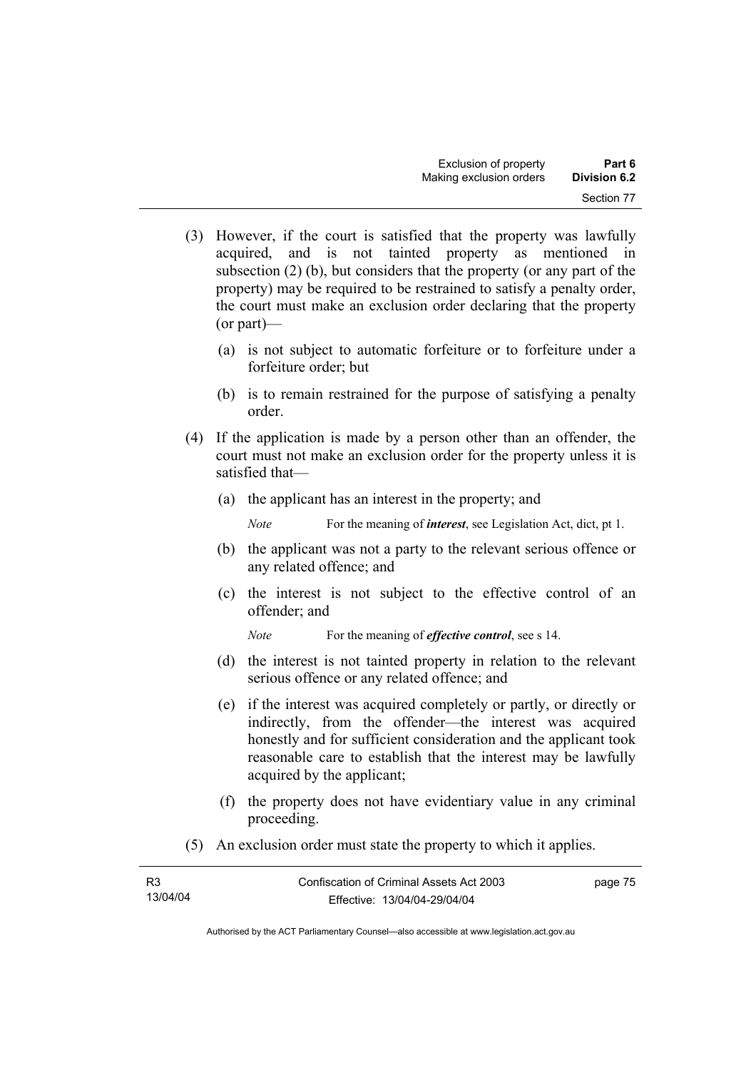(3) However, if the court is satisfied that the property was lawfully acquired, and is not tainted property as mentioned in subsection (2) (b), but considers that the property (or any part of the property) may be required to be restrained to satisfy a penalty order, the court must make an exclusion order declaring that the property (or part)—

   (a) is not subject to automatic forfeiture or to forfeiture under a forfeiture order; but

   (b) is to remain restrained for the purpose of satisfying a penalty order.

(4) If the application is made by a person other than an offender, the court must not make an exclusion order for the property unless it is satisfied that—

   (a) the applicant has an interest in the property; and

   *Note* For the meaning of ***interest***, see Legislation Act, dict, pt 1.

   (b) the applicant was not a party to the relevant serious offence or any related offence; and

   (c) the interest is not subject to the effective control of an offender; and

   *Note* For the meaning of ***effective control***, see s 14.

   (d) the interest is not tainted property in relation to the relevant serious offence or any related offence; and

   (e) if the interest was acquired completely or partly, or directly or indirectly, from the offender—the interest was acquired honestly and for sufficient consideration and the applicant took reasonable care to establish that the interest may be lawfully acquired by the applicant;

   (f) the property does not have evidentiary value in any criminal proceeding.

(5) An exclusion order must state the property to which it applies.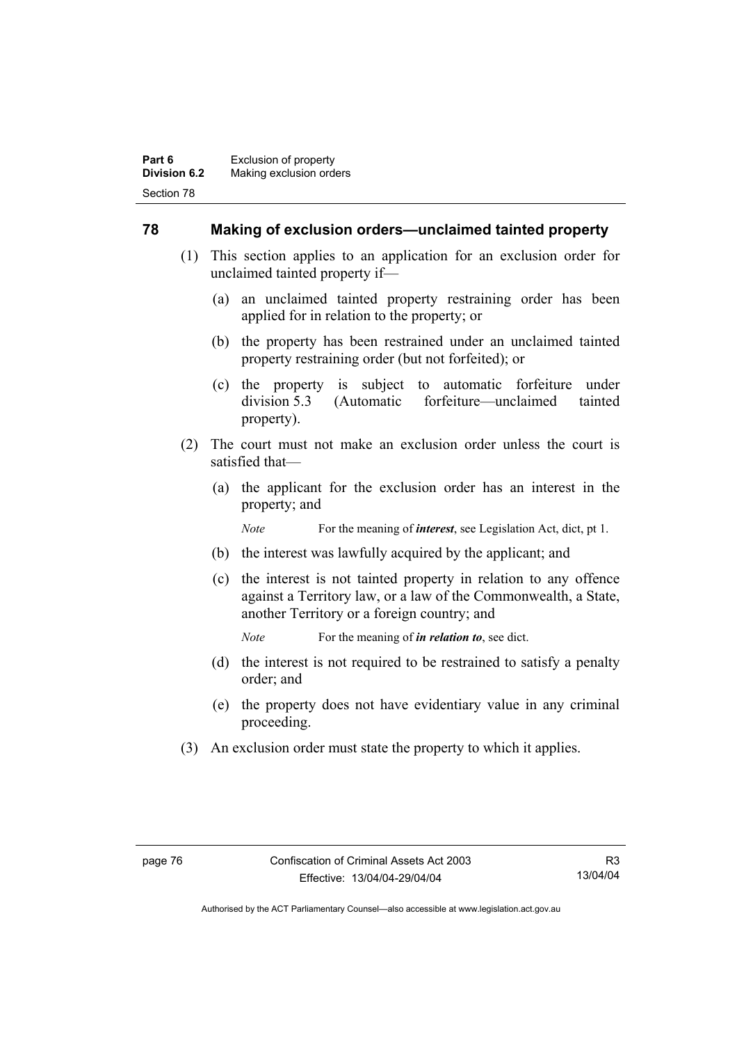## 78 Making of exclusion orders—unclaimed tainted property

(1) This section applies to an application for an exclusion order for unclaimed tainted property if—

(a) an unclaimed tainted property restraining order has been applied for in relation to the property; or

(b) the property has been restrained under an unclaimed tainted property restraining order (but not forfeited); or

(c) the property is subject to automatic forfeiture under division 5.3 (Automatic forfeiture—unclaimed tainted property).

(2) The court must not make an exclusion order unless the court is satisfied that—

(a) the applicant for the exclusion order has an interest in the property; and

*Note* For the meaning of ***interest***, see Legislation Act, dict, pt 1.

(b) the interest was lawfully acquired by the applicant; and

(c) the interest is not tainted property in relation to any offence against a Territory law, or a law of the Commonwealth, a State, another Territory or a foreign country; and

*Note* For the meaning of ***in relation to***, see dict.

(d) the interest is not required to be restrained to satisfy a penalty order; and

(e) the property does not have evidentiary value in any criminal proceeding.

(3) An exclusion order must state the property to which it applies.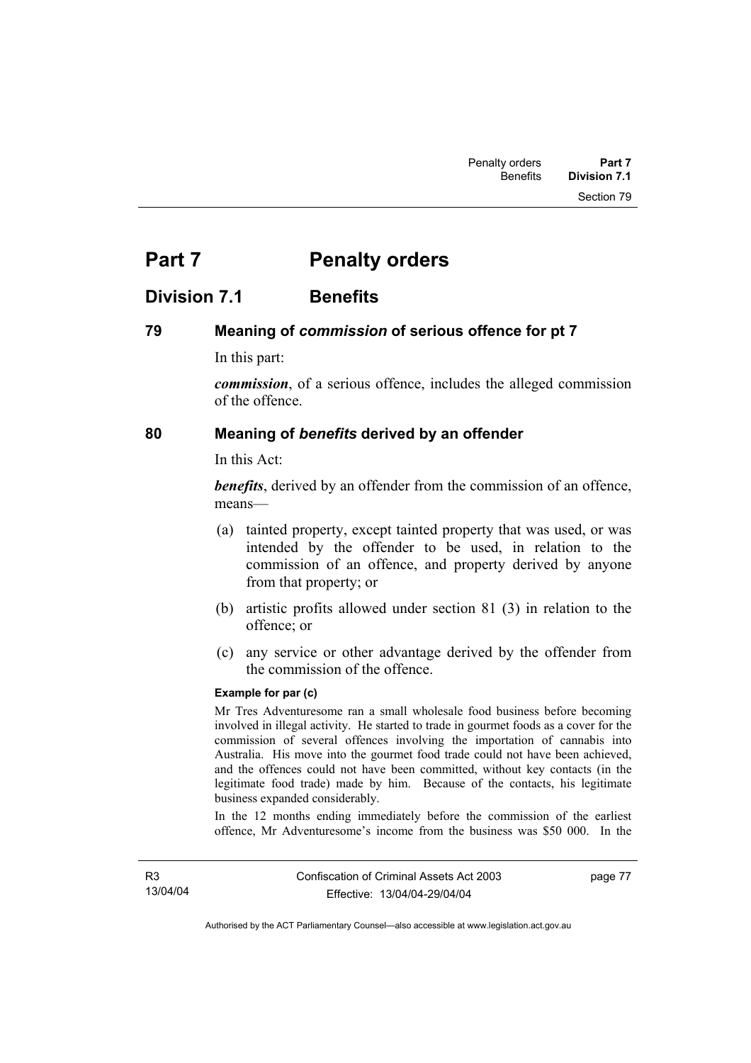# Part 7 Penalty orders

## Division 7.1 Benefits

### 79 Meaning of *commission* of serious offence for pt 7

In this part:

***commission***, of a serious offence, includes the alleged commission of the offence.

### 80 Meaning of *benefits* derived by an offender

In this Act:

***benefits***, derived by an offender from the commission of an offence, means—

(a) tainted property, except tainted property that was used, or was intended by the offender to be used, in relation to the commission of an offence, and property derived by anyone from that property; or

(b) artistic profits allowed under section 81 (3) in relation to the offence; or

(c) any service or other advantage derived by the offender from the commission of the offence.

**Example for par (c)**

Mr Tres Adventuresome ran a small wholesale food business before becoming involved in illegal activity. He started to trade in gourmet foods as a cover for the commission of several offences involving the importation of cannabis into Australia. His move into the gourmet food trade could not have been achieved, and the offences could not have been committed, without key contacts (in the legitimate food trade) made by him. Because of the contacts, his legitimate business expanded considerably.

In the 12 months ending immediately before the commission of the earliest offence, Mr Adventuresome's income from the business was $50 000. In the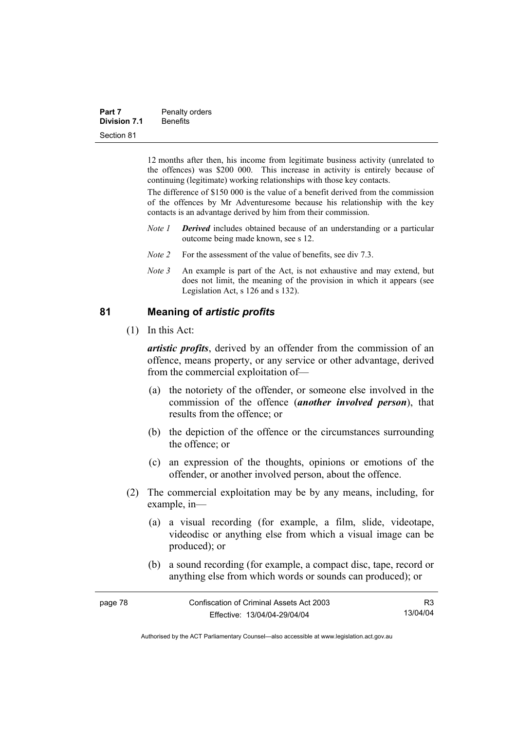12 months after then, his income from legitimate business activity (unrelated to the offences) was $200 000. This increase in activity is entirely because of continuing (legitimate) working relationships with those key contacts.

The difference of $150 000 is the value of a benefit derived from the commission of the offences by Mr Adventuresome because his relationship with the key contacts is an advantage derived by him from their commission.

*Note 1* ***Derived*** includes obtained because of an understanding or a particular outcome being made known, see s 12.

*Note 2* For the assessment of the value of benefits, see div 7.3.

*Note 3* An example is part of the Act, is not exhaustive and may extend, but does not limit, the meaning of the provision in which it appears (see Legislation Act, s 126 and s 132).

## 81 Meaning of *artistic profits*

(1) In this Act:

***artistic profits***, derived by an offender from the commission of an offence, means property, or any service or other advantage, derived from the commercial exploitation of—

(a) the notoriety of the offender, or someone else involved in the commission of the offence (***another involved person***), that results from the offence; or

(b) the depiction of the offence or the circumstances surrounding the offence; or

(c) an expression of the thoughts, opinions or emotions of the offender, or another involved person, about the offence.

(2) The commercial exploitation may be by any means, including, for example, in—

(a) a visual recording (for example, a film, slide, videotape, videodisc or anything else from which a visual image can be produced); or

(b) a sound recording (for example, a compact disc, tape, record or anything else from which words or sounds can produced); or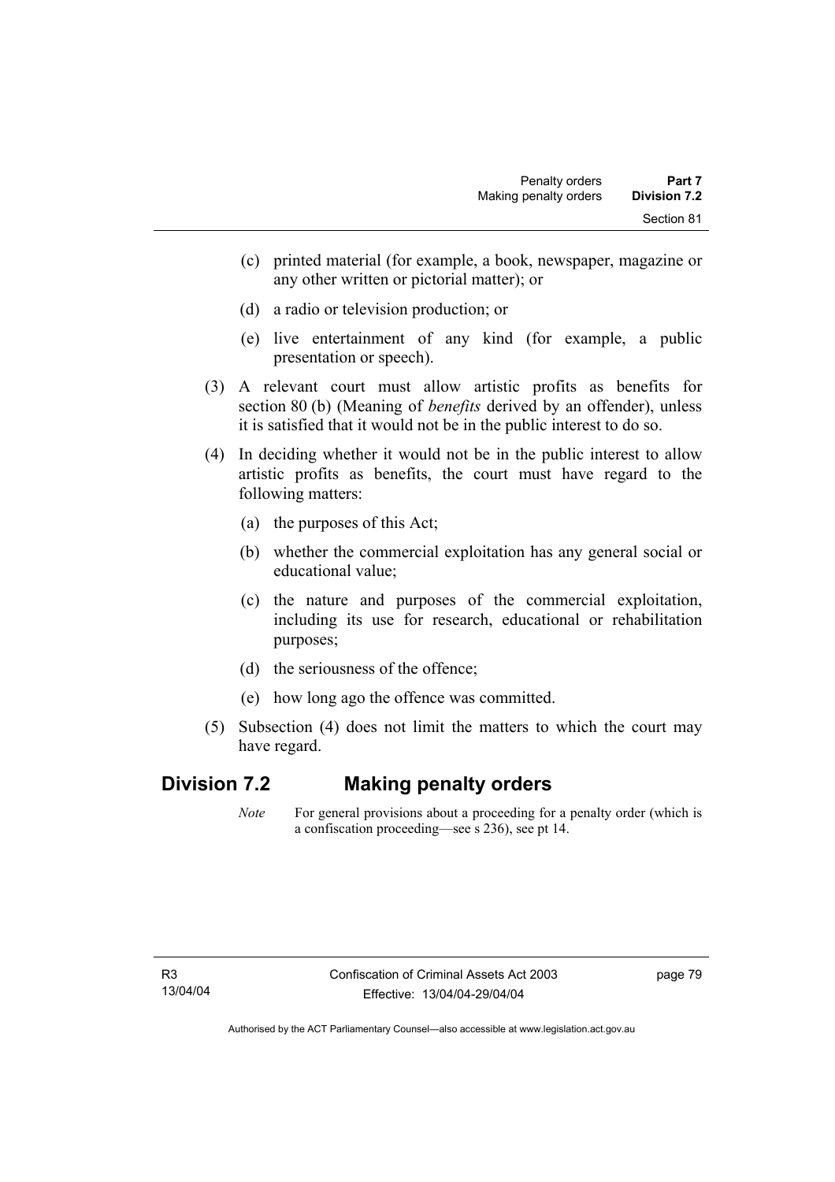(c) printed material (for example, a book, newspaper, magazine or any other written or pictorial matter); or

(d) a radio or television production; or

(e) live entertainment of any kind (for example, a public presentation or speech).

(3) A relevant court must allow artistic profits as benefits for section 80 (b) (Meaning of *benefits* derived by an offender), unless it is satisfied that it would not be in the public interest to do so.

(4) In deciding whether it would not be in the public interest to allow artistic profits as benefits, the court must have regard to the following matters:

(a) the purposes of this Act;

(b) whether the commercial exploitation has any general social or educational value;

(c) the nature and purposes of the commercial exploitation, including its use for research, educational or rehabilitation purposes;

(d) the seriousness of the offence;

(e) how long ago the offence was committed.

(5) Subsection (4) does not limit the matters to which the court may have regard.

## Division 7.2 Making penalty orders

*Note* For general provisions about a proceeding for a penalty order (which is a confiscation proceeding—see s 236), see pt 14.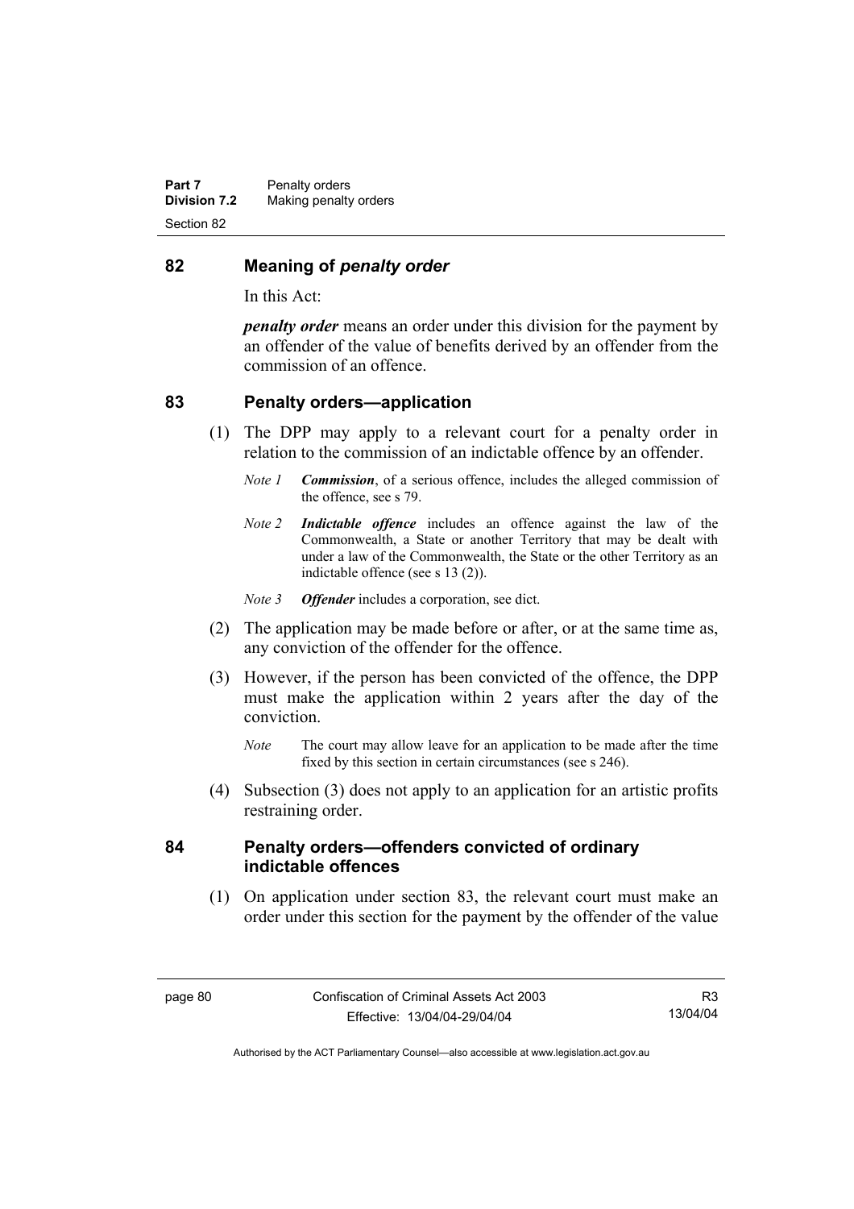## 82 Meaning of *penalty order*

In this Act:

***penalty order*** means an order under this division for the payment by an offender of the value of benefits derived by an offender from the commission of an offence.

## 83 Penalty orders—application

(1) The DPP may apply to a relevant court for a penalty order in relation to the commission of an indictable offence by an offender.

*Note 1* ***Commission***, of a serious offence, includes the alleged commission of the offence, see s 79.

*Note 2* ***Indictable offence*** includes an offence against the law of the Commonwealth, a State or another Territory that may be dealt with under a law of the Commonwealth, the State or the other Territory as an indictable offence (see s 13 (2)).

*Note 3* ***Offender*** includes a corporation, see dict.

(2) The application may be made before or after, or at the same time as, any conviction of the offender for the offence.

(3) However, if the person has been convicted of the offence, the DPP must make the application within 2 years after the day of the conviction.

*Note* The court may allow leave for an application to be made after the time fixed by this section in certain circumstances (see s 246).

(4) Subsection (3) does not apply to an application for an artistic profits restraining order.

## 84 Penalty orders—offenders convicted of ordinary indictable offences

(1) On application under section 83, the relevant court must make an order under this section for the payment by the offender of the value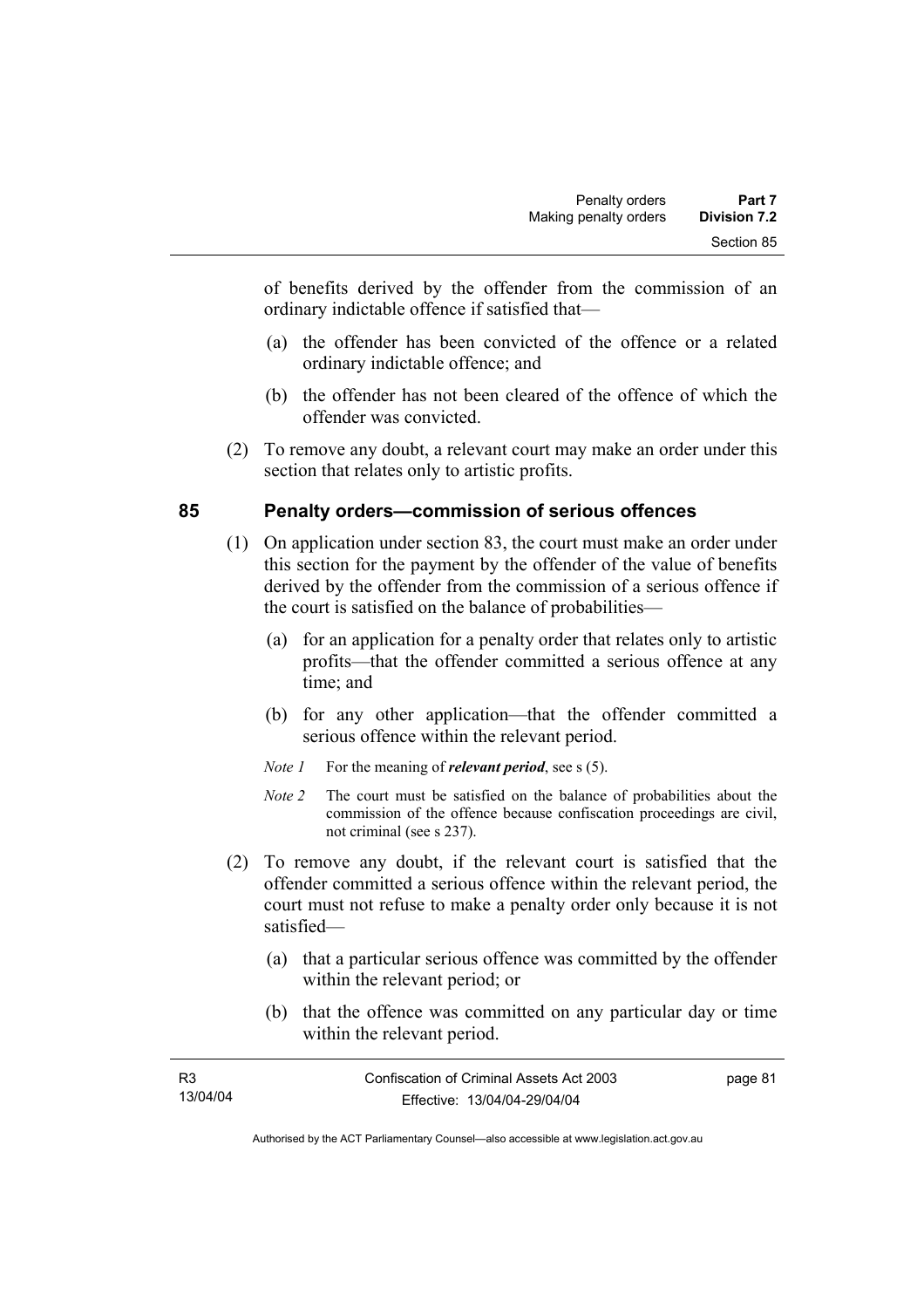of benefits derived by the offender from the commission of an ordinary indictable offence if satisfied that—

(a) the offender has been convicted of the offence or a related ordinary indictable offence; and

(b) the offender has not been cleared of the offence of which the offender was convicted.

(2) To remove any doubt, a relevant court may make an order under this section that relates only to artistic profits.

## 85 Penalty orders—commission of serious offences

(1) On application under section 83, the court must make an order under this section for the payment by the offender of the value of benefits derived by the offender from the commission of a serious offence if the court is satisfied on the balance of probabilities—

(a) for an application for a penalty order that relates only to artistic profits—that the offender committed a serious offence at any time; and

(b) for any other application—that the offender committed a serious offence within the relevant period.

*Note 1* For the meaning of ***relevant period***, see s (5).

*Note 2* The court must be satisfied on the balance of probabilities about the commission of the offence because confiscation proceedings are civil, not criminal (see s 237).

(2) To remove any doubt, if the relevant court is satisfied that the offender committed a serious offence within the relevant period, the court must not refuse to make a penalty order only because it is not satisfied—

(a) that a particular serious offence was committed by the offender within the relevant period; or

(b) that the offence was committed on any particular day or time within the relevant period.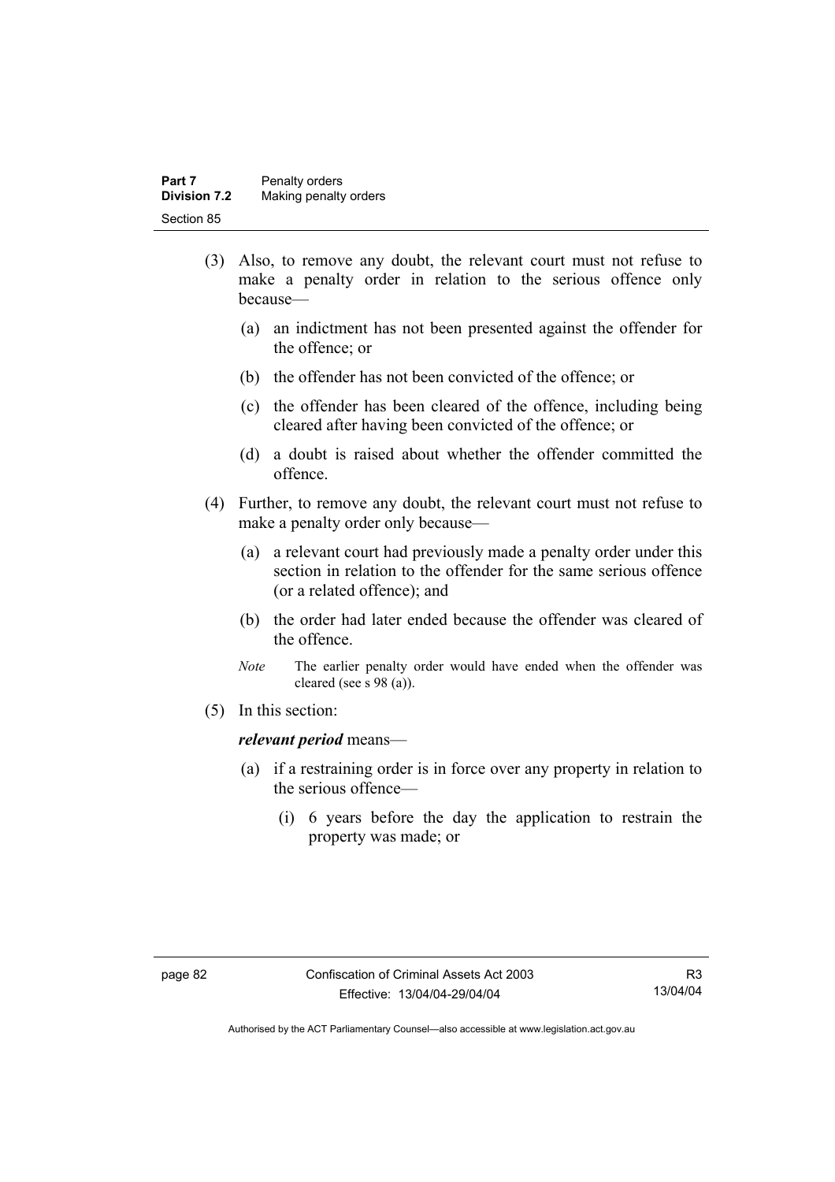(3) Also, to remove any doubt, the relevant court must not refuse to make a penalty order in relation to the serious offence only because—

(a) an indictment has not been presented against the offender for the offence; or

(b) the offender has not been convicted of the offence; or

(c) the offender has been cleared of the offence, including being cleared after having been convicted of the offence; or

(d) a doubt is raised about whether the offender committed the offence.

(4) Further, to remove any doubt, the relevant court must not refuse to make a penalty order only because—

(a) a relevant court had previously made a penalty order under this section in relation to the offender for the same serious offence (or a related offence); and

(b) the order had later ended because the offender was cleared of the offence.

*Note* The earlier penalty order would have ended when the offender was cleared (see s 98 (a)).

(5) In this section:

***relevant period*** means—

(a) if a restraining order is in force over any property in relation to the serious offence—

(i) 6 years before the day the application to restrain the property was made; or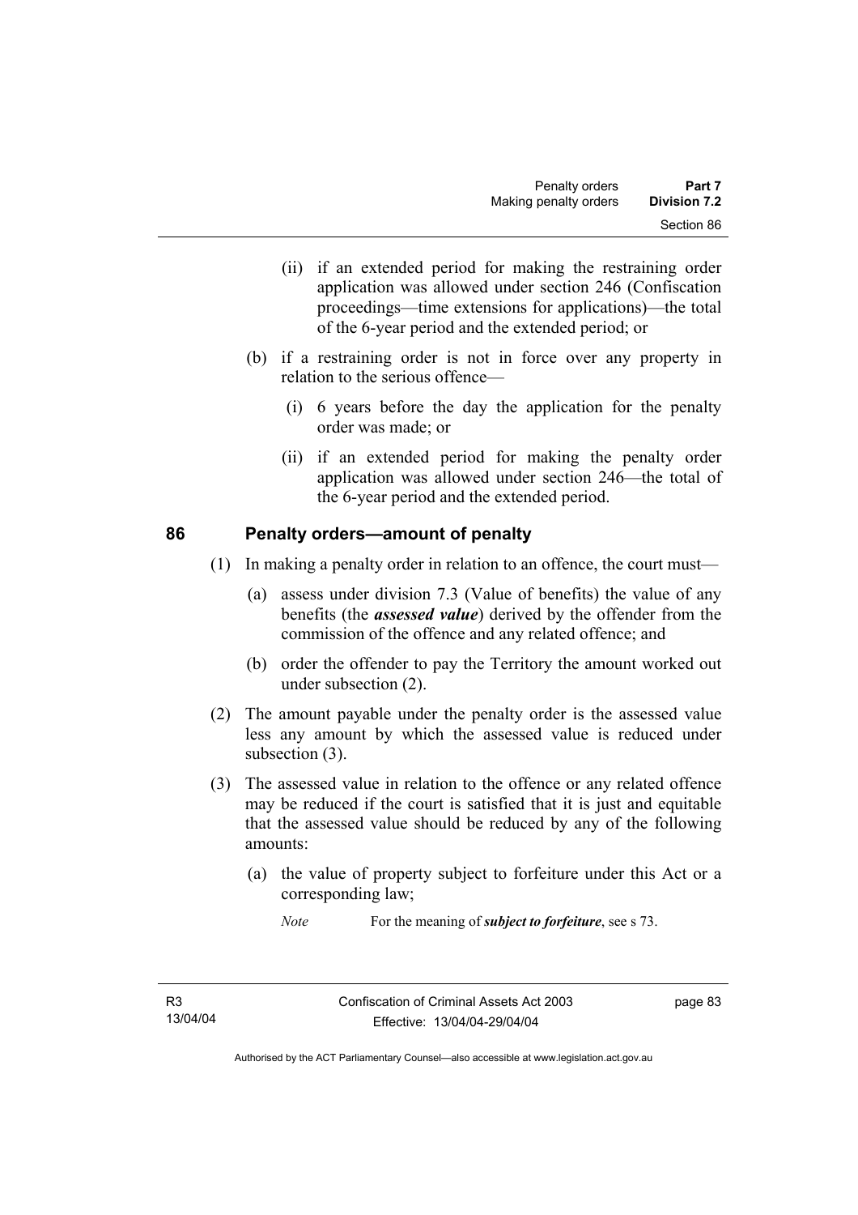(ii) if an extended period for making the restraining order application was allowed under section 246 (Confiscation proceedings—time extensions for applications)—the total of the 6-year period and the extended period; or

(b) if a restraining order is not in force over any property in relation to the serious offence—

(i) 6 years before the day the application for the penalty order was made; or

(ii) if an extended period for making the penalty order application was allowed under section 246—the total of the 6-year period and the extended period.

## 86 Penalty orders—amount of penalty

(1) In making a penalty order in relation to an offence, the court must—

(a) assess under division 7.3 (Value of benefits) the value of any benefits (the ***assessed value***) derived by the offender from the commission of the offence and any related offence; and

(b) order the offender to pay the Territory the amount worked out under subsection (2).

(2) The amount payable under the penalty order is the assessed value less any amount by which the assessed value is reduced under subsection (3).

(3) The assessed value in relation to the offence or any related offence may be reduced if the court is satisfied that it is just and equitable that the assessed value should be reduced by any of the following amounts:

(a) the value of property subject to forfeiture under this Act or a corresponding law;

*Note* For the meaning of ***subject to forfeiture***, see s 73.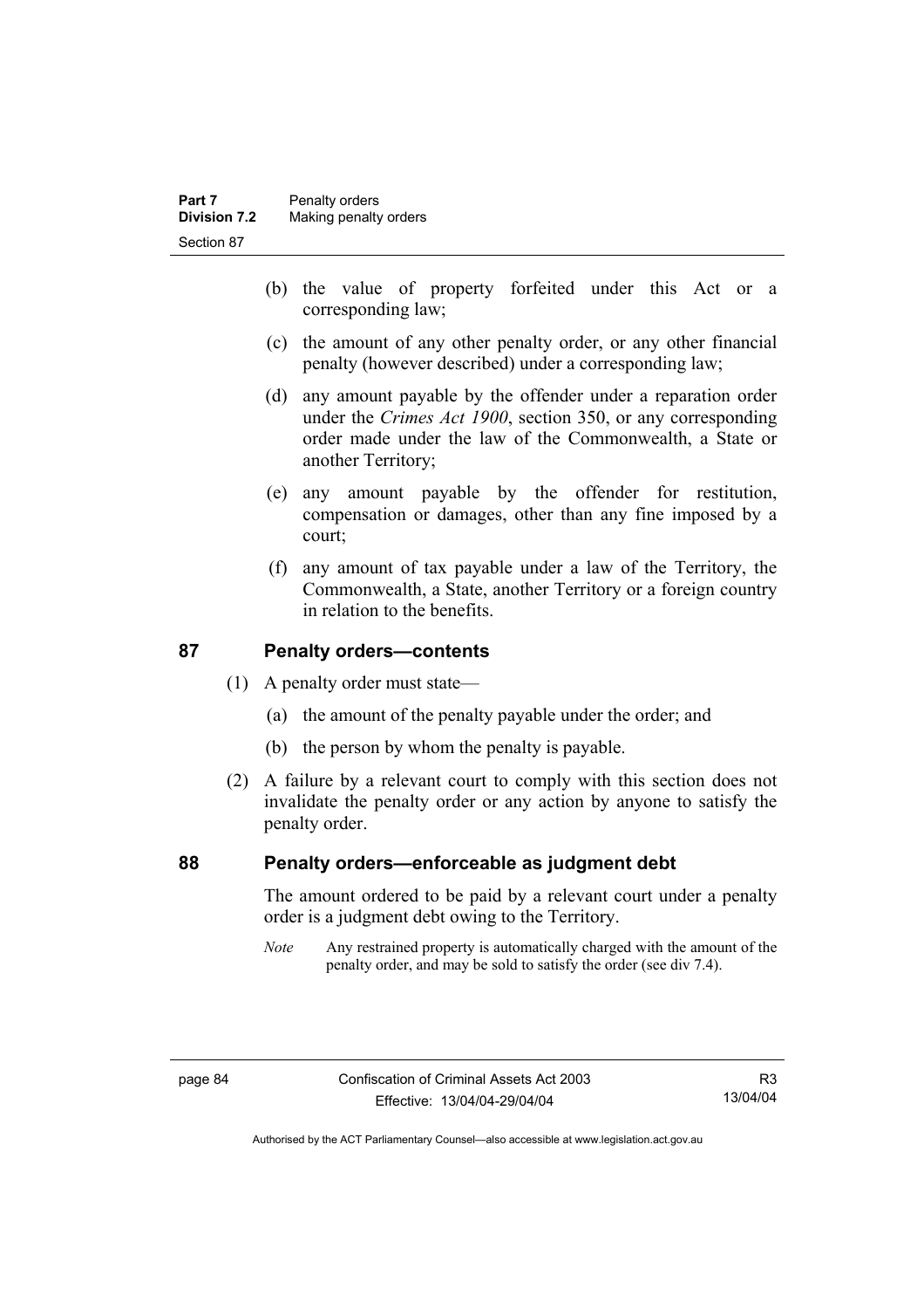(b) the value of property forfeited under this Act or a corresponding law;

(c) the amount of any other penalty order, or any other financial penalty (however described) under a corresponding law;

(d) any amount payable by the offender under a reparation order under the *Crimes Act 1900*, section 350, or any corresponding order made under the law of the Commonwealth, a State or another Territory;

(e) any amount payable by the offender for restitution, compensation or damages, other than any fine imposed by a court;

(f) any amount of tax payable under a law of the Territory, the Commonwealth, a State, another Territory or a foreign country in relation to the benefits.

## 87 Penalty orders—contents

(1) A penalty order must state—

(a) the amount of the penalty payable under the order; and

(b) the person by whom the penalty is payable.

(2) A failure by a relevant court to comply with this section does not invalidate the penalty order or any action by anyone to satisfy the penalty order.

## 88 Penalty orders—enforceable as judgment debt

The amount ordered to be paid by a relevant court under a penalty order is a judgment debt owing to the Territory.

*Note* Any restrained property is automatically charged with the amount of the penalty order, and may be sold to satisfy the order (see div 7.4).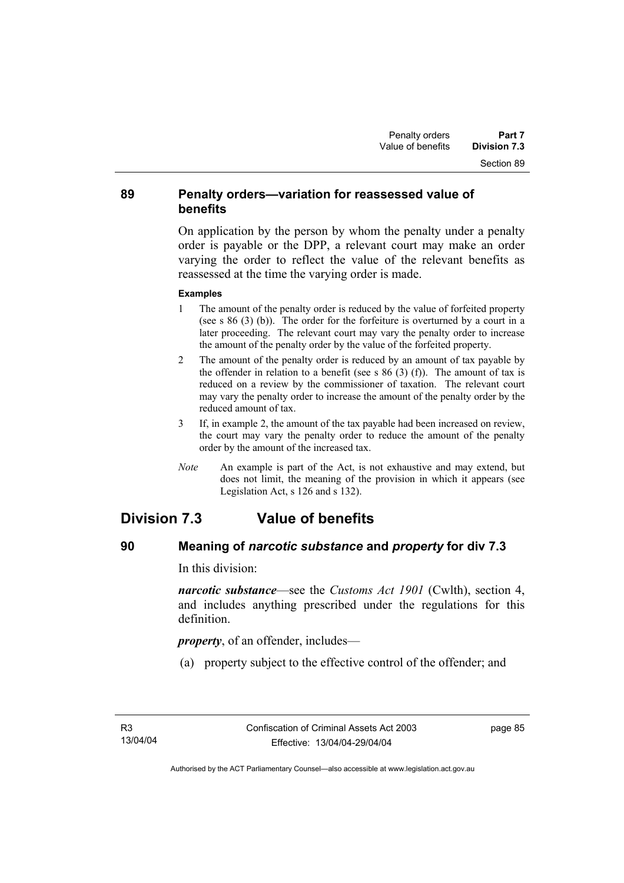### 89 Penalty orders—variation for reassessed value of benefits

On application by the person by whom the penalty under a penalty order is payable or the DPP, a relevant court may make an order varying the order to reflect the value of the relevant benefits as reassessed at the time the varying order is made.

**Examples**

1. The amount of the penalty order is reduced by the value of forfeited property (see s 86 (3) (b)). The order for the forfeiture is overturned by a court in a later proceeding. The relevant court may vary the penalty order to increase the amount of the penalty order by the value of the forfeited property.
2. The amount of the penalty order is reduced by an amount of tax payable by the offender in relation to a benefit (see s 86 (3) (f)). The amount of tax is reduced on a review by the commissioner of taxation. The relevant court may vary the penalty order to increase the amount of the penalty order by the reduced amount of tax.
3. If, in example 2, the amount of the tax payable had been increased on review, the court may vary the penalty order to reduce the amount of the penalty order by the amount of the increased tax.

*Note* An example is part of the Act, is not exhaustive and may extend, but does not limit, the meaning of the provision in which it appears (see Legislation Act, s 126 and s 132).

## Division 7.3 Value of benefits

### 90 Meaning of *narcotic substance* and *property* for div 7.3

In this division:

***narcotic substance***—see the *Customs Act 1901* (Cwlth), section 4, and includes anything prescribed under the regulations for this definition.

***property***, of an offender, includes—

(a) property subject to the effective control of the offender; and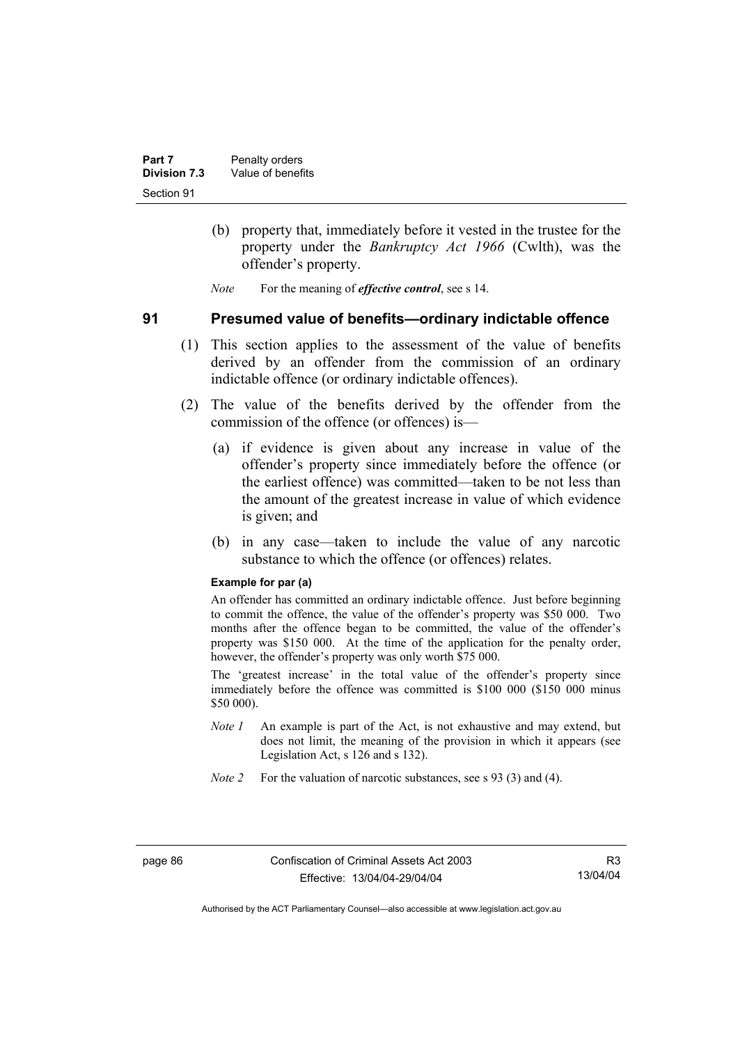(b) property that, immediately before it vested in the trustee for the property under the *Bankruptcy Act 1966* (Cwlth), was the offender's property.

*Note* For the meaning of ***effective control***, see s 14.

## 91 Presumed value of benefits—ordinary indictable offence

(1) This section applies to the assessment of the value of benefits derived by an offender from the commission of an ordinary indictable offence (or ordinary indictable offences).

(2) The value of the benefits derived by the offender from the commission of the offence (or offences) is—

(a) if evidence is given about any increase in value of the offender's property since immediately before the offence (or the earliest offence) was committed—taken to be not less than the amount of the greatest increase in value of which evidence is given; and

(b) in any case—taken to include the value of any narcotic substance to which the offence (or offences) relates.

**Example for par (a)**

An offender has committed an ordinary indictable offence. Just before beginning to commit the offence, the value of the offender's property was $50 000. Two months after the offence began to be committed, the value of the offender's property was $150 000. At the time of the application for the penalty order, however, the offender's property was only worth $75 000.

The 'greatest increase' in the total value of the offender's property since immediately before the offence was committed is $100 000 ($150 000 minus $50 000).

*Note 1* An example is part of the Act, is not exhaustive and may extend, but does not limit, the meaning of the provision in which it appears (see Legislation Act, s 126 and s 132).

*Note 2* For the valuation of narcotic substances, see s 93 (3) and (4).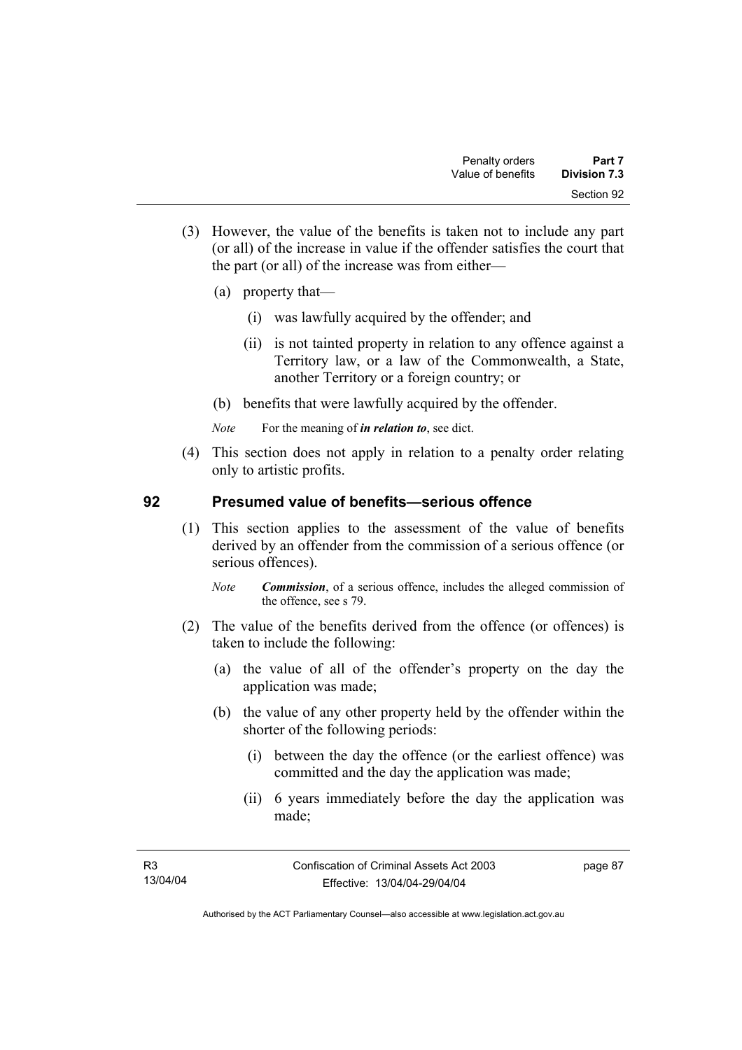(3) However, the value of the benefits is taken not to include any part (or all) of the increase in value if the offender satisfies the court that the part (or all) of the increase was from either—

   (a) property that—

      (i) was lawfully acquired by the offender; and

      (ii) is not tainted property in relation to any offence against a Territory law, or a law of the Commonwealth, a State, another Territory or a foreign country; or

   (b) benefits that were lawfully acquired by the offender.

   *Note* For the meaning of ***in relation to***, see dict.

(4) This section does not apply in relation to a penalty order relating only to artistic profits.

## 92 Presumed value of benefits—serious offence

(1) This section applies to the assessment of the value of benefits derived by an offender from the commission of a serious offence (or serious offences).

   *Note* ***Commission***, of a serious offence, includes the alleged commission of the offence, see s 79.

(2) The value of the benefits derived from the offence (or offences) is taken to include the following:

   (a) the value of all of the offender's property on the day the application was made;

   (b) the value of any other property held by the offender within the shorter of the following periods:

      (i) between the day the offence (or the earliest offence) was committed and the day the application was made;

      (ii) 6 years immediately before the day the application was made;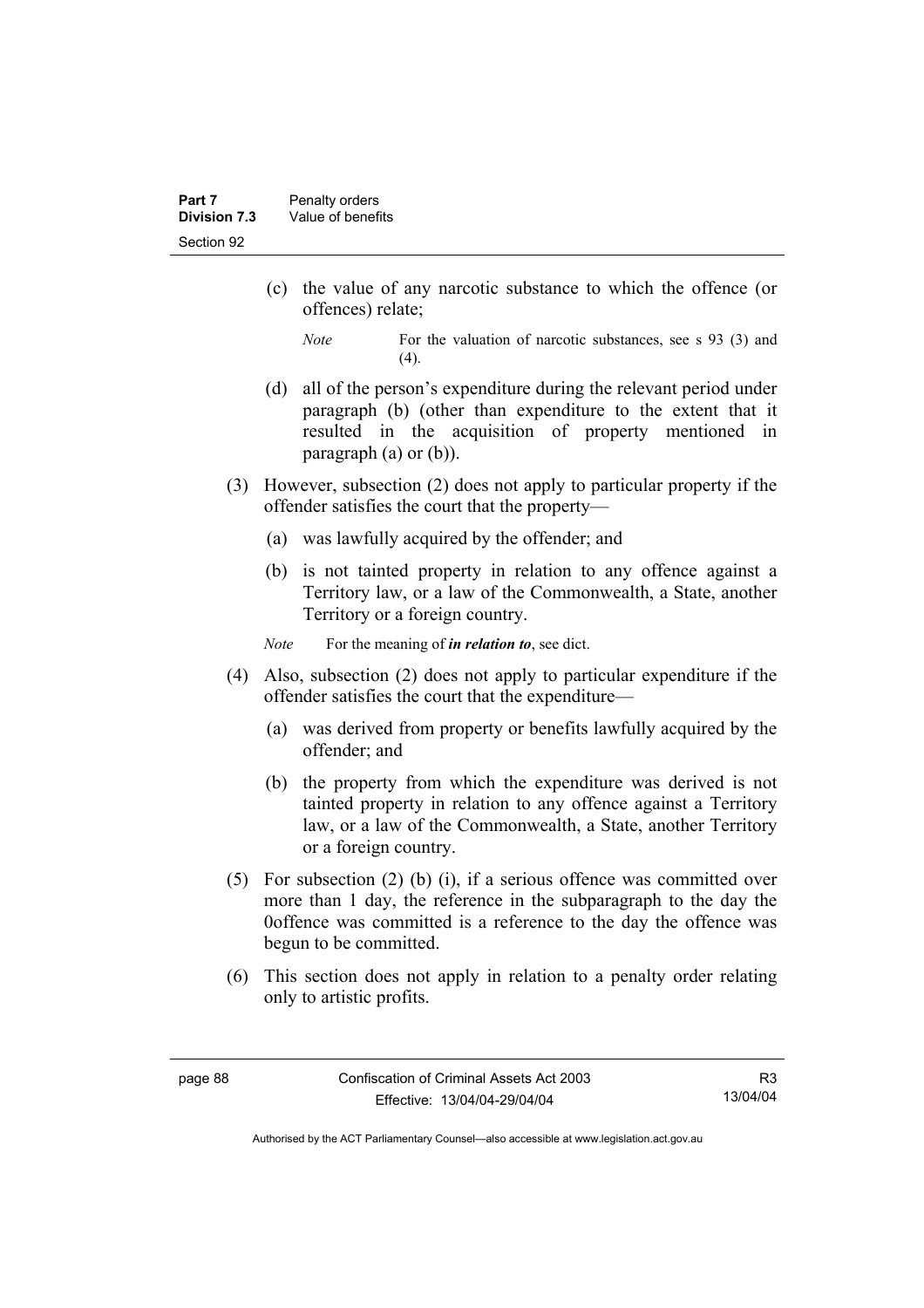(c) the value of any narcotic substance to which the offence (or offences) relate;

*Note* For the valuation of narcotic substances, see s 93 (3) and (4).

(d) all of the person's expenditure during the relevant period under paragraph (b) (other than expenditure to the extent that it resulted in the acquisition of property mentioned in paragraph (a) or (b)).

(3) However, subsection (2) does not apply to particular property if the offender satisfies the court that the property—

(a) was lawfully acquired by the offender; and

(b) is not tainted property in relation to any offence against a Territory law, or a law of the Commonwealth, a State, another Territory or a foreign country.

*Note* For the meaning of ***in relation to***, see dict.

(4) Also, subsection (2) does not apply to particular expenditure if the offender satisfies the court that the expenditure—

(a) was derived from property or benefits lawfully acquired by the offender; and

(b) the property from which the expenditure was derived is not tainted property in relation to any offence against a Territory law, or a law of the Commonwealth, a State, another Territory or a foreign country.

(5) For subsection (2) (b) (i), if a serious offence was committed over more than 1 day, the reference in the subparagraph to the day the 0offence was committed is a reference to the day the offence was begun to be committed.

(6) This section does not apply in relation to a penalty order relating only to artistic profits.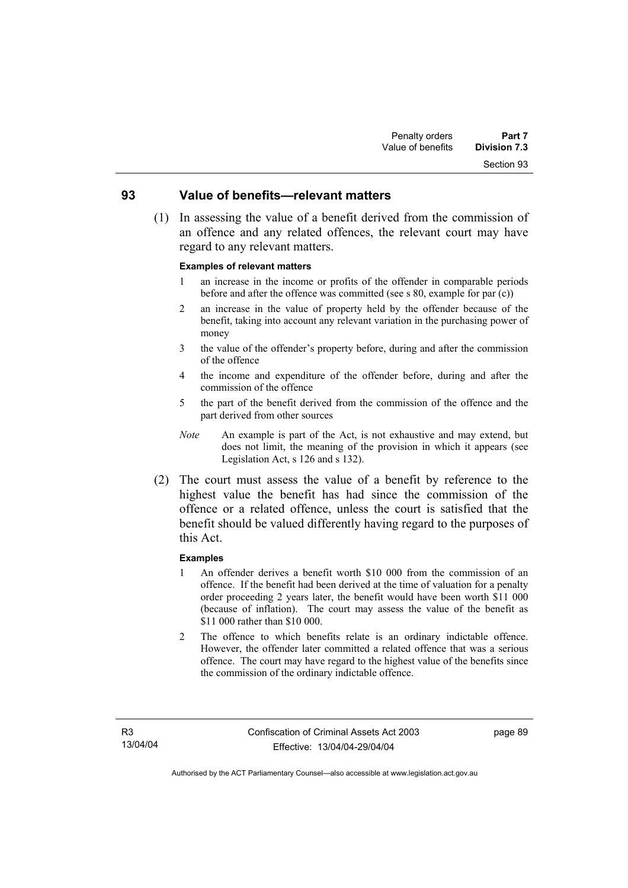## 93 Value of benefits—relevant matters

(1) In assessing the value of a benefit derived from the commission of an offence and any related offences, the relevant court may have regard to any relevant matters.

**Examples of relevant matters**

1 an increase in the income or profits of the offender in comparable periods before and after the offence was committed (see s 80, example for par (c))

2 an increase in the value of property held by the offender because of the benefit, taking into account any relevant variation in the purchasing power of money

3 the value of the offender's property before, during and after the commission of the offence

4 the income and expenditure of the offender before, during and after the commission of the offence

5 the part of the benefit derived from the commission of the offence and the part derived from other sources

*Note* An example is part of the Act, is not exhaustive and may extend, but does not limit, the meaning of the provision in which it appears (see Legislation Act, s 126 and s 132).

(2) The court must assess the value of a benefit by reference to the highest value the benefit has had since the commission of the offence or a related offence, unless the court is satisfied that the benefit should be valued differently having regard to the purposes of this Act.

**Examples**

1 An offender derives a benefit worth $10 000 from the commission of an offence. If the benefit had been derived at the time of valuation for a penalty order proceeding 2 years later, the benefit would have been worth $11 000 (because of inflation). The court may assess the value of the benefit as $11 000 rather than $10 000.

2 The offence to which benefits relate is an ordinary indictable offence. However, the offender later committed a related offence that was a serious offence. The court may have regard to the highest value of the benefits since the commission of the ordinary indictable offence.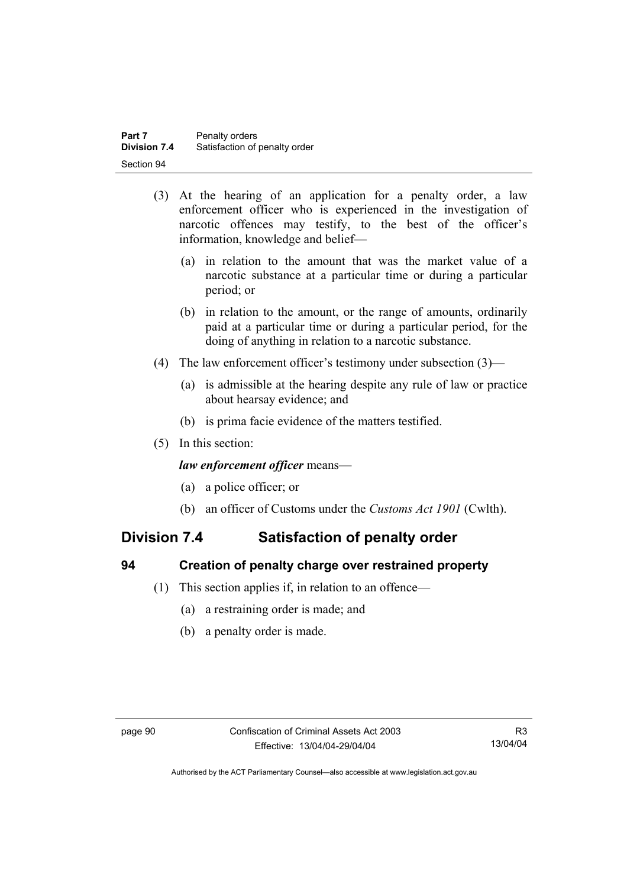(3) At the hearing of an application for a penalty order, a law enforcement officer who is experienced in the investigation of narcotic offences may testify, to the best of the officer's information, knowledge and belief—

(a) in relation to the amount that was the market value of a narcotic substance at a particular time or during a particular period; or

(b) in relation to the amount, or the range of amounts, ordinarily paid at a particular time or during a particular period, for the doing of anything in relation to a narcotic substance.

(4) The law enforcement officer's testimony under subsection (3)—

(a) is admissible at the hearing despite any rule of law or practice about hearsay evidence; and

(b) is prima facie evidence of the matters testified.

(5) In this section:

***law enforcement officer*** means—

(a) a police officer; or

(b) an officer of Customs under the *Customs Act 1901* (Cwlth).

## Division 7.4 Satisfaction of penalty order

### 94 Creation of penalty charge over restrained property

(1) This section applies if, in relation to an offence—

(a) a restraining order is made; and

(b) a penalty order is made.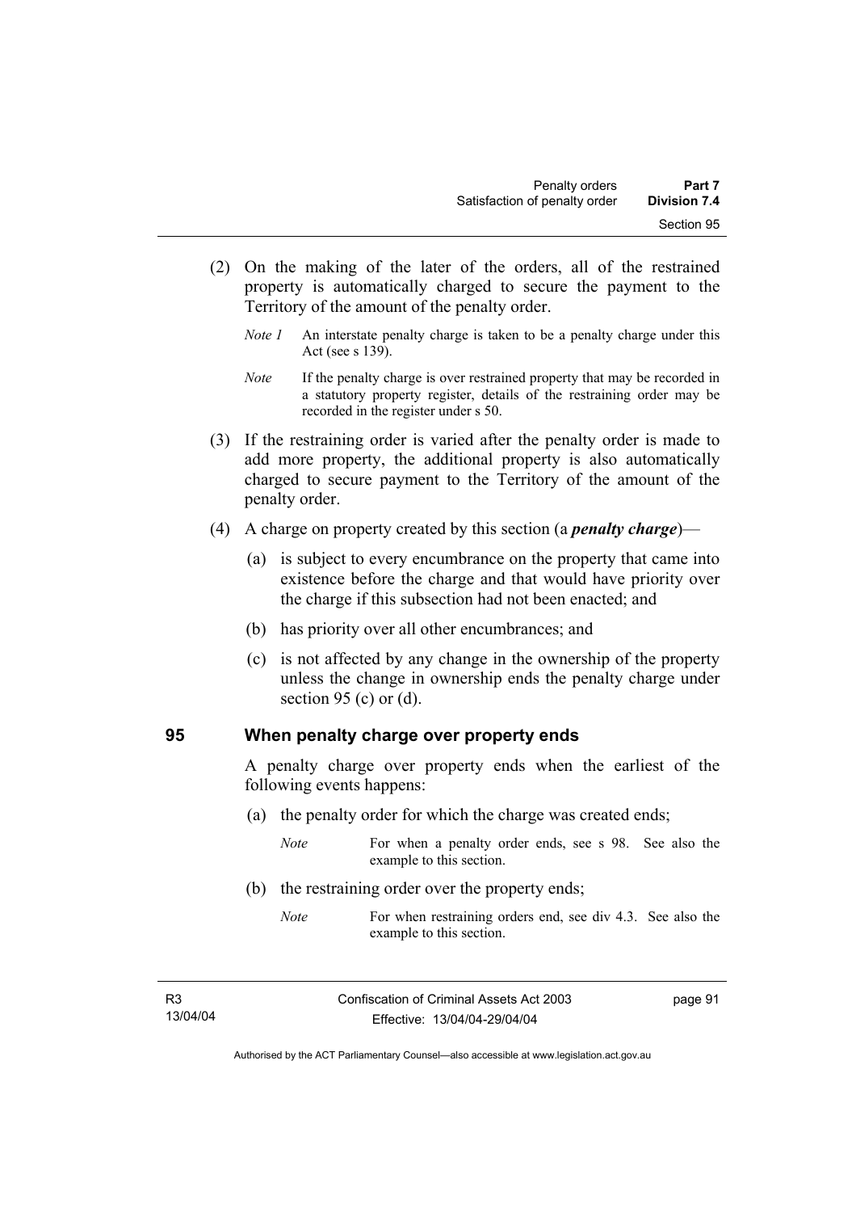(2) On the making of the later of the orders, all of the restrained property is automatically charged to secure the payment to the Territory of the amount of the penalty order.

*Note 1* An interstate penalty charge is taken to be a penalty charge under this Act (see s 139).

*Note* If the penalty charge is over restrained property that may be recorded in a statutory property register, details of the restraining order may be recorded in the register under s 50.

(3) If the restraining order is varied after the penalty order is made to add more property, the additional property is also automatically charged to secure payment to the Territory of the amount of the penalty order.

(4) A charge on property created by this section (a ***penalty charge***)—

(a) is subject to every encumbrance on the property that came into existence before the charge and that would have priority over the charge if this subsection had not been enacted; and

(b) has priority over all other encumbrances; and

(c) is not affected by any change in the ownership of the property unless the change in ownership ends the penalty charge under section 95 (c) or (d).

## 95 When penalty charge over property ends

A penalty charge over property ends when the earliest of the following events happens:

(a) the penalty order for which the charge was created ends;

*Note* For when a penalty order ends, see s 98. See also the example to this section.

(b) the restraining order over the property ends;

*Note* For when restraining orders end, see div 4.3. See also the example to this section.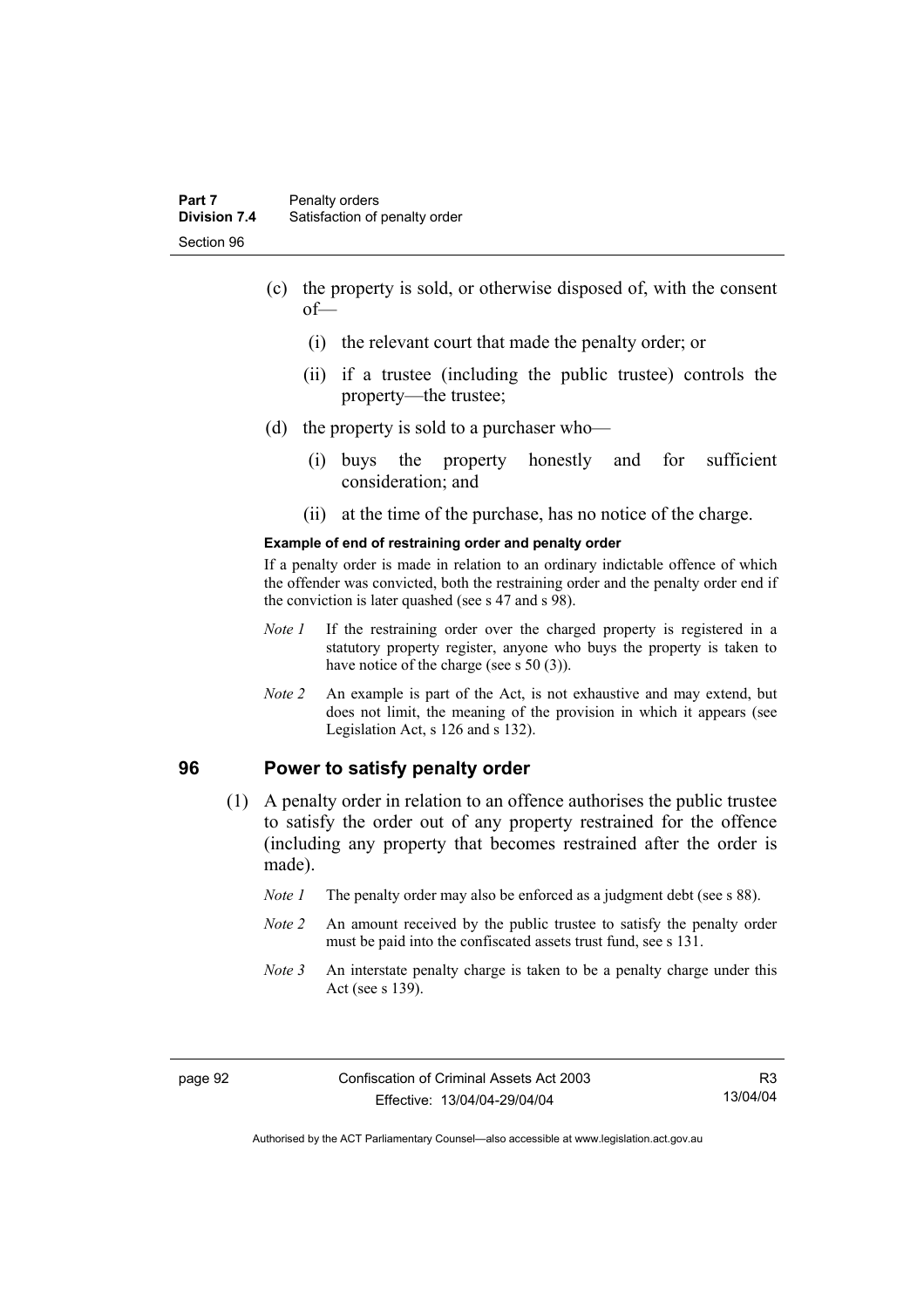(c) the property is sold, or otherwise disposed of, with the consent of—

   (i) the relevant court that made the penalty order; or

   (ii) if a trustee (including the public trustee) controls the property—the trustee;

(d) the property is sold to a purchaser who—

   (i) buys the property honestly and for sufficient consideration; and

   (ii) at the time of the purchase, has no notice of the charge.

**Example of end of restraining order and penalty order**

If a penalty order is made in relation to an ordinary indictable offence of which the offender was convicted, both the restraining order and the penalty order end if the conviction is later quashed (see s 47 and s 98).

*Note 1* If the restraining order over the charged property is registered in a statutory property register, anyone who buys the property is taken to have notice of the charge (see s 50 (3)).

*Note 2* An example is part of the Act, is not exhaustive and may extend, but does not limit, the meaning of the provision in which it appears (see Legislation Act, s 126 and s 132).

## 96 Power to satisfy penalty order

(1) A penalty order in relation to an offence authorises the public trustee to satisfy the order out of any property restrained for the offence (including any property that becomes restrained after the order is made).

*Note 1* The penalty order may also be enforced as a judgment debt (see s 88).

*Note 2* An amount received by the public trustee to satisfy the penalty order must be paid into the confiscated assets trust fund, see s 131.

*Note 3* An interstate penalty charge is taken to be a penalty charge under this Act (see s 139).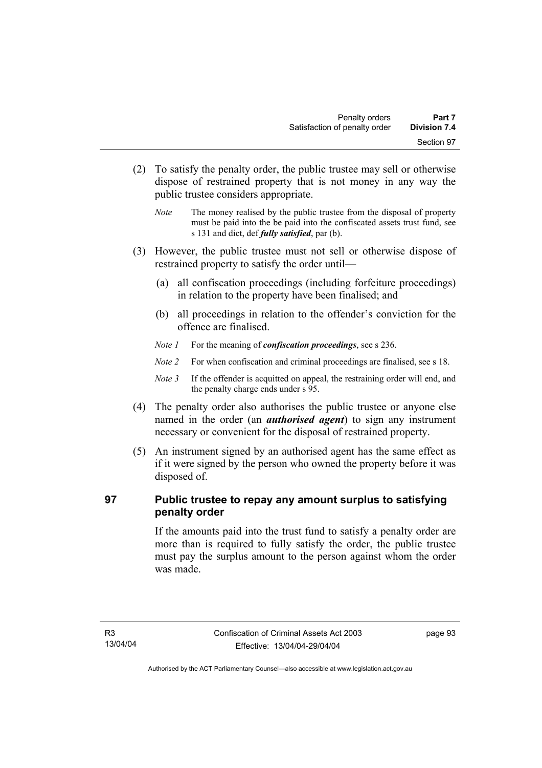(2) To satisfy the penalty order, the public trustee may sell or otherwise dispose of restrained property that is not money in any way the public trustee considers appropriate.

*Note* The money realised by the public trustee from the disposal of property must be paid into the be paid into the confiscated assets trust fund, see s 131 and dict, def ***fully satisfied***, par (b).

(3) However, the public trustee must not sell or otherwise dispose of restrained property to satisfy the order until—

(a) all confiscation proceedings (including forfeiture proceedings) in relation to the property have been finalised; and

(b) all proceedings in relation to the offender's conviction for the offence are finalised.

*Note 1* For the meaning of ***confiscation proceedings***, see s 236.

*Note 2* For when confiscation and criminal proceedings are finalised, see s 18.

*Note 3* If the offender is acquitted on appeal, the restraining order will end, and the penalty charge ends under s 95.

(4) The penalty order also authorises the public trustee or anyone else named in the order (an ***authorised agent***) to sign any instrument necessary or convenient for the disposal of restrained property.

(5) An instrument signed by an authorised agent has the same effect as if it were signed by the person who owned the property before it was disposed of.

## 97 Public trustee to repay any amount surplus to satisfying penalty order

If the amounts paid into the trust fund to satisfy a penalty order are more than is required to fully satisfy the order, the public trustee must pay the surplus amount to the person against whom the order was made.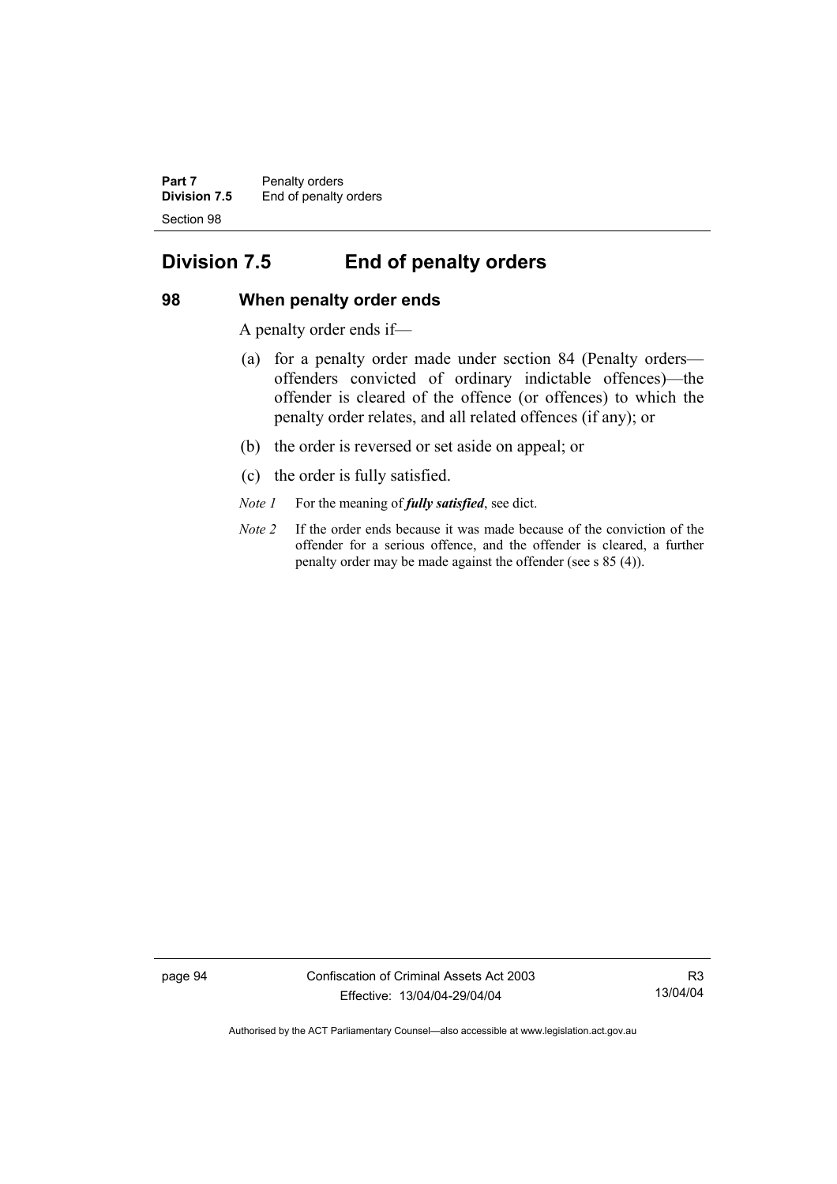## Division 7.5 End of penalty orders

### 98 When penalty order ends

A penalty order ends if—

(a) for a penalty order made under section 84 (Penalty orders—offenders convicted of ordinary indictable offences)—the offender is cleared of the offence (or offences) to which the penalty order relates, and all related offences (if any); or

(b) the order is reversed or set aside on appeal; or

(c) the order is fully satisfied.

*Note 1* For the meaning of ***fully satisfied***, see dict.

*Note 2* If the order ends because it was made because of the conviction of the offender for a serious offence, and the offender is cleared, a further penalty order may be made against the offender (see s 85 (4)).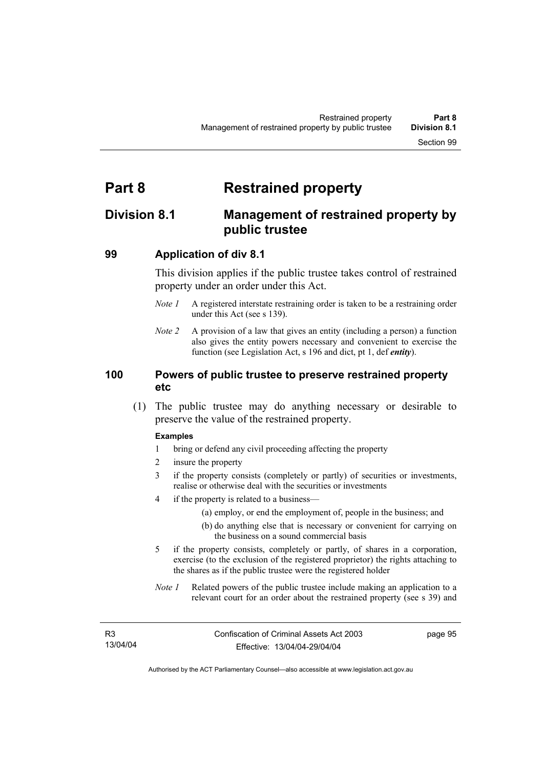# Part 8 Restrained property

## Division 8.1 Management of restrained property by public trustee

### 99 Application of div 8.1

This division applies if the public trustee takes control of restrained property under an order under this Act.

*Note 1* A registered interstate restraining order is taken to be a restraining order under this Act (see s 139).

*Note 2* A provision of a law that gives an entity (including a person) a function also gives the entity powers necessary and convenient to exercise the function (see Legislation Act, s 196 and dict, pt 1, def ***entity***).

### 100 Powers of public trustee to preserve restrained property etc

(1) The public trustee may do anything necessary or desirable to preserve the value of the restrained property.

**Examples**

1 bring or defend any civil proceeding affecting the property

2 insure the property

3 if the property consists (completely or partly) of securities or investments, realise or otherwise deal with the securities or investments

4 if the property is related to a business—

(a) employ, or end the employment of, people in the business; and

(b) do anything else that is necessary or convenient for carrying on the business on a sound commercial basis

5 if the property consists, completely or partly, of shares in a corporation, exercise (to the exclusion of the registered proprietor) the rights attaching to the shares as if the public trustee were the registered holder

*Note 1* Related powers of the public trustee include making an application to a relevant court for an order about the restrained property (see s 39) and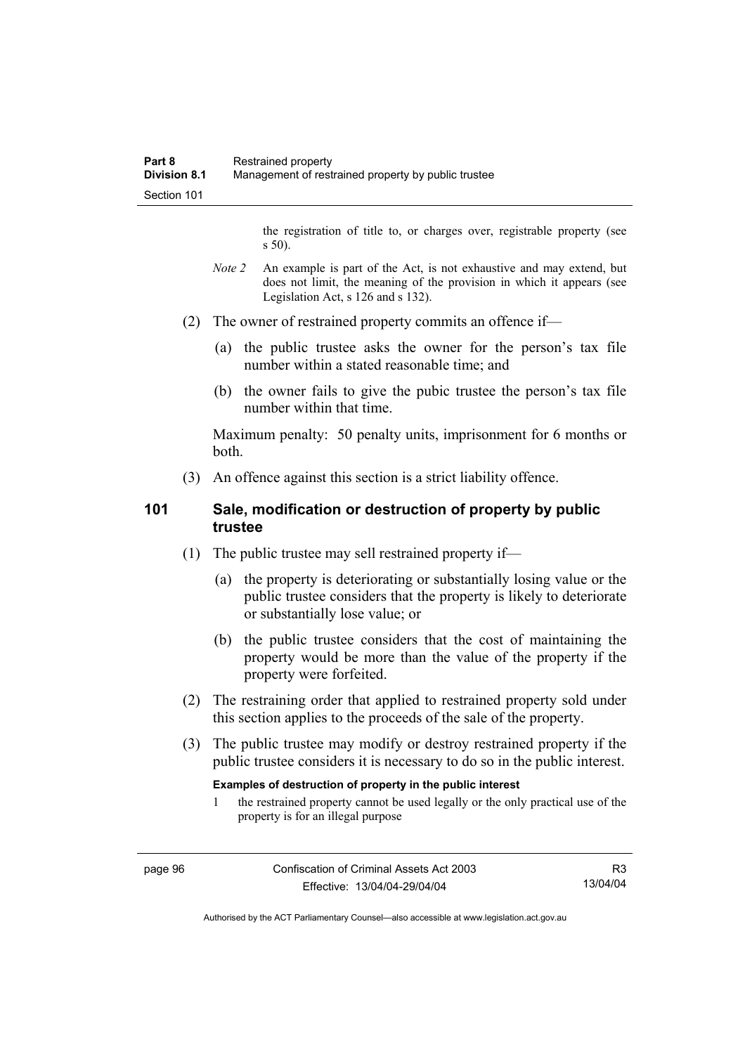the registration of title to, or charges over, registrable property (see s 50).

*Note 2* An example is part of the Act, is not exhaustive and may extend, but does not limit, the meaning of the provision in which it appears (see Legislation Act, s 126 and s 132).

(2) The owner of restrained property commits an offence if—

(a) the public trustee asks the owner for the person's tax file number within a stated reasonable time; and

(b) the owner fails to give the pubic trustee the person's tax file number within that time.

Maximum penalty: 50 penalty units, imprisonment for 6 months or both.

(3) An offence against this section is a strict liability offence.

## 101 Sale, modification or destruction of property by public trustee

(1) The public trustee may sell restrained property if—

(a) the property is deteriorating or substantially losing value or the public trustee considers that the property is likely to deteriorate or substantially lose value; or

(b) the public trustee considers that the cost of maintaining the property would be more than the value of the property if the property were forfeited.

(2) The restraining order that applied to restrained property sold under this section applies to the proceeds of the sale of the property.

(3) The public trustee may modify or destroy restrained property if the public trustee considers it is necessary to do so in the public interest.

**Examples of destruction of property in the public interest**

1 the restrained property cannot be used legally or the only practical use of the property is for an illegal purpose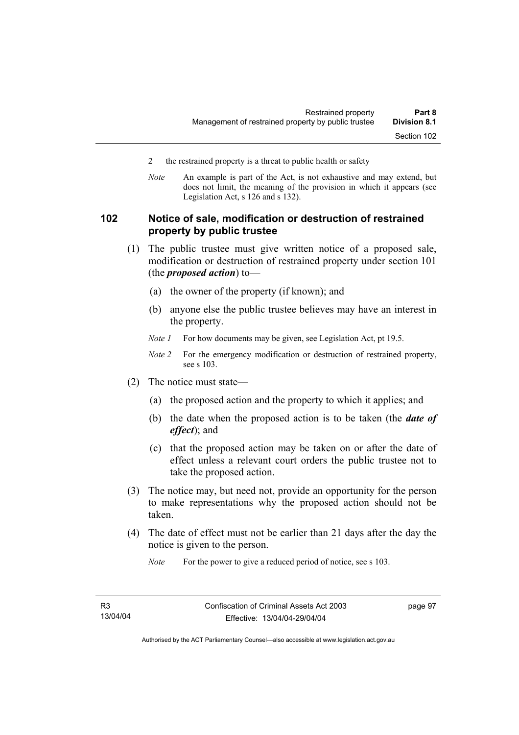2 the restrained property is a threat to public health or safety

*Note* An example is part of the Act, is not exhaustive and may extend, but does not limit, the meaning of the provision in which it appears (see Legislation Act, s 126 and s 132).

## 102 Notice of sale, modification or destruction of restrained property by public trustee

(1) The public trustee must give written notice of a proposed sale, modification or destruction of restrained property under section 101 (the ***proposed action***) to—

(a) the owner of the property (if known); and

(b) anyone else the public trustee believes may have an interest in the property.

*Note 1* For how documents may be given, see Legislation Act, pt 19.5.

*Note 2* For the emergency modification or destruction of restrained property, see s 103.

(2) The notice must state—

(a) the proposed action and the property to which it applies; and

(b) the date when the proposed action is to be taken (the ***date of effect***); and

(c) that the proposed action may be taken on or after the date of effect unless a relevant court orders the public trustee not to take the proposed action.

(3) The notice may, but need not, provide an opportunity for the person to make representations why the proposed action should not be taken.

(4) The date of effect must not be earlier than 21 days after the day the notice is given to the person.

*Note* For the power to give a reduced period of notice, see s 103.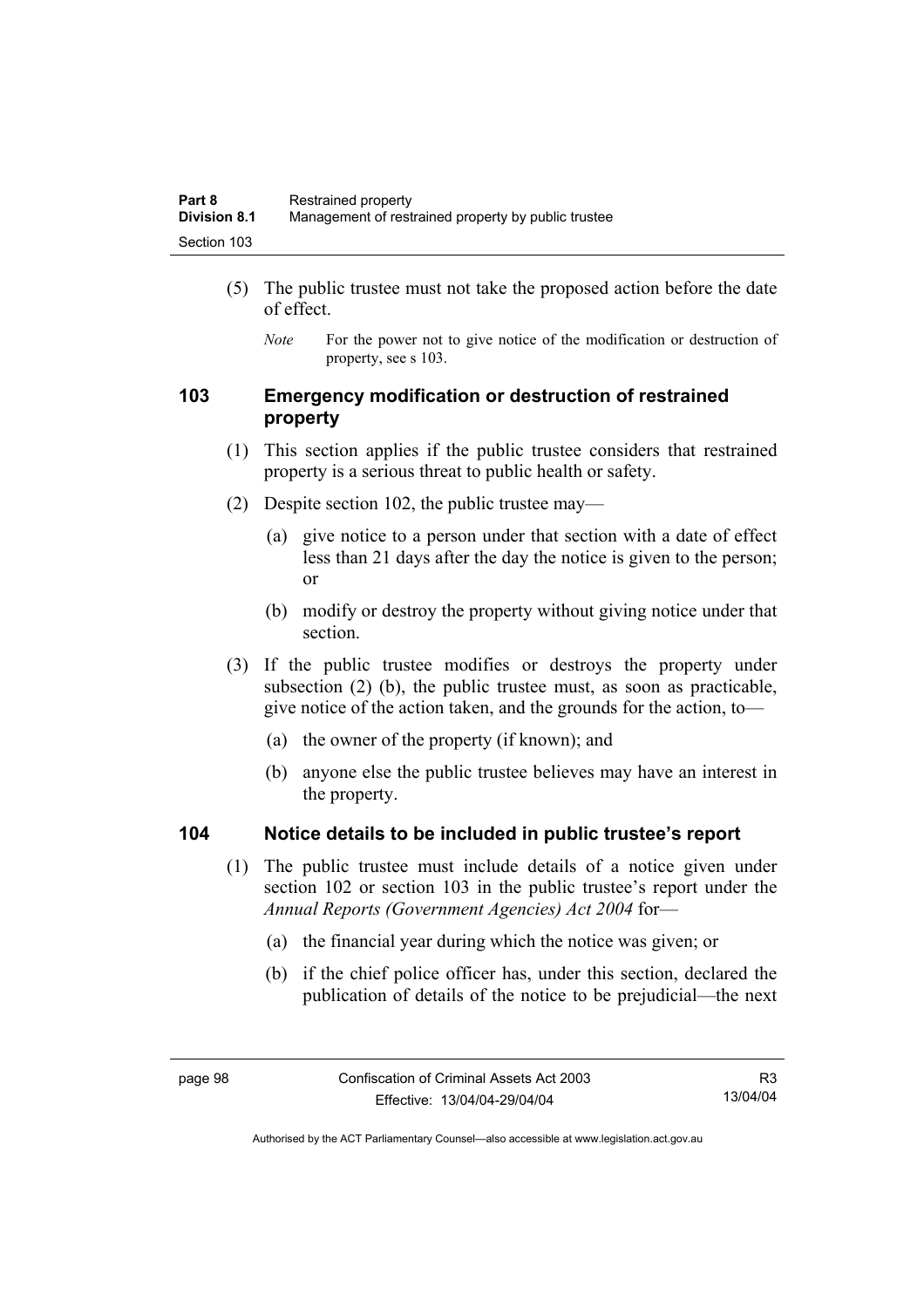(5) The public trustee must not take the proposed action before the date of effect.

*Note* For the power not to give notice of the modification or destruction of property, see s 103.

## 103 Emergency modification or destruction of restrained property

(1) This section applies if the public trustee considers that restrained property is a serious threat to public health or safety.

(2) Despite section 102, the public trustee may—

(a) give notice to a person under that section with a date of effect less than 21 days after the day the notice is given to the person; or

(b) modify or destroy the property without giving notice under that section.

(3) If the public trustee modifies or destroys the property under subsection (2) (b), the public trustee must, as soon as practicable, give notice of the action taken, and the grounds for the action, to—

(a) the owner of the property (if known); and

(b) anyone else the public trustee believes may have an interest in the property.

## 104 Notice details to be included in public trustee's report

(1) The public trustee must include details of a notice given under section 102 or section 103 in the public trustee's report under the *Annual Reports (Government Agencies) Act 2004* for—

(a) the financial year during which the notice was given; or

(b) if the chief police officer has, under this section, declared the publication of details of the notice to be prejudicial—the next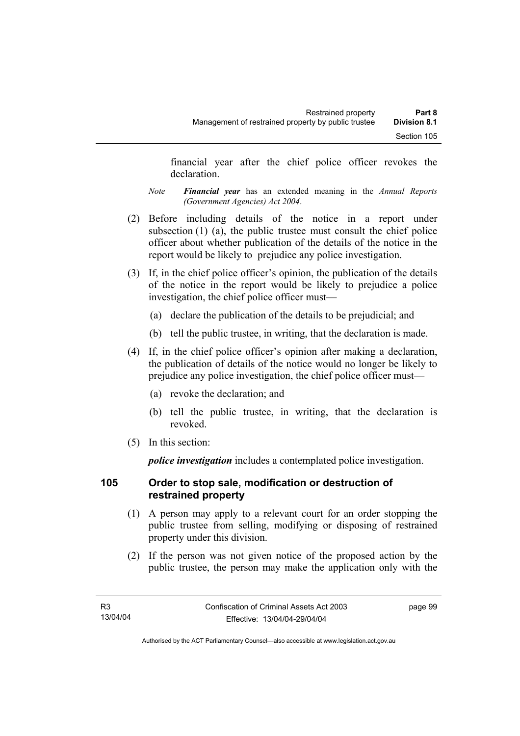financial year after the chief police officer revokes the declaration.

*Note* ***Financial year*** has an extended meaning in the *Annual Reports (Government Agencies) Act 2004*.

(2) Before including details of the notice in a report under subsection (1) (a), the public trustee must consult the chief police officer about whether publication of the details of the notice in the report would be likely to prejudice any police investigation.

(3) If, in the chief police officer's opinion, the publication of the details of the notice in the report would be likely to prejudice a police investigation, the chief police officer must—

(a) declare the publication of the details to be prejudicial; and

(b) tell the public trustee, in writing, that the declaration is made.

(4) If, in the chief police officer's opinion after making a declaration, the publication of details of the notice would no longer be likely to prejudice any police investigation, the chief police officer must—

(a) revoke the declaration; and

(b) tell the public trustee, in writing, that the declaration is revoked.

(5) In this section:

***police investigation*** includes a contemplated police investigation.

## 105 Order to stop sale, modification or destruction of restrained property

(1) A person may apply to a relevant court for an order stopping the public trustee from selling, modifying or disposing of restrained property under this division.

(2) If the person was not given notice of the proposed action by the public trustee, the person may make the application only with the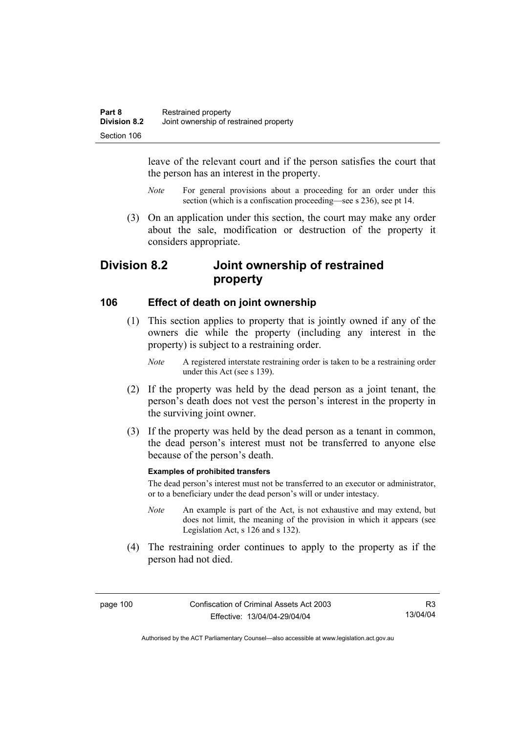leave of the relevant court and if the person satisfies the court that the person has an interest in the property.

*Note* For general provisions about a proceeding for an order under this section (which is a confiscation proceeding—see s 236), see pt 14.

(3) On an application under this section, the court may make any order about the sale, modification or destruction of the property it considers appropriate.

## Division 8.2 Joint ownership of restrained property

### 106 Effect of death on joint ownership

(1) This section applies to property that is jointly owned if any of the owners die while the property (including any interest in the property) is subject to a restraining order.

*Note* A registered interstate restraining order is taken to be a restraining order under this Act (see s 139).

(2) If the property was held by the dead person as a joint tenant, the person's death does not vest the person's interest in the property in the surviving joint owner.

(3) If the property was held by the dead person as a tenant in common, the dead person's interest must not be transferred to anyone else because of the person's death.

**Examples of prohibited transfers**

The dead person's interest must not be transferred to an executor or administrator, or to a beneficiary under the dead person's will or under intestacy.

*Note* An example is part of the Act, is not exhaustive and may extend, but does not limit, the meaning of the provision in which it appears (see Legislation Act, s 126 and s 132).

(4) The restraining order continues to apply to the property as if the person had not died.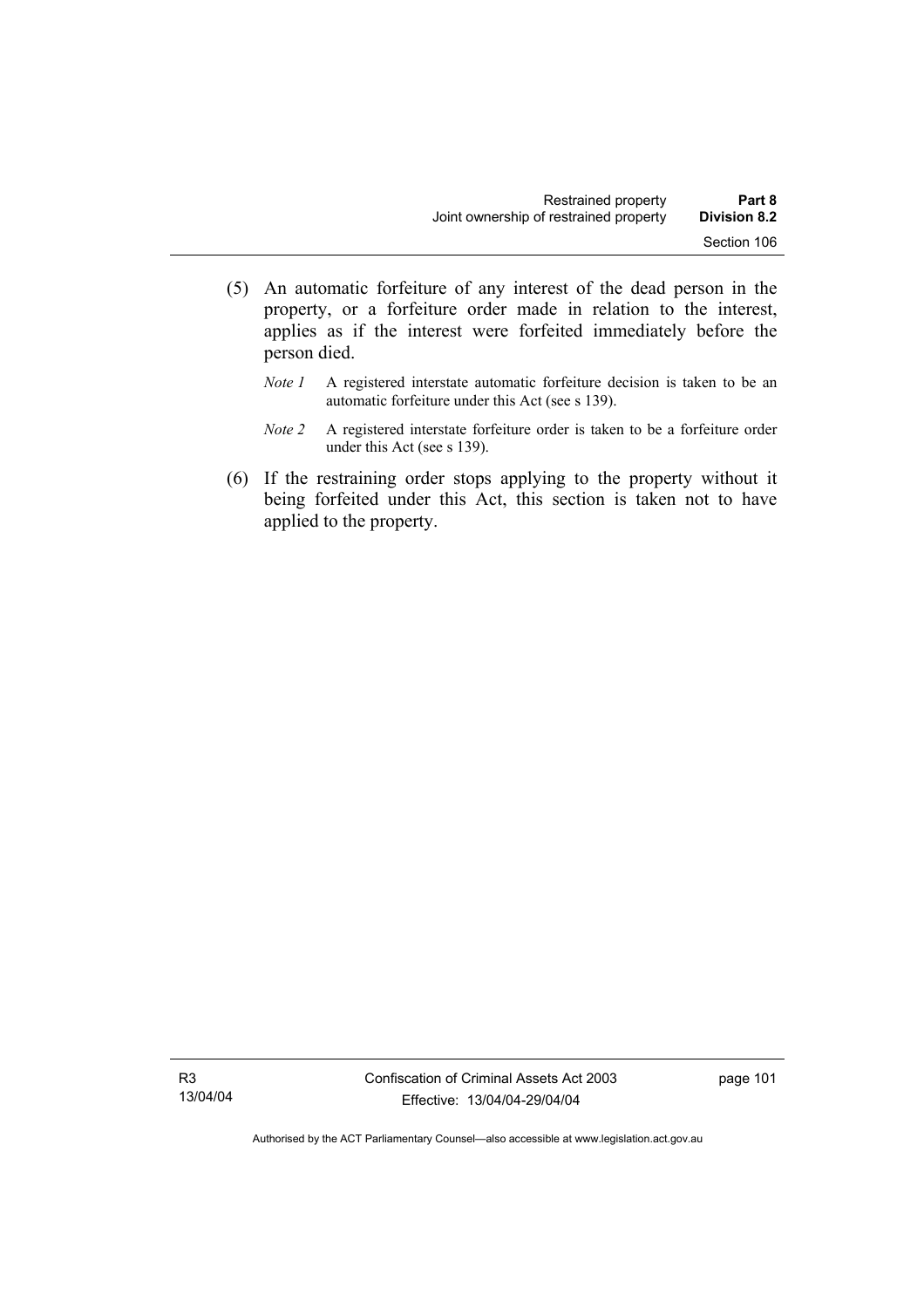(5) An automatic forfeiture of any interest of the dead person in the property, or a forfeiture order made in relation to the interest, applies as if the interest were forfeited immediately before the person died.

*Note 1* A registered interstate automatic forfeiture decision is taken to be an automatic forfeiture under this Act (see s 139).

*Note 2* A registered interstate forfeiture order is taken to be a forfeiture order under this Act (see s 139).

(6) If the restraining order stops applying to the property without it being forfeited under this Act, this section is taken not to have applied to the property.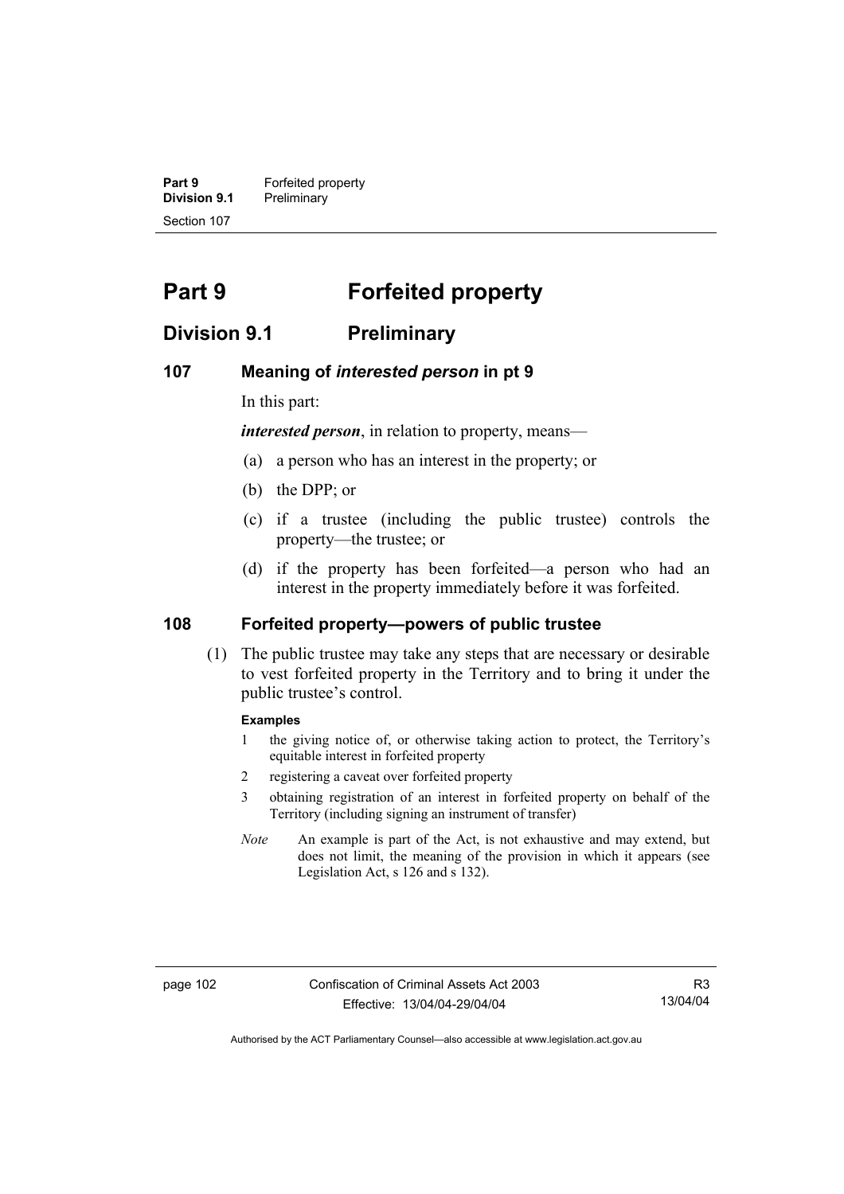# Part 9 Forfeited property

## Division 9.1 Preliminary

### 107 Meaning of *interested person* in pt 9

In this part:

***interested person***, in relation to property, means—

(a) a person who has an interest in the property; or

(b) the DPP; or

(c) if a trustee (including the public trustee) controls the property—the trustee; or

(d) if the property has been forfeited—a person who had an interest in the property immediately before it was forfeited.

### 108 Forfeited property—powers of public trustee

(1) The public trustee may take any steps that are necessary or desirable to vest forfeited property in the Territory and to bring it under the public trustee's control.

**Examples**

1 the giving notice of, or otherwise taking action to protect, the Territory's equitable interest in forfeited property

2 registering a caveat over forfeited property

3 obtaining registration of an interest in forfeited property on behalf of the Territory (including signing an instrument of transfer)

*Note* An example is part of the Act, is not exhaustive and may extend, but does not limit, the meaning of the provision in which it appears (see Legislation Act, s 126 and s 132).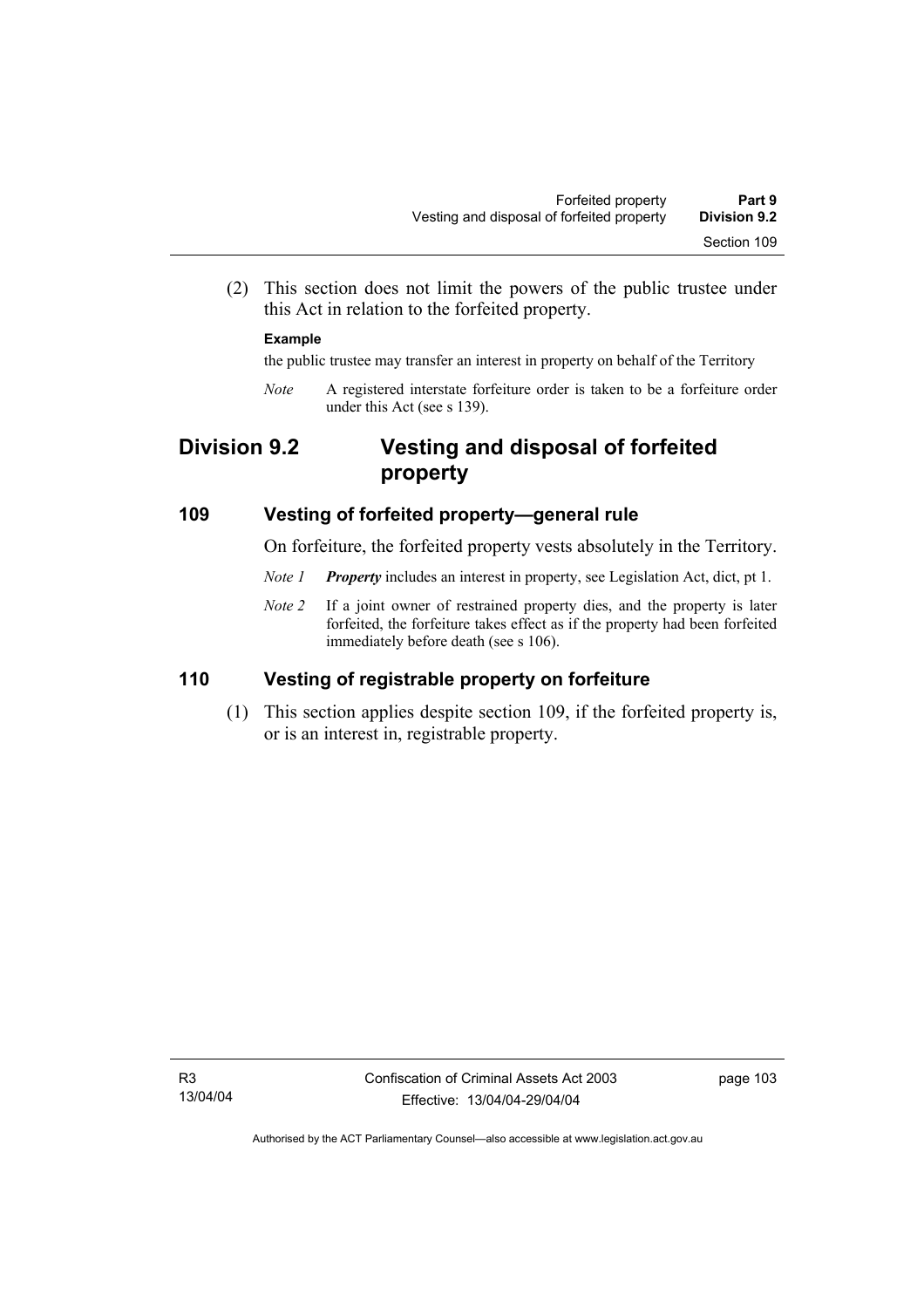(2) This section does not limit the powers of the public trustee under this Act in relation to the forfeited property.

**Example**

the public trustee may transfer an interest in property on behalf of the Territory

*Note* A registered interstate forfeiture order is taken to be a forfeiture order under this Act (see s 139).

## Division 9.2 Vesting and disposal of forfeited property

### 109 Vesting of forfeited property—general rule

On forfeiture, the forfeited property vests absolutely in the Territory.

*Note 1* ***Property*** includes an interest in property, see Legislation Act, dict, pt 1.

*Note 2* If a joint owner of restrained property dies, and the property is later forfeited, the forfeiture takes effect as if the property had been forfeited immediately before death (see s 106).

### 110 Vesting of registrable property on forfeiture

(1) This section applies despite section 109, if the forfeited property is, or is an interest in, registrable property.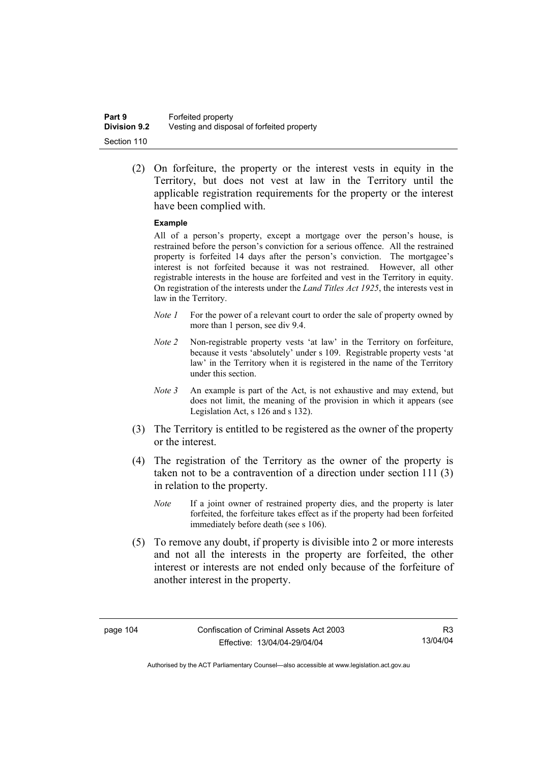(2) On forfeiture, the property or the interest vests in equity in the Territory, but does not vest at law in the Territory until the applicable registration requirements for the property or the interest have been complied with.

**Example**

All of a person's property, except a mortgage over the person's house, is restrained before the person's conviction for a serious offence. All the restrained property is forfeited 14 days after the person's conviction. The mortgagee's interest is not forfeited because it was not restrained. However, all other registrable interests in the house are forfeited and vest in the Territory in equity. On registration of the interests under the *Land Titles Act 1925*, the interests vest in law in the Territory.

*Note 1* For the power of a relevant court to order the sale of property owned by more than 1 person, see div 9.4.

*Note 2* Non-registrable property vests 'at law' in the Territory on forfeiture, because it vests 'absolutely' under s 109. Registrable property vests 'at law' in the Territory when it is registered in the name of the Territory under this section.

*Note 3* An example is part of the Act, is not exhaustive and may extend, but does not limit, the meaning of the provision in which it appears (see Legislation Act, s 126 and s 132).

(3) The Territory is entitled to be registered as the owner of the property or the interest.

(4) The registration of the Territory as the owner of the property is taken not to be a contravention of a direction under section 111 (3) in relation to the property.

*Note* If a joint owner of restrained property dies, and the property is later forfeited, the forfeiture takes effect as if the property had been forfeited immediately before death (see s 106).

(5) To remove any doubt, if property is divisible into 2 or more interests and not all the interests in the property are forfeited, the other interest or interests are not ended only because of the forfeiture of another interest in the property.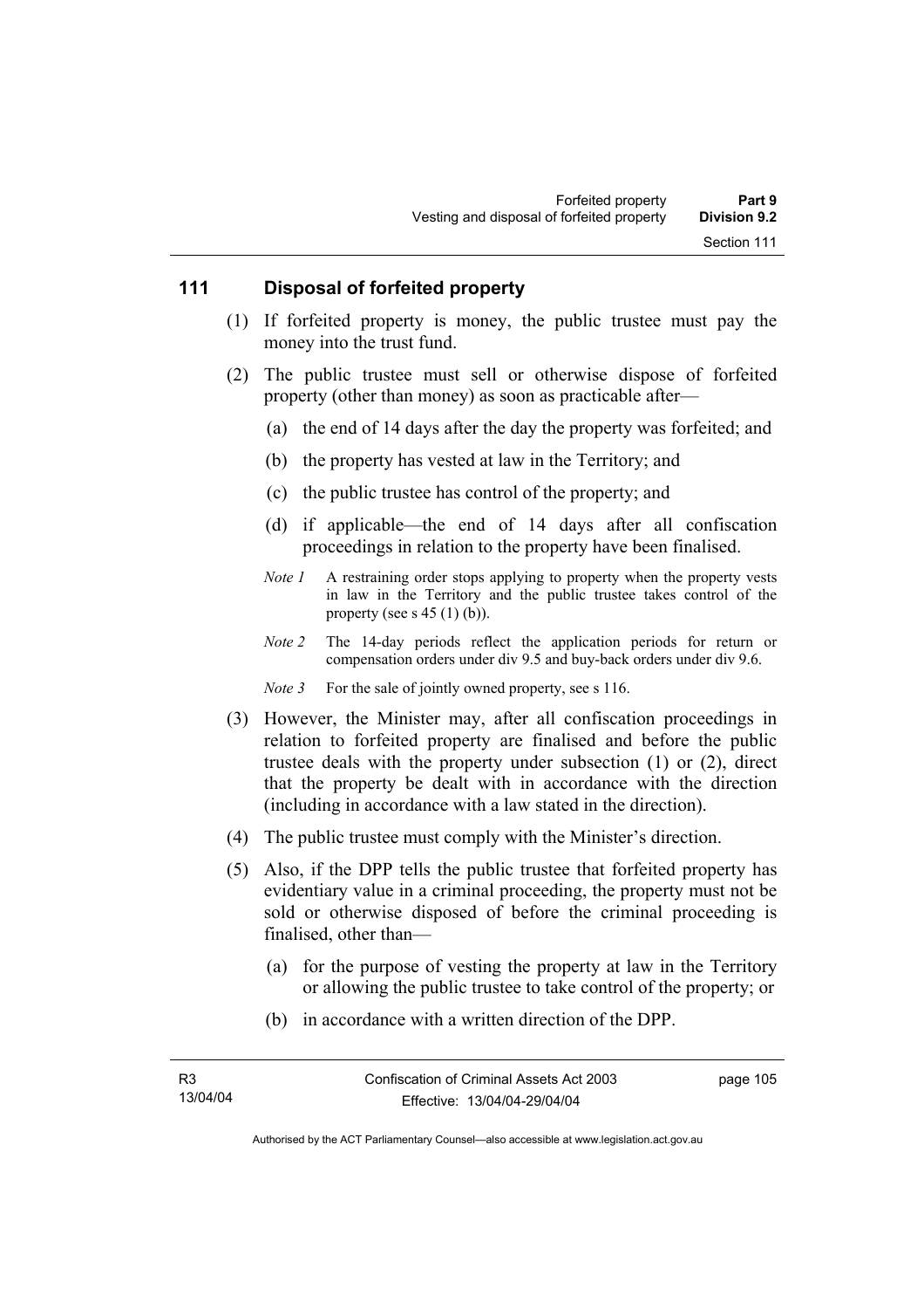## 111 Disposal of forfeited property

(1) If forfeited property is money, the public trustee must pay the money into the trust fund.

(2) The public trustee must sell or otherwise dispose of forfeited property (other than money) as soon as practicable after—

(a) the end of 14 days after the day the property was forfeited; and

(b) the property has vested at law in the Territory; and

(c) the public trustee has control of the property; and

(d) if applicable—the end of 14 days after all confiscation proceedings in relation to the property have been finalised.

*Note 1* A restraining order stops applying to property when the property vests in law in the Territory and the public trustee takes control of the property (see s 45 (1) (b)).

*Note 2* The 14-day periods reflect the application periods for return or compensation orders under div 9.5 and buy-back orders under div 9.6.

*Note 3* For the sale of jointly owned property, see s 116.

(3) However, the Minister may, after all confiscation proceedings in relation to forfeited property are finalised and before the public trustee deals with the property under subsection (1) or (2), direct that the property be dealt with in accordance with the direction (including in accordance with a law stated in the direction).

(4) The public trustee must comply with the Minister's direction.

(5) Also, if the DPP tells the public trustee that forfeited property has evidentiary value in a criminal proceeding, the property must not be sold or otherwise disposed of before the criminal proceeding is finalised, other than—

(a) for the purpose of vesting the property at law in the Territory or allowing the public trustee to take control of the property; or

(b) in accordance with a written direction of the DPP.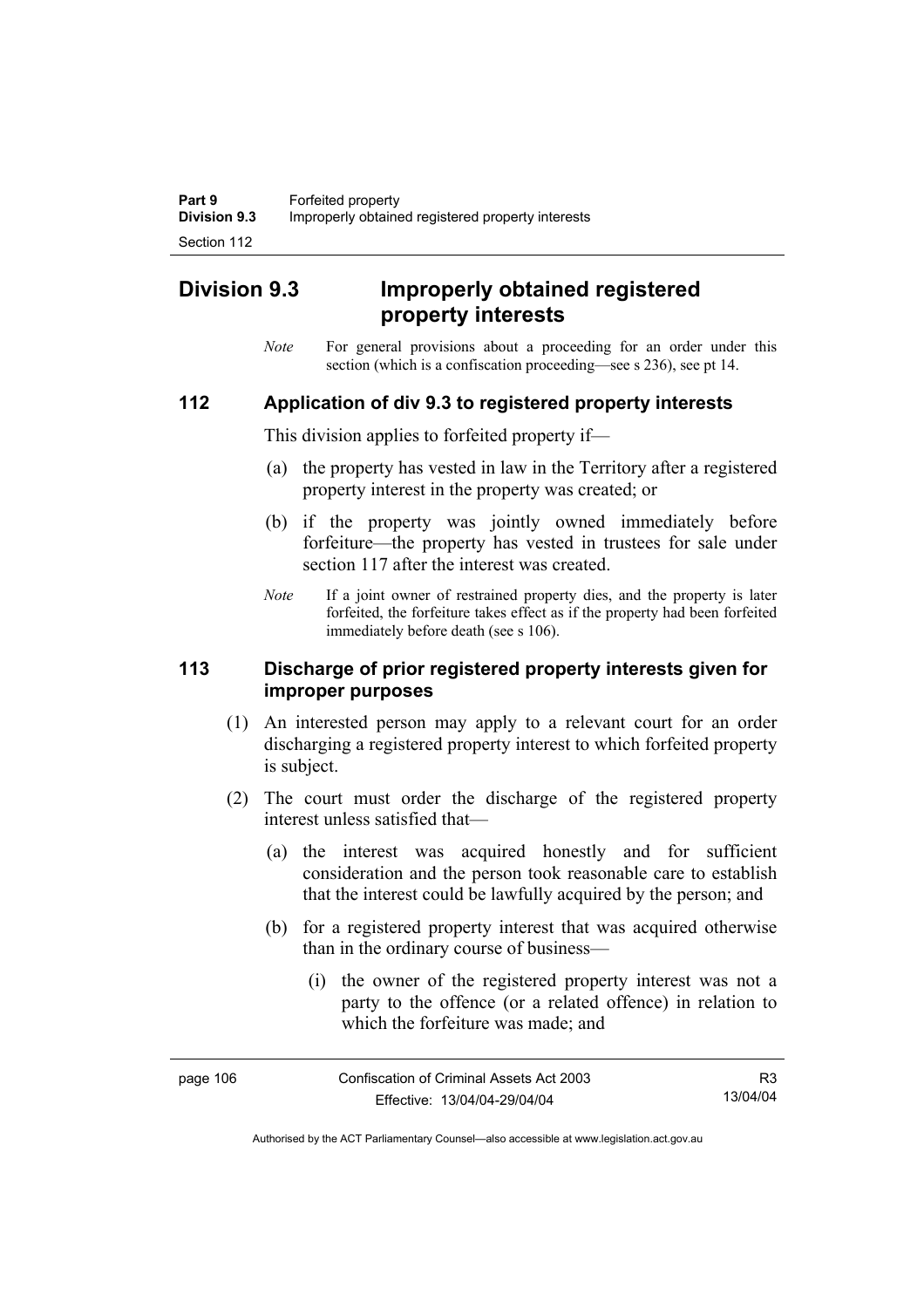## Division 9.3 Improperly obtained registered property interests

*Note* For general provisions about a proceeding for an order under this section (which is a confiscation proceeding—see s 236), see pt 14.

### 112 Application of div 9.3 to registered property interests

This division applies to forfeited property if—

(a) the property has vested in law in the Territory after a registered property interest in the property was created; or

(b) if the property was jointly owned immediately before forfeiture—the property has vested in trustees for sale under section 117 after the interest was created.

*Note* If a joint owner of restrained property dies, and the property is later forfeited, the forfeiture takes effect as if the property had been forfeited immediately before death (see s 106).

### 113 Discharge of prior registered property interests given for improper purposes

(1) An interested person may apply to a relevant court for an order discharging a registered property interest to which forfeited property is subject.

(2) The court must order the discharge of the registered property interest unless satisfied that—

(a) the interest was acquired honestly and for sufficient consideration and the person took reasonable care to establish that the interest could be lawfully acquired by the person; and

(b) for a registered property interest that was acquired otherwise than in the ordinary course of business—

(i) the owner of the registered property interest was not a party to the offence (or a related offence) in relation to which the forfeiture was made; and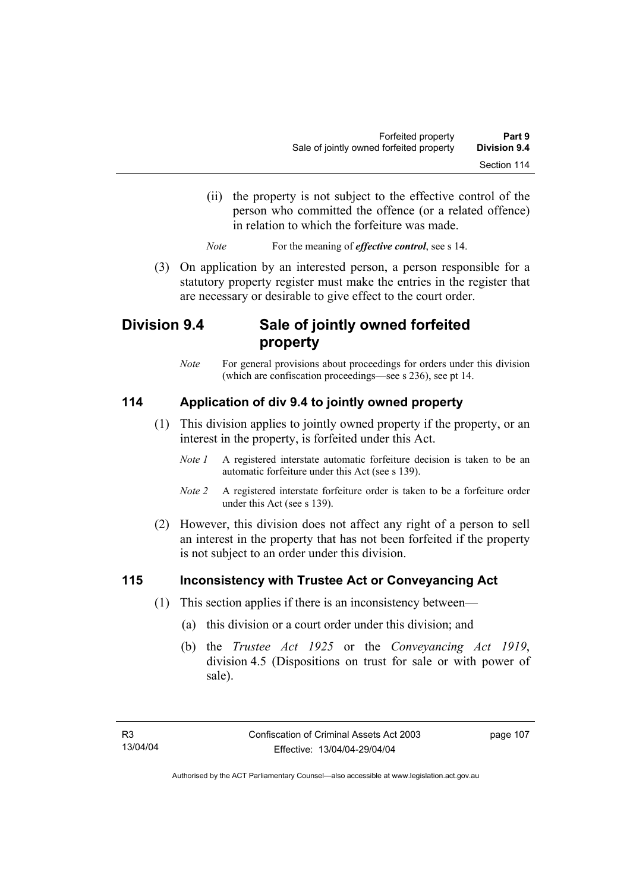(ii) the property is not subject to the effective control of the person who committed the offence (or a related offence) in relation to which the forfeiture was made.

*Note* For the meaning of ***effective control***, see s 14.

(3) On application by an interested person, a person responsible for a statutory property register must make the entries in the register that are necessary or desirable to give effect to the court order.

## Division 9.4 Sale of jointly owned forfeited property

*Note* For general provisions about proceedings for orders under this division (which are confiscation proceedings—see s 236), see pt 14.

### 114 Application of div 9.4 to jointly owned property

(1) This division applies to jointly owned property if the property, or an interest in the property, is forfeited under this Act.

*Note 1* A registered interstate automatic forfeiture decision is taken to be an automatic forfeiture under this Act (see s 139).

*Note 2* A registered interstate forfeiture order is taken to be a forfeiture order under this Act (see s 139).

(2) However, this division does not affect any right of a person to sell an interest in the property that has not been forfeited if the property is not subject to an order under this division.

### 115 Inconsistency with Trustee Act or Conveyancing Act

(1) This section applies if there is an inconsistency between—

(a) this division or a court order under this division; and

(b) the *Trustee Act 1925* or the *Conveyancing Act 1919*, division 4.5 (Dispositions on trust for sale or with power of sale).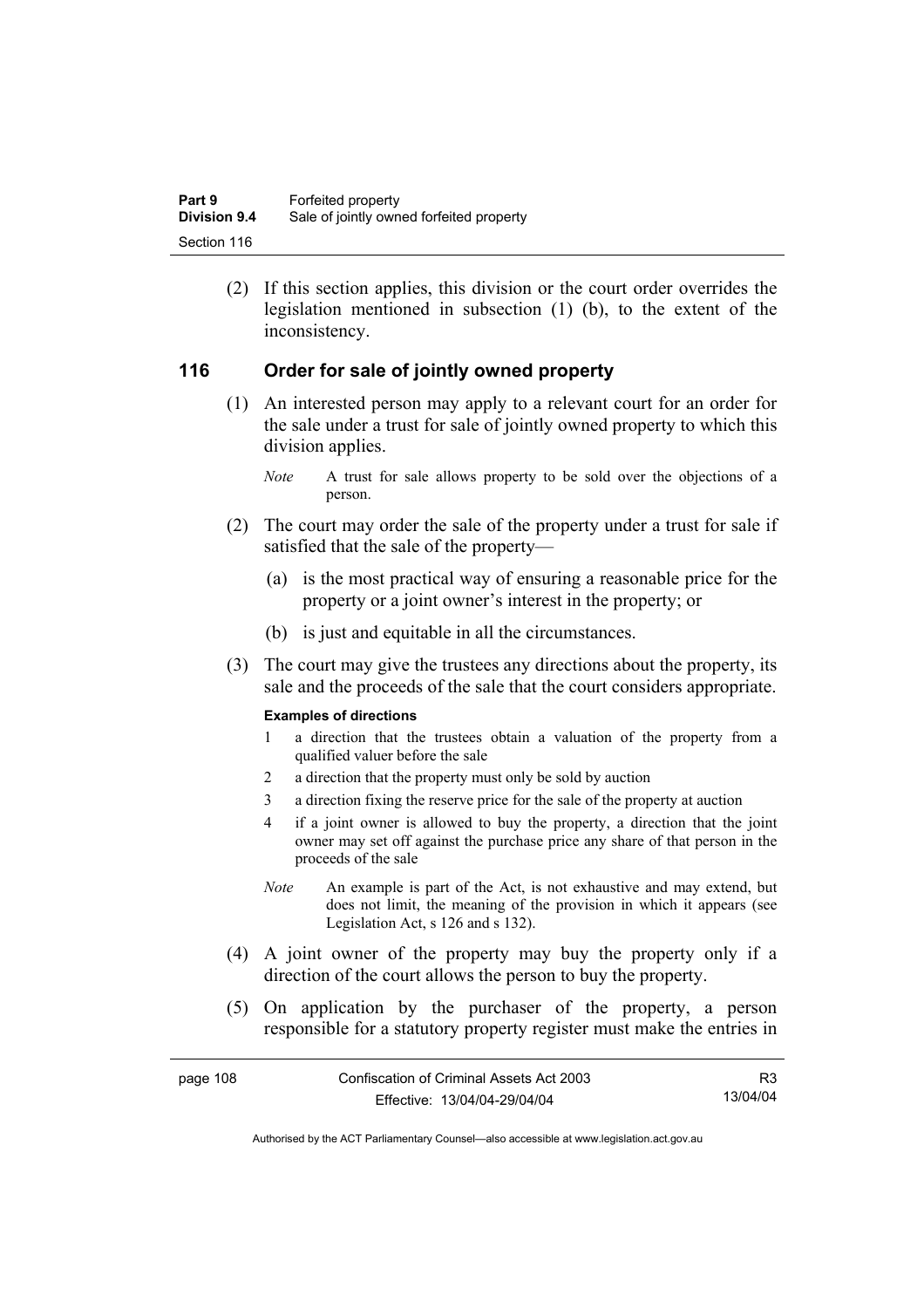(2) If this section applies, this division or the court order overrides the legislation mentioned in subsection (1) (b), to the extent of the inconsistency.

## 116 Order for sale of jointly owned property

(1) An interested person may apply to a relevant court for an order for the sale under a trust for sale of jointly owned property to which this division applies.

*Note* A trust for sale allows property to be sold over the objections of a person.

(2) The court may order the sale of the property under a trust for sale if satisfied that the sale of the property—

(a) is the most practical way of ensuring a reasonable price for the property or a joint owner's interest in the property; or

(b) is just and equitable in all the circumstances.

(3) The court may give the trustees any directions about the property, its sale and the proceeds of the sale that the court considers appropriate.

**Examples of directions**

1 a direction that the trustees obtain a valuation of the property from a qualified valuer before the sale

2 a direction that the property must only be sold by auction

3 a direction fixing the reserve price for the sale of the property at auction

4 if a joint owner is allowed to buy the property, a direction that the joint owner may set off against the purchase price any share of that person in the proceeds of the sale

*Note* An example is part of the Act, is not exhaustive and may extend, but does not limit, the meaning of the provision in which it appears (see Legislation Act, s 126 and s 132).

(4) A joint owner of the property may buy the property only if a direction of the court allows the person to buy the property.

(5) On application by the purchaser of the property, a person responsible for a statutory property register must make the entries in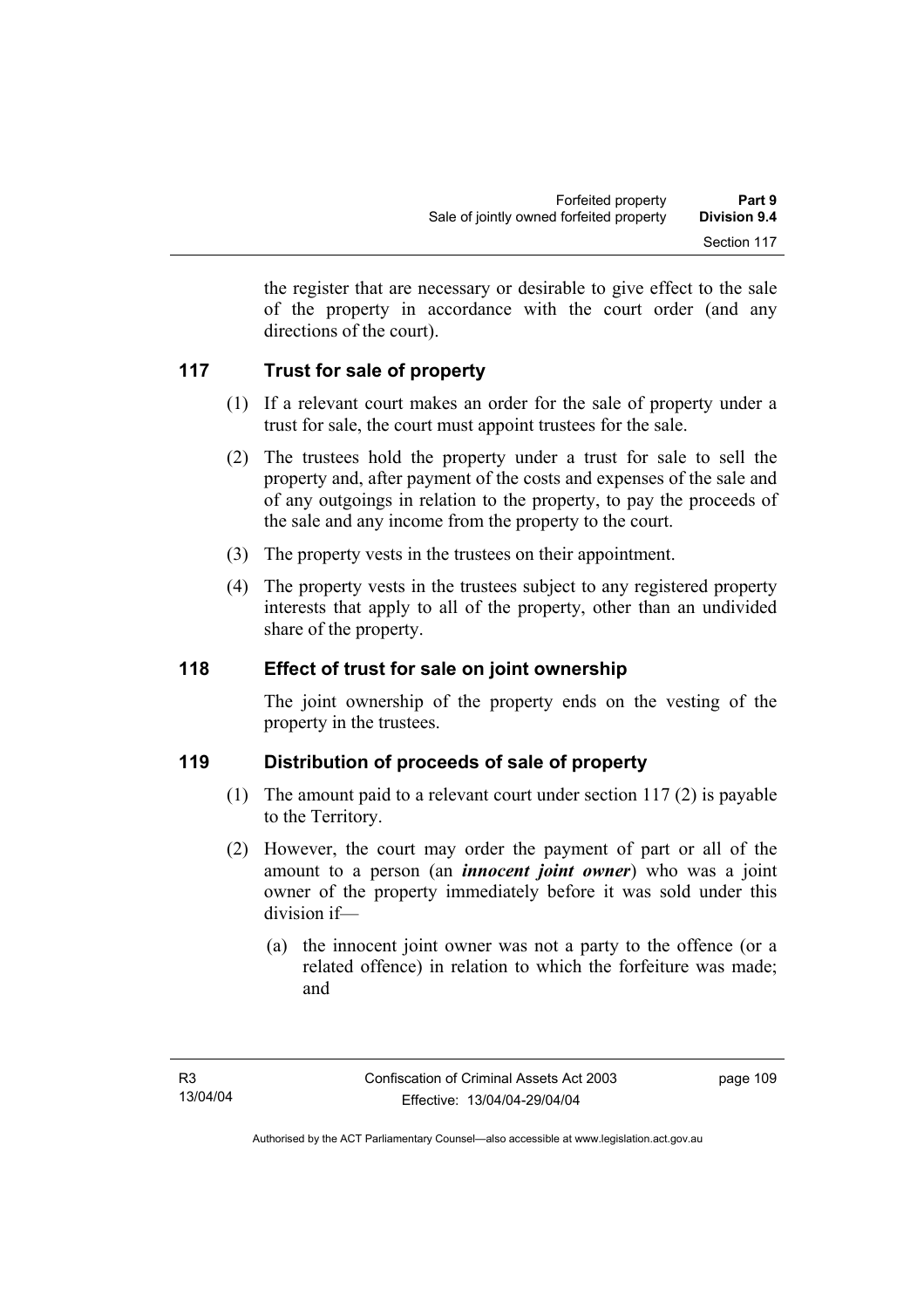the register that are necessary or desirable to give effect to the sale of the property in accordance with the court order (and any directions of the court).

### 117 Trust for sale of property

(1) If a relevant court makes an order for the sale of property under a trust for sale, the court must appoint trustees for the sale.

(2) The trustees hold the property under a trust for sale to sell the property and, after payment of the costs and expenses of the sale and of any outgoings in relation to the property, to pay the proceeds of the sale and any income from the property to the court.

(3) The property vests in the trustees on their appointment.

(4) The property vests in the trustees subject to any registered property interests that apply to all of the property, other than an undivided share of the property.

### 118 Effect of trust for sale on joint ownership

The joint ownership of the property ends on the vesting of the property in the trustees.

### 119 Distribution of proceeds of sale of property

(1) The amount paid to a relevant court under section 117 (2) is payable to the Territory.

(2) However, the court may order the payment of part or all of the amount to a person (an ***innocent joint owner***) who was a joint owner of the property immediately before it was sold under this division if—

(a) the innocent joint owner was not a party to the offence (or a related offence) in relation to which the forfeiture was made; and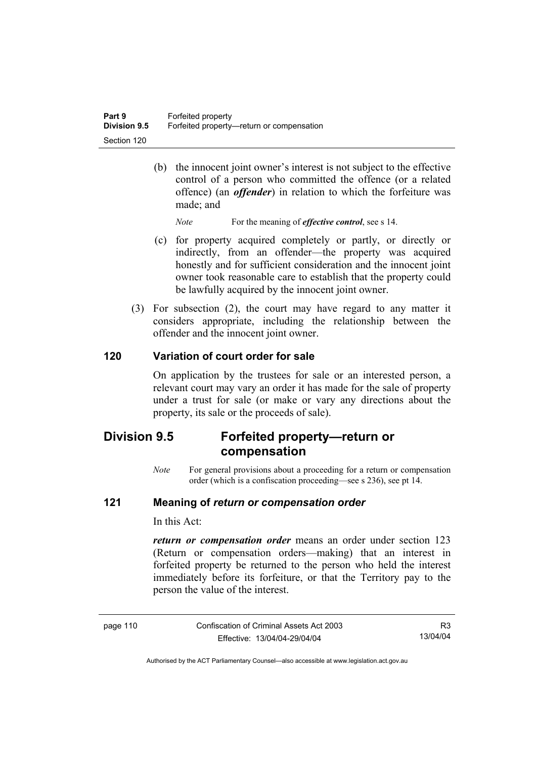(b) the innocent joint owner's interest is not subject to the effective control of a person who committed the offence (or a related offence) (an ***offender***) in relation to which the forfeiture was made; and

*Note* For the meaning of ***effective control***, see s 14.

(c) for property acquired completely or partly, or directly or indirectly, from an offender—the property was acquired honestly and for sufficient consideration and the innocent joint owner took reasonable care to establish that the property could be lawfully acquired by the innocent joint owner.

(3) For subsection (2), the court may have regard to any matter it considers appropriate, including the relationship between the offender and the innocent joint owner.

### 120 Variation of court order for sale

On application by the trustees for sale or an interested person, a relevant court may vary an order it has made for the sale of property under a trust for sale (or make or vary any directions about the property, its sale or the proceeds of sale).

## Division 9.5 Forfeited property—return or compensation

*Note* For general provisions about a proceeding for a return or compensation order (which is a confiscation proceeding—see s 236), see pt 14.

### 121 Meaning of *return or compensation order*

In this Act:

***return or compensation order*** means an order under section 123 (Return or compensation orders—making) that an interest in forfeited property be returned to the person who held the interest immediately before its forfeiture, or that the Territory pay to the person the value of the interest.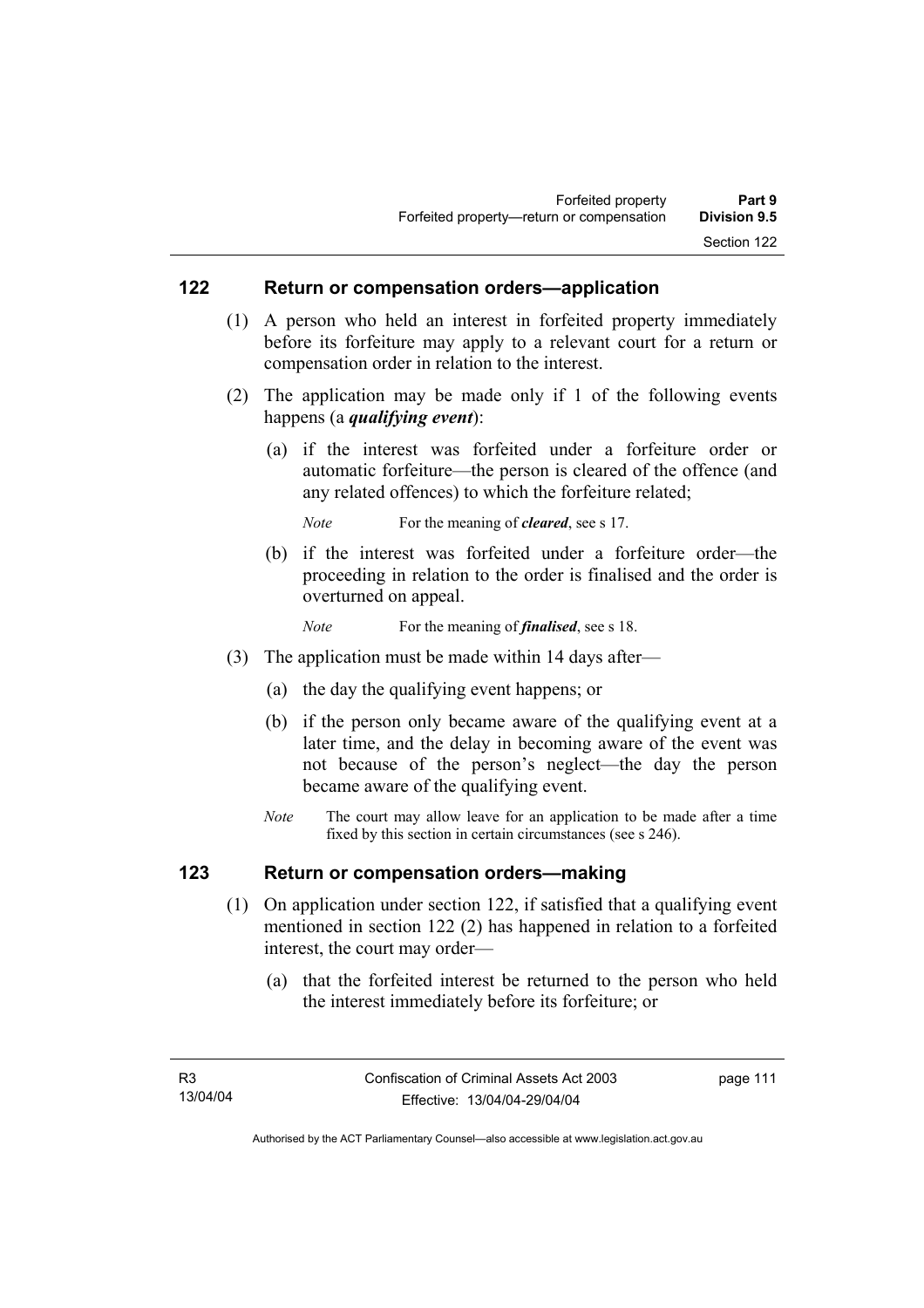### 122 Return or compensation orders—application

(1) A person who held an interest in forfeited property immediately before its forfeiture may apply to a relevant court for a return or compensation order in relation to the interest.

(2) The application may be made only if 1 of the following events happens (a ***qualifying event***):

(a) if the interest was forfeited under a forfeiture order or automatic forfeiture—the person is cleared of the offence (and any related offences) to which the forfeiture related;

*Note* For the meaning of ***cleared***, see s 17.

(b) if the interest was forfeited under a forfeiture order—the proceeding in relation to the order is finalised and the order is overturned on appeal.

*Note* For the meaning of ***finalised***, see s 18.

(3) The application must be made within 14 days after—

(a) the day the qualifying event happens; or

(b) if the person only became aware of the qualifying event at a later time, and the delay in becoming aware of the event was not because of the person's neglect—the day the person became aware of the qualifying event.

*Note* The court may allow leave for an application to be made after a time fixed by this section in certain circumstances (see s 246).

### 123 Return or compensation orders—making

(1) On application under section 122, if satisfied that a qualifying event mentioned in section 122 (2) has happened in relation to a forfeited interest, the court may order—

(a) that the forfeited interest be returned to the person who held the interest immediately before its forfeiture; or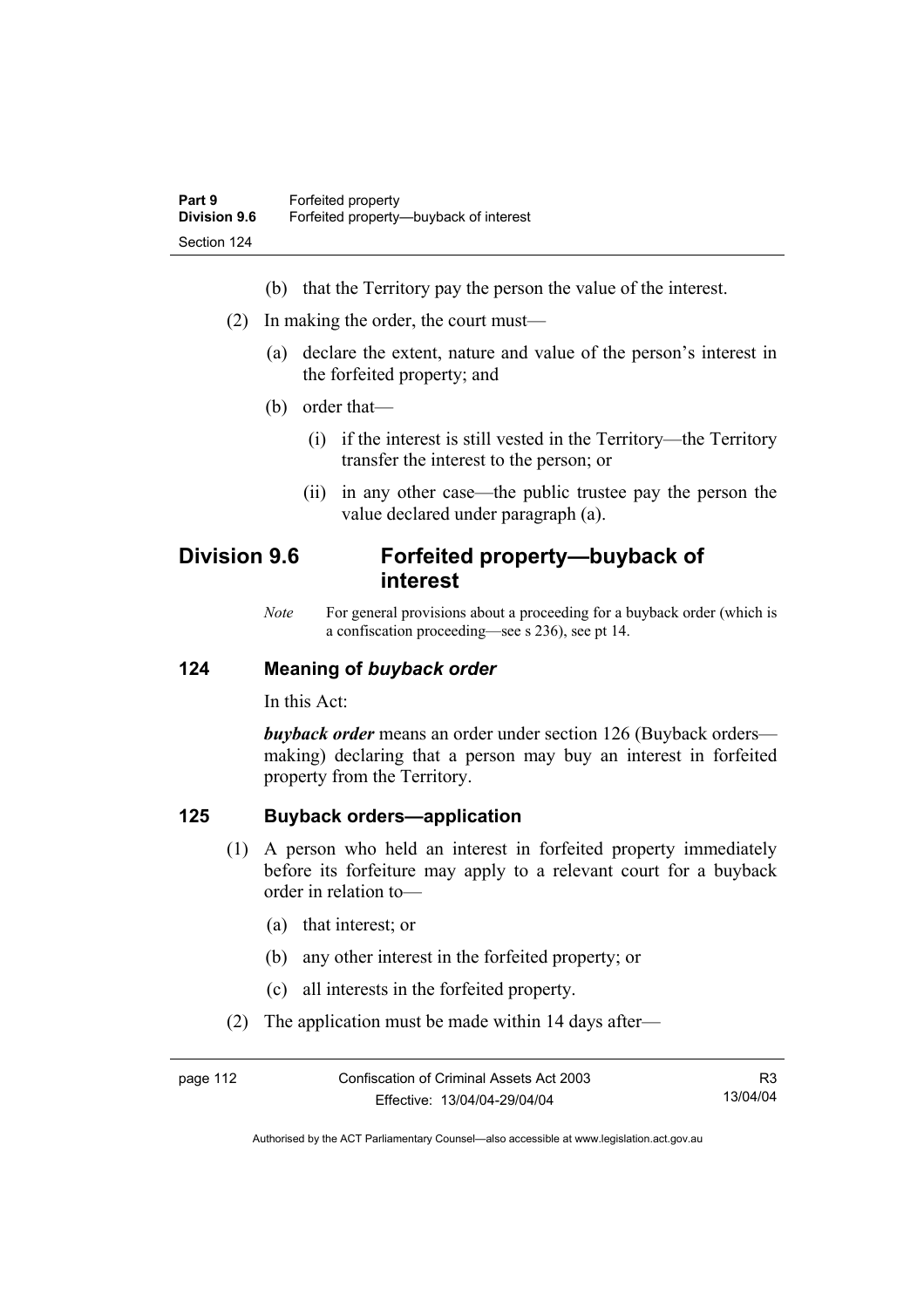(b) that the Territory pay the person the value of the interest.

(2) In making the order, the court must—

(a) declare the extent, nature and value of the person's interest in the forfeited property; and

(b) order that—

(i) if the interest is still vested in the Territory—the Territory transfer the interest to the person; or

(ii) in any other case—the public trustee pay the person the value declared under paragraph (a).

## Division 9.6 Forfeited property—buyback of interest

*Note* For general provisions about a proceeding for a buyback order (which is a confiscation proceeding—see s 236), see pt 14.

### 124 Meaning of *buyback order*

In this Act:

***buyback order*** means an order under section 126 (Buyback orders—making) declaring that a person may buy an interest in forfeited property from the Territory.

### 125 Buyback orders—application

(1) A person who held an interest in forfeited property immediately before its forfeiture may apply to a relevant court for a buyback order in relation to—

(a) that interest; or

(b) any other interest in the forfeited property; or

(c) all interests in the forfeited property.

(2) The application must be made within 14 days after—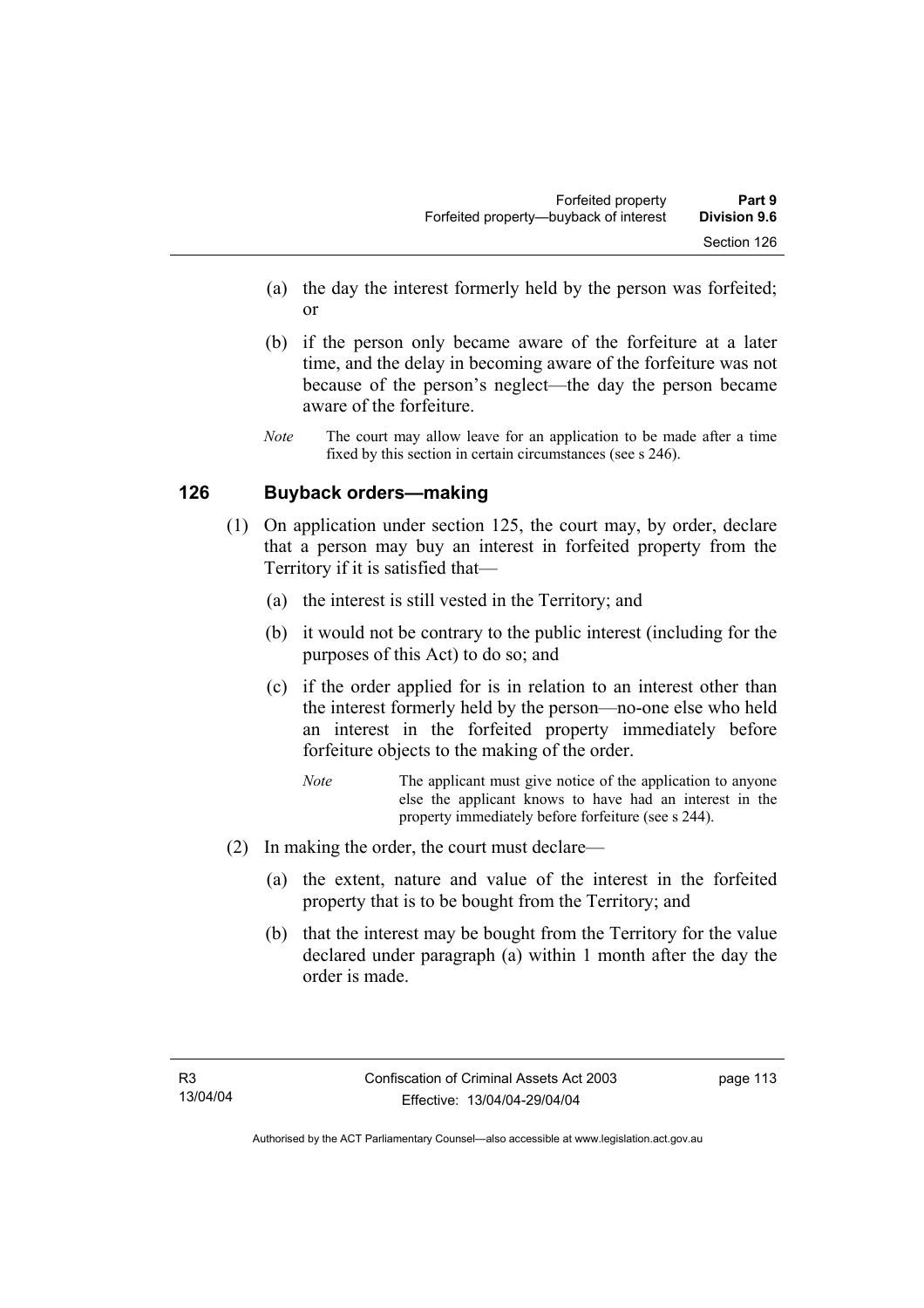(a) the day the interest formerly held by the person was forfeited; or

(b) if the person only became aware of the forfeiture at a later time, and the delay in becoming aware of the forfeiture was not because of the person's neglect—the day the person became aware of the forfeiture.

*Note* The court may allow leave for an application to be made after a time fixed by this section in certain circumstances (see s 246).

## 126 Buyback orders—making

(1) On application under section 125, the court may, by order, declare that a person may buy an interest in forfeited property from the Territory if it is satisfied that—

(a) the interest is still vested in the Territory; and

(b) it would not be contrary to the public interest (including for the purposes of this Act) to do so; and

(c) if the order applied for is in relation to an interest other than the interest formerly held by the person—no-one else who held an interest in the forfeited property immediately before forfeiture objects to the making of the order.

*Note* The applicant must give notice of the application to anyone else the applicant knows to have had an interest in the property immediately before forfeiture (see s 244).

(2) In making the order, the court must declare—

(a) the extent, nature and value of the interest in the forfeited property that is to be bought from the Territory; and

(b) that the interest may be bought from the Territory for the value declared under paragraph (a) within 1 month after the day the order is made.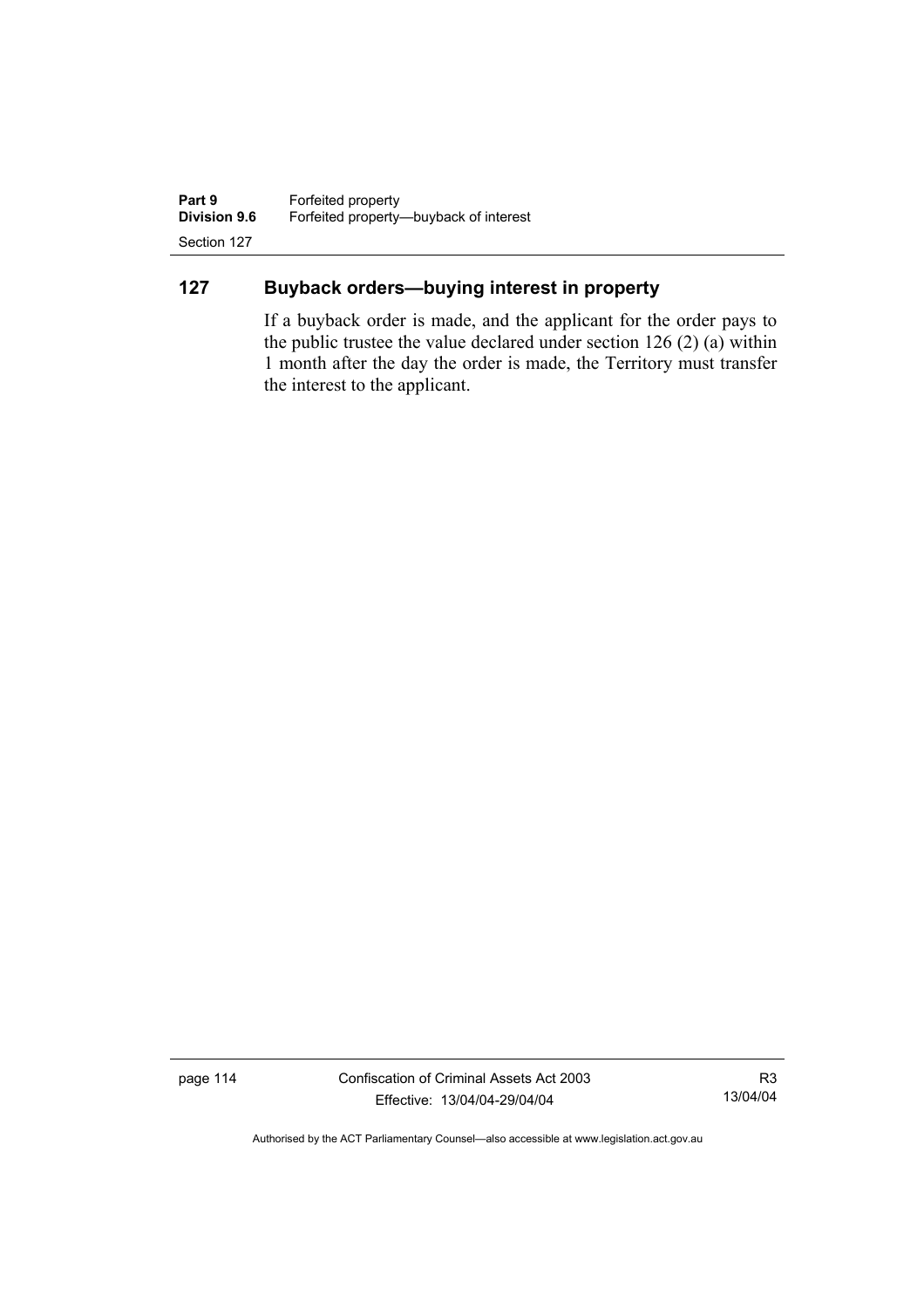## 127 Buyback orders—buying interest in property

If a buyback order is made, and the applicant for the order pays to the public trustee the value declared under section 126 (2) (a) within 1 month after the day the order is made, the Territory must transfer the interest to the applicant.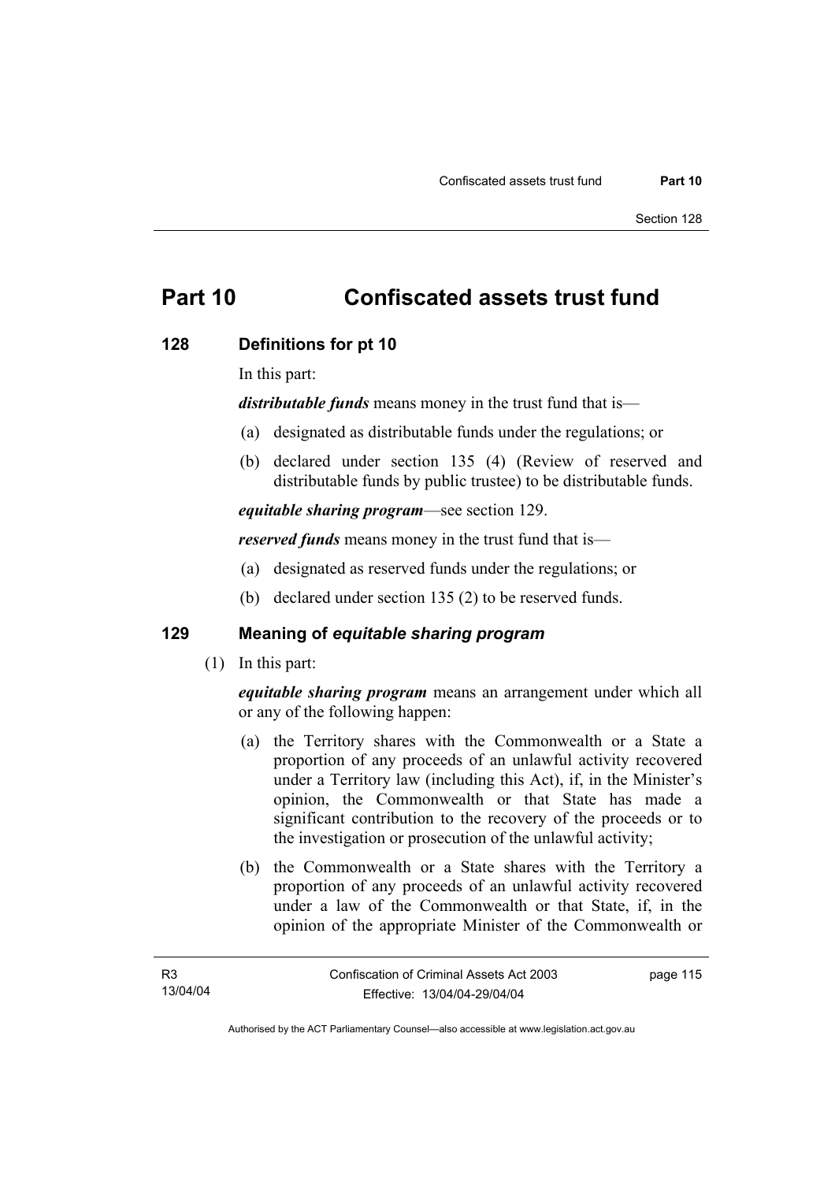# Part 10 Confiscated assets trust fund

## 128 Definitions for pt 10

In this part:

***distributable funds*** means money in the trust fund that is—

(a) designated as distributable funds under the regulations; or

(b) declared under section 135 (4) (Review of reserved and distributable funds by public trustee) to be distributable funds.

***equitable sharing program***—see section 129.

***reserved funds*** means money in the trust fund that is—

(a) designated as reserved funds under the regulations; or

(b) declared under section 135 (2) to be reserved funds.

## 129 Meaning of *equitable sharing program*

(1) In this part:

***equitable sharing program*** means an arrangement under which all or any of the following happen:

(a) the Territory shares with the Commonwealth or a State a proportion of any proceeds of an unlawful activity recovered under a Territory law (including this Act), if, in the Minister's opinion, the Commonwealth or that State has made a significant contribution to the recovery of the proceeds or to the investigation or prosecution of the unlawful activity;

(b) the Commonwealth or a State shares with the Territory a proportion of any proceeds of an unlawful activity recovered under a law of the Commonwealth or that State, if, in the opinion of the appropriate Minister of the Commonwealth or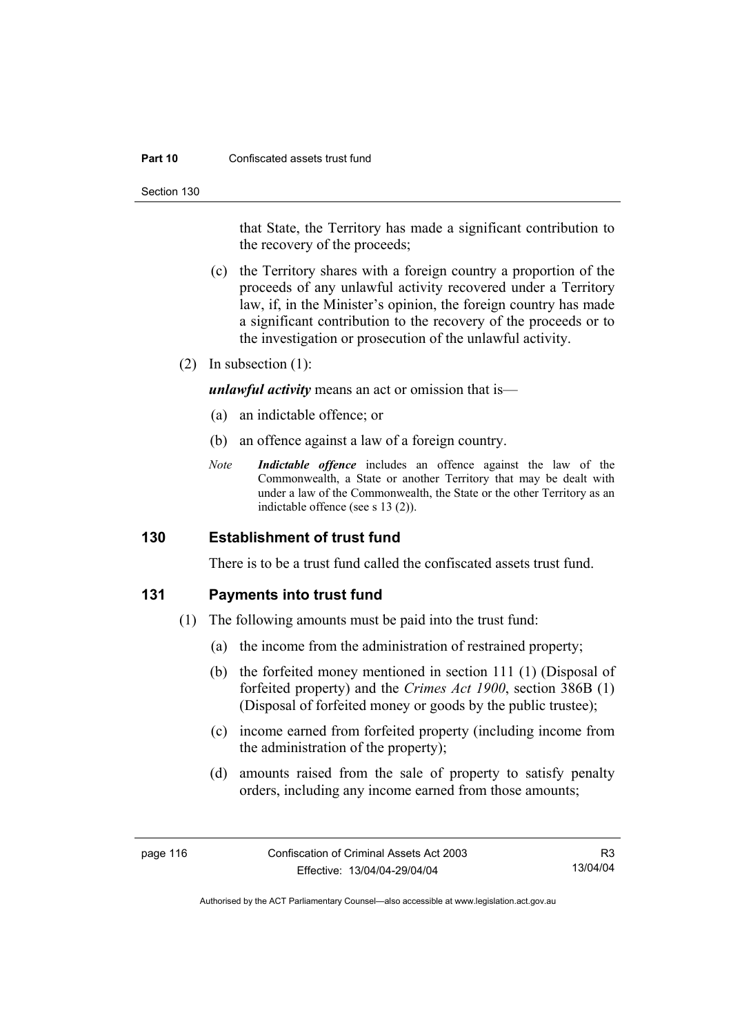that State, the Territory has made a significant contribution to the recovery of the proceeds;

(c) the Territory shares with a foreign country a proportion of the proceeds of any unlawful activity recovered under a Territory law, if, in the Minister's opinion, the foreign country has made a significant contribution to the recovery of the proceeds or to the investigation or prosecution of the unlawful activity.

(2) In subsection (1):

***unlawful activity*** means an act or omission that is—

(a) an indictable offence; or

(b) an offence against a law of a foreign country.

*Note* ***Indictable offence*** includes an offence against the law of the Commonwealth, a State or another Territory that may be dealt with under a law of the Commonwealth, the State or the other Territory as an indictable offence (see s 13 (2)).

## 130 Establishment of trust fund

There is to be a trust fund called the confiscated assets trust fund.

## 131 Payments into trust fund

(1) The following amounts must be paid into the trust fund:

(a) the income from the administration of restrained property;

(b) the forfeited money mentioned in section 111 (1) (Disposal of forfeited property) and the *Crimes Act 1900*, section 386B (1) (Disposal of forfeited money or goods by the public trustee);

(c) income earned from forfeited property (including income from the administration of the property);

(d) amounts raised from the sale of property to satisfy penalty orders, including any income earned from those amounts;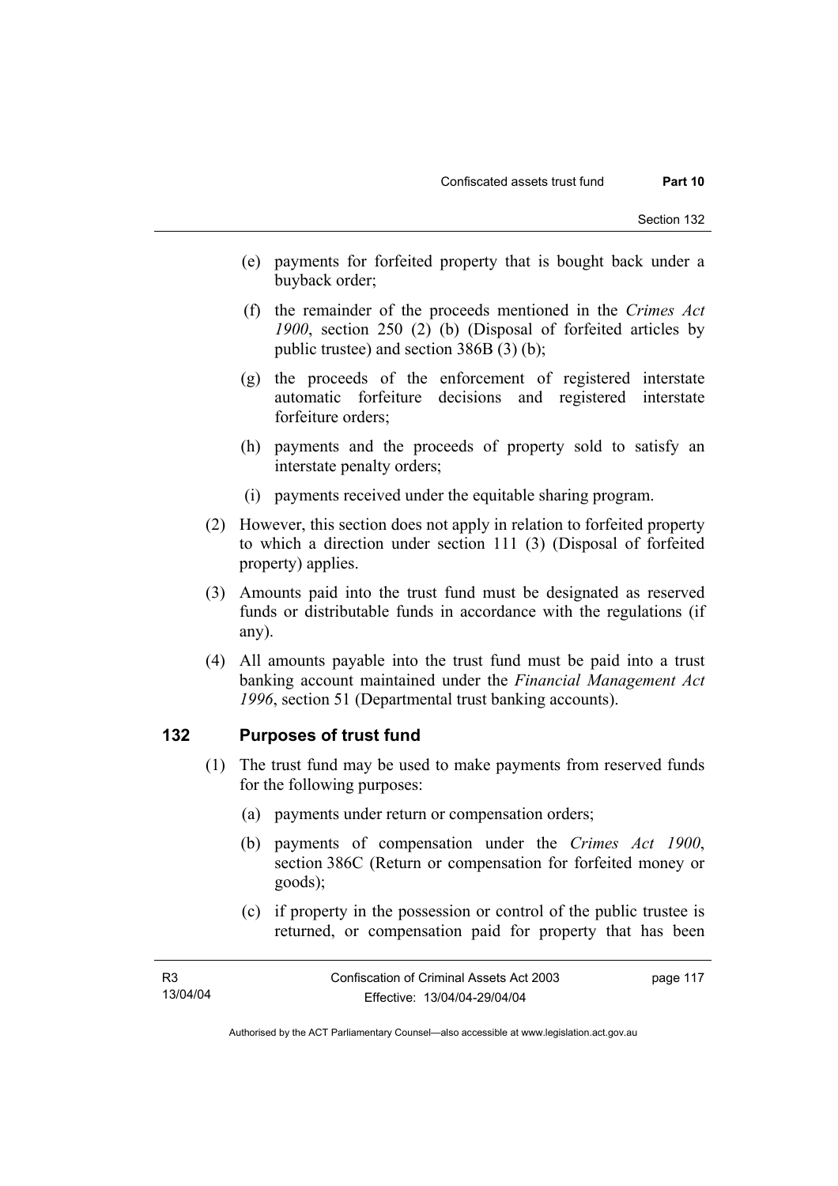(e) payments for forfeited property that is bought back under a buyback order;

(f) the remainder of the proceeds mentioned in the *Crimes Act 1900*, section 250 (2) (b) (Disposal of forfeited articles by public trustee) and section 386B (3) (b);

(g) the proceeds of the enforcement of registered interstate automatic forfeiture decisions and registered interstate forfeiture orders;

(h) payments and the proceeds of property sold to satisfy an interstate penalty orders;

(i) payments received under the equitable sharing program.

(2) However, this section does not apply in relation to forfeited property to which a direction under section 111 (3) (Disposal of forfeited property) applies.

(3) Amounts paid into the trust fund must be designated as reserved funds or distributable funds in accordance with the regulations (if any).

(4) All amounts payable into the trust fund must be paid into a trust banking account maintained under the *Financial Management Act 1996*, section 51 (Departmental trust banking accounts).

## 132 Purposes of trust fund

(1) The trust fund may be used to make payments from reserved funds for the following purposes:

(a) payments under return or compensation orders;

(b) payments of compensation under the *Crimes Act 1900*, section 386C (Return or compensation for forfeited money or goods);

(c) if property in the possession or control of the public trustee is returned, or compensation paid for property that has been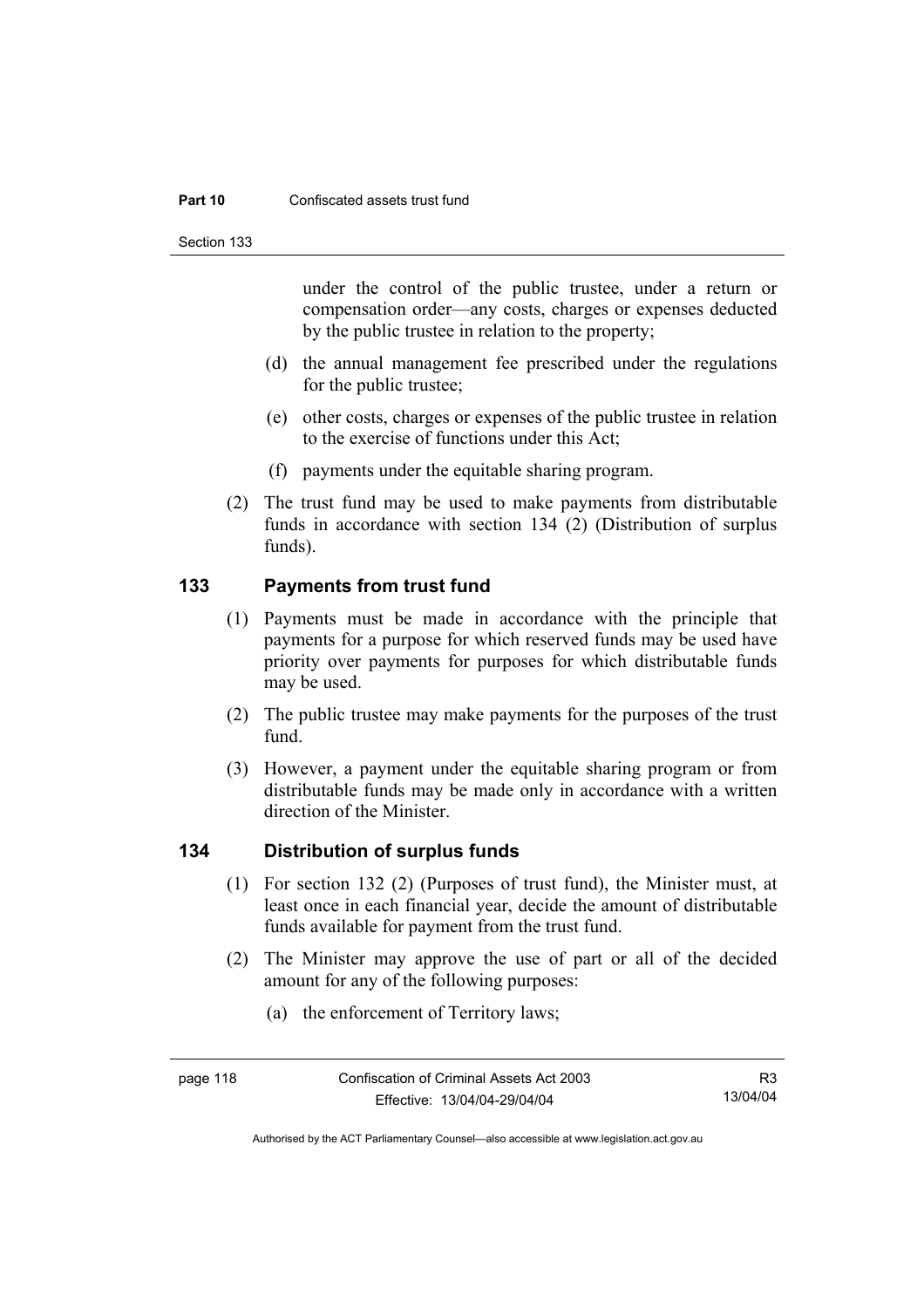under the control of the public trustee, under a return or compensation order—any costs, charges or expenses deducted by the public trustee in relation to the property;

(d) the annual management fee prescribed under the regulations for the public trustee;

(e) other costs, charges or expenses of the public trustee in relation to the exercise of functions under this Act;

(f) payments under the equitable sharing program.

(2) The trust fund may be used to make payments from distributable funds in accordance with section 134 (2) (Distribution of surplus funds).

## 133 Payments from trust fund

(1) Payments must be made in accordance with the principle that payments for a purpose for which reserved funds may be used have priority over payments for purposes for which distributable funds may be used.

(2) The public trustee may make payments for the purposes of the trust fund.

(3) However, a payment under the equitable sharing program or from distributable funds may be made only in accordance with a written direction of the Minister.

## 134 Distribution of surplus funds

(1) For section 132 (2) (Purposes of trust fund), the Minister must, at least once in each financial year, decide the amount of distributable funds available for payment from the trust fund.

(2) The Minister may approve the use of part or all of the decided amount for any of the following purposes:

(a) the enforcement of Territory laws;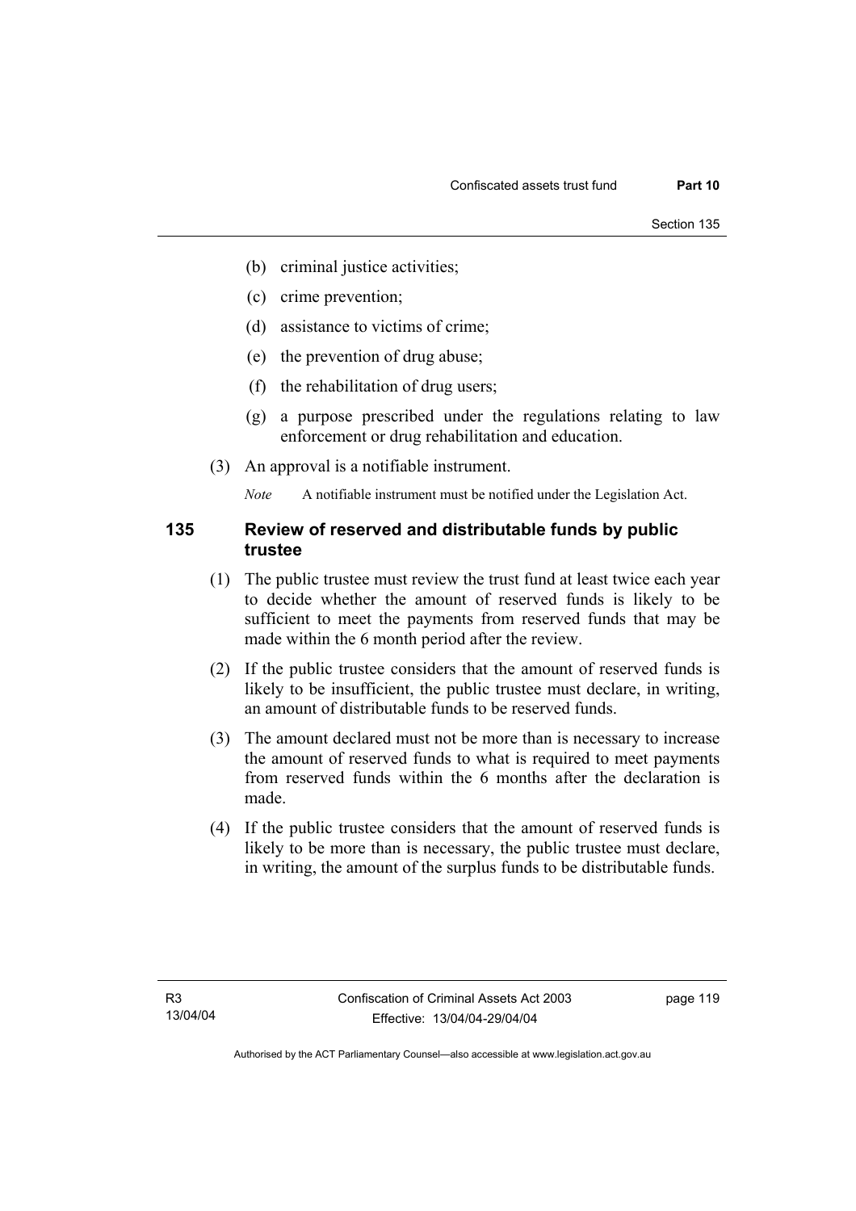(b) criminal justice activities;

(c) crime prevention;

(d) assistance to victims of crime;

(e) the prevention of drug abuse;

(f) the rehabilitation of drug users;

(g) a purpose prescribed under the regulations relating to law enforcement or drug rehabilitation and education.

(3) An approval is a notifiable instrument.

*Note* A notifiable instrument must be notified under the Legislation Act.

## 135 Review of reserved and distributable funds by public trustee

(1) The public trustee must review the trust fund at least twice each year to decide whether the amount of reserved funds is likely to be sufficient to meet the payments from reserved funds that may be made within the 6 month period after the review.

(2) If the public trustee considers that the amount of reserved funds is likely to be insufficient, the public trustee must declare, in writing, an amount of distributable funds to be reserved funds.

(3) The amount declared must not be more than is necessary to increase the amount of reserved funds to what is required to meet payments from reserved funds within the 6 months after the declaration is made.

(4) If the public trustee considers that the amount of reserved funds is likely to be more than is necessary, the public trustee must declare, in writing, the amount of the surplus funds to be distributable funds.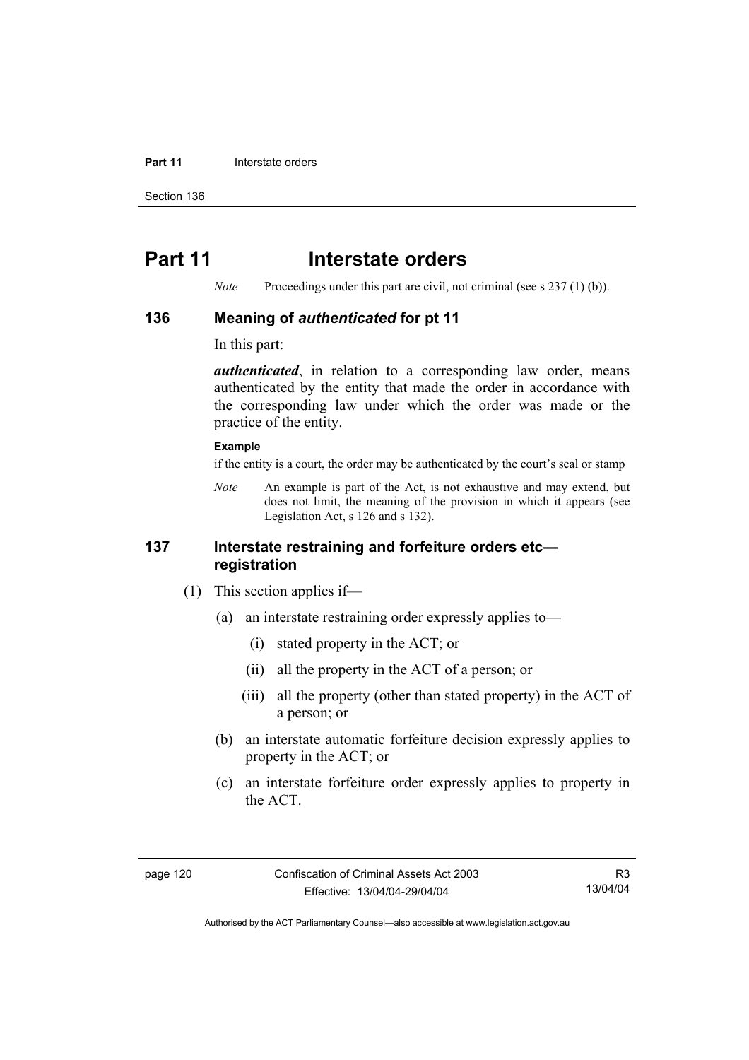# Part 11 Interstate orders

*Note* Proceedings under this part are civil, not criminal (see s 237 (1) (b)).

## 136 Meaning of *authenticated* for pt 11

In this part:

***authenticated***, in relation to a corresponding law order, means authenticated by the entity that made the order in accordance with the corresponding law under which the order was made or the practice of the entity.

**Example**

if the entity is a court, the order may be authenticated by the court's seal or stamp

*Note* An example is part of the Act, is not exhaustive and may extend, but does not limit, the meaning of the provision in which it appears (see Legislation Act, s 126 and s 132).

## 137 Interstate restraining and forfeiture orders etc—registration

(1) This section applies if—

(a) an interstate restraining order expressly applies to—

(i) stated property in the ACT; or

(ii) all the property in the ACT of a person; or

(iii) all the property (other than stated property) in the ACT of a person; or

(b) an interstate automatic forfeiture decision expressly applies to property in the ACT; or

(c) an interstate forfeiture order expressly applies to property in the ACT.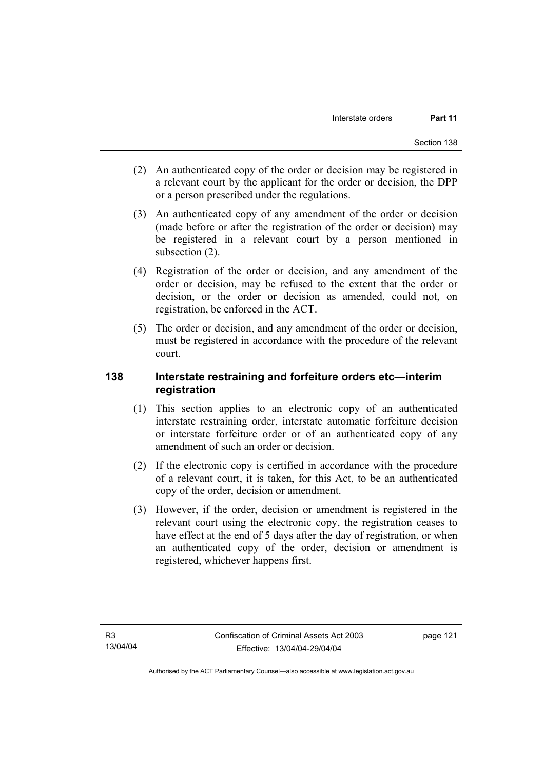(2) An authenticated copy of the order or decision may be registered in a relevant court by the applicant for the order or decision, the DPP or a person prescribed under the regulations.

(3) An authenticated copy of any amendment of the order or decision (made before or after the registration of the order or decision) may be registered in a relevant court by a person mentioned in subsection (2).

(4) Registration of the order or decision, and any amendment of the order or decision, may be refused to the extent that the order or decision, or the order or decision as amended, could not, on registration, be enforced in the ACT.

(5) The order or decision, and any amendment of the order or decision, must be registered in accordance with the procedure of the relevant court.

### 138 Interstate restraining and forfeiture orders etc—interim registration

(1) This section applies to an electronic copy of an authenticated interstate restraining order, interstate automatic forfeiture decision or interstate forfeiture order or of an authenticated copy of any amendment of such an order or decision.

(2) If the electronic copy is certified in accordance with the procedure of a relevant court, it is taken, for this Act, to be an authenticated copy of the order, decision or amendment.

(3) However, if the order, decision or amendment is registered in the relevant court using the electronic copy, the registration ceases to have effect at the end of 5 days after the day of registration, or when an authenticated copy of the order, decision or amendment is registered, whichever happens first.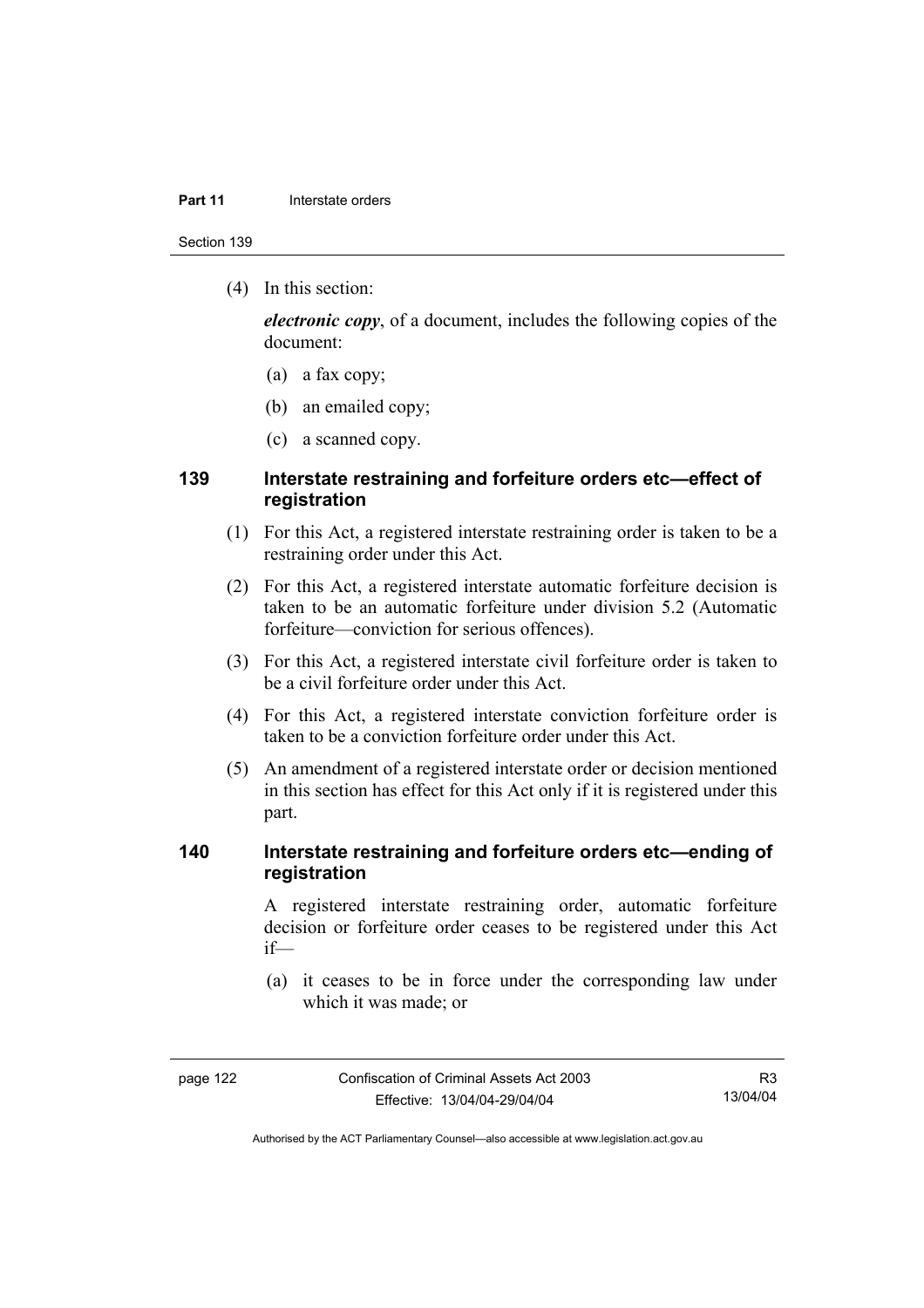(4) In this section:

***electronic copy***, of a document, includes the following copies of the document:

(a) a fax copy;

(b) an emailed copy;

(c) a scanned copy.

## 139 Interstate restraining and forfeiture orders etc—effect of registration

(1) For this Act, a registered interstate restraining order is taken to be a restraining order under this Act.

(2) For this Act, a registered interstate automatic forfeiture decision is taken to be an automatic forfeiture under division 5.2 (Automatic forfeiture—conviction for serious offences).

(3) For this Act, a registered interstate civil forfeiture order is taken to be a civil forfeiture order under this Act.

(4) For this Act, a registered interstate conviction forfeiture order is taken to be a conviction forfeiture order under this Act.

(5) An amendment of a registered interstate order or decision mentioned in this section has effect for this Act only if it is registered under this part.

## 140 Interstate restraining and forfeiture orders etc—ending of registration

A registered interstate restraining order, automatic forfeiture decision or forfeiture order ceases to be registered under this Act if—

(a) it ceases to be in force under the corresponding law under which it was made; or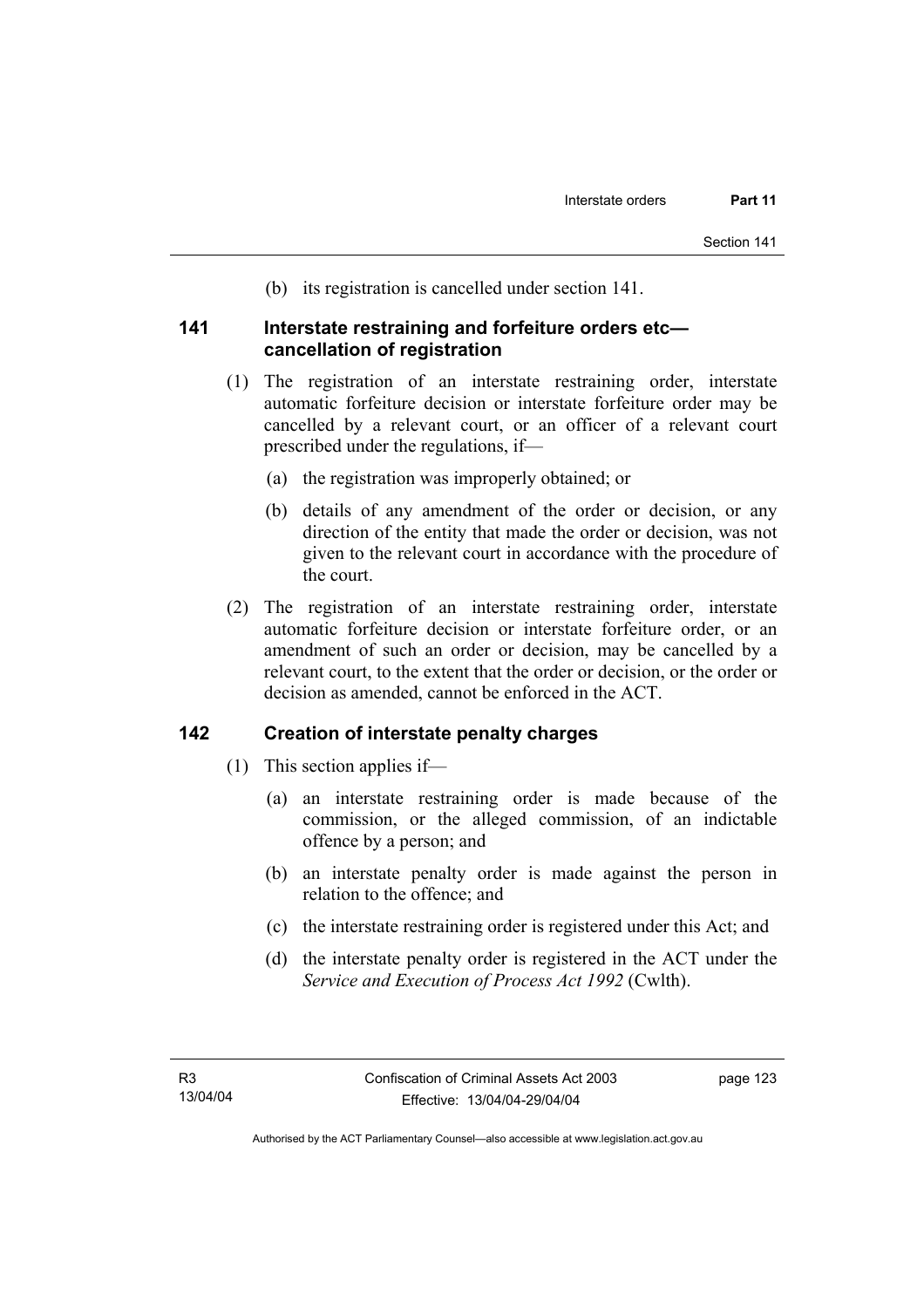(b) its registration is cancelled under section 141.

### 141 Interstate restraining and forfeiture orders etc—cancellation of registration

(1) The registration of an interstate restraining order, interstate automatic forfeiture decision or interstate forfeiture order may be cancelled by a relevant court, or an officer of a relevant court prescribed under the regulations, if—

(a) the registration was improperly obtained; or

(b) details of any amendment of the order or decision, or any direction of the entity that made the order or decision, was not given to the relevant court in accordance with the procedure of the court.

(2) The registration of an interstate restraining order, interstate automatic forfeiture decision or interstate forfeiture order, or an amendment of such an order or decision, may be cancelled by a relevant court, to the extent that the order or decision, or the order or decision as amended, cannot be enforced in the ACT.

### 142 Creation of interstate penalty charges

(1) This section applies if—

(a) an interstate restraining order is made because of the commission, or the alleged commission, of an indictable offence by a person; and

(b) an interstate penalty order is made against the person in relation to the offence; and

(c) the interstate restraining order is registered under this Act; and

(d) the interstate penalty order is registered in the ACT under the *Service and Execution of Process Act 1992* (Cwlth).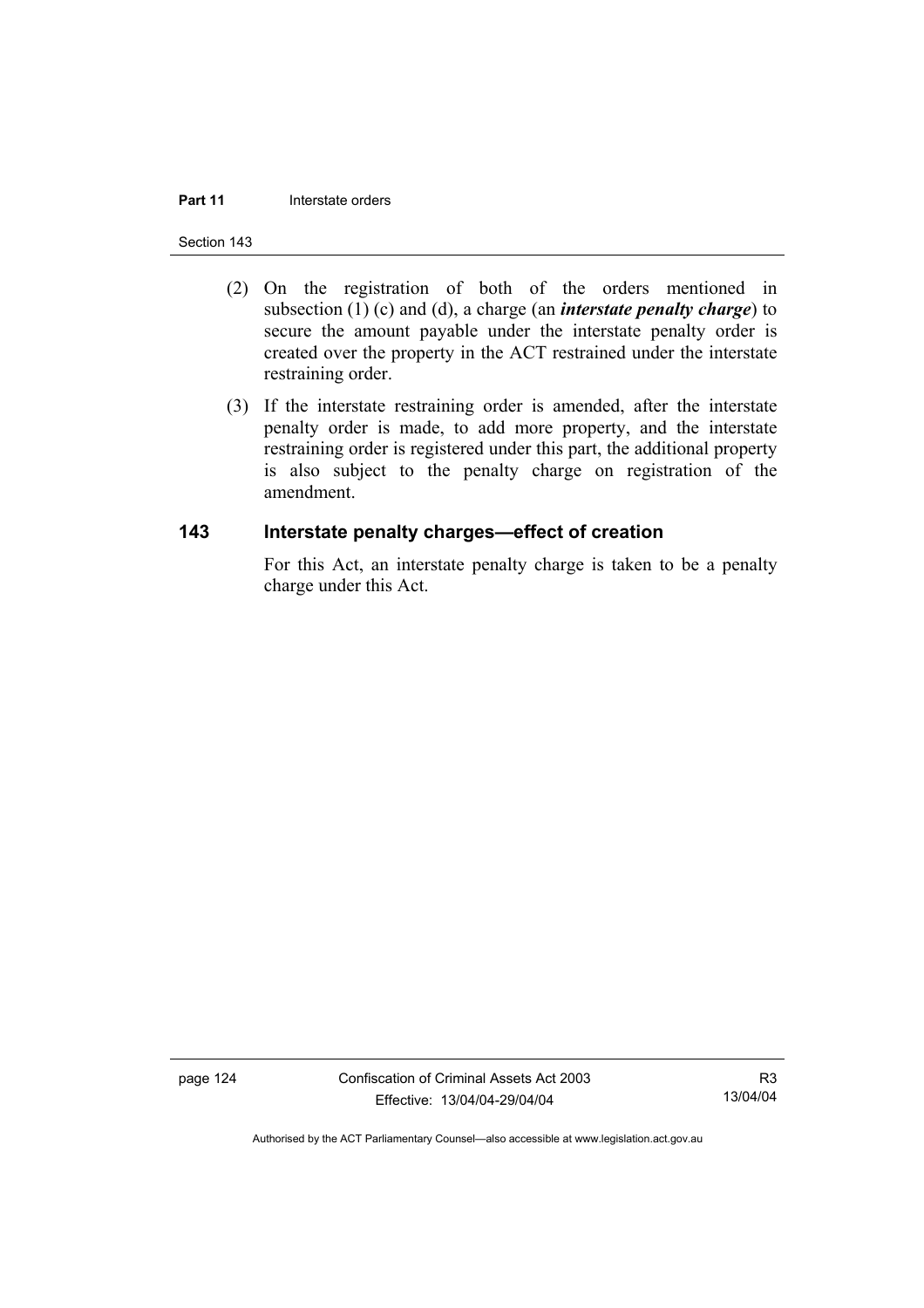(2) On the registration of both of the orders mentioned in subsection (1) (c) and (d), a charge (an ***interstate penalty charge***) to secure the amount payable under the interstate penalty order is created over the property in the ACT restrained under the interstate restraining order.

(3) If the interstate restraining order is amended, after the interstate penalty order is made, to add more property, and the interstate restraining order is registered under this part, the additional property is also subject to the penalty charge on registration of the amendment.

## 143 Interstate penalty charges—effect of creation

For this Act, an interstate penalty charge is taken to be a penalty charge under this Act.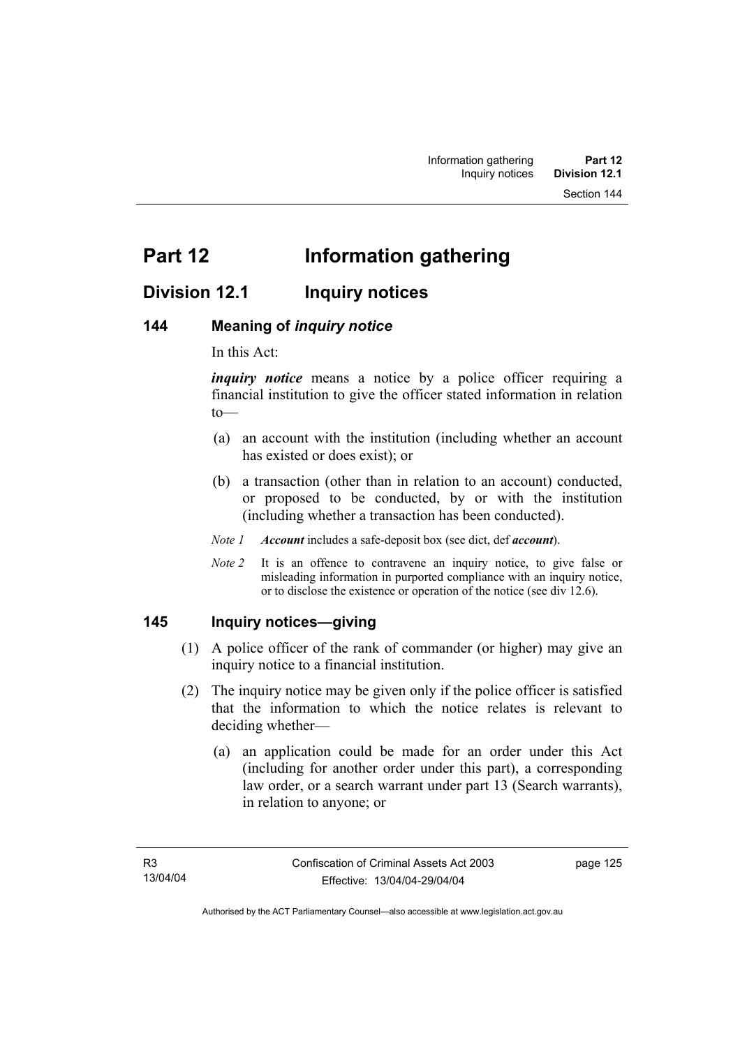# Part 12 Information gathering

## Division 12.1 Inquiry notices

### 144 Meaning of *inquiry notice*

In this Act:

***inquiry notice*** means a notice by a police officer requiring a financial institution to give the officer stated information in relation to—

(a) an account with the institution (including whether an account has existed or does exist); or

(b) a transaction (other than in relation to an account) conducted, or proposed to be conducted, by or with the institution (including whether a transaction has been conducted).

*Note 1* ***Account*** includes a safe-deposit box (see dict, def ***account***).

*Note 2* It is an offence to contravene an inquiry notice, to give false or misleading information in purported compliance with an inquiry notice, or to disclose the existence or operation of the notice (see div 12.6).

### 145 Inquiry notices—giving

(1) A police officer of the rank of commander (or higher) may give an inquiry notice to a financial institution.

(2) The inquiry notice may be given only if the police officer is satisfied that the information to which the notice relates is relevant to deciding whether—

(a) an application could be made for an order under this Act (including for another order under this part), a corresponding law order, or a search warrant under part 13 (Search warrants), in relation to anyone; or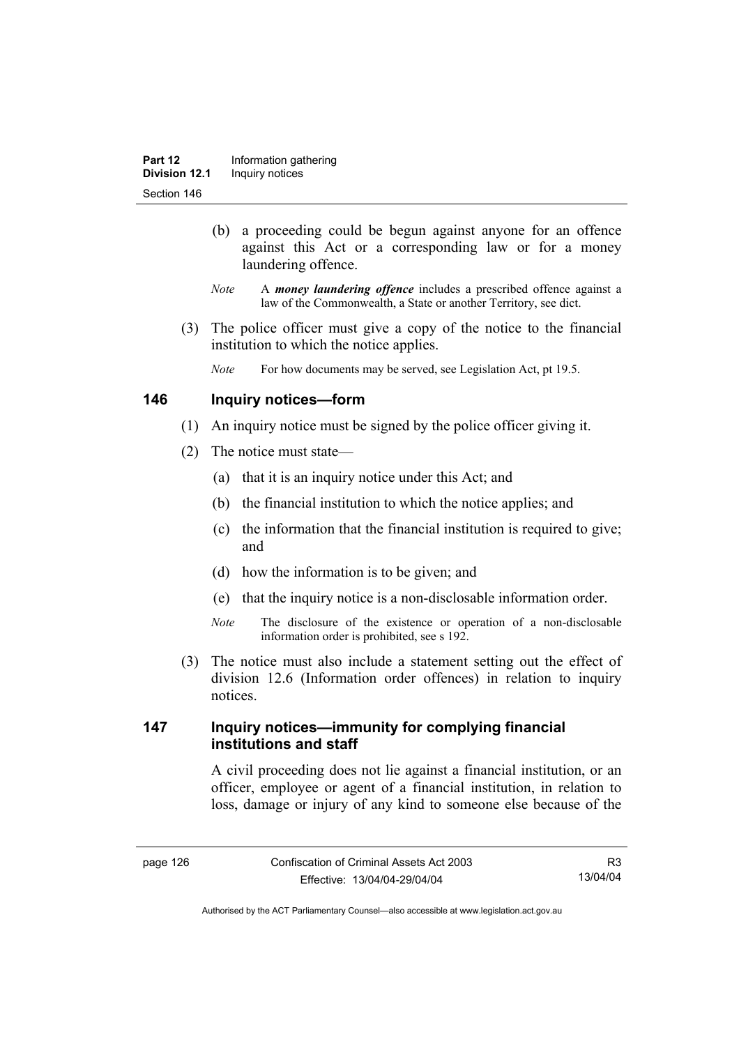(b) a proceeding could be begun against anyone for an offence against this Act or a corresponding law or for a money laundering offence.

*Note* A ***money laundering offence*** includes a prescribed offence against a law of the Commonwealth, a State or another Territory, see dict.

(3) The police officer must give a copy of the notice to the financial institution to which the notice applies.

*Note* For how documents may be served, see Legislation Act, pt 19.5.

## 146 Inquiry notices—form

(1) An inquiry notice must be signed by the police officer giving it.

(2) The notice must state—

(a) that it is an inquiry notice under this Act; and

(b) the financial institution to which the notice applies; and

(c) the information that the financial institution is required to give; and

(d) how the information is to be given; and

(e) that the inquiry notice is a non-disclosable information order.

*Note* The disclosure of the existence or operation of a non-disclosable information order is prohibited, see s 192.

(3) The notice must also include a statement setting out the effect of division 12.6 (Information order offences) in relation to inquiry notices.

## 147 Inquiry notices—immunity for complying financial institutions and staff

A civil proceeding does not lie against a financial institution, or an officer, employee or agent of a financial institution, in relation to loss, damage or injury of any kind to someone else because of the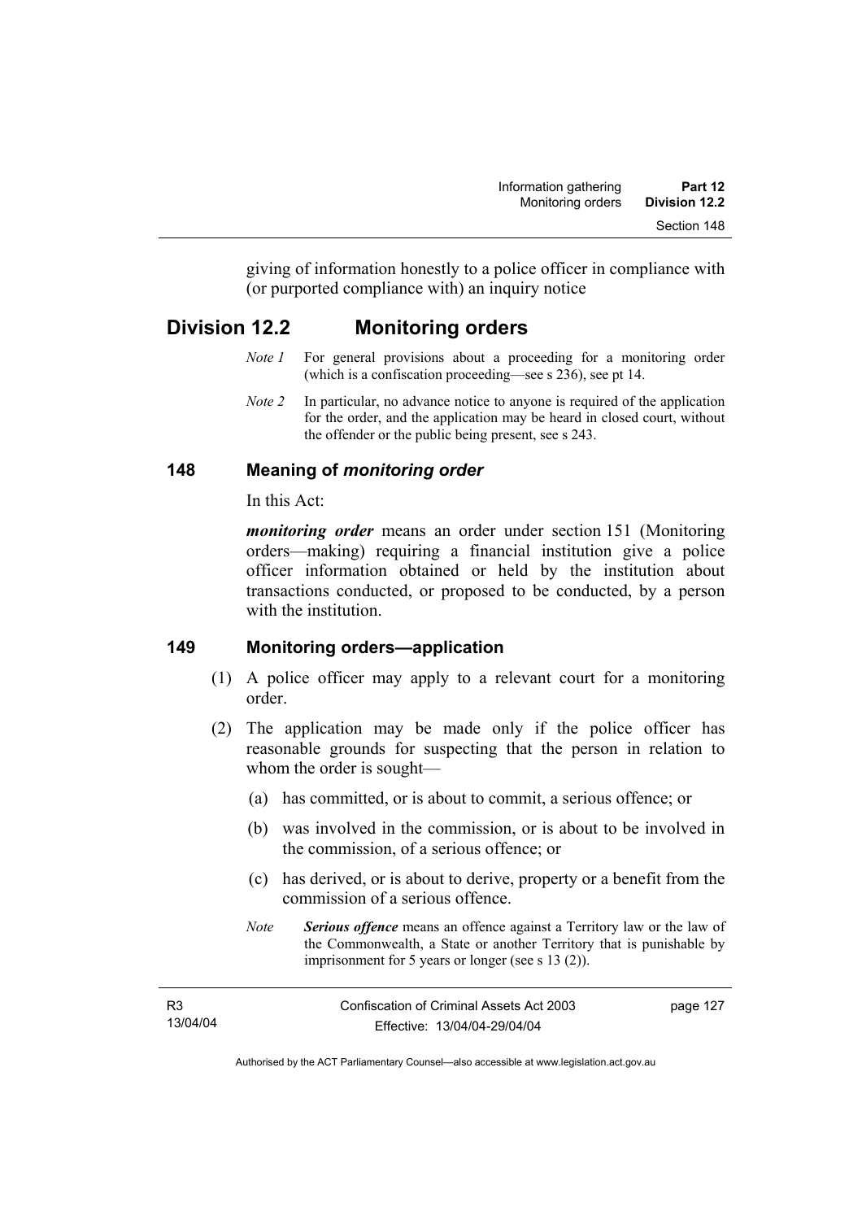giving of information honestly to a police officer in compliance with (or purported compliance with) an inquiry notice

## Division 12.2 Monitoring orders

*Note 1* For general provisions about a proceeding for a monitoring order (which is a confiscation proceeding—see s 236), see pt 14.

*Note 2* In particular, no advance notice to anyone is required of the application for the order, and the application may be heard in closed court, without the offender or the public being present, see s 243.

### 148 Meaning of *monitoring order*

In this Act:

***monitoring order*** means an order under section 151 (Monitoring orders—making) requiring a financial institution give a police officer information obtained or held by the institution about transactions conducted, or proposed to be conducted, by a person with the institution.

### 149 Monitoring orders—application

(1) A police officer may apply to a relevant court for a monitoring order.

(2) The application may be made only if the police officer has reasonable grounds for suspecting that the person in relation to whom the order is sought—

(a) has committed, or is about to commit, a serious offence; or

(b) was involved in the commission, or is about to be involved in the commission, of a serious offence; or

(c) has derived, or is about to derive, property or a benefit from the commission of a serious offence.

*Note* ***Serious offence*** means an offence against a Territory law or the law of the Commonwealth, a State or another Territory that is punishable by imprisonment for 5 years or longer (see s 13 (2)).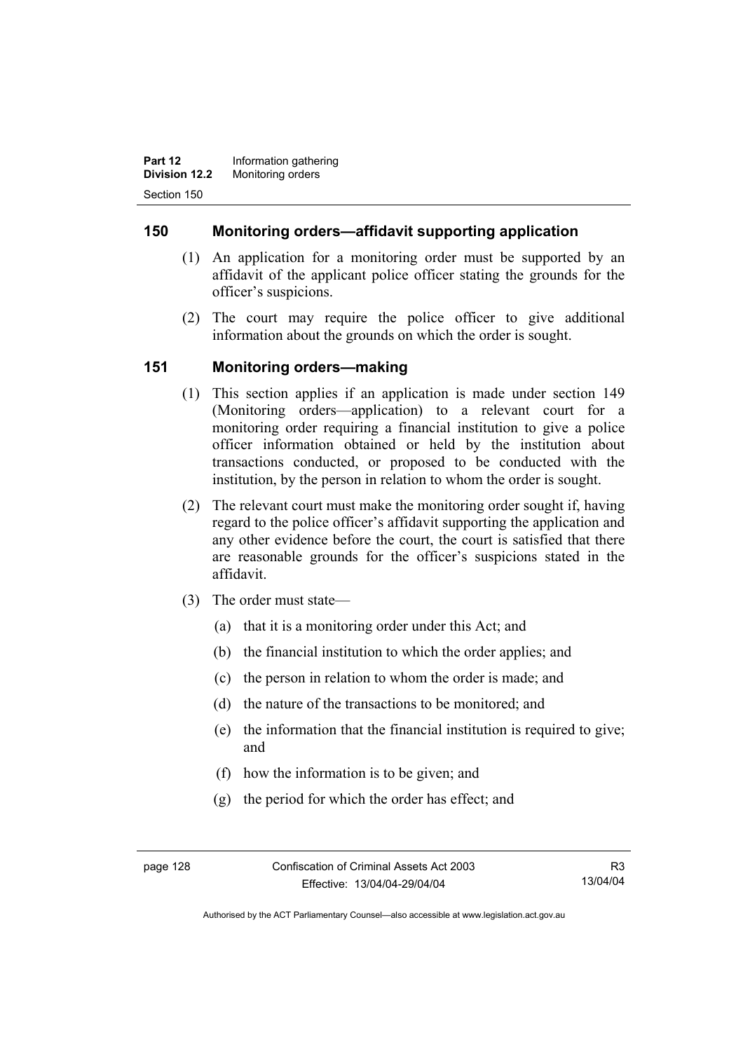## 150 Monitoring orders—affidavit supporting application

(1) An application for a monitoring order must be supported by an affidavit of the applicant police officer stating the grounds for the officer's suspicions.

(2) The court may require the police officer to give additional information about the grounds on which the order is sought.

## 151 Monitoring orders—making

(1) This section applies if an application is made under section 149 (Monitoring orders—application) to a relevant court for a monitoring order requiring a financial institution to give a police officer information obtained or held by the institution about transactions conducted, or proposed to be conducted with the institution, by the person in relation to whom the order is sought.

(2) The relevant court must make the monitoring order sought if, having regard to the police officer's affidavit supporting the application and any other evidence before the court, the court is satisfied that there are reasonable grounds for the officer's suspicions stated in the affidavit.

(3) The order must state—

(a) that it is a monitoring order under this Act; and

(b) the financial institution to which the order applies; and

(c) the person in relation to whom the order is made; and

(d) the nature of the transactions to be monitored; and

(e) the information that the financial institution is required to give; and

(f) how the information is to be given; and

(g) the period for which the order has effect; and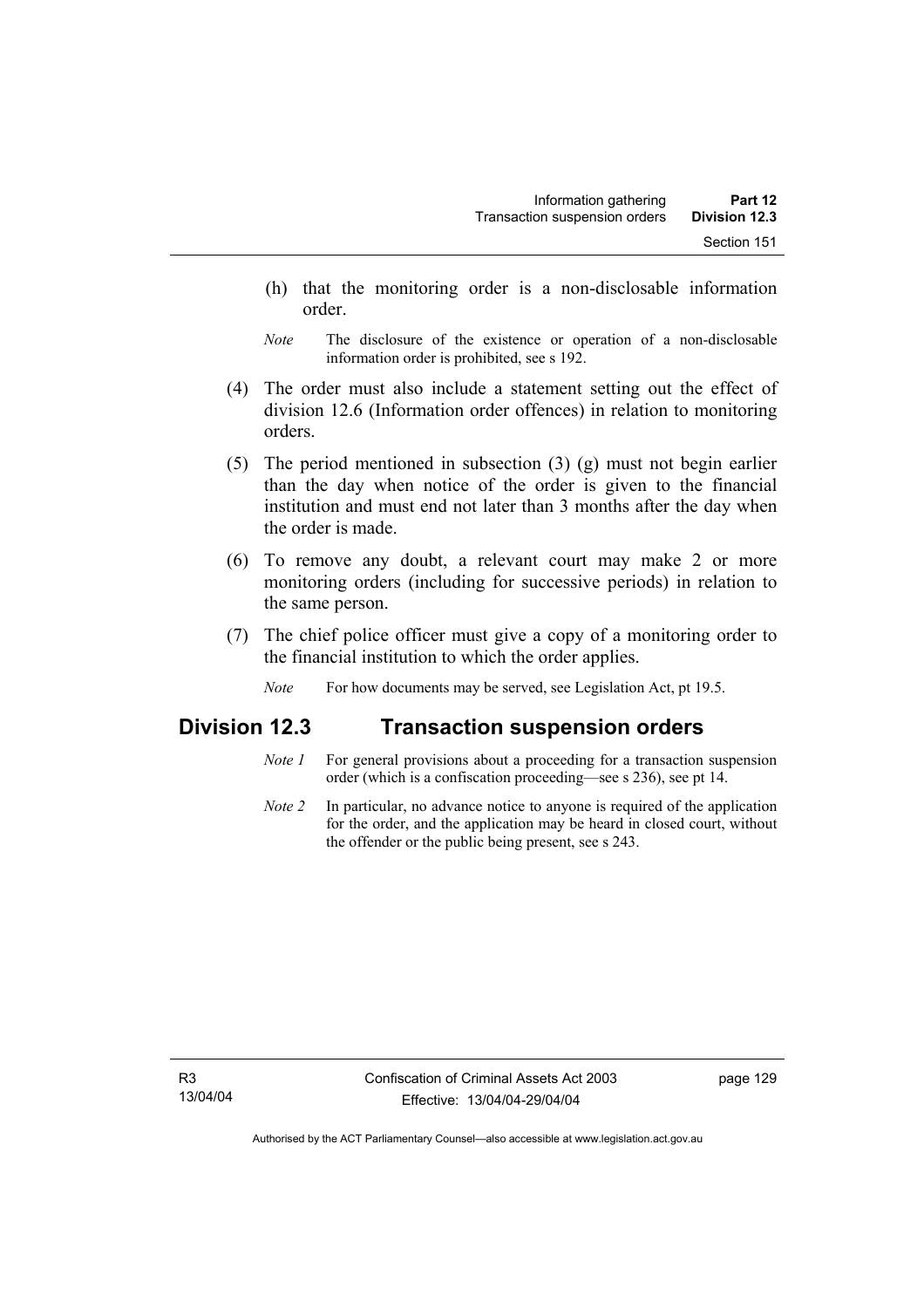(h) that the monitoring order is a non-disclosable information order.

*Note* The disclosure of the existence or operation of a non-disclosable information order is prohibited, see s 192.

(4) The order must also include a statement setting out the effect of division 12.6 (Information order offences) in relation to monitoring orders.

(5) The period mentioned in subsection (3) (g) must not begin earlier than the day when notice of the order is given to the financial institution and must end not later than 3 months after the day when the order is made.

(6) To remove any doubt, a relevant court may make 2 or more monitoring orders (including for successive periods) in relation to the same person.

(7) The chief police officer must give a copy of a monitoring order to the financial institution to which the order applies.

*Note* For how documents may be served, see Legislation Act, pt 19.5.

## Division 12.3 Transaction suspension orders

*Note 1* For general provisions about a proceeding for a transaction suspension order (which is a confiscation proceeding—see s 236), see pt 14.

*Note 2* In particular, no advance notice to anyone is required of the application for the order, and the application may be heard in closed court, without the offender or the public being present, see s 243.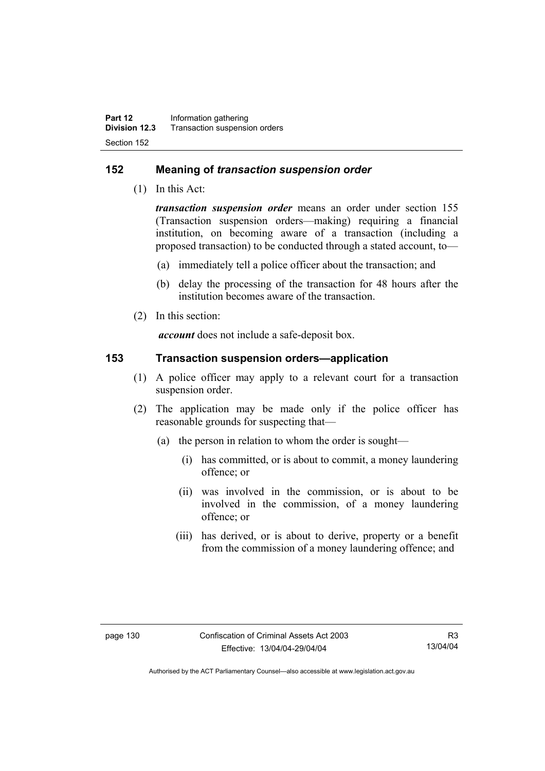## 152 Meaning of *transaction suspension order*

(1) In this Act:

***transaction suspension order*** means an order under section 155 (Transaction suspension orders—making) requiring a financial institution, on becoming aware of a transaction (including a proposed transaction) to be conducted through a stated account, to—

(a) immediately tell a police officer about the transaction; and

(b) delay the processing of the transaction for 48 hours after the institution becomes aware of the transaction.

(2) In this section:

***account*** does not include a safe-deposit box.

## 153 Transaction suspension orders—application

(1) A police officer may apply to a relevant court for a transaction suspension order.

(2) The application may be made only if the police officer has reasonable grounds for suspecting that—

(a) the person in relation to whom the order is sought—

(i) has committed, or is about to commit, a money laundering offence; or

(ii) was involved in the commission, or is about to be involved in the commission, of a money laundering offence; or

(iii) has derived, or is about to derive, property or a benefit from the commission of a money laundering offence; and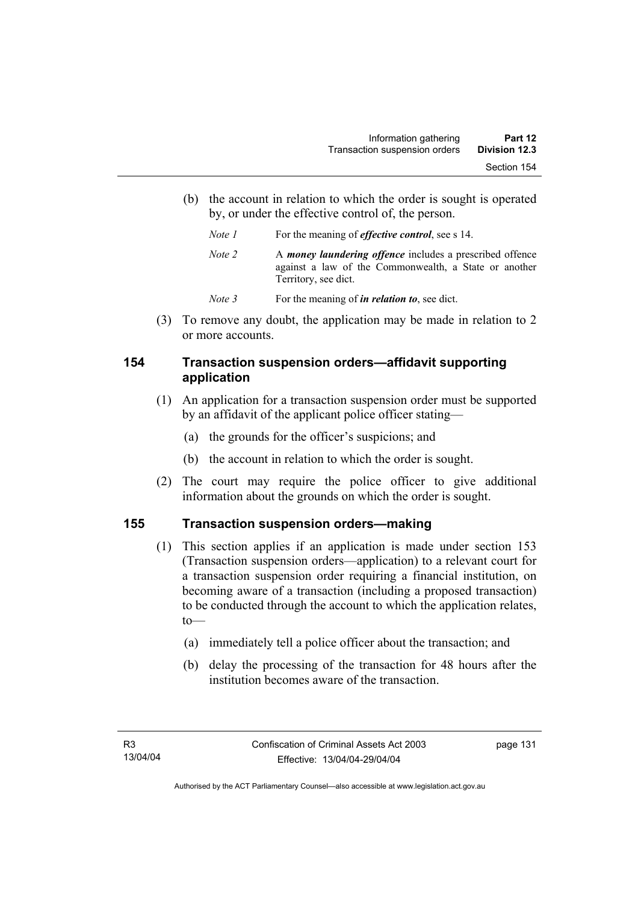(b) the account in relation to which the order is sought is operated by, or under the effective control of, the person.

*Note 1* For the meaning of ***effective control***, see s 14.

*Note 2* A ***money laundering offence*** includes a prescribed offence against a law of the Commonwealth, a State or another Territory, see dict.

*Note 3* For the meaning of ***in relation to***, see dict.

(3) To remove any doubt, the application may be made in relation to 2 or more accounts.

## 154 Transaction suspension orders—affidavit supporting application

(1) An application for a transaction suspension order must be supported by an affidavit of the applicant police officer stating—

(a) the grounds for the officer's suspicions; and

(b) the account in relation to which the order is sought.

(2) The court may require the police officer to give additional information about the grounds on which the order is sought.

## 155 Transaction suspension orders—making

(1) This section applies if an application is made under section 153 (Transaction suspension orders—application) to a relevant court for a transaction suspension order requiring a financial institution, on becoming aware of a transaction (including a proposed transaction) to be conducted through the account to which the application relates, to—

(a) immediately tell a police officer about the transaction; and

(b) delay the processing of the transaction for 48 hours after the institution becomes aware of the transaction.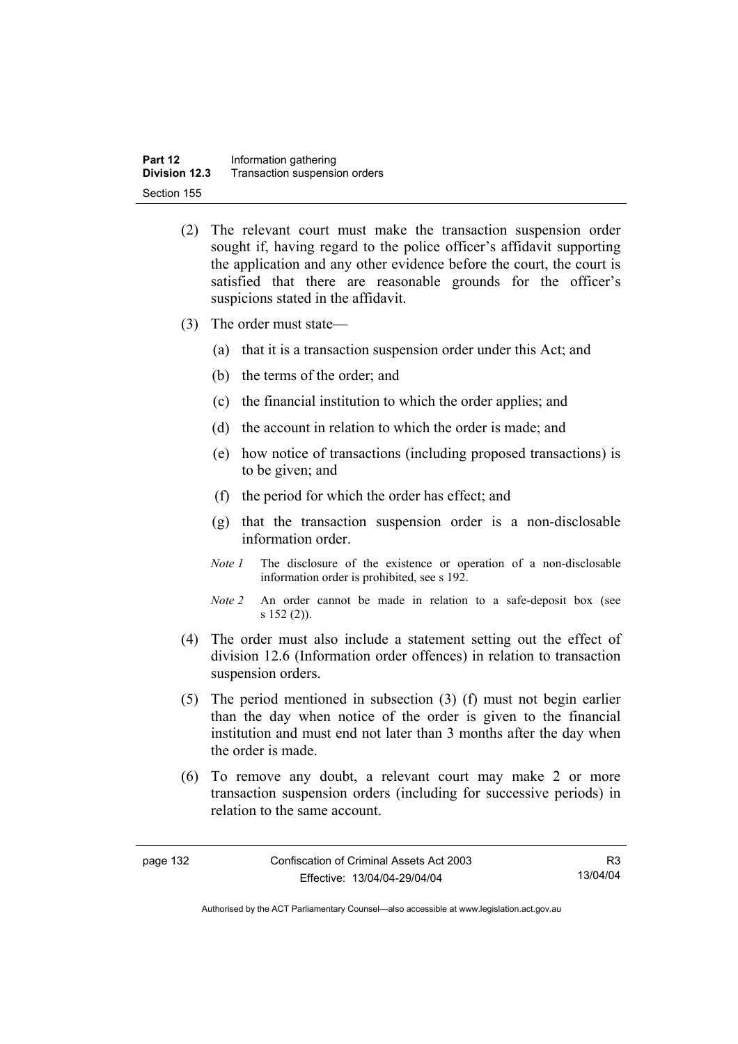(2) The relevant court must make the transaction suspension order sought if, having regard to the police officer's affidavit supporting the application and any other evidence before the court, the court is satisfied that there are reasonable grounds for the officer's suspicions stated in the affidavit.

(3) The order must state—

(a) that it is a transaction suspension order under this Act; and

(b) the terms of the order; and

(c) the financial institution to which the order applies; and

(d) the account in relation to which the order is made; and

(e) how notice of transactions (including proposed transactions) is to be given; and

(f) the period for which the order has effect; and

(g) that the transaction suspension order is a non-disclosable information order.

*Note 1* The disclosure of the existence or operation of a non-disclosable information order is prohibited, see s 192.

*Note 2* An order cannot be made in relation to a safe-deposit box (see s 152 (2)).

(4) The order must also include a statement setting out the effect of division 12.6 (Information order offences) in relation to transaction suspension orders.

(5) The period mentioned in subsection (3) (f) must not begin earlier than the day when notice of the order is given to the financial institution and must end not later than 3 months after the day when the order is made.

(6) To remove any doubt, a relevant court may make 2 or more transaction suspension orders (including for successive periods) in relation to the same account.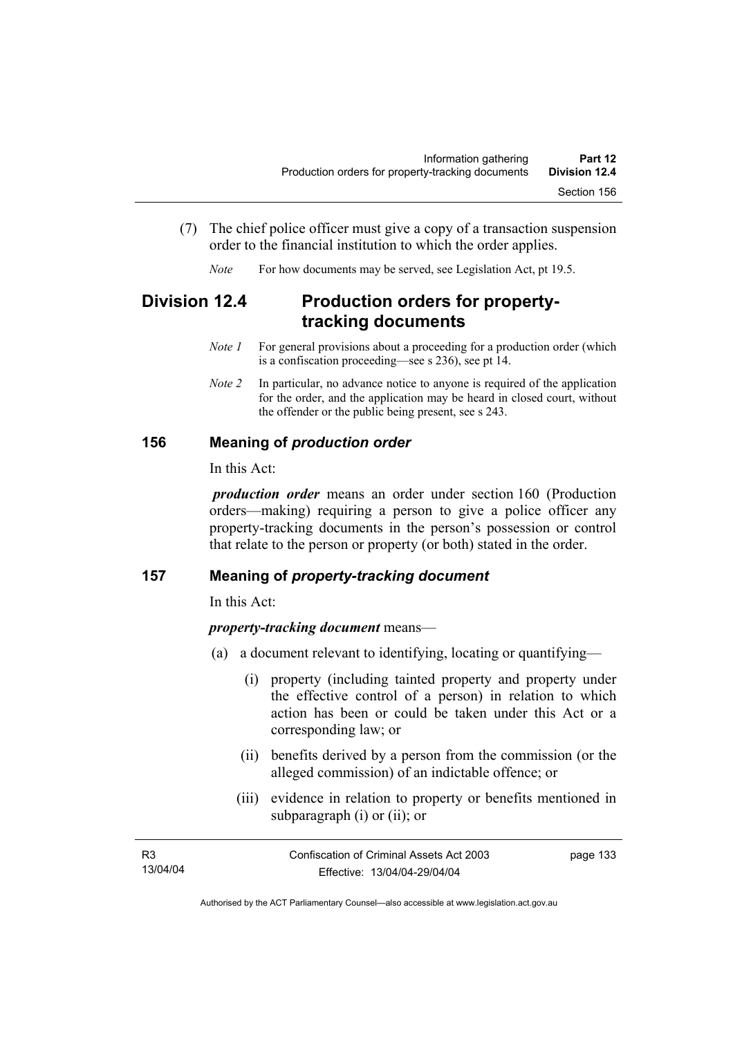(7) The chief police officer must give a copy of a transaction suspension order to the financial institution to which the order applies.

*Note* For how documents may be served, see Legislation Act, pt 19.5.

## Division 12.4 Production orders for property-tracking documents

*Note 1* For general provisions about a proceeding for a production order (which is a confiscation proceeding—see s 236), see pt 14.

*Note 2* In particular, no advance notice to anyone is required of the application for the order, and the application may be heard in closed court, without the offender or the public being present, see s 243.

### 156 Meaning of *production order*

In this Act:

***production order*** means an order under section 160 (Production orders—making) requiring a person to give a police officer any property-tracking documents in the person's possession or control that relate to the person or property (or both) stated in the order.

### 157 Meaning of *property-tracking document*

In this Act:

***property-tracking document*** means—

(a) a document relevant to identifying, locating or quantifying—

(i) property (including tainted property and property under the effective control of a person) in relation to which action has been or could be taken under this Act or a corresponding law; or

(ii) benefits derived by a person from the commission (or the alleged commission) of an indictable offence; or

(iii) evidence in relation to property or benefits mentioned in subparagraph (i) or (ii); or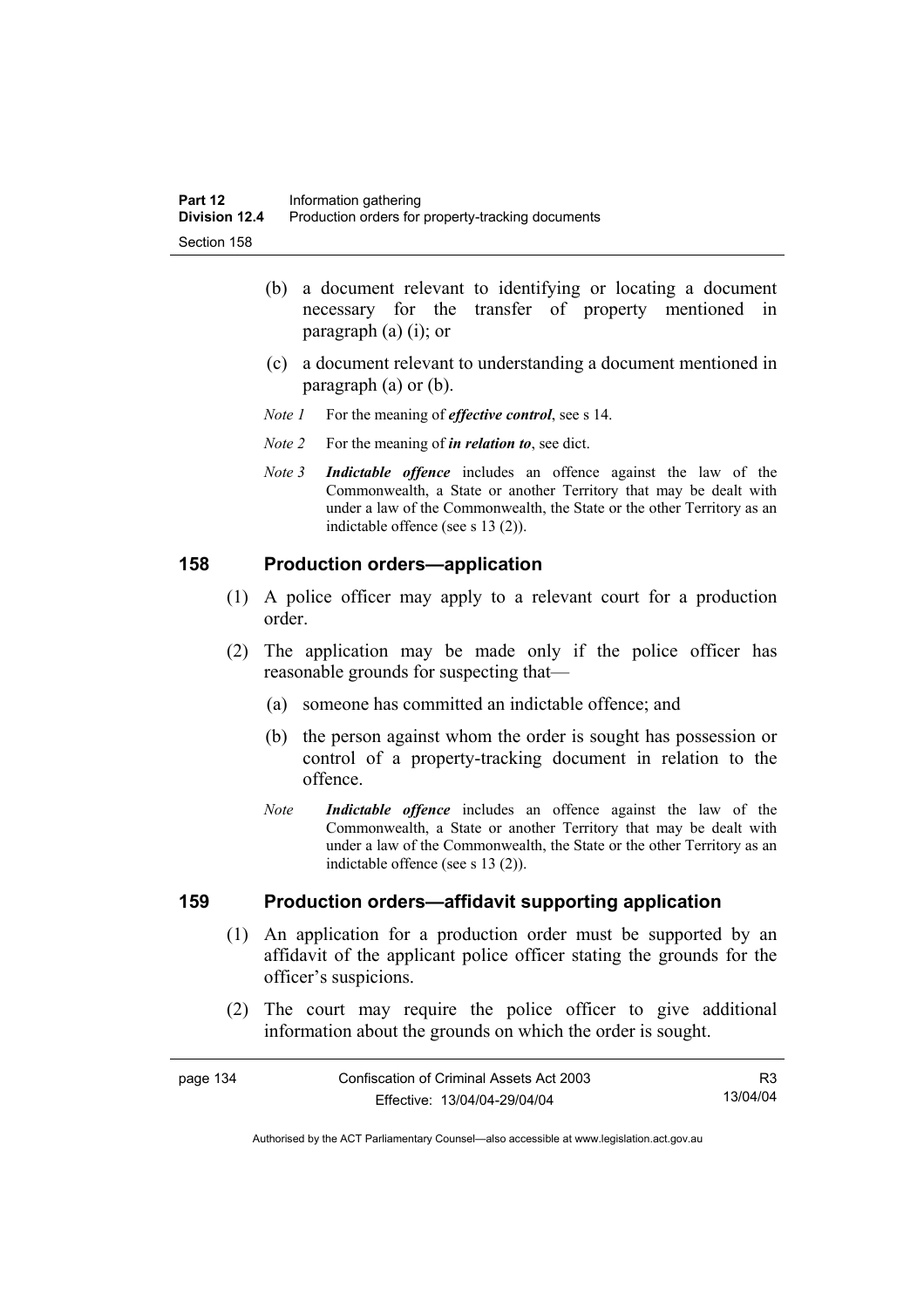(b) a document relevant to identifying or locating a document necessary for the transfer of property mentioned in paragraph (a) (i); or

(c) a document relevant to understanding a document mentioned in paragraph (a) or (b).

*Note 1* For the meaning of ***effective control***, see s 14.

*Note 2* For the meaning of ***in relation to***, see dict.

*Note 3* ***Indictable offence*** includes an offence against the law of the Commonwealth, a State or another Territory that may be dealt with under a law of the Commonwealth, the State or the other Territory as an indictable offence (see s 13 (2)).

## 158 Production orders—application

(1) A police officer may apply to a relevant court for a production order.

(2) The application may be made only if the police officer has reasonable grounds for suspecting that—

(a) someone has committed an indictable offence; and

(b) the person against whom the order is sought has possession or control of a property-tracking document in relation to the offence.

*Note* ***Indictable offence*** includes an offence against the law of the Commonwealth, a State or another Territory that may be dealt with under a law of the Commonwealth, the State or the other Territory as an indictable offence (see s 13 (2)).

## 159 Production orders—affidavit supporting application

(1) An application for a production order must be supported by an affidavit of the applicant police officer stating the grounds for the officer's suspicions.

(2) The court may require the police officer to give additional information about the grounds on which the order is sought.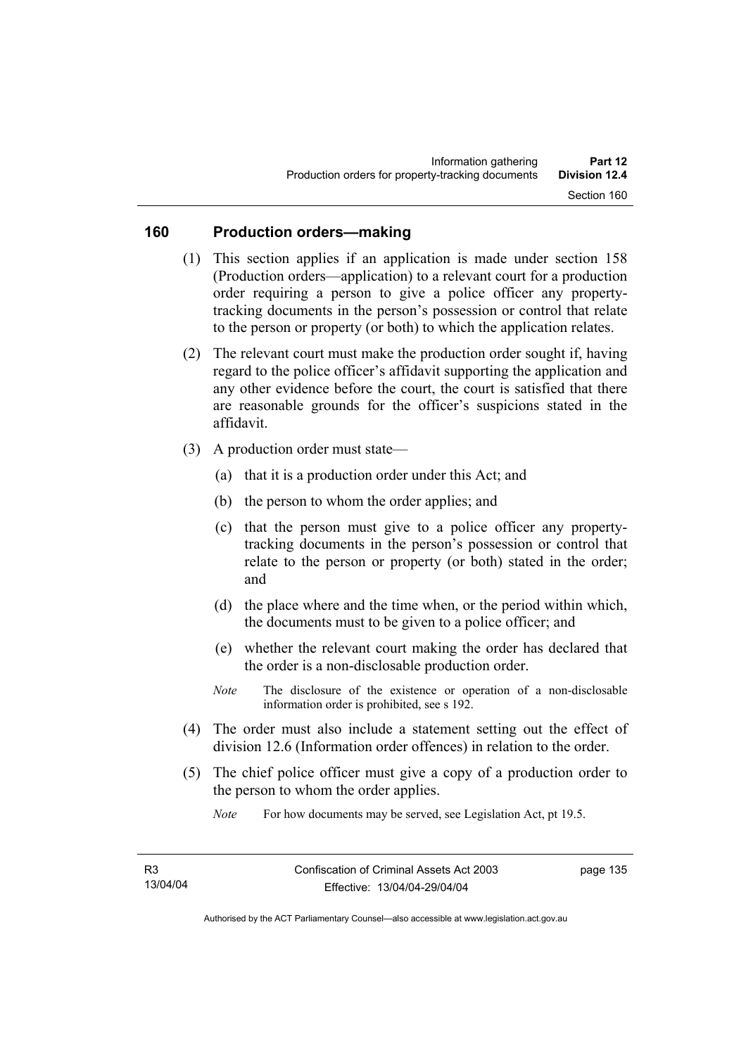## 160 Production orders—making

(1) This section applies if an application is made under section 158 (Production orders—application) to a relevant court for a production order requiring a person to give a police officer any property-tracking documents in the person's possession or control that relate to the person or property (or both) to which the application relates.

(2) The relevant court must make the production order sought if, having regard to the police officer's affidavit supporting the application and any other evidence before the court, the court is satisfied that there are reasonable grounds for the officer's suspicions stated in the affidavit.

(3) A production order must state—

(a) that it is a production order under this Act; and

(b) the person to whom the order applies; and

(c) that the person must give to a police officer any property-tracking documents in the person's possession or control that relate to the person or property (or both) stated in the order; and

(d) the place where and the time when, or the period within which, the documents must to be given to a police officer; and

(e) whether the relevant court making the order has declared that the order is a non-disclosable production order.

*Note* The disclosure of the existence or operation of a non-disclosable information order is prohibited, see s 192.

(4) The order must also include a statement setting out the effect of division 12.6 (Information order offences) in relation to the order.

(5) The chief police officer must give a copy of a production order to the person to whom the order applies.

*Note* For how documents may be served, see Legislation Act, pt 19.5.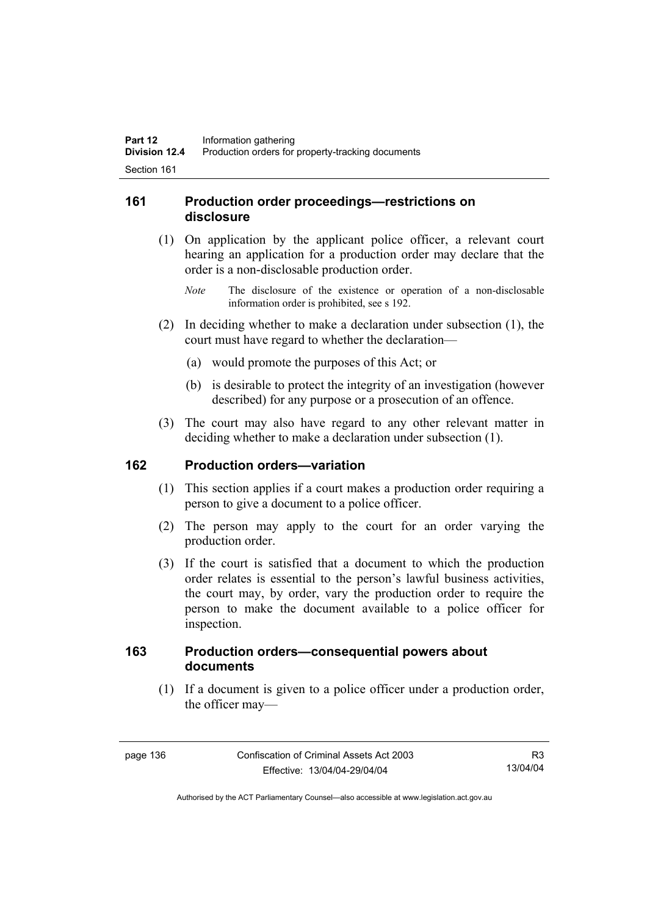## 161 Production order proceedings—restrictions on disclosure

(1) On application by the applicant police officer, a relevant court hearing an application for a production order may declare that the order is a non-disclosable production order.

*Note* The disclosure of the existence or operation of a non-disclosable information order is prohibited, see s 192.

(2) In deciding whether to make a declaration under subsection (1), the court must have regard to whether the declaration—

(a) would promote the purposes of this Act; or

(b) is desirable to protect the integrity of an investigation (however described) for any purpose or a prosecution of an offence.

(3) The court may also have regard to any other relevant matter in deciding whether to make a declaration under subsection (1).

## 162 Production orders—variation

(1) This section applies if a court makes a production order requiring a person to give a document to a police officer.

(2) The person may apply to the court for an order varying the production order.

(3) If the court is satisfied that a document to which the production order relates is essential to the person's lawful business activities, the court may, by order, vary the production order to require the person to make the document available to a police officer for inspection.

## 163 Production orders—consequential powers about documents

(1) If a document is given to a police officer under a production order, the officer may—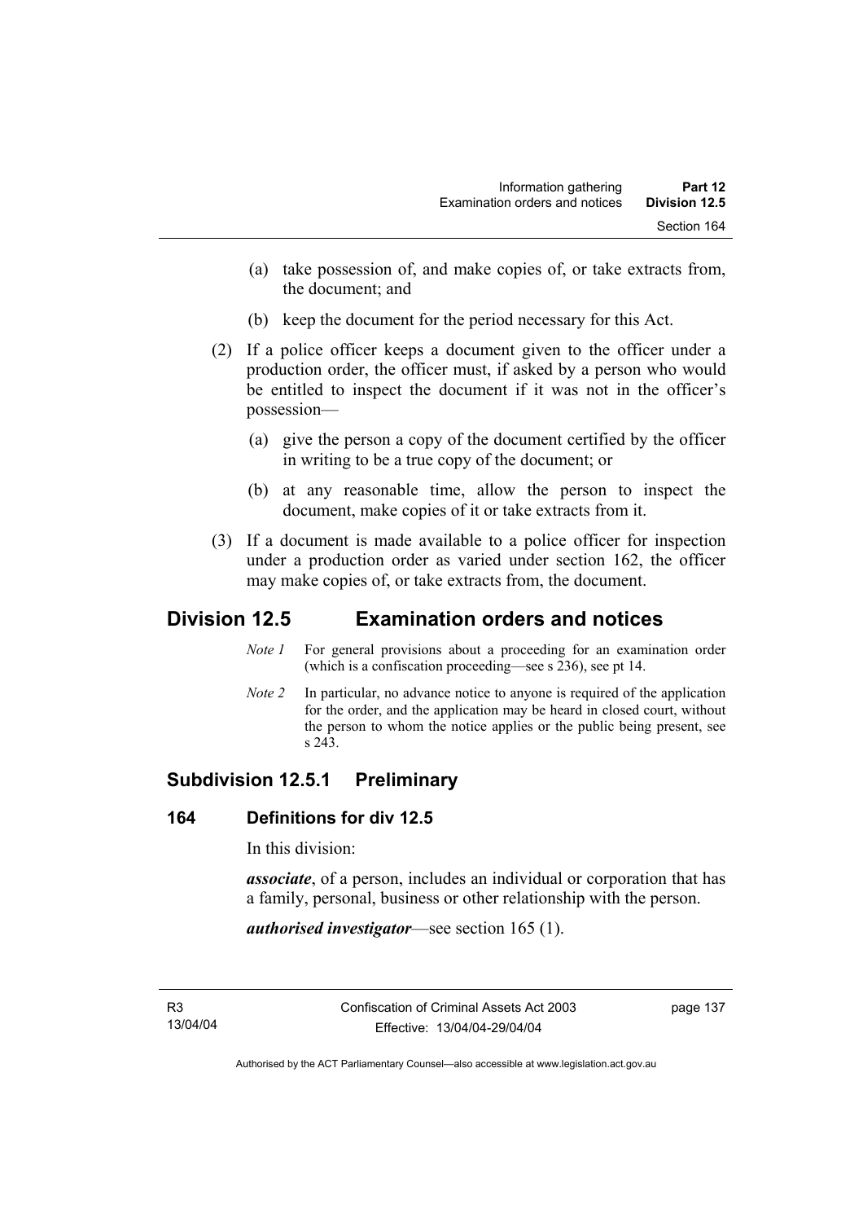(a) take possession of, and make copies of, or take extracts from, the document; and

(b) keep the document for the period necessary for this Act.

(2) If a police officer keeps a document given to the officer under a production order, the officer must, if asked by a person who would be entitled to inspect the document if it was not in the officer's possession—

(a) give the person a copy of the document certified by the officer in writing to be a true copy of the document; or

(b) at any reasonable time, allow the person to inspect the document, make copies of it or take extracts from it.

(3) If a document is made available to a police officer for inspection under a production order as varied under section 162, the officer may make copies of, or take extracts from, the document.

# Division 12.5 Examination orders and notices

*Note 1* For general provisions about a proceeding for an examination order (which is a confiscation proceeding—see s 236), see pt 14.

*Note 2* In particular, no advance notice to anyone is required of the application for the order, and the application may be heard in closed court, without the person to whom the notice applies or the public being present, see s 243.

## Subdivision 12.5.1 Preliminary

### 164 Definitions for div 12.5

In this division:

***associate***, of a person, includes an individual or corporation that has a family, personal, business or other relationship with the person.

***authorised investigator***—see section 165 (1).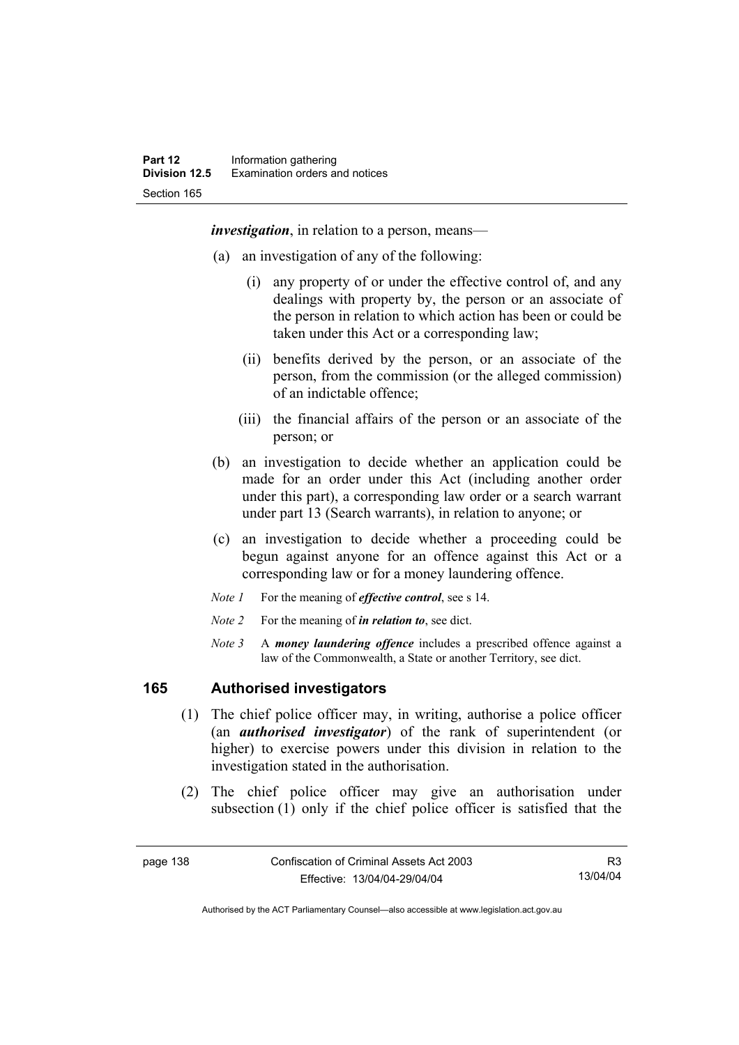***investigation***, in relation to a person, means—

(a) an investigation of any of the following:

   (i) any property of or under the effective control of, and any dealings with property by, the person or an associate of the person in relation to which action has been or could be taken under this Act or a corresponding law;

   (ii) benefits derived by the person, or an associate of the person, from the commission (or the alleged commission) of an indictable offence;

   (iii) the financial affairs of the person or an associate of the person; or

(b) an investigation to decide whether an application could be made for an order under this Act (including another order under this part), a corresponding law order or a search warrant under part 13 (Search warrants), in relation to anyone; or

(c) an investigation to decide whether a proceeding could be begun against anyone for an offence against this Act or a corresponding law or for a money laundering offence.

*Note 1* For the meaning of ***effective control***, see s 14.

*Note 2* For the meaning of ***in relation to***, see dict.

*Note 3* A ***money laundering offence*** includes a prescribed offence against a law of the Commonwealth, a State or another Territory, see dict.

## 165 Authorised investigators

(1) The chief police officer may, in writing, authorise a police officer (an ***authorised investigator***) of the rank of superintendent (or higher) to exercise powers under this division in relation to the investigation stated in the authorisation.

(2) The chief police officer may give an authorisation under subsection (1) only if the chief police officer is satisfied that the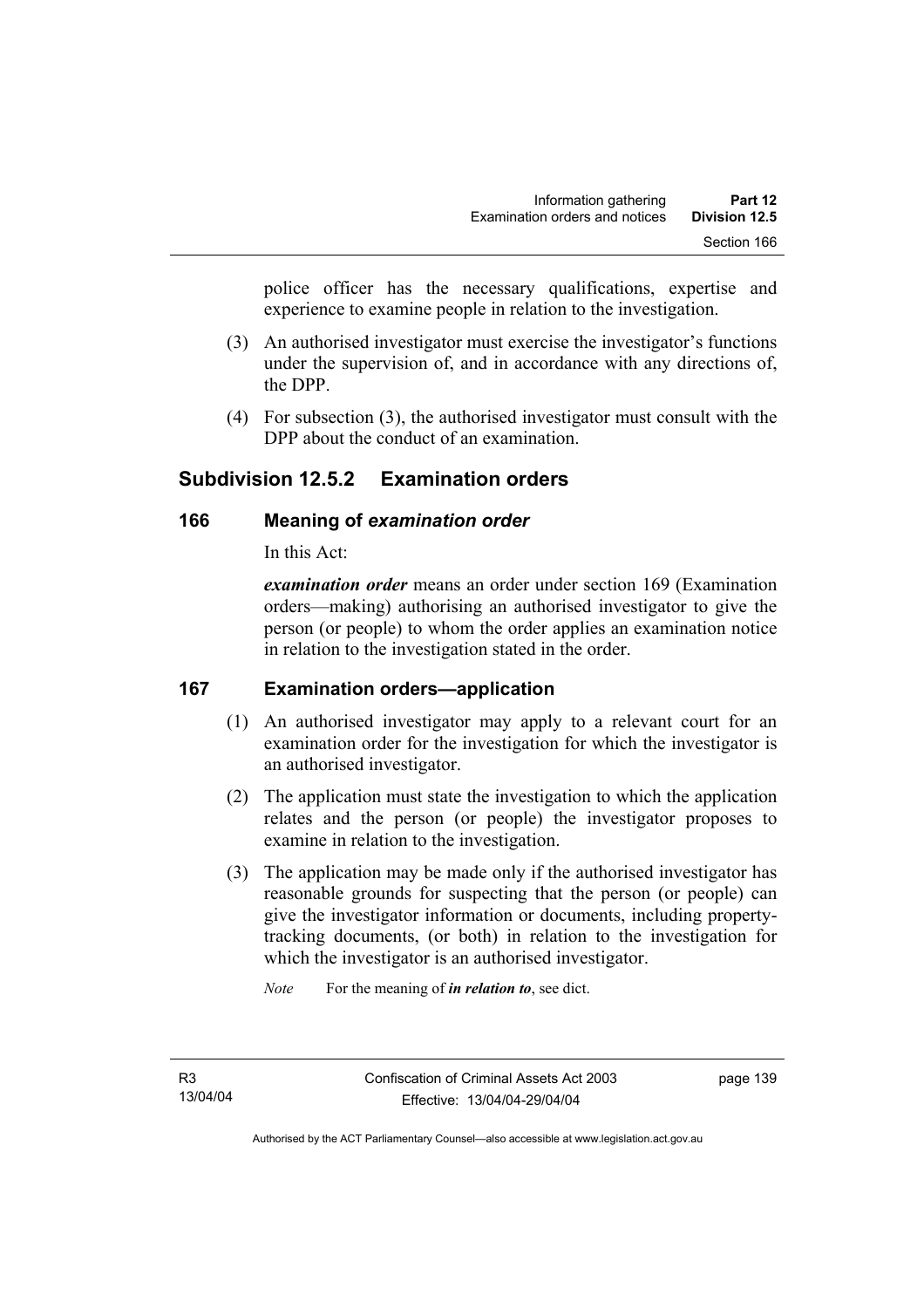police officer has the necessary qualifications, expertise and experience to examine people in relation to the investigation.

(3) An authorised investigator must exercise the investigator's functions under the supervision of, and in accordance with any directions of, the DPP.

(4) For subsection (3), the authorised investigator must consult with the DPP about the conduct of an examination.

## Subdivision 12.5.2 Examination orders

### 166 Meaning of *examination order*

In this Act:

***examination order*** means an order under section 169 (Examination orders—making) authorising an authorised investigator to give the person (or people) to whom the order applies an examination notice in relation to the investigation stated in the order.

### 167 Examination orders—application

(1) An authorised investigator may apply to a relevant court for an examination order for the investigation for which the investigator is an authorised investigator.

(2) The application must state the investigation to which the application relates and the person (or people) the investigator proposes to examine in relation to the investigation.

(3) The application may be made only if the authorised investigator has reasonable grounds for suspecting that the person (or people) can give the investigator information or documents, including property-tracking documents, (or both) in relation to the investigation for which the investigator is an authorised investigator.

*Note* For the meaning of ***in relation to***, see dict.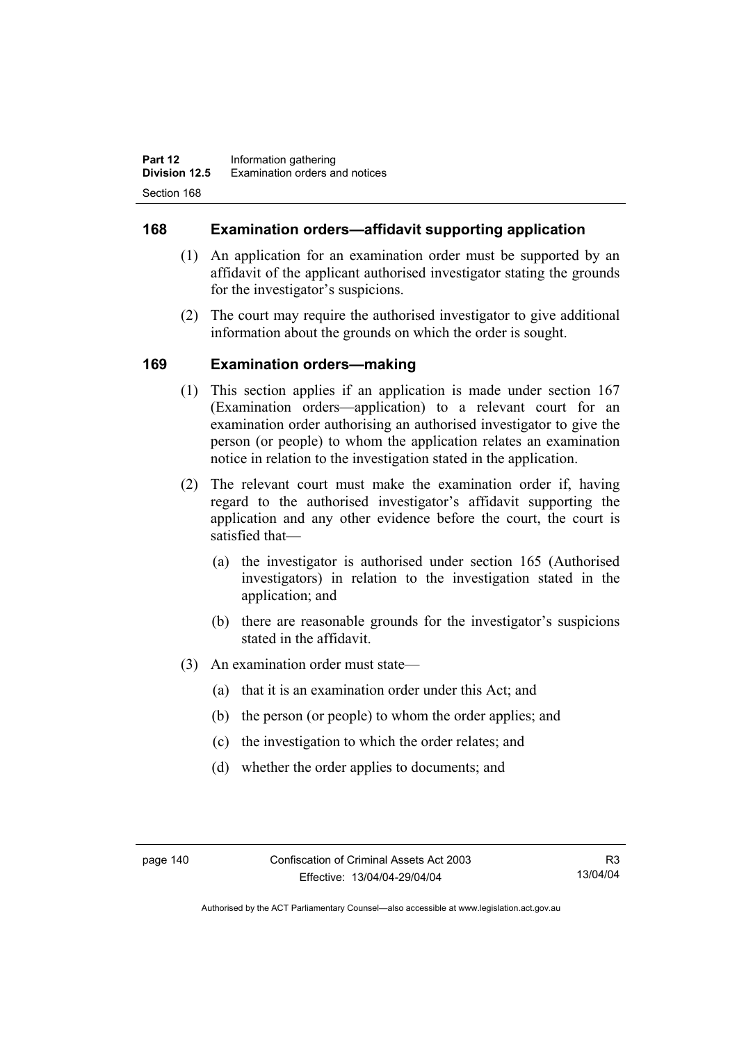## 168 Examination orders—affidavit supporting application

(1) An application for an examination order must be supported by an affidavit of the applicant authorised investigator stating the grounds for the investigator's suspicions.

(2) The court may require the authorised investigator to give additional information about the grounds on which the order is sought.

## 169 Examination orders—making

(1) This section applies if an application is made under section 167 (Examination orders—application) to a relevant court for an examination order authorising an authorised investigator to give the person (or people) to whom the application relates an examination notice in relation to the investigation stated in the application.

(2) The relevant court must make the examination order if, having regard to the authorised investigator's affidavit supporting the application and any other evidence before the court, the court is satisfied that—

- (a) the investigator is authorised under section 165 (Authorised investigators) in relation to the investigation stated in the application; and
- (b) there are reasonable grounds for the investigator's suspicions stated in the affidavit.

(3) An examination order must state—

- (a) that it is an examination order under this Act; and
- (b) the person (or people) to whom the order applies; and
- (c) the investigation to which the order relates; and
- (d) whether the order applies to documents; and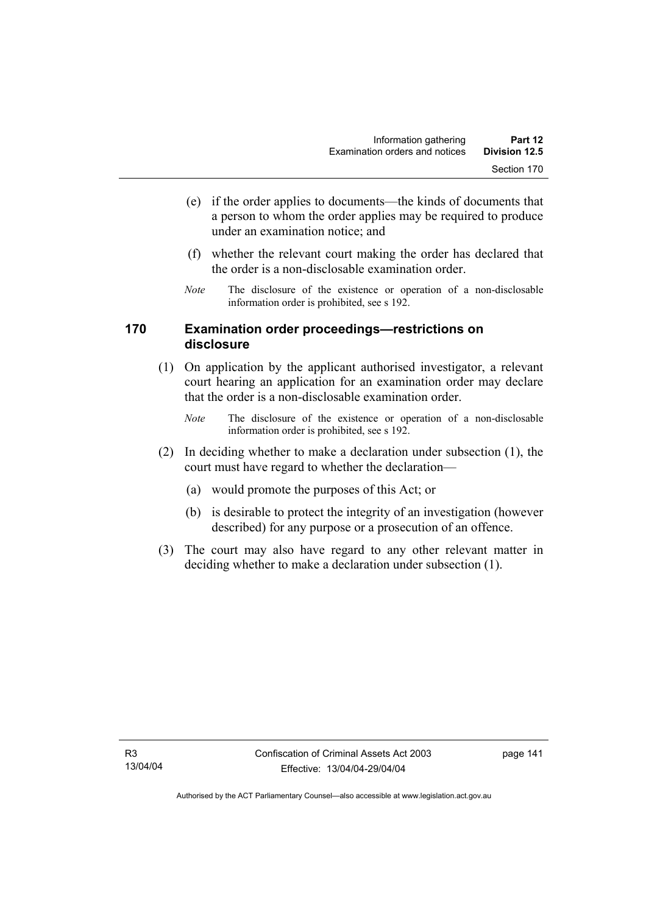(e) if the order applies to documents—the kinds of documents that a person to whom the order applies may be required to produce under an examination notice; and

(f) whether the relevant court making the order has declared that the order is a non-disclosable examination order.

*Note* The disclosure of the existence or operation of a non-disclosable information order is prohibited, see s 192.

## 170 Examination order proceedings—restrictions on disclosure

(1) On application by the applicant authorised investigator, a relevant court hearing an application for an examination order may declare that the order is a non-disclosable examination order.

*Note* The disclosure of the existence or operation of a non-disclosable information order is prohibited, see s 192.

(2) In deciding whether to make a declaration under subsection (1), the court must have regard to whether the declaration—

(a) would promote the purposes of this Act; or

(b) is desirable to protect the integrity of an investigation (however described) for any purpose or a prosecution of an offence.

(3) The court may also have regard to any other relevant matter in deciding whether to make a declaration under subsection (1).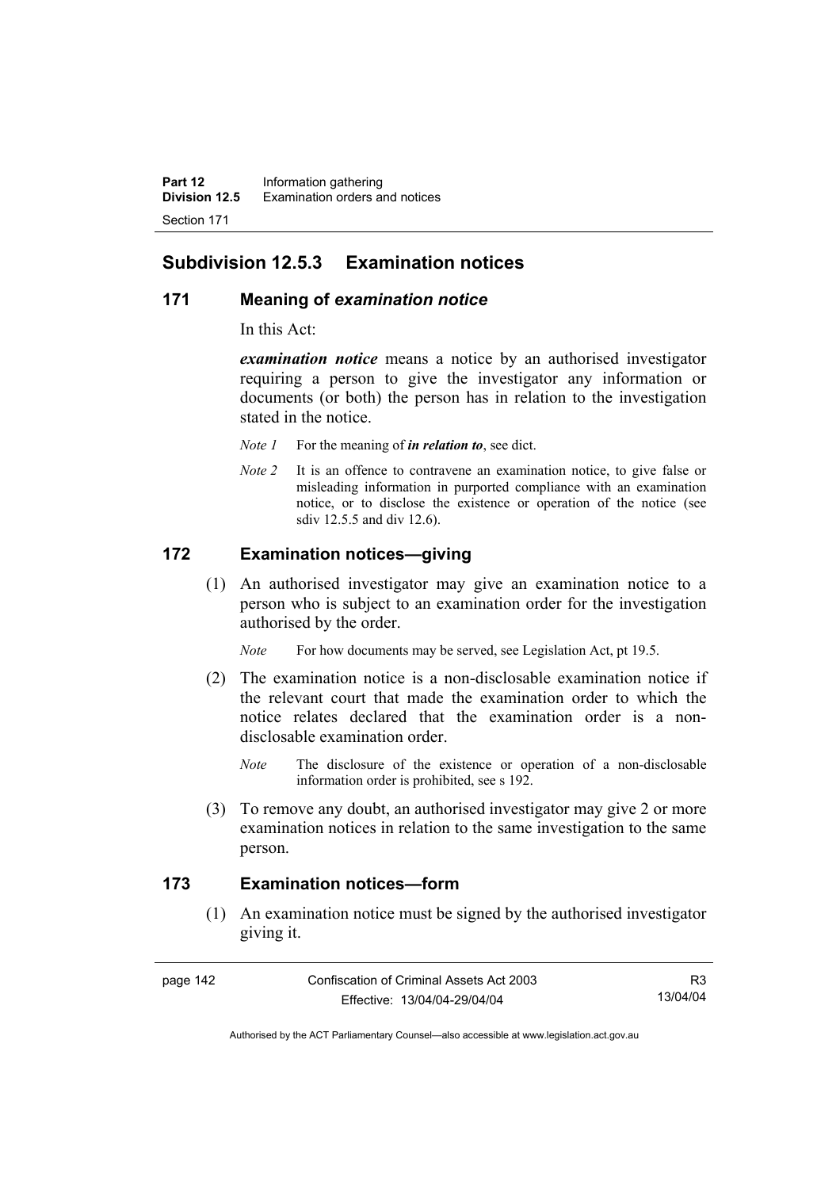## Subdivision 12.5.3 Examination notices

### 171 Meaning of *examination notice*

In this Act:

***examination notice*** means a notice by an authorised investigator requiring a person to give the investigator any information or documents (or both) the person has in relation to the investigation stated in the notice.

*Note 1* For the meaning of ***in relation to***, see dict.

*Note 2* It is an offence to contravene an examination notice, to give false or misleading information in purported compliance with an examination notice, or to disclose the existence or operation of the notice (see sdiv 12.5.5 and div 12.6).

### 172 Examination notices—giving

(1) An authorised investigator may give an examination notice to a person who is subject to an examination order for the investigation authorised by the order.

*Note* For how documents may be served, see Legislation Act, pt 19.5.

(2) The examination notice is a non-disclosable examination notice if the relevant court that made the examination order to which the notice relates declared that the examination order is a non-disclosable examination order.

*Note* The disclosure of the existence or operation of a non-disclosable information order is prohibited, see s 192.

(3) To remove any doubt, an authorised investigator may give 2 or more examination notices in relation to the same investigation to the same person.

### 173 Examination notices—form

(1) An examination notice must be signed by the authorised investigator giving it.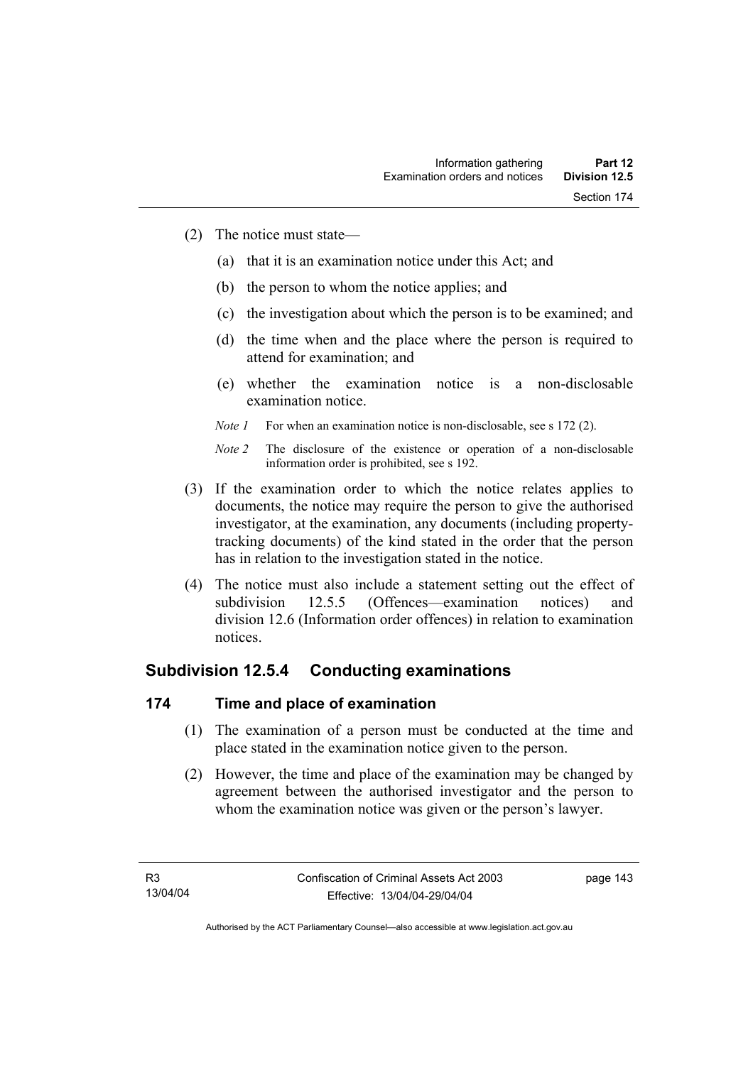(2) The notice must state—

(a) that it is an examination notice under this Act; and

(b) the person to whom the notice applies; and

(c) the investigation about which the person is to be examined; and

(d) the time when and the place where the person is required to attend for examination; and

(e) whether the examination notice is a non-disclosable examination notice.

*Note 1* For when an examination notice is non-disclosable, see s 172 (2).

*Note 2* The disclosure of the existence or operation of a non-disclosable information order is prohibited, see s 192.

(3) If the examination order to which the notice relates applies to documents, the notice may require the person to give the authorised investigator, at the examination, any documents (including property-tracking documents) of the kind stated in the order that the person has in relation to the investigation stated in the notice.

(4) The notice must also include a statement setting out the effect of subdivision 12.5.5 (Offences—examination notices) and division 12.6 (Information order offences) in relation to examination notices.

## Subdivision 12.5.4 Conducting examinations

### 174 Time and place of examination

(1) The examination of a person must be conducted at the time and place stated in the examination notice given to the person.

(2) However, the time and place of the examination may be changed by agreement between the authorised investigator and the person to whom the examination notice was given or the person's lawyer.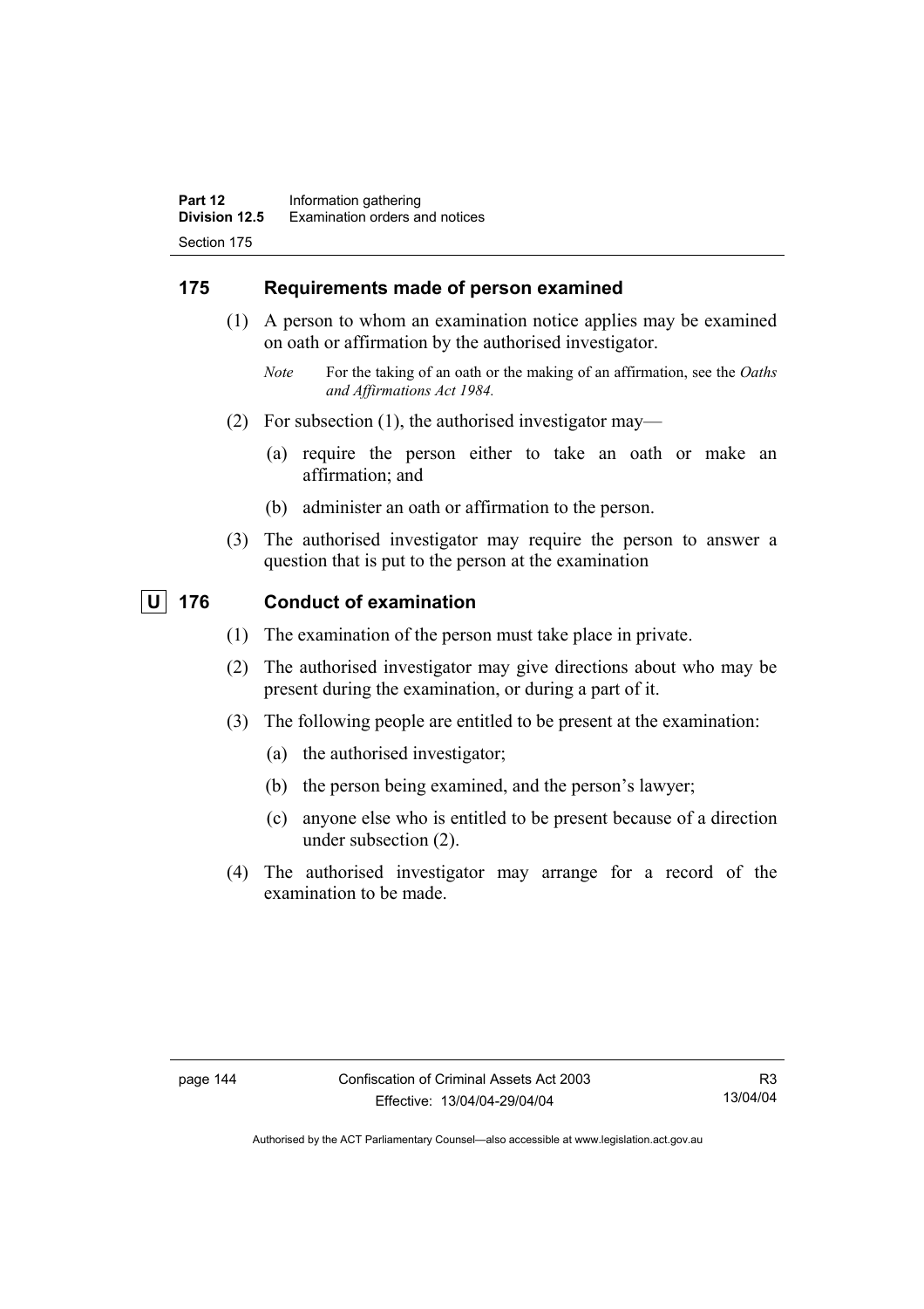## 175 Requirements made of person examined

(1) A person to whom an examination notice applies may be examined on oath or affirmation by the authorised investigator.

*Note* For the taking of an oath or the making of an affirmation, see the *Oaths and Affirmations Act 1984.*

(2) For subsection (1), the authorised investigator may—

(a) require the person either to take an oath or make an affirmation; and

(b) administer an oath or affirmation to the person.

(3) The authorised investigator may require the person to answer a question that is put to the person at the examination

## U 176 Conduct of examination

(1) The examination of the person must take place in private.

(2) The authorised investigator may give directions about who may be present during the examination, or during a part of it.

(3) The following people are entitled to be present at the examination:

(a) the authorised investigator;

(b) the person being examined, and the person's lawyer;

(c) anyone else who is entitled to be present because of a direction under subsection (2).

(4) The authorised investigator may arrange for a record of the examination to be made.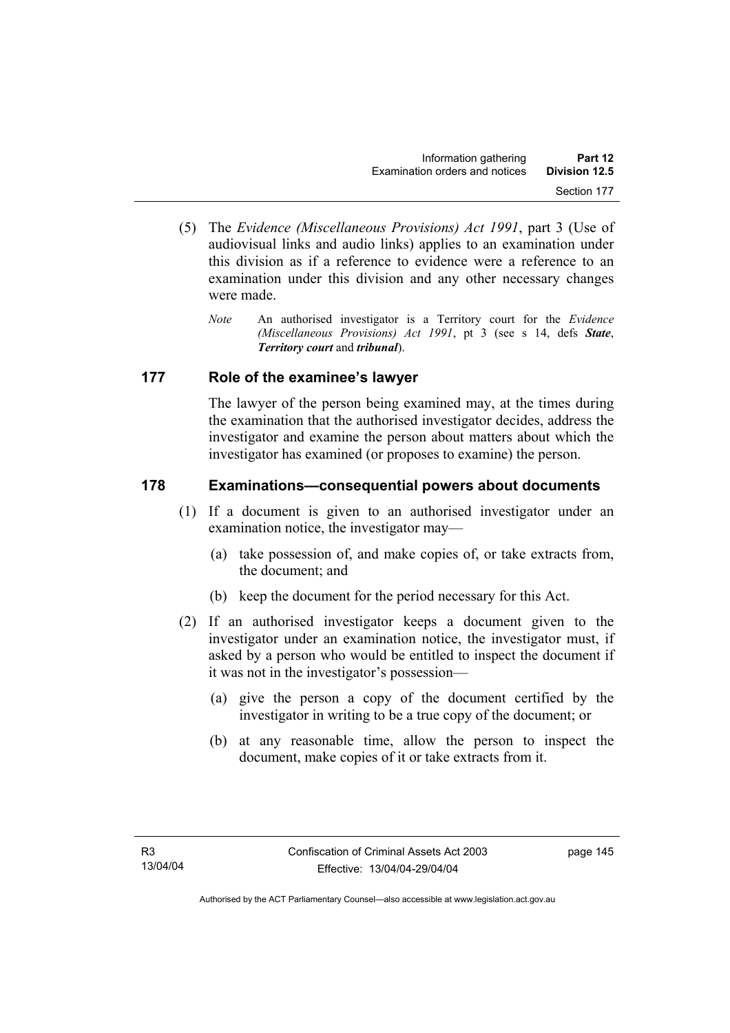(5) The *Evidence (Miscellaneous Provisions) Act 1991*, part 3 (Use of audiovisual links and audio links) applies to an examination under this division as if a reference to evidence were a reference to an examination under this division and any other necessary changes were made.

*Note* An authorised investigator is a Territory court for the *Evidence (Miscellaneous Provisions) Act 1991*, pt 3 (see s 14, defs ***State***, ***Territory court*** and ***tribunal***).

## 177 Role of the examinee's lawyer

The lawyer of the person being examined may, at the times during the examination that the authorised investigator decides, address the investigator and examine the person about matters about which the investigator has examined (or proposes to examine) the person.

## 178 Examinations—consequential powers about documents

(1) If a document is given to an authorised investigator under an examination notice, the investigator may—

(a) take possession of, and make copies of, or take extracts from, the document; and

(b) keep the document for the period necessary for this Act.

(2) If an authorised investigator keeps a document given to the investigator under an examination notice, the investigator must, if asked by a person who would be entitled to inspect the document if it was not in the investigator's possession—

(a) give the person a copy of the document certified by the investigator in writing to be a true copy of the document; or

(b) at any reasonable time, allow the person to inspect the document, make copies of it or take extracts from it.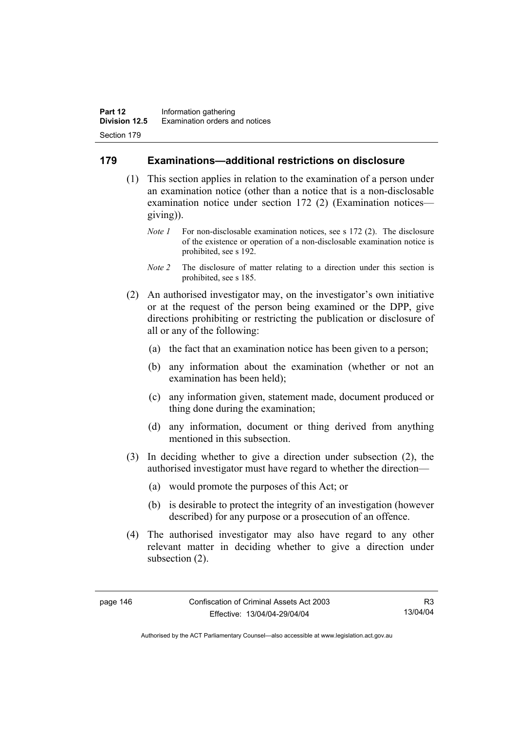## 179 Examinations—additional restrictions on disclosure

(1) This section applies in relation to the examination of a person under an examination notice (other than a notice that is a non-disclosable examination notice under section 172 (2) (Examination notices—giving)).

*Note 1* For non-disclosable examination notices, see s 172 (2). The disclosure of the existence or operation of a non-disclosable examination notice is prohibited, see s 192.

*Note 2* The disclosure of matter relating to a direction under this section is prohibited, see s 185.

(2) An authorised investigator may, on the investigator's own initiative or at the request of the person being examined or the DPP, give directions prohibiting or restricting the publication or disclosure of all or any of the following:

(a) the fact that an examination notice has been given to a person;

(b) any information about the examination (whether or not an examination has been held);

(c) any information given, statement made, document produced or thing done during the examination;

(d) any information, document or thing derived from anything mentioned in this subsection.

(3) In deciding whether to give a direction under subsection (2), the authorised investigator must have regard to whether the direction—

(a) would promote the purposes of this Act; or

(b) is desirable to protect the integrity of an investigation (however described) for any purpose or a prosecution of an offence.

(4) The authorised investigator may also have regard to any other relevant matter in deciding whether to give a direction under subsection (2).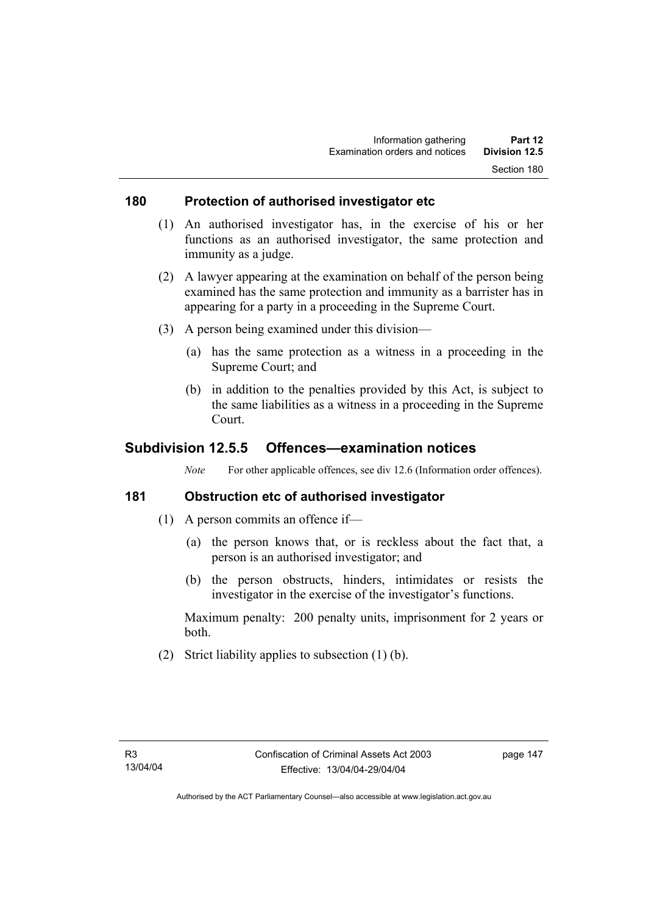### 180 Protection of authorised investigator etc

(1) An authorised investigator has, in the exercise of his or her functions as an authorised investigator, the same protection and immunity as a judge.

(2) A lawyer appearing at the examination on behalf of the person being examined has the same protection and immunity as a barrister has in appearing for a party in a proceeding in the Supreme Court.

(3) A person being examined under this division—

(a) has the same protection as a witness in a proceeding in the Supreme Court; and

(b) in addition to the penalties provided by this Act, is subject to the same liabilities as a witness in a proceeding in the Supreme Court.

## Subdivision 12.5.5 Offences—examination notices

*Note* For other applicable offences, see div 12.6 (Information order offences).

### 181 Obstruction etc of authorised investigator

(1) A person commits an offence if—

(a) the person knows that, or is reckless about the fact that, a person is an authorised investigator; and

(b) the person obstructs, hinders, intimidates or resists the investigator in the exercise of the investigator's functions.

Maximum penalty: 200 penalty units, imprisonment for 2 years or both.

(2) Strict liability applies to subsection (1) (b).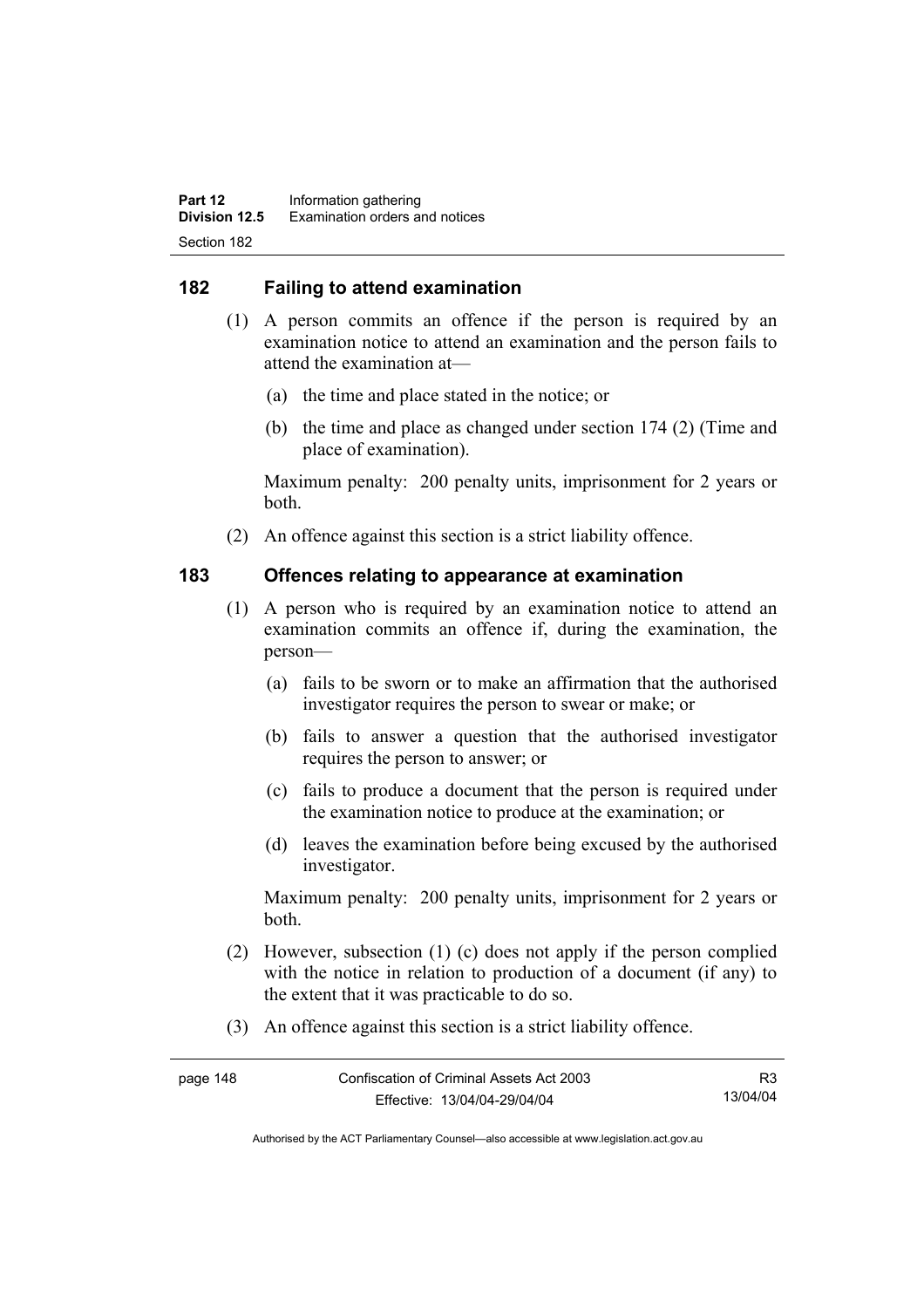## 182 Failing to attend examination

(1) A person commits an offence if the person is required by an examination notice to attend an examination and the person fails to attend the examination at—

(a) the time and place stated in the notice; or

(b) the time and place as changed under section 174 (2) (Time and place of examination).

Maximum penalty: 200 penalty units, imprisonment for 2 years or both.

(2) An offence against this section is a strict liability offence.

## 183 Offences relating to appearance at examination

(1) A person who is required by an examination notice to attend an examination commits an offence if, during the examination, the person—

(a) fails to be sworn or to make an affirmation that the authorised investigator requires the person to swear or make; or

(b) fails to answer a question that the authorised investigator requires the person to answer; or

(c) fails to produce a document that the person is required under the examination notice to produce at the examination; or

(d) leaves the examination before being excused by the authorised investigator.

Maximum penalty: 200 penalty units, imprisonment for 2 years or both.

(2) However, subsection (1) (c) does not apply if the person complied with the notice in relation to production of a document (if any) to the extent that it was practicable to do so.

(3) An offence against this section is a strict liability offence.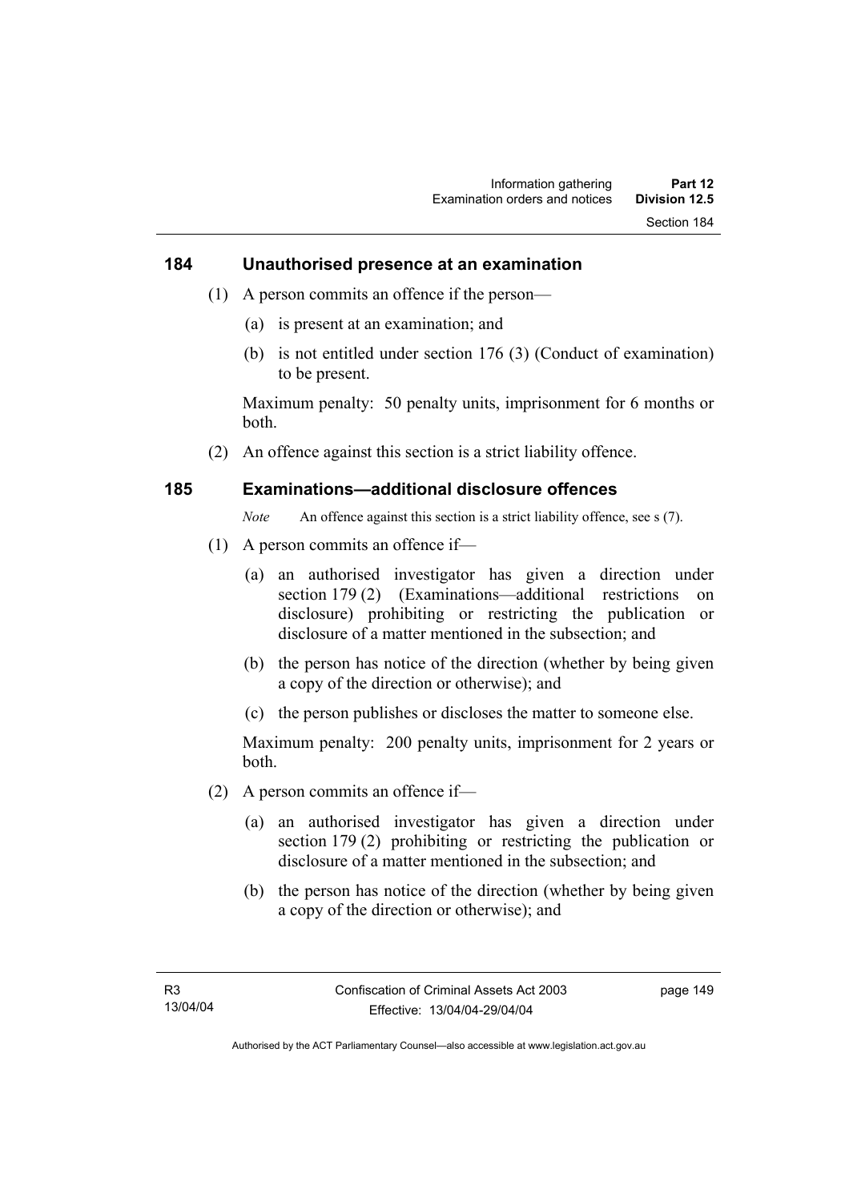## 184 Unauthorised presence at an examination

(1) A person commits an offence if the person—

(a) is present at an examination; and

(b) is not entitled under section 176 (3) (Conduct of examination) to be present.

Maximum penalty: 50 penalty units, imprisonment for 6 months or both.

(2) An offence against this section is a strict liability offence.

## 185 Examinations—additional disclosure offences

*Note* An offence against this section is a strict liability offence, see s (7).

(1) A person commits an offence if—

(a) an authorised investigator has given a direction under section 179 (2) (Examinations—additional restrictions on disclosure) prohibiting or restricting the publication or disclosure of a matter mentioned in the subsection; and

(b) the person has notice of the direction (whether by being given a copy of the direction or otherwise); and

(c) the person publishes or discloses the matter to someone else.

Maximum penalty: 200 penalty units, imprisonment for 2 years or both.

(2) A person commits an offence if—

(a) an authorised investigator has given a direction under section 179 (2) prohibiting or restricting the publication or disclosure of a matter mentioned in the subsection; and

(b) the person has notice of the direction (whether by being given a copy of the direction or otherwise); and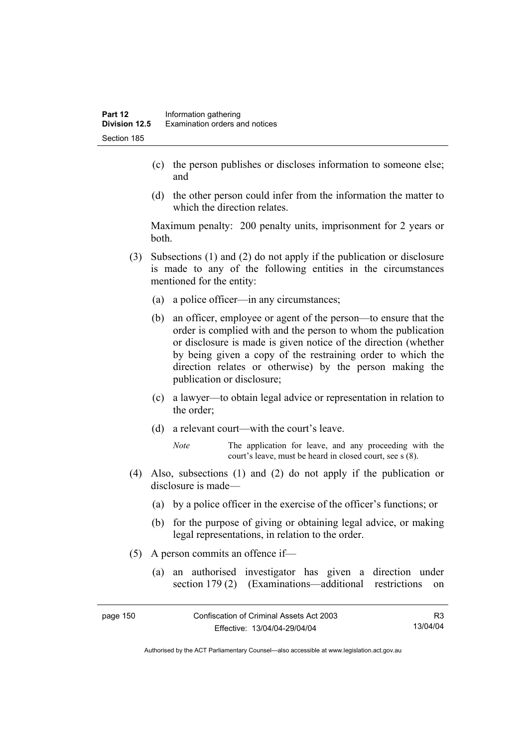(c) the person publishes or discloses information to someone else; and

(d) the other person could infer from the information the matter to which the direction relates.

Maximum penalty: 200 penalty units, imprisonment for 2 years or both.

(3) Subsections (1) and (2) do not apply if the publication or disclosure is made to any of the following entities in the circumstances mentioned for the entity:

(a) a police officer—in any circumstances;

(b) an officer, employee or agent of the person—to ensure that the order is complied with and the person to whom the publication or disclosure is made is given notice of the direction (whether by being given a copy of the restraining order to which the direction relates or otherwise) by the person making the publication or disclosure;

(c) a lawyer—to obtain legal advice or representation in relation to the order;

(d) a relevant court—with the court's leave.

*Note* The application for leave, and any proceeding with the court's leave, must be heard in closed court, see s (8).

(4) Also, subsections (1) and (2) do not apply if the publication or disclosure is made—

(a) by a police officer in the exercise of the officer's functions; or

(b) for the purpose of giving or obtaining legal advice, or making legal representations, in relation to the order.

(5) A person commits an offence if—

(a) an authorised investigator has given a direction under section 179 (2) (Examinations—additional restrictions on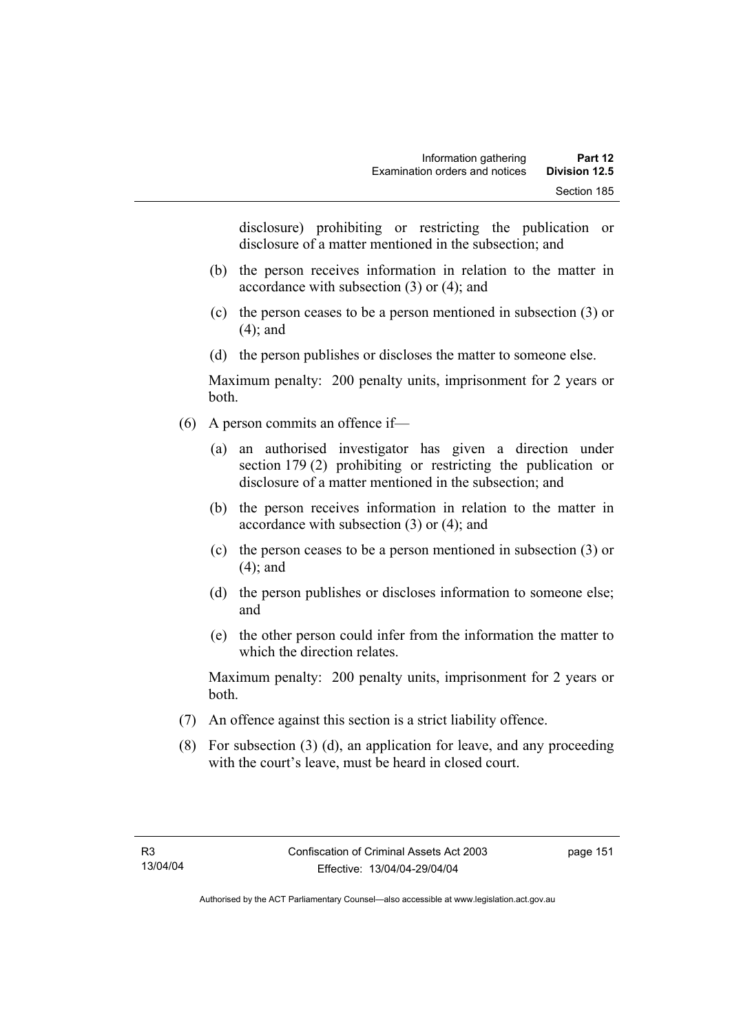disclosure) prohibiting or restricting the publication or disclosure of a matter mentioned in the subsection; and

(b) the person receives information in relation to the matter in accordance with subsection (3) or (4); and

(c) the person ceases to be a person mentioned in subsection (3) or (4); and

(d) the person publishes or discloses the matter to someone else.

Maximum penalty: 200 penalty units, imprisonment for 2 years or both.

(6) A person commits an offence if—

(a) an authorised investigator has given a direction under section 179 (2) prohibiting or restricting the publication or disclosure of a matter mentioned in the subsection; and

(b) the person receives information in relation to the matter in accordance with subsection (3) or (4); and

(c) the person ceases to be a person mentioned in subsection (3) or (4); and

(d) the person publishes or discloses information to someone else; and

(e) the other person could infer from the information the matter to which the direction relates.

Maximum penalty: 200 penalty units, imprisonment for 2 years or both.

(7) An offence against this section is a strict liability offence.

(8) For subsection (3) (d), an application for leave, and any proceeding with the court's leave, must be heard in closed court.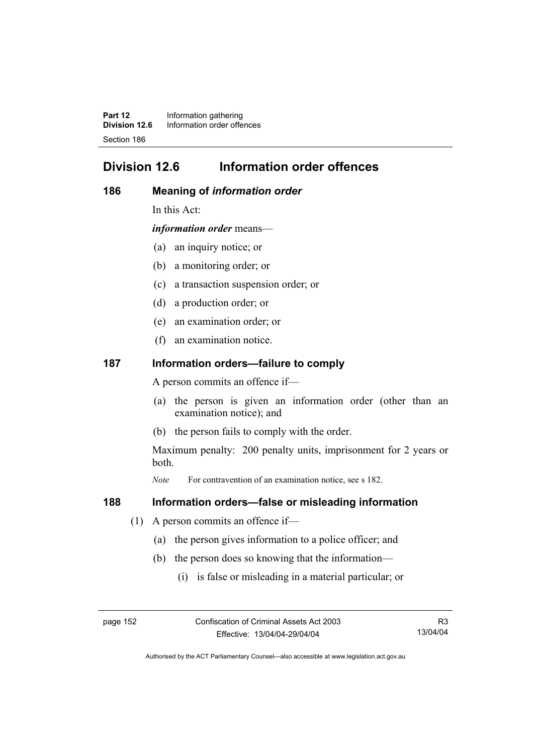# Division 12.6 Information order offences

## 186 Meaning of *information order*

In this Act:

***information order*** means—

(a) an inquiry notice; or

(b) a monitoring order; or

(c) a transaction suspension order; or

(d) a production order; or

(e) an examination order; or

(f) an examination notice.

## 187 Information orders—failure to comply

A person commits an offence if—

(a) the person is given an information order (other than an examination notice); and

(b) the person fails to comply with the order.

Maximum penalty: 200 penalty units, imprisonment for 2 years or both.

*Note* For contravention of an examination notice, see s 182.

## 188 Information orders—false or misleading information

(1) A person commits an offence if—

(a) the person gives information to a police officer; and

(b) the person does so knowing that the information—

(i) is false or misleading in a material particular; or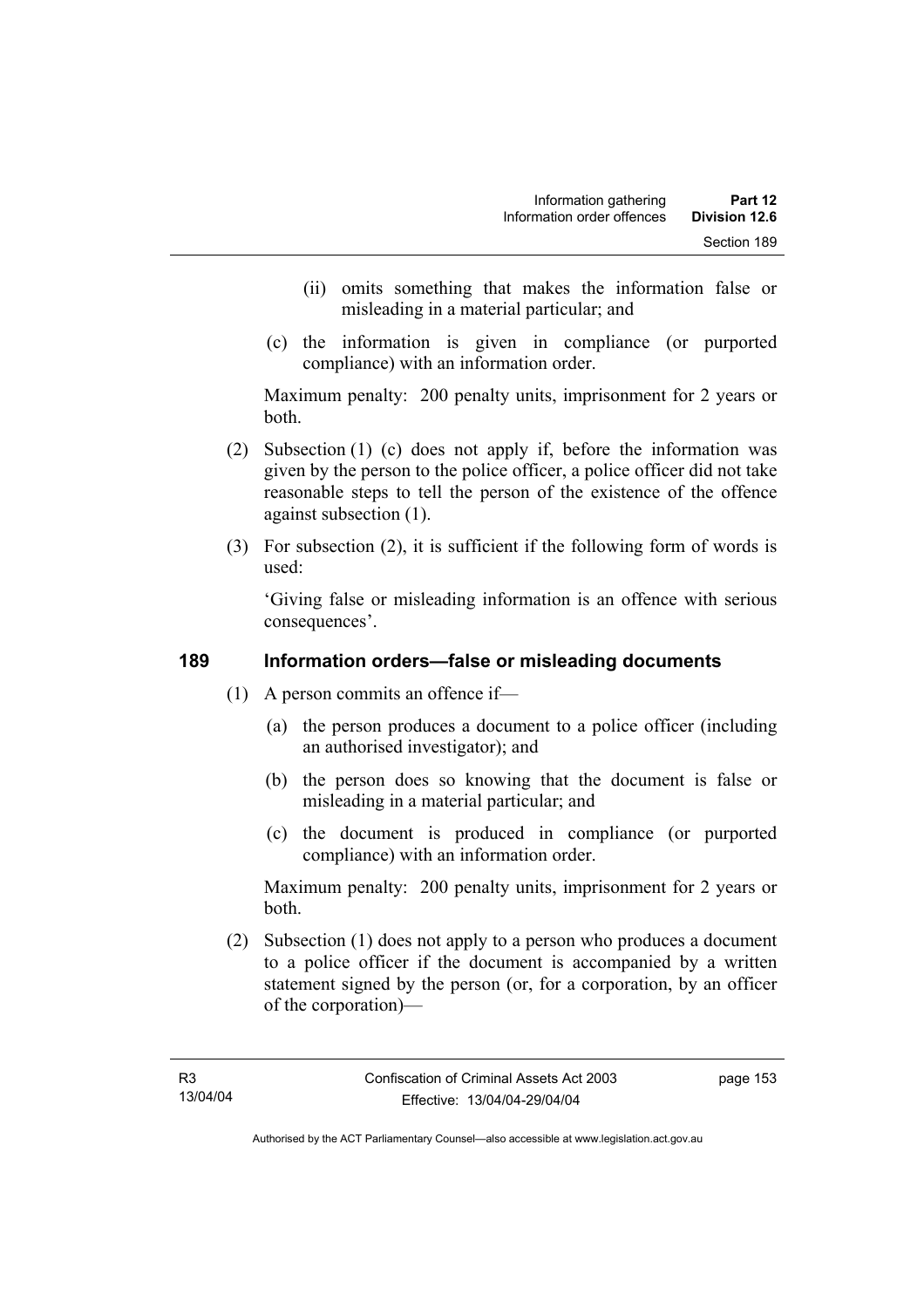(ii) omits something that makes the information false or misleading in a material particular; and

(c) the information is given in compliance (or purported compliance) with an information order.

Maximum penalty: 200 penalty units, imprisonment for 2 years or both.

(2) Subsection (1) (c) does not apply if, before the information was given by the person to the police officer, a police officer did not take reasonable steps to tell the person of the existence of the offence against subsection (1).

(3) For subsection (2), it is sufficient if the following form of words is used:

'Giving false or misleading information is an offence with serious consequences'.

## 189 Information orders—false or misleading documents

(1) A person commits an offence if—

(a) the person produces a document to a police officer (including an authorised investigator); and

(b) the person does so knowing that the document is false or misleading in a material particular; and

(c) the document is produced in compliance (or purported compliance) with an information order.

Maximum penalty: 200 penalty units, imprisonment for 2 years or both.

(2) Subsection (1) does not apply to a person who produces a document to a police officer if the document is accompanied by a written statement signed by the person (or, for a corporation, by an officer of the corporation)—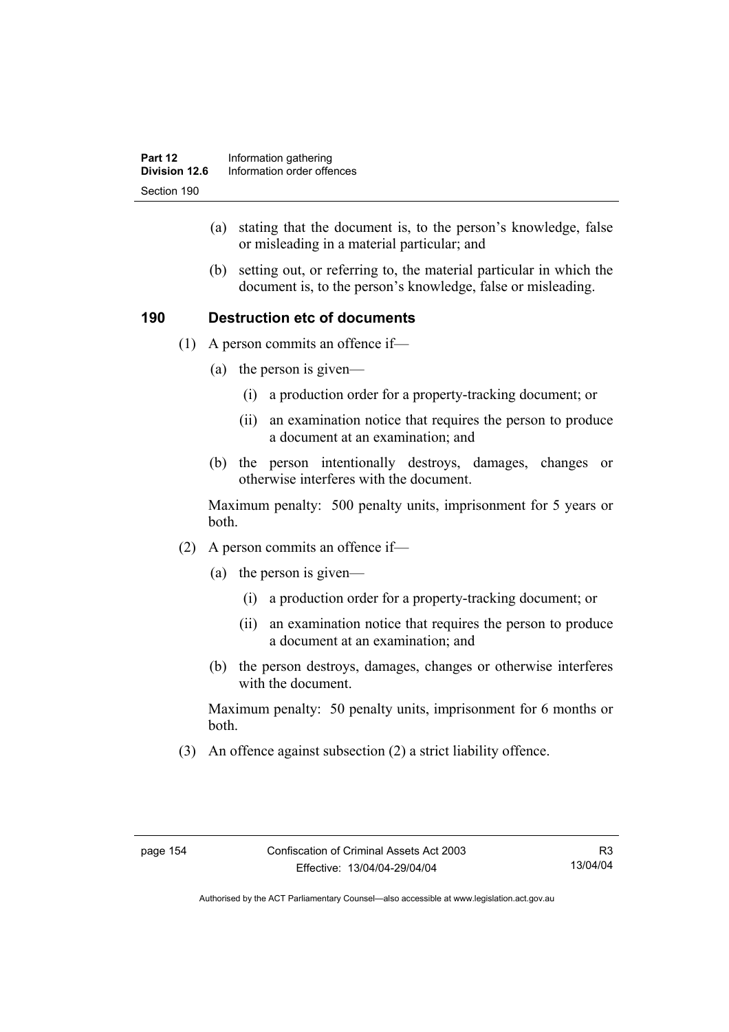(a) stating that the document is, to the person's knowledge, false or misleading in a material particular; and

(b) setting out, or referring to, the material particular in which the document is, to the person's knowledge, false or misleading.

## 190 Destruction etc of documents

(1) A person commits an offence if—

(a) the person is given—

(i) a production order for a property-tracking document; or

(ii) an examination notice that requires the person to produce a document at an examination; and

(b) the person intentionally destroys, damages, changes or otherwise interferes with the document.

Maximum penalty: 500 penalty units, imprisonment for 5 years or both.

(2) A person commits an offence if—

(a) the person is given—

(i) a production order for a property-tracking document; or

(ii) an examination notice that requires the person to produce a document at an examination; and

(b) the person destroys, damages, changes or otherwise interferes with the document.

Maximum penalty: 50 penalty units, imprisonment for 6 months or both.

(3) An offence against subsection (2) a strict liability offence.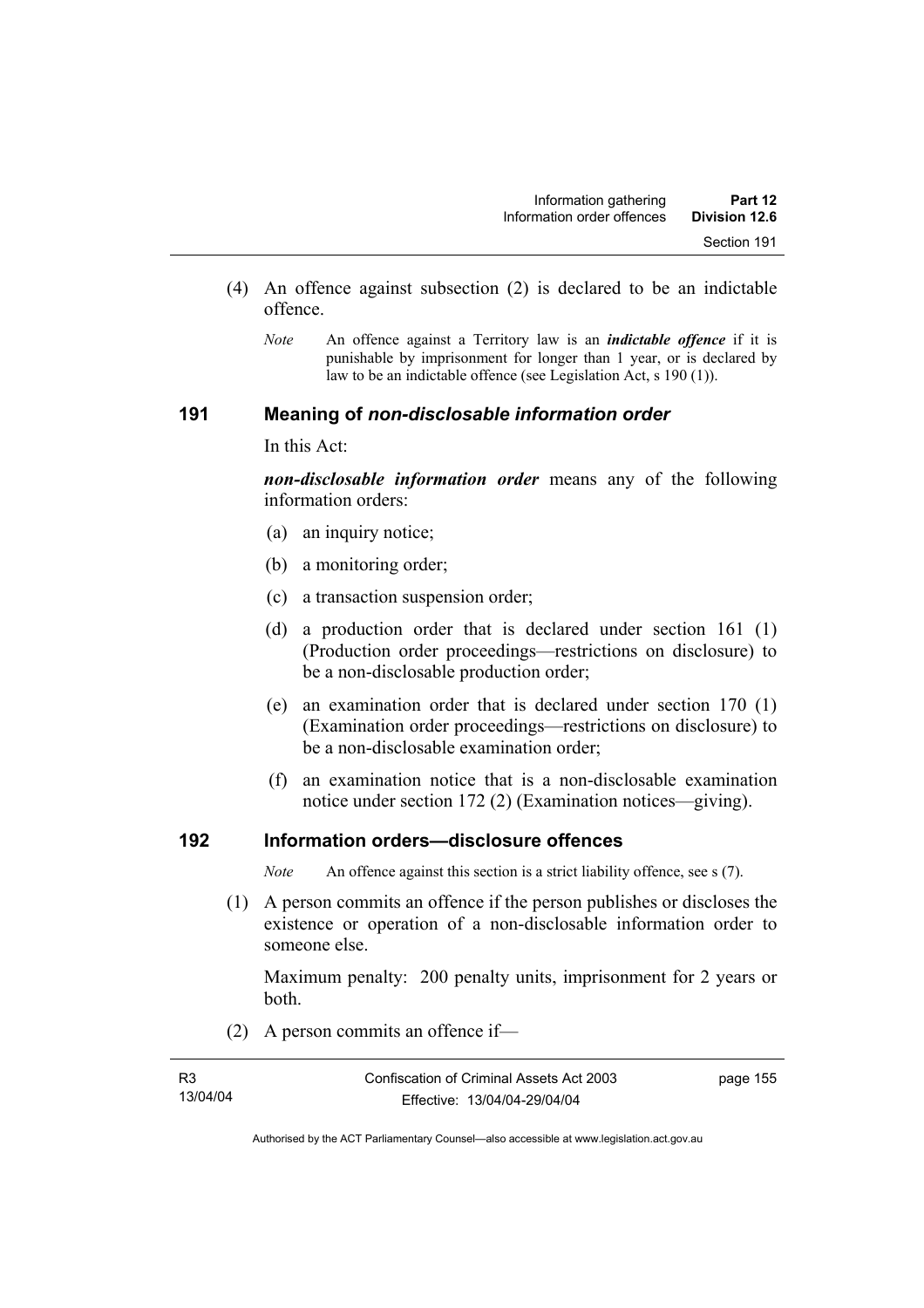(4) An offence against subsection (2) is declared to be an indictable offence.

*Note* An offence against a Territory law is an ***indictable offence*** if it is punishable by imprisonment for longer than 1 year, or is declared by law to be an indictable offence (see Legislation Act, s 190 (1)).

## 191 Meaning of *non-disclosable information order*

In this Act:

***non-disclosable information order*** means any of the following information orders:

(a) an inquiry notice;

(b) a monitoring order;

(c) a transaction suspension order;

(d) a production order that is declared under section 161 (1) (Production order proceedings—restrictions on disclosure) to be a non-disclosable production order;

(e) an examination order that is declared under section 170 (1) (Examination order proceedings—restrictions on disclosure) to be a non-disclosable examination order;

(f) an examination notice that is a non-disclosable examination notice under section 172 (2) (Examination notices—giving).

## 192 Information orders—disclosure offences

*Note* An offence against this section is a strict liability offence, see s (7).

(1) A person commits an offence if the person publishes or discloses the existence or operation of a non-disclosable information order to someone else.

Maximum penalty: 200 penalty units, imprisonment for 2 years or both.

(2) A person commits an offence if—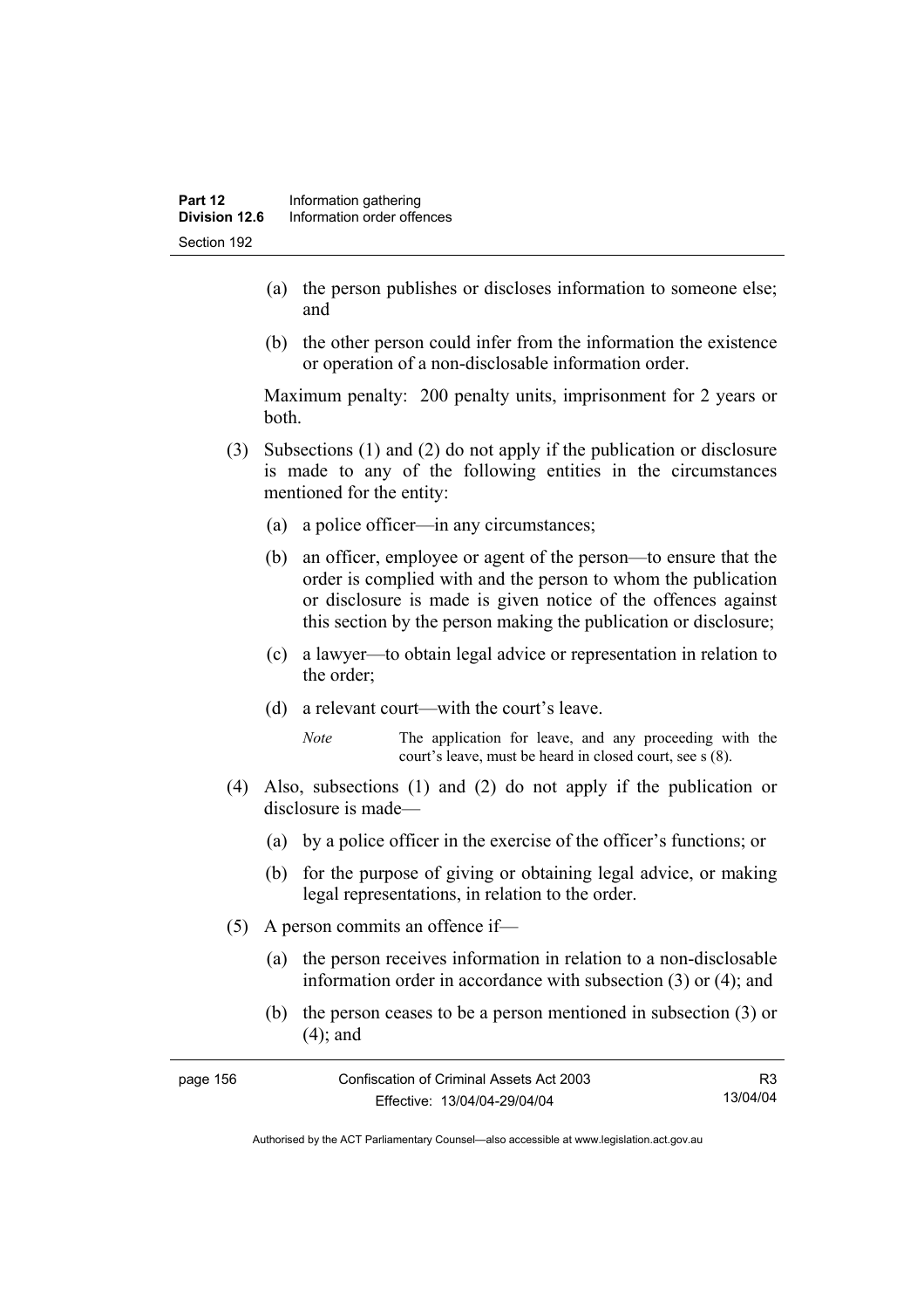(a) the person publishes or discloses information to someone else; and

(b) the other person could infer from the information the existence or operation of a non-disclosable information order.

Maximum penalty: 200 penalty units, imprisonment for 2 years or both.

(3) Subsections (1) and (2) do not apply if the publication or disclosure is made to any of the following entities in the circumstances mentioned for the entity:

(a) a police officer—in any circumstances;

(b) an officer, employee or agent of the person—to ensure that the order is complied with and the person to whom the publication or disclosure is made is given notice of the offences against this section by the person making the publication or disclosure;

(c) a lawyer—to obtain legal advice or representation in relation to the order;

(d) a relevant court—with the court's leave.

*Note* The application for leave, and any proceeding with the court's leave, must be heard in closed court, see s (8).

(4) Also, subsections (1) and (2) do not apply if the publication or disclosure is made—

(a) by a police officer in the exercise of the officer's functions; or

(b) for the purpose of giving or obtaining legal advice, or making legal representations, in relation to the order.

(5) A person commits an offence if—

(a) the person receives information in relation to a non-disclosable information order in accordance with subsection (3) or (4); and

(b) the person ceases to be a person mentioned in subsection (3) or (4); and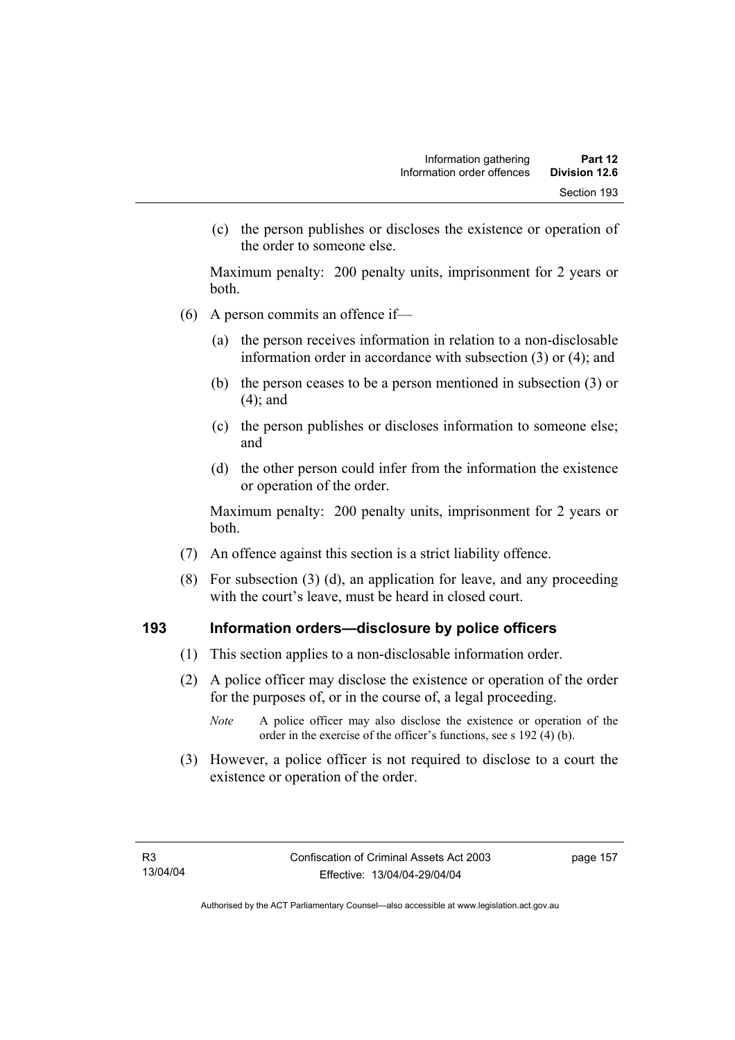(c) the person publishes or discloses the existence or operation of the order to someone else.

Maximum penalty: 200 penalty units, imprisonment for 2 years or both.

(6) A person commits an offence if—

(a) the person receives information in relation to a non-disclosable information order in accordance with subsection (3) or (4); and

(b) the person ceases to be a person mentioned in subsection (3) or (4); and

(c) the person publishes or discloses information to someone else; and

(d) the other person could infer from the information the existence or operation of the order.

Maximum penalty: 200 penalty units, imprisonment for 2 years or both.

(7) An offence against this section is a strict liability offence.

(8) For subsection (3) (d), an application for leave, and any proceeding with the court's leave, must be heard in closed court.

## 193 Information orders—disclosure by police officers

(1) This section applies to a non-disclosable information order.

(2) A police officer may disclose the existence or operation of the order for the purposes of, or in the course of, a legal proceeding.

*Note* A police officer may also disclose the existence or operation of the order in the exercise of the officer's functions, see s 192 (4) (b).

(3) However, a police officer is not required to disclose to a court the existence or operation of the order.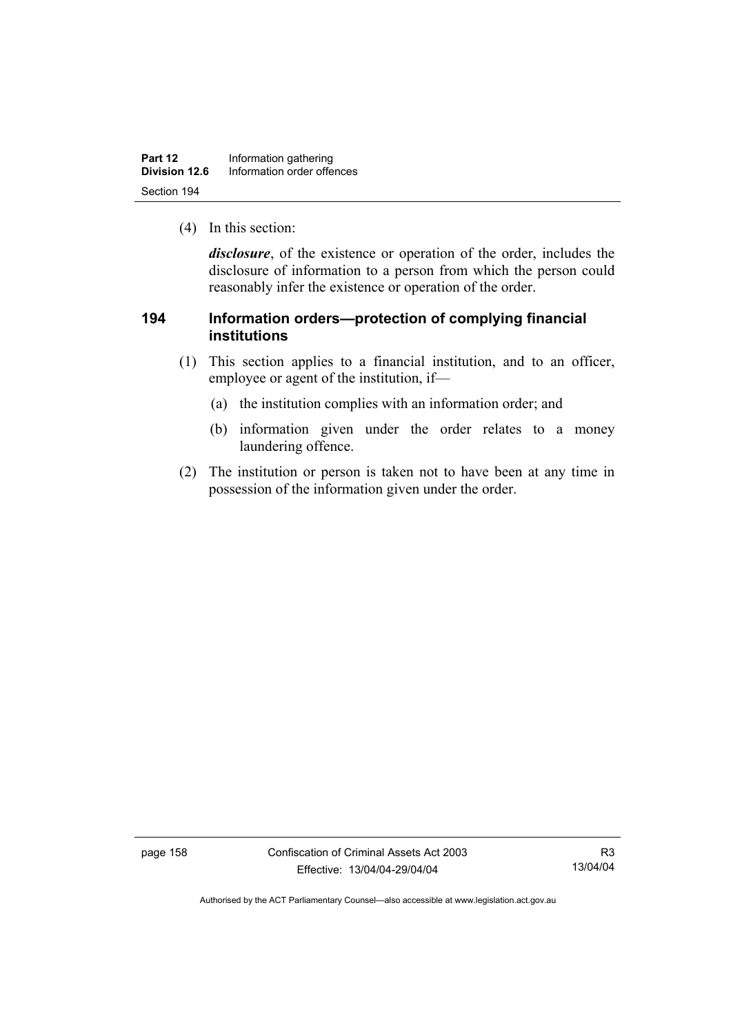(4) In this section:

***disclosure***, of the existence or operation of the order, includes the disclosure of information to a person from which the person could reasonably infer the existence or operation of the order.

## 194 Information orders—protection of complying financial institutions

(1) This section applies to a financial institution, and to an officer, employee or agent of the institution, if—

(a) the institution complies with an information order; and

(b) information given under the order relates to a money laundering offence.

(2) The institution or person is taken not to have been at any time in possession of the information given under the order.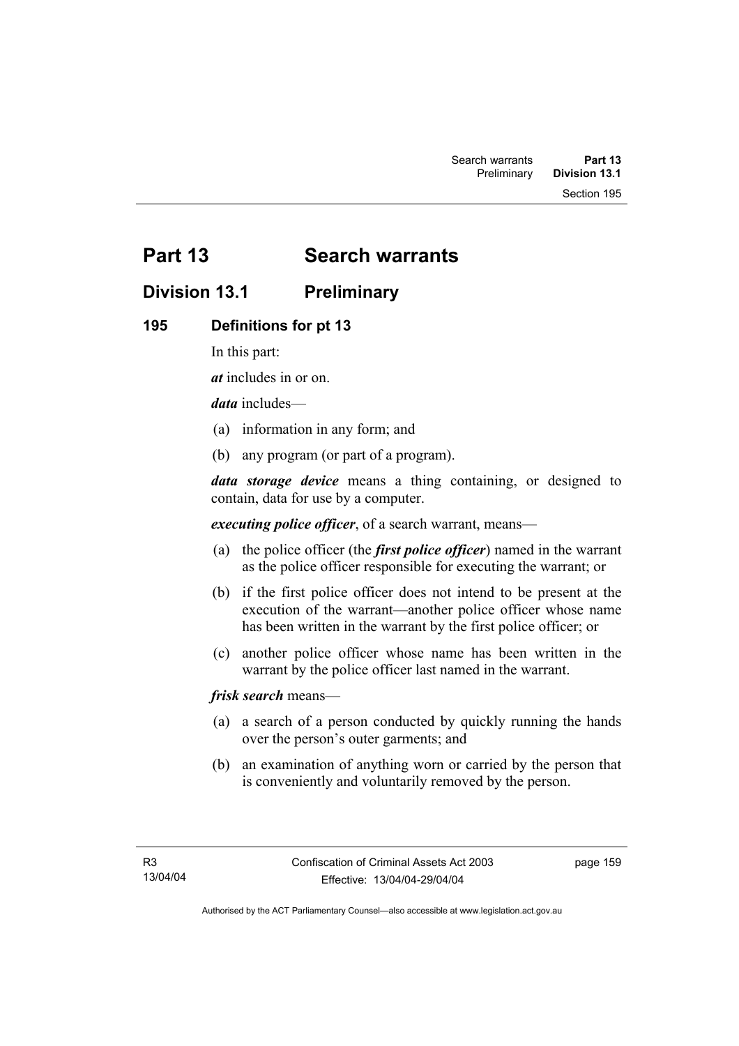# Part 13 Search warrants

## Division 13.1 Preliminary

### 195 Definitions for pt 13

In this part:

***at*** includes in or on.

***data*** includes—

(a) information in any form; and

(b) any program (or part of a program).

***data storage device*** means a thing containing, or designed to contain, data for use by a computer.

***executing police officer***, of a search warrant, means—

(a) the police officer (the ***first police officer***) named in the warrant as the police officer responsible for executing the warrant; or

(b) if the first police officer does not intend to be present at the execution of the warrant—another police officer whose name has been written in the warrant by the first police officer; or

(c) another police officer whose name has been written in the warrant by the police officer last named in the warrant.

***frisk search*** means—

(a) a search of a person conducted by quickly running the hands over the person's outer garments; and

(b) an examination of anything worn or carried by the person that is conveniently and voluntarily removed by the person.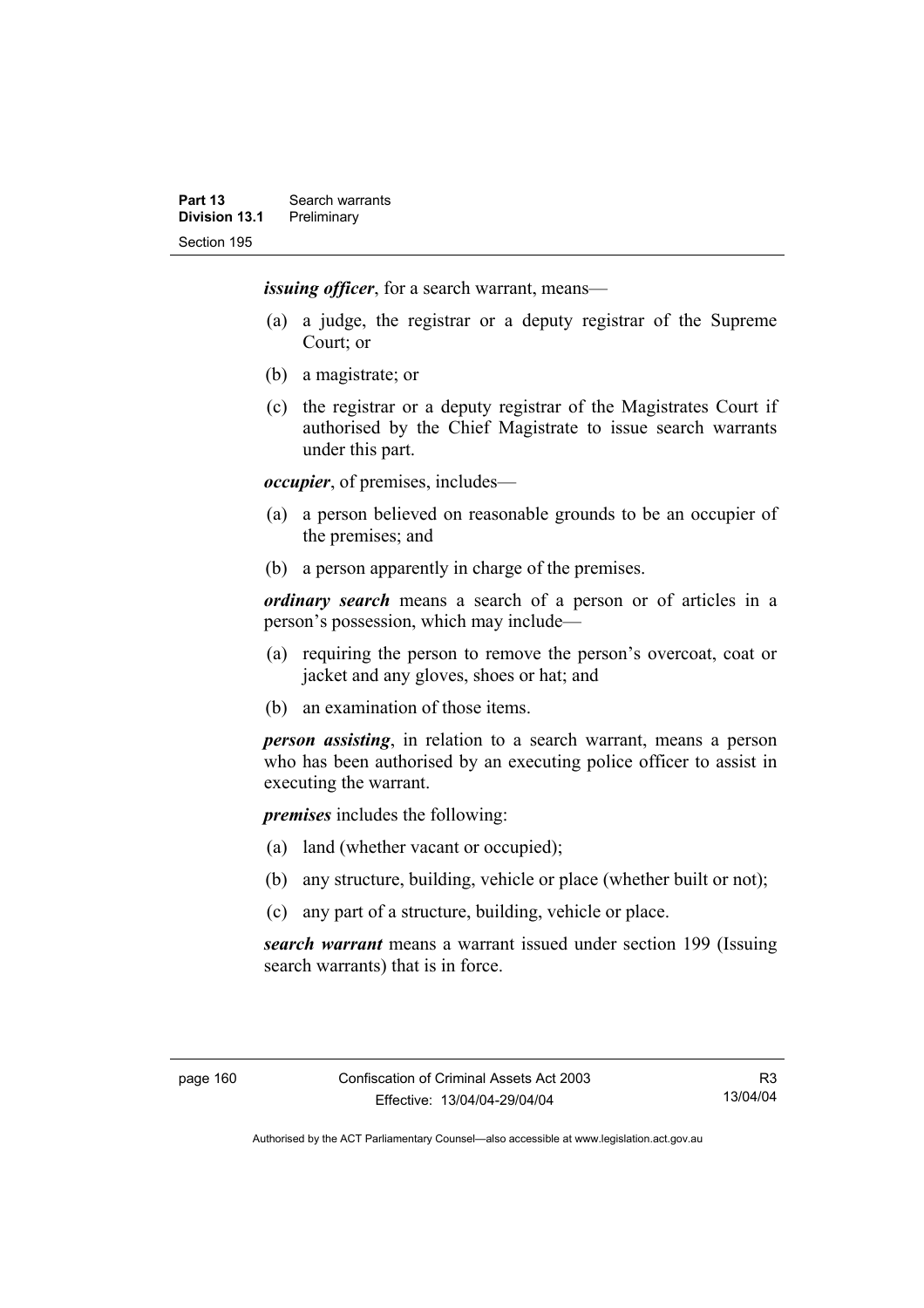***issuing officer***, for a search warrant, means—

(a) a judge, the registrar or a deputy registrar of the Supreme Court; or

(b) a magistrate; or

(c) the registrar or a deputy registrar of the Magistrates Court if authorised by the Chief Magistrate to issue search warrants under this part.

***occupier***, of premises, includes—

(a) a person believed on reasonable grounds to be an occupier of the premises; and

(b) a person apparently in charge of the premises.

***ordinary search*** means a search of a person or of articles in a person's possession, which may include—

(a) requiring the person to remove the person's overcoat, coat or jacket and any gloves, shoes or hat; and

(b) an examination of those items.

***person assisting***, in relation to a search warrant, means a person who has been authorised by an executing police officer to assist in executing the warrant.

***premises*** includes the following:

(a) land (whether vacant or occupied);

(b) any structure, building, vehicle or place (whether built or not);

(c) any part of a structure, building, vehicle or place.

***search warrant*** means a warrant issued under section 199 (Issuing search warrants) that is in force.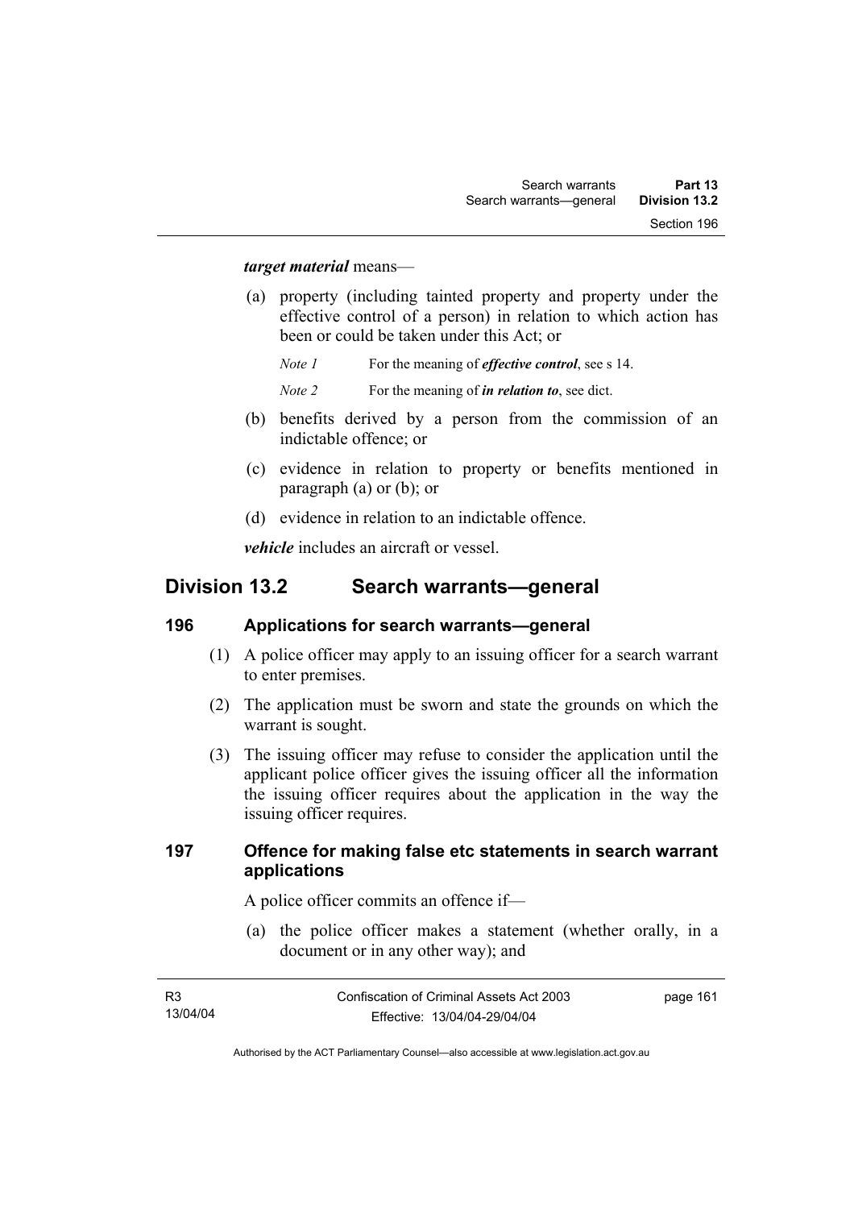***target material*** means—

(a) property (including tainted property and property under the effective control of a person) in relation to which action has been or could be taken under this Act; or

*Note 1* For the meaning of ***effective control***, see s 14.

*Note 2* For the meaning of ***in relation to***, see dict.

(b) benefits derived by a person from the commission of an indictable offence; or

(c) evidence in relation to property or benefits mentioned in paragraph (a) or (b); or

(d) evidence in relation to an indictable offence.

***vehicle*** includes an aircraft or vessel.

## Division 13.2 Search warrants—general

### 196 Applications for search warrants—general

(1) A police officer may apply to an issuing officer for a search warrant to enter premises.

(2) The application must be sworn and state the grounds on which the warrant is sought.

(3) The issuing officer may refuse to consider the application until the applicant police officer gives the issuing officer all the information the issuing officer requires about the application in the way the issuing officer requires.

### 197 Offence for making false etc statements in search warrant applications

A police officer commits an offence if—

(a) the police officer makes a statement (whether orally, in a document or in any other way); and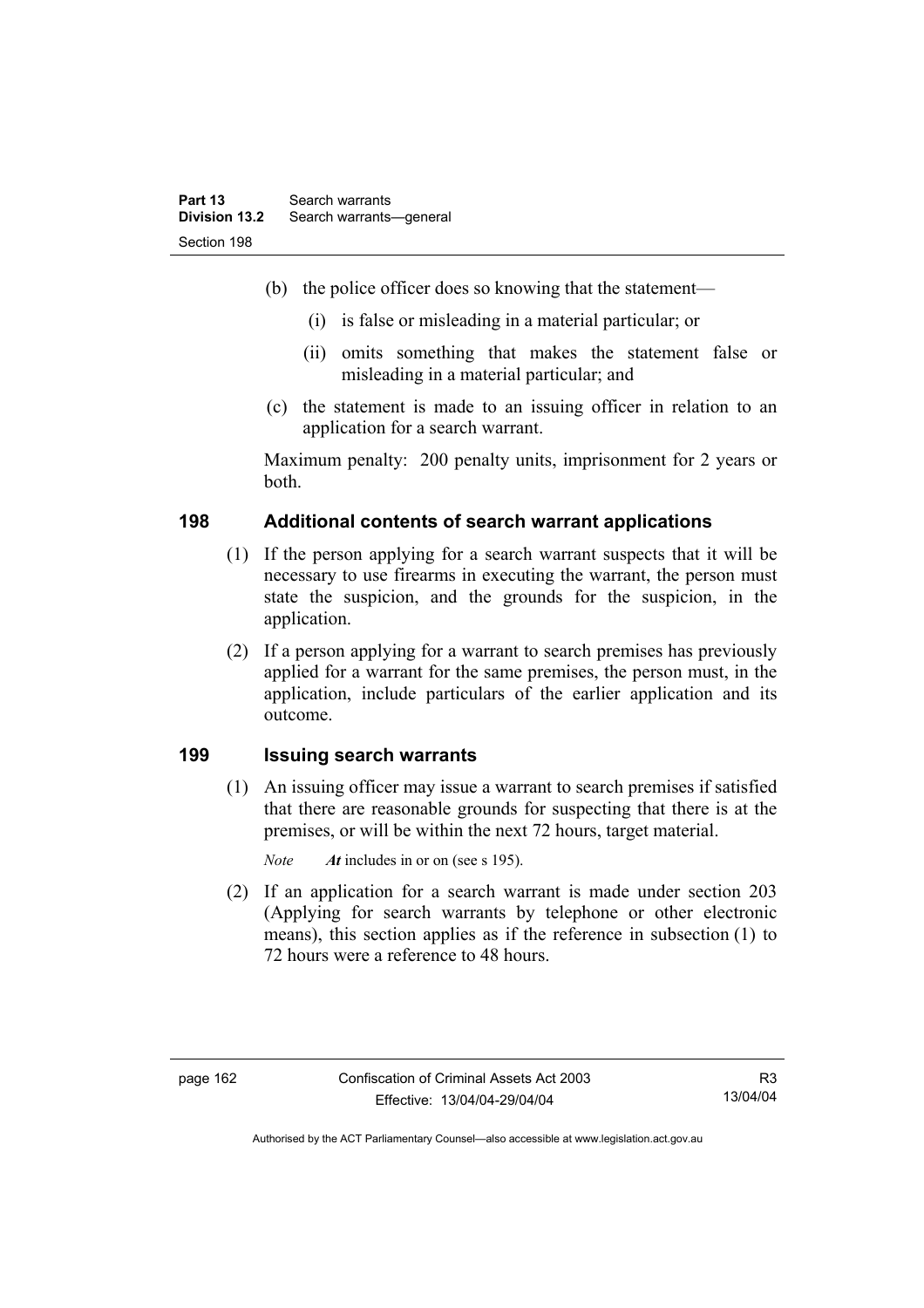(b) the police officer does so knowing that the statement—

(i) is false or misleading in a material particular; or

(ii) omits something that makes the statement false or misleading in a material particular; and

(c) the statement is made to an issuing officer in relation to an application for a search warrant.

Maximum penalty: 200 penalty units, imprisonment for 2 years or both.

## 198 Additional contents of search warrant applications

(1) If the person applying for a search warrant suspects that it will be necessary to use firearms in executing the warrant, the person must state the suspicion, and the grounds for the suspicion, in the application.

(2) If a person applying for a warrant to search premises has previously applied for a warrant for the same premises, the person must, in the application, include particulars of the earlier application and its outcome.

## 199 Issuing search warrants

(1) An issuing officer may issue a warrant to search premises if satisfied that there are reasonable grounds for suspecting that there is at the premises, or will be within the next 72 hours, target material.

*Note* ***At*** includes in or on (see s 195).

(2) If an application for a search warrant is made under section 203 (Applying for search warrants by telephone or other electronic means), this section applies as if the reference in subsection (1) to 72 hours were a reference to 48 hours.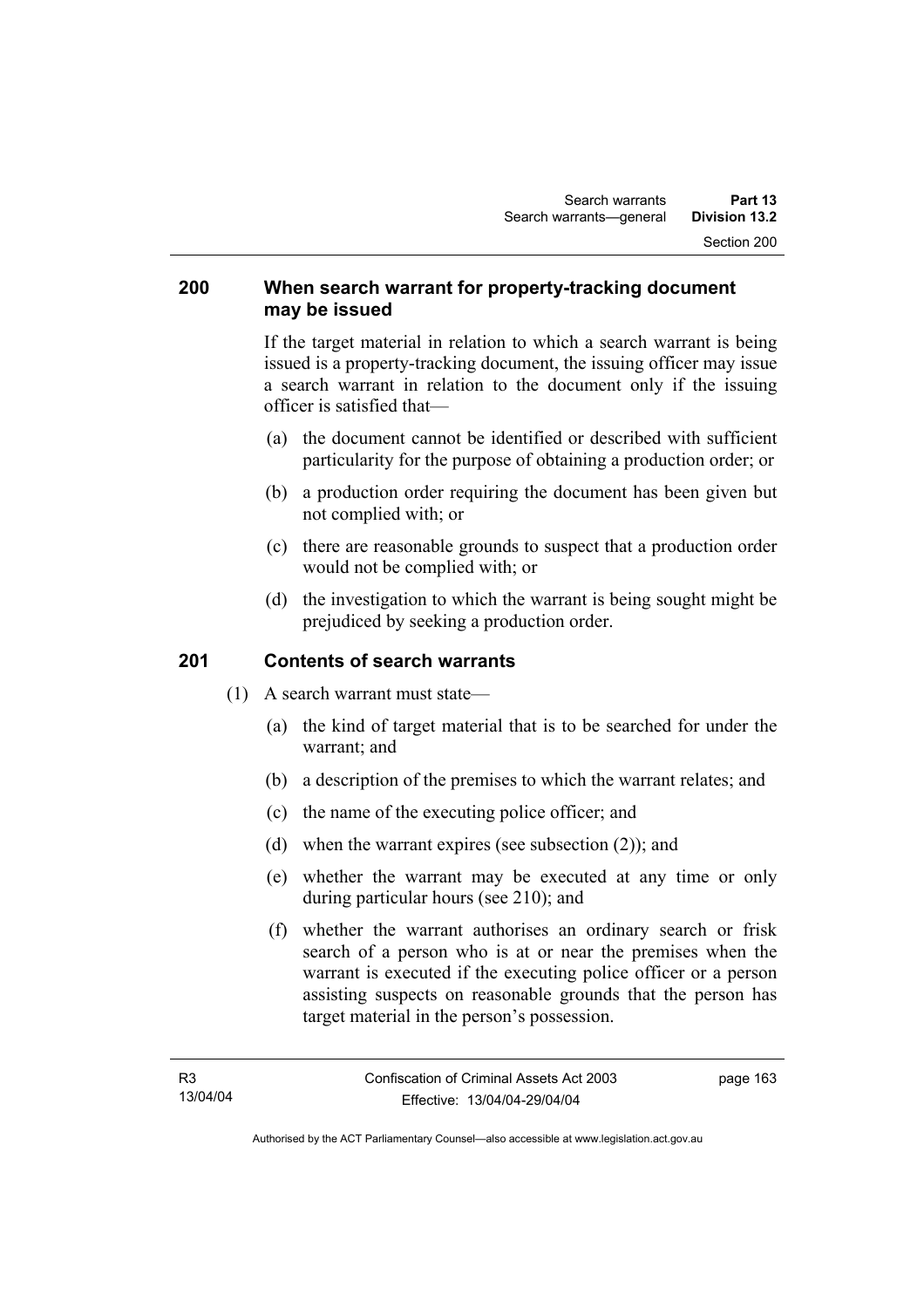## 200 When search warrant for property-tracking document may be issued

If the target material in relation to which a search warrant is being issued is a property-tracking document, the issuing officer may issue a search warrant in relation to the document only if the issuing officer is satisfied that—

(a) the document cannot be identified or described with sufficient particularity for the purpose of obtaining a production order; or

(b) a production order requiring the document has been given but not complied with; or

(c) there are reasonable grounds to suspect that a production order would not be complied with; or

(d) the investigation to which the warrant is being sought might be prejudiced by seeking a production order.

## 201 Contents of search warrants

(1) A search warrant must state—

(a) the kind of target material that is to be searched for under the warrant; and

(b) a description of the premises to which the warrant relates; and

(c) the name of the executing police officer; and

(d) when the warrant expires (see subsection (2)); and

(e) whether the warrant may be executed at any time or only during particular hours (see 210); and

(f) whether the warrant authorises an ordinary search or frisk search of a person who is at or near the premises when the warrant is executed if the executing police officer or a person assisting suspects on reasonable grounds that the person has target material in the person's possession.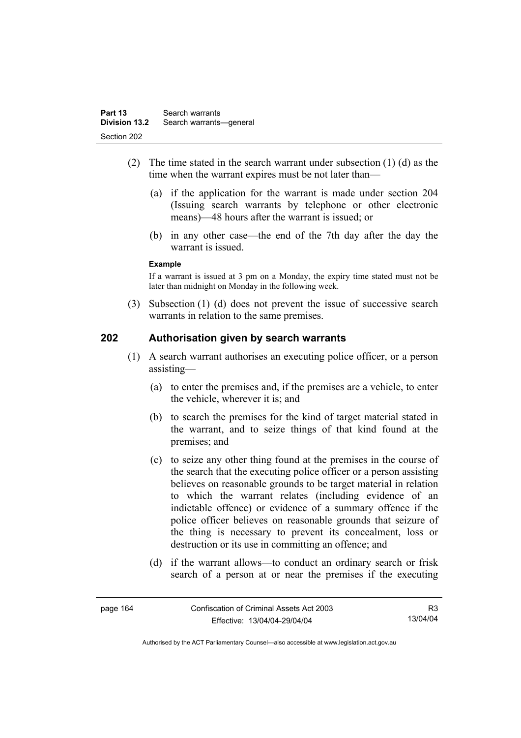(2) The time stated in the search warrant under subsection (1) (d) as the time when the warrant expires must be not later than—

(a) if the application for the warrant is made under section 204 (Issuing search warrants by telephone or other electronic means)—48 hours after the warrant is issued; or

(b) in any other case—the end of the 7th day after the day the warrant is issued.

**Example**

If a warrant is issued at 3 pm on a Monday, the expiry time stated must not be later than midnight on Monday in the following week.

(3) Subsection (1) (d) does not prevent the issue of successive search warrants in relation to the same premises.

## 202 Authorisation given by search warrants

(1) A search warrant authorises an executing police officer, or a person assisting—

(a) to enter the premises and, if the premises are a vehicle, to enter the vehicle, wherever it is; and

(b) to search the premises for the kind of target material stated in the warrant, and to seize things of that kind found at the premises; and

(c) to seize any other thing found at the premises in the course of the search that the executing police officer or a person assisting believes on reasonable grounds to be target material in relation to which the warrant relates (including evidence of an indictable offence) or evidence of a summary offence if the police officer believes on reasonable grounds that seizure of the thing is necessary to prevent its concealment, loss or destruction or its use in committing an offence; and

(d) if the warrant allows—to conduct an ordinary search or frisk search of a person at or near the premises if the executing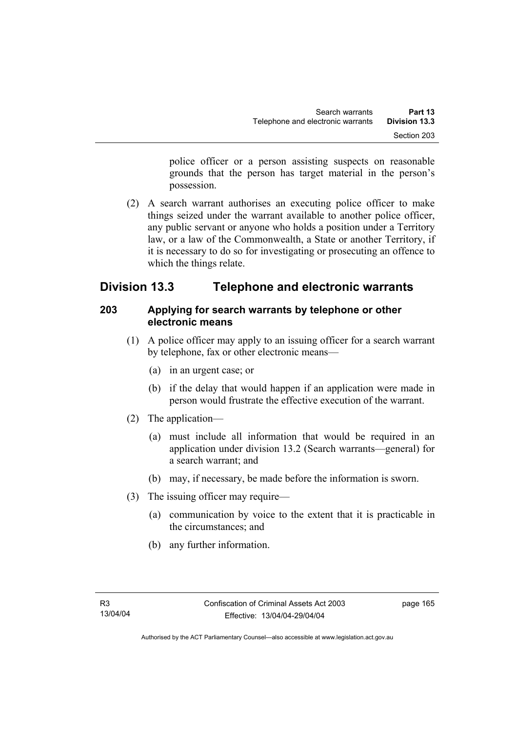police officer or a person assisting suspects on reasonable grounds that the person has target material in the person's possession.

(2) A search warrant authorises an executing police officer to make things seized under the warrant available to another police officer, any public servant or anyone who holds a position under a Territory law, or a law of the Commonwealth, a State or another Territory, if it is necessary to do so for investigating or prosecuting an offence to which the things relate.

## Division 13.3 Telephone and electronic warrants

### 203 Applying for search warrants by telephone or other electronic means

(1) A police officer may apply to an issuing officer for a search warrant by telephone, fax or other electronic means—

(a) in an urgent case; or

(b) if the delay that would happen if an application were made in person would frustrate the effective execution of the warrant.

(2) The application—

(a) must include all information that would be required in an application under division 13.2 (Search warrants—general) for a search warrant; and

(b) may, if necessary, be made before the information is sworn.

(3) The issuing officer may require—

(a) communication by voice to the extent that it is practicable in the circumstances; and

(b) any further information.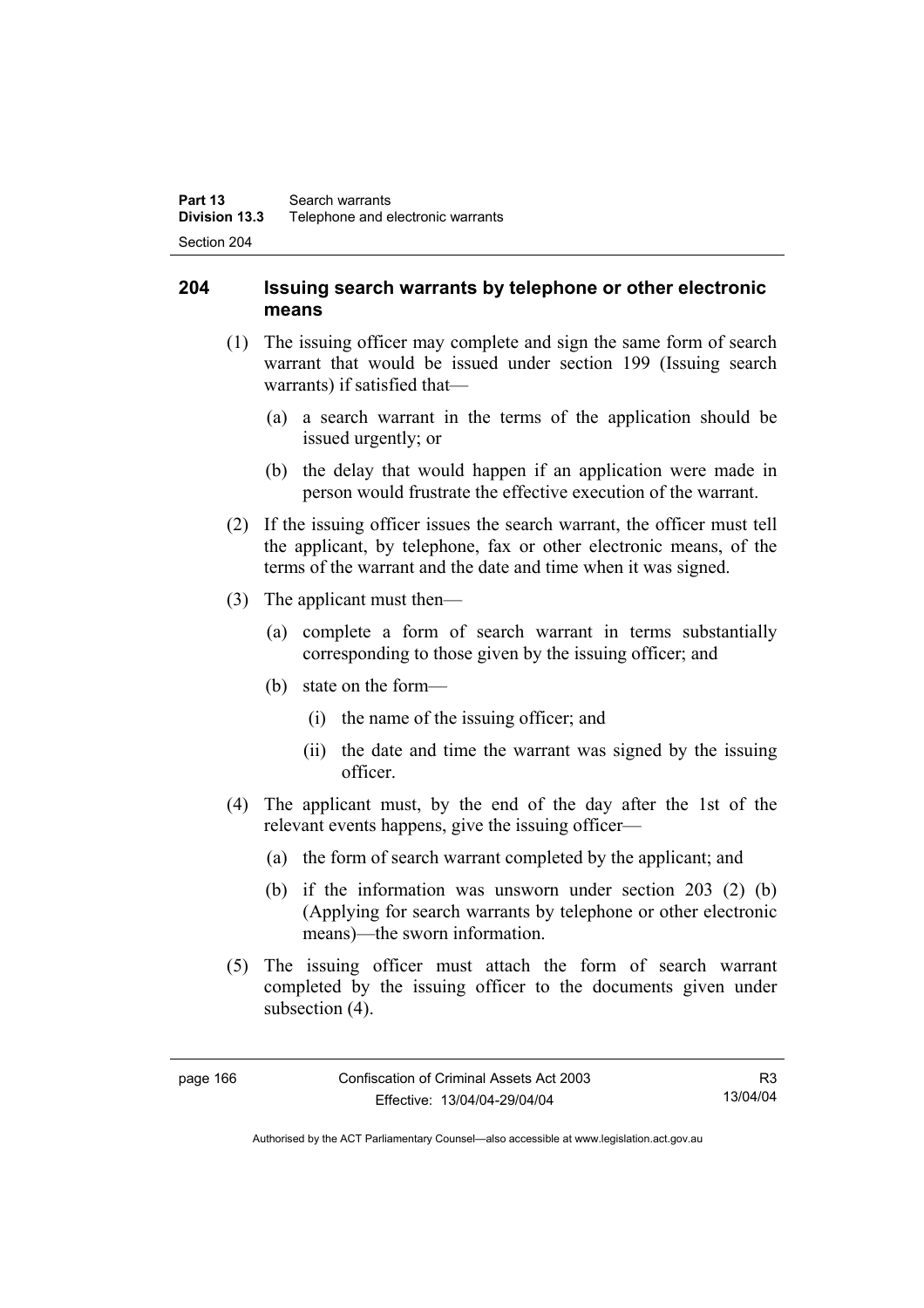## 204 Issuing search warrants by telephone or other electronic means

(1) The issuing officer may complete and sign the same form of search warrant that would be issued under section 199 (Issuing search warrants) if satisfied that—

(a) a search warrant in the terms of the application should be issued urgently; or

(b) the delay that would happen if an application were made in person would frustrate the effective execution of the warrant.

(2) If the issuing officer issues the search warrant, the officer must tell the applicant, by telephone, fax or other electronic means, of the terms of the warrant and the date and time when it was signed.

(3) The applicant must then—

(a) complete a form of search warrant in terms substantially corresponding to those given by the issuing officer; and

(b) state on the form—

(i) the name of the issuing officer; and

(ii) the date and time the warrant was signed by the issuing officer.

(4) The applicant must, by the end of the day after the 1st of the relevant events happens, give the issuing officer—

(a) the form of search warrant completed by the applicant; and

(b) if the information was unsworn under section 203 (2) (b) (Applying for search warrants by telephone or other electronic means)—the sworn information.

(5) The issuing officer must attach the form of search warrant completed by the issuing officer to the documents given under subsection (4).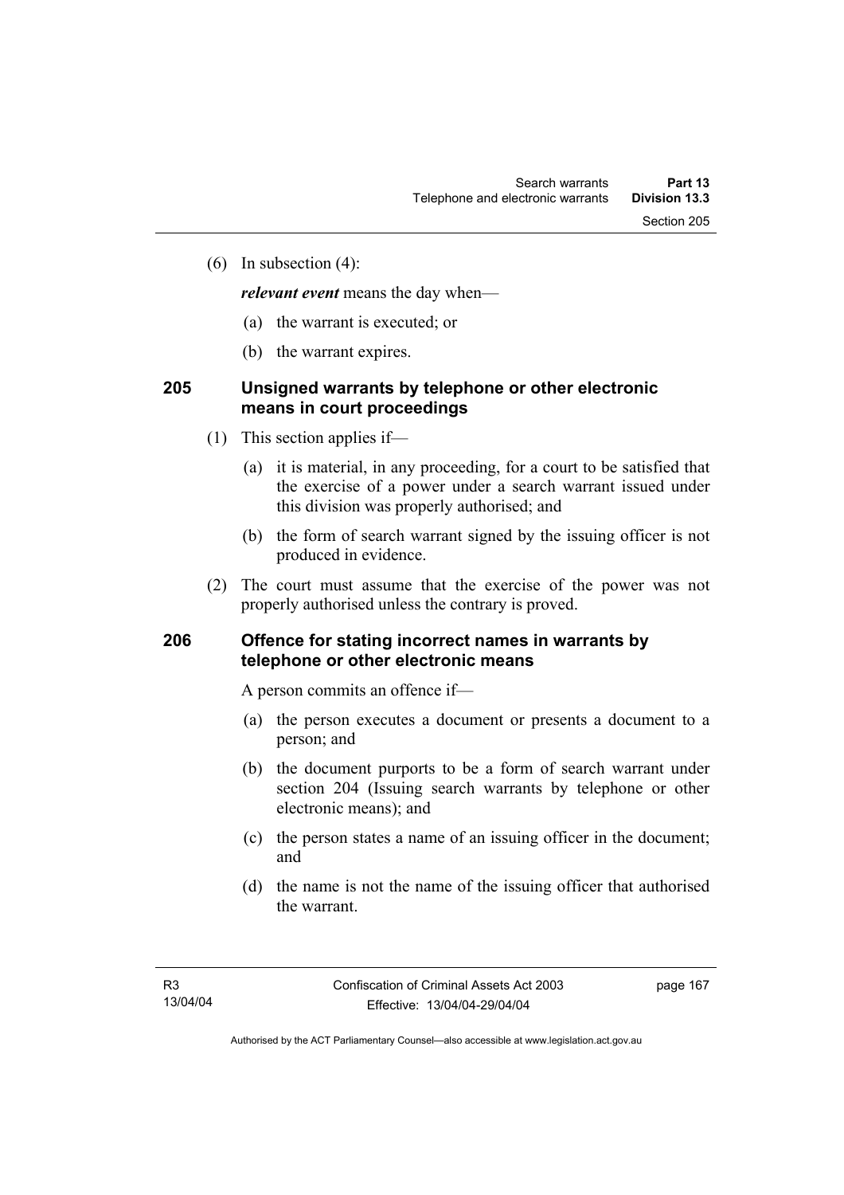(6) In subsection (4):

***relevant event*** means the day when—

(a) the warrant is executed; or

(b) the warrant expires.

## 205 Unsigned warrants by telephone or other electronic means in court proceedings

(1) This section applies if—

(a) it is material, in any proceeding, for a court to be satisfied that the exercise of a power under a search warrant issued under this division was properly authorised; and

(b) the form of search warrant signed by the issuing officer is not produced in evidence.

(2) The court must assume that the exercise of the power was not properly authorised unless the contrary is proved.

## 206 Offence for stating incorrect names in warrants by telephone or other electronic means

A person commits an offence if—

(a) the person executes a document or presents a document to a person; and

(b) the document purports to be a form of search warrant under section 204 (Issuing search warrants by telephone or other electronic means); and

(c) the person states a name of an issuing officer in the document; and

(d) the name is not the name of the issuing officer that authorised the warrant.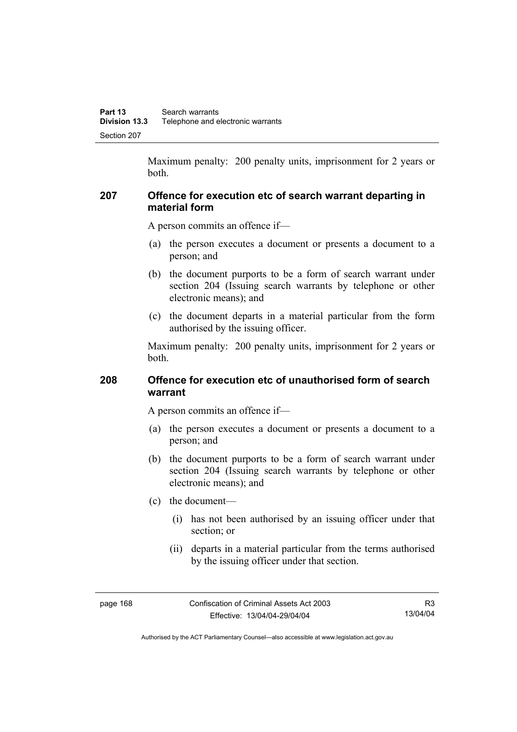Maximum penalty: 200 penalty units, imprisonment for 2 years or both.

### 207 Offence for execution etc of search warrant departing in material form

A person commits an offence if—

(a) the person executes a document or presents a document to a person; and

(b) the document purports to be a form of search warrant under section 204 (Issuing search warrants by telephone or other electronic means); and

(c) the document departs in a material particular from the form authorised by the issuing officer.

Maximum penalty: 200 penalty units, imprisonment for 2 years or both.

### 208 Offence for execution etc of unauthorised form of search warrant

A person commits an offence if—

(a) the person executes a document or presents a document to a person; and

(b) the document purports to be a form of search warrant under section 204 (Issuing search warrants by telephone or other electronic means); and

(c) the document—

   (i) has not been authorised by an issuing officer under that section; or

   (ii) departs in a material particular from the terms authorised by the issuing officer under that section.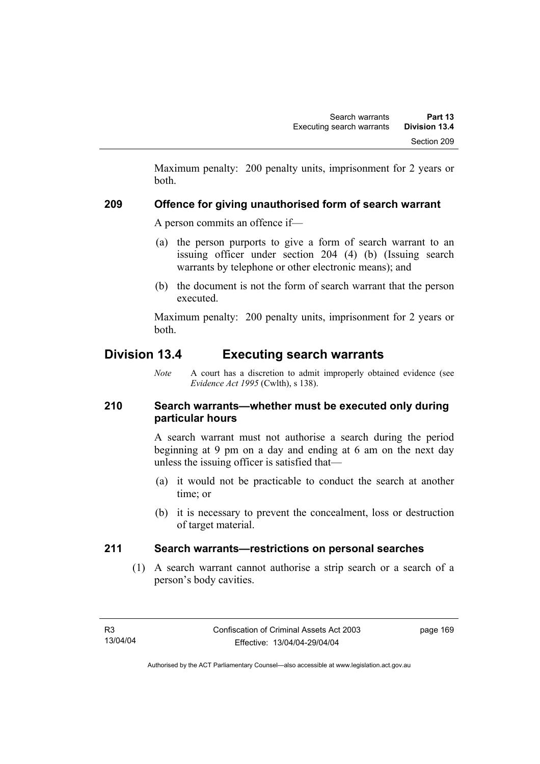Maximum penalty: 200 penalty units, imprisonment for 2 years or both.

### 209 Offence for giving unauthorised form of search warrant

A person commits an offence if—

(a) the person purports to give a form of search warrant to an issuing officer under section 204 (4) (b) (Issuing search warrants by telephone or other electronic means); and

(b) the document is not the form of search warrant that the person executed.

Maximum penalty: 200 penalty units, imprisonment for 2 years or both.

## Division 13.4 Executing search warrants

*Note* A court has a discretion to admit improperly obtained evidence (see *Evidence Act 1995* (Cwlth), s 138).

### 210 Search warrants—whether must be executed only during particular hours

A search warrant must not authorise a search during the period beginning at 9 pm on a day and ending at 6 am on the next day unless the issuing officer is satisfied that—

(a) it would not be practicable to conduct the search at another time; or

(b) it is necessary to prevent the concealment, loss or destruction of target material.

### 211 Search warrants—restrictions on personal searches

(1) A search warrant cannot authorise a strip search or a search of a person's body cavities.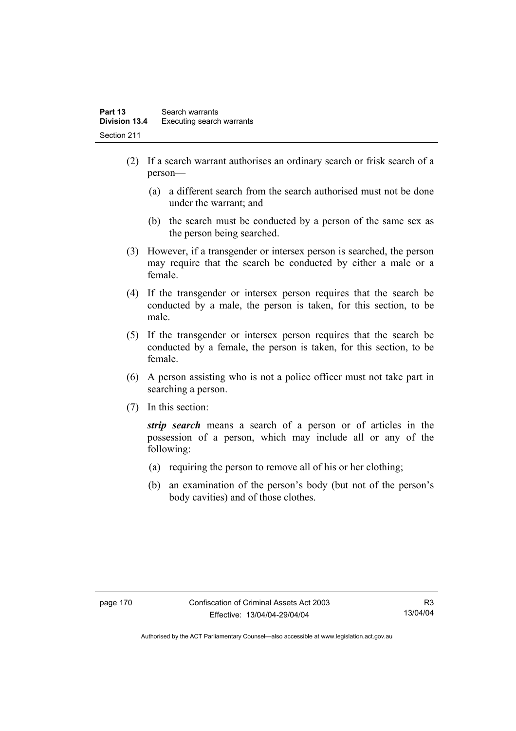(2) If a search warrant authorises an ordinary search or frisk search of a person—

(a) a different search from the search authorised must not be done under the warrant; and

(b) the search must be conducted by a person of the same sex as the person being searched.

(3) However, if a transgender or intersex person is searched, the person may require that the search be conducted by either a male or a female.

(4) If the transgender or intersex person requires that the search be conducted by a male, the person is taken, for this section, to be male.

(5) If the transgender or intersex person requires that the search be conducted by a female, the person is taken, for this section, to be female.

(6) A person assisting who is not a police officer must not take part in searching a person.

(7) In this section:

***strip search*** means a search of a person or of articles in the possession of a person, which may include all or any of the following:

(a) requiring the person to remove all of his or her clothing;

(b) an examination of the person's body (but not of the person's body cavities) and of those clothes.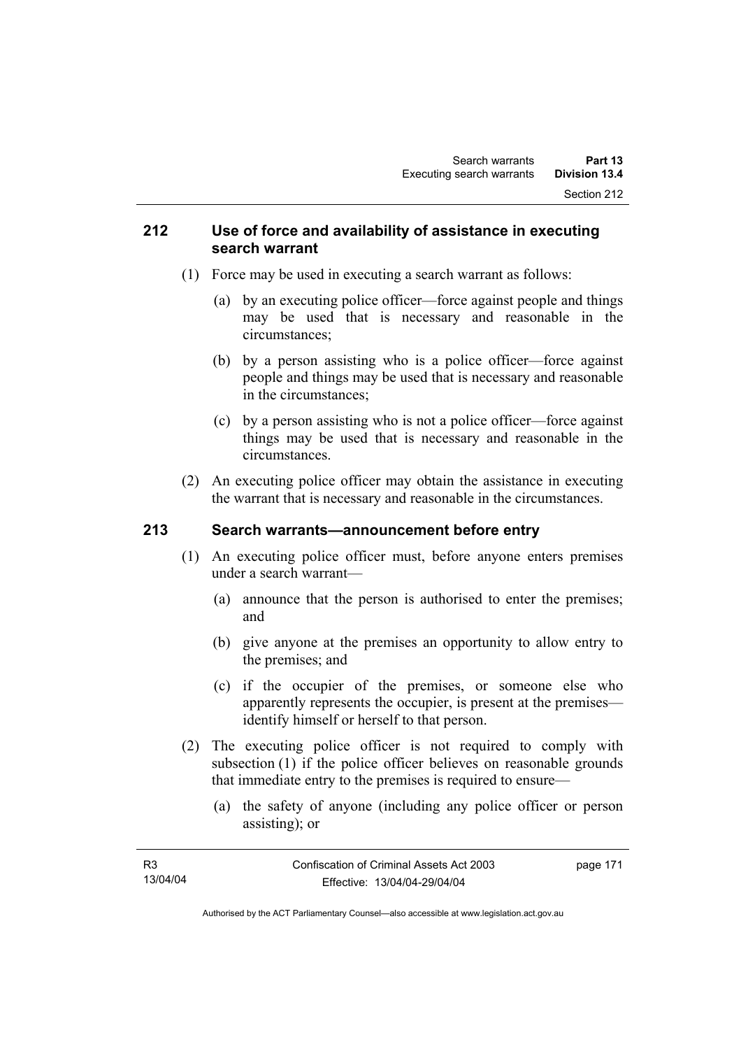## 212 Use of force and availability of assistance in executing search warrant

(1) Force may be used in executing a search warrant as follows:

(a) by an executing police officer—force against people and things may be used that is necessary and reasonable in the circumstances;

(b) by a person assisting who is a police officer—force against people and things may be used that is necessary and reasonable in the circumstances;

(c) by a person assisting who is not a police officer—force against things may be used that is necessary and reasonable in the circumstances.

(2) An executing police officer may obtain the assistance in executing the warrant that is necessary and reasonable in the circumstances.

## 213 Search warrants—announcement before entry

(1) An executing police officer must, before anyone enters premises under a search warrant—

(a) announce that the person is authorised to enter the premises; and

(b) give anyone at the premises an opportunity to allow entry to the premises; and

(c) if the occupier of the premises, or someone else who apparently represents the occupier, is present at the premises—identify himself or herself to that person.

(2) The executing police officer is not required to comply with subsection (1) if the police officer believes on reasonable grounds that immediate entry to the premises is required to ensure—

(a) the safety of anyone (including any police officer or person assisting); or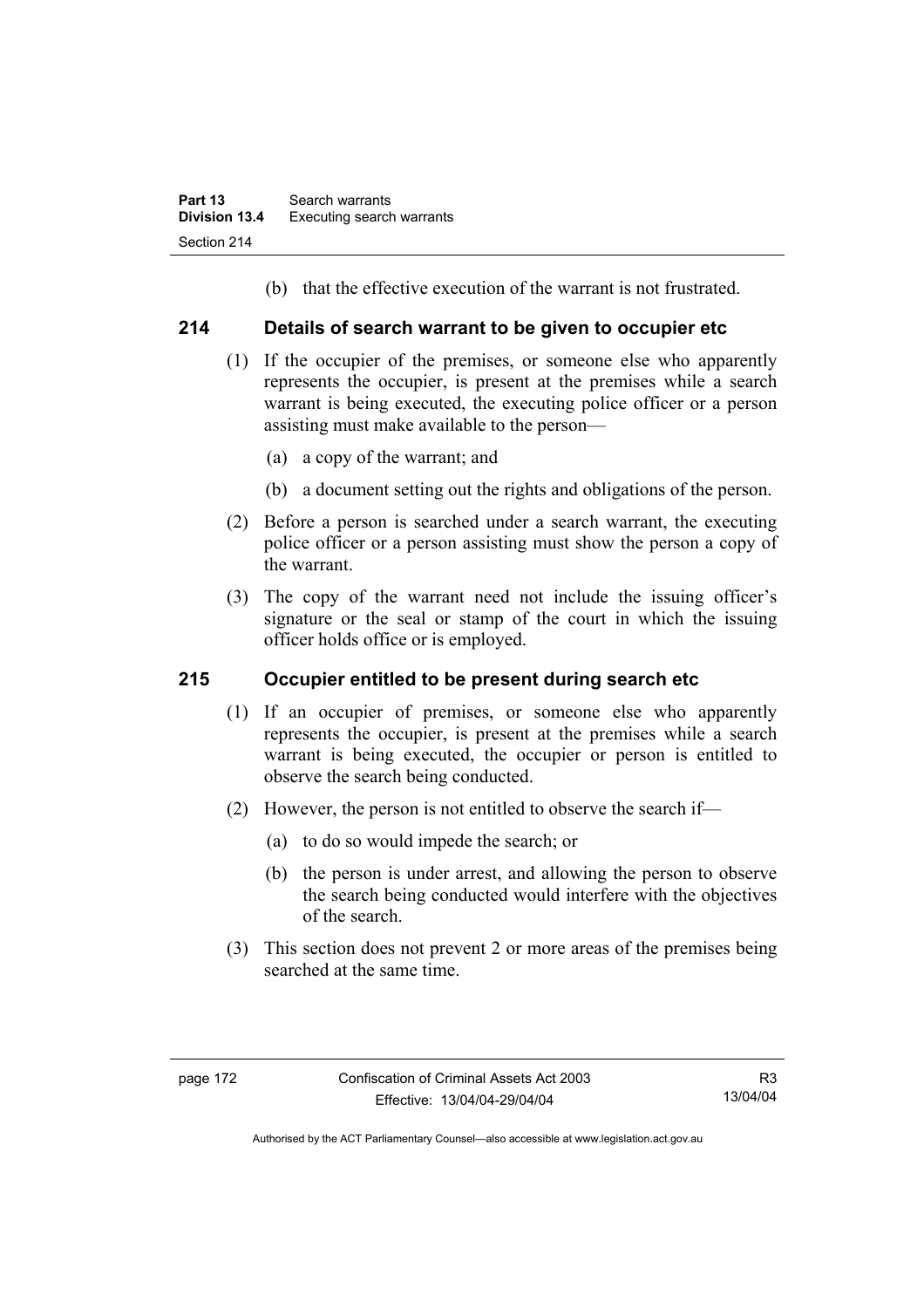(b) that the effective execution of the warrant is not frustrated.

## 214 Details of search warrant to be given to occupier etc

(1) If the occupier of the premises, or someone else who apparently represents the occupier, is present at the premises while a search warrant is being executed, the executing police officer or a person assisting must make available to the person—

(a) a copy of the warrant; and

(b) a document setting out the rights and obligations of the person.

(2) Before a person is searched under a search warrant, the executing police officer or a person assisting must show the person a copy of the warrant.

(3) The copy of the warrant need not include the issuing officer's signature or the seal or stamp of the court in which the issuing officer holds office or is employed.

## 215 Occupier entitled to be present during search etc

(1) If an occupier of premises, or someone else who apparently represents the occupier, is present at the premises while a search warrant is being executed, the occupier or person is entitled to observe the search being conducted.

(2) However, the person is not entitled to observe the search if—

(a) to do so would impede the search; or

(b) the person is under arrest, and allowing the person to observe the search being conducted would interfere with the objectives of the search.

(3) This section does not prevent 2 or more areas of the premises being searched at the same time.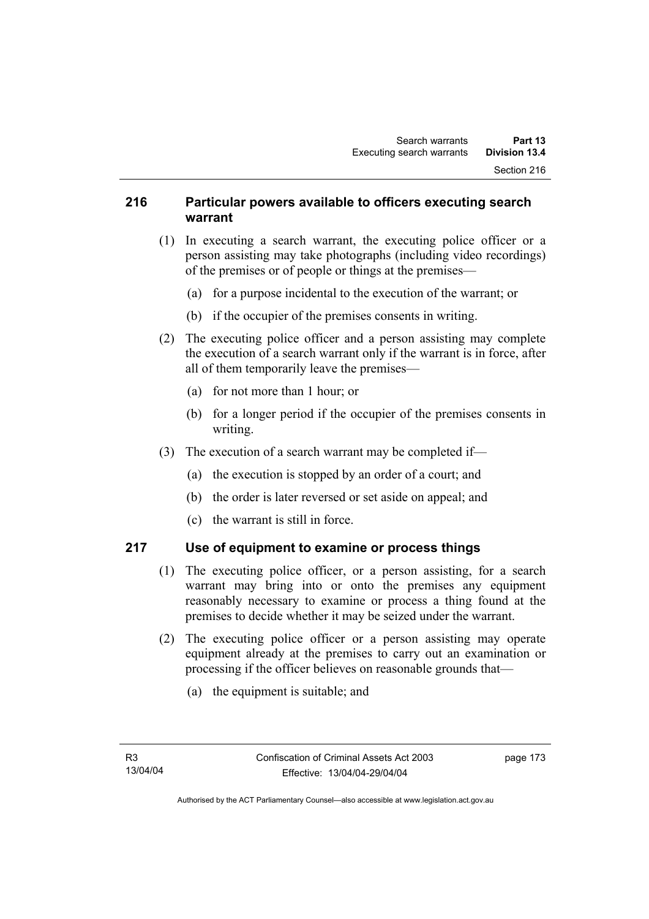## 216 Particular powers available to officers executing search warrant

(1) In executing a search warrant, the executing police officer or a person assisting may take photographs (including video recordings) of the premises or of people or things at the premises—

(a) for a purpose incidental to the execution of the warrant; or

(b) if the occupier of the premises consents in writing.

(2) The executing police officer and a person assisting may complete the execution of a search warrant only if the warrant is in force, after all of them temporarily leave the premises—

(a) for not more than 1 hour; or

(b) for a longer period if the occupier of the premises consents in writing.

(3) The execution of a search warrant may be completed if—

(a) the execution is stopped by an order of a court; and

(b) the order is later reversed or set aside on appeal; and

(c) the warrant is still in force.

## 217 Use of equipment to examine or process things

(1) The executing police officer, or a person assisting, for a search warrant may bring into or onto the premises any equipment reasonably necessary to examine or process a thing found at the premises to decide whether it may be seized under the warrant.

(2) The executing police officer or a person assisting may operate equipment already at the premises to carry out an examination or processing if the officer believes on reasonable grounds that—

(a) the equipment is suitable; and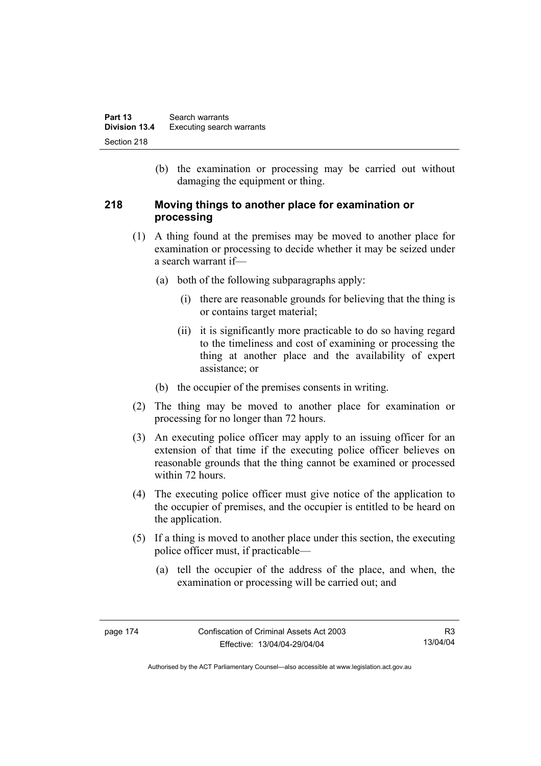(b) the examination or processing may be carried out without damaging the equipment or thing.

## 218 Moving things to another place for examination or processing

(1) A thing found at the premises may be moved to another place for examination or processing to decide whether it may be seized under a search warrant if—

(a) both of the following subparagraphs apply:

(i) there are reasonable grounds for believing that the thing is or contains target material;

(ii) it is significantly more practicable to do so having regard to the timeliness and cost of examining or processing the thing at another place and the availability of expert assistance; or

(b) the occupier of the premises consents in writing.

(2) The thing may be moved to another place for examination or processing for no longer than 72 hours.

(3) An executing police officer may apply to an issuing officer for an extension of that time if the executing police officer believes on reasonable grounds that the thing cannot be examined or processed within 72 hours.

(4) The executing police officer must give notice of the application to the occupier of premises, and the occupier is entitled to be heard on the application.

(5) If a thing is moved to another place under this section, the executing police officer must, if practicable—

(a) tell the occupier of the address of the place, and when, the examination or processing will be carried out; and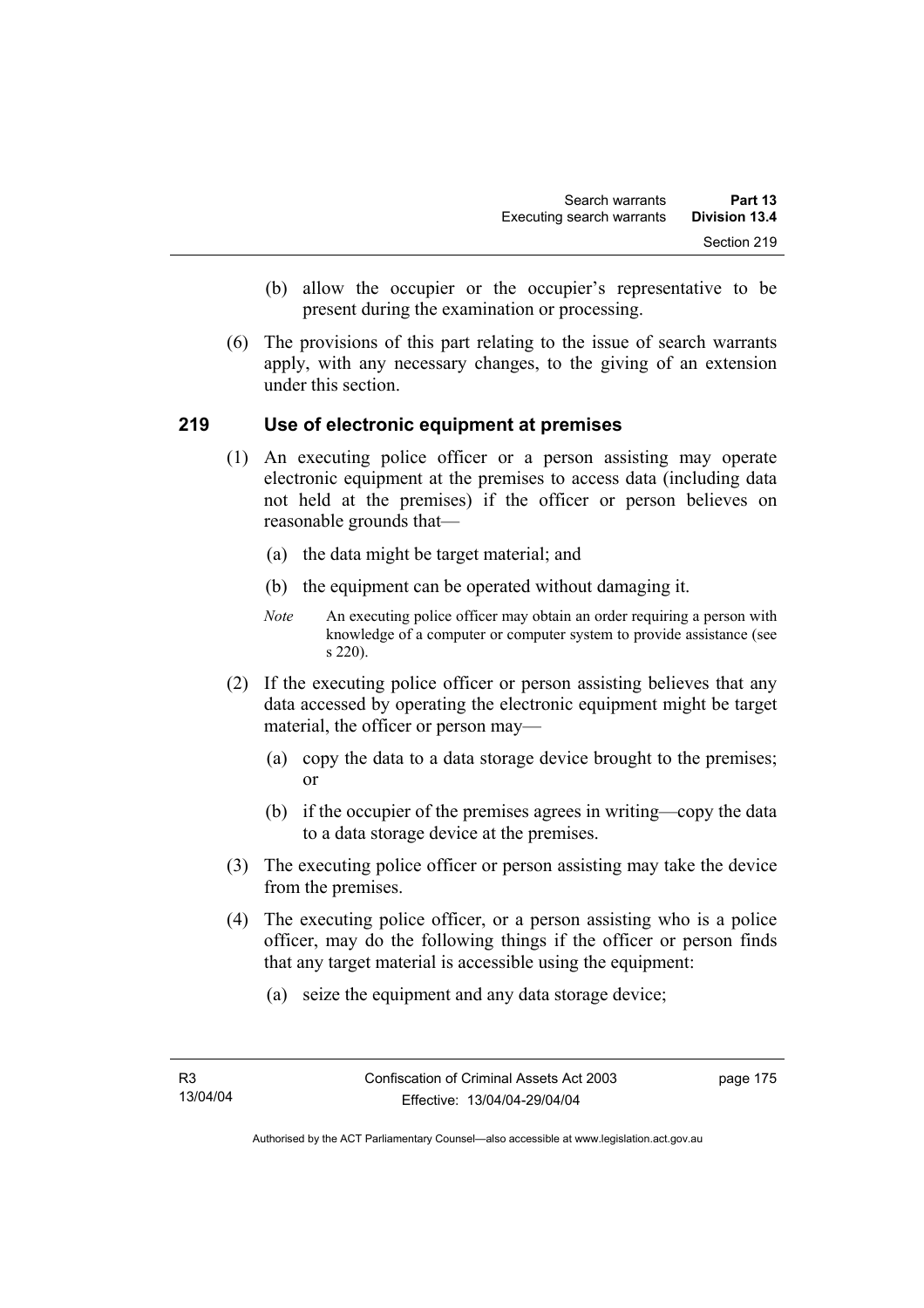(b) allow the occupier or the occupier's representative to be present during the examination or processing.

(6) The provisions of this part relating to the issue of search warrants apply, with any necessary changes, to the giving of an extension under this section.

## 219 Use of electronic equipment at premises

(1) An executing police officer or a person assisting may operate electronic equipment at the premises to access data (including data not held at the premises) if the officer or person believes on reasonable grounds that—

(a) the data might be target material; and

(b) the equipment can be operated without damaging it.

*Note* An executing police officer may obtain an order requiring a person with knowledge of a computer or computer system to provide assistance (see s 220).

(2) If the executing police officer or person assisting believes that any data accessed by operating the electronic equipment might be target material, the officer or person may—

(a) copy the data to a data storage device brought to the premises; or

(b) if the occupier of the premises agrees in writing—copy the data to a data storage device at the premises.

(3) The executing police officer or person assisting may take the device from the premises.

(4) The executing police officer, or a person assisting who is a police officer, may do the following things if the officer or person finds that any target material is accessible using the equipment:

(a) seize the equipment and any data storage device;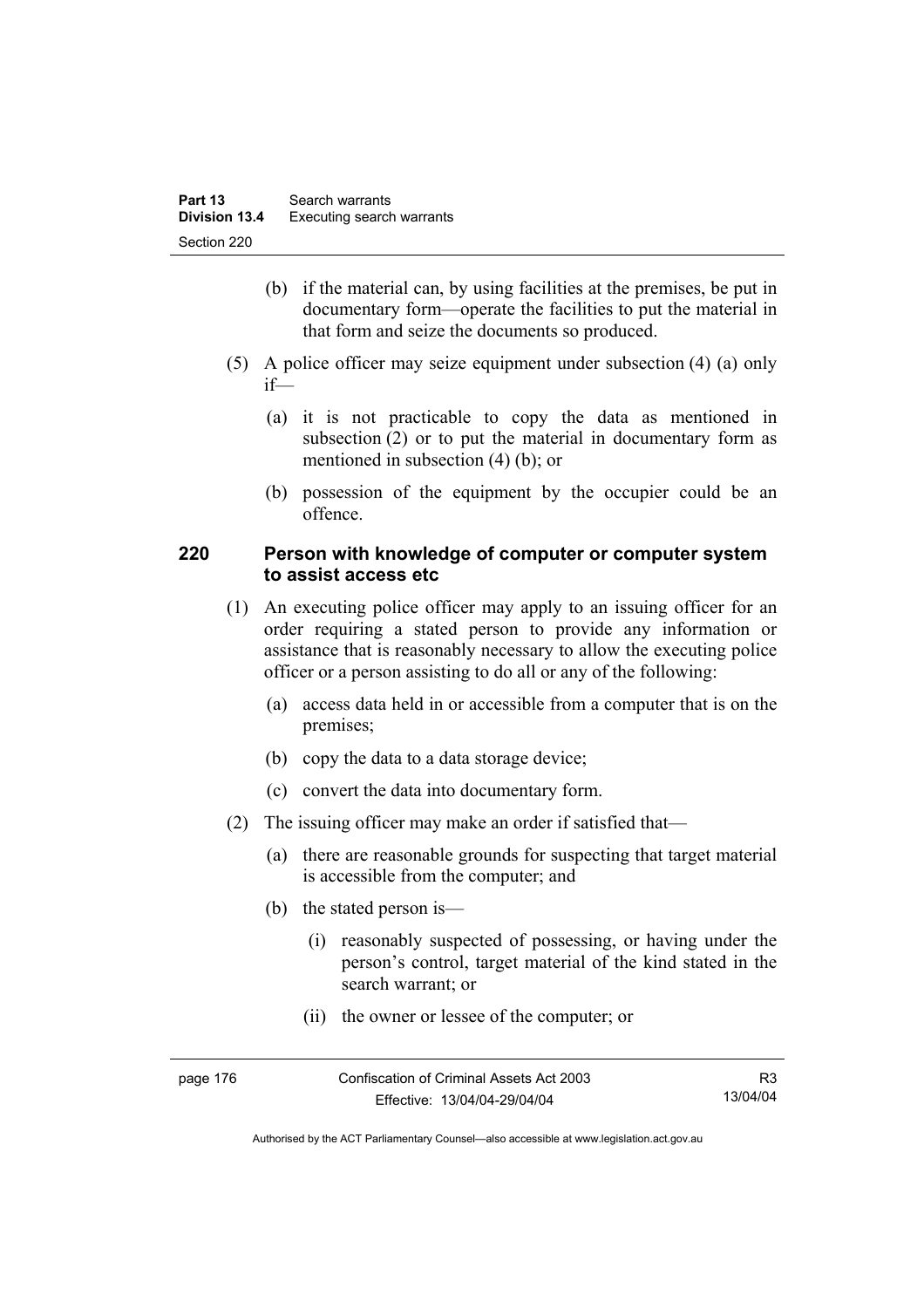(b) if the material can, by using facilities at the premises, be put in documentary form—operate the facilities to put the material in that form and seize the documents so produced.

(5) A police officer may seize equipment under subsection (4) (a) only if—

(a) it is not practicable to copy the data as mentioned in subsection (2) or to put the material in documentary form as mentioned in subsection (4) (b); or

(b) possession of the equipment by the occupier could be an offence.

### 220 Person with knowledge of computer or computer system to assist access etc

(1) An executing police officer may apply to an issuing officer for an order requiring a stated person to provide any information or assistance that is reasonably necessary to allow the executing police officer or a person assisting to do all or any of the following:

(a) access data held in or accessible from a computer that is on the premises;

(b) copy the data to a data storage device;

(c) convert the data into documentary form.

(2) The issuing officer may make an order if satisfied that—

(a) there are reasonable grounds for suspecting that target material is accessible from the computer; and

(b) the stated person is—

(i) reasonably suspected of possessing, or having under the person's control, target material of the kind stated in the search warrant; or

(ii) the owner or lessee of the computer; or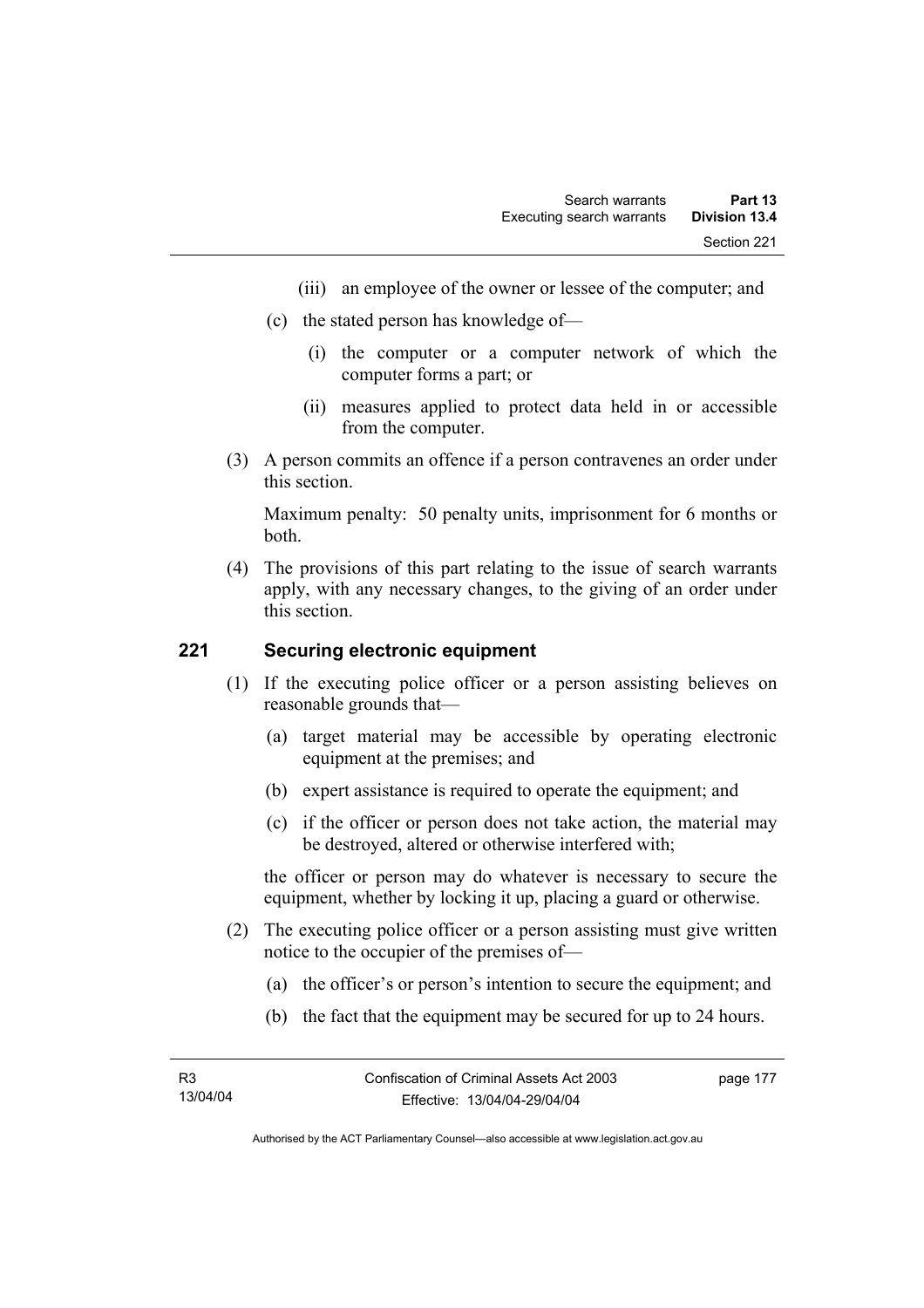(iii) an employee of the owner or lessee of the computer; and

(c) the stated person has knowledge of—

(i) the computer or a computer network of which the computer forms a part; or

(ii) measures applied to protect data held in or accessible from the computer.

(3) A person commits an offence if a person contravenes an order under this section.

Maximum penalty: 50 penalty units, imprisonment for 6 months or both.

(4) The provisions of this part relating to the issue of search warrants apply, with any necessary changes, to the giving of an order under this section.

### 221 Securing electronic equipment

(1) If the executing police officer or a person assisting believes on reasonable grounds that—

(a) target material may be accessible by operating electronic equipment at the premises; and

(b) expert assistance is required to operate the equipment; and

(c) if the officer or person does not take action, the material may be destroyed, altered or otherwise interfered with;

the officer or person may do whatever is necessary to secure the equipment, whether by locking it up, placing a guard or otherwise.

(2) The executing police officer or a person assisting must give written notice to the occupier of the premises of—

(a) the officer's or person's intention to secure the equipment; and

(b) the fact that the equipment may be secured for up to 24 hours.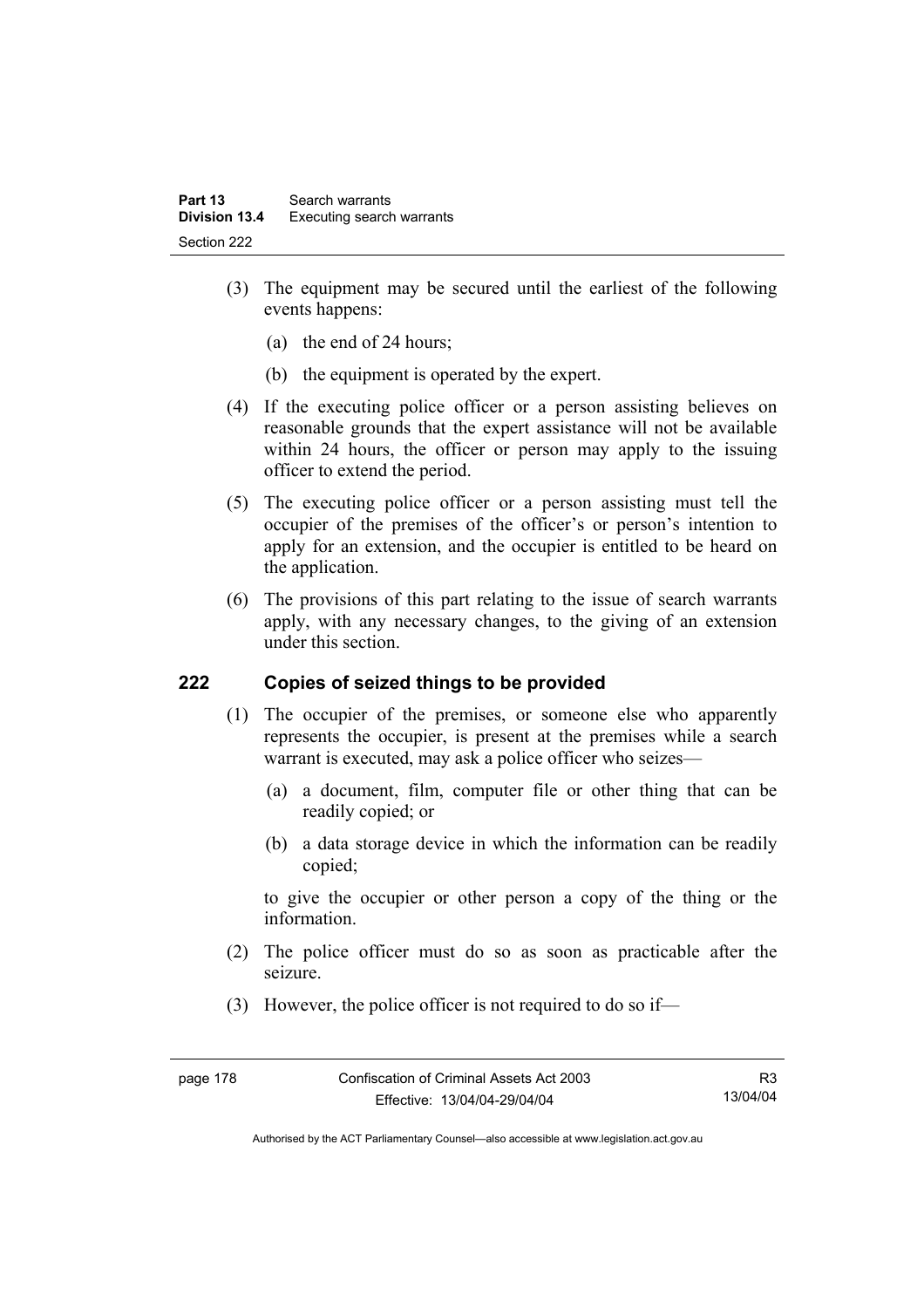(3) The equipment may be secured until the earliest of the following events happens:

(a) the end of 24 hours;

(b) the equipment is operated by the expert.

(4) If the executing police officer or a person assisting believes on reasonable grounds that the expert assistance will not be available within 24 hours, the officer or person may apply to the issuing officer to extend the period.

(5) The executing police officer or a person assisting must tell the occupier of the premises of the officer's or person's intention to apply for an extension, and the occupier is entitled to be heard on the application.

(6) The provisions of this part relating to the issue of search warrants apply, with any necessary changes, to the giving of an extension under this section.

## 222 Copies of seized things to be provided

(1) The occupier of the premises, or someone else who apparently represents the occupier, is present at the premises while a search warrant is executed, may ask a police officer who seizes—

(a) a document, film, computer file or other thing that can be readily copied; or

(b) a data storage device in which the information can be readily copied;

to give the occupier or other person a copy of the thing or the information.

(2) The police officer must do so as soon as practicable after the seizure.

(3) However, the police officer is not required to do so if—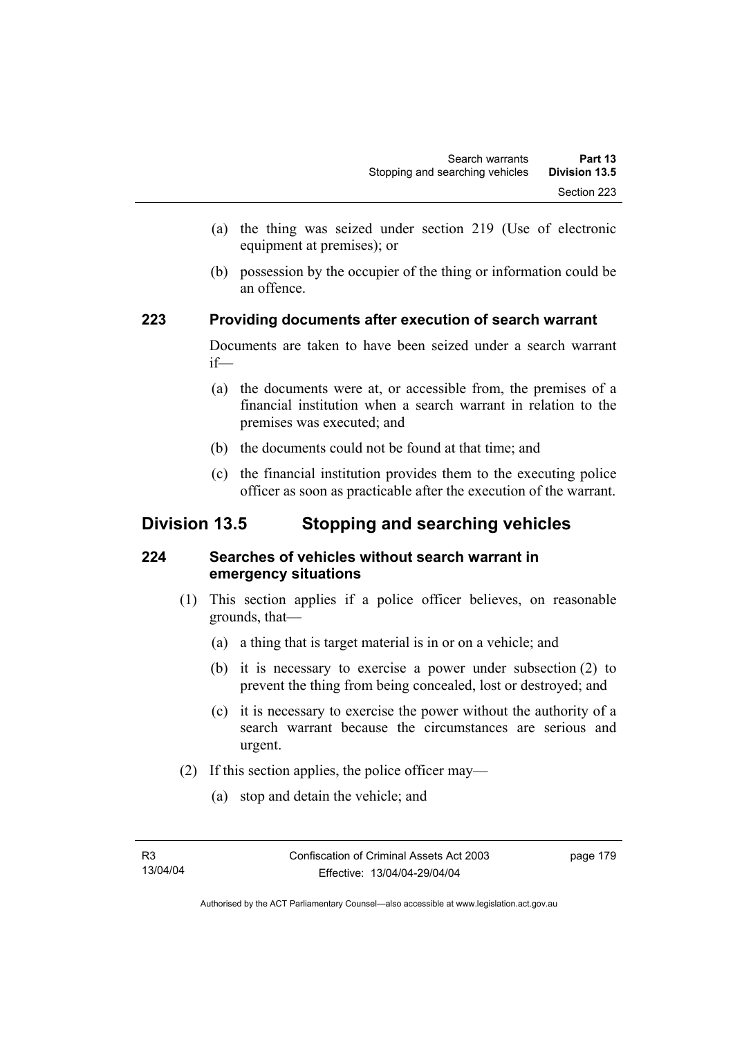(a) the thing was seized under section 219 (Use of electronic equipment at premises); or

(b) possession by the occupier of the thing or information could be an offence.

### 223 Providing documents after execution of search warrant

Documents are taken to have been seized under a search warrant if—

(a) the documents were at, or accessible from, the premises of a financial institution when a search warrant in relation to the premises was executed; and

(b) the documents could not be found at that time; and

(c) the financial institution provides them to the executing police officer as soon as practicable after the execution of the warrant.

## Division 13.5 Stopping and searching vehicles

### 224 Searches of vehicles without search warrant in emergency situations

(1) This section applies if a police officer believes, on reasonable grounds, that—

(a) a thing that is target material is in or on a vehicle; and

(b) it is necessary to exercise a power under subsection (2) to prevent the thing from being concealed, lost or destroyed; and

(c) it is necessary to exercise the power without the authority of a search warrant because the circumstances are serious and urgent.

(2) If this section applies, the police officer may—

(a) stop and detain the vehicle; and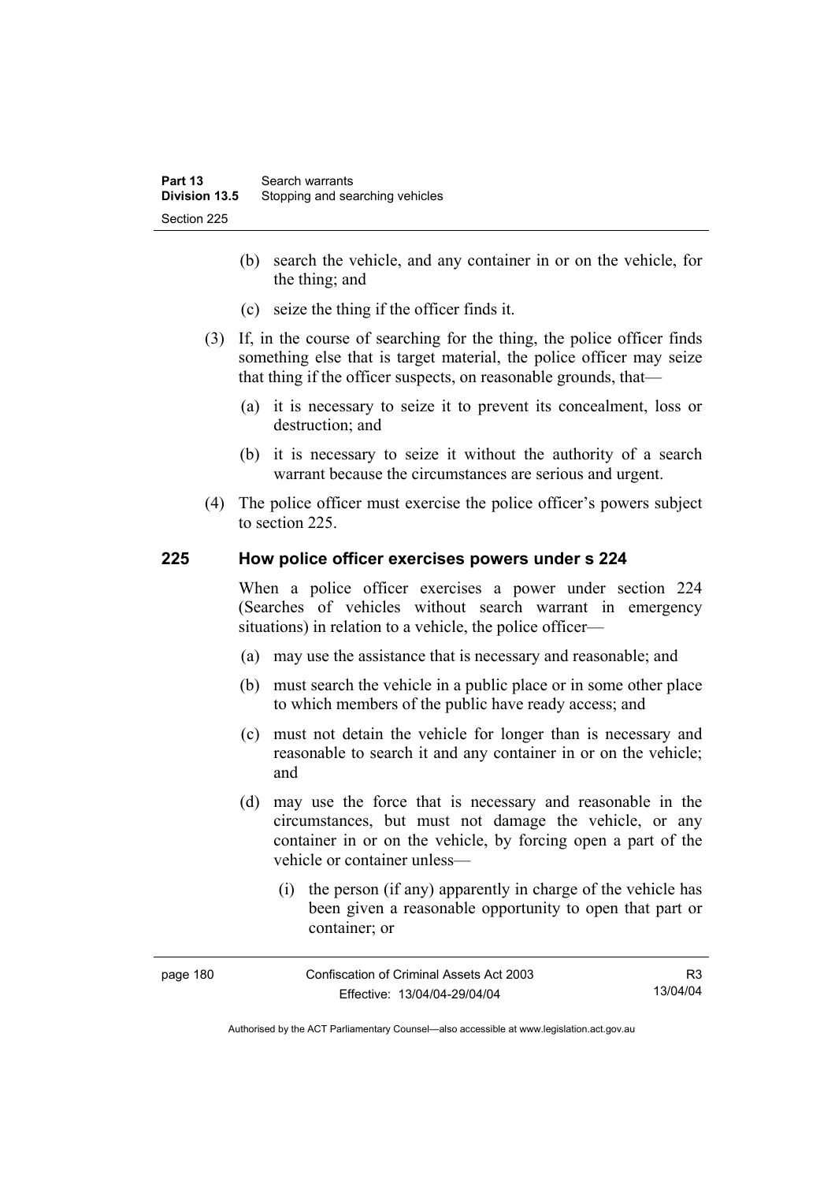(b) search the vehicle, and any container in or on the vehicle, for the thing; and

(c) seize the thing if the officer finds it.

(3) If, in the course of searching for the thing, the police officer finds something else that is target material, the police officer may seize that thing if the officer suspects, on reasonable grounds, that—

(a) it is necessary to seize it to prevent its concealment, loss or destruction; and

(b) it is necessary to seize it without the authority of a search warrant because the circumstances are serious and urgent.

(4) The police officer must exercise the police officer's powers subject to section 225.

## 225 How police officer exercises powers under s 224

When a police officer exercises a power under section 224 (Searches of vehicles without search warrant in emergency situations) in relation to a vehicle, the police officer—

(a) may use the assistance that is necessary and reasonable; and

(b) must search the vehicle in a public place or in some other place to which members of the public have ready access; and

(c) must not detain the vehicle for longer than is necessary and reasonable to search it and any container in or on the vehicle; and

(d) may use the force that is necessary and reasonable in the circumstances, but must not damage the vehicle, or any container in or on the vehicle, by forcing open a part of the vehicle or container unless—

(i) the person (if any) apparently in charge of the vehicle has been given a reasonable opportunity to open that part or container; or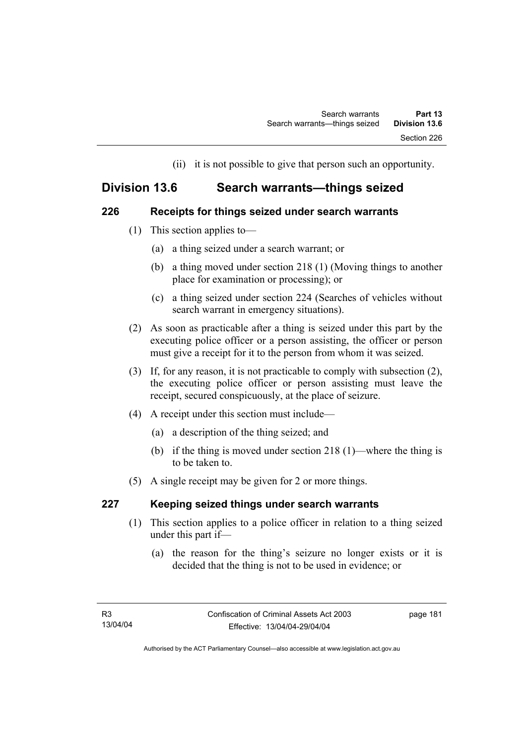(ii) it is not possible to give that person such an opportunity.

## Division 13.6 Search warrants—things seized

### 226 Receipts for things seized under search warrants

(1) This section applies to—

(a) a thing seized under a search warrant; or

(b) a thing moved under section 218 (1) (Moving things to another place for examination or processing); or

(c) a thing seized under section 224 (Searches of vehicles without search warrant in emergency situations).

(2) As soon as practicable after a thing is seized under this part by the executing police officer or a person assisting, the officer or person must give a receipt for it to the person from whom it was seized.

(3) If, for any reason, it is not practicable to comply with subsection (2), the executing police officer or person assisting must leave the receipt, secured conspicuously, at the place of seizure.

(4) A receipt under this section must include—

(a) a description of the thing seized; and

(b) if the thing is moved under section 218 (1)—where the thing is to be taken to.

(5) A single receipt may be given for 2 or more things.

### 227 Keeping seized things under search warrants

(1) This section applies to a police officer in relation to a thing seized under this part if—

(a) the reason for the thing's seizure no longer exists or it is decided that the thing is not to be used in evidence; or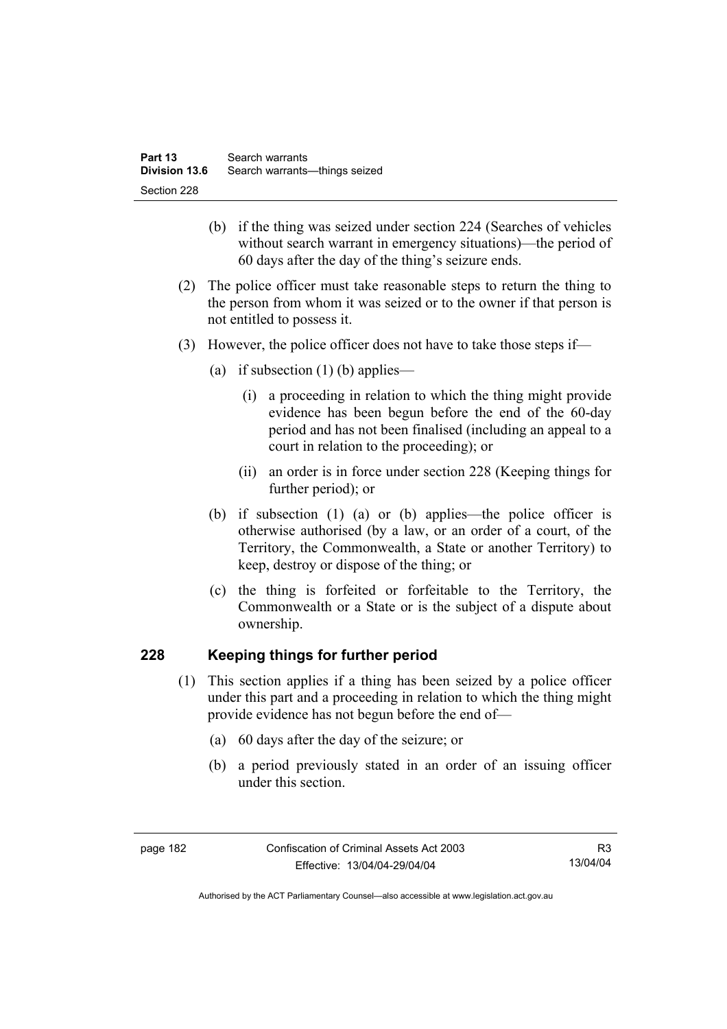(b) if the thing was seized under section 224 (Searches of vehicles without search warrant in emergency situations)—the period of 60 days after the day of the thing's seizure ends.

(2) The police officer must take reasonable steps to return the thing to the person from whom it was seized or to the owner if that person is not entitled to possess it.

(3) However, the police officer does not have to take those steps if—

(a) if subsection (1) (b) applies—

(i) a proceeding in relation to which the thing might provide evidence has been begun before the end of the 60-day period and has not been finalised (including an appeal to a court in relation to the proceeding); or

(ii) an order is in force under section 228 (Keeping things for further period); or

(b) if subsection (1) (a) or (b) applies—the police officer is otherwise authorised (by a law, or an order of a court, of the Territory, the Commonwealth, a State or another Territory) to keep, destroy or dispose of the thing; or

(c) the thing is forfeited or forfeitable to the Territory, the Commonwealth or a State or is the subject of a dispute about ownership.

### 228 Keeping things for further period

(1) This section applies if a thing has been seized by a police officer under this part and a proceeding in relation to which the thing might provide evidence has not begun before the end of—

(a) 60 days after the day of the seizure; or

(b) a period previously stated in an order of an issuing officer under this section.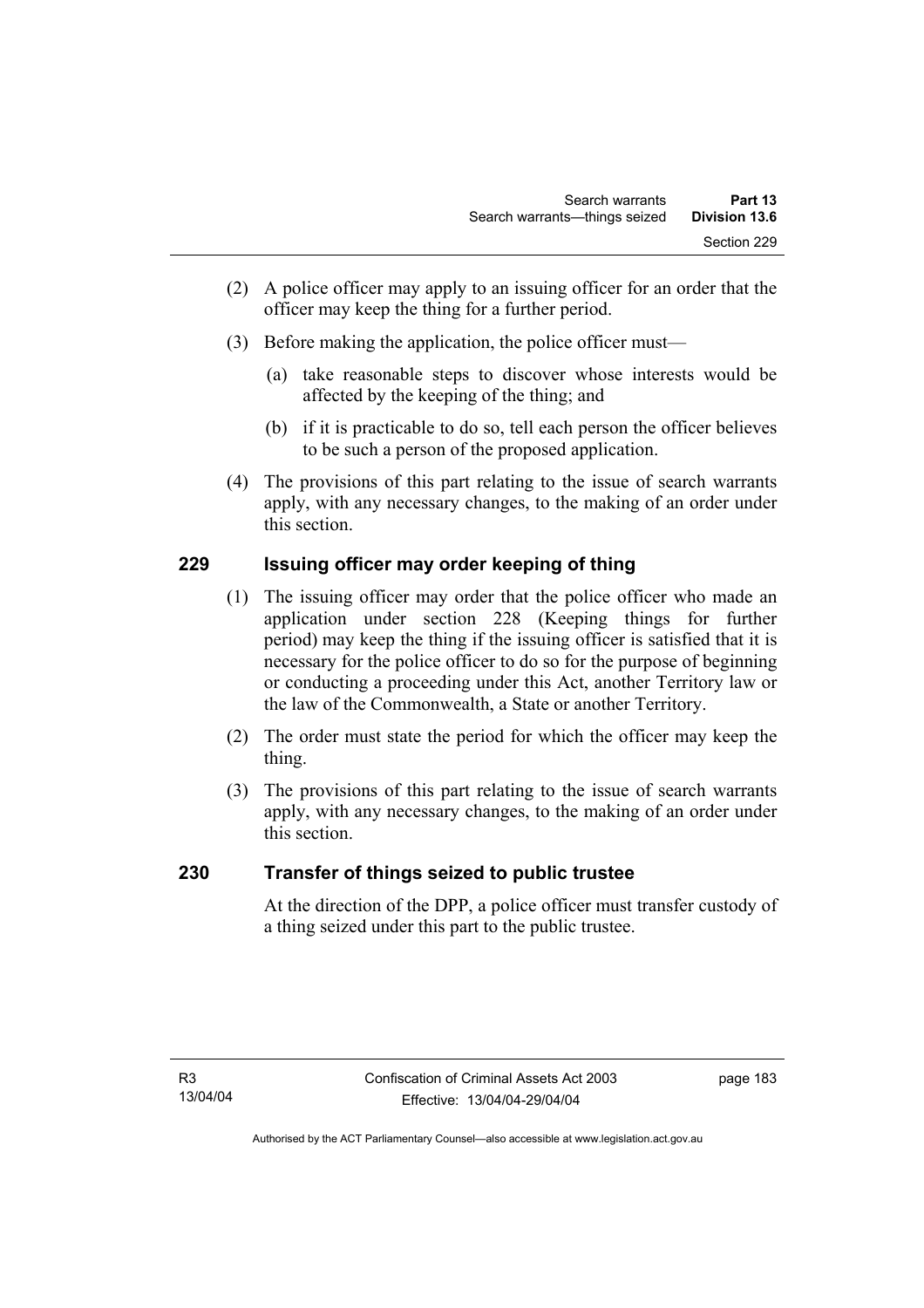(2) A police officer may apply to an issuing officer for an order that the officer may keep the thing for a further period.

(3) Before making the application, the police officer must—

(a) take reasonable steps to discover whose interests would be affected by the keeping of the thing; and

(b) if it is practicable to do so, tell each person the officer believes to be such a person of the proposed application.

(4) The provisions of this part relating to the issue of search warrants apply, with any necessary changes, to the making of an order under this section.

## 229 Issuing officer may order keeping of thing

(1) The issuing officer may order that the police officer who made an application under section 228 (Keeping things for further period) may keep the thing if the issuing officer is satisfied that it is necessary for the police officer to do so for the purpose of beginning or conducting a proceeding under this Act, another Territory law or the law of the Commonwealth, a State or another Territory.

(2) The order must state the period for which the officer may keep the thing.

(3) The provisions of this part relating to the issue of search warrants apply, with any necessary changes, to the making of an order under this section.

## 230 Transfer of things seized to public trustee

At the direction of the DPP, a police officer must transfer custody of a thing seized under this part to the public trustee.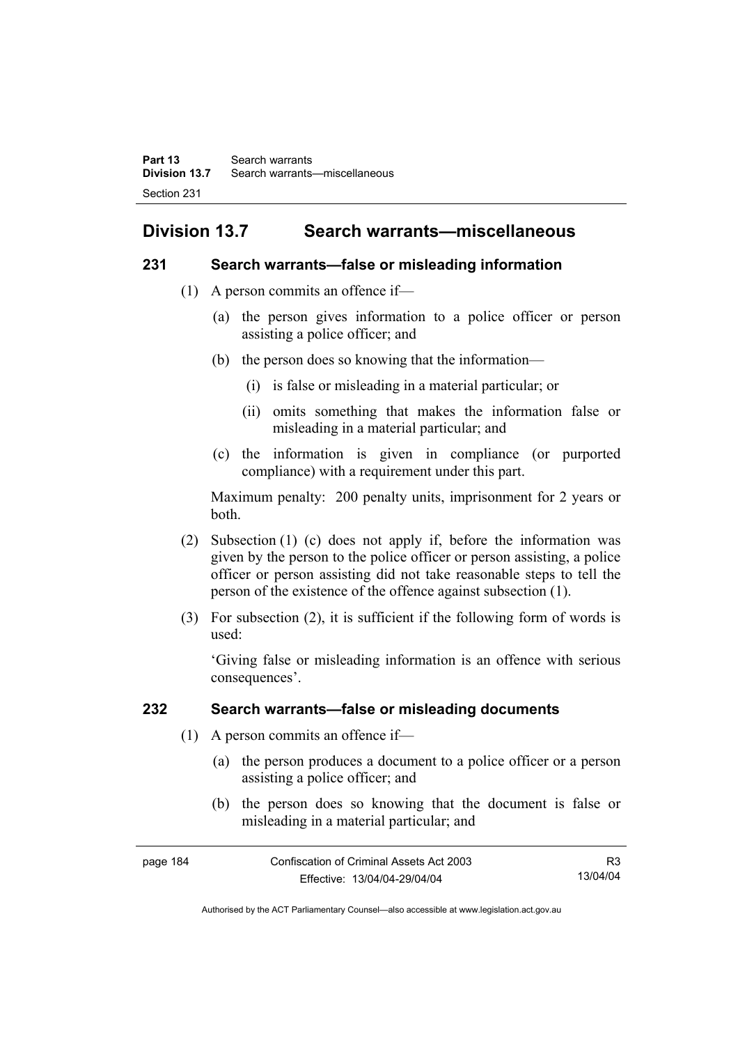## Division 13.7 Search warrants—miscellaneous

### 231 Search warrants—false or misleading information

(1) A person commits an offence if—

(a) the person gives information to a police officer or person assisting a police officer; and

(b) the person does so knowing that the information—

(i) is false or misleading in a material particular; or

(ii) omits something that makes the information false or misleading in a material particular; and

(c) the information is given in compliance (or purported compliance) with a requirement under this part.

Maximum penalty: 200 penalty units, imprisonment for 2 years or both.

(2) Subsection (1) (c) does not apply if, before the information was given by the person to the police officer or person assisting, a police officer or person assisting did not take reasonable steps to tell the person of the existence of the offence against subsection (1).

(3) For subsection (2), it is sufficient if the following form of words is used:

'Giving false or misleading information is an offence with serious consequences'.

### 232 Search warrants—false or misleading documents

(1) A person commits an offence if—

(a) the person produces a document to a police officer or a person assisting a police officer; and

(b) the person does so knowing that the document is false or misleading in a material particular; and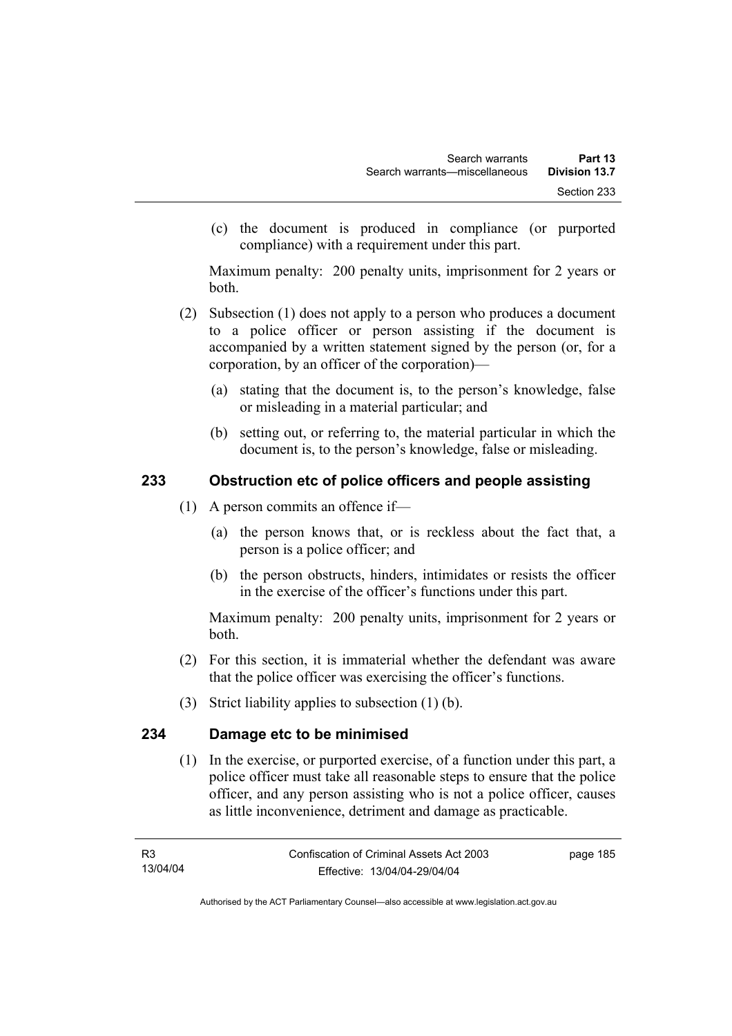(c) the document is produced in compliance (or purported compliance) with a requirement under this part.

Maximum penalty: 200 penalty units, imprisonment for 2 years or both.

(2) Subsection (1) does not apply to a person who produces a document to a police officer or person assisting if the document is accompanied by a written statement signed by the person (or, for a corporation, by an officer of the corporation)—

(a) stating that the document is, to the person's knowledge, false or misleading in a material particular; and

(b) setting out, or referring to, the material particular in which the document is, to the person's knowledge, false or misleading.

## 233 Obstruction etc of police officers and people assisting

(1) A person commits an offence if—

(a) the person knows that, or is reckless about the fact that, a person is a police officer; and

(b) the person obstructs, hinders, intimidates or resists the officer in the exercise of the officer's functions under this part.

Maximum penalty: 200 penalty units, imprisonment for 2 years or both.

(2) For this section, it is immaterial whether the defendant was aware that the police officer was exercising the officer's functions.

(3) Strict liability applies to subsection (1) (b).

## 234 Damage etc to be minimised

(1) In the exercise, or purported exercise, of a function under this part, a police officer must take all reasonable steps to ensure that the police officer, and any person assisting who is not a police officer, causes as little inconvenience, detriment and damage as practicable.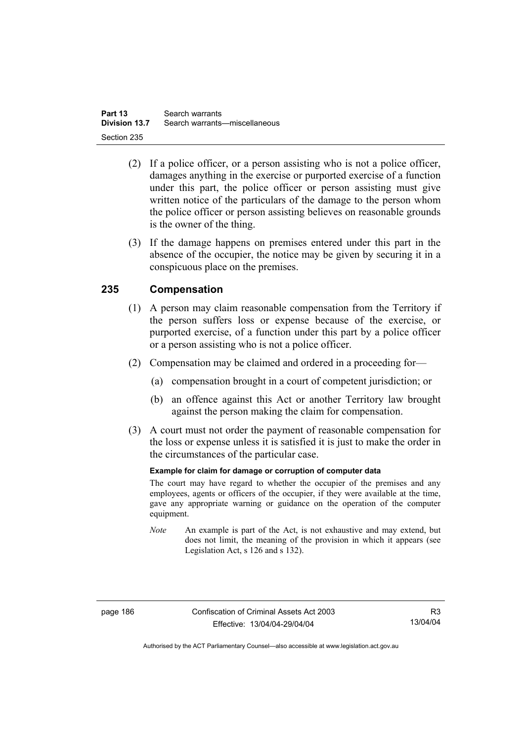(2) If a police officer, or a person assisting who is not a police officer, damages anything in the exercise or purported exercise of a function under this part, the police officer or person assisting must give written notice of the particulars of the damage to the person whom the police officer or person assisting believes on reasonable grounds is the owner of the thing.

(3) If the damage happens on premises entered under this part in the absence of the occupier, the notice may be given by securing it in a conspicuous place on the premises.

## 235 Compensation

(1) A person may claim reasonable compensation from the Territory if the person suffers loss or expense because of the exercise, or purported exercise, of a function under this part by a police officer or a person assisting who is not a police officer.

(2) Compensation may be claimed and ordered in a proceeding for—

(a) compensation brought in a court of competent jurisdiction; or

(b) an offence against this Act or another Territory law brought against the person making the claim for compensation.

(3) A court must not order the payment of reasonable compensation for the loss or expense unless it is satisfied it is just to make the order in the circumstances of the particular case.

**Example for claim for damage or corruption of computer data**

The court may have regard to whether the occupier of the premises and any employees, agents or officers of the occupier, if they were available at the time, gave any appropriate warning or guidance on the operation of the computer equipment.

*Note* An example is part of the Act, is not exhaustive and may extend, but does not limit, the meaning of the provision in which it appears (see Legislation Act, s 126 and s 132).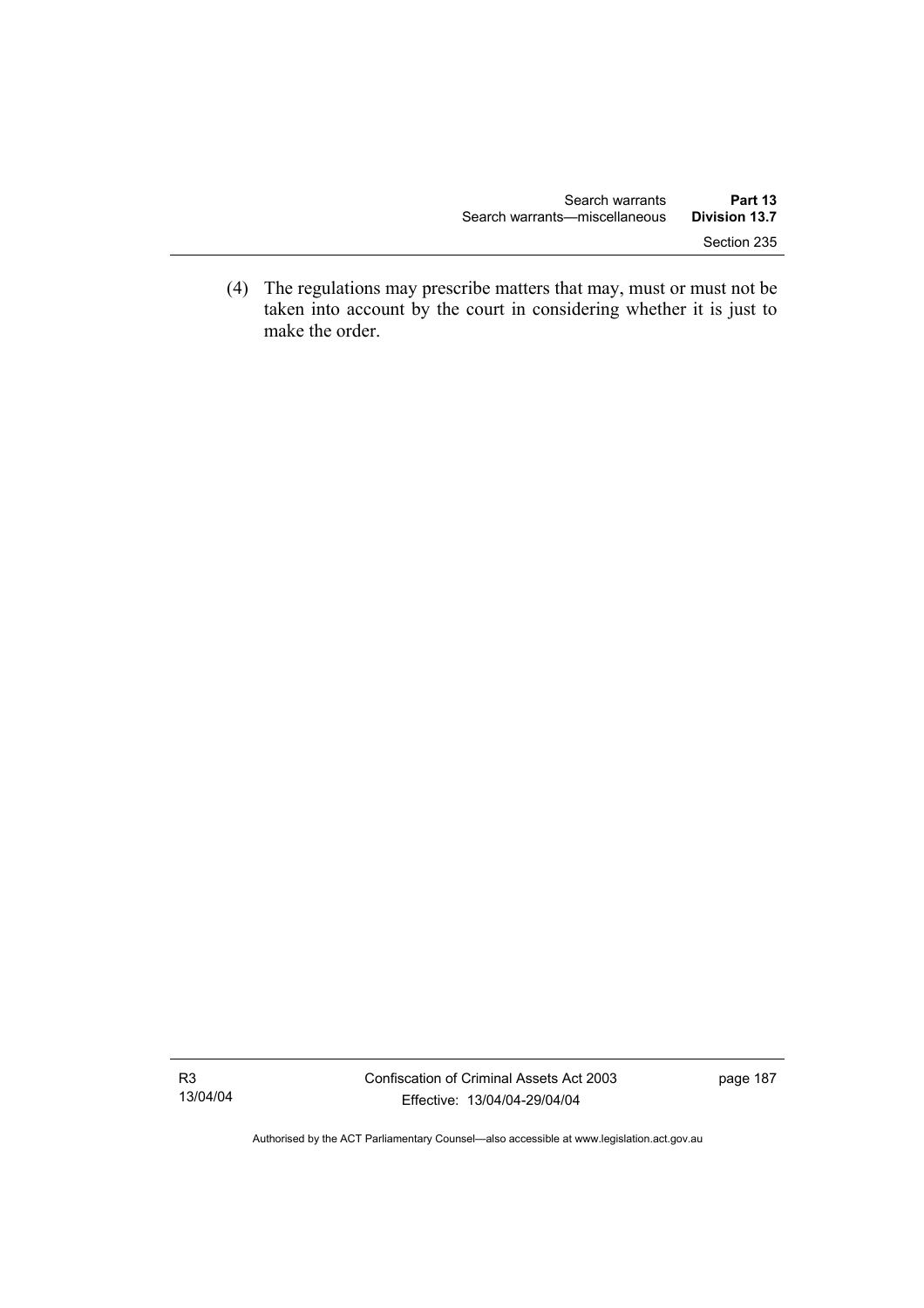(4) The regulations may prescribe matters that may, must or must not be taken into account by the court in considering whether it is just to make the order.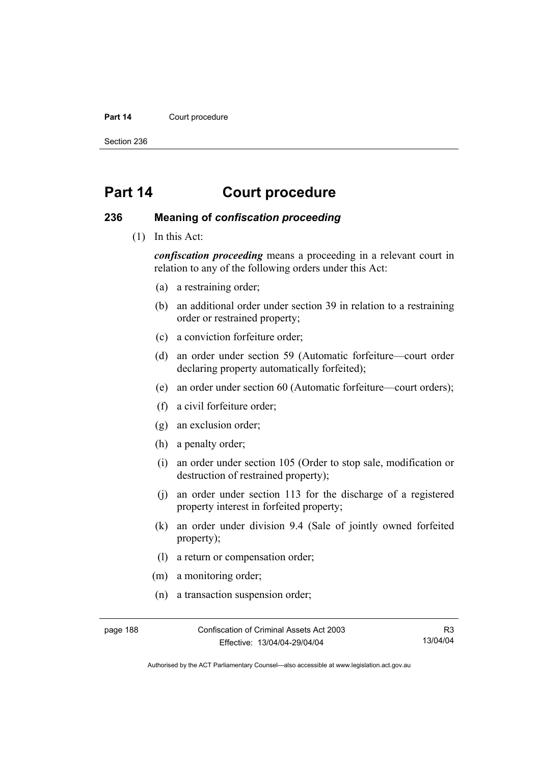# Part 14 Court procedure

## 236 Meaning of *confiscation proceeding*

(1) In this Act:

***confiscation proceeding*** means a proceeding in a relevant court in relation to any of the following orders under this Act:

(a) a restraining order;

(b) an additional order under section 39 in relation to a restraining order or restrained property;

(c) a conviction forfeiture order;

(d) an order under section 59 (Automatic forfeiture—court order declaring property automatically forfeited);

(e) an order under section 60 (Automatic forfeiture—court orders);

(f) a civil forfeiture order;

(g) an exclusion order;

(h) a penalty order;

(i) an order under section 105 (Order to stop sale, modification or destruction of restrained property);

(j) an order under section 113 for the discharge of a registered property interest in forfeited property;

(k) an order under division 9.4 (Sale of jointly owned forfeited property);

(l) a return or compensation order;

(m) a monitoring order;

(n) a transaction suspension order;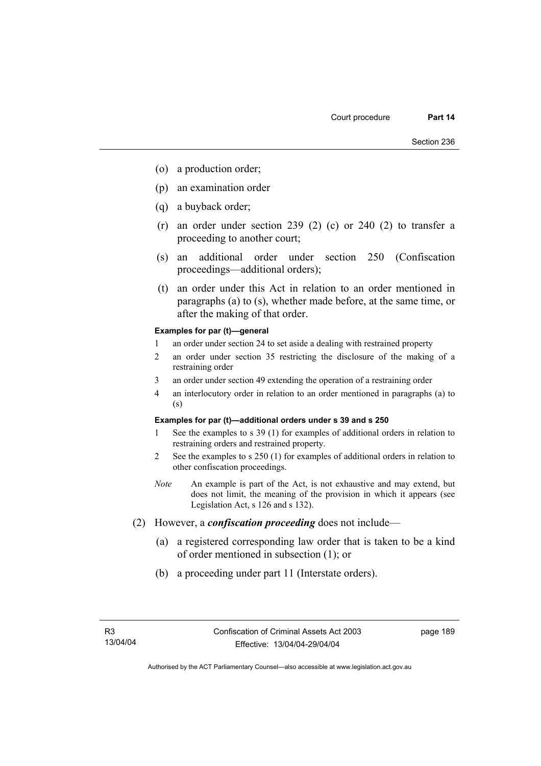(o) a production order;

(p) an examination order

(q) a buyback order;

(r) an order under section 239 (2) (c) or 240 (2) to transfer a proceeding to another court;

(s) an additional order under section 250 (Confiscation proceedings—additional orders);

(t) an order under this Act in relation to an order mentioned in paragraphs (a) to (s), whether made before, at the same time, or after the making of that order.

**Examples for par (t)—general**

1 an order under section 24 to set aside a dealing with restrained property

2 an order under section 35 restricting the disclosure of the making of a restraining order

3 an order under section 49 extending the operation of a restraining order

4 an interlocutory order in relation to an order mentioned in paragraphs (a) to (s)

**Examples for par (t)—additional orders under s 39 and s 250**

1 See the examples to s 39 (1) for examples of additional orders in relation to restraining orders and restrained property.

2 See the examples to s 250 (1) for examples of additional orders in relation to other confiscation proceedings.

*Note* An example is part of the Act, is not exhaustive and may extend, but does not limit, the meaning of the provision in which it appears (see Legislation Act, s 126 and s 132).

(2) However, a ***confiscation proceeding*** does not include—

(a) a registered corresponding law order that is taken to be a kind of order mentioned in subsection (1); or

(b) a proceeding under part 11 (Interstate orders).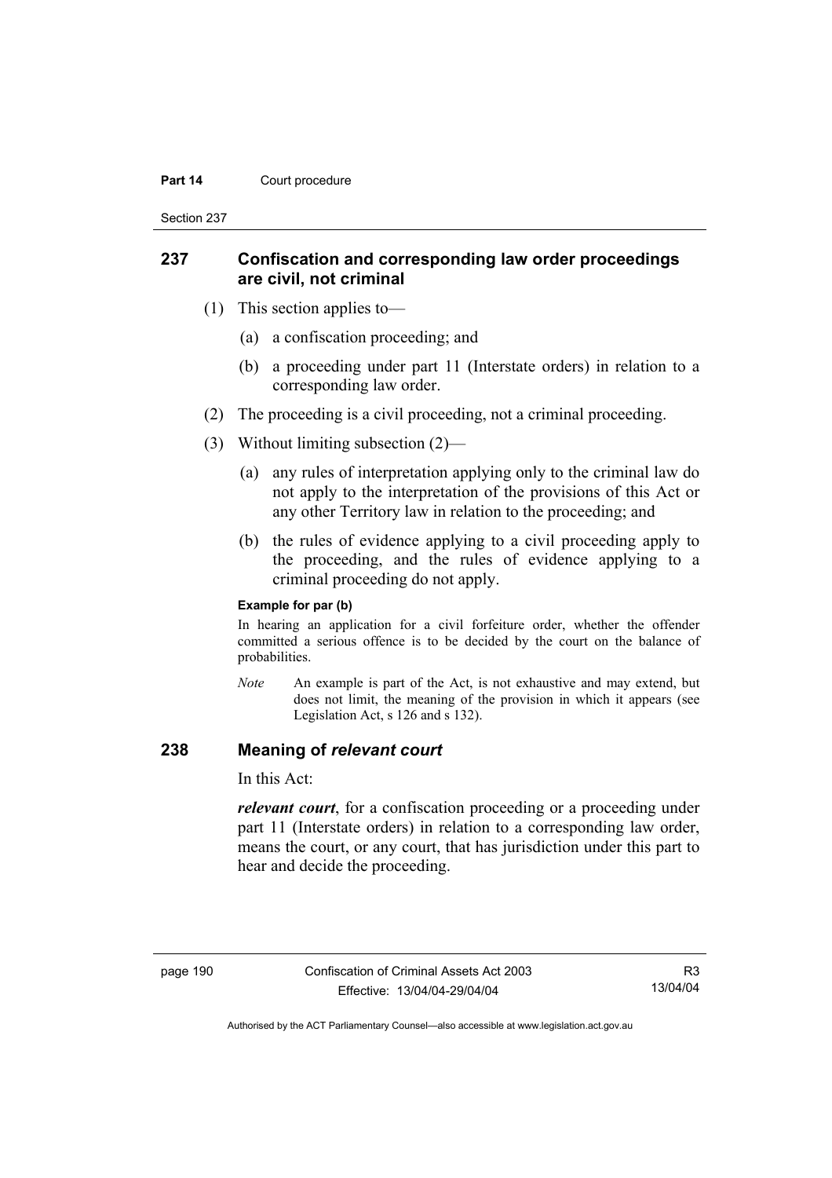## 237 Confiscation and corresponding law order proceedings are civil, not criminal

(1) This section applies to—

(a) a confiscation proceeding; and

(b) a proceeding under part 11 (Interstate orders) in relation to a corresponding law order.

(2) The proceeding is a civil proceeding, not a criminal proceeding.

(3) Without limiting subsection (2)—

(a) any rules of interpretation applying only to the criminal law do not apply to the interpretation of the provisions of this Act or any other Territory law in relation to the proceeding; and

(b) the rules of evidence applying to a civil proceeding apply to the proceeding, and the rules of evidence applying to a criminal proceeding do not apply.

**Example for par (b)**

In hearing an application for a civil forfeiture order, whether the offender committed a serious offence is to be decided by the court on the balance of probabilities.

*Note* An example is part of the Act, is not exhaustive and may extend, but does not limit, the meaning of the provision in which it appears (see Legislation Act, s 126 and s 132).

## 238 Meaning of *relevant court*

In this Act:

***relevant court***, for a confiscation proceeding or a proceeding under part 11 (Interstate orders) in relation to a corresponding law order, means the court, or any court, that has jurisdiction under this part to hear and decide the proceeding.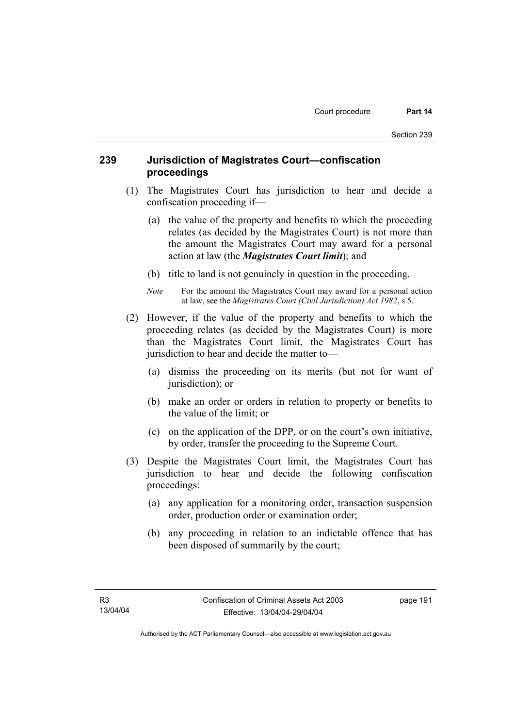## 239 Jurisdiction of Magistrates Court—confiscation proceedings

(1) The Magistrates Court has jurisdiction to hear and decide a confiscation proceeding if—

(a) the value of the property and benefits to which the proceeding relates (as decided by the Magistrates Court) is not more than the amount the Magistrates Court may award for a personal action at law (the ***Magistrates Court limit***); and

(b) title to land is not genuinely in question in the proceeding.

*Note* For the amount the Magistrates Court may award for a personal action at law, see the *Magistrates Court (Civil Jurisdiction) Act 1982*, s 5.

(2) However, if the value of the property and benefits to which the proceeding relates (as decided by the Magistrates Court) is more than the Magistrates Court limit, the Magistrates Court has jurisdiction to hear and decide the matter to—

(a) dismiss the proceeding on its merits (but not for want of jurisdiction); or

(b) make an order or orders in relation to property or benefits to the value of the limit; or

(c) on the application of the DPP, or on the court's own initiative, by order, transfer the proceeding to the Supreme Court.

(3) Despite the Magistrates Court limit, the Magistrates Court has jurisdiction to hear and decide the following confiscation proceedings:

(a) any application for a monitoring order, transaction suspension order, production order or examination order;

(b) any proceeding in relation to an indictable offence that has been disposed of summarily by the court;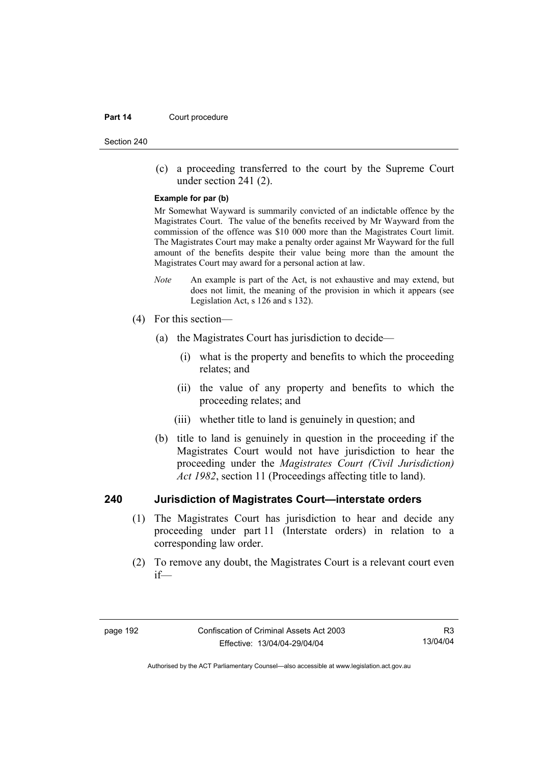(c) a proceeding transferred to the court by the Supreme Court under section 241 (2).

**Example for par (b)**

Mr Somewhat Wayward is summarily convicted of an indictable offence by the Magistrates Court. The value of the benefits received by Mr Wayward from the commission of the offence was $10 000 more than the Magistrates Court limit. The Magistrates Court may make a penalty order against Mr Wayward for the full amount of the benefits despite their value being more than the amount the Magistrates Court may award for a personal action at law.

*Note* An example is part of the Act, is not exhaustive and may extend, but does not limit, the meaning of the provision in which it appears (see Legislation Act, s 126 and s 132).

(4) For this section—

(a) the Magistrates Court has jurisdiction to decide—

(i) what is the property and benefits to which the proceeding relates; and

(ii) the value of any property and benefits to which the proceeding relates; and

(iii) whether title to land is genuinely in question; and

(b) title to land is genuinely in question in the proceeding if the Magistrates Court would not have jurisdiction to hear the proceeding under the *Magistrates Court (Civil Jurisdiction) Act 1982*, section 11 (Proceedings affecting title to land).

## 240 Jurisdiction of Magistrates Court—interstate orders

(1) The Magistrates Court has jurisdiction to hear and decide any proceeding under part 11 (Interstate orders) in relation to a corresponding law order.

(2) To remove any doubt, the Magistrates Court is a relevant court even if—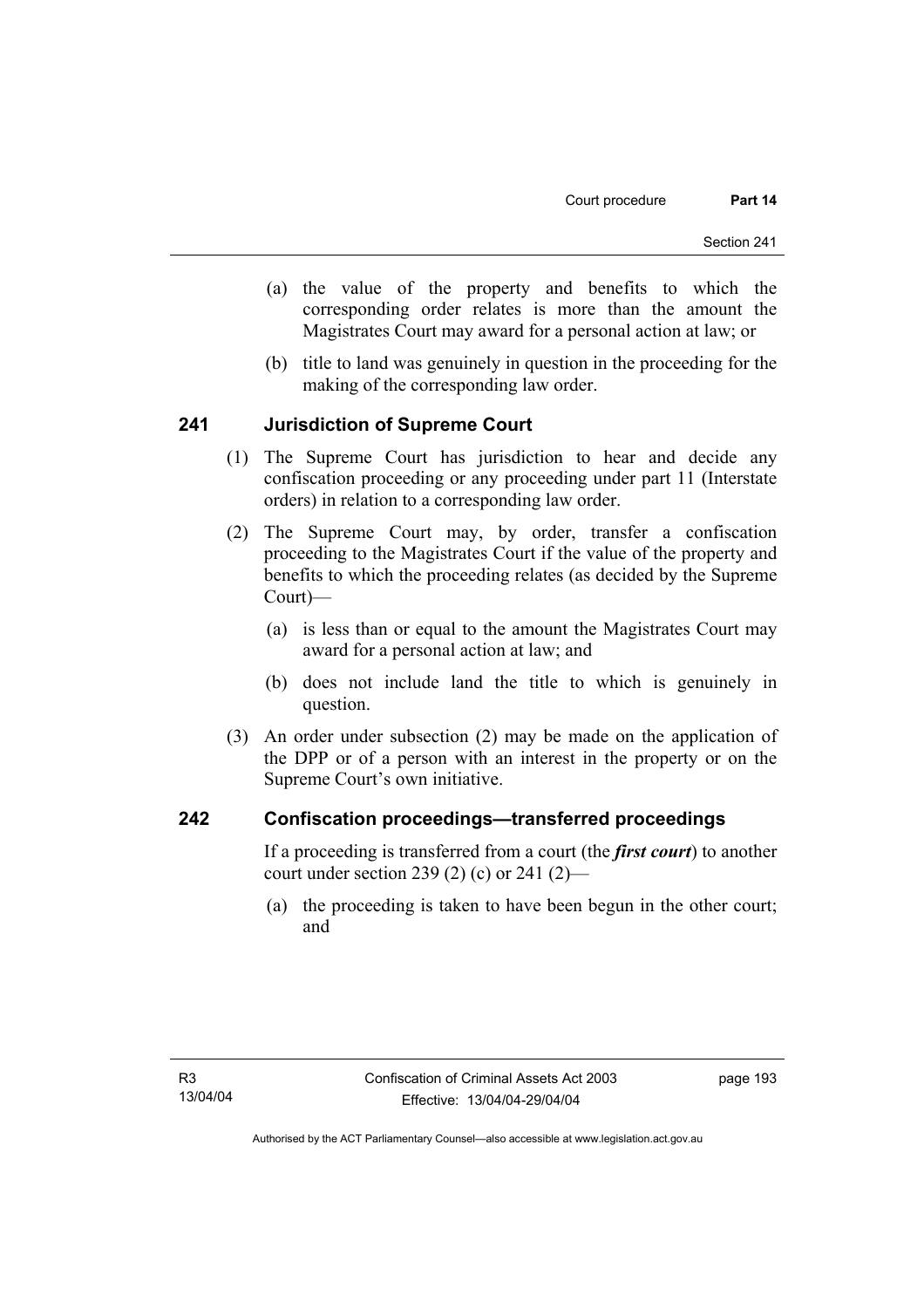(a) the value of the property and benefits to which the corresponding order relates is more than the amount the Magistrates Court may award for a personal action at law; or

(b) title to land was genuinely in question in the proceeding for the making of the corresponding law order.

## 241 Jurisdiction of Supreme Court

(1) The Supreme Court has jurisdiction to hear and decide any confiscation proceeding or any proceeding under part 11 (Interstate orders) in relation to a corresponding law order.

(2) The Supreme Court may, by order, transfer a confiscation proceeding to the Magistrates Court if the value of the property and benefits to which the proceeding relates (as decided by the Supreme Court)—

(a) is less than or equal to the amount the Magistrates Court may award for a personal action at law; and

(b) does not include land the title to which is genuinely in question.

(3) An order under subsection (2) may be made on the application of the DPP or of a person with an interest in the property or on the Supreme Court's own initiative.

## 242 Confiscation proceedings—transferred proceedings

If a proceeding is transferred from a court (the ***first court***) to another court under section 239 (2) (c) or 241 (2)—

(a) the proceeding is taken to have been begun in the other court; and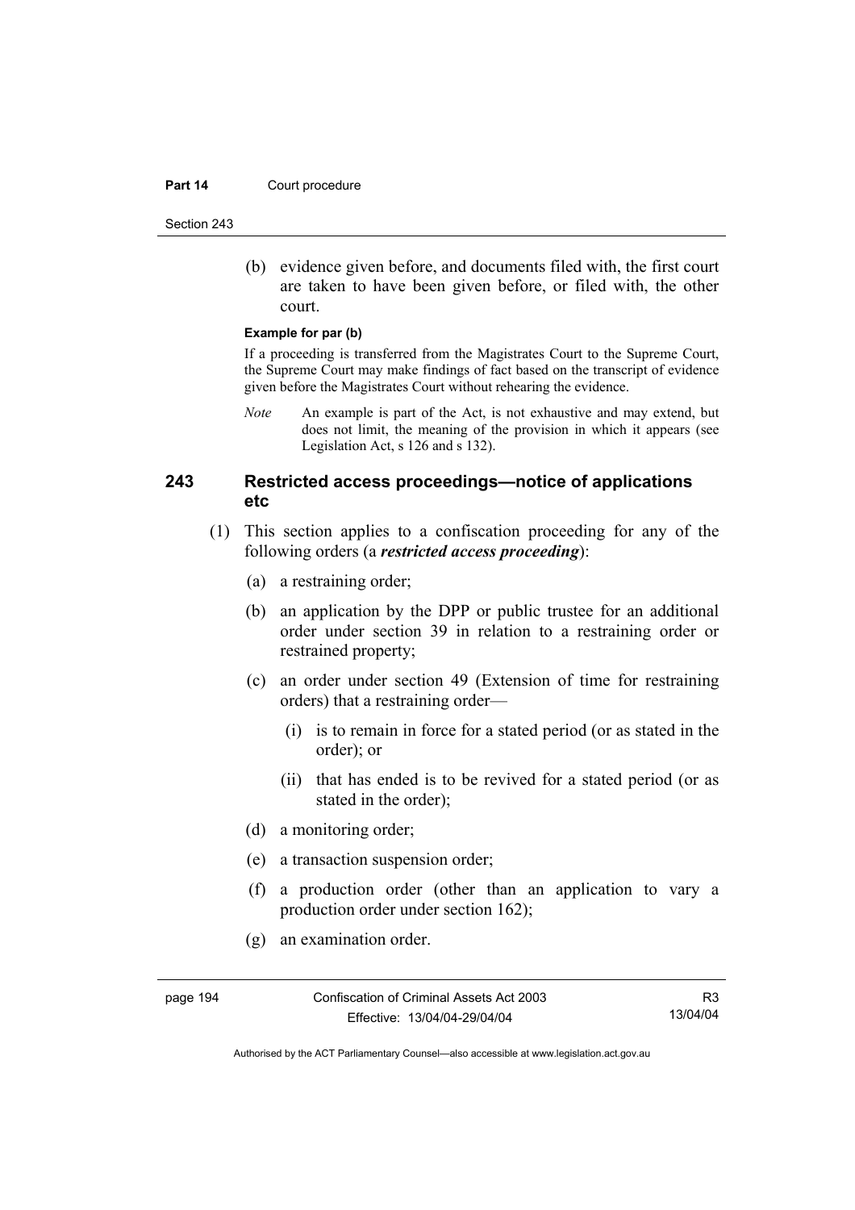(b) evidence given before, and documents filed with, the first court are taken to have been given before, or filed with, the other court.

**Example for par (b)**

If a proceeding is transferred from the Magistrates Court to the Supreme Court, the Supreme Court may make findings of fact based on the transcript of evidence given before the Magistrates Court without rehearing the evidence.

*Note* An example is part of the Act, is not exhaustive and may extend, but does not limit, the meaning of the provision in which it appears (see Legislation Act, s 126 and s 132).

## 243 Restricted access proceedings—notice of applications etc

(1) This section applies to a confiscation proceeding for any of the following orders (a ***restricted access proceeding***):

(a) a restraining order;

(b) an application by the DPP or public trustee for an additional order under section 39 in relation to a restraining order or restrained property;

(c) an order under section 49 (Extension of time for restraining orders) that a restraining order—

(i) is to remain in force for a stated period (or as stated in the order); or

(ii) that has ended is to be revived for a stated period (or as stated in the order);

(d) a monitoring order;

(e) a transaction suspension order;

(f) a production order (other than an application to vary a production order under section 162);

(g) an examination order.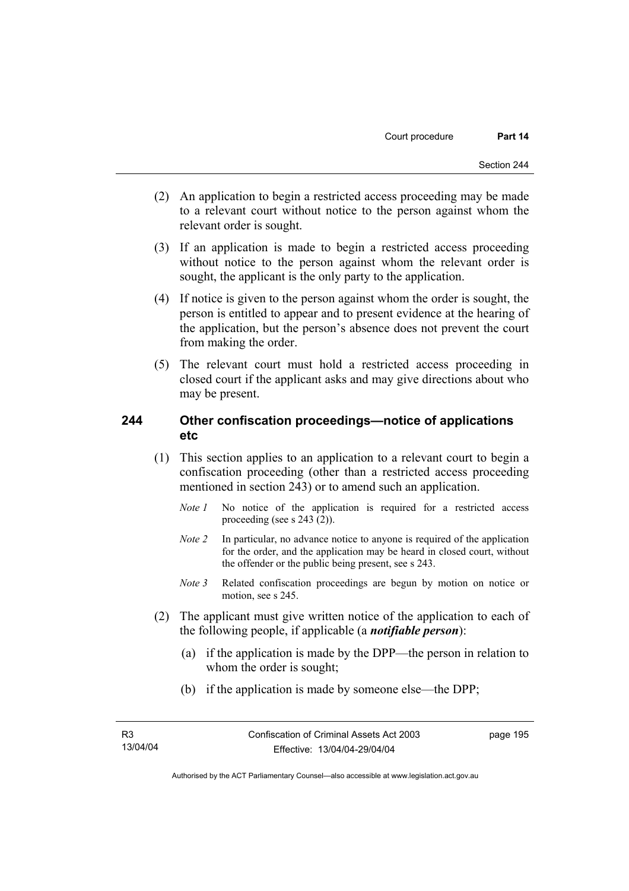(2) An application to begin a restricted access proceeding may be made to a relevant court without notice to the person against whom the relevant order is sought.

(3) If an application is made to begin a restricted access proceeding without notice to the person against whom the relevant order is sought, the applicant is the only party to the application.

(4) If notice is given to the person against whom the order is sought, the person is entitled to appear and to present evidence at the hearing of the application, but the person's absence does not prevent the court from making the order.

(5) The relevant court must hold a restricted access proceeding in closed court if the applicant asks and may give directions about who may be present.

## 244 Other confiscation proceedings—notice of applications etc

(1) This section applies to an application to a relevant court to begin a confiscation proceeding (other than a restricted access proceeding mentioned in section 243) or to amend such an application.

*Note 1* No notice of the application is required for a restricted access proceeding (see s 243 (2)).

*Note 2* In particular, no advance notice to anyone is required of the application for the order, and the application may be heard in closed court, without the offender or the public being present, see s 243.

*Note 3* Related confiscation proceedings are begun by motion on notice or motion, see s 245.

(2) The applicant must give written notice of the application to each of the following people, if applicable (a ***notifiable person***):

(a) if the application is made by the DPP—the person in relation to whom the order is sought;

(b) if the application is made by someone else—the DPP;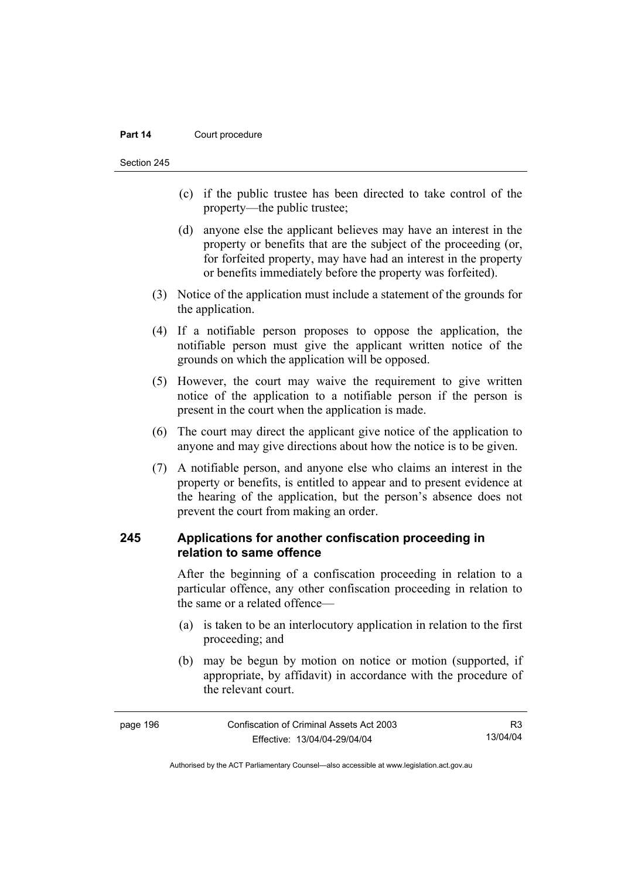(c) if the public trustee has been directed to take control of the property—the public trustee;

(d) anyone else the applicant believes may have an interest in the property or benefits that are the subject of the proceeding (or, for forfeited property, may have had an interest in the property or benefits immediately before the property was forfeited).

(3) Notice of the application must include a statement of the grounds for the application.

(4) If a notifiable person proposes to oppose the application, the notifiable person must give the applicant written notice of the grounds on which the application will be opposed.

(5) However, the court may waive the requirement to give written notice of the application to a notifiable person if the person is present in the court when the application is made.

(6) The court may direct the applicant give notice of the application to anyone and may give directions about how the notice is to be given.

(7) A notifiable person, and anyone else who claims an interest in the property or benefits, is entitled to appear and to present evidence at the hearing of the application, but the person's absence does not prevent the court from making an order.

## 245 Applications for another confiscation proceeding in relation to same offence

After the beginning of a confiscation proceeding in relation to a particular offence, any other confiscation proceeding in relation to the same or a related offence—

(a) is taken to be an interlocutory application in relation to the first proceeding; and

(b) may be begun by motion on notice or motion (supported, if appropriate, by affidavit) in accordance with the procedure of the relevant court.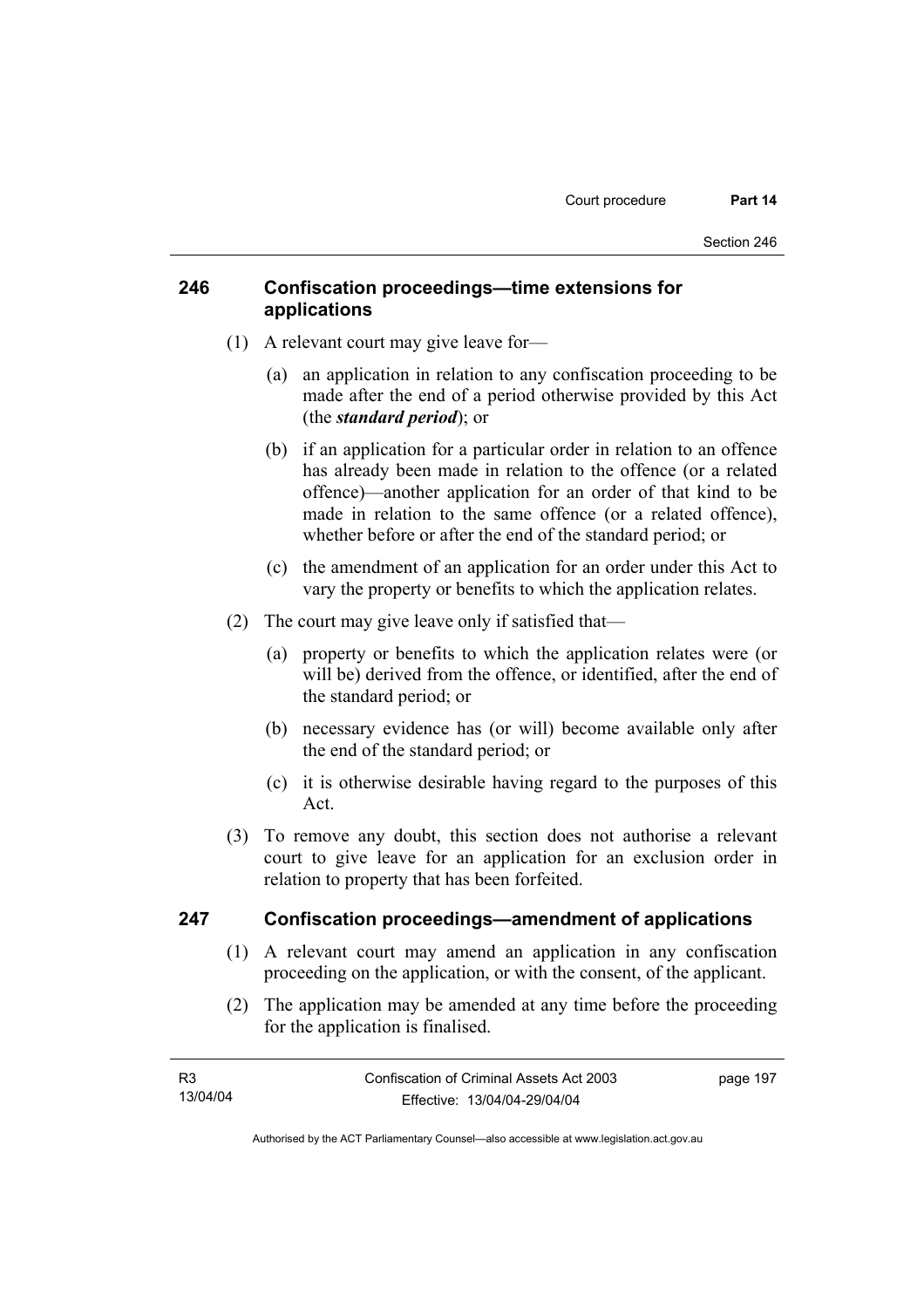## 246 Confiscation proceedings—time extensions for applications

(1) A relevant court may give leave for—

(a) an application in relation to any confiscation proceeding to be made after the end of a period otherwise provided by this Act (the ***standard period***); or

(b) if an application for a particular order in relation to an offence has already been made in relation to the offence (or a related offence)—another application for an order of that kind to be made in relation to the same offence (or a related offence), whether before or after the end of the standard period; or

(c) the amendment of an application for an order under this Act to vary the property or benefits to which the application relates.

(2) The court may give leave only if satisfied that—

(a) property or benefits to which the application relates were (or will be) derived from the offence, or identified, after the end of the standard period; or

(b) necessary evidence has (or will) become available only after the end of the standard period; or

(c) it is otherwise desirable having regard to the purposes of this Act.

(3) To remove any doubt, this section does not authorise a relevant court to give leave for an application for an exclusion order in relation to property that has been forfeited.

## 247 Confiscation proceedings—amendment of applications

(1) A relevant court may amend an application in any confiscation proceeding on the application, or with the consent, of the applicant.

(2) The application may be amended at any time before the proceeding for the application is finalised.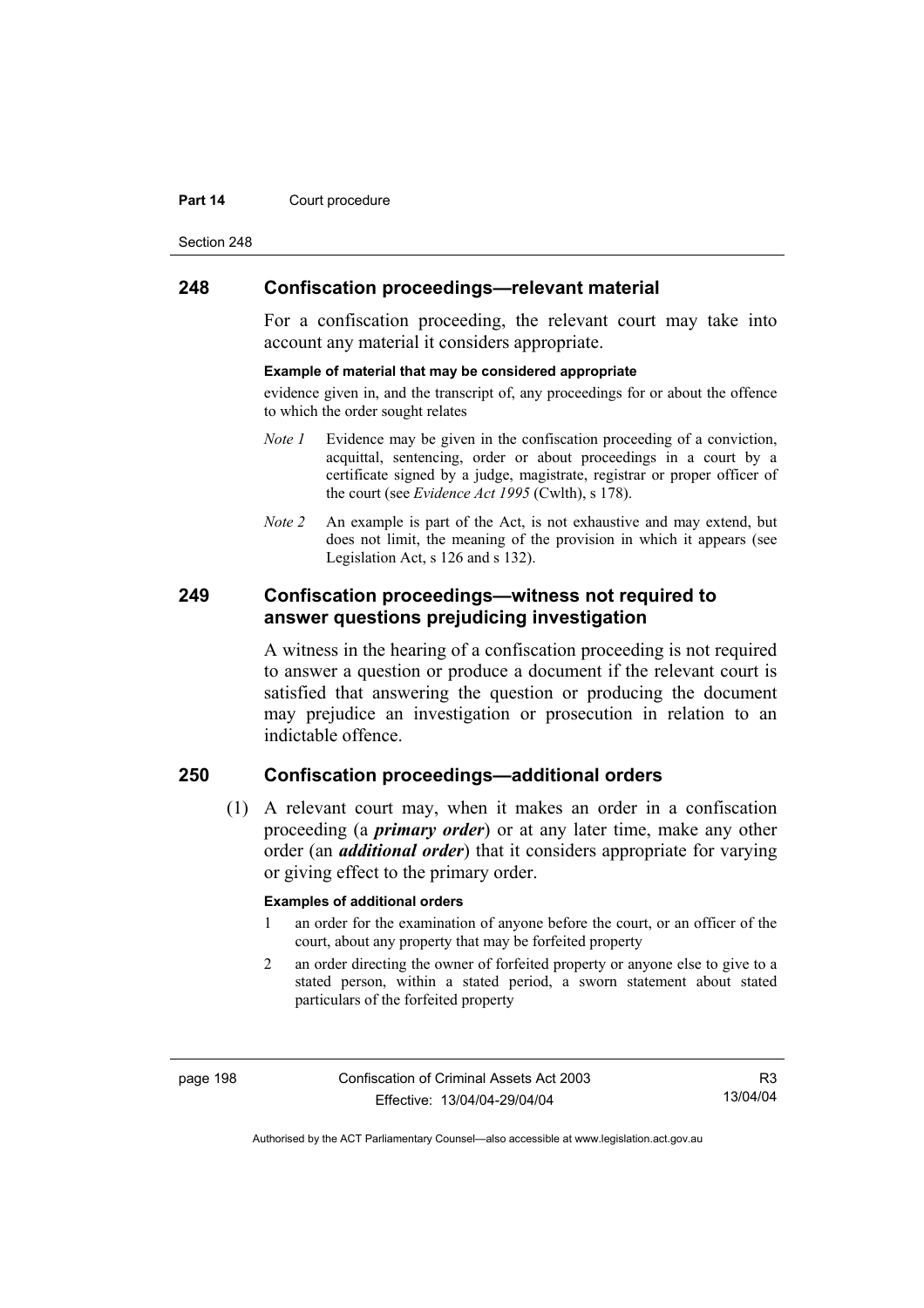## 248 Confiscation proceedings—relevant material

For a confiscation proceeding, the relevant court may take into account any material it considers appropriate.

**Example of material that may be considered appropriate**

evidence given in, and the transcript of, any proceedings for or about the offence to which the order sought relates

*Note 1* Evidence may be given in the confiscation proceeding of a conviction, acquittal, sentencing, order or about proceedings in a court by a certificate signed by a judge, magistrate, registrar or proper officer of the court (see *Evidence Act 1995* (Cwlth), s 178).

*Note 2* An example is part of the Act, is not exhaustive and may extend, but does not limit, the meaning of the provision in which it appears (see Legislation Act, s 126 and s 132).

## 249 Confiscation proceedings—witness not required to answer questions prejudicing investigation

A witness in the hearing of a confiscation proceeding is not required to answer a question or produce a document if the relevant court is satisfied that answering the question or producing the document may prejudice an investigation or prosecution in relation to an indictable offence.

## 250 Confiscation proceedings—additional orders

(1) A relevant court may, when it makes an order in a confiscation proceeding (a ***primary order***) or at any later time, make any other order (an ***additional order***) that it considers appropriate for varying or giving effect to the primary order.

**Examples of additional orders**

1 an order for the examination of anyone before the court, or an officer of the court, about any property that may be forfeited property

2 an order directing the owner of forfeited property or anyone else to give to a stated person, within a stated period, a sworn statement about stated particulars of the forfeited property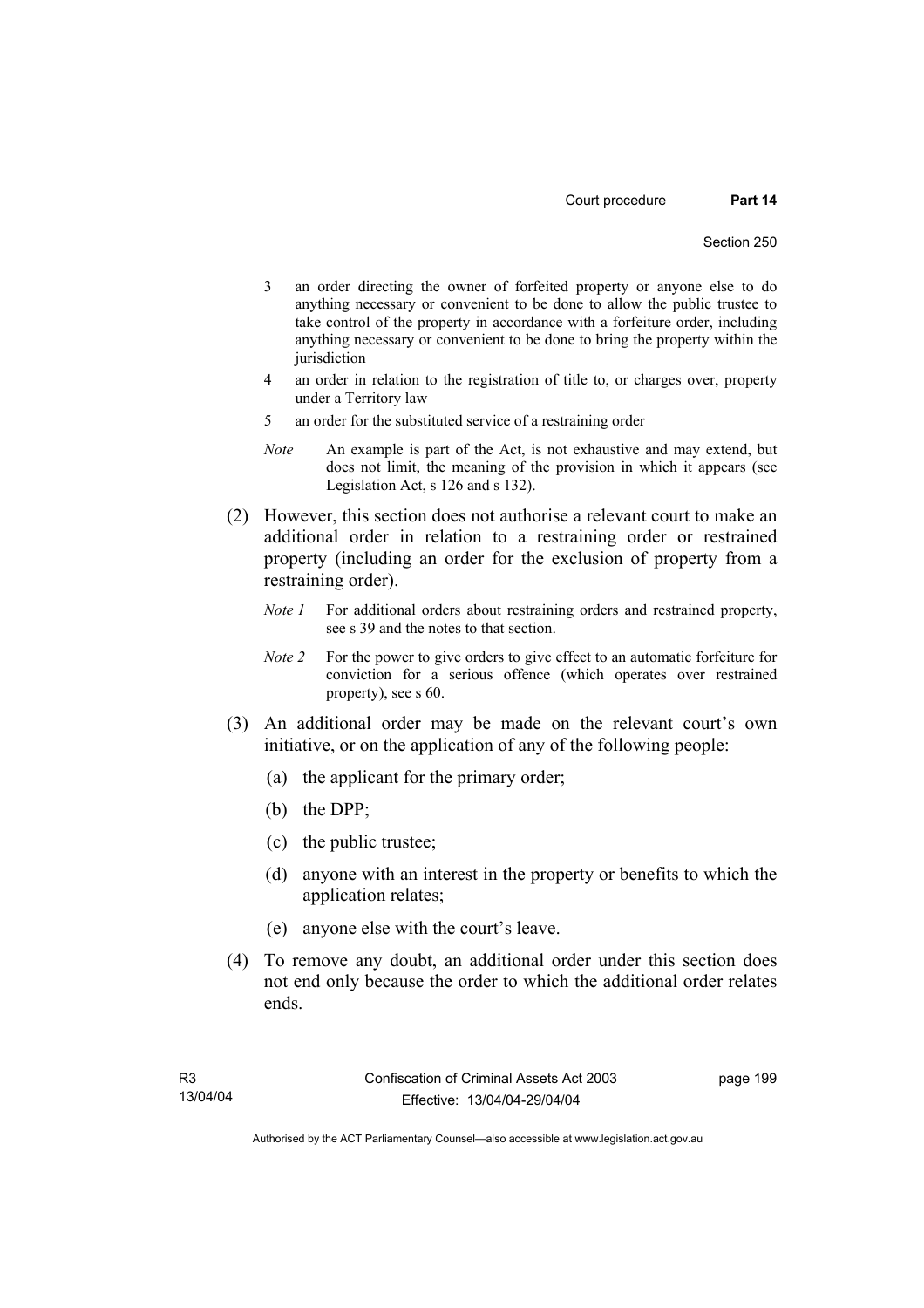3 an order directing the owner of forfeited property or anyone else to do anything necessary or convenient to be done to allow the public trustee to take control of the property in accordance with a forfeiture order, including anything necessary or convenient to be done to bring the property within the jurisdiction

4 an order in relation to the registration of title to, or charges over, property under a Territory law

5 an order for the substituted service of a restraining order

*Note* An example is part of the Act, is not exhaustive and may extend, but does not limit, the meaning of the provision in which it appears (see Legislation Act, s 126 and s 132).

(2) However, this section does not authorise a relevant court to make an additional order in relation to a restraining order or restrained property (including an order for the exclusion of property from a restraining order).

*Note 1* For additional orders about restraining orders and restrained property, see s 39 and the notes to that section.

*Note 2* For the power to give orders to give effect to an automatic forfeiture for conviction for a serious offence (which operates over restrained property), see s 60.

(3) An additional order may be made on the relevant court's own initiative, or on the application of any of the following people:

(a) the applicant for the primary order;

(b) the DPP;

(c) the public trustee;

(d) anyone with an interest in the property or benefits to which the application relates;

(e) anyone else with the court's leave.

(4) To remove any doubt, an additional order under this section does not end only because the order to which the additional order relates ends.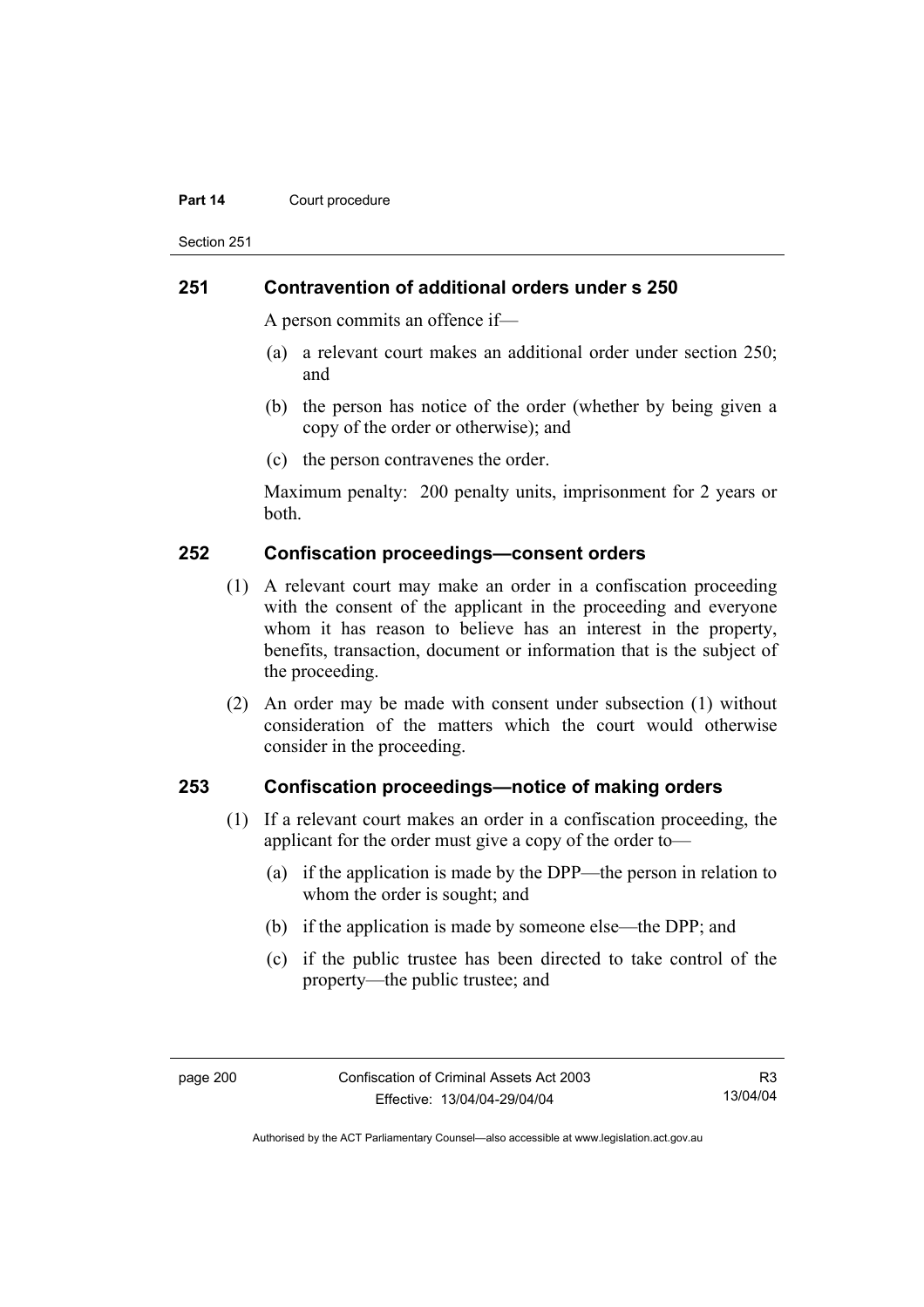## 251 Contravention of additional orders under s 250

A person commits an offence if—

(a) a relevant court makes an additional order under section 250; and

(b) the person has notice of the order (whether by being given a copy of the order or otherwise); and

(c) the person contravenes the order.

Maximum penalty: 200 penalty units, imprisonment for 2 years or both.

## 252 Confiscation proceedings—consent orders

(1) A relevant court may make an order in a confiscation proceeding with the consent of the applicant in the proceeding and everyone whom it has reason to believe has an interest in the property, benefits, transaction, document or information that is the subject of the proceeding.

(2) An order may be made with consent under subsection (1) without consideration of the matters which the court would otherwise consider in the proceeding.

## 253 Confiscation proceedings—notice of making orders

(1) If a relevant court makes an order in a confiscation proceeding, the applicant for the order must give a copy of the order to—

(a) if the application is made by the DPP—the person in relation to whom the order is sought; and

(b) if the application is made by someone else—the DPP; and

(c) if the public trustee has been directed to take control of the property—the public trustee; and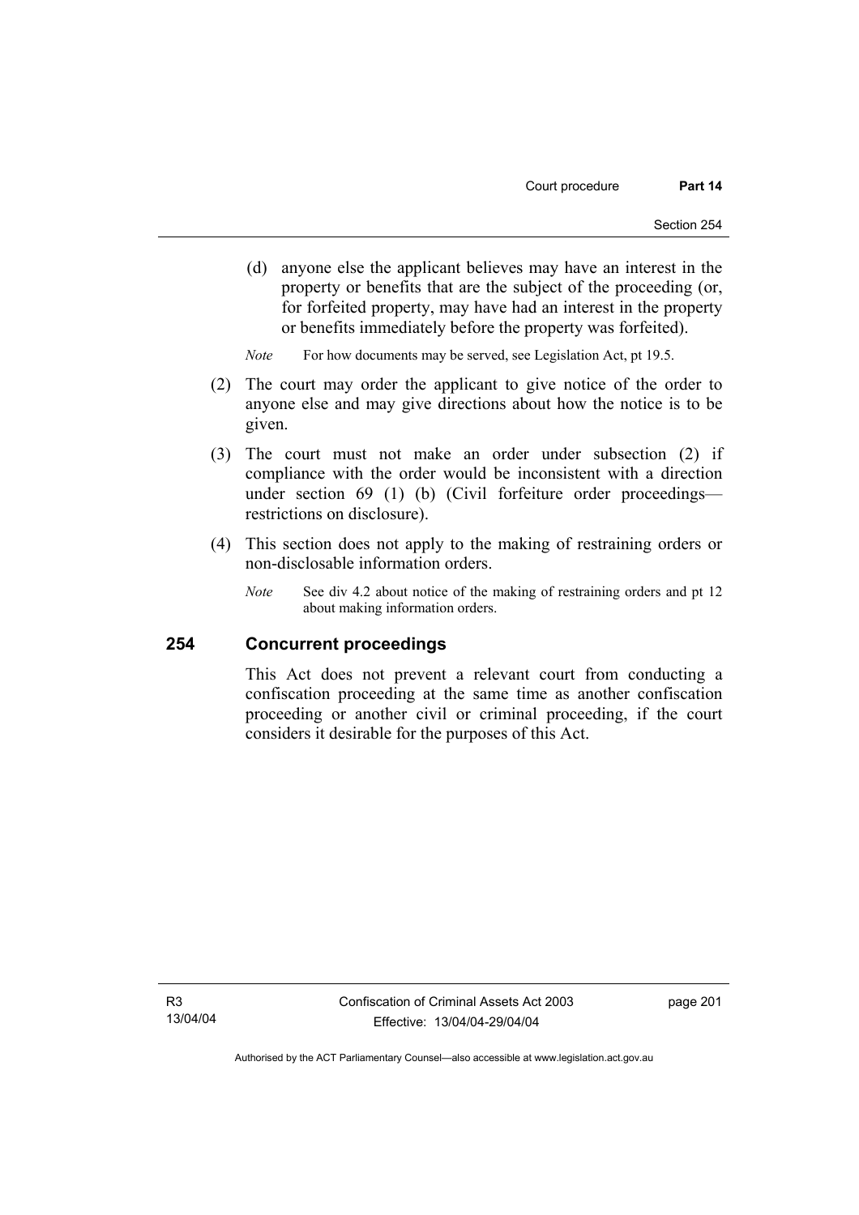(d) anyone else the applicant believes may have an interest in the property or benefits that are the subject of the proceeding (or, for forfeited property, may have had an interest in the property or benefits immediately before the property was forfeited).

*Note* For how documents may be served, see Legislation Act, pt 19.5.

(2) The court may order the applicant to give notice of the order to anyone else and may give directions about how the notice is to be given.

(3) The court must not make an order under subsection (2) if compliance with the order would be inconsistent with a direction under section 69 (1) (b) (Civil forfeiture order proceedings—restrictions on disclosure).

(4) This section does not apply to the making of restraining orders or non-disclosable information orders.

*Note* See div 4.2 about notice of the making of restraining orders and pt 12 about making information orders.

## 254 Concurrent proceedings

This Act does not prevent a relevant court from conducting a confiscation proceeding at the same time as another confiscation proceeding or another civil or criminal proceeding, if the court considers it desirable for the purposes of this Act.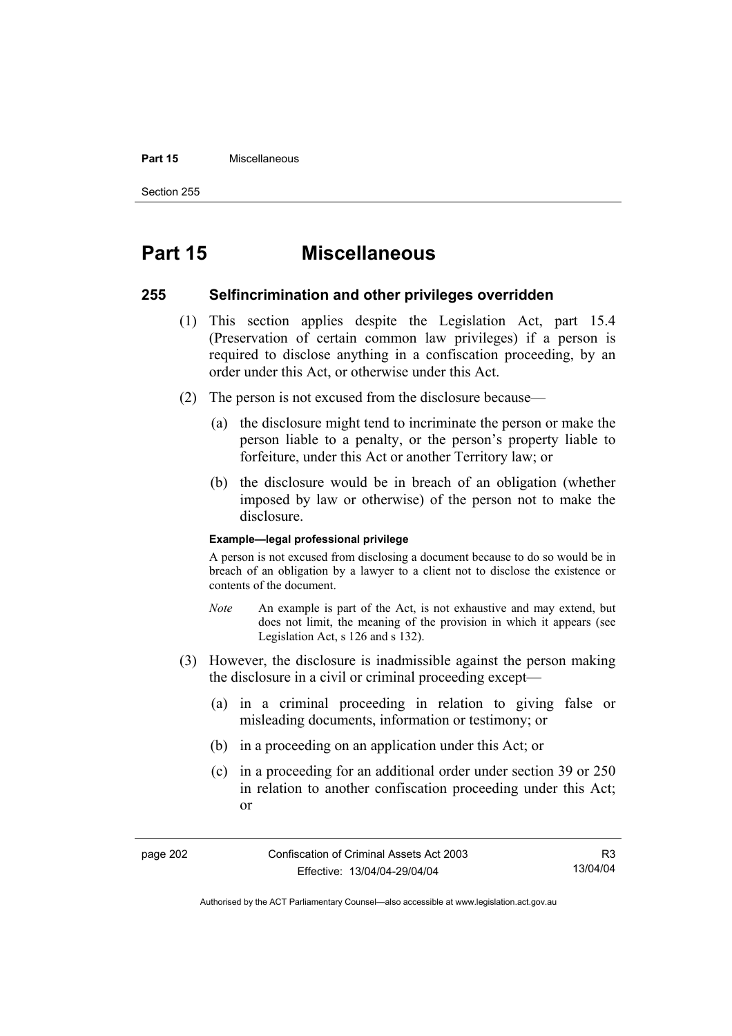# Part 15 Miscellaneous

## 255 Selfincrimination and other privileges overridden

(1) This section applies despite the Legislation Act, part 15.4 (Preservation of certain common law privileges) if a person is required to disclose anything in a confiscation proceeding, by an order under this Act, or otherwise under this Act.

(2) The person is not excused from the disclosure because—

(a) the disclosure might tend to incriminate the person or make the person liable to a penalty, or the person's property liable to forfeiture, under this Act or another Territory law; or

(b) the disclosure would be in breach of an obligation (whether imposed by law or otherwise) of the person not to make the disclosure.

**Example—legal professional privilege**

A person is not excused from disclosing a document because to do so would be in breach of an obligation by a lawyer to a client not to disclose the existence or contents of the document.

*Note* An example is part of the Act, is not exhaustive and may extend, but does not limit, the meaning of the provision in which it appears (see Legislation Act, s 126 and s 132).

(3) However, the disclosure is inadmissible against the person making the disclosure in a civil or criminal proceeding except—

(a) in a criminal proceeding in relation to giving false or misleading documents, information or testimony; or

(b) in a proceeding on an application under this Act; or

(c) in a proceeding for an additional order under section 39 or 250 in relation to another confiscation proceeding under this Act; or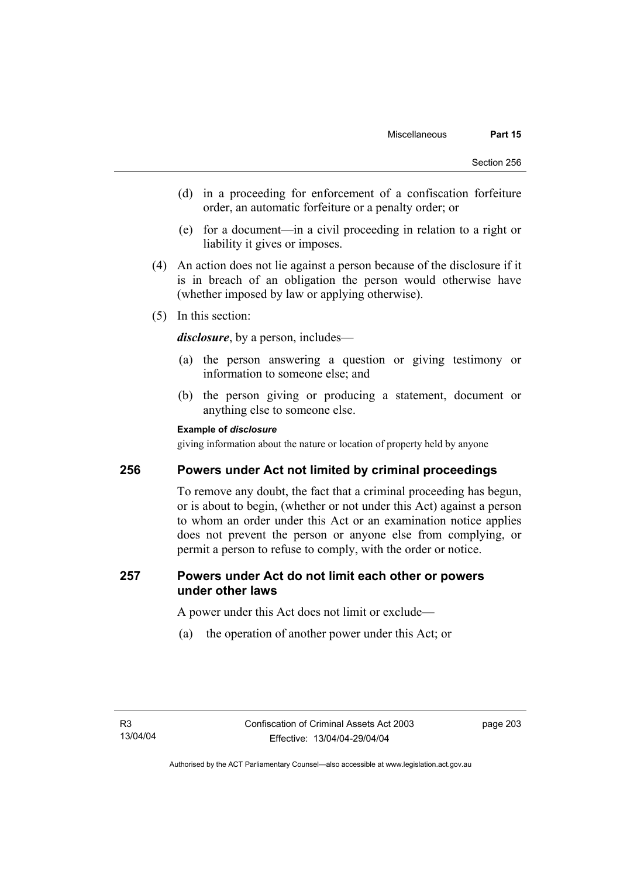(d) in a proceeding for enforcement of a confiscation forfeiture order, an automatic forfeiture or a penalty order; or

(e) for a document—in a civil proceeding in relation to a right or liability it gives or imposes.

(4) An action does not lie against a person because of the disclosure if it is in breach of an obligation the person would otherwise have (whether imposed by law or applying otherwise).

(5) In this section:

***disclosure***, by a person, includes—

(a) the person answering a question or giving testimony or information to someone else; and

(b) the person giving or producing a statement, document or anything else to someone else.

**Example of *disclosure***

giving information about the nature or location of property held by anyone

## 256 Powers under Act not limited by criminal proceedings

To remove any doubt, the fact that a criminal proceeding has begun, or is about to begin, (whether or not under this Act) against a person to whom an order under this Act or an examination notice applies does not prevent the person or anyone else from complying, or permit a person to refuse to comply, with the order or notice.

## 257 Powers under Act do not limit each other or powers under other laws

A power under this Act does not limit or exclude—

(a) the operation of another power under this Act; or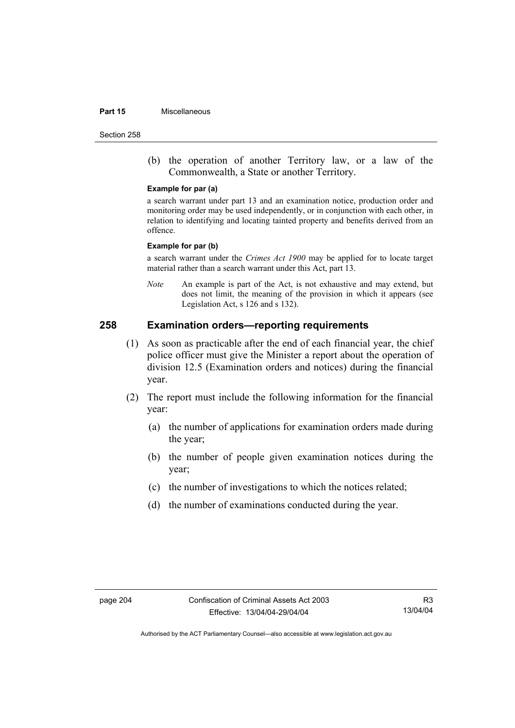(b) the operation of another Territory law, or a law of the Commonwealth, a State or another Territory.

**Example for par (a)**

a search warrant under part 13 and an examination notice, production order and monitoring order may be used independently, or in conjunction with each other, in relation to identifying and locating tainted property and benefits derived from an offence.

**Example for par (b)**

a search warrant under the *Crimes Act 1900* may be applied for to locate target material rather than a search warrant under this Act, part 13.

*Note* An example is part of the Act, is not exhaustive and may extend, but does not limit, the meaning of the provision in which it appears (see Legislation Act, s 126 and s 132).

## 258 Examination orders—reporting requirements

(1) As soon as practicable after the end of each financial year, the chief police officer must give the Minister a report about the operation of division 12.5 (Examination orders and notices) during the financial year.

(2) The report must include the following information for the financial year:

(a) the number of applications for examination orders made during the year;

(b) the number of people given examination notices during the year;

(c) the number of investigations to which the notices related;

(d) the number of examinations conducted during the year.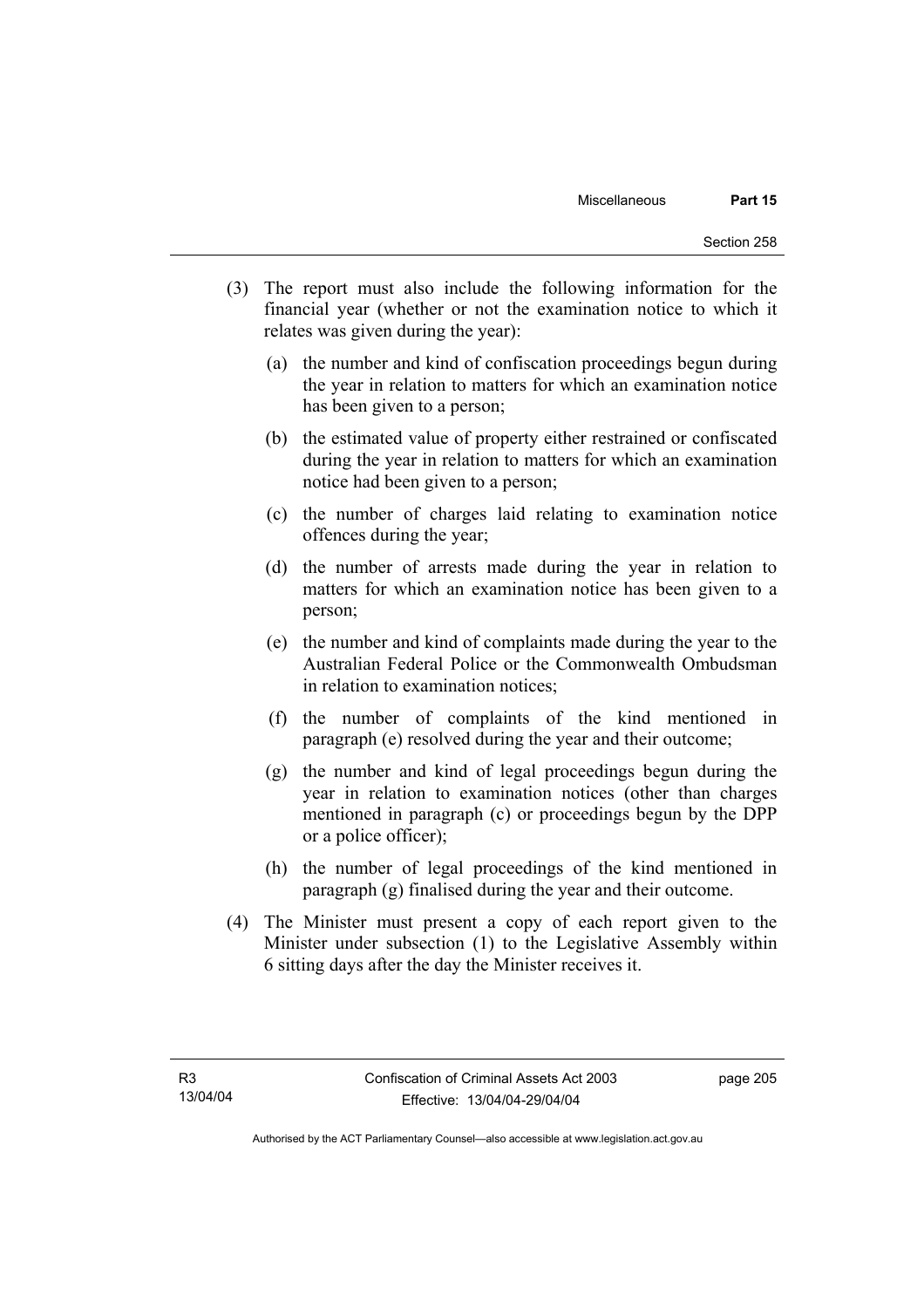(3) The report must also include the following information for the financial year (whether or not the examination notice to which it relates was given during the year):

(a) the number and kind of confiscation proceedings begun during the year in relation to matters for which an examination notice has been given to a person;

(b) the estimated value of property either restrained or confiscated during the year in relation to matters for which an examination notice had been given to a person;

(c) the number of charges laid relating to examination notice offences during the year;

(d) the number of arrests made during the year in relation to matters for which an examination notice has been given to a person;

(e) the number and kind of complaints made during the year to the Australian Federal Police or the Commonwealth Ombudsman in relation to examination notices;

(f) the number of complaints of the kind mentioned in paragraph (e) resolved during the year and their outcome;

(g) the number and kind of legal proceedings begun during the year in relation to examination notices (other than charges mentioned in paragraph (c) or proceedings begun by the DPP or a police officer);

(h) the number of legal proceedings of the kind mentioned in paragraph (g) finalised during the year and their outcome.

(4) The Minister must present a copy of each report given to the Minister under subsection (1) to the Legislative Assembly within 6 sitting days after the day the Minister receives it.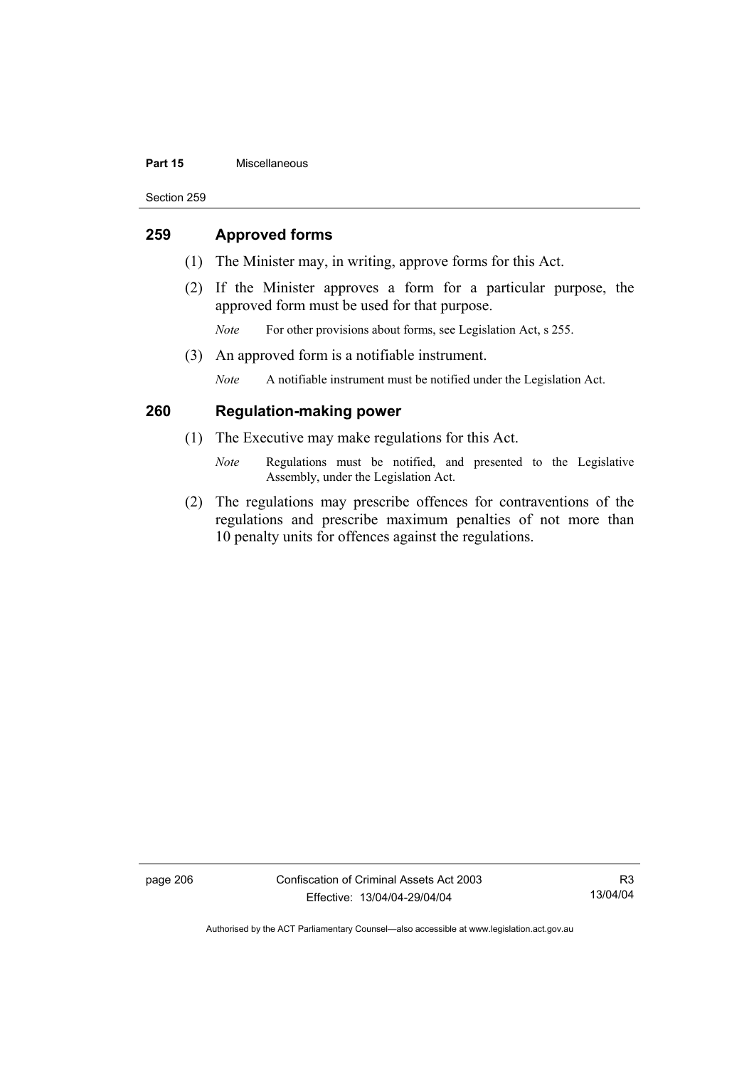## 259 Approved forms

(1) The Minister may, in writing, approve forms for this Act.

(2) If the Minister approves a form for a particular purpose, the approved form must be used for that purpose.

*Note* For other provisions about forms, see Legislation Act, s 255.

(3) An approved form is a notifiable instrument.

*Note* A notifiable instrument must be notified under the Legislation Act.

## 260 Regulation-making power

(1) The Executive may make regulations for this Act.

*Note* Regulations must be notified, and presented to the Legislative Assembly, under the Legislation Act.

(2) The regulations may prescribe offences for contraventions of the regulations and prescribe maximum penalties of not more than 10 penalty units for offences against the regulations.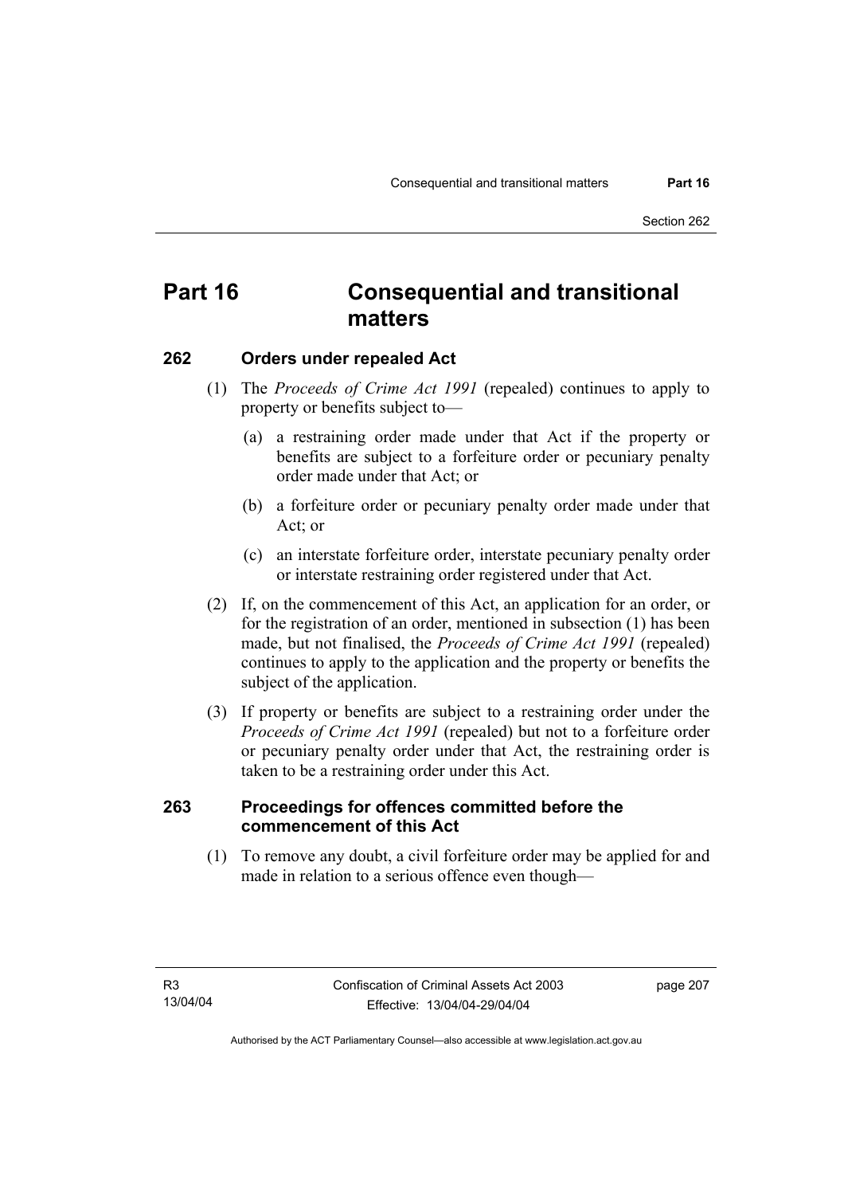# Part 16 Consequential and transitional matters

## 262 Orders under repealed Act

(1) The *Proceeds of Crime Act 1991* (repealed) continues to apply to property or benefits subject to—

(a) a restraining order made under that Act if the property or benefits are subject to a forfeiture order or pecuniary penalty order made under that Act; or

(b) a forfeiture order or pecuniary penalty order made under that Act; or

(c) an interstate forfeiture order, interstate pecuniary penalty order or interstate restraining order registered under that Act.

(2) If, on the commencement of this Act, an application for an order, or for the registration of an order, mentioned in subsection (1) has been made, but not finalised, the *Proceeds of Crime Act 1991* (repealed) continues to apply to the application and the property or benefits the subject of the application.

(3) If property or benefits are subject to a restraining order under the *Proceeds of Crime Act 1991* (repealed) but not to a forfeiture order or pecuniary penalty order under that Act, the restraining order is taken to be a restraining order under this Act.

## 263 Proceedings for offences committed before the commencement of this Act

(1) To remove any doubt, a civil forfeiture order may be applied for and made in relation to a serious offence even though—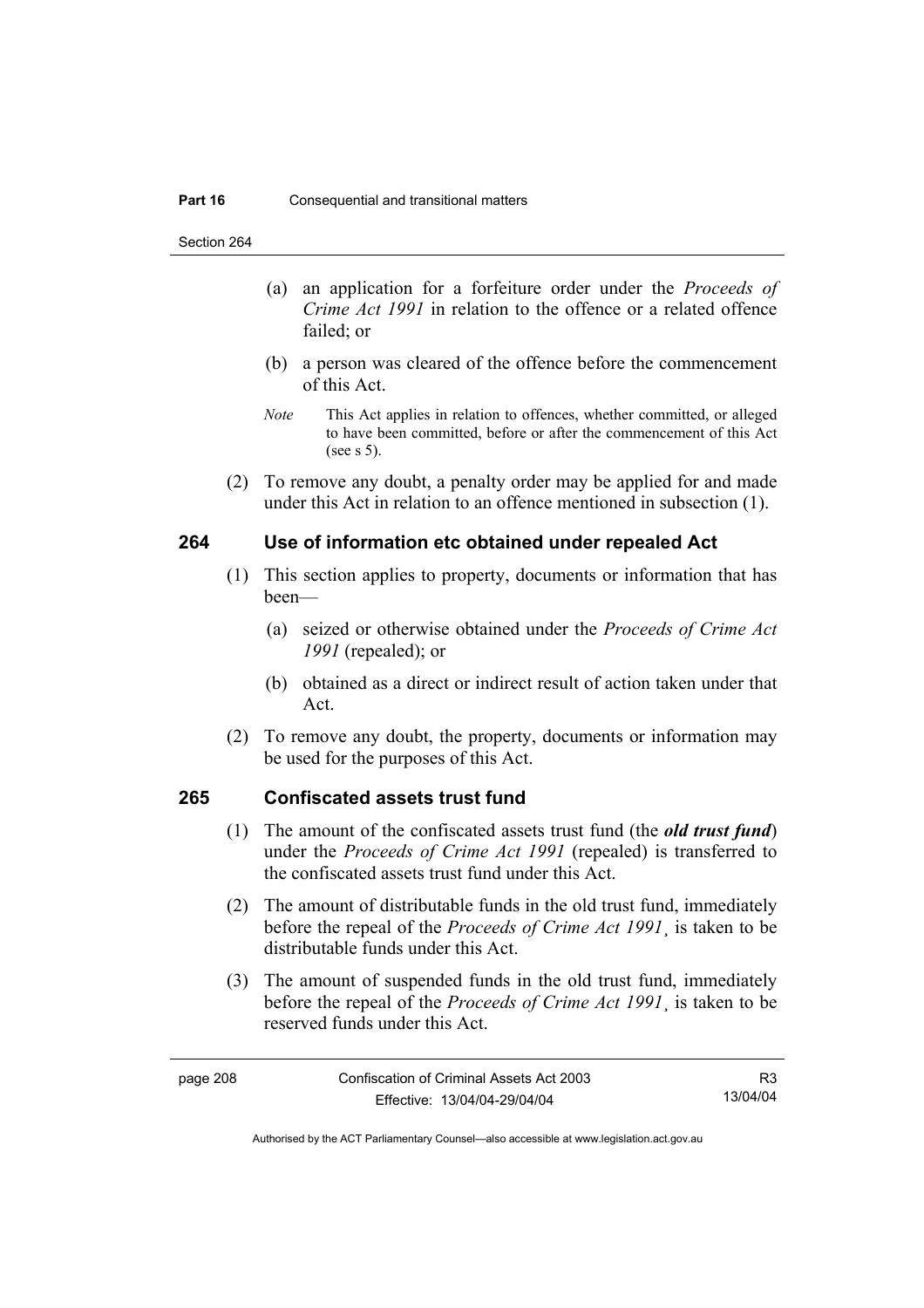(a) an application for a forfeiture order under the *Proceeds of Crime Act 1991* in relation to the offence or a related offence failed; or

(b) a person was cleared of the offence before the commencement of this Act.

*Note* This Act applies in relation to offences, whether committed, or alleged to have been committed, before or after the commencement of this Act (see s 5).

(2) To remove any doubt, a penalty order may be applied for and made under this Act in relation to an offence mentioned in subsection (1).

## 264 Use of information etc obtained under repealed Act

(1) This section applies to property, documents or information that has been—

(a) seized or otherwise obtained under the *Proceeds of Crime Act 1991* (repealed); or

(b) obtained as a direct or indirect result of action taken under that Act.

(2) To remove any doubt, the property, documents or information may be used for the purposes of this Act.

## 265 Confiscated assets trust fund

(1) The amount of the confiscated assets trust fund (the ***old trust fund***) under the *Proceeds of Crime Act 1991* (repealed) is transferred to the confiscated assets trust fund under this Act.

(2) The amount of distributable funds in the old trust fund, immediately before the repeal of the *Proceeds of Crime Act 1991*¸ is taken to be distributable funds under this Act.

(3) The amount of suspended funds in the old trust fund, immediately before the repeal of the *Proceeds of Crime Act 1991*¸ is taken to be reserved funds under this Act.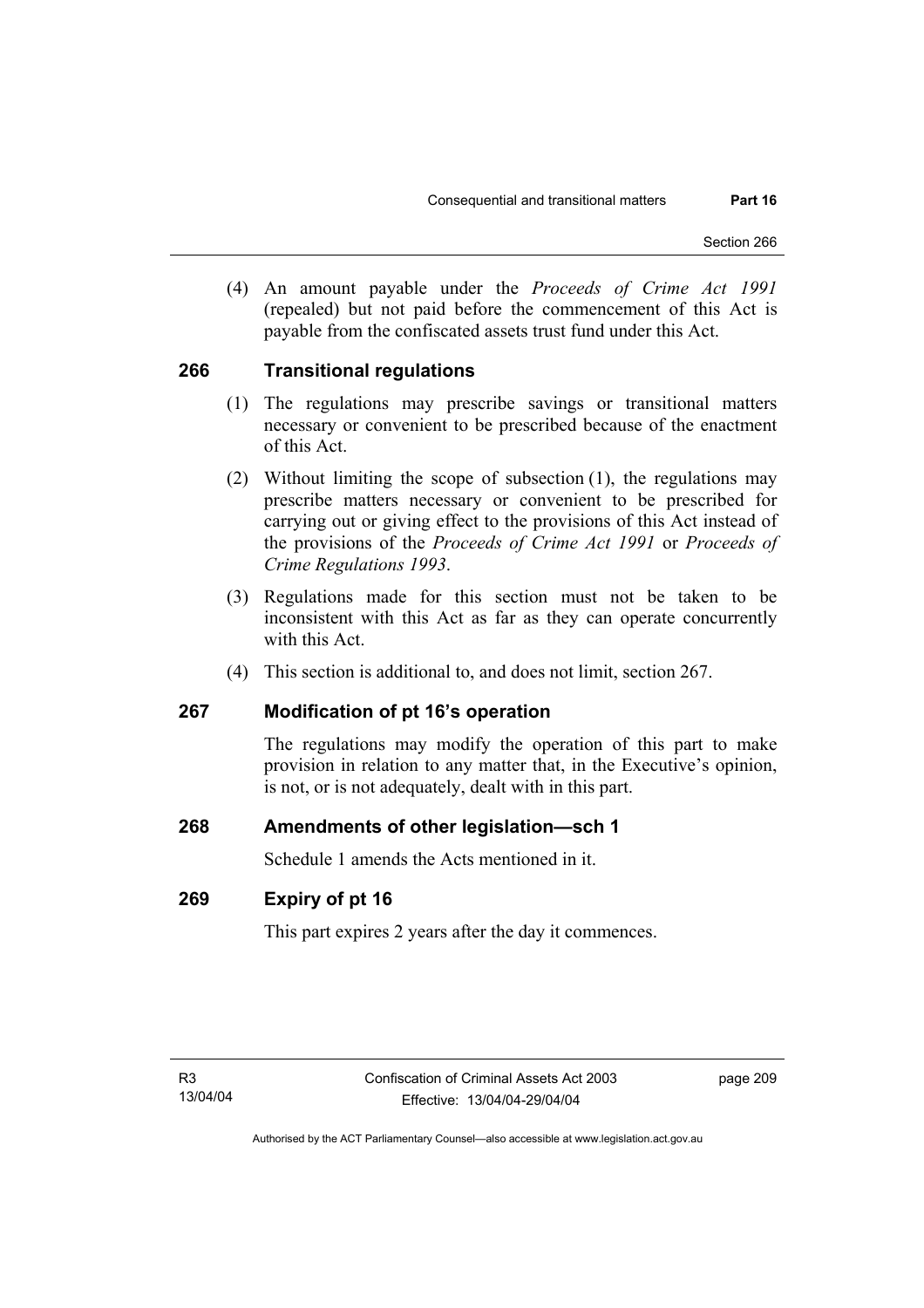(4) An amount payable under the *Proceeds of Crime Act 1991* (repealed) but not paid before the commencement of this Act is payable from the confiscated assets trust fund under this Act.

## 266 Transitional regulations

(1) The regulations may prescribe savings or transitional matters necessary or convenient to be prescribed because of the enactment of this Act.

(2) Without limiting the scope of subsection (1), the regulations may prescribe matters necessary or convenient to be prescribed for carrying out or giving effect to the provisions of this Act instead of the provisions of the *Proceeds of Crime Act 1991* or *Proceeds of Crime Regulations 1993*.

(3) Regulations made for this section must not be taken to be inconsistent with this Act as far as they can operate concurrently with this Act.

(4) This section is additional to, and does not limit, section 267.

## 267 Modification of pt 16's operation

The regulations may modify the operation of this part to make provision in relation to any matter that, in the Executive's opinion, is not, or is not adequately, dealt with in this part.

## 268 Amendments of other legislation—sch 1

Schedule 1 amends the Acts mentioned in it.

## 269 Expiry of pt 16

This part expires 2 years after the day it commences.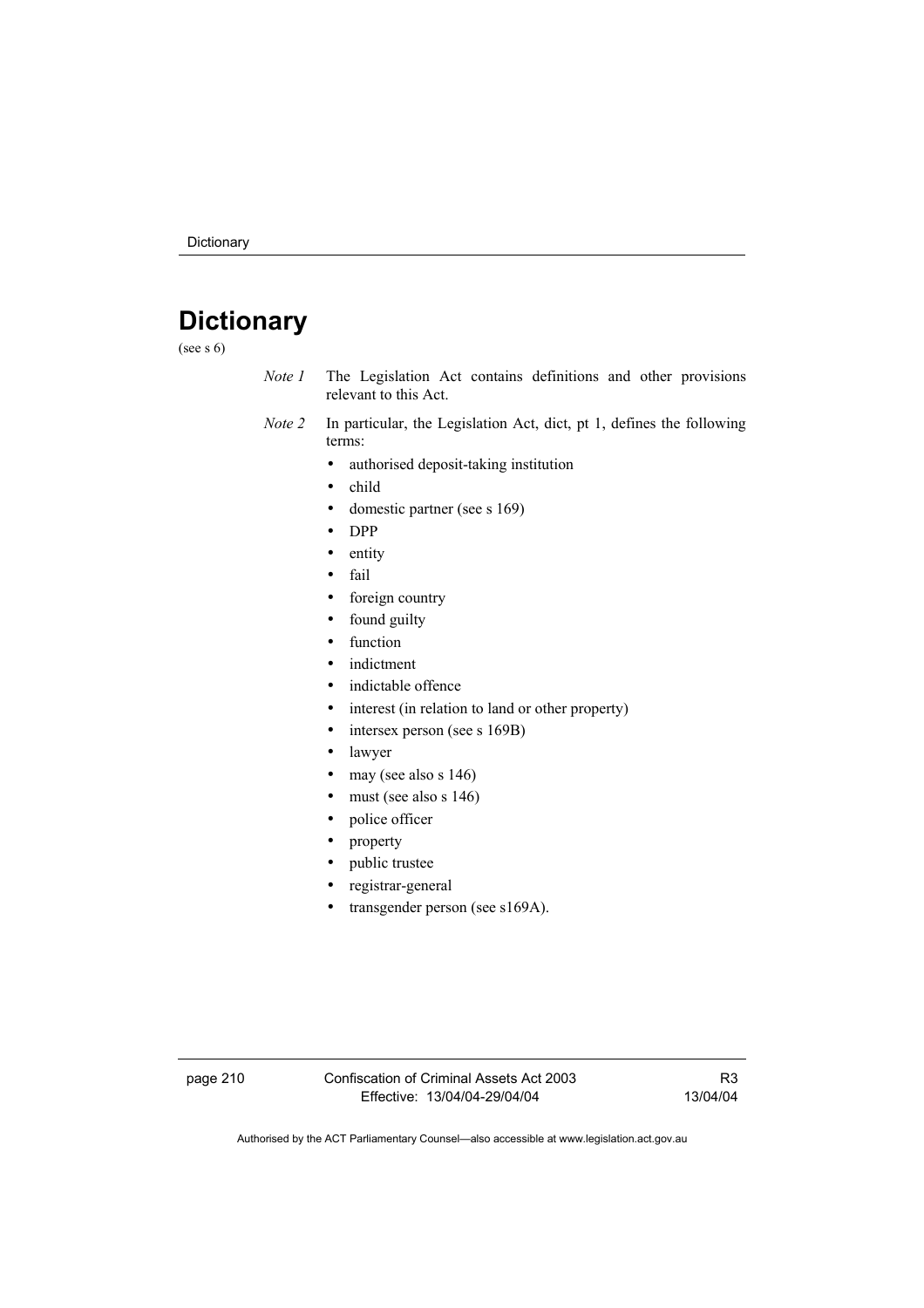# Dictionary

(see s 6)

*Note 1* The Legislation Act contains definitions and other provisions relevant to this Act.

*Note 2* In particular, the Legislation Act, dict, pt 1, defines the following terms:

- authorised deposit-taking institution
- child
- domestic partner (see s 169)
- DPP
- entity
- fail
- foreign country
- found guilty
- function
- indictment
- indictable offence
- interest (in relation to land or other property)
- intersex person (see s 169B)
- lawyer
- may (see also s 146)
- must (see also s 146)
- police officer
- property
- public trustee
- registrar-general
- transgender person (see s169A).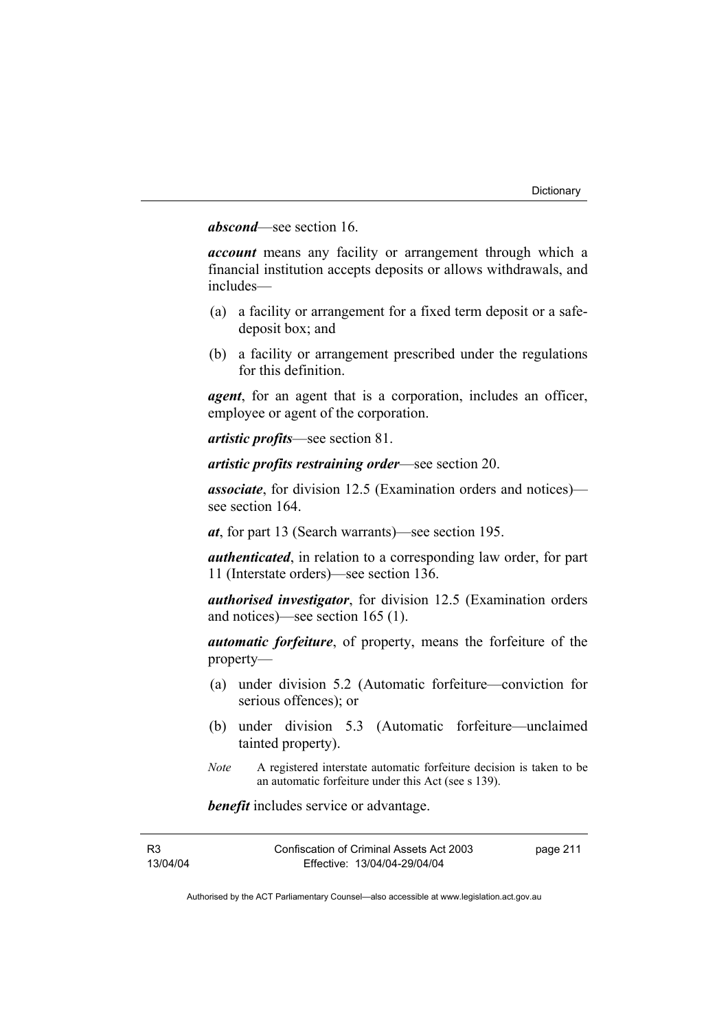***abscond***—see section 16.

***account*** means any facility or arrangement through which a financial institution accepts deposits or allows withdrawals, and includes—

(a) a facility or arrangement for a fixed term deposit or a safe-deposit box; and

(b) a facility or arrangement prescribed under the regulations for this definition.

***agent***, for an agent that is a corporation, includes an officer, employee or agent of the corporation.

***artistic profits***—see section 81.

***artistic profits restraining order***—see section 20.

***associate***, for division 12.5 (Examination orders and notices)—see section 164.

***at***, for part 13 (Search warrants)—see section 195.

***authenticated***, in relation to a corresponding law order, for part 11 (Interstate orders)—see section 136.

***authorised investigator***, for division 12.5 (Examination orders and notices)—see section 165 (1).

***automatic forfeiture***, of property, means the forfeiture of the property—

(a) under division 5.2 (Automatic forfeiture—conviction for serious offences); or

(b) under division 5.3 (Automatic forfeiture—unclaimed tainted property).

*Note* A registered interstate automatic forfeiture decision is taken to be an automatic forfeiture under this Act (see s 139).

***benefit*** includes service or advantage.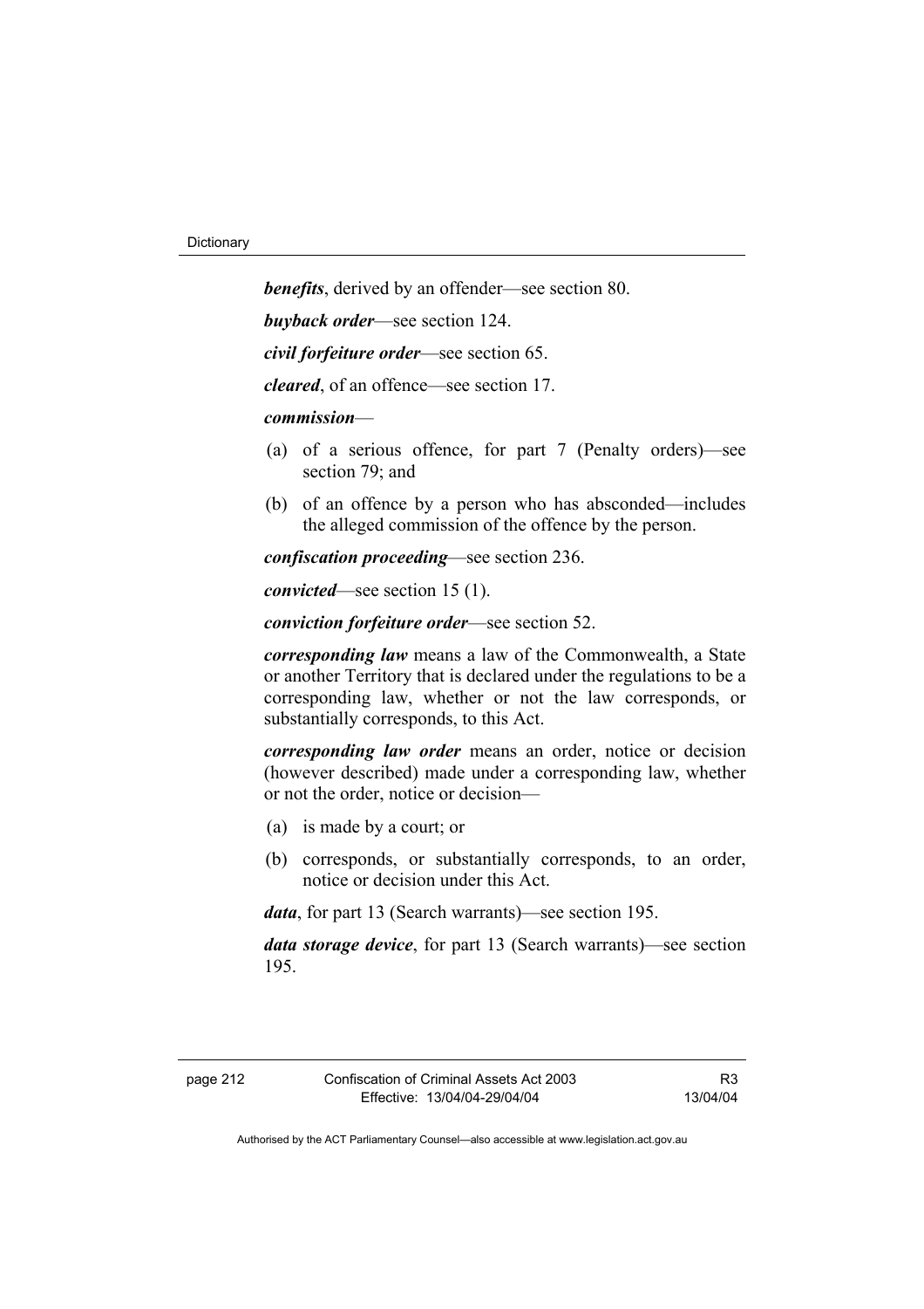***benefits***, derived by an offender—see section 80.

***buyback order***—see section 124.

***civil forfeiture order***—see section 65.

***cleared***, of an offence—see section 17.

***commission***—

(a) of a serious offence, for part 7 (Penalty orders)—see section 79; and

(b) of an offence by a person who has absconded—includes the alleged commission of the offence by the person.

***confiscation proceeding***—see section 236.

***convicted***—see section 15 (1).

***conviction forfeiture order***—see section 52.

***corresponding law*** means a law of the Commonwealth, a State or another Territory that is declared under the regulations to be a corresponding law, whether or not the law corresponds, or substantially corresponds, to this Act.

***corresponding law order*** means an order, notice or decision (however described) made under a corresponding law, whether or not the order, notice or decision—

(a) is made by a court; or

(b) corresponds, or substantially corresponds, to an order, notice or decision under this Act.

***data***, for part 13 (Search warrants)—see section 195.

***data storage device***, for part 13 (Search warrants)—see section 195.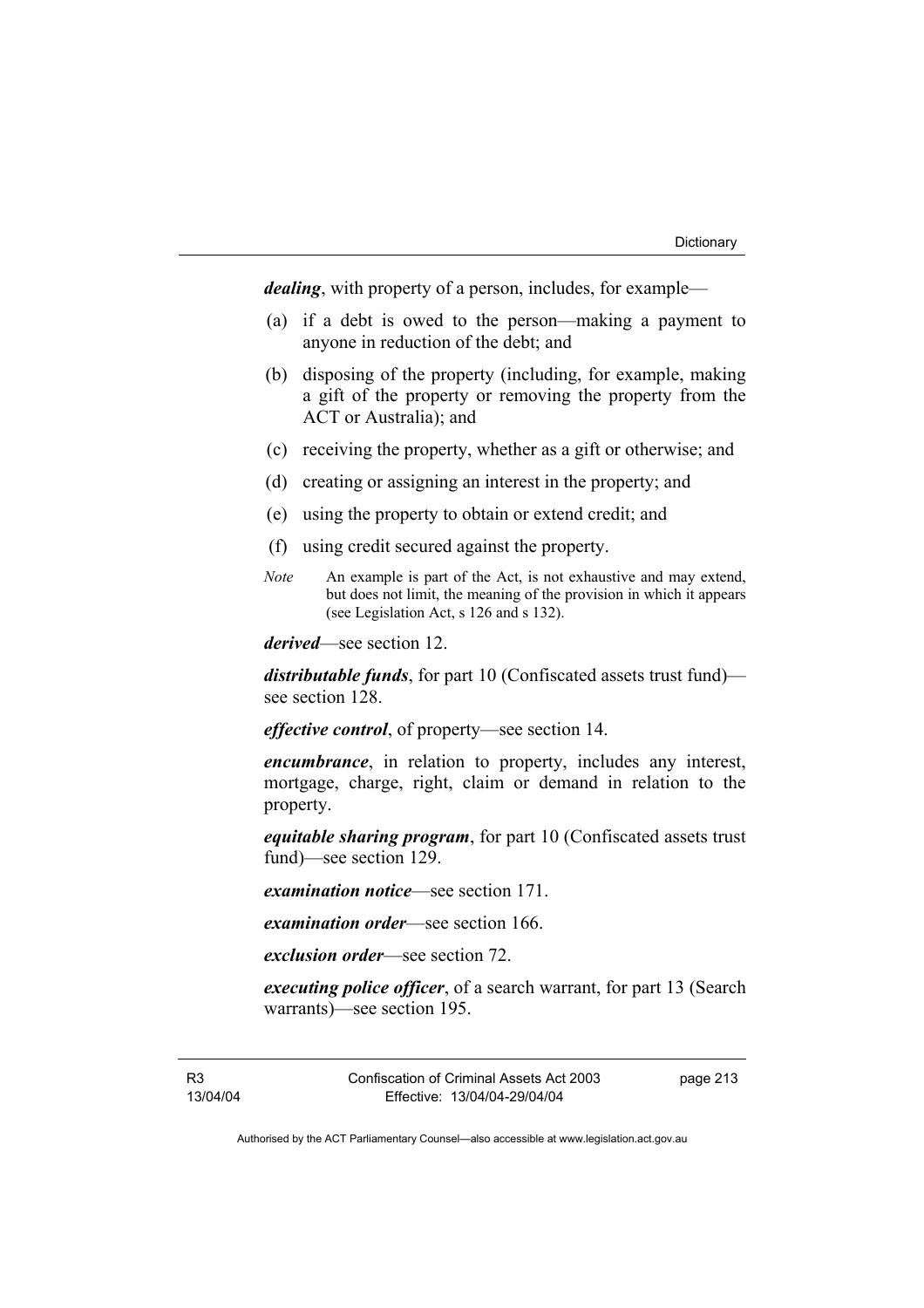***dealing***, with property of a person, includes, for example—

(a) if a debt is owed to the person—making a payment to anyone in reduction of the debt; and

(b) disposing of the property (including, for example, making a gift of the property or removing the property from the ACT or Australia); and

(c) receiving the property, whether as a gift or otherwise; and

(d) creating or assigning an interest in the property; and

(e) using the property to obtain or extend credit; and

(f) using credit secured against the property.

*Note* An example is part of the Act, is not exhaustive and may extend, but does not limit, the meaning of the provision in which it appears (see Legislation Act, s 126 and s 132).

***derived***—see section 12.

***distributable funds***, for part 10 (Confiscated assets trust fund)—see section 128.

***effective control***, of property—see section 14.

***encumbrance***, in relation to property, includes any interest, mortgage, charge, right, claim or demand in relation to the property.

***equitable sharing program***, for part 10 (Confiscated assets trust fund)—see section 129.

***examination notice***—see section 171.

***examination order***—see section 166.

***exclusion order***—see section 72.

***executing police officer***, of a search warrant, for part 13 (Search warrants)—see section 195.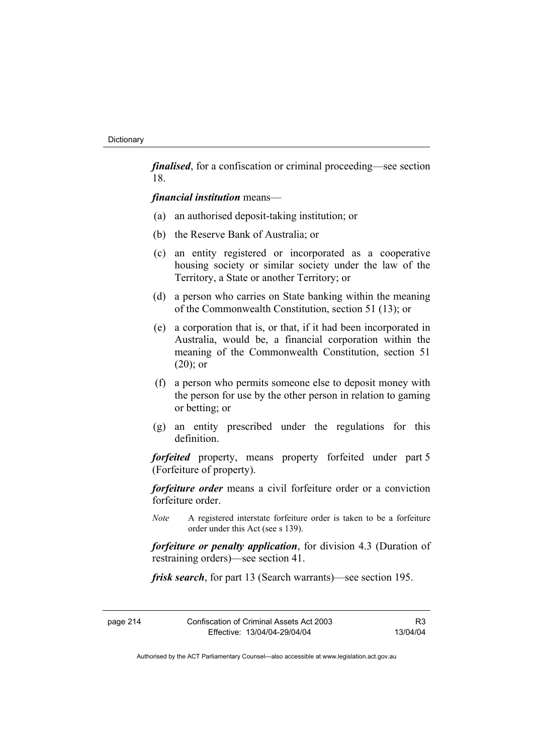***finalised***, for a confiscation or criminal proceeding—see section 18.

***financial institution*** means—

(a) an authorised deposit-taking institution; or

(b) the Reserve Bank of Australia; or

(c) an entity registered or incorporated as a cooperative housing society or similar society under the law of the Territory, a State or another Territory; or

(d) a person who carries on State banking within the meaning of the Commonwealth Constitution, section 51 (13); or

(e) a corporation that is, or that, if it had been incorporated in Australia, would be, a financial corporation within the meaning of the Commonwealth Constitution, section 51 (20); or

(f) a person who permits someone else to deposit money with the person for use by the other person in relation to gaming or betting; or

(g) an entity prescribed under the regulations for this definition.

***forfeited*** property, means property forfeited under part 5 (Forfeiture of property).

***forfeiture order*** means a civil forfeiture order or a conviction forfeiture order.

*Note* A registered interstate forfeiture order is taken to be a forfeiture order under this Act (see s 139).

***forfeiture or penalty application***, for division 4.3 (Duration of restraining orders)—see section 41.

***frisk search***, for part 13 (Search warrants)—see section 195.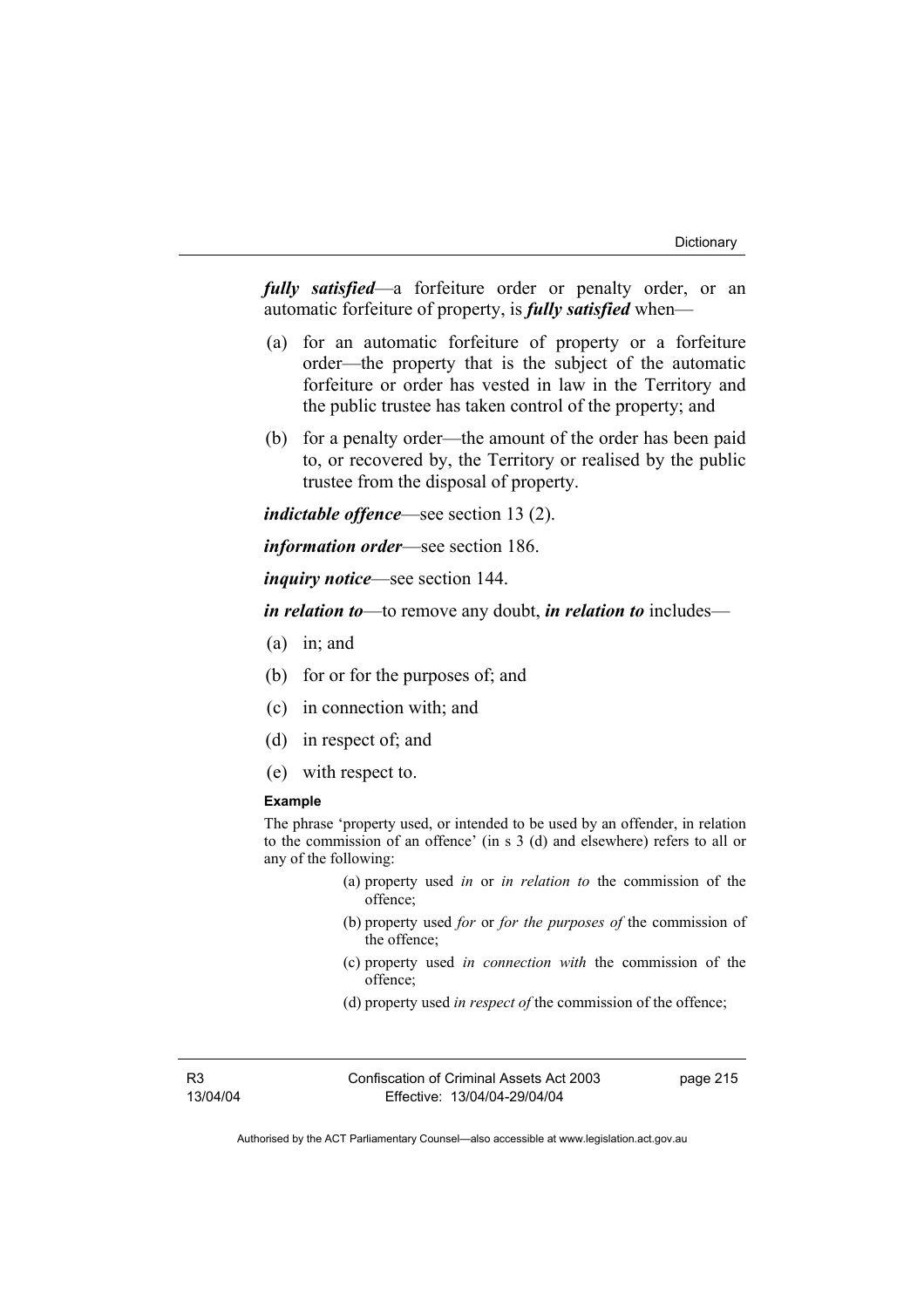***fully satisfied***—a forfeiture order or penalty order, or an automatic forfeiture of property, is ***fully satisfied*** when—

(a) for an automatic forfeiture of property or a forfeiture order—the property that is the subject of the automatic forfeiture or order has vested in law in the Territory and the public trustee has taken control of the property; and

(b) for a penalty order—the amount of the order has been paid to, or recovered by, the Territory or realised by the public trustee from the disposal of property.

***indictable offence***—see section 13 (2).

***information order***—see section 186.

***inquiry notice***—see section 144.

***in relation to***—to remove any doubt, ***in relation to*** includes—

(a) in; and

(b) for or for the purposes of; and

(c) in connection with; and

(d) in respect of; and

(e) with respect to.

**Example**

The phrase 'property used, or intended to be used by an offender, in relation to the commission of an offence' (in s 3 (d) and elsewhere) refers to all or any of the following:

(a) property used *in* or *in relation to* the commission of the offence;

(b) property used *for* or *for the purposes of* the commission of the offence;

(c) property used *in connection with* the commission of the offence;

(d) property used *in respect of* the commission of the offence;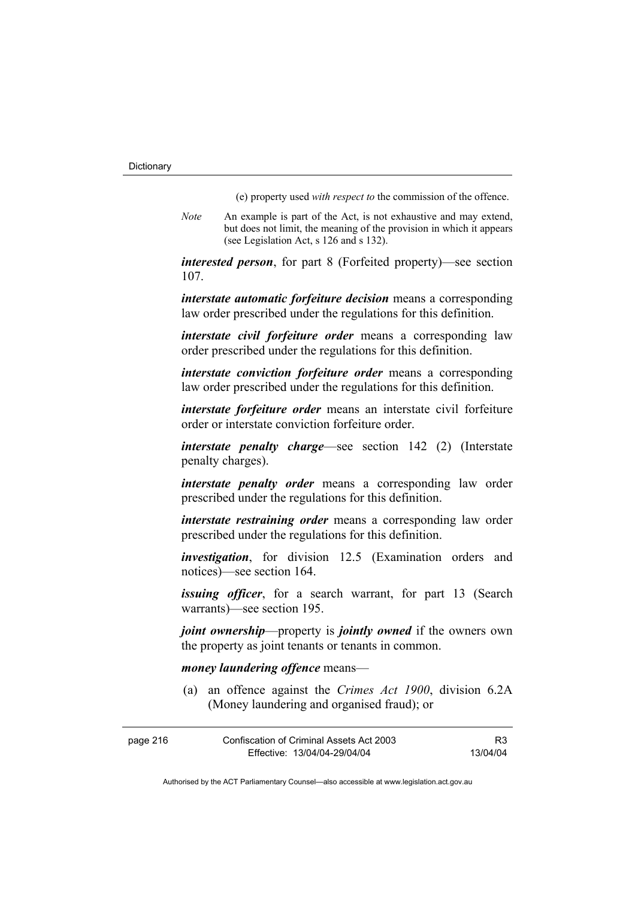(e) property used *with respect to* the commission of the offence.

*Note* An example is part of the Act, is not exhaustive and may extend, but does not limit, the meaning of the provision in which it appears (see Legislation Act, s 126 and s 132).

***interested person***, for part 8 (Forfeited property)—see section 107.

***interstate automatic forfeiture decision*** means a corresponding law order prescribed under the regulations for this definition.

***interstate civil forfeiture order*** means a corresponding law order prescribed under the regulations for this definition.

***interstate conviction forfeiture order*** means a corresponding law order prescribed under the regulations for this definition.

***interstate forfeiture order*** means an interstate civil forfeiture order or interstate conviction forfeiture order.

***interstate penalty charge***—see section 142 (2) (Interstate penalty charges).

***interstate penalty order*** means a corresponding law order prescribed under the regulations for this definition.

***interstate restraining order*** means a corresponding law order prescribed under the regulations for this definition.

***investigation***, for division 12.5 (Examination orders and notices)—see section 164.

***issuing officer***, for a search warrant, for part 13 (Search warrants)—see section 195.

***joint ownership***—property is ***jointly owned*** if the owners own the property as joint tenants or tenants in common.

***money laundering offence*** means—

(a) an offence against the *Crimes Act 1900*, division 6.2A (Money laundering and organised fraud); or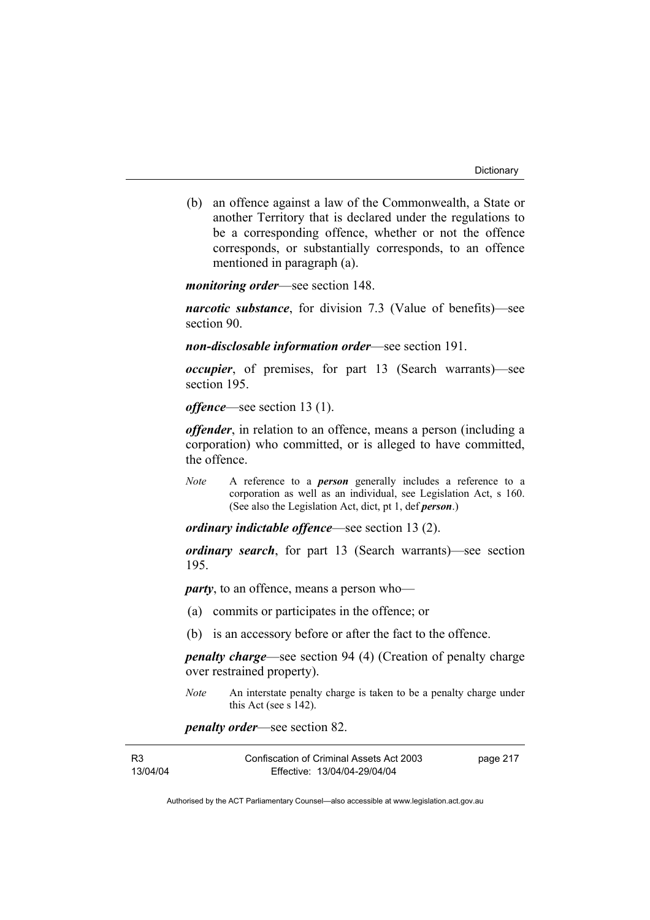(b) an offence against a law of the Commonwealth, a State or another Territory that is declared under the regulations to be a corresponding offence, whether or not the offence corresponds, or substantially corresponds, to an offence mentioned in paragraph (a).

***monitoring order***—see section 148.

***narcotic substance***, for division 7.3 (Value of benefits)—see section 90.

***non-disclosable information order***—see section 191.

***occupier***, of premises, for part 13 (Search warrants)—see section 195.

***offence***—see section 13 (1).

***offender***, in relation to an offence, means a person (including a corporation) who committed, or is alleged to have committed, the offence.

*Note* A reference to a ***person*** generally includes a reference to a corporation as well as an individual, see Legislation Act, s 160. (See also the Legislation Act, dict, pt 1, def ***person***.)

***ordinary indictable offence***—see section 13 (2).

***ordinary search***, for part 13 (Search warrants)—see section 195.

***party***, to an offence, means a person who—

(a) commits or participates in the offence; or

(b) is an accessory before or after the fact to the offence.

***penalty charge***—see section 94 (4) (Creation of penalty charge over restrained property).

*Note* An interstate penalty charge is taken to be a penalty charge under this Act (see s 142).

***penalty order***—see section 82.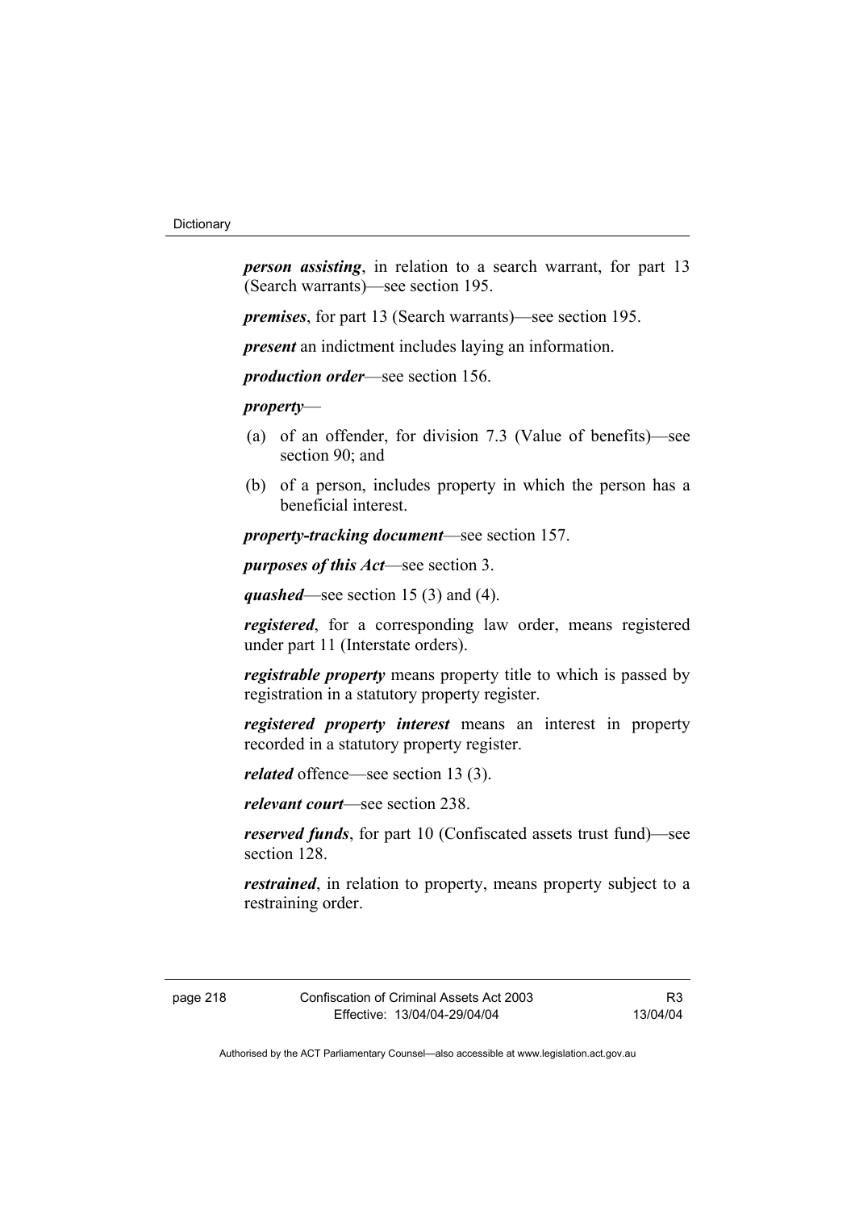***person assisting***, in relation to a search warrant, for part 13 (Search warrants)—see section 195.

***premises***, for part 13 (Search warrants)—see section 195.

***present*** an indictment includes laying an information.

***production order***—see section 156.

***property***—

(a) of an offender, for division 7.3 (Value of benefits)—see section 90; and

(b) of a person, includes property in which the person has a beneficial interest.

***property-tracking document***—see section 157.

***purposes of this Act***—see section 3.

***quashed***—see section 15 (3) and (4).

***registered***, for a corresponding law order, means registered under part 11 (Interstate orders).

***registrable property*** means property title to which is passed by registration in a statutory property register.

***registered property interest*** means an interest in property recorded in a statutory property register.

***related*** offence—see section 13 (3).

***relevant court***—see section 238.

***reserved funds***, for part 10 (Confiscated assets trust fund)—see section 128.

***restrained***, in relation to property, means property subject to a restraining order.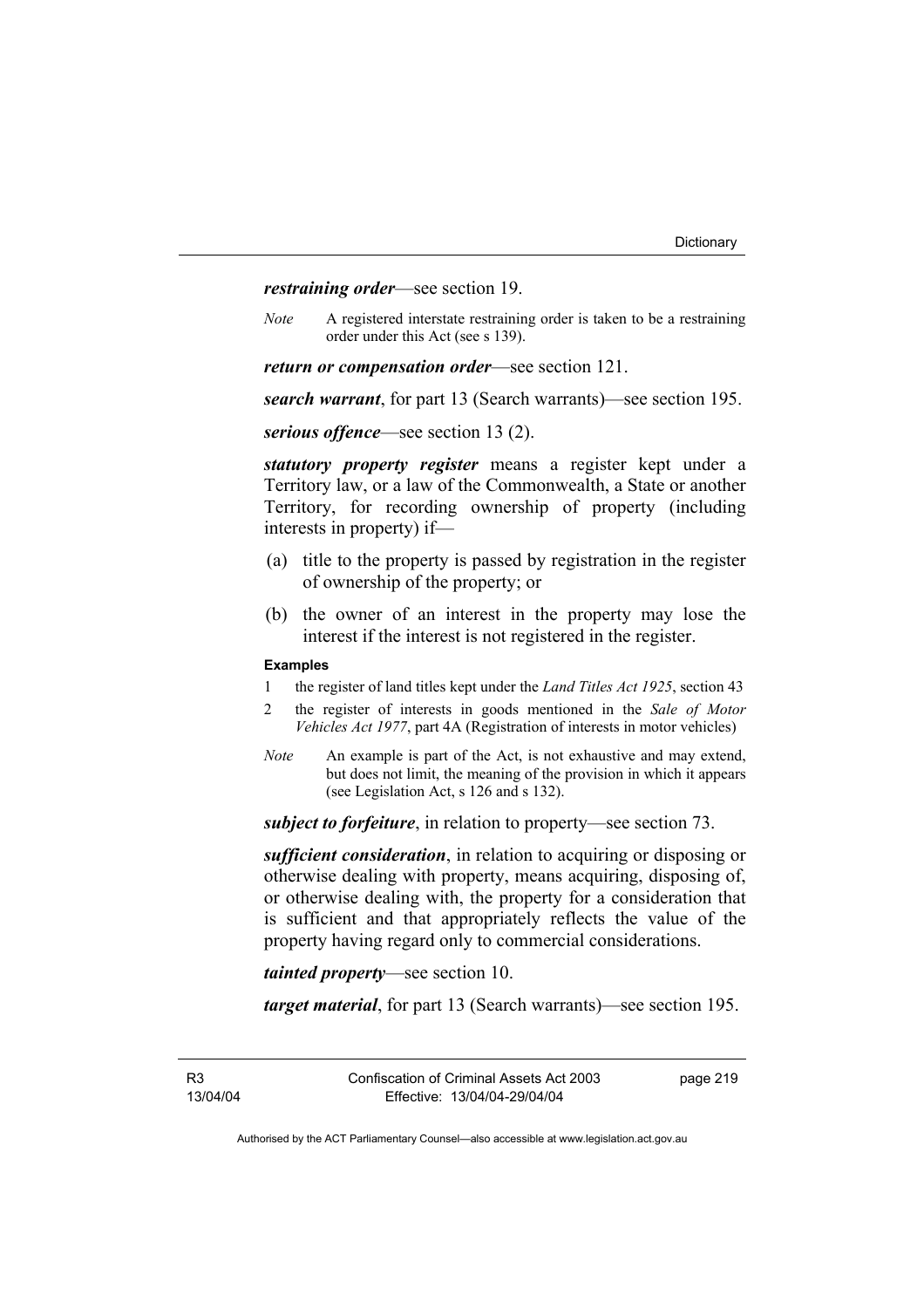***restraining order***—see section 19.

*Note* A registered interstate restraining order is taken to be a restraining order under this Act (see s 139).

***return or compensation order***—see section 121.

***search warrant***, for part 13 (Search warrants)—see section 195.

***serious offence***—see section 13 (2).

***statutory property register*** means a register kept under a Territory law, or a law of the Commonwealth, a State or another Territory, for recording ownership of property (including interests in property) if—

(a) title to the property is passed by registration in the register of ownership of the property; or

(b) the owner of an interest in the property may lose the interest if the interest is not registered in the register.

**Examples**

1 the register of land titles kept under the *Land Titles Act 1925*, section 43

2 the register of interests in goods mentioned in the *Sale of Motor Vehicles Act 1977*, part 4A (Registration of interests in motor vehicles)

*Note* An example is part of the Act, is not exhaustive and may extend, but does not limit, the meaning of the provision in which it appears (see Legislation Act, s 126 and s 132).

***subject to forfeiture***, in relation to property—see section 73.

***sufficient consideration***, in relation to acquiring or disposing or otherwise dealing with property, means acquiring, disposing of, or otherwise dealing with, the property for a consideration that is sufficient and that appropriately reflects the value of the property having regard only to commercial considerations.

***tainted property***—see section 10.

***target material***, for part 13 (Search warrants)—see section 195.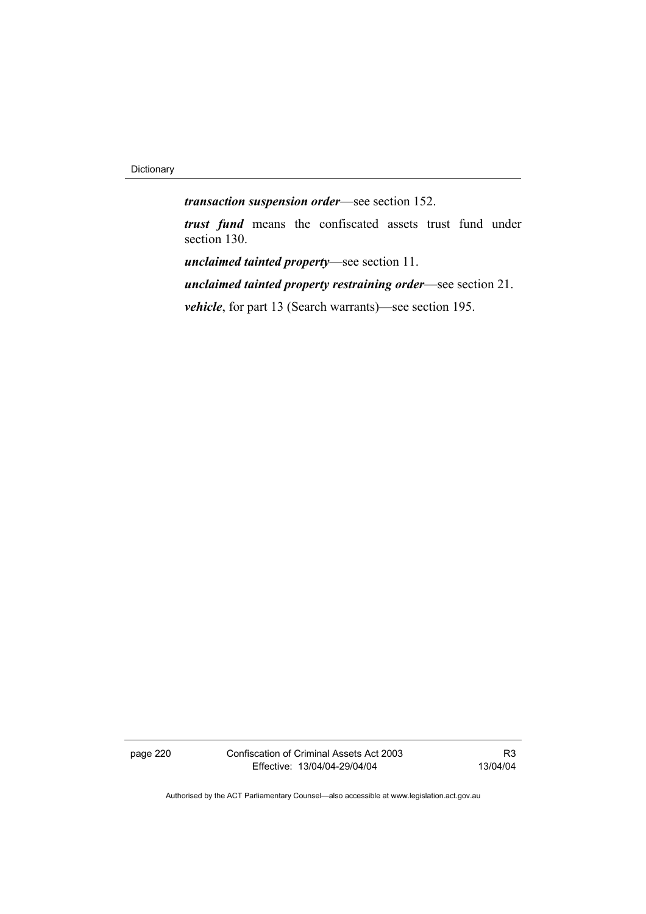***transaction suspension order***—see section 152.

***trust fund*** means the confiscated assets trust fund under section 130.

***unclaimed tainted property***—see section 11.

***unclaimed tainted property restraining order***—see section 21.

***vehicle***, for part 13 (Search warrants)—see section 195.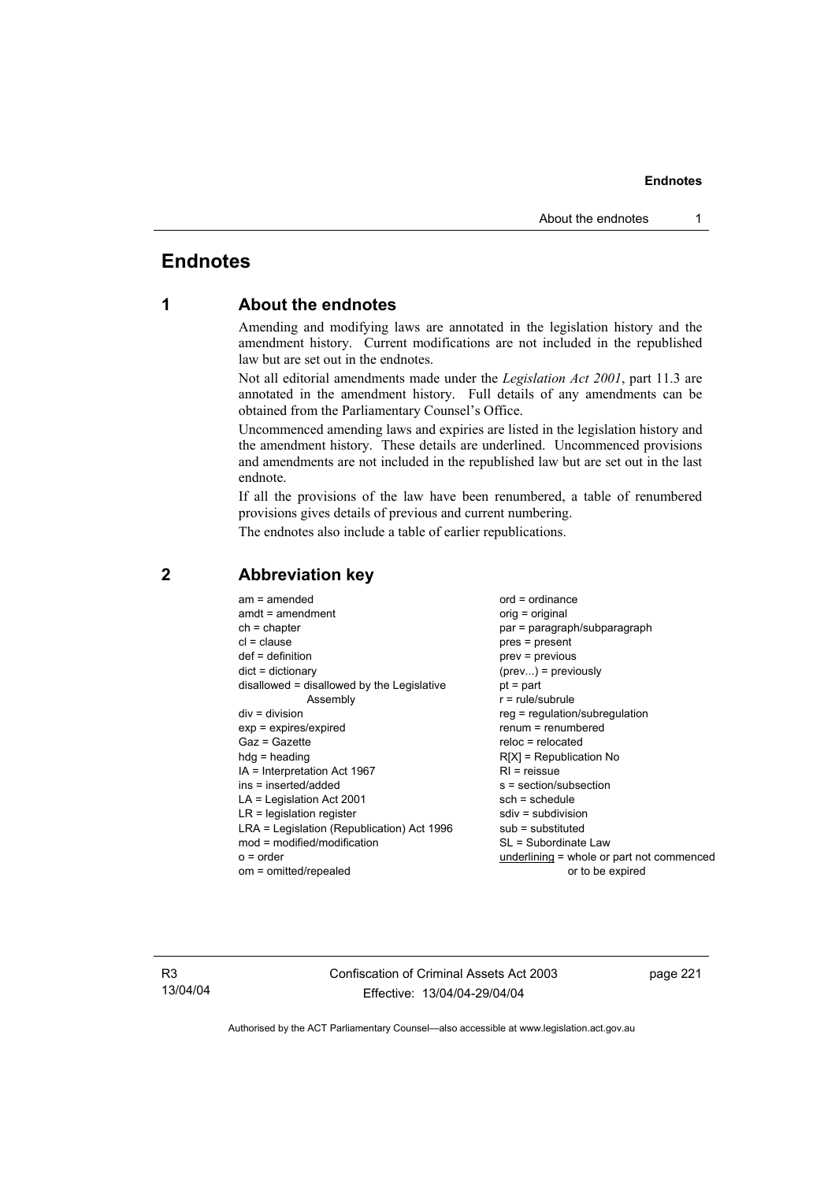# Endnotes

## 1 About the endnotes

Amending and modifying laws are annotated in the legislation history and the amendment history. Current modifications are not included in the republished law but are set out in the endnotes.

Not all editorial amendments made under the *Legislation Act 2001*, part 11.3 are annotated in the amendment history. Full details of any amendments can be obtained from the Parliamentary Counsel's Office.

Uncommenced amending laws and expiries are listed in the legislation history and the amendment history. These details are underlined. Uncommenced provisions and amendments are not included in the republished law but are set out in the last endnote.

If all the provisions of the law have been renumbered, a table of renumbered provisions gives details of previous and current numbering.

The endnotes also include a table of earlier republications.

## 2 Abbreviation key

am = amended
amdt = amendment
ch = chapter
cl = clause
def = definition
dict = dictionary
disallowed = disallowed by the Legislative Assembly
div = division
exp = expires/expired
Gaz = Gazette
hdg = heading
IA = Interpretation Act 1967
ins = inserted/added
LA = Legislation Act 2001
LR = legislation register
LRA = Legislation (Republication) Act 1996
mod = modified/modification
o = order
om = omitted/repealed
ord = ordinance
orig = original
par = paragraph/subparagraph
pres = present
prev = previous
(prev...) = previously
pt = part
r = rule/subrule
reg = regulation/subregulation
renum = renumbered
reloc = relocated
R[X] = Republication No
RI = reissue
s = section/subsection
sch = schedule
sdiv = subdivision
sub = substituted
SL = Subordinate Law
<u>underlining</u> = whole or part not commenced or to be expired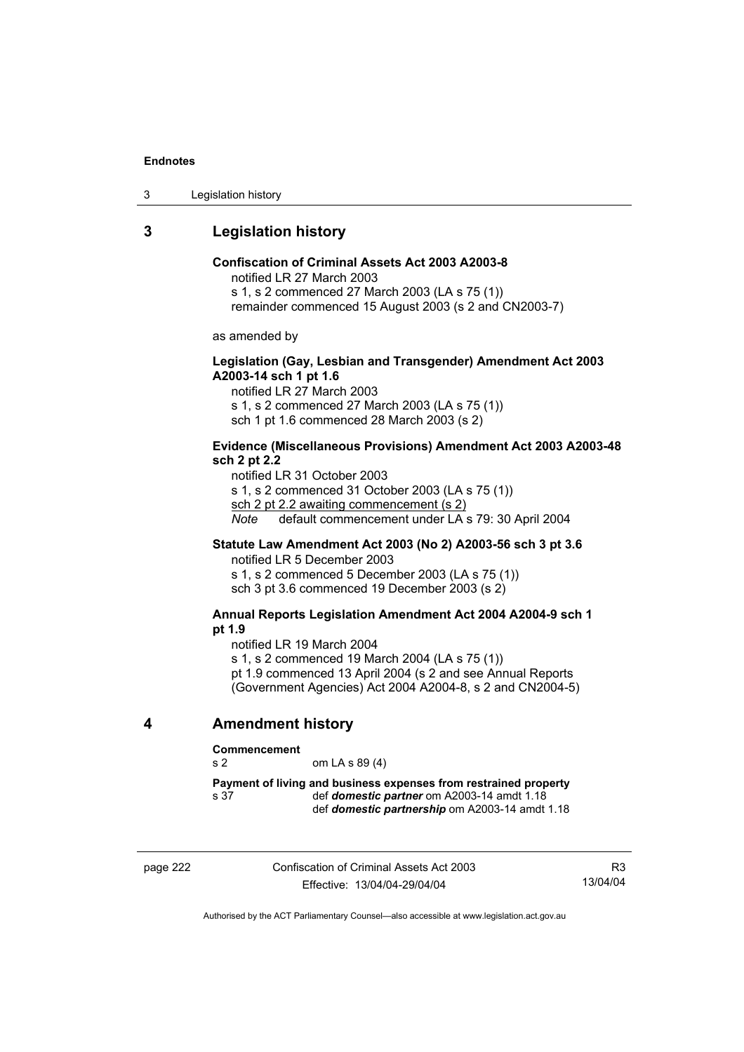## 3 Legislation history

**Confiscation of Criminal Assets Act 2003 A2003-8**

notified LR 27 March 2003

s 1, s 2 commenced 27 March 2003 (LA s 75 (1))

remainder commenced 15 August 2003 (s 2 and CN2003-7)

as amended by

**Legislation (Gay, Lesbian and Transgender) Amendment Act 2003 A2003-14 sch 1 pt 1.6**

notified LR 27 March 2003

s 1, s 2 commenced 27 March 2003 (LA s 75 (1))

sch 1 pt 1.6 commenced 28 March 2003 (s 2)

**Evidence (Miscellaneous Provisions) Amendment Act 2003 A2003-48 sch 2 pt 2.2**

notified LR 31 October 2003

s 1, s 2 commenced 31 October 2003 (LA s 75 (1))

sch 2 pt 2.2 awaiting commencement (s 2)

*Note* default commencement under LA s 79: 30 April 2004

**Statute Law Amendment Act 2003 (No 2) A2003-56 sch 3 pt 3.6**

notified LR 5 December 2003

s 1, s 2 commenced 5 December 2003 (LA s 75 (1))

sch 3 pt 3.6 commenced 19 December 2003 (s 2)

**Annual Reports Legislation Amendment Act 2004 A2004-9 sch 1 pt 1.9**

notified LR 19 March 2004

s 1, s 2 commenced 19 March 2004 (LA s 75 (1))

pt 1.9 commenced 13 April 2004 (s 2 and see Annual Reports (Government Agencies) Act 2004 A2004-8, s 2 and CN2004-5)

## 4 Amendment history

**Commencement**

s 2 om LA s 89 (4)

**Payment of living and business expenses from restrained property**

s 37 def ***domestic partner*** om A2003-14 amdt 1.18

def ***domestic partnership*** om A2003-14 amdt 1.18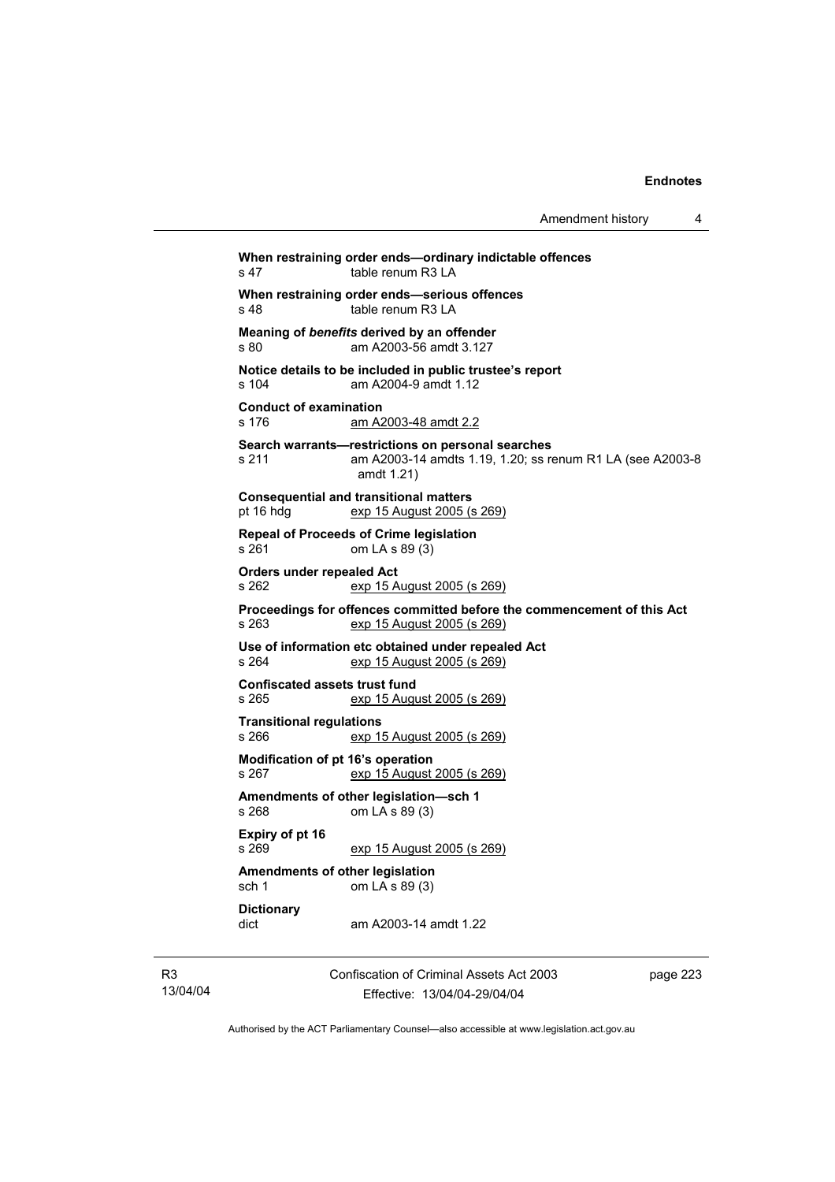**When restraining order ends—ordinary indictable offences**
s 47 table renum R3 LA

**When restraining order ends—serious offences**
s 48 table renum R3 LA

**Meaning of *benefits* derived by an offender**
s 80 am A2003-56 amdt 3.127

**Notice details to be included in public trustee's report**
s 104 am A2004-9 amdt 1.12

**Conduct of examination**
s 176 am A2003-48 amdt 2.2

**Search warrants—restrictions on personal searches**
s 211 am A2003-14 amdts 1.19, 1.20; ss renum R1 LA (see A2003-8 amdt 1.21)

**Consequential and transitional matters**
pt 16 hdg exp 15 August 2005 (s 269)

**Repeal of Proceeds of Crime legislation**
s 261 om LA s 89 (3)

**Orders under repealed Act**
s 262 exp 15 August 2005 (s 269)

**Proceedings for offences committed before the commencement of this Act**
s 263 exp 15 August 2005 (s 269)

**Use of information etc obtained under repealed Act**
s 264 exp 15 August 2005 (s 269)

**Confiscated assets trust fund**
s 265 exp 15 August 2005 (s 269)

**Transitional regulations**
s 266 exp 15 August 2005 (s 269)

**Modification of pt 16's operation**
s 267 exp 15 August 2005 (s 269)

**Amendments of other legislation—sch 1**
s 268 om LA s 89 (3)

**Expiry of pt 16**
s 269 exp 15 August 2005 (s 269)

**Amendments of other legislation**
sch 1 om LA s 89 (3)

**Dictionary**
dict am A2003-14 amdt 1.22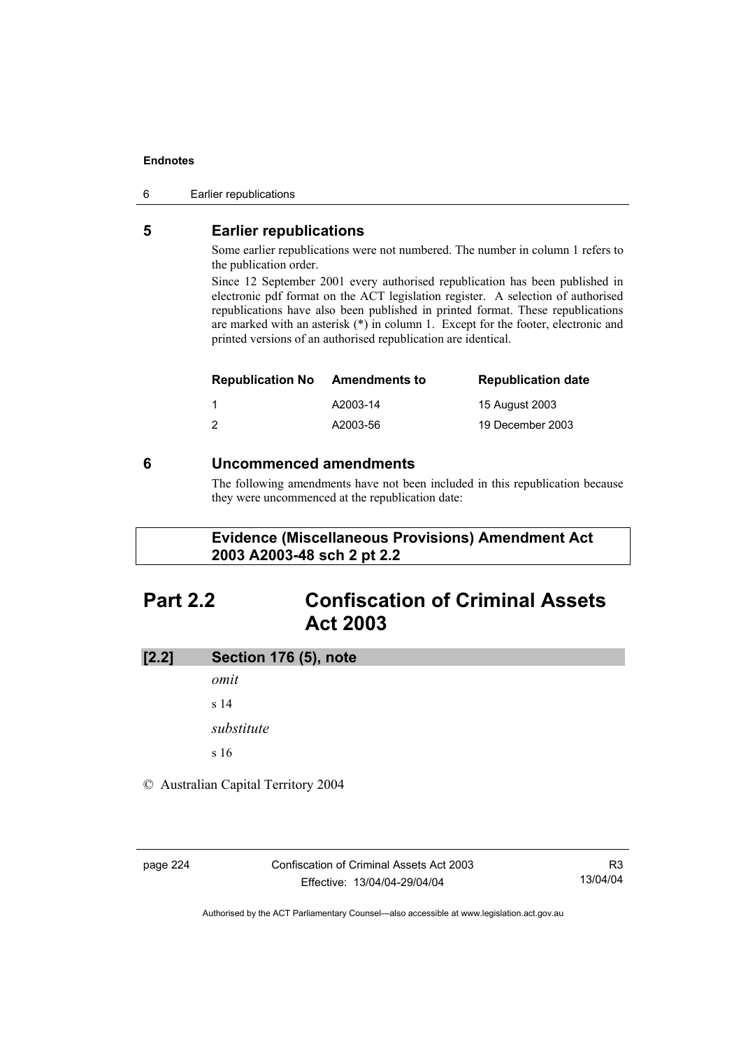## 5 Earlier republications

Some earlier republications were not numbered. The number in column 1 refers to the publication order.

Since 12 September 2001 every authorised republication has been published in electronic pdf format on the ACT legislation register. A selection of authorised republications have also been published in printed format. These republications are marked with an asterisk (*) in column 1. Except for the footer, electronic and printed versions of an authorised republication are identical.

| Republication No | Amendments to | Republication date |
|---|---|---|
| 1 | A2003-14 | 15 August 2003 |
| 2 | A2003-56 | 19 December 2003 |

## 6 Uncommenced amendments

The following amendments have not been included in this republication because they were uncommenced at the republication date:

**Evidence (Miscellaneous Provisions) Amendment Act 2003 A2003-48 sch 2 pt 2.2**

# Part 2.2 Confiscation of Criminal Assets Act 2003

### [2.2] Section 176 (5), note

*omit*

s 14

*substitute*

s 16

© Australian Capital Territory 2004